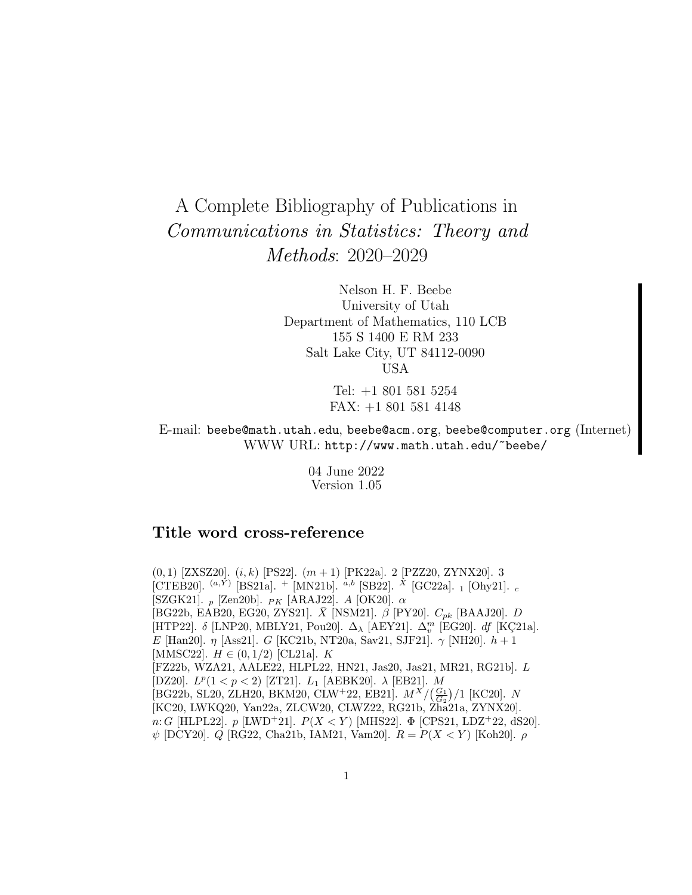# A Complete Bibliography of Publications in *Communications in Statistics: Theory and Methods*: 2020–2029

Nelson H. F. Beebe
University of Utah
Department of Mathematics, 110 LCB
155 S 1400 E RM 233
Salt Lake City, UT 84112-0090
USA

Tel: +1 801 581 5254
FAX: +1 801 581 4148

E-mail: `beebe@math.utah.edu`, `beebe@acm.org`, `beebe@computer.org` (Internet)
WWW URL: `http://www.math.utah.edu/~beebe/`

04 June 2022
Version 1.05

## Title word cross-reference

$(0,1)$ [ZXSZ20]. $(i,k)$ [PS22]. $(m+1)$ [PK22a]. 2 [PZZ20, ZYNX20]. 3 [CTEB20]. ${}^{(a,Y)}$ [BS21a]. ${}^{+}$ [MN21b]. ${}^{a,b}$ [SB22]. ${}^{\bar{X}}$ [GC22a]. ${}_{1}$ [Ohy21]. ${}_{c}$ [SZGK21]. ${}_{p}$ [Zen20b]. ${}_{PK}$ [ARAJ22]. $A$ [OK20]. $\alpha$ [BG22b, EAB20, EG20, ZYS21]. $\bar{X}$ [NSM21]. $\beta$ [PY20]. $C_{pk}$ [BAAJ20]. $D$ [HTP22]. $\delta$ [LNP20, MBLY21, Pou20]. $\Delta_{\lambda}$ [AEY21]. $\Delta_{v}^{m}$ [EG20]. $df$ [KÇ21a]. $E$ [Han20]. $\eta$ [Ass21]. $G$ [KC21b, NT20a, Sav21, SJF21]. $\gamma$ [NH20]. $h+1$ [MMSC22]. $H \in (0,1/2)$ [CL21a]. $K$ [FZ22b, WZA21, AALE22, HLPL22, HN21, Jas20, Jas21, MR21, RG21b]. $L$ [DZ20]. $L^{p}(1<p<2)$ [ZT21]. $L_{1}$ [AEBK20]. $\lambda$ [EB21]. $M$ [BG22b, SL20, ZLH20, BKM20, CLW+22, EB21]. $M^{X}/(\frac{G_1}{G_2})/1$ [KC20]. $N$ [KC20, LWKQ20, Yan22a, ZLCW20, CLWZ22, RG21b, Zha21a, ZYNX20]. $n{:}G$ [HLPL22]. $p$ [LWD+21]. $P(X<Y)$ [MHS22]. $\Phi$ [CPS21, LDZ+22, dS20]. $\psi$ [DCY20]. $Q$ [RG22, Cha21b, IAM21, Vam20]. $R=P(X<Y)$ [Koh20]. $\rho$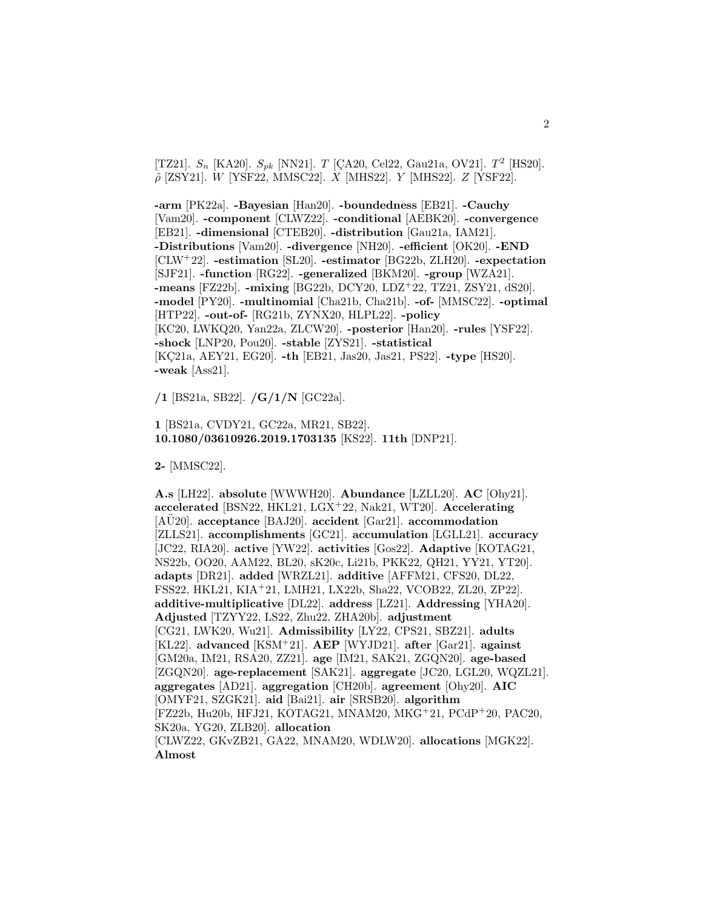[TZ21]. $S_n$ [KA20]. $S_{pk}$ [NN21]. $T$ [ÇA20, Cel22, Gau21a, OV21]. $T^2$ [HS20]. $\tilde{\rho}$ [ZSY21]. $W$ [YSF22, MMSC22]. $X$ [MHS22]. $Y$ [MHS22]. $Z$ [YSF22].

**-arm** [PK22a]. **-Bayesian** [Han20]. **-boundedness** [EB21]. **-Cauchy** [Vam20]. **-component** [CLWZ22]. **-conditional** [AEBK20]. **-convergence** [EB21]. **-dimensional** [CTEB20]. **-distribution** [Gau21a, IAM21]. **-Distributions** [Vam20]. **-divergence** [NH20]. **-efficient** [OK20]. **-END** [CLW+22]. **-estimation** [SL20]. **-estimator** [BG22b, ZLH20]. **-expectation** [SJF21]. **-function** [RG22]. **-generalized** [BKM20]. **-group** [WZA21]. **-means** [FZ22b]. **-mixing** [BG22b, DCY20, LDZ+22, TZ21, ZSY21, dS20]. **-model** [PY20]. **-multinomial** [Cha21b, Cha21b]. **-of-** [MMSC22]. **-optimal** [HTP22]. **-out-of-** [RG21b, ZYNX20, HLPL22]. **-policy** [KC20, LWKQ20, Yan22a, ZLCW20]. **-posterior** [Han20]. **-rules** [YSF22]. **-shock** [LNP20, Pou20]. **-stable** [ZYS21]. **-statistical** [KÇ21a, AEY21, EG20]. **-th** [EB21, Jas20, Jas21, PS22]. **-type** [HS20]. **-weak** [Ass21].

**/1** [BS21a, SB22]. **/G/1/N** [GC22a].

**1** [BS21a, CVDY21, GC22a, MR21, SB22]. **10.1080/03610926.2019.1703135** [KS22]. **11th** [DNP21].

**2-** [MMSC22].

**A.s** [LH22]. **absolute** [WWWH20]. **Abundance** [LZLL20]. **AC** [Ohy21]. **accelerated** [BSN22, HKL21, LGX+22, Nak21, WT20]. **Accelerating** [AÜ20]. **acceptance** [BAJ20]. **accident** [Gar21]. **accommodation** [ZLLS21]. **accomplishments** [GC21]. **accumulation** [LGLL21]. **accuracy** [JC22, RIA20]. **active** [YW22]. **activities** [Gos22]. **Adaptive** [KOTAG21, NS22b, OO20, AAM22, BL20, sK20c, Li21b, PKK22, QH21, YY21, YT20]. **adapts** [DR21]. **added** [WRZL21]. **additive** [AFFM21, CFS20, DL22, FSS22, HKL21, KIA+21, LMH21, LX22b, Sha22, VCOB22, ZL20, ZP22]. **additive-multiplicative** [DL22]. **address** [LZ21]. **Addressing** [YHA20]. **Adjusted** [TZYY22, LS22, Zhu22, ZHA20b]. **adjustment** [CG21, LWK20, Wu21]. **Admissibility** [LY22, CPS21, SBZ21]. **adults** [KL22]. **advanced** [KSM+21]. **AEP** [WYJD21]. **after** [Gar21]. **against** [GM20a, IM21, RSA20, ZZ21]. **age** [IM21, SAK21, ZGQN20]. **age-based** [ZGQN20]. **age-replacement** [SAK21]. **aggregate** [JC20, LGL20, WQZL21]. **aggregates** [AD21]. **aggregation** [CH20b]. **agreement** [Ohy20]. **AIC** [OMYF21, SZGK21]. **aid** [Bai21]. **air** [SRSB20]. **algorithm** [FZ22b, Hu20b, HFJ21, KOTAG21, MNAM20, MKG+21, PCdP+20, PAC20, SK20a, YG20, ZLB20]. **allocation** [CLWZ22, GKvZB21, GA22, MNAM20, WDLW20]. **allocations** [MGK22]. **Almost**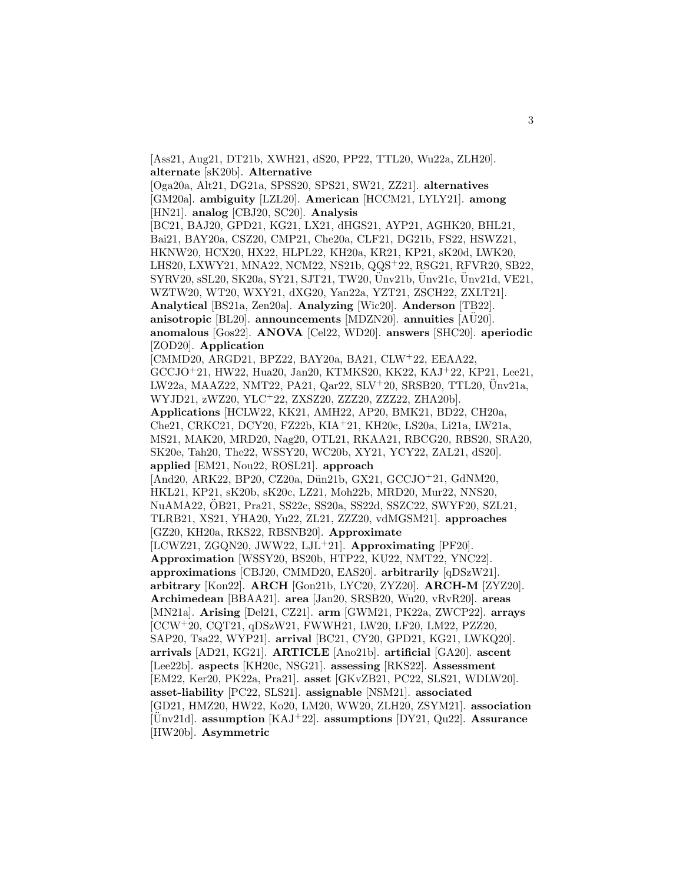[Ass21, Aug21, DT21b, XWH21, dS20, PP22, TTL20, Wu22a, ZLH20]. **alternate** [sK20b]. **Alternative** [Oga20a, Alt21, DG21a, SPSS20, SPS21, SW21, ZZ21]. **alternatives** [GM20a]. **ambiguity** [LZL20]. **American** [HCCM21, LYLY21]. **among** [HN21]. **analog** [CBJ20, SC20]. **Analysis** [BC21, BAJ20, GPD21, KG21, LX21, dHGS21, AYP21, AGHK20, BHL21, Bai21, BAY20a, CSZ20, CMP21, Che20a, CLF21, DG21b, FS22, HSWZ21, HKNW20, HCX20, HX22, HLPL22, KH20a, KR21, KP21, sK20d, LWK20, LHS20, LXWY21, MNA22, NCM22, NS21b, QQS+22, RSG21, RFVR20, SB22, SYRV20, sSL20, SK20a, SY21, SJT21, TW20, Ünv21b, Ünv21c, Ünv21d, VE21, WZTW20, WT20, WXY21, dXG20, Yan22a, YZT21, ZSCH22, ZXLT21]. **Analytical** [BS21a, Zen20a]. **Analyzing** [Wic20]. **Anderson** [TB22]. **anisotropic** [BL20]. **announcements** [MDZN20]. **annuities** [AÜ20]. **anomalous** [Gos22]. **ANOVA** [Cel22, WD20]. **answers** [SHC20]. **aperiodic** [ZOD20]. **Application** [CMMD20, ARGD21, BPZ22, BAY20a, BA21, CLW+22, EEAA22, GCCJO+21, HW22, Hua20, Jan20, KTMKS20, KK22, KAJ+22, KP21, Lee21, LW22a, MAAZ22, NMT22, PA21, Qar22, SLV+20, SRSB20, TTL20, Ünv21a, WYJD21, zWZ20, YLC+22, ZXSZ20, ZZZ20, ZZZ22, ZHA20b]. **Applications** [HCLW22, KK21, AMH22, AP20, BMK21, BD22, CH20a, Che21, CRKC21, DCY20, FZ22b, KIA+21, KH20c, LS20a, Li21a, LW21a, MS21, MAK20, MRD20, Nag20, OTL21, RKAA21, RBCG20, RBS20, SRA20, SK20e, Tah20, The22, WSSY20, WC20b, XY21, YCY22, ZAL21, dS20]. **applied** [EM21, Nou22, ROSL21]. **approach** [And20, ARK22, BP20, CZ20a, Dün21b, GX21, GCCJO+21, GdNM20, HKL21, KP21, sK20b, sK20c, LZ21, Moh22b, MRD20, Mur22, NNS20, NuAMA22, ÖB21, Pra21, SS22c, SS20a, SS22d, SSZC22, SWYF20, SZL21, TLRB21, XS21, YHA20, Yu22, ZL21, ZZZ20, vdMGSM21]. **approaches** [GZ20, KH20a, RKS22, RBSNB20]. **Approximate** [LCWZ21, ZGQN20, JWW22, LJL+21]. **Approximating** [PF20]. **Approximation** [WSSY20, BS20b, HTP22, KU22, NMT22, YNC22]. **approximations** [CBJ20, CMMD20, EAS20]. **arbitrarily** [qDSzW21]. **arbitrary** [Kon22]. **ARCH** [Gon21b, LYC20, ZYZ20]. **ARCH-M** [ZYZ20]. **Archimedean** [BBAA21]. **area** [Jan20, SRSB20, Wu20, vRvR20]. **areas** [MN21a]. **Arising** [Del21, CZ21]. **arm** [GWM21, PK22a, ZWCP22]. **arrays** [CCW+20, CQT21, qDSzW21, FWWH21, LW20, LF20, LM22, PZZ20, SAP20, Tsa22, WYP21]. **arrival** [BC21, CY20, GPD21, KG21, LWKQ20]. **arrivals** [AD21, KG21]. **ARTICLE** [Ano21b]. **artificial** [GA20]. **ascent** [Lee22b]. **aspects** [KH20c, NSG21]. **assessing** [RKS22]. **Assessment** [EM22, Ker20, PK22a, Pra21]. **asset** [GKvZB21, PC22, SLS21, WDLW20]. **asset-liability** [PC22, SLS21]. **assignable** [NSM21]. **associated** [GD21, HMZ20, HW22, Ko20, LM20, WW20, ZLH20, ZSYM21]. **association** [Ünv21d]. **assumption** [KAJ+22]. **assumptions** [DY21, Qu22]. **Assurance** [HW20b]. **Asymmetric**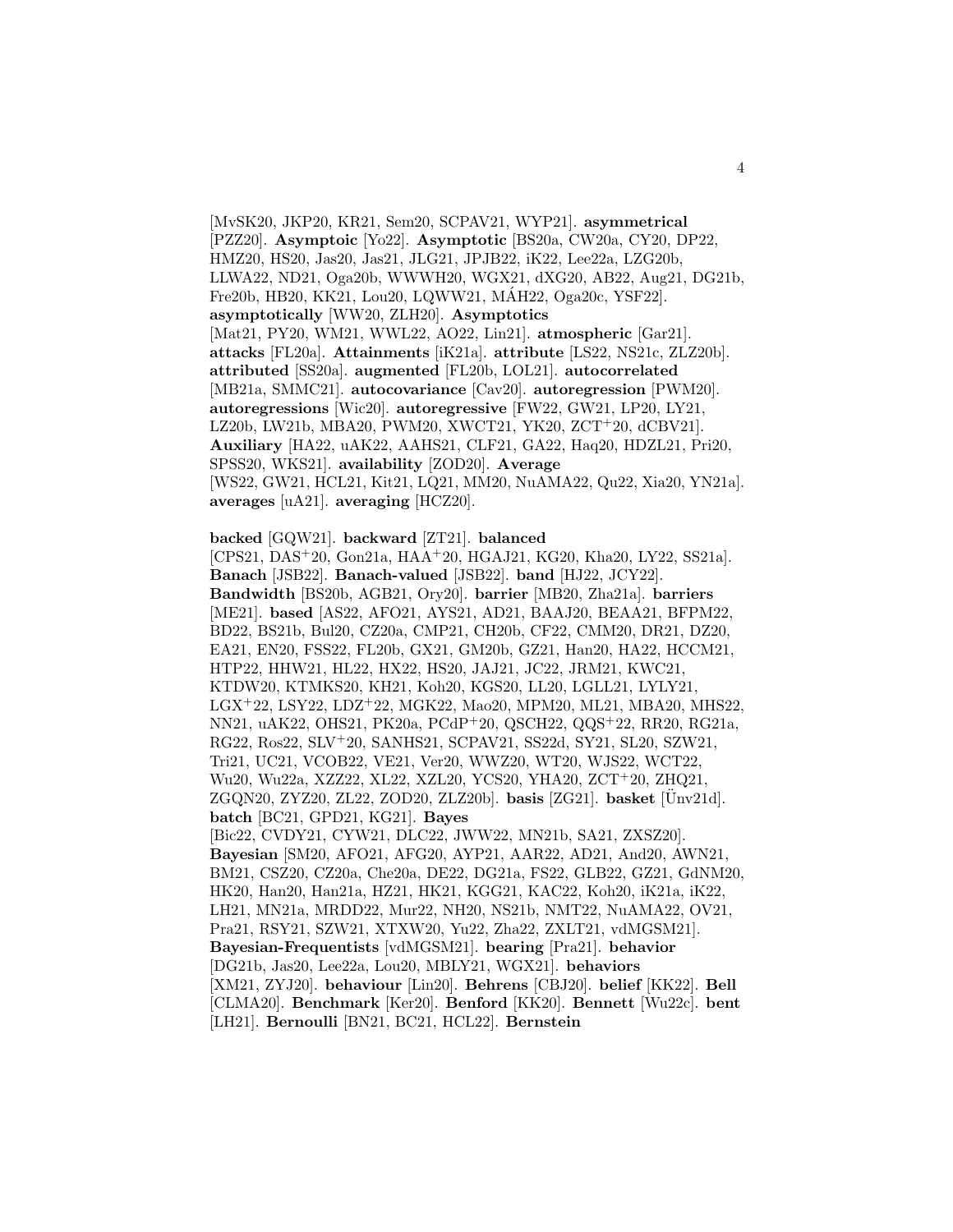[MvSK20, JKP20, KR21, Sem20, SCPAV21, WYP21]. **asymmetrical** [PZZ20]. **Asymptoic** [Yo22]. **Asymptotic** [BS20a, CW20a, CY20, DP22, HMZ20, HS20, Jas20, Jas21, JLG21, JPJB22, iK22, Lee22a, LZG20b, LLWA22, ND21, Oga20b, WWWH20, WGX21, dXG20, AB22, Aug21, DG21b, Fre20b, HB20, KK21, Lou20, LQWW21, MÁH22, Oga20c, YSF22]. **asymptotically** [WW20, ZLH20]. **Asymptotics** [Mat21, PY20, WM21, WWL22, AO22, Lin21]. **atmospheric** [Gar21]. **attacks** [FL20a]. **Attainments** [iK21a]. **attribute** [LS22, NS21c, ZLZ20b]. **attributed** [SS20a]. **augmented** [FL20b, LOL21]. **autocorrelated** [MB21a, SMMC21]. **autocovariance** [Cav20]. **autoregression** [PWM20]. **autoregressions** [Wic20]. **autoregressive** [FW22, GW21, LP20, LY21, LZ20b, LW21b, MBA20, PWM20, XWCT21, YK20, ZCT+20, dCBV21]. **Auxiliary** [HA22, uAK22, AAHS21, CLF21, GA22, Haq20, HDZL21, Pri20, SPSS20, WKS21]. **availability** [ZOD20]. **Average** [WS22, GW21, HCL21, Kit21, LQ21, MM20, NuAMA22, Qu22, Xia20, YN21a]. **averages** [uA21]. **averaging** [HCZ20].

**backed** [GQW21]. **backward** [ZT21]. **balanced** [CPS21, DAS+20, Gon21a, HAA+20, HGAJ21, KG20, Kha20, LY22, SS21a]. **Banach** [JSB22]. **Banach-valued** [JSB22]. **band** [HJ22, JCY22]. **Bandwidth** [BS20b, AGB21, Ory20]. **barrier** [MB20, Zha21a]. **barriers** [ME21]. **based** [AS22, AFO21, AYS21, AD21, BAAJ20, BEAA21, BFPM22, BD22, BS21b, Bul20, CZ20a, CMP21, CH20b, CF22, CMM20, DR21, DZ20, EA21, EN20, FSS22, FL20b, GX21, GM20b, GZ21, Han20, HA22, HCCM21, HTP22, HHW21, HL22, HX22, HS20, JAJ21, JC22, JRM21, KWC21, KTDW20, KTMKS20, KH21, Koh20, KGS20, LL20, LGLL21, LYLY21, LGX+22, LSY22, LDZ+22, MGK22, Mao20, MPM20, ML21, MBA20, MHS22, NN21, uAK22, OHS21, PK20a, PCdP+20, QSCH22, QQS+22, RR20, RG21a, RG22, Ros22, SLV+20, SANHS21, SCPAV21, SS22d, SY21, SL20, SZW21, Tri21, UC21, VCOB22, VE21, Ver20, WWZ20, WT20, WJS22, WCT22, Wu20, Wu22a, XZZ22, XL22, XZL20, YCS20, YHA20, ZCT+20, ZHQ21, ZGQN20, ZYZ20, ZL22, ZOD20, ZLZ20b]. **basis** [ZG21]. **basket** [Ünv21d]. **batch** [BC21, GPD21, KG21]. **Bayes** [Bic22, CVDY21, CYW21, DLC22, JWW22, MN21b, SA21, ZXSZ20]. **Bayesian** [SM20, AFO21, AFG20, AYP21, AAR22, AD21, And20, AWN21, BM21, CSZ20, CZ20a, Che20a, DE22, DG21a, FS22, GLB22, GZ21, GdNM20, HK20, Han20, Han21a, HZ21, HK21, KGG21, KAC22, Koh20, iK21a, iK22, LH21, MN21a, MRDD22, Mur22, NH20, NS21b, NMT22, NuAMA22, OV21, Pra21, RSY21, SZW21, XTXW20, Yu22, Zha22, ZXLT21, vdMGSM21]. **Bayesian-Frequentists** [vdMGSM21]. **bearing** [Pra21]. **behavior** [DG21b, Jas20, Lee22a, Lou20, MBLY21, WGX21]. **behaviors** [XM21, ZYJ20]. **behaviour** [Lin20]. **Behrens** [CBJ20]. **belief** [KK22]. **Bell** [CLMA20]. **Benchmark** [Ker20]. **Benford** [KK20]. **Bennett** [Wu22c]. **bent** [LH21]. **Bernoulli** [BN21, BC21, HCL22]. **Bernstein**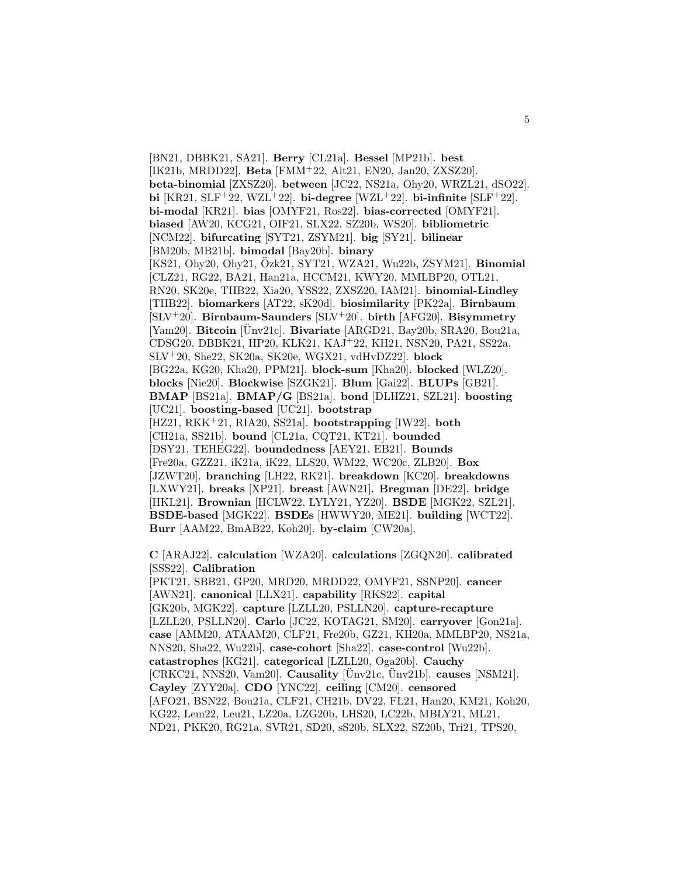[BN21, DBBK21, SA21]. **Berry** [CL21a]. **Bessel** [MP21b]. **best** [IK21b, MRDD22]. **Beta** [FMM+22, Alt21, EN20, Jan20, ZXSZ20]. **beta-binomial** [ZXSZ20]. **between** [JC22, NS21a, Ohy20, WRZL21, dSO22]. **bi** [KR21, SLF+22, WZL+22]. **bi-degree** [WZL+22]. **bi-infinite** [SLF+22]. **bi-modal** [KR21]. **bias** [OMYF21, Ros22]. **bias-corrected** [OMYF21]. **biased** [AW20, KCG21, OIF21, SLX22, SZ20b, WS20]. **bibliometric** [NCM22]. **bifurcating** [SYT21, ZSYM21]. **big** [SY21]. **bilinear** [BM20b, MB21b]. **bimodal** [Bay20b]. **binary** [KS21, Ohy20, Ohy21, Özk21, SYT21, WZA21, Wu22b, ZSYM21]. **Binomial** [CLZ21, RG22, BA21, Han21a, HCCM21, KWY20, MMLBP20, OTL21, RN20, SK20e, TIIB22, Xia20, YSS22, ZXSZ20, IAM21]. **binomial-Lindley** [TIIB22]. **biomarkers** [AT22, sK20d]. **biosimilarity** [PK22a]. **Birnbaum** [SLV+20]. **Birnbaum-Saunders** [SLV+20]. **birth** [AFG20]. **Bisymmetry** [Yam20]. **Bitcoin** [Ünv21c]. **Bivariate** [ARGD21, Bay20b, SRA20, Bou21a, CDSG20, DBBK21, HP20, KLK21, KAJ+22, KH21, NSN20, PA21, SS22a, SLV+20, She22, SK20a, SK20e, WGX21, vdHvDZ22]. **block** [BG22a, KG20, Kha20, PPM21]. **block-sum** [Kha20]. **blocked** [WLZ20]. **blocks** [Nie20]. **Blockwise** [SZGK21]. **Blum** [Gai22]. **BLUPs** [GB21]. **BMAP** [BS21a]. **BMAP/G** [BS21a]. **bond** [DLHZ21, SZL21]. **boosting** [UC21]. **boosting-based** [UC21]. **bootstrap** [HZ21, RKK+21, RIA20, SS21a]. **bootstrapping** [IW22]. **both** [CH21a, SS21b]. **bound** [CL21a, CQT21, KT21]. **bounded** [DSY21, TEHEG22]. **boundedness** [AEY21, EB21]. **Bounds** [Fre20a, GZZ21, iK21a, iK22, LLS20, WM22, WC20c, ZLB20]. **Box** [JZWT20]. **branching** [LH22, RK21]. **breakdown** [KC20]. **breakdowns** [LXWY21]. **breaks** [XP21]. **breast** [AWN21]. **Bregman** [DE22]. **bridge** [HKL21]. **Brownian** [HCLW22, LYLY21, YZ20]. **BSDE** [MGK22, SZL21]. **BSDE-based** [MGK22]. **BSDEs** [HWWY20, ME21]. **building** [WCT22]. **Burr** [AAM22, BmAB22, Koh20]. **by-claim** [CW20a].

**C** [ARAJ22]. **calculation** [WZA20]. **calculations** [ZGQN20]. **calibrated** [SSS22]. **Calibration** [PKT21, SBB21, GP20, MRD20, MRDD22, OMYF21, SSNP20]. **cancer** [AWN21]. **canonical** [LLX21]. **capability** [RKS22]. **capital** [GK20b, MGK22]. **capture** [LZLL20, PSLLN20]. **capture-recapture** [LZLL20, PSLLN20]. **Carlo** [JC22, KOTAG21, SM20]. **carryover** [Gon21a]. **case** [AMM20, ATAAM20, CLF21, Fre20b, GZ21, KH20a, MMLBP20, NS21a, NNS20, Sha22, Wu22b]. **case-cohort** [Sha22]. **case-control** [Wu22b]. **catastrophes** [KG21]. **categorical** [LZLL20, Oga20b]. **Cauchy** [CRKC21, NNS20, Vam20]. **Causality** [Ünv21c, Ünv21b]. **causes** [NSM21]. **Cayley** [ZYY20a]. **CDO** [YNC22]. **ceiling** [CM20]. **censored** [AFO21, BSN22, Bou21a, CLF21, CH21b, DV22, FL21, Han20, KM21, Koh20, KG22, Lem22, Leu21, LZ20a, LZG20b, LHS20, LC22b, MBLY21, ML21, ND21, PKK20, RG21a, SVR21, SD20, sS20b, SLX22, SZ20b, Tri21, TPS20,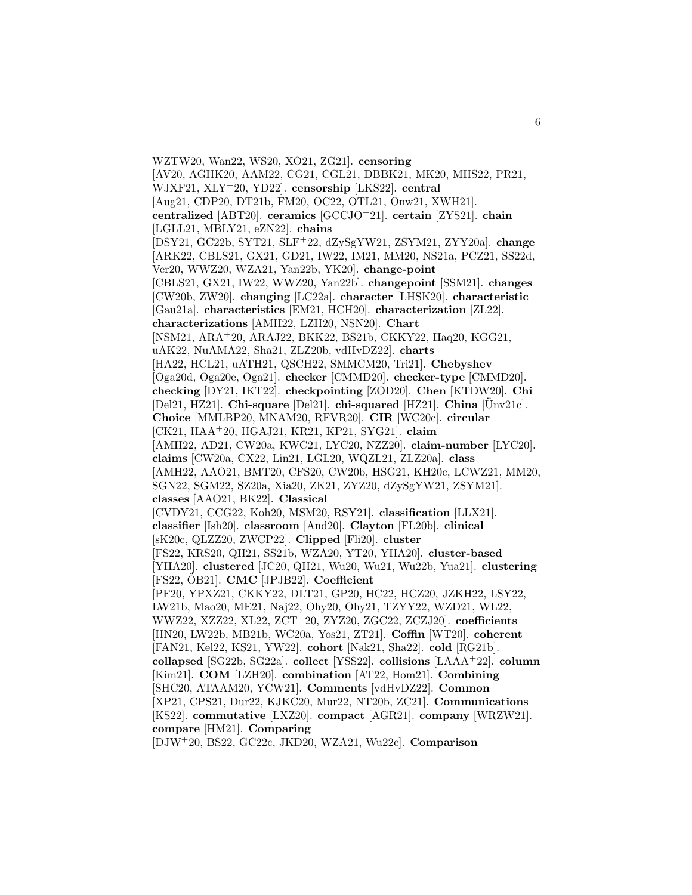WZTW20, Wan22, WS20, XO21, ZG21]. **censoring** [AV20, AGHK20, AAM22, CG21, CGL21, DBBK21, MK20, MHS22, PR21, WJXF21, XLY+20, YD22]. **censorship** [LKS22]. **central** [Aug21, CDP20, DT21b, FM20, OC22, OTL21, Onw21, XWH21]. **centralized** [ABT20]. **ceramics** [GCCJO+21]. **certain** [ZYS21]. **chain** [LGLL21, MBLY21, eZN22]. **chains** [DSY21, GC22b, SYT21, SLF+22, dZySgYW21, ZSYM21, ZYY20a]. **change** [ARK22, CBLS21, GX21, GD21, IW22, IM21, MM20, NS21a, PCZ21, SS22d, Ver20, WWZ20, WZA21, Yan22b, YK20]. **change-point** [CBLS21, GX21, IW22, WWZ20, Yan22b]. **changepoint** [SSM21]. **changes** [CW20b, ZW20]. **changing** [LC22a]. **character** [LHSK20]. **characteristic** [Gau21a]. **characteristics** [EM21, HCH20]. **characterization** [ZL22]. **characterizations** [AMH22, LZH20, NSN20]. **Chart** [NSM21, ARA+20, ARAJ22, BKK22, BS21b, CKKY22, Haq20, KGG21, uAK22, NuAMA22, Sha21, ZLZ20b, vdHvDZ22]. **charts** [HA22, HCL21, uATH21, QSCH22, SMMCM20, Tri21]. **Chebyshev** [Oga20d, Oga20e, Oga21]. **checker** [CMMD20]. **checker-type** [CMMD20]. **checking** [DY21, IKT22]. **checkpointing** [ZOD20]. **Chen** [KTDW20]. **Chi** [Del21, HZ21]. **Chi-square** [Del21]. **chi-squared** [HZ21]. **China** [Ünv21c]. **Choice** [MMLBP20, MNAM20, RFVR20]. **CIR** [WC20c]. **circular** [CK21, HAA+20, HGAJ21, KR21, KP21, SYG21]. **claim** [AMH22, AD21, CW20a, KWC21, LYC20, NZZ20]. **claim-number** [LYC20]. **claims** [CW20a, CX22, Lin21, LGL20, WQZL21, ZLZ20a]. **class** [AMH22, AAO21, BMT20, CFS20, CW20b, HSG21, KH20c, LCWZ21, MM20, SGN22, SGM22, SZ20a, Xia20, ZK21, ZYZ20, dZySgYW21, ZSYM21]. **classes** [AAO21, BK22]. **Classical** [CVDY21, CCG22, Koh20, MSM20, RSY21]. **classification** [LLX21]. **classifier** [Ish20]. **classroom** [And20]. **Clayton** [FL20b]. **clinical** [sK20c, QLZZ20, ZWCP22]. **Clipped** [Fli20]. **cluster** [FS22, KRS20, QH21, SS21b, WZA20, YT20, YHA20]. **cluster-based** [YHA20]. **clustered** [JC20, QH21, Wu20, Wu21, Wu22b, Yua21]. **clustering** [FS22, ÖB21]. **CMC** [JPJB22]. **Coefficient** [PF20, YPXZ21, CKKY22, DLT21, GP20, HC22, HCZ20, JZKH22, LSY22, LW21b, Mao20, ME21, Naj22, Ohy20, Ohy21, TZYY22, WZD21, WL22, WWZ22, XZZ22, XL22, ZCT+20, ZYZ20, ZGC22, ZCZJ20]. **coefficients** [HN20, LW22b, MB21b, WC20a, Yos21, ZT21]. **Coffin** [WT20]. **coherent** [FAN21, Kel22, KS21, YW22]. **cohort** [Nak21, Sha22]. **cold** [RG21b]. **collapsed** [SG22b, SG22a]. **collect** [YSS22]. **collisions** [LAAA+22]. **column** [Kim21]. **COM** [LZH20]. **combination** [AT22, Hom21]. **Combining** [SHC20, ATAAM20, YCW21]. **Comments** [vdHvDZ22]. **Common** [XP21, CPS21, Dur22, KJKC20, Mur22, NT20b, ZC21]. **Communications** [KS22]. **commutative** [LXZ20]. **compact** [AGR21]. **company** [WRZW21]. **compare** [HM21]. **Comparing** [DJW+20, BS22, GC22c, JKD20, WZA21, Wu22c]. **Comparison**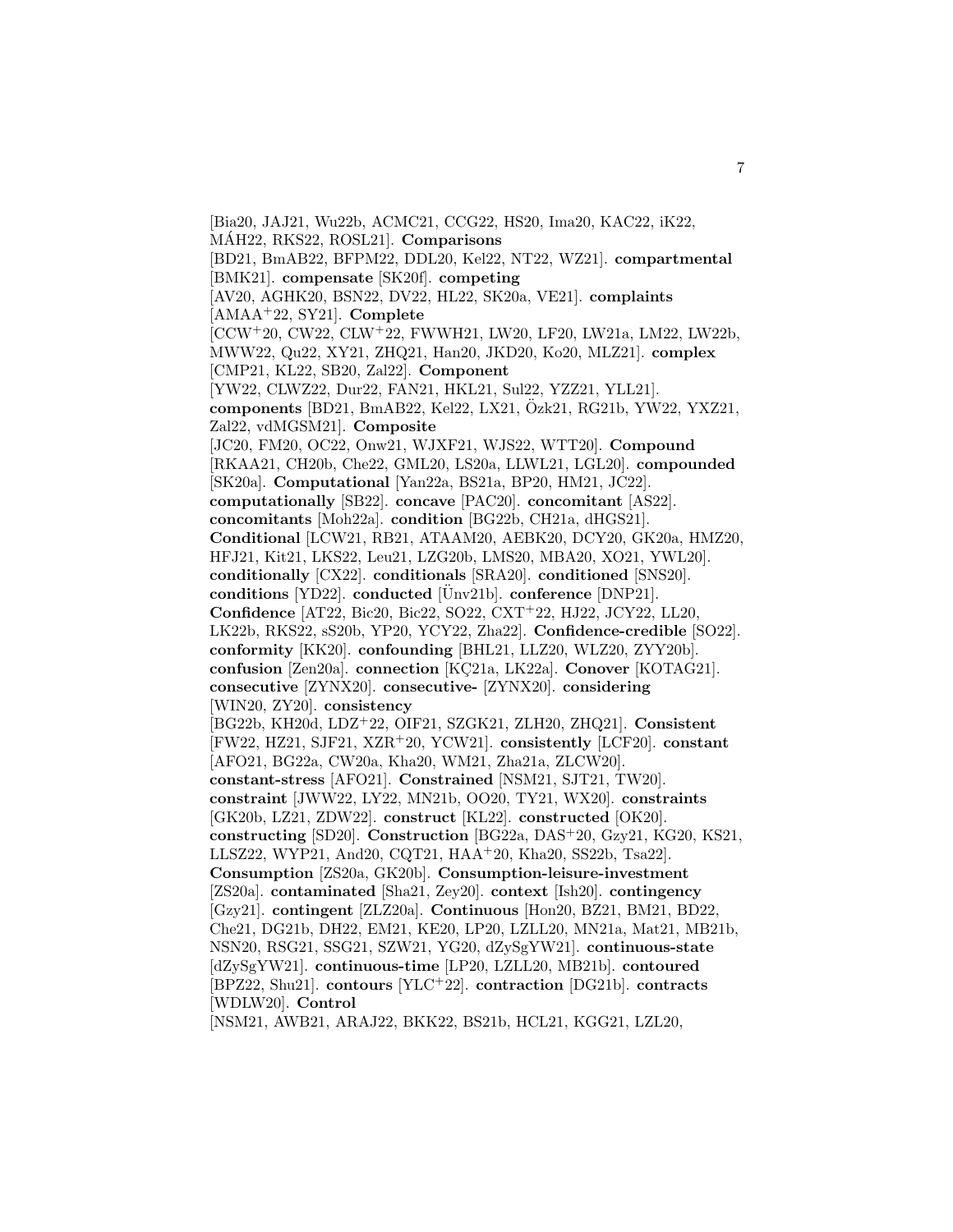[Bia20, JAJ21, Wu22b, ACMC21, CCG22, HS20, Ima20, KAC22, iK22, MÁH22, RKS22, ROSL21]. **Comparisons** [BD21, BmAB22, BFPM22, DDL20, Kel22, NT22, WZ21]. **compartmental** [BMK21]. **compensate** [SK20f]. **competing** [AV20, AGHK20, BSN22, DV22, HL22, SK20a, VE21]. **complaints** [AMAA+22, SY21]. **Complete** [CCW+20, CW22, CLW+22, FWWH21, LW20, LF20, LW21a, LM22, LW22b, MWW22, Qu22, XY21, ZHQ21, Han20, JKD20, Ko20, MLZ21]. **complex** [CMP21, KL22, SB20, Zal22]. **Component** [YW22, CLWZ22, Dur22, FAN21, HKL21, Sul22, YZZ21, YLL21]. **components** [BD21, BmAB22, Kel22, LX21, Özk21, RG21b, YW22, YXZ21, Zal22, vdMGSM21]. **Composite** [JC20, FM20, OC22, Onw21, WJXF21, WJS22, WTT20]. **Compound** [RKAA21, CH20b, Che22, GML20, LS20a, LLWL21, LGL20]. **compounded** [SK20a]. **Computational** [Yan22a, BS21a, BP20, HM21, JC22]. **computationally** [SB22]. **concave** [PAC20]. **concomitant** [AS22]. **concomitants** [Moh22a]. **condition** [BG22b, CH21a, dHGS21]. **Conditional** [LCW21, RB21, ATAAM20, AEBK20, DCY20, GK20a, HMZ20, HFJ21, Kit21, LKS22, Leu21, LZG20b, LMS20, MBA20, XO21, YWL20]. **conditionally** [CX22]. **conditionals** [SRA20]. **conditioned** [SNS20]. **conditions** [YD22]. **conducted** [Ünv21b]. **conference** [DNP21]. **Confidence** [AT22, Bic20, Bic22, SO22, CXT+22, HJ22, JCY22, LL20, LK22b, RKS22, sS20b, YP20, YCY22, Zha22]. **Confidence-credible** [SO22]. **conformity** [KK20]. **confounding** [BHL21, LLZ20, WLZ20, ZYY20b]. **confusion** [Zen20a]. **connection** [KÇ21a, LK22a]. **Conover** [KOTAG21]. **consecutive** [ZYNX20]. **consecutive-** [ZYNX20]. **considering** [WIN20, ZY20]. **consistency** [BG22b, KH20d, LDZ+22, OIF21, SZGK21, ZLH20, ZHQ21]. **Consistent** [FW22, HZ21, SJF21, XZR+20, YCW21]. **consistently** [LCF20]. **constant** [AFO21, BG22a, CW20a, Kha20, WM21, Zha21a, ZLCW20]. **constant-stress** [AFO21]. **Constrained** [NSM21, SJT21, TW20]. **constraint** [JWW22, LY22, MN21b, OO20, TY21, WX20]. **constraints** [GK20b, LZ21, ZDW22]. **construct** [KL22]. **constructed** [OK20]. **constructing** [SD20]. **Construction** [BG22a, DAS+20, Gzy21, KG20, KS21, LLSZ22, WYP21, And20, CQT21, HAA+20, Kha20, SS22b, Tsa22]. **Consumption** [ZS20a, GK20b]. **Consumption-leisure-investment** [ZS20a]. **contaminated** [Sha21, Zey20]. **context** [Ish20]. **contingency** [Gzy21]. **contingent** [ZLZ20a]. **Continuous** [Hon20, BZ21, BM21, BD22, Che21, DG21b, DH22, EM21, KE20, LP20, LZLL20, MN21a, Mat21, MB21b, NSN20, RSG21, SSG21, SZW21, YG20, dZySgYW21]. **continuous-state** [dZySgYW21]. **continuous-time** [LP20, LZLL20, MB21b]. **contoured** [BPZ22, Shu21]. **contours** [YLC+22]. **contraction** [DG21b]. **contracts** [WDLW20]. **Control** [NSM21, AWB21, ARAJ22, BKK22, BS21b, HCL21, KGG21, LZL20,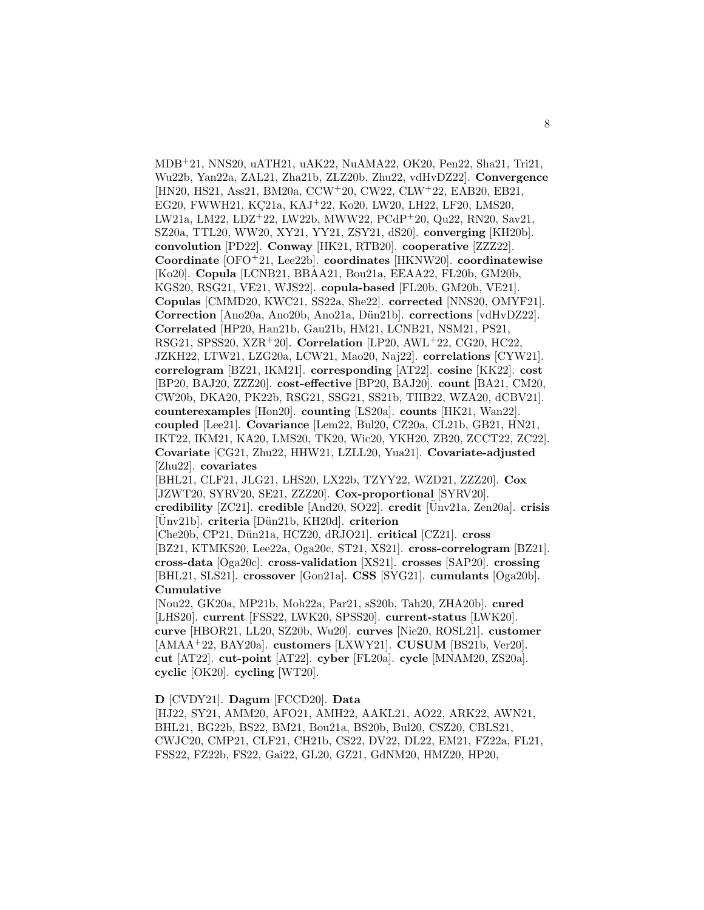MDB+21, NNS20, uATH21, uAK22, NuAMA22, OK20, Pen22, Sha21, Tri21, Wu22b, Yan22a, ZAL21, Zha21b, ZLZ20b, Zhu22, vdHvDZ22]. **Convergence** [HN20, HS21, Ass21, BM20a, CCW+20, CW22, CLW+22, EAB20, EB21, EG20, FWWH21, KÇ21a, KAJ+22, Ko20, LW20, LH22, LF20, LMS20, LW21a, LM22, LDZ+22, LW22b, MWW22, PCdP+20, Qu22, RN20, Sav21, SZ20a, TTL20, WW20, XY21, YY21, ZSY21, dS20]. **converging** [KH20b]. **convolution** [PD22]. **Conway** [HK21, RTB20]. **cooperative** [ZZZ22]. **Coordinate** [OFO+21, Lee22b]. **coordinates** [HKNW20]. **coordinatewise** [Ko20]. **Copula** [LCNB21, BBAA21, Bou21a, EEAA22, FL20b, GM20b, KGS20, RSG21, VE21, WJS22]. **copula-based** [FL20b, GM20b, VE21]. **Copulas** [CMMD20, KWC21, SS22a, She22]. **corrected** [NNS20, OMYF21]. **Correction** [Ano20a, Ano20b, Ano21a, Dün21b]. **corrections** [vdHvDZ22]. **Correlated** [HP20, Han21b, Gau21b, HM21, LCNB21, NSM21, PS21, RSG21, SPSS20, XZR+20]. **Correlation** [LP20, AWL+22, CG20, HC22, JZKH22, LTW21, LZG20a, LCW21, Mao20, Naj22]. **correlations** [CYW21]. **correlogram** [BZ21, IKM21]. **corresponding** [AT22]. **cosine** [KK22]. **cost** [BP20, BAJ20, ZZZ20]. **cost-effective** [BP20, BAJ20]. **count** [BA21, CM20, CW20b, DKA20, PK22b, RSG21, SSG21, SS21b, THB22, WZA20, dCBV21]. **counterexamples** [Hon20]. **counting** [LS20a]. **counts** [HK21, Wan22]. **coupled** [Lee21]. **Covariance** [Lem22, Bul20, CZ20a, CL21b, GB21, HN21, IKT22, IKM21, KA20, LMS20, TK20, Wic20, YKH20, ZB20, ZCCT22, ZC22]. **Covariate** [CG21, Zhu22, HHW21, LZLL20, Yua21]. **Covariate-adjusted** [Zhu22]. **covariates** [BHL21, CLF21, JLG21, LHS20, LX22b, TZYY22, WZD21, ZZZ20]. **Cox** [JZWT20, SYRV20, SE21, ZZZ20]. **Cox-proportional** [SYRV20]. **credibility** [ZC21]. **credible** [And20, SO22]. **credit** [Ünv21a, Zen20a]. **crisis** [Ünv21b]. **criteria** [Dün21b, KH20d]. **criterion** [Che20b, CP21, Dün21a, HCZ20, dRJO21]. **critical** [CZ21]. **cross** [BZ21, KTMKS20, Lee22a, Oga20c, ST21, XS21]. **cross-correlogram** [BZ21]. **cross-data** [Oga20c]. **cross-validation** [XS21]. **crosses** [SAP20]. **crossing** [BHL21, SLS21]. **crossover** [Gon21a]. **CSS** [SYG21]. **cumulants** [Oga20b]. **Cumulative** [Nou22, GK20a, MP21b, Moh22a, Par21, sS20b, Tah20, ZHA20b]. **cured** [LHS20]. **current** [FSS22, LWK20, SPSS20]. **current-status** [LWK20]. **curve** [HBOR21, LL20, SZ20b, Wu20]. **curves** [Nie20, ROSL21]. **customer** [AMAA+22, BAY20a]. **customers** [LXWY21]. **CUSUM** [BS21b, Ver20]. **cut** [AT22]. **cut-point** [AT22]. **cyber** [FL20a]. **cycle** [MNAM20, ZS20a]. **cyclic** [OK20]. **cycling** [WT20].

**D** [CVDY21]. **Dagum** [FCCD20]. **Data** [HJ22, SY21, AMM20, AFO21, AMH22, AAKL21, AO22, ARK22, AWN21, BHL21, BG22b, BS22, BM21, Bou21a, BS20b, Bul20, CSZ20, CBLS21, CWJC20, CMP21, CLF21, CH21b, CS22, DV22, DL22, EM21, FZ22a, FL21, FSS22, FZ22b, FS22, Gai22, GL20, GZ21, GdNM20, HMZ20, HP20,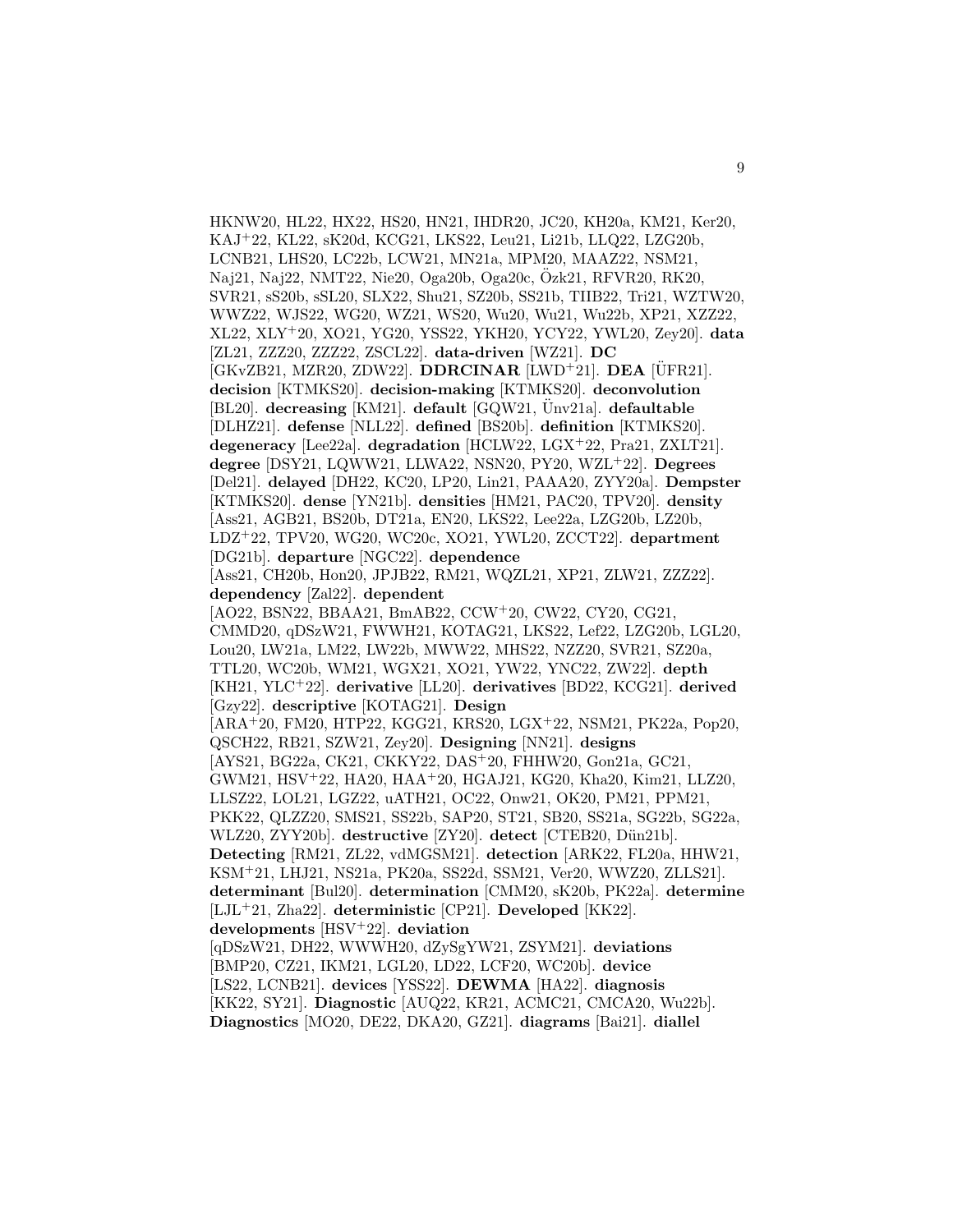HKNW20, HL22, HX22, HS20, HN21, IHDR20, JC20, KH20a, KM21, Ker20, KAJ[+]22, KL22, sK20d, KCG21, LKS22, Leu21, Li21b, LLQ22, LZG20b, LCNB21, LHS20, LC22b, LCW21, MN21a, MPM20, MAAZ22, NSM21, Naj21, Naj22, NMT22, Nie20, Oga20b, Oga20c, Özk21, RFVR20, RK20, SVR21, sS20b, sSL20, SLX22, Shu21, SZ20b, SS21b, TIIB22, Tri21, WZTW20, WWZ22, WJS22, WG20, WZ21, WS20, Wu20, Wu21, Wu22b, XP21, XZZ22, XL22, XLY[+]20, XO21, YG20, YSS22, YKH20, YCY22, YWL20, Zey20]. **data** [ZL21, ZZZ20, ZZZ22, ZSCL22]. **data-driven** [WZ21]. **DC** [GKvZB21, MZR20, ZDW22]. **DDRCINAR** [LWD[+]21]. **DEA** [ÜFR21]. **decision** [KTMKS20]. **decision-making** [KTMKS20]. **deconvolution** [BL20]. **decreasing** [KM21]. **default** [GQW21, Ünv21a]. **defaultable** [DLHZ21]. **defense** [NLL22]. **defined** [BS20b]. **definition** [KTMKS20]. **degeneracy** [Lee22a]. **degradation** [HCLW22, LGX[+]22, Pra21, ZXLT21]. **degree** [DSY21, LQWW21, LLWA22, NSN20, PY20, WZL[+]22]. **Degrees** [Del21]. **delayed** [DH22, KC20, LP20, Lin21, PAAA20, ZYY20a]. **Dempster** [KTMKS20]. **dense** [YN21b]. **densities** [HM21, PAC20, TPV20]. **density** [Ass21, AGB21, BS20b, DT21a, EN20, LKS22, Lee22a, LZG20b, LZ20b, LDZ[+]22, TPV20, WG20, WC20c, XO21, YWL20, ZCCT22]. **department** [DG21b]. **departure** [NGC22]. **dependence** [Ass21, CH20b, Hon20, JPJB22, RM21, WQZL21, XP21, ZLW21, ZZZ22]. **dependency** [Zal22]. **dependent** [AO22, BSN22, BBAA21, BmAB22, CCW[+]20, CW22, CY20, CG21, CMMD20, qDSzW21, FWWH21, KOTAG21, LKS22, Lef22, LZG20b, LGL20, Lou20, LW21a, LM22, LW22b, MWW22, MHS22, NZZ20, SVR21, SZ20a, TTL20, WC20b, WM21, WGX21, XO21, YW22, YNC22, ZW22]. **depth** [KH21, YLC[+]22]. **derivative** [LL20]. **derivatives** [BD22, KCG21]. **derived** [Gzy22]. **descriptive** [KOTAG21]. **Design** [ARA[+]20, FM20, HTP22, KGG21, KRS20, LGX[+]22, NSM21, PK22a, Pop20, QSCH22, RB21, SZW21, Zey20]. **Designing** [NN21]. **designs** [AYS21, BG22a, CK21, CKKY22, DAS[+]20, FHHW20, Gon21a, GC21, GWM21, HSV[+]22, HA20, HAA[+]20, HGAJ21, KG20, Kha20, Kim21, LLZ20, LLSZ22, LOL21, LGZ22, uATH21, OC22, Onw21, OK20, PM21, PPM21, PKK22, QLZZ20, SMS21, SS22b, SAP20, ST21, SB20, SS21a, SG22b, SG22a, WLZ20, ZYY20b]. **destructive** [ZY20]. **detect** [CTEB20, Dün21b]. **Detecting** [RM21, ZL22, vdMGSM21]. **detection** [ARK22, FL20a, HHW21, KSM[+]21, LHJ21, NS21a, PK20a, SS22d, SSM21, Ver20, WWZ20, ZLLS21]. **determinant** [Bul20]. **determination** [CMM20, sK20b, PK22a]. **determine** [LJL[+]21, Zha22]. **deterministic** [CP21]. **Developed** [KK22]. **developments** [HSV[+]22]. **deviation** [qDSzW21, DH22, WWWH20, dZySgYW21, ZSYM21]. **deviations** [BMP20, CZ21, IKM21, LGL20, LD22, LCF20, WC20b]. **device** [LS22, LCNB21]. **devices** [YSS22]. **DEWMA** [HA22]. **diagnosis** [KK22, SY21]. **Diagnostic** [AUQ22, KR21, ACMC21, CMCA20, Wu22b]. **Diagnostics** [MO20, DE22, DKA20, GZ21]. **diagrams** [Bai21]. **diallel**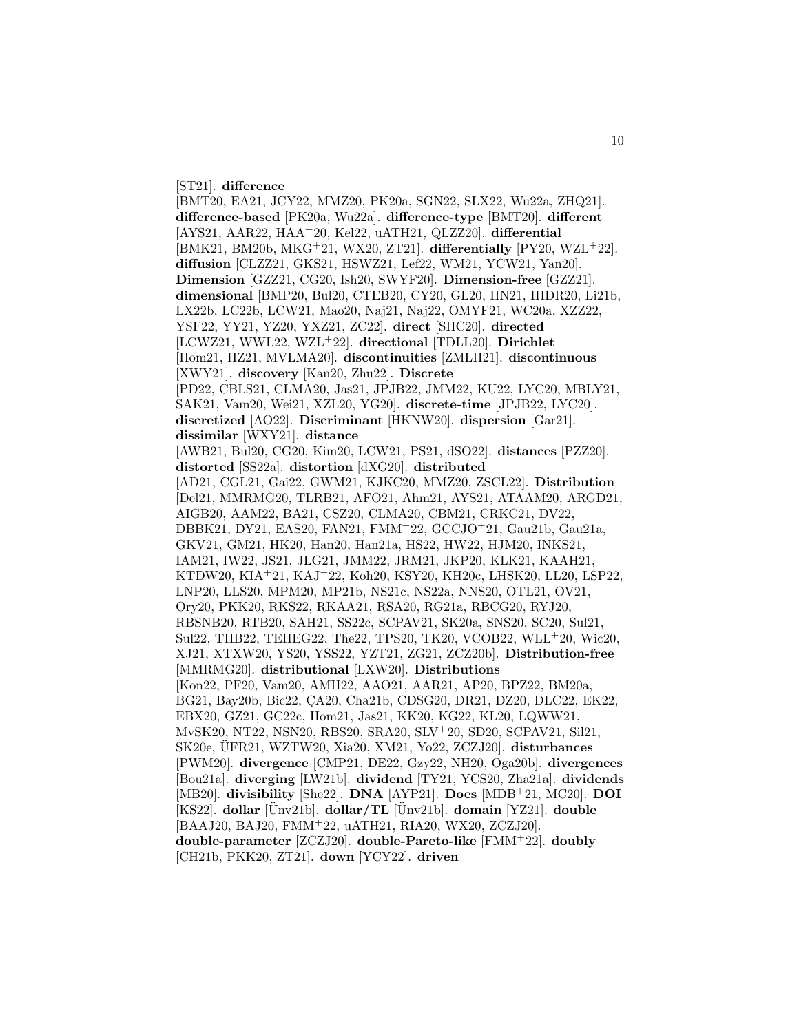[ST21]. **difference** [BMT20, EA21, JCY22, MMZ20, PK20a, SGN22, SLX22, Wu22a, ZHQ21]. **difference-based** [PK20a, Wu22a]. **difference-type** [BMT20]. **different** [AYS21, AAR22, HAA+20, Kel22, uATH21, QLZZ20]. **differential** [BMK21, BM20b, MKG+21, WX20, ZT21]. **differentially** [PY20, WZL+22]. **diffusion** [CLZZ21, GKS21, HSWZ21, Lef22, WM21, YCW21, Yan20]. **Dimension** [GZZ21, CG20, Ish20, SWYF20]. **Dimension-free** [GZZ21]. **dimensional** [BMP20, Bul20, CTEB20, CY20, GL20, HN21, IHDR20, Li21b, LX22b, LC22b, LCW21, Mao20, Naj21, Naj22, OMYF21, WC20a, XZZ22, YSF22, YY21, YZ20, YXZ21, ZC22]. **direct** [SHC20]. **directed** [LCWZ21, WWL22, WZL+22]. **directional** [TDLL20]. **Dirichlet** [Hom21, HZ21, MVLMA20]. **discontinuities** [ZMLH21]. **discontinuous** [XWY21]. **discovery** [Kan20, Zhu22]. **Discrete** [PD22, CBLS21, CLMA20, Jas21, JPJB22, JMM22, KU22, LYC20, MBLY21, SAK21, Vam20, Wei21, XZL20, YG20]. **discrete-time** [JPJB22, LYC20]. **discretized** [AO22]. **Discriminant** [HKNW20]. **dispersion** [Gar21]. **dissimilar** [WXY21]. **distance** [AWB21, Bul20, CG20, Kim20, LCW21, PS21, dSO22]. **distances** [PZZ20]. **distorted** [SS22a]. **distortion** [dXG20]. **distributed** [AD21, CGL21, Gai22, GWM21, KJKC20, MMZ20, ZSCL22]. **Distribution** [Del21, MMRMG20, TLRB21, AFO21, Ahm21, AYS21, ATAAM20, ARGD21, AIGB20, AAM22, BA21, CSZ20, CLMA20, CBM21, CRKC21, DV22, DBBK21, DY21, EAS20, FAN21, FMM+22, GCCJO+21, Gau21b, Gau21a, GKV21, GM21, HK20, Han20, Han21a, HS22, HW22, HJM20, INKS21, IAM21, IW22, JS21, JLG21, JMM22, JRM21, JKP20, KLK21, KAAH21, KTDW20, KIA+21, KAJ+22, Koh20, KSY20, KH20c, LHSK20, LL20, LSP22, LNP20, LLS20, MPM20, MP21b, NS21c, NS22a, NNS20, OTL21, OV21, Ory20, PKK20, RKS22, RKAA21, RSA20, RG21a, RBCG20, RYJ20, RBSNB20, RTB20, SAH21, SS22c, SCPAV21, SK20a, SNS20, SC20, Sul21, Sul22, TIIB22, TEHEG22, The22, TPS20, TK20, VCOB22, WLL+20, Wic20, XJ21, XTXW20, YS20, YSS22, YZT21, ZG21, ZCZ20b]. **Distribution-free** [MMRMG20]. **distributional** [LXW20]. **Distributions** [Kon22, PF20, Vam20, AMH22, AAO21, AAR21, AP20, BPZ22, BM20a, BG21, Bay20b, Bic22, ÇA20, Cha21b, CDSG20, DR21, DZ20, DLC22, EK22, EBX20, GZ21, GC22c, Hom21, Jas21, KK20, KG22, KL20, LQWW21, MvSK20, NT22, NSN20, RBS20, SRA20, SLV+20, SD20, SCPAV21, Sil21, SK20e, ÜFR21, WZTW20, Xia20, XM21, Yo22, ZCZJ20]. **disturbances** [PWM20]. **divergence** [CMP21, DE22, Gzy22, NH20, Oga20b]. **divergences** [Bou21a]. **diverging** [LW21b]. **dividend** [TY21, YCS20, Zha21a]. **dividends** [MB20]. **divisibility** [She22]. **DNA** [AYP21]. **Does** [MDB+21, MC20]. **DOI** [KS22]. **dollar** [Ünv21b]. **dollar/TL** [Ünv21b]. **domain** [YZ21]. **double** [BAAJ20, BAJ20, FMM+22, uATH21, RIA20, WX20, ZCZJ20]. **double-parameter** [ZCZJ20]. **double-Pareto-like** [FMM+22]. **doubly** [CH21b, PKK20, ZT21]. **down** [YCY22]. **driven**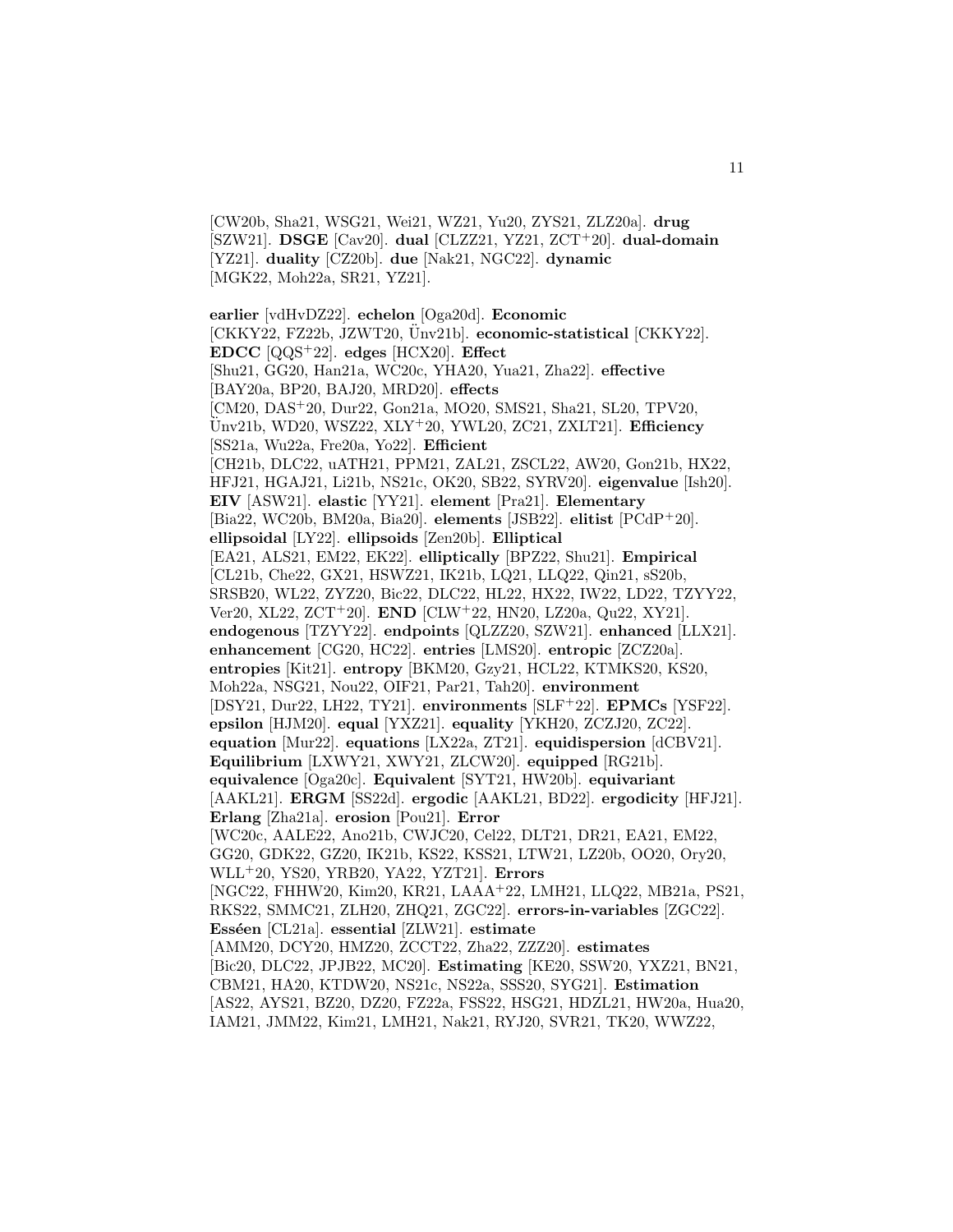[CW20b, Sha21, WSG21, Wei21, WZ21, Yu20, ZYS21, ZLZ20a]. **drug** [SZW21]. **DSGE** [Cav20]. **dual** [CLZZ21, YZ21, ZCT+20]. **dual-domain** [YZ21]. **duality** [CZ20b]. **due** [Nak21, NGC22]. **dynamic** [MGK22, Moh22a, SR21, YZ21].

**earlier** [vdHvDZ22]. **echelon** [Oga20d]. **Economic** [CKKY22, FZ22b, JZWT20, Ünv21b]. **economic-statistical** [CKKY22]. **EDCC** [QQS+22]. **edges** [HCX20]. **Effect** [Shu21, GG20, Han21a, WC20c, YHA20, Yua21, Zha22]. **effective** [BAY20a, BP20, BAJ20, MRD20]. **effects** [CM20, DAS+20, Dur22, Gon21a, MO20, SMS21, Sha21, SL20, TPV20, Ünv21b, WD20, WSZ22, XLY+20, YWL20, ZC21, ZXLT21]. **Efficiency** [SS21a, Wu22a, Fre20a, Yo22]. **Efficient** [CH21b, DLC22, uATH21, PPM21, ZAL21, ZSCL22, AW20, Gon21b, HX22, HFJ21, HGAJ21, Li21b, NS21c, OK20, SB22, SYRV20]. **eigenvalue** [Ish20]. **EIV** [ASW21]. **elastic** [YY21]. **element** [Pra21]. **Elementary** [Bia22, WC20b, BM20a, Bia20]. **elements** [JSB22]. **elitist** [PCdP+20]. **ellipsoidal** [LY22]. **ellipsoids** [Zen20b]. **Elliptical** [EA21, ALS21, EM22, EK22]. **elliptically** [BPZ22, Shu21]. **Empirical** [CL21b, Che22, GX21, HSWZ21, IK21b, LQ21, LLQ22, Qin21, sS20b, SRSB20, WL22, ZYZ20, Bic22, DLC22, HL22, HX22, IW22, LD22, TZYY22, Ver20, XL22, ZCT+20]. **END** [CLW+22, HN20, LZ20a, Qu22, XY21]. **endogenous** [TZYY22]. **endpoints** [QLZZ20, SZW21]. **enhanced** [LLX21]. **enhancement** [CG20, HC22]. **entries** [LMS20]. **entropic** [ZCZ20a]. **entropies** [Kit21]. **entropy** [BKM20, Gzy21, HCL22, KTMKS20, KS20, Moh22a, NSG21, Nou22, OIF21, Par21, Tah20]. **environment** [DSY21, Dur22, LH22, TY21]. **environments** [SLF+22]. **EPMCs** [YSF22]. **epsilon** [HJM20]. **equal** [YXZ21]. **equality** [YKH20, ZCZJ20, ZC22]. **equation** [Mur22]. **equations** [LX22a, ZT21]. **equidispersion** [dCBV21]. **Equilibrium** [LXWY21, XWY21, ZLCW20]. **equipped** [RG21b]. **equivalence** [Oga20c]. **Equivalent** [SYT21, HW20b]. **equivariant** [AAKL21]. **ERGM** [SS22d]. **ergodic** [AAKL21, BD22]. **ergodicity** [HFJ21]. **Erlang** [Zha21a]. **erosion** [Pou21]. **Error** [WC20c, AALE22, Ano21b, CWJC20, Cel22, DLT21, DR21, EA21, EM22, GG20, GDK22, GZ20, IK21b, KS22, KSS21, LTW21, LZ20b, OO20, Ory20, WLL+20, YS20, YRB20, YA22, YZT21]. **Errors** [NGC22, FHHW20, Kim20, KR21, LAAA+22, LMH21, LLQ22, MB21a, PS21, RKS22, SMMC21, ZLH20, ZHQ21, ZGC22]. **errors-in-variables** [ZGC22]. **Esséen** [CL21a]. **essential** [ZLW21]. **estimate** [AMM20, DCY20, HMZ20, ZCCT22, Zha22, ZZZ20]. **estimates** [Bic20, DLC22, JPJB22, MC20]. **Estimating** [KE20, SSW20, YXZ21, BN21, CBM21, HA20, KTDW20, NS21c, NS22a, SSS20, SYG21]. **Estimation** [AS22, AYS21, BZ20, DZ20, FZ22a, FSS22, HSG21, HDZL21, HW20a, Hua20, IAM21, JMM22, Kim21, LMH21, Nak21, RYJ20, SVR21, TK20, WWZ22,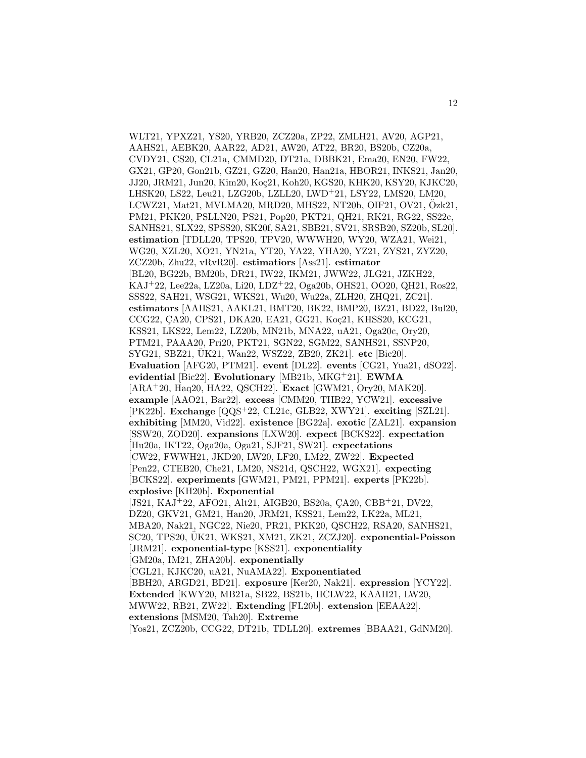WLT21, YPXZ21, YS20, YRB20, ZCZ20a, ZP22, ZMLH21, AV20, AGP21, AAHS21, AEBK20, AAR22, AD21, AW20, AT22, BR20, BS20b, CZ20a, CVDY21, CS20, CL21a, CMMD20, DT21a, DBBK21, Ema20, EN20, FW22, GX21, GP20, Gon21b, GZ21, GZ20, Han20, Han21a, HBOR21, INKS21, Jan20, JJ20, JRM21, Jun20, Kim20, Koç21, Koh20, KGS20, KHK20, KSY20, KJKC20, LHSK20, LS22, Leu21, LZG20b, LZLL20, LWD+21, LSY22, LMS20, LM20, LCWZ21, Mat21, MVLMA20, MRD20, MHS22, NT20b, OIF21, OV21, Özk21, PM21, PKK20, PSLLN20, PS21, Pop20, PKT21, QH21, RK21, RG22, SS22c, SANHS21, SLX22, SPSS20, SK20f, SA21, SBB21, SV21, SRSB20, SZ20b, SL20]. **estimation** [TDLL20, TPS20, TPV20, WWWH20, WY20, WZA21, Wei21, WG20, XZL20, XO21, YN21a, YT20, YA22, YHA20, YZ21, ZYS21, ZYZ20, ZCZ20b, Zhu22, vRvR20]. **estimatiors** [Ass21]. **estimator** [BL20, BG22b, BM20b, DR21, IW22, IKM21, JWW22, JLG21, JZKH22, KAJ+22, Lee22a, LZ20a, Li20, LDZ+22, Oga20b, OHS21, OO20, QH21, Ros22, SSS22, SAH21, WSG21, WKS21, Wu20, Wu22a, ZLH20, ZHQ21, ZC21]. **estimators** [AAHS21, AAKL21, BMT20, BK22, BMP20, BZ21, BD22, Bul20, CCG22, ÇA20, CPS21, DKA20, EA21, GG21, Koç21, KHSS20, KCG21, KSS21, LKS22, Lem22, LZ20b, MN21b, MNA22, uA21, Oga20c, Ory20, PTM21, PAAA20, Pri20, PKT21, SGN22, SGM22, SANHS21, SSNP20, SYG21, SBZ21, ÜK21, Wan22, WSZ22, ZB20, ZK21]. **etc** [Bic20]. **Evaluation** [AFG20, PTM21]. **event** [DL22]. **events** [CG21, Yua21, dSO22]. **evidential** [Bic22]. **Evolutionary** [MB21b, MKG+21]. **EWMA** [ARA+20, Haq20, HA22, QSCH22]. **Exact** [GWM21, Ory20, MAK20]. **example** [AAO21, Bar22]. **excess** [CMM20, TIIB22, YCW21]. **excessive** [PK22b]. **Exchange** [QQS+22, CL21c, GLB22, XWY21]. **exciting** [SZL21]. **exhibiting** [MM20, Vid22]. **existence** [BG22a]. **exotic** [ZAL21]. **expansion** [SSW20, ZOD20]. **expansions** [LXW20]. **expect** [BCKS22]. **expectation** [Hu20a, IKT22, Oga20a, Oga21, SJF21, SW21]. **expectations** [CW22, FWWH21, JKD20, LW20, LF20, LM22, ZW22]. **Expected** [Pen22, CTEB20, Che21, LM20, NS21d, QSCH22, WGX21]. **expecting** [BCKS22]. **experiments** [GWM21, PM21, PPM21]. **experts** [PK22b]. **explosive** [KH20b]. **Exponential** [JS21, KAJ+22, AFO21, Alt21, AIGB20, BS20a, ÇA20, CBB+21, DV22, DZ20, GKV21, GM21, Han20, JRM21, KSS21, Lem22, LK22a, ML21, MBA20, Nak21, NGC22, Nie20, PR21, PKK20, QSCH22, RSA20, SANHS21, SC20, TPS20, ÜK21, WKS21, XM21, ZK21, ZCZJ20]. **exponential-Poisson** [JRM21]. **exponential-type** [KSS21]. **exponentiality** [GM20a, IM21, ZHA20b]. **exponentially** [CGL21, KJKC20, uA21, NuAMA22]. **Exponentiated** [BBH20, ARGD21, BD21]. **exposure** [Ker20, Nak21]. **expression** [YCY22]. **Extended** [KWY20, MB21a, SB22, BS21b, HCLW22, KAAH21, LW20, MWW22, RB21, ZW22]. **Extending** [FL20b]. **extension** [EEAA22]. **extensions** [MSM20, Tah20]. **Extreme** [Yos21, ZCZ20b, CCG22, DT21b, TDLL20]. **extremes** [BBAA21, GdNM20].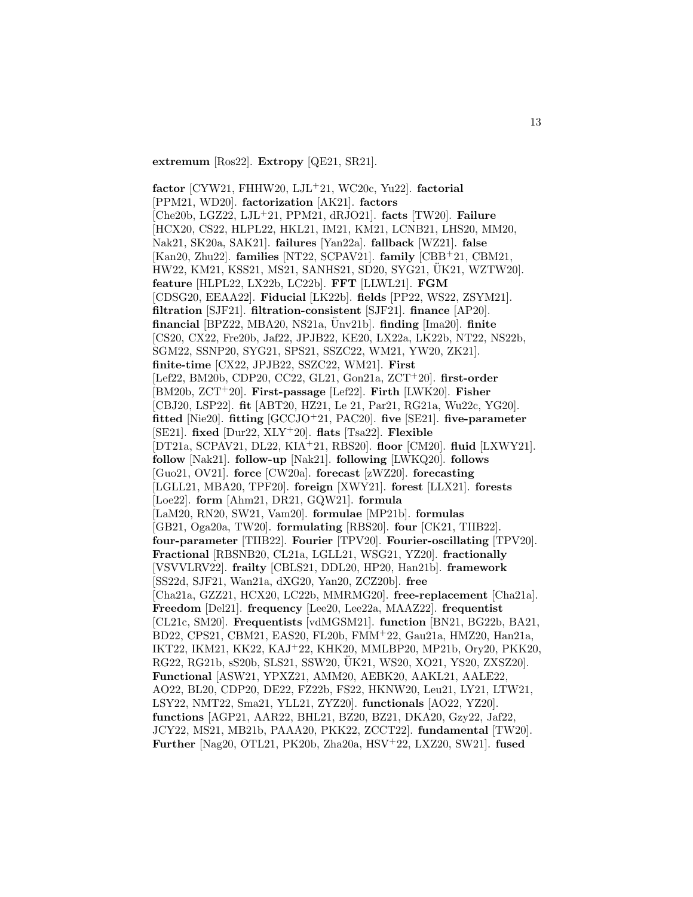**extremum** [Ros22]. **Extropy** [QE21, SR21].

**factor** [CYW21, FHHW20, LJL+21, WC20c, Yu22]. **factorial** [PPM21, WD20]. **factorization** [AK21]. **factors** [Che20b, LGZ22, LJL+21, PPM21, dRJO21]. **facts** [TW20]. **Failure** [HCX20, CS22, HLPL22, HKL21, IM21, KM21, LCNB21, LHS20, MM20, Nak21, SK20a, SAK21]. **failures** [Yan22a]. **fallback** [WZ21]. **false** [Kan20, Zhu22]. **families** [NT22, SCPAV21]. **family** [CBB+21, CBM21, HW22, KM21, KSS21, MS21, SANHS21, SD20, SYG21, ÜK21, WZTW20]. **feature** [HLPL22, LX22b, LC22b]. **FFT** [LLWL21]. **FGM** [CDSG20, EEAA22]. **Fiducial** [LK22b]. **fields** [PP22, WS22, ZSYM21]. **filtration** [SJF21]. **filtration-consistent** [SJF21]. **finance** [AP20]. **financial** [BPZ22, MBA20, NS21a, Ünv21b]. **finding** [Ima20]. **finite** [CS20, CX22, Fre20b, Jaf22, JPJB22, KE20, LX22a, LK22b, NT22, NS22b, SGM22, SSNP20, SYG21, SPS21, SSZC22, WM21, YW20, ZK21]. **finite-time** [CX22, JPJB22, SSZC22, WM21]. **First** [Lef22, BM20b, CDP20, CC22, GL21, Gon21a, ZCT+20]. **first-order** [BM20b, ZCT+20]. **First-passage** [Lef22]. **Firth** [LWK20]. **Fisher** [CBJ20, LSP22]. **fit** [ABT20, HZ21, Le 21, Par21, RG21a, Wu22c, YG20]. **fitted** [Nie20]. **fitting** [GCCJO+21, PAC20]. **five** [SE21]. **five-parameter** [SE21]. **fixed** [Dur22, XLY+20]. **flats** [Tsa22]. **Flexible** [DT21a, SCPAV21, DL22, KIA+21, RBS20]. **floor** [CM20]. **fluid** [LXWY21]. **follow** [Nak21]. **follow-up** [Nak21]. **following** [LWKQ20]. **follows** [Guo21, OV21]. **force** [CW20a]. **forecast** [zWZ20]. **forecasting** [LGLL21, MBA20, TPF20]. **foreign** [XWY21]. **forest** [LLX21]. **forests** [Loe22]. **form** [Ahm21, DR21, GQW21]. **formula** [LaM20, RN20, SW21, Vam20]. **formulae** [MP21b]. **formulas** [GB21, Oga20a, TW20]. **formulating** [RBS20]. **four** [CK21, TIIB22]. **four-parameter** [TIIB22]. **Fourier** [TPV20]. **Fourier-oscillating** [TPV20]. **Fractional** [RBSNB20, CL21a, LGLL21, WSG21, YZ20]. **fractionally** [VSVVLRV22]. **frailty** [CBLS21, DDL20, HP20, Han21b]. **framework** [SS22d, SJF21, Wan21a, dXG20, Yan20, ZCZ20b]. **free** [Cha21a, GZZ21, HCX20, LC22b, MMRMG20]. **free-replacement** [Cha21a]. **Freedom** [Del21]. **frequency** [Lee20, Lee22a, MAAZ22]. **frequentist** [CL21c, SM20]. **Frequentists** [vdMGSM21]. **function** [BN21, BG22b, BA21, BD22, CPS21, CBM21, EAS20, FL20b, FMM+22, Gau21a, HMZ20, Han21a, IKT22, IKM21, KK22, KAJ+22, KHK20, MMLBP20, MP21b, Ory20, PKK20, RG22, RG21b, sS20b, SLS21, SSW20, ÜK21, WS20, XO21, YS20, ZXSZ20]. **Functional** [ASW21, YPXZ21, AMM20, AEBK20, AAKL21, AALE22, AO22, BL20, CDP20, DE22, FZ22b, FS22, HKNW20, Leu21, LY21, LTW21, LSY22, NMT22, Sma21, YLL21, ZYZ20]. **functionals** [AO22, YZ20]. **functions** [AGP21, AAR22, BHL21, BZ20, BZ21, DKA20, Gzy22, Jaf22, JCY22, MS21, MB21b, PAAA20, PKK22, ZCCT22]. **fundamental** [TW20]. **Further** [Nag20, OTL21, PK20b, Zha20a, HSV+22, LXZ20, SW21]. **fused**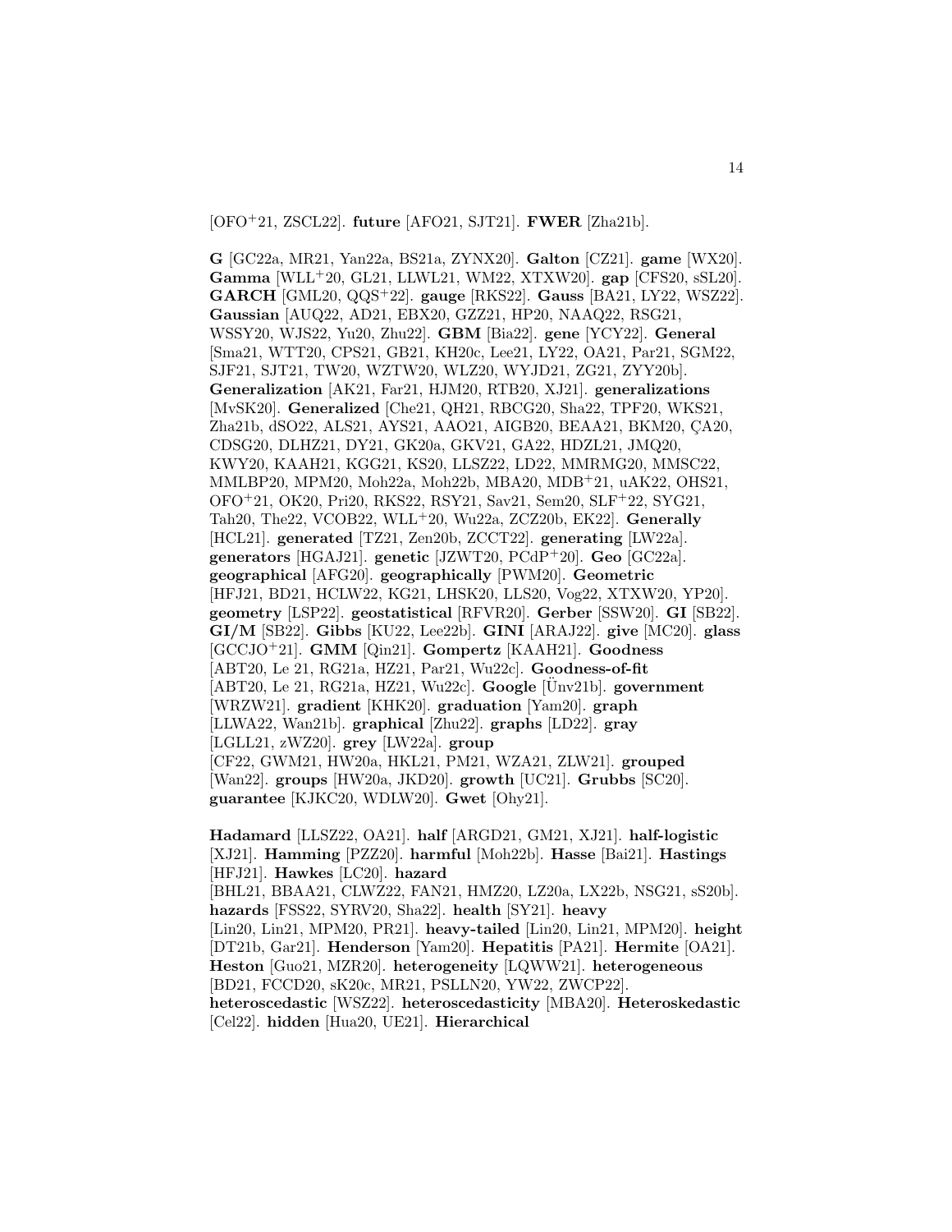[OFO[+]21, ZSCL22]. **future** [AFO21, SJT21]. **FWER** [Zha21b].

**G** [GC22a, MR21, Yan22a, BS21a, ZYNX20]. **Galton** [CZ21]. **game** [WX20]. **Gamma** [WLL[+]20, GL21, LLWL21, WM22, XTXW20]. **gap** [CFS20, sSL20]. **GARCH** [GML20, QQS[+]22]. **gauge** [RKS22]. **Gauss** [BA21, LY22, WSZ22]. **Gaussian** [AUQ22, AD21, EBX20, GZZ21, HP20, NAAQ22, RSG21, WSSY20, WJS22, Yu20, Zhu22]. **GBM** [Bia22]. **gene** [YCY22]. **General** [Sma21, WTT20, CPS21, GB21, KH20c, Lee21, LY22, OA21, Par21, SGM22, SJF21, SJT21, TW20, WZTW20, WLZ20, WYJD21, ZG21, ZYY20b]. **Generalization** [AK21, Far21, HJM20, RTB20, XJ21]. **generalizations** [MvSK20]. **Generalized** [Che21, QH21, RBCG20, Sha22, TPF20, WKS21, Zha21b, dSO22, ALS21, AYS21, AAO21, AIGB20, BEAA21, BKM20, ÇA20, CDSG20, DLHZ21, DY21, GK20a, GKV21, GA22, HDZL21, JMQ20, KWY20, KAAH21, KGG21, KS20, LLSZ22, LD22, MMRMG20, MMSC22, MMLBP20, MPM20, Moh22a, Moh22b, MBA20, MDB[+]21, uAK22, OHS21, OFO[+]21, OK20, Pri20, RKS22, RSY21, Sav21, Sem20, SLF[+]22, SYG21, Tah20, The22, VCOB22, WLL[+]20, Wu22a, ZCZ20b, EK22]. **Generally** [HCL21]. **generated** [TZ21, Zen20b, ZCCT22]. **generating** [LW22a]. **generators** [HGAJ21]. **genetic** [JZWT20, PCdP[+]20]. **Geo** [GC22a]. **geographical** [AFG20]. **geographically** [PWM20]. **Geometric** [HFJ21, BD21, HCLW22, KG21, LHSK20, LLS20, Vog22, XTXW20, YP20]. **geometry** [LSP22]. **geostatistical** [RFVR20]. **Gerber** [SSW20]. **GI** [SB22]. **GI/M** [SB22]. **Gibbs** [KU22, Lee22b]. **GINI** [ARAJ22]. **give** [MC20]. **glass** [GCCJO[+]21]. **GMM** [Qin21]. **Gompertz** [KAAH21]. **Goodness** [ABT20, Le 21, RG21a, HZ21, Par21, Wu22c]. **Goodness-of-fit** [ABT20, Le 21, RG21a, HZ21, Wu22c]. **Google** [Ünv21b]. **government** [WRZW21]. **gradient** [KHK20]. **graduation** [Yam20]. **graph** [LLWA22, Wan21b]. **graphical** [Zhu22]. **graphs** [LD22]. **gray** [LGLL21, zWZ20]. **grey** [LW22a]. **group** [CF22, GWM21, HW20a, HKL21, PM21, WZA21, ZLW21]. **grouped** [Wan22]. **groups** [HW20a, JKD20]. **growth** [UC21]. **Grubbs** [SC20]. **guarantee** [KJKC20, WDLW20]. **Gwet** [Ohy21].

**Hadamard** [LLSZ22, OA21]. **half** [ARGD21, GM21, XJ21]. **half-logistic** [XJ21]. **Hamming** [PZZ20]. **harmful** [Moh22b]. **Hasse** [Bai21]. **Hastings** [HFJ21]. **Hawkes** [LC20]. **hazard** [BHL21, BBAA21, CLWZ22, FAN21, HMZ20, LZ20a, LX22b, NSG21, sS20b]. **hazards** [FSS22, SYRV20, Sha22]. **health** [SY21]. **heavy** [Lin20, Lin21, MPM20, PR21]. **heavy-tailed** [Lin20, Lin21, MPM20]. **height** [DT21b, Gar21]. **Henderson** [Yam20]. **Hepatitis** [PA21]. **Hermite** [OA21]. **Heston** [Guo21, MZR20]. **heterogeneity** [LQWW21]. **heterogeneous** [BD21, FCCD20, sK20c, MR21, PSLLN20, YW22, ZWCP22]. **heteroscedastic** [WSZ22]. **heteroscedasticity** [MBA20]. **Heteroskedastic** [Cel22]. **hidden** [Hua20, UE21]. **Hierarchical**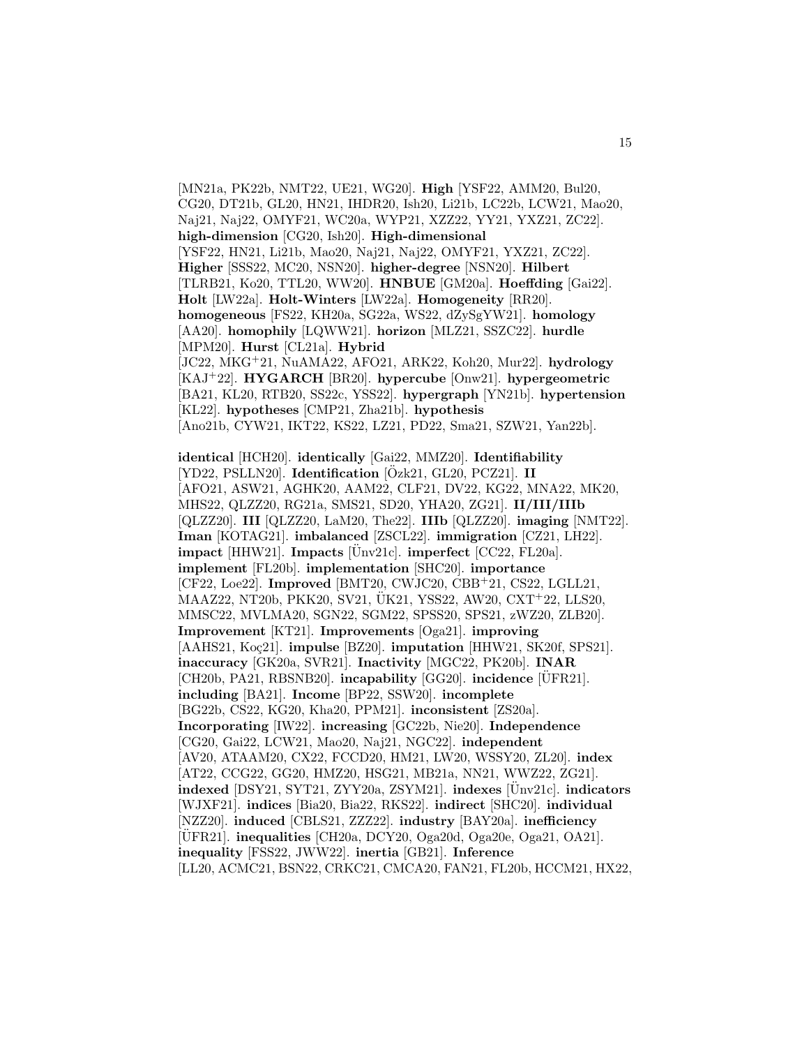[MN21a, PK22b, NMT22, UE21, WG20]. **High** [YSF22, AMM20, Bul20, CG20, DT21b, GL20, HN21, IHDR20, Ish20, Li21b, LC22b, LCW21, Mao20, Naj21, Naj22, OMYF21, WC20a, WYP21, XZZ22, YY21, YXZ21, ZC22]. **high-dimension** [CG20, Ish20]. **High-dimensional** [YSF22, HN21, Li21b, Mao20, Naj21, Naj22, OMYF21, YXZ21, ZC22]. **Higher** [SSS22, MC20, NSN20]. **higher-degree** [NSN20]. **Hilbert** [TLRB21, Ko20, TTL20, WW20]. **HNBUE** [GM20a]. **Hoeffding** [Gai22]. **Holt** [LW22a]. **Holt-Winters** [LW22a]. **Homogeneity** [RR20]. **homogeneous** [FS22, KH20a, SG22a, WS22, dZySgYW21]. **homology** [AA20]. **homophily** [LQWW21]. **horizon** [MLZ21, SSZC22]. **hurdle** [MPM20]. **Hurst** [CL21a]. **Hybrid** [JC22, MKG+21, NuAMA22, AFO21, ARK22, Koh20, Mur22]. **hydrology** [KAJ+22]. **HYGARCH** [BR20]. **hypercube** [Onw21]. **hypergeometric** [BA21, KL20, RTB20, SS22c, YSS22]. **hypergraph** [YN21b]. **hypertension** [KL22]. **hypotheses** [CMP21, Zha21b]. **hypothesis** [Ano21b, CYW21, IKT22, KS22, LZ21, PD22, Sma21, SZW21, Yan22b].

**identical** [HCH20]. **identically** [Gai22, MMZ20]. **Identifiability** [YD22, PSLLN20]. **Identification** [Özk21, GL20, PCZ21]. **II** [AFO21, ASW21, AGHK20, AAM22, CLF21, DV22, KG22, MNA22, MK20, MHS22, QLZZ20, RG21a, SMS21, SD20, YHA20, ZG21]. **II/III/IIIb** [QLZZ20]. **III** [QLZZ20, LaM20, The22]. **IIIb** [QLZZ20]. **imaging** [NMT22]. **Iman** [KOTAG21]. **imbalanced** [ZSCL22]. **immigration** [CZ21, LH22]. **impact** [HHW21]. **Impacts** [Ünv21c]. **imperfect** [CC22, FL20a]. **implement** [FL20b]. **implementation** [SHC20]. **importance** [CF22, Loe22]. **Improved** [BMT20, CWJC20, CBB+21, CS22, LGLL21, MAAZ22, NT20b, PKK20, SV21, ÜK21, YSS22, AW20, CXT+22, LLS20, MMSC22, MVLMA20, SGN22, SGM22, SPSS20, SPS21, zWZ20, ZLB20]. **Improvement** [KT21]. **Improvements** [Oga21]. **improving** [AAHS21, Koç21]. **impulse** [BZ20]. **imputation** [HHW21, SK20f, SPS21]. **inaccuracy** [GK20a, SVR21]. **Inactivity** [MGC22, PK20b]. **INAR** [CH20b, PA21, RBSNB20]. **incapability** [GG20]. **incidence** [ÜFR21]. **including** [BA21]. **Income** [BP22, SSW20]. **incomplete** [BG22b, CS22, KG20, Kha20, PPM21]. **inconsistent** [ZS20a]. **Incorporating** [IW22]. **increasing** [GC22b, Nie20]. **Independence** [CG20, Gai22, LCW21, Mao20, Naj21, NGC22]. **independent** [AV20, ATAAM20, CX22, FCCD20, HM21, LW20, WSSY20, ZL20]. **index** [AT22, CCG22, GG20, HMZ20, HSG21, MB21a, NN21, WWZ22, ZG21]. **indexed** [DSY21, SYT21, ZYY20a, ZSYM21]. **indexes** [Ünv21c]. **indicators** [WJXF21]. **indices** [Bia20, Bia22, RKS22]. **indirect** [SHC20]. **individual** [NZZ20]. **induced** [CBLS21, ZZZ22]. **industry** [BAY20a]. **inefficiency** [ÜFR21]. **inequalities** [CH20a, DCY20, Oga20d, Oga20e, Oga21, OA21]. **inequality** [FSS22, JWW22]. **inertia** [GB21]. **Inference** [LL20, ACMC21, BSN22, CRKC21, CMCA20, FAN21, FL20b, HCCM21, HX22,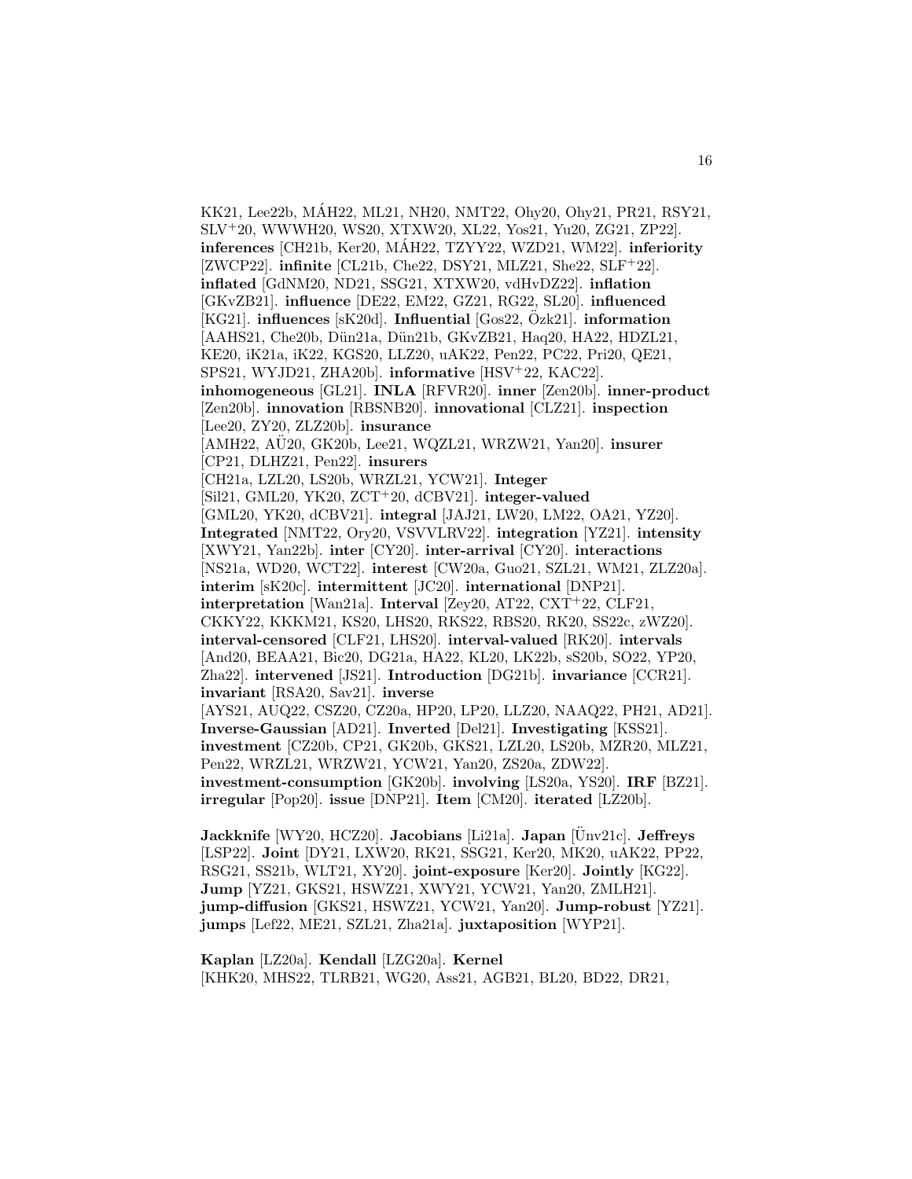KK21, Lee22b, MÁH22, ML21, NH20, NMT22, Ohy20, Ohy21, PR21, RSY21, SLV$^+$20, WWWH20, WS20, XTXW20, XL22, Yos21, Yu20, ZG21, ZP22]. **inferences** [CH21b, Ker20, MÁH22, TZYY22, WZD21, WM22]. **inferiority** [ZWCP22]. **infinite** [CL21b, Che22, DSY21, MLZ21, She22, SLF$^+$22]. **inflated** [GdNM20, ND21, SSG21, XTXW20, vdHvDZ22]. **inflation** [GKvZB21]. **influence** [DE22, EM22, GZ21, RG22, SL20]. **influenced** [KG21]. **influences** [sK20d]. **Influential** [Gos22, Özk21]. **information** [AAHS21, Che20b, Dün21a, Dün21b, GKvZB21, Haq20, HA22, HDZL21, KE20, iK21a, iK22, KGS20, LLZ20, uAK22, Pen22, PC22, Pri20, QE21, SPS21, WYJD21, ZHA20b]. **informative** [HSV$^+$22, KAC22]. **inhomogeneous** [GL21]. **INLA** [RFVR20]. **inner** [Zen20b]. **inner-product** [Zen20b]. **innovation** [RBSNB20]. **innovational** [CLZ21]. **inspection** [Lee20, ZY20, ZLZ20b]. **insurance** [AMH22, AÜ20, GK20b, Lee21, WQZL21, WRZW21, Yan20]. **insurer** [CP21, DLHZ21, Pen22]. **insurers** [CH21a, LZL20, LS20b, WRZL21, YCW21]. **Integer** [Sil21, GML20, YK20, ZCT$^+$20, dCBV21]. **integer-valued** [GML20, YK20, dCBV21]. **integral** [JAJ21, LW20, LM22, OA21, YZ20]. **Integrated** [NMT22, Ory20, VSVVLRV22]. **integration** [YZ21]. **intensity** [XWY21, Yan22b]. **inter** [CY20]. **inter-arrival** [CY20]. **interactions** [NS21a, WD20, WCT22]. **interest** [CW20a, Guo21, SZL21, WM21, ZLZ20a]. **interim** [sK20c]. **intermittent** [JC20]. **international** [DNP21]. **interpretation** [Wan21a]. **Interval** [Zey20, AT22, CXT$^+$22, CLF21, CKKY22, KKKM21, KS20, LHS20, RKS22, RBS20, RK20, SS22c, zWZ20]. **interval-censored** [CLF21, LHS20]. **interval-valued** [RK20]. **intervals** [And20, BEAA21, Bic20, DG21a, HA22, KL20, LK22b, sS20b, SO22, YP20, Zha22]. **intervened** [JS21]. **Introduction** [DG21b]. **invariance** [CCR21]. **invariant** [RSA20, Sav21]. **inverse** [AYS21, AUQ22, CSZ20, CZ20a, HP20, LP20, LLZ20, NAAQ22, PH21, AD21]. **Inverse-Gaussian** [AD21]. **Inverted** [Del21]. **Investigating** [KSS21]. **investment** [CZ20b, CP21, GK20b, GKS21, LZL20, LS20b, MZR20, MLZ21, Pen22, WRZL21, WRZW21, YCW21, Yan20, ZS20a, ZDW22]. **investment-consumption** [GK20b]. **involving** [LS20a, YS20]. **IRF** [BZ21]. **irregular** [Pop20]. **issue** [DNP21]. **Item** [CM20]. **iterated** [LZ20b].

**Jackknife** [WY20, HCZ20]. **Jacobians** [Li21a]. **Japan** [Ünv21c]. **Jeffreys** [LSP22]. **Joint** [DY21, LXW20, RK21, SSG21, Ker20, MK20, uAK22, PP22, RSG21, SS21b, WLT21, XY20]. **joint-exposure** [Ker20]. **Jointly** [KG22]. **Jump** [YZ21, GKS21, HSWZ21, XWY21, YCW21, Yan20, ZMLH21]. **jump-diffusion** [GKS21, HSWZ21, YCW21, Yan20]. **Jump-robust** [YZ21]. **jumps** [Lef22, ME21, SZL21, Zha21a]. **juxtaposition** [WYP21].

**Kaplan** [LZ20a]. **Kendall** [LZG20a]. **Kernel** [KHK20, MHS22, TLRB21, WG20, Ass21, AGB21, BL20, BD22, DR21,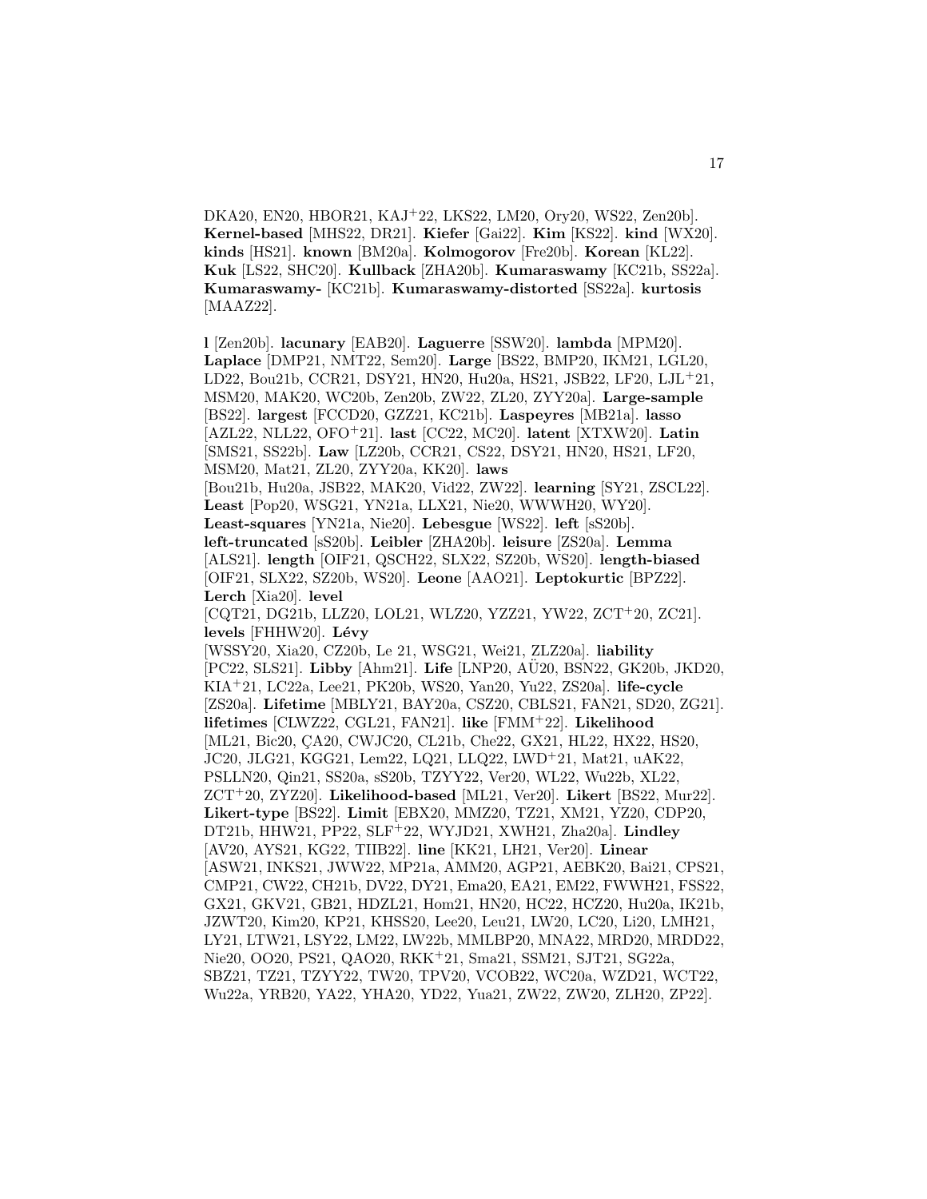DKA20, EN20, HBOR21, KAJ+22, LKS22, LM20, Ory20, WS22, Zen20b]. **Kernel-based** [MHS22, DR21]. **Kiefer** [Gai22]. **Kim** [KS22]. **kind** [WX20]. **kinds** [HS21]. **known** [BM20a]. **Kolmogorov** [Fre20b]. **Korean** [KL22]. **Kuk** [LS22, SHC20]. **Kullback** [ZHA20b]. **Kumaraswamy** [KC21b, SS22a]. **Kumaraswamy-** [KC21b]. **Kumaraswamy-distorted** [SS22a]. **kurtosis** [MAAZ22].

**l** [Zen20b]. **lacunary** [EAB20]. **Laguerre** [SSW20]. **lambda** [MPM20]. **Laplace** [DMP21, NMT22, Sem20]. **Large** [BS22, BMP20, IKM21, LGL20, LD22, Bou21b, CCR21, DSY21, HN20, Hu20a, HS21, JSB22, LF20, LJL+21, MSM20, MAK20, WC20b, Zen20b, ZW22, ZL20, ZYY20a]. **Large-sample** [BS22]. **largest** [FCCD20, GZZ21, KC21b]. **Laspeyres** [MB21a]. **lasso** [AZL22, NLL22, OFO+21]. **last** [CC22, MC20]. **latent** [XTXW20]. **Latin** [SMS21, SS22b]. **Law** [LZ20b, CCR21, CS22, DSY21, HN20, HS21, LF20, MSM20, Mat21, ZL20, ZYY20a, KK20]. **laws** [Bou21b, Hu20a, JSB22, MAK20, Vid22, ZW22]. **learning** [SY21, ZSCL22]. **Least** [Pop20, WSG21, YN21a, LLX21, Nie20, WWWH20, WY20]. **Least-squares** [YN21a, Nie20]. **Lebesgue** [WS22]. **left** [sS20b]. **left-truncated** [sS20b]. **Leibler** [ZHA20b]. **leisure** [ZS20a]. **Lemma** [ALS21]. **length** [OIF21, QSCH22, SLX22, SZ20b, WS20]. **length-biased** [OIF21, SLX22, SZ20b, WS20]. **Leone** [AAO21]. **Leptokurtic** [BPZ22]. **Lerch** [Xia20]. **level** [CQT21, DG21b, LLZ20, LOL21, WLZ20, YZZ21, YW22, ZCT+20, ZC21]. **levels** [FHHW20]. **Lévy** [WSSY20, Xia20, CZ20b, Le 21, WSG21, Wei21, ZLZ20a]. **liability** [PC22, SLS21]. **Libby** [Ahm21]. **Life** [LNP20, AÜ20, BSN22, GK20b, JKD20, KIA+21, LC22a, Lee21, PK20b, WS20, Yan20, Yu22, ZS20a]. **life-cycle** [ZS20a]. **Lifetime** [MBLY21, BAY20a, CSZ20, CBLS21, FAN21, SD20, ZG21]. **lifetimes** [CLWZ22, CGL21, FAN21]. **like** [FMM+22]. **Likelihood** [ML21, Bic20, ÇA20, CWJC20, CL21b, Che22, GX21, HL22, HX22, HS20, JC20, JLG21, KGG21, Lem22, LQ21, LLQ22, LWD+21, Mat21, uAK22, PSLLN20, Qin21, SS20a, sS20b, TZYY22, Ver20, WL22, Wu22b, XL22, ZCT+20, ZYZ20]. **Likelihood-based** [ML21, Ver20]. **Likert** [BS22, Mur22]. **Likert-type** [BS22]. **Limit** [EBX20, MMZ20, TZ21, XM21, YZ20, CDP20, DT21b, HHW21, PP22, SLF+22, WYJD21, XWH21, Zha20a]. **Lindley** [AV20, AYS21, KG22, TIIB22]. **line** [KK21, LH21, Ver20]. **Linear** [ASW21, INKS21, JWW22, MP21a, AMM20, AGP21, AEBK20, Bai21, CPS21, CMP21, CW22, CH21b, DV22, DY21, Ema20, EA21, EM22, FWWH21, FSS22, GX21, GKV21, GB21, HDZL21, Hom21, HN20, HC22, HCZ20, Hu20a, IK21b, JZWT20, Kim20, KP21, KHSS20, Lee20, Leu21, LW20, LC20, Li20, LMH21, LY21, LTW21, LSY22, LM22, LW22b, MMLBP20, MNA22, MRD20, MRDD22, Nie20, OO20, PS21, QAO20, RKK+21, Sma21, SSM21, SJT21, SG22a, SBZ21, TZ21, TZYY22, TW20, TPV20, VCOB22, WC20a, WZD21, WCT22, Wu22a, YRB20, YA22, YHA20, YD22, Yua21, ZW22, ZW20, ZLH20, ZP22].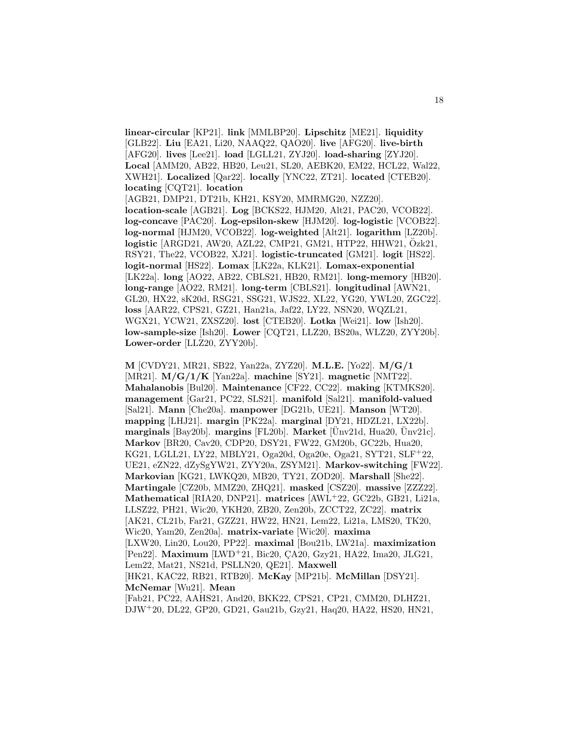**linear-circular** [KP21]. **link** [MMLBP20]. **Lipschitz** [ME21]. **liquidity** [GLB22]. **Liu** [EA21, Li20, NAAQ22, QAO20]. **live** [AFG20]. **live-birth** [AFG20]. **lives** [Lee21]. **load** [LGLL21, ZYJ20]. **load-sharing** [ZYJ20]. **Local** [AMM20, AB22, HB20, Leu21, SL20, AEBK20, EM22, HCL22, Wal22, XWH21]. **Localized** [Qar22]. **locally** [YNC22, ZT21]. **located** [CTEB20]. **locating** [CQT21]. **location** [AGB21, DMP21, DT21b, KH21, KSY20, MMRMG20, NZZ20]. **location-scale** [AGB21]. **Log** [BCKS22, HJM20, Alt21, PAC20, VCOB22]. **log-concave** [PAC20]. **Log-epsilon-skew** [HJM20]. **log-logistic** [VCOB22]. **log-normal** [HJM20, VCOB22]. **log-weighted** [Alt21]. **logarithm** [LZ20b]. **logistic** [ARGD21, AW20, AZL22, CMP21, GM21, HTP22, HHW21, Özk21, RSY21, The22, VCOB22, XJ21]. **logistic-truncated** [GM21]. **logit** [HS22]. **logit-normal** [HS22]. **Lomax** [LK22a, KLK21]. **Lomax-exponential** [LK22a]. **long** [AO22, AB22, CBLS21, HB20, RM21]. **long-memory** [HB20]. **long-range** [AO22, RM21]. **long-term** [CBLS21]. **longitudinal** [AWN21, GL20, HX22, sK20d, RSG21, SSG21, WJS22, XL22, YG20, YWL20, ZGC22]. **loss** [AAR22, CPS21, GZ21, Han21a, Jaf22, LY22, NSN20, WQZL21, WGX21, YCW21, ZXSZ20]. **lost** [CTEB20]. **Lotka** [Wei21]. **low** [Ish20]. **low-sample-size** [Ish20]. **Lower** [CQT21, LLZ20, BS20a, WLZ20, ZYY20b]. **Lower-order** [LLZ20, ZYY20b].

**M** [CVDY21, MR21, SB22, Yan22a, ZYZ20]. **M.L.E.** [Yo22]. **M/G/1** [MR21]. **M/G/1/K** [Yan22a]. **machine** [SY21]. **magnetic** [NMT22]. **Mahalanobis** [Bul20]. **Maintenance** [CF22, CC22]. **making** [KTMKS20]. **management** [Gar21, PC22, SLS21]. **manifold** [Sal21]. **manifold-valued** [Sal21]. **Mann** [Che20a]. **manpower** [DG21b, UE21]. **Manson** [WT20]. **mapping** [LHJ21]. **margin** [PK22a]. **marginal** [DY21, HDZL21, LX22b]. **marginals** [Bay20b]. **margins** [FL20b]. **Market** [Ünv21d, Hua20, Ünv21c]. **Markov** [BR20, Cav20, CDP20, DSY21, FW22, GM20b, GC22b, Hua20, KG21, LGLL21, LY22, MBLY21, Oga20d, Oga20e, Oga21, SYT21, SLF+22, UE21, eZN22, dZySgYW21, ZYY20a, ZSYM21]. **Markov-switching** [FW22]. **Markovian** [KG21, LWKQ20, MB20, TY21, ZOD20]. **Marshall** [She22]. **Martingale** [CZ20b, MMZ20, ZHQ21]. **masked** [CSZ20]. **massive** [ZZZ22]. **Mathematical** [RIA20, DNP21]. **matrices** [AWL+22, GC22b, GB21, Li21a, LLSZ22, PH21, Wic20, YKH20, ZB20, Zen20b, ZCCT22, ZC22]. **matrix** [AK21, CL21b, Far21, GZZ21, HW22, HN21, Lem22, Li21a, LMS20, TK20, Wic20, Yam20, Zen20a]. **matrix-variate** [Wic20]. **maxima** [LXW20, Lin20, Lou20, PP22]. **maximal** [Bou21b, LW21a]. **maximization** [Pen22]. **Maximum** [LWD+21, Bic20, ÇA20, Gzy21, HA22, Ima20, JLG21, Lem22, Mat21, NS21d, PSLLN20, QE21]. **Maxwell** [HK21, KAC22, RB21, RTB20]. **McKay** [MP21b]. **McMillan** [DSY21]. **McNemar** [Wu21]. **Mean** [Fab21, PC22, AAHS21, And20, BKK22, CPS21, CP21, CMM20, DLHZ21, DJW+20, DL22, GP20, GD21, Gau21b, Gzy21, Haq20, HA22, HS20, HN21,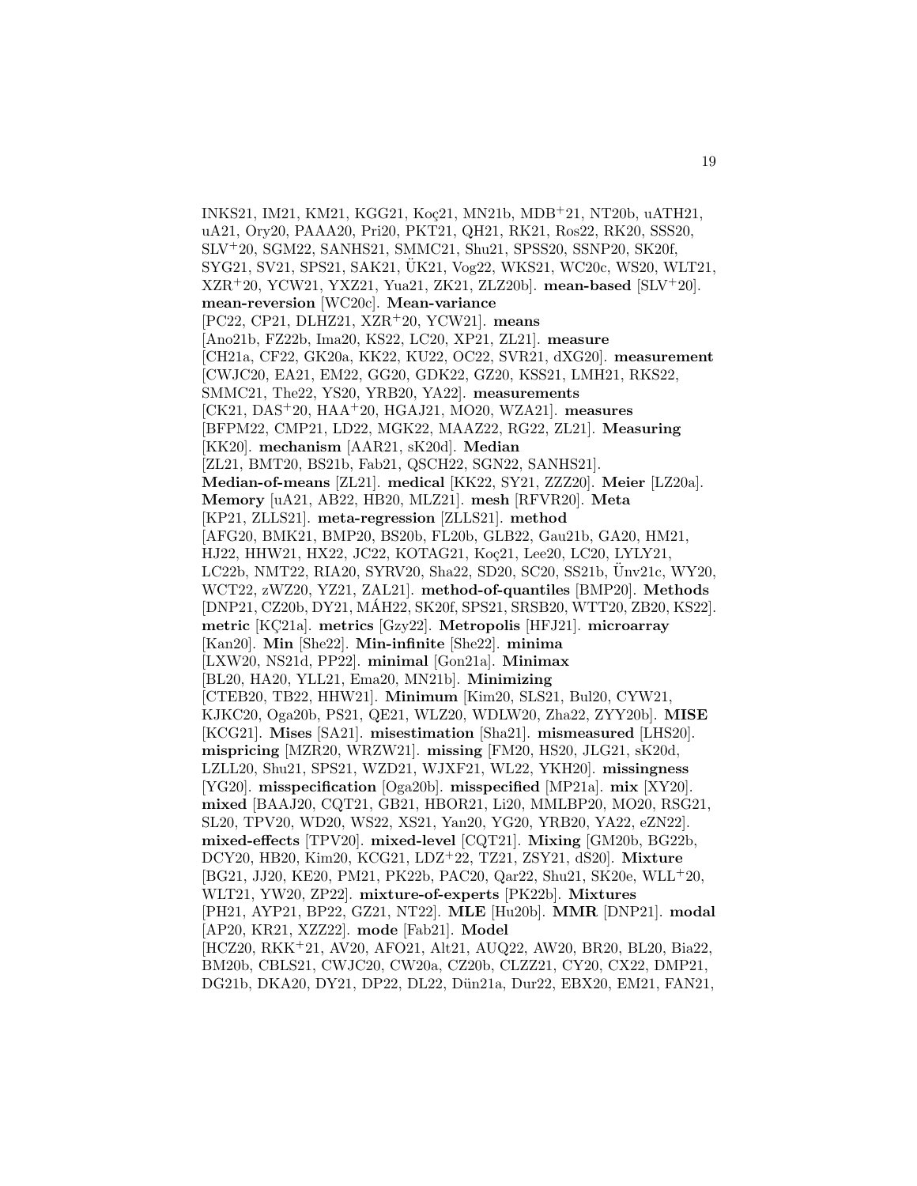INKS21, IM21, KM21, KGG21, Koç21, MN21b, MDB$^{+}$21, NT20b, uATH21, uA21, Ory20, PAAA20, Pri20, PKT21, QH21, RK21, Ros22, RK20, SSS20, SLV$^{+}$20, SGM22, SANHS21, SMMC21, Shu21, SPSS20, SSNP20, SK20f, SYG21, SV21, SPS21, SAK21, ÜK21, Vog22, WKS21, WC20c, WS20, WLT21, XZR$^{+}$20, YCW21, YXZ21, Yua21, ZK21, ZLZ20b]. **mean-based** [SLV$^{+}$20]. **mean-reversion** [WC20c]. **Mean-variance** [PC22, CP21, DLHZ21, XZR$^{+}$20, YCW21]. **means** [Ano21b, FZ22b, Ima20, KS22, LC20, XP21, ZL21]. **measure** [CH21a, CF22, GK20a, KK22, KU22, OC22, SVR21, dXG20]. **measurement** [CWJC20, EA21, EM22, GG20, GDK22, GZ20, KSS21, LMH21, RKS22, SMMC21, The22, YS20, YRB20, YA22]. **measurements** [CK21, DAS$^{+}$20, HAA$^{+}$20, HGAJ21, MO20, WZA21]. **measures** [BFPM22, CMP21, LD22, MGK22, MAAZ22, RG22, ZL21]. **Measuring** [KK20]. **mechanism** [AAR21, sK20d]. **Median** [ZL21, BMT20, BS21b, Fab21, QSCH22, SGN22, SANHS21]. **Median-of-means** [ZL21]. **medical** [KK22, SY21, ZZZ20]. **Meier** [LZ20a]. **Memory** [uA21, AB22, HB20, MLZ21]. **mesh** [RFVR20]. **Meta** [KP21, ZLLS21]. **meta-regression** [ZLLS21]. **method** [AFG20, BMK21, BMP20, BS20b, FL20b, GLB22, Gau21b, GA20, HM21, HJ22, HHW21, HX22, JC22, KOTAG21, Koç21, Lee20, LC20, LYLY21, LC22b, NMT22, RIA20, SYRV20, Sha22, SD20, SC20, SS21b, Ünv21c, WY20, WCT22, zWZ20, YZ21, ZAL21]. **method-of-quantiles** [BMP20]. **Methods** [DNP21, CZ20b, DY21, MÁH22, SK20f, SPS21, SRSB20, WTT20, ZB20, KS22]. **metric** [KÇ21a]. **metrics** [Gzy22]. **Metropolis** [HFJ21]. **microarray** [Kan20]. **Min** [She22]. **Min-infinite** [She22]. **minima** [LXW20, NS21d, PP22]. **minimal** [Gon21a]. **Minimax** [BL20, HA20, YLL21, Ema20, MN21b]. **Minimizing** [CTEB20, TB22, HHW21]. **Minimum** [Kim20, SLS21, Bul20, CYW21, KJKC20, Oga20b, PS21, QE21, WLZ20, WDLW20, Zha22, ZYY20b]. **MISE** [KCG21]. **Mises** [SA21]. **misestimation** [Sha21]. **mismeasured** [LHS20]. **mispricing** [MZR20, WRZW21]. **missing** [FM20, HS20, JLG21, sK20d, LZLL20, Shu21, SPS21, WZD21, WJXF21, WL22, YKH20]. **missingness** [YG20]. **misspecification** [Oga20b]. **misspecified** [MP21a]. **mix** [XY20]. **mixed** [BAAJ20, CQT21, GB21, HBOR21, Li20, MMLBP20, MO20, RSG21, SL20, TPV20, WD20, WS22, XS21, Yan20, YG20, YRB20, YA22, eZN22]. **mixed-effects** [TPV20]. **mixed-level** [CQT21]. **Mixing** [GM20b, BG22b, DCY20, HB20, Kim20, KCG21, LDZ$^{+}$22, TZ21, ZSY21, dS20]. **Mixture** [BG21, JJ20, KE20, PM21, PK22b, PAC20, Qar22, Shu21, SK20e, WLL$^{+}$20, WLT21, YW20, ZP22]. **mixture-of-experts** [PK22b]. **Mixtures** [PH21, AYP21, BP22, GZ21, NT22]. **MLE** [Hu20b]. **MMR** [DNP21]. **modal** [AP20, KR21, XZZ22]. **mode** [Fab21]. **Model** [HCZ20, RKK$^{+}$21, AV20, AFO21, Alt21, AUQ22, AW20, BR20, BL20, Bia22, BM20b, CBLS21, CWJC20, CW20a, CZ20b, CLZZ21, CY20, CX22, DMP21, DG21b, DKA20, DY21, DP22, DL22, Dün21a, Dur22, EBX20, EM21, FAN21,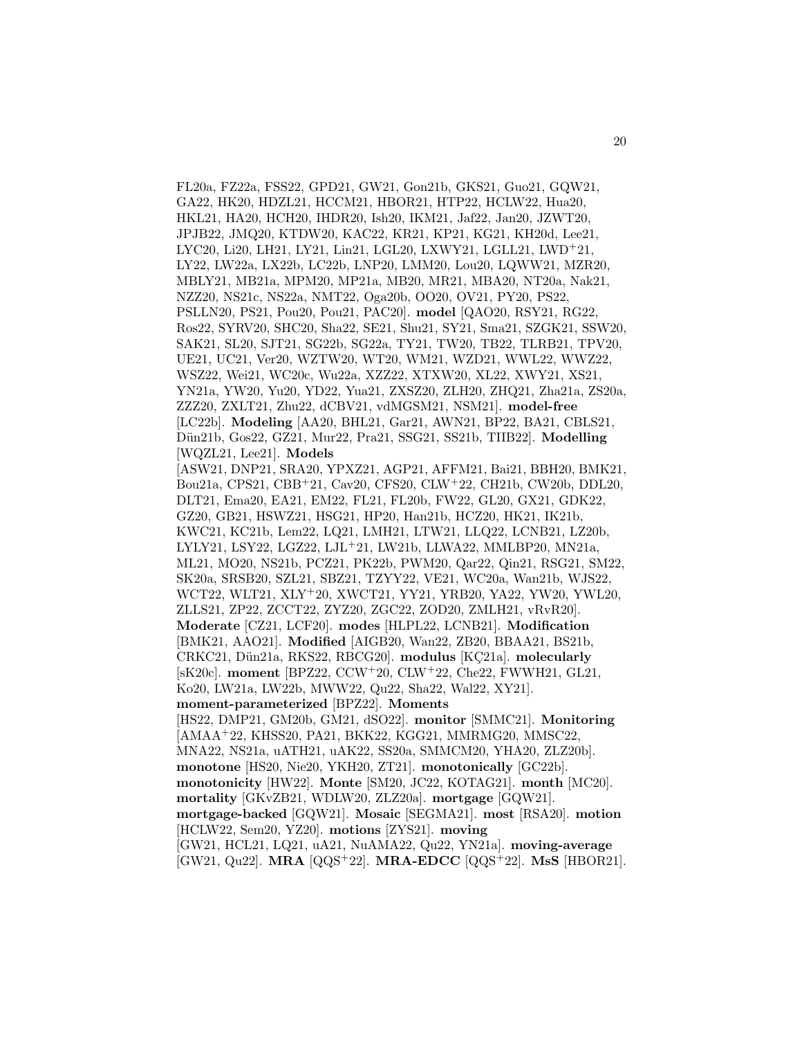FL20a, FZ22a, FSS22, GPD21, GW21, Gon21b, GKS21, Guo21, GQW21, GA22, HK20, HDZL21, HCCM21, HBOR21, HTP22, HCLW22, Hua20, HKL21, HA20, HCH20, IHDR20, Ish20, IKM21, Jaf22, Jan20, JZWT20, JPJB22, JMQ20, KTDW20, KAC22, KR21, KP21, KG21, KH20d, Lee21, LYC20, Li20, LH21, LY21, Lin21, LGL20, LXWY21, LGLL21, LWD+21, LY22, LW22a, LX22b, LC22b, LNP20, LMM20, Lou20, LQWW21, MZR20, MBLY21, MB21a, MPM20, MP21a, MB20, MR21, MBA20, NT20a, Nak21, NZZ20, NS21c, NS22a, NMT22, Oga20b, OO20, OV21, PY20, PS22, PSLLN20, PS21, Pou20, Pou21, PAC20]. **model** [QAO20, RSY21, RG22, Ros22, SYRV20, SHC20, Sha22, SE21, Shu21, SY21, Sma21, SZGK21, SSW20, SAK21, SL20, SJT21, SG22b, SG22a, TY21, TW20, TB22, TLRB21, TPV20, UE21, UC21, Ver20, WZTW20, WT20, WM21, WZD21, WWL22, WWZ22, WSZ22, Wei21, WC20c, Wu22a, XZZ22, XTXW20, XL22, XWY21, XS21, YN21a, YW20, Yu20, YD22, Yua21, ZXSZ20, ZLH20, ZHQ21, Zha21a, ZS20a, ZZZ20, ZXLT21, Zhu22, dCBV21, vdMGSM21, NSM21]. **model-free** [LC22b]. **Modeling** [AA20, BHL21, Gar21, AWN21, BP22, BA21, CBLS21, Dün21b, Gos22, GZ21, Mur22, Pra21, SSG21, SS21b, TIIB22]. **Modelling** [WQZL21, Lee21]. **Models** [ASW21, DNP21, SRA20, YPXZ21, AGP21, AFFM21, Bai21, BBH20, BMK21, Bou21a, CPS21, CBB+21, Cav20, CFS20, CLW+22, CH21b, CW20b, DDL20, DLT21, Ema20, EA21, EM22, FL21, FL20b, FW22, GL20, GX21, GDK22, GZ20, GB21, HSWZ21, HSG21, HP20, Han21b, HCZ20, HK21, IK21b, KWC21, KC21b, Lem22, LQ21, LMH21, LTW21, LLQ22, LCNB21, LZ20b, LYLY21, LSY22, LGZ22, LJL+21, LW21b, LLWA22, MMLBP20, MN21a, ML21, MO20, NS21b, PCZ21, PK22b, PWM20, Qar22, Qin21, RSG21, SM22, SK20a, SRSB20, SZL21, SBZ21, TZYY22, VE21, WC20a, Wan21b, WJS22, WCT22, WLT21, XLY+20, XWCT21, YY21, YRB20, YA22, YW20, YWL20, ZLLS21, ZP22, ZCCT22, ZYZ20, ZGC22, ZOD20, ZMLH21, vRvR20]. **Moderate** [CZ21, LCF20]. **modes** [HLPL22, LCNB21]. **Modification** [BMK21, AAO21]. **Modified** [AIGB20, Wan22, ZB20, BBAA21, BS21b, CRKC21, Dün21a, RKS22, RBCG20]. **modulus** [KÇ21a]. **molecularly** [sK20c]. **moment** [BPZ22, CCW+20, CLW+22, Che22, FWWH21, GL21, Ko20, LW21a, LW22b, MWW22, Qu22, Sha22, Wal22, XY21]. **moment-parameterized** [BPZ22]. **Moments** [HS22, DMP21, GM20b, GM21, dSO22]. **monitor** [SMMC21]. **Monitoring** [AMAA+22, KHSS20, PA21, BKK22, KGG21, MMRMG20, MMSC22, MNA22, NS21a, uATH21, uAK22, SS20a, SMMCM20, YHA20, ZLZ20b]. **monotone** [HS20, Nie20, YKH20, ZT21]. **monotonically** [GC22b]. **monotonicity** [HW22]. **Monte** [SM20, JC22, KOTAG21]. **month** [MC20]. **mortality** [GKvZB21, WDLW20, ZLZ20a]. **mortgage** [GQW21]. **mortgage-backed** [GQW21]. **Mosaic** [SEGMA21]. **most** [RSA20]. **motion** [HCLW22, Sem20, YZ20]. **motions** [ZYS21]. **moving** [GW21, HCL21, LQ21, uA21, NuAMA22, Qu22, YN21a]. **moving-average** [GW21, Qu22]. **MRA** [QQS+22]. **MRA-EDCC** [QQS+22]. **MsS** [HBOR21].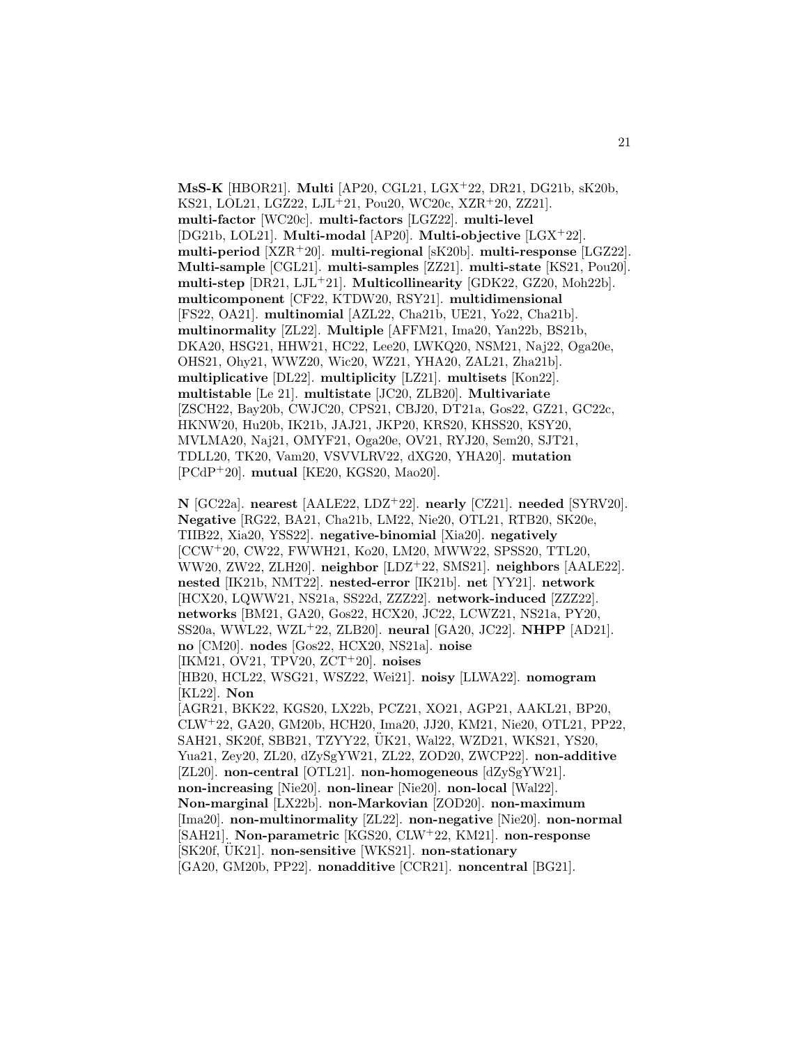**MsS-K** [HBOR21]. **Multi** [AP20, CGL21, LGX+22, DR21, DG21b, sK20b, KS21, LOL21, LGZ22, LJL+21, Pou20, WC20c, XZR+20, ZZ21]. **multi-factor** [WC20c]. **multi-factors** [LGZ22]. **multi-level** [DG21b, LOL21]. **Multi-modal** [AP20]. **Multi-objective** [LGX+22]. **multi-period** [XZR+20]. **multi-regional** [sK20b]. **multi-response** [LGZ22]. **Multi-sample** [CGL21]. **multi-samples** [ZZ21]. **multi-state** [KS21, Pou20]. **multi-step** [DR21, LJL+21]. **Multicollinearity** [GDK22, GZ20, Moh22b]. **multicomponent** [CF22, KTDW20, RSY21]. **multidimensional** [FS22, OA21]. **multinomial** [AZL22, Cha21b, UE21, Yo22, Cha21b]. **multinormality** [ZL22]. **Multiple** [AFFM21, Ima20, Yan22b, BS21b, DKA20, HSG21, HHW21, HC22, Lee20, LWKQ20, NSM21, Naj22, Oga20e, OHS21, Ohy21, WWZ20, Wic20, WZ21, YHA20, ZAL21, Zha21b]. **multiplicative** [DL22]. **multiplicity** [LZ21]. **multisets** [Kon22]. **multistable** [Le 21]. **multistate** [JC20, ZLB20]. **Multivariate** [ZSCH22, Bay20b, CWJC20, CPS21, CBJ20, DT21a, Gos22, GZ21, GC22c, HKNW20, Hu20b, IK21b, JAJ21, JKP20, KRS20, KHSS20, KSY20, MVLMA20, Naj21, OMYF21, Oga20e, OV21, RYJ20, Sem20, SJT21, TDLL20, TK20, Vam20, VSVVLRV22, dXG20, YHA20]. **mutation** [PCdP+20]. **mutual** [KE20, KGS20, Mao20].

**N** [GC22a]. **nearest** [AALE22, LDZ+22]. **nearly** [CZ21]. **needed** [SYRV20]. **Negative** [RG22, BA21, Cha21b, LM22, Nie20, OTL21, RTB20, SK20e, TIIB22, Xia20, YSS22]. **negative-binomial** [Xia20]. **negatively** [CCW+20, CW22, FWWH21, Ko20, LM20, MWW22, SPSS20, TTL20, WW20, ZW22, ZLH20]. **neighbor** [LDZ+22, SMS21]. **neighbors** [AALE22]. **nested** [IK21b, NMT22]. **nested-error** [IK21b]. **net** [YY21]. **network** [HCX20, LQWW21, NS21a, SS22d, ZZZ22]. **network-induced** [ZZZ22]. **networks** [BM21, GA20, Gos22, HCX20, JC22, LCWZ21, NS21a, PY20, SS20a, WWL22, WZL+22, ZLB20]. **neural** [GA20, JC22]. **NHPP** [AD21]. **no** [CM20]. **nodes** [Gos22, HCX20, NS21a]. **noise** [IKM21, OV21, TPV20, ZCT+20]. **noises** [HB20, HCL22, WSG21, WSZ22, Wei21]. **noisy** [LLWA22]. **nomogram** [KL22]. **Non** [AGR21, BKK22, KGS20, LX22b, PCZ21, XO21, AGP21, AAKL21, BP20, CLW+22, GA20, GM20b, HCH20, Ima20, JJ20, KM21, Nie20, OTL21, PP22, SAH21, SK20f, SBB21, TZYY22, ÜK21, Wal22, WZD21, WKS21, YS20, Yua21, Zey20, ZL20, dZySgYW21, ZL22, ZOD20, ZWCP22]. **non-additive** [ZL20]. **non-central** [OTL21]. **non-homogeneous** [dZySgYW21]. **non-increasing** [Nie20]. **non-linear** [Nie20]. **non-local** [Wal22]. **Non-marginal** [LX22b]. **non-Markovian** [ZOD20]. **non-maximum** [Ima20]. **non-multinormality** [ZL22]. **non-negative** [Nie20]. **non-normal** [SAH21]. **Non-parametric** [KGS20, CLW+22, KM21]. **non-response** [SK20f, ÜK21]. **non-sensitive** [WKS21]. **non-stationary** [GA20, GM20b, PP22]. **nonadditive** [CCR21]. **noncentral** [BG21].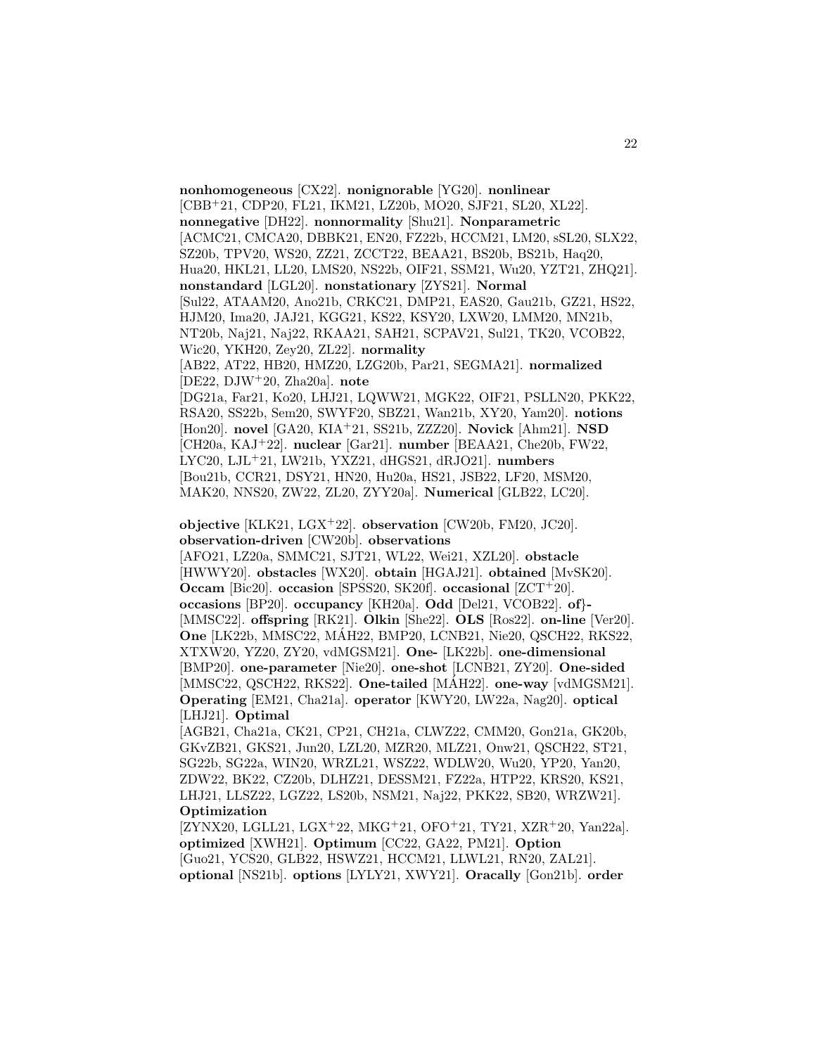**nonhomogeneous** [CX22]. **nonignorable** [YG20]. **nonlinear** [CBB+21, CDP20, FL21, IKM21, LZ20b, MO20, SJF21, SL20, XL22]. **nonnegative** [DH22]. **nonnormality** [Shu21]. **Nonparametric** [ACMC21, CMCA20, DBBK21, EN20, FZ22b, HCCM21, LM20, sSL20, SLX22, SZ20b, TPV20, WS20, ZZ21, ZCCT22, BEAA21, BS20b, BS21b, Haq20, Hua20, HKL21, LL20, LMS20, NS22b, OIF21, SSM21, Wu20, YZT21, ZHQ21]. **nonstandard** [LGL20]. **nonstationary** [ZYS21]. **Normal** [Sul22, ATAAM20, Ano21b, CRKC21, DMP21, EAS20, Gau21b, GZ21, HS22, HJM20, Ima20, JAJ21, KGG21, KS22, KSY20, LXW20, LMM20, MN21b, NT20b, Naj21, Naj22, RKAA21, SAH21, SCPAV21, Sul21, TK20, VCOB22, Wic20, YKH20, Zey20, ZL22]. **normality** [AB22, AT22, HB20, HMZ20, LZG20b, Par21, SEGMA21]. **normalized** [DE22, DJW+20, Zha20a]. **note** [DG21a, Far21, Ko20, LHJ21, LQWW21, MGK22, OIF21, PSLLN20, PKK22, RSA20, SS22b, Sem20, SWYF20, SBZ21, Wan21b, XY20, Yam20]. **notions** [Hon20]. **novel** [GA20, KIA+21, SS21b, ZZZ20]. **Novick** [Ahm21]. **NSD** [CH20a, KAJ+22]. **nuclear** [Gar21]. **number** [BEAA21, Che20b, FW22, LYC20, LJL+21, LW21b, YXZ21, dHGS21, dRJO21]. **numbers** [Bou21b, CCR21, DSY21, HN20, Hu20a, HS21, JSB22, LF20, MSM20, MAK20, NNS20, ZW22, ZL20, ZYY20a]. **Numerical** [GLB22, LC20].

**objective** [KLK21, LGX+22]. **observation** [CW20b, FM20, JC20]. **observation-driven** [CW20b]. **observations** [AFO21, LZ20a, SMMC21, SJT21, WL22, Wei21, XZL20]. **obstacle** [HWWY20]. **obstacles** [WX20]. **obtain** [HGAJ21]. **obtained** [MvSK20]. **Occam** [Bic20]. **occasion** [SPSS20, SK20f]. **occasional** [ZCT+20]. **occasions** [BP20]. **occupancy** [KH20a]. **Odd** [Del21, VCOB22]. **of}-** [MMSC22]. **offspring** [RK21]. **Olkin** [She22]. **OLS** [Ros22]. **on-line** [Ver20]. **One** [LK22b, MMSC22, MÁH22, BMP20, LCNB21, Nie20, QSCH22, RKS22, XTXW20, YZ20, ZY20, vdMGSM21]. **One-** [LK22b]. **one-dimensional** [BMP20]. **one-parameter** [Nie20]. **one-shot** [LCNB21, ZY20]. **One-sided** [MMSC22, QSCH22, RKS22]. **One-tailed** [MÁH22]. **one-way** [vdMGSM21]. **Operating** [EM21, Cha21a]. **operator** [KWY20, LW22a, Nag20]. **optical** [LHJ21]. **Optimal** [AGB21, Cha21a, CK21, CP21, CH21a, CLWZ22, CMM20, Gon21a, GK20b, GKvZB21, GKS21, Jun20, LZL20, MZR20, MLZ21, Onw21, QSCH22, ST21, SG22b, SG22a, WIN20, WRZL21, WSZ22, WDLW20, Wu20, YP20, Yan20, ZDW22, BK22, CZ20b, DLHZ21, DESSM21, FZ22a, HTP22, KRS20, KS21, LHJ21, LLSZ22, LGZ22, LS20b, NSM21, Naj22, PKK22, SB20, WRZW21]. **Optimization** [ZYNX20, LGLL21, LGX+22, MKG+21, OFO+21, TY21, XZR+20, Yan22a]. **optimized** [XWH21]. **Optimum** [CC22, GA22, PM21]. **Option** [Guo21, YCS20, GLB22, HSWZ21, HCCM21, LLWL21, RN20, ZAL21]. **optional** [NS21b]. **options** [LYLY21, XWY21]. **Oracally** [Gon21b]. **order**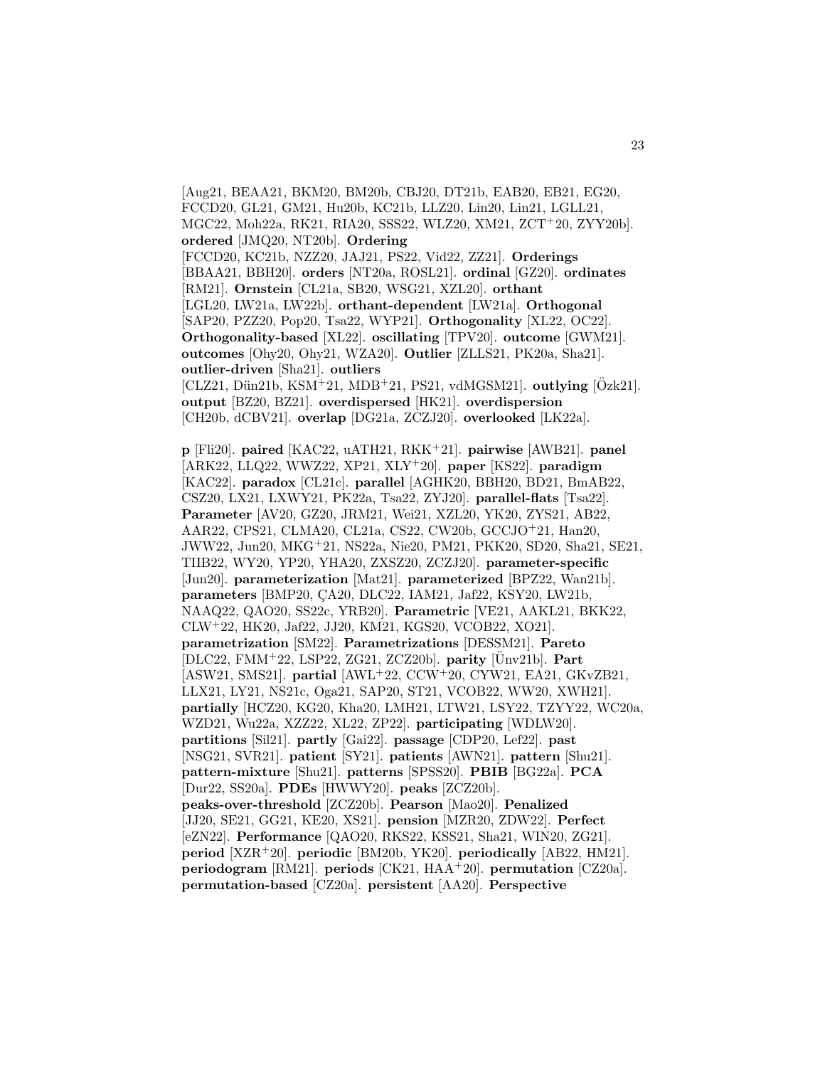[Aug21, BEAA21, BKM20, BM20b, CBJ20, DT21b, EAB20, EB21, EG20, FCCD20, GL21, GM21, Hu20b, KC21b, LLZ20, Lin20, Lin21, LGLL21, MGC22, Moh22a, RK21, RIA20, SSS22, WLZ20, XM21, ZCT+20, ZYY20b]. **ordered** [JMQ20, NT20b]. **Ordering** [FCCD20, KC21b, NZZ20, JAJ21, PS22, Vid22, ZZ21]. **Orderings** [BBAA21, BBH20]. **orders** [NT20a, ROSL21]. **ordinal** [GZ20]. **ordinates** [RM21]. **Ornstein** [CL21a, SB20, WSG21, XZL20]. **orthant** [LGL20, LW21a, LW22b]. **orthant-dependent** [LW21a]. **Orthogonal** [SAP20, PZZ20, Pop20, Tsa22, WYP21]. **Orthogonality** [XL22, OC22]. **Orthogonality-based** [XL22]. **oscillating** [TPV20]. **outcome** [GWM21]. **outcomes** [Ohy20, Ohy21, WZA20]. **Outlier** [ZLLS21, PK20a, Sha21]. **outlier-driven** [Sha21]. **outliers** [CLZ21, Dün21b, KSM+21, MDB+21, PS21, vdMGSM21]. **outlying** [Özk21]. **output** [BZ20, BZ21]. **overdispersed** [HK21]. **overdispersion** [CH20b, dCBV21]. **overlap** [DG21a, ZCZJ20]. **overlooked** [LK22a].

**p** [Fli20]. **paired** [KAC22, uATH21, RKK+21]. **pairwise** [AWB21]. **panel** [ARK22, LLQ22, WWZ22, XP21, XLY+20]. **paper** [KS22]. **paradigm** [KAC22]. **paradox** [CL21c]. **parallel** [AGHK20, BBH20, BD21, BmAB22, CSZ20, LX21, LXWY21, PK22a, Tsa22, ZYJ20]. **parallel-flats** [Tsa22]. **Parameter** [AV20, GZ20, JRM21, Wei21, XZL20, YK20, ZYS21, AB22, AAR22, CPS21, CLMA20, CL21a, CS22, CW20b, GCCJO+21, Han20, JWW22, Jun20, MKG+21, NS22a, Nie20, PM21, PKK20, SD20, Sha21, SE21, TIIB22, WY20, YP20, YHA20, ZXSZ20, ZCZJ20]. **parameter-specific** [Jun20]. **parameterization** [Mat21]. **parameterized** [BPZ22, Wan21b]. **parameters** [BMP20, ÇA20, DLC22, IAM21, Jaf22, KSY20, LW21b, NAAQ22, QAO20, SS22c, YRB20]. **Parametric** [VE21, AAKL21, BKK22, CLW+22, HK20, Jaf22, JJ20, KM21, KGS20, VCOB22, XO21]. **parametrization** [SM22]. **Parametrizations** [DESSM21]. **Pareto** [DLC22, FMM+22, LSP22, ZG21, ZCZ20b]. **parity** [Ünv21b]. **Part** [ASW21, SMS21]. **partial** [AWL+22, CCW+20, CYW21, EA21, GKvZB21, LLX21, LY21, NS21c, Oga21, SAP20, ST21, VCOB22, WW20, XWH21]. **partially** [HCZ20, KG20, Kha20, LMH21, LTW21, LSY22, TZYY22, WC20a, WZD21, Wu22a, XZZ22, XL22, ZP22]. **participating** [WDLW20]. **partitions** [Sil21]. **partly** [Gai22]. **passage** [CDP20, Lef22]. **past** [NSG21, SVR21]. **patient** [SY21]. **patients** [AWN21]. **pattern** [Shu21]. **pattern-mixture** [Shu21]. **patterns** [SPSS20]. **PBIB** [BG22a]. **PCA** [Dur22, SS20a]. **PDEs** [HWWY20]. **peaks** [ZCZ20b]. **peaks-over-threshold** [ZCZ20b]. **Pearson** [Mao20]. **Penalized** [JJ20, SE21, GG21, KE20, XS21]. **pension** [MZR20, ZDW22]. **Perfect** [eZN22]. **Performance** [QAO20, RKS22, KSS21, Sha21, WIN20, ZG21]. **period** [XZR+20]. **periodic** [BM20b, YK20]. **periodically** [AB22, HM21]. **periodogram** [RM21]. **periods** [CK21, HAA+20]. **permutation** [CZ20a]. **permutation-based** [CZ20a]. **persistent** [AA20]. **Perspective**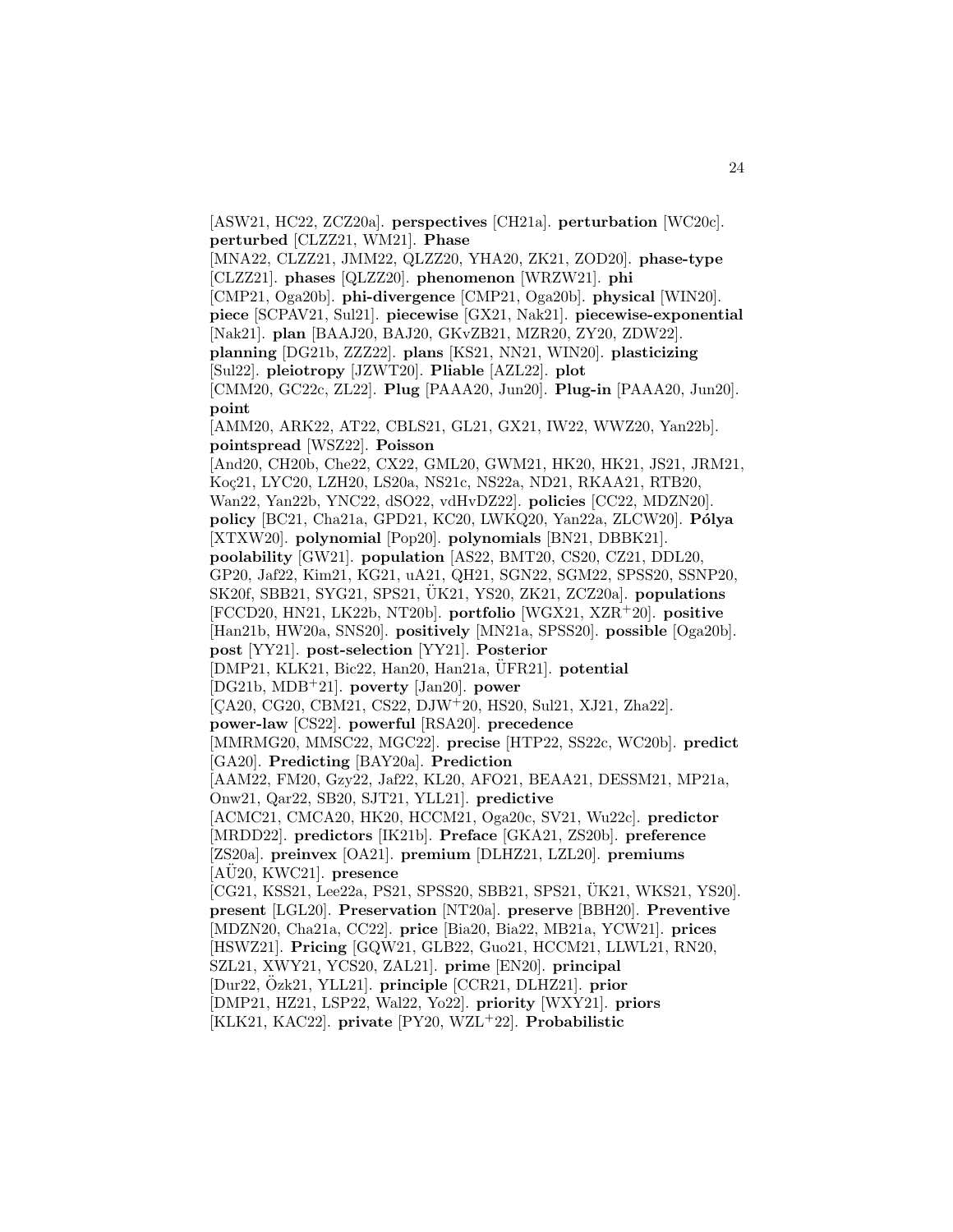[ASW21, HC22, ZCZ20a]. **perspectives** [CH21a]. **perturbation** [WC20c]. **perturbed** [CLZZ21, WM21]. **Phase** [MNA22, CLZZ21, JMM22, QLZZ20, YHA20, ZK21, ZOD20]. **phase-type** [CLZZ21]. **phases** [QLZZ20]. **phenomenon** [WRZW21]. **phi** [CMP21, Oga20b]. **phi-divergence** [CMP21, Oga20b]. **physical** [WIN20]. **piece** [SCPAV21, Sul21]. **piecewise** [GX21, Nak21]. **piecewise-exponential** [Nak21]. **plan** [BAAJ20, BAJ20, GKvZB21, MZR20, ZY20, ZDW22]. **planning** [DG21b, ZZZ22]. **plans** [KS21, NN21, WIN20]. **plasticizing** [Sul22]. **pleiotropy** [JZWT20]. **Pliable** [AZL22]. **plot** [CMM20, GC22c, ZL22]. **Plug** [PAAA20, Jun20]. **Plug-in** [PAAA20, Jun20]. **point** [AMM20, ARK22, AT22, CBLS21, GL21, GX21, IW22, WWZ20, Yan22b]. **pointspread** [WSZ22]. **Poisson** [And20, CH20b, Che22, CX22, GML20, GWM21, HK20, HK21, JS21, JRM21, Koç21, LYC20, LZH20, LS20a, NS21c, NS22a, ND21, RKAA21, RTB20, Wan22, Yan22b, YNC22, dSO22, vdHvDZ22]. **policies** [CC22, MDZN20]. **policy** [BC21, Cha21a, GPD21, KC20, LWKQ20, Yan22a, ZLCW20]. **Pólya** [XTXW20]. **polynomial** [Pop20]. **polynomials** [BN21, DBBK21]. **poolability** [GW21]. **population** [AS22, BMT20, CS20, CZ21, DDL20, GP20, Jaf22, Kim21, KG21, uA21, QH21, SGN22, SGM22, SPSS20, SSNP20, SK20f, SBB21, SYG21, SPS21, ÜK21, YS20, ZK21, ZCZ20a]. **populations** [FCCD20, HN21, LK22b, NT20b]. **portfolio** [WGX21, XZR+20]. **positive** [Han21b, HW20a, SNS20]. **positively** [MN21a, SPSS20]. **possible** [Oga20b]. **post** [YY21]. **post-selection** [YY21]. **Posterior** [DMP21, KLK21, Bic22, Han20, Han21a, ÜFR21]. **potential** [DG21b, MDB+21]. **poverty** [Jan20]. **power** [ÇA20, CG20, CBM21, CS22, DJW+20, HS20, Sul21, XJ21, Zha22]. **power-law** [CS22]. **powerful** [RSA20]. **precedence** [MMRMG20, MMSC22, MGC22]. **precise** [HTP22, SS22c, WC20b]. **predict** [GA20]. **Predicting** [BAY20a]. **Prediction** [AAM22, FM20, Gzy22, Jaf22, KL20, AFO21, BEAA21, DESSM21, MP21a, Onw21, Qar22, SB20, SJT21, YLL21]. **predictive** [ACMC21, CMCA20, HK20, HCCM21, Oga20c, SV21, Wu22c]. **predictor** [MRDD22]. **predictors** [IK21b]. **Preface** [GKA21, ZS20b]. **preference** [ZS20a]. **preinvex** [OA21]. **premium** [DLHZ21, LZL20]. **premiums** [AÜ20, KWC21]. **presence** [CG21, KSS21, Lee22a, PS21, SPSS20, SBB21, SPS21, ÜK21, WKS21, YS20]. **present** [LGL20]. **Preservation** [NT20a]. **preserve** [BBH20]. **Preventive** [MDZN20, Cha21a, CC22]. **price** [Bia20, Bia22, MB21a, YCW21]. **prices** [HSWZ21]. **Pricing** [GQW21, GLB22, Guo21, HCCM21, LLWL21, RN20, SZL21, XWY21, YCS20, ZAL21]. **prime** [EN20]. **principal** [Dur22, Özk21, YLL21]. **principle** [CCR21, DLHZ21]. **prior** [DMP21, HZ21, LSP22, Wal22, Yo22]. **priority** [WXY21]. **priors** [KLK21, KAC22]. **private** [PY20, WZL+22]. **Probabilistic**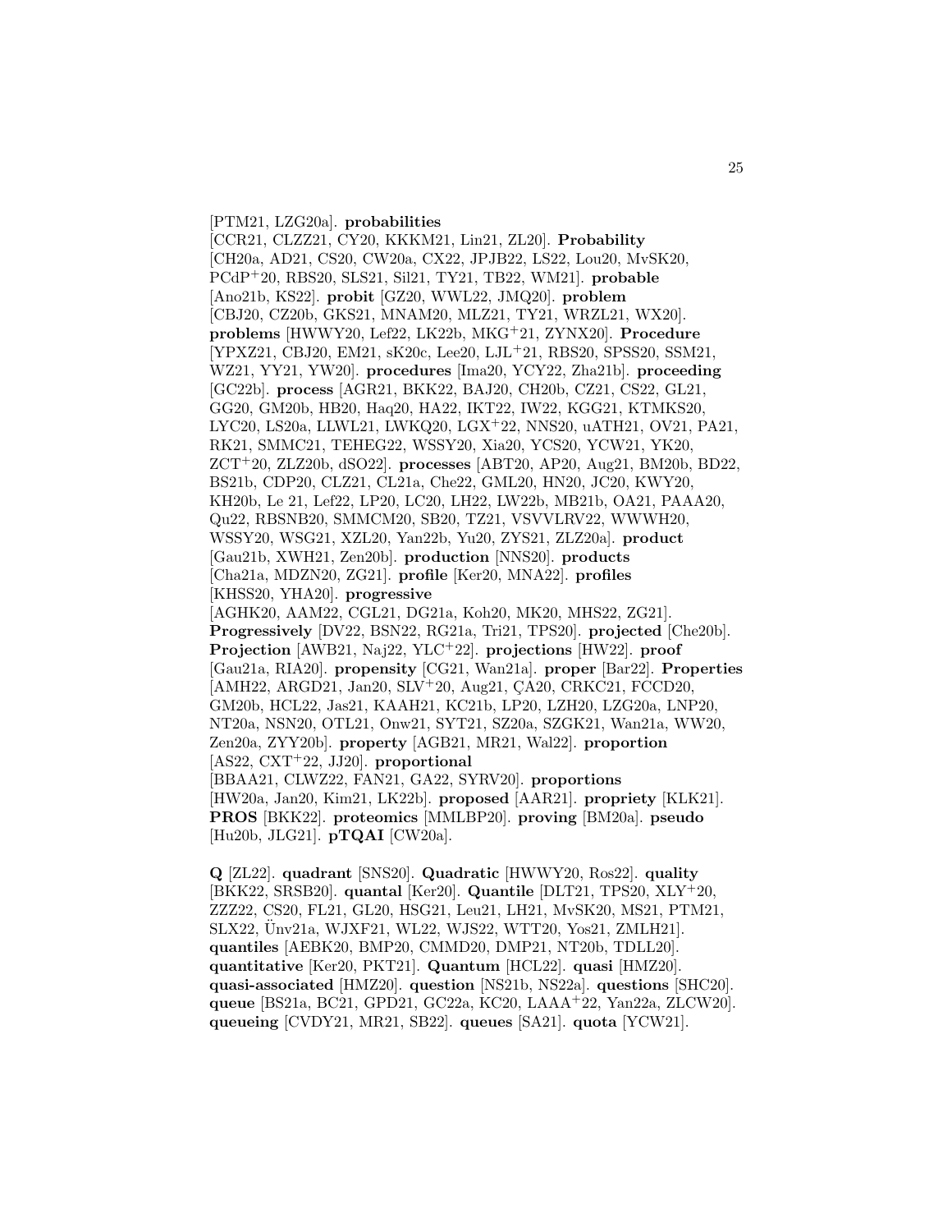[PTM21, LZG20a]. **probabilities** [CCR21, CLZZ21, CY20, KKKM21, Lin21, ZL20]. **Probability** [CH20a, AD21, CS20, CW20a, CX22, JPJB22, LS22, Lou20, MvSK20, PCdP+20, RBS20, SLS21, Sil21, TY21, TB22, WM21]. **probable** [Ano21b, KS22]. **probit** [GZ20, WWL22, JMQ20]. **problem** [CBJ20, CZ20b, GKS21, MNAM20, MLZ21, TY21, WRZL21, WX20]. **problems** [HWWY20, Lef22, LK22b, MKG+21, ZYNX20]. **Procedure** [YPXZ21, CBJ20, EM21, sK20c, Lee20, LJL+21, RBS20, SPSS20, SSM21, WZ21, YY21, YW20]. **procedures** [Ima20, YCY22, Zha21b]. **proceeding** [GC22b]. **process** [AGR21, BKK22, BAJ20, CH20b, CZ21, CS22, GL21, GG20, GM20b, HB20, Haq20, HA22, IKT22, IW22, KGG21, KTMKS20, LYC20, LS20a, LLWL21, LWKQ20, LGX+22, NNS20, uATH21, OV21, PA21, RK21, SMMC21, TEHEG22, WSSY20, Xia20, YCS20, YCW21, YK20, ZCT+20, ZLZ20b, dSO22]. **processes** [ABT20, AP20, Aug21, BM20b, BD22, BS21b, CDP20, CLZ21, CL21a, Che22, GML20, HN20, JC20, KWY20, KH20b, Le 21, Lef22, LP20, LC20, LH22, LW22b, MB21b, OA21, PAAA20, Qu22, RBSNB20, SMMCM20, SB20, TZ21, VSVVLRV22, WWWH20, WSSY20, WSG21, XZL20, Yan22b, Yu20, ZYS21, ZLZ20a]. **product** [Gau21b, XWH21, Zen20b]. **production** [NNS20]. **products** [Cha21a, MDZN20, ZG21]. **profile** [Ker20, MNA22]. **profiles** [KHSS20, YHA20]. **progressive** [AGHK20, AAM22, CGL21, DG21a, Koh20, MK20, MHS22, ZG21]. **Progressively** [DV22, BSN22, RG21a, Tri21, TPS20]. **projected** [Che20b]. **Projection** [AWB21, Naj22, YLC+22]. **projections** [HW22]. **proof** [Gau21a, RIA20]. **propensity** [CG21, Wan21a]. **proper** [Bar22]. **Properties** [AMH22, ARGD21, Jan20, SLV+20, Aug21, ÇA20, CRKC21, FCCD20, GM20b, HCL22, Jas21, KAAH21, KC21b, LP20, LZH20, LZG20a, LNP20, NT20a, NSN20, OTL21, Onw21, SYT21, SZ20a, SZGK21, Wan21a, WW20, Zen20a, ZYY20b]. **property** [AGB21, MR21, Wal22]. **proportion** [AS22, CXT+22, JJ20]. **proportional** [BBAA21, CLWZ22, FAN21, GA22, SYRV20]. **proportions** [HW20a, Jan20, Kim21, LK22b]. **proposed** [AAR21]. **propriety** [KLK21]. **PROS** [BKK22]. **proteomics** [MMLBP20]. **proving** [BM20a]. **pseudo** [Hu20b, JLG21]. **pTQAI** [CW20a].

**Q** [ZL22]. **quadrant** [SNS20]. **Quadratic** [HWWY20, Ros22]. **quality** [BKK22, SRSB20]. **quantal** [Ker20]. **Quantile** [DLT21, TPS20, XLY+20, ZZZ22, CS20, FL21, GL20, HSG21, Leu21, LH21, MvSK20, MS21, PTM21, SLX22, Ünv21a, WJXF21, WL22, WJS22, WTT20, Yos21, ZMLH21]. **quantiles** [AEBK20, BMP20, CMMD20, DMP21, NT20b, TDLL20]. **quantitative** [Ker20, PKT21]. **Quantum** [HCL22]. **quasi** [HMZ20]. **quasi-associated** [HMZ20]. **question** [NS21b, NS22a]. **questions** [SHC20]. **queue** [BS21a, BC21, GPD21, GC22a, KC20, LAAA+22, Yan22a, ZLCW20]. **queueing** [CVDY21, MR21, SB22]. **queues** [SA21]. **quota** [YCW21].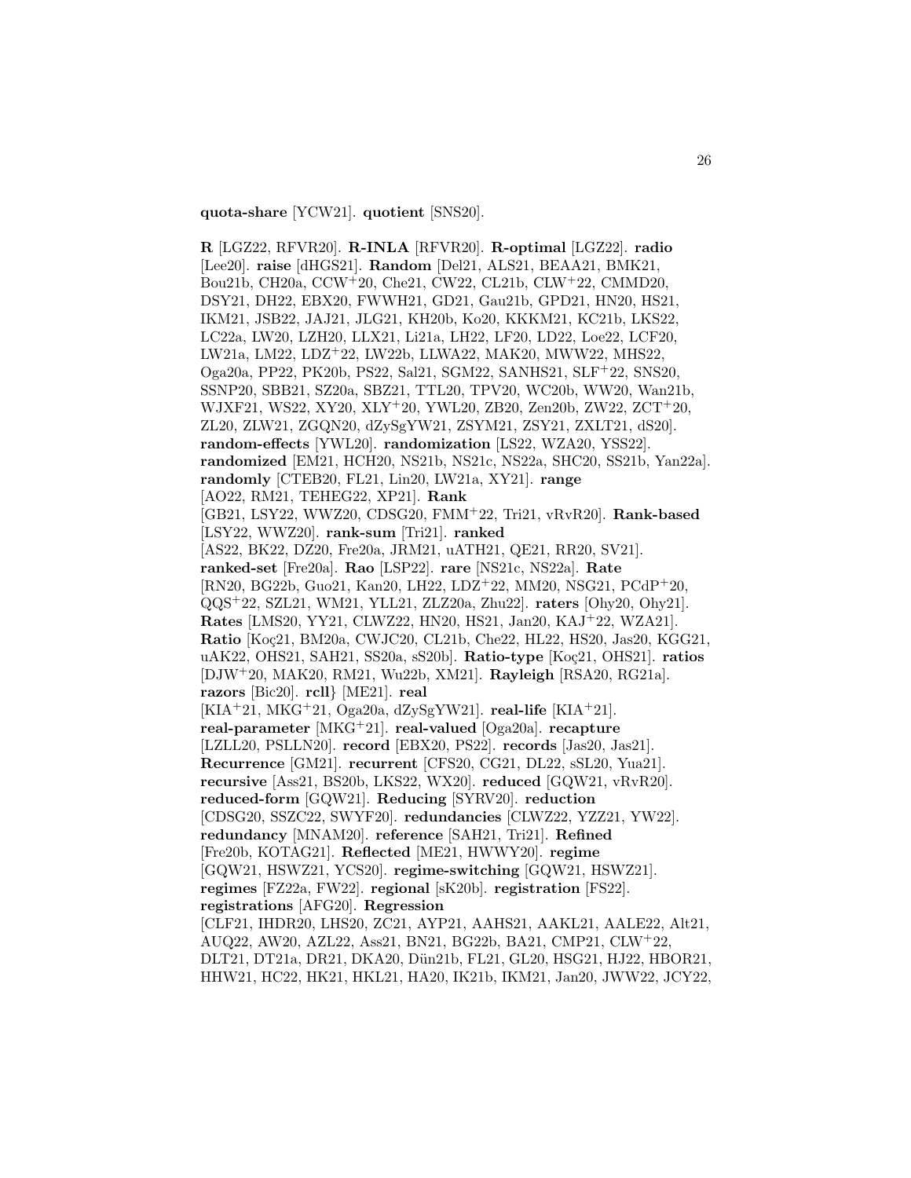**quota-share** [YCW21]. **quotient** [SNS20].

**R** [LGZ22, RFVR20]. **R-INLA** [RFVR20]. **R-optimal** [LGZ22]. **radio** [Lee20]. **raise** [dHGS21]. **Random** [Del21, ALS21, BEAA21, BMK21, Bou21b, CH20a, CCW+20, Che21, CW22, CL21b, CLW+22, CMMD20, DSY21, DH22, EBX20, FWWH21, GD21, Gau21b, GPD21, HN20, HS21, IKM21, JSB22, JAJ21, JLG21, KH20b, Ko20, KKKM21, KC21b, LKS22, LC22a, LW20, LZH20, LLX21, Li21a, LH22, LF20, LD22, Loe22, LCF20, LW21a, LM22, LDZ+22, LW22b, LLWA22, MAK20, MWW22, MHS22, Oga20a, PP22, PK20b, PS22, Sal21, SGM22, SANHS21, SLF+22, SNS20, SSNP20, SBB21, SZ20a, SBZ21, TTL20, TPV20, WC20b, WW20, Wan21b, WJXF21, WS22, XY20, XLY+20, YWL20, ZB20, Zen20b, ZW22, ZCT+20, ZL20, ZLW21, ZGQN20, dZySgYW21, ZSYM21, ZSY21, ZXLT21, dS20]. **random-effects** [YWL20]. **randomization** [LS22, WZA20, YSS22]. **randomized** [EM21, HCH20, NS21b, NS21c, NS22a, SHC20, SS21b, Yan22a]. **randomly** [CTEB20, FL21, Lin20, LW21a, XY21]. **range** [AO22, RM21, TEHEG22, XP21]. **Rank** [GB21, LSY22, WWZ20, CDSG20, FMM+22, Tri21, vRvR20]. **Rank-based** [LSY22, WWZ20]. **rank-sum** [Tri21]. **ranked** [AS22, BK22, DZ20, Fre20a, JRM21, uATH21, QE21, RR20, SV21]. **ranked-set** [Fre20a]. **Rao** [LSP22]. **rare** [NS21c, NS22a]. **Rate** [RN20, BG22b, Guo21, Kan20, LH22, LDZ+22, MM20, NSG21, PCdP+20, QQS+22, SZL21, WM21, YLL21, ZLZ20a, Zhu22]. **raters** [Ohy20, Ohy21]. **Rates** [LMS20, YY21, CLWZ22, HN20, HS21, Jan20, KAJ+22, WZA21]. **Ratio** [Koç21, BM20a, CWJC20, CL21b, Che22, HL22, HS20, Jas20, KGG21, uAK22, OHS21, SAH21, SS20a, sS20b]. **Ratio-type** [Koç21, OHS21]. **ratios** [DJW+20, MAK20, RM21, Wu22b, XM21]. **Rayleigh** [RSA20, RG21a]. **razors** [Bic20]. **rcll}** [ME21]. **real** [KIA+21, MKG+21, Oga20a, dZySgYW21]. **real-life** [KIA+21]. **real-parameter** [MKG+21]. **real-valued** [Oga20a]. **recapture** [LZLL20, PSLLN20]. **record** [EBX20, PS22]. **records** [Jas20, Jas21]. **Recurrence** [GM21]. **recurrent** [CFS20, CG21, DL22, sSL20, Yua21]. **recursive** [Ass21, BS20b, LKS22, WX20]. **reduced** [GQW21, vRvR20]. **reduced-form** [GQW21]. **Reducing** [SYRV20]. **reduction** [CDSG20, SSZC22, SWYF20]. **redundancies** [CLWZ22, YZZ21, YW22]. **redundancy** [MNAM20]. **reference** [SAH21, Tri21]. **Refined** [Fre20b, KOTAG21]. **Reflected** [ME21, HWWY20]. **regime** [GQW21, HSWZ21, YCS20]. **regime-switching** [GQW21, HSWZ21]. **regimes** [FZ22a, FW22]. **regional** [sK20b]. **registration** [FS22]. **registrations** [AFG20]. **Regression** [CLF21, IHDR20, LHS20, ZC21, AYP21, AAHS21, AAKL21, AALE22, Alt21, AUQ22, AW20, AZL22, Ass21, BN21, BG22b, BA21, CMP21, CLW+22, DLT21, DT21a, DR21, DKA20, Dün21b, FL21, GL20, HSG21, HJ22, HBOR21, HHW21, HC22, HK21, HKL21, HA20, IK21b, IKM21, Jan20, JWW22, JCY22,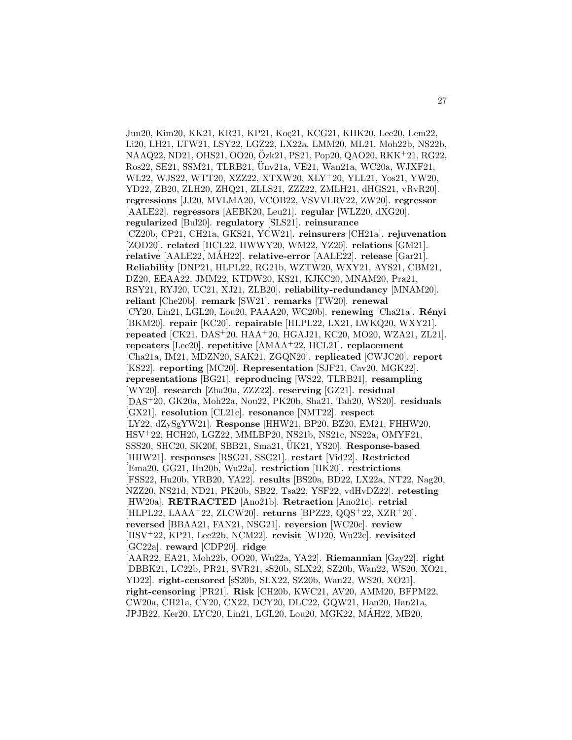Jun20, Kim20, KK21, KR21, KP21, Koç21, KCG21, KHK20, Lee20, Lem22, Li20, LH21, LTW21, LSY22, LGZ22, LX22a, LMM20, ML21, Moh22b, NS22b, NAAQ22, ND21, OHS21, OO20, Özk21, PS21, Pop20, QAO20, RKK+21, RG22, Ros22, SE21, SSM21, TLRB21, Ünv21a, VE21, Wan21a, WC20a, WJXF21, WL22, WJS22, WTT20, XZZ22, XTXW20, XLY+20, YLL21, Yos21, YW20, YD22, ZB20, ZLH20, ZHQ21, ZLLS21, ZZZ22, ZMLH21, dHGS21, vRvR20]. **regressions** [JJ20, MVLMA20, VCOB22, VSVVLRV22, ZW20]. **regressor** [AALE22]. **regressors** [AEBK20, Leu21]. **regular** [WLZ20, dXG20]. **regularized** [Bul20]. **regulatory** [SLS21]. **reinsurance** [CZ20b, CP21, CH21a, GKS21, YCW21]. **reinsurers** [CH21a]. **rejuvenation** [ZOD20]. **related** [HCL22, HWWY20, WM22, YZ20]. **relations** [GM21]. **relative** [AALE22, MÁH22]. **relative-error** [AALE22]. **release** [Gar21]. **Reliability** [DNP21, HLPL22, RG21b, WZTW20, WXY21, AYS21, CBM21, DZ20, EEAA22, JMM22, KTDW20, KS21, KJKC20, MNAM20, Pra21, RSY21, RYJ20, UC21, XJ21, ZLB20]. **reliability-redundancy** [MNAM20]. **reliant** [Che20b]. **remark** [SW21]. **remarks** [TW20]. **renewal** [CY20, Lin21, LGL20, Lou20, PAAA20, WC20b]. **renewing** [Cha21a]. **Rényi** [BKM20]. **repair** [KC20]. **repairable** [HLPL22, LX21, LWKQ20, WXY21]. **repeated** [CK21, DAS+20, HAA+20, HGAJ21, KC20, MO20, WZA21, ZL21]. **repeaters** [Lee20]. **repetitive** [AMAA+22, HCL21]. **replacement** [Cha21a, IM21, MDZN20, SAK21, ZGQN20]. **replicated** [CWJC20]. **report** [KS22]. **reporting** [MC20]. **Representation** [SJF21, Cav20, MGK22]. **representations** [BG21]. **reproducing** [WS22, TLRB21]. **resampling** [WY20]. **research** [Zha20a, ZZZ22]. **reserving** [GZ21]. **residual** [DAS+20, GK20a, Moh22a, Nou22, PK20b, Sha21, Tah20, WS20]. **residuals** [GX21]. **resolution** [CL21c]. **resonance** [NMT22]. **respect** [LY22, dZySgYW21]. **Response** [HHW21, BP20, BZ20, EM21, FHHW20, HSV+22, HCH20, LGZ22, MMLBP20, NS21b, NS21c, NS22a, OMYF21, SSS20, SHC20, SK20f, SBB21, Sma21, ÜK21, YS20]. **Response-based** [HHW21]. **responses** [RSG21, SSG21]. **restart** [Vid22]. **Restricted** [Ema20, GG21, Hu20b, Wu22a]. **restriction** [HK20]. **restrictions** [FSS22, Hu20b, YRB20, YA22]. **results** [BS20a, BD22, LX22a, NT22, Nag20, NZZ20, NS21d, ND21, PK20b, SB22, Tsa22, YSF22, vdHvDZ22]. **retesting** [HW20a]. **RETRACTED** [Ano21b]. **Retraction** [Ano21c]. **retrial** [HLPL22, LAAA+22, ZLCW20]. **returns** [BPZ22, QQS+22, XZR+20]. **reversed** [BBAA21, FAN21, NSG21]. **reversion** [WC20c]. **review** [HSV+22, KP21, Lee22b, NCM22]. **revisit** [WD20, Wu22c]. **revisited** [GC22a]. **reward** [CDP20]. **ridge** [AAR22, EA21, Moh22b, OO20, Wu22a, YA22]. **Riemannian** [Gzy22]. **right** [DBBK21, LC22b, PR21, SVR21, sS20b, SLX22, SZ20b, Wan22, WS20, XO21, YD22]. **right-censored** [sS20b, SLX22, SZ20b, Wan22, WS20, XO21]. **right-censoring** [PR21]. **Risk** [CH20b, KWC21, AV20, AMM20, BFPM22, CW20a, CH21a, CY20, CX22, DCY20, DLC22, GQW21, Han20, Han21a, JPJB22, Ker20, LYC20, Lin21, LGL20, Lou20, MGK22, MÁH22, MB20,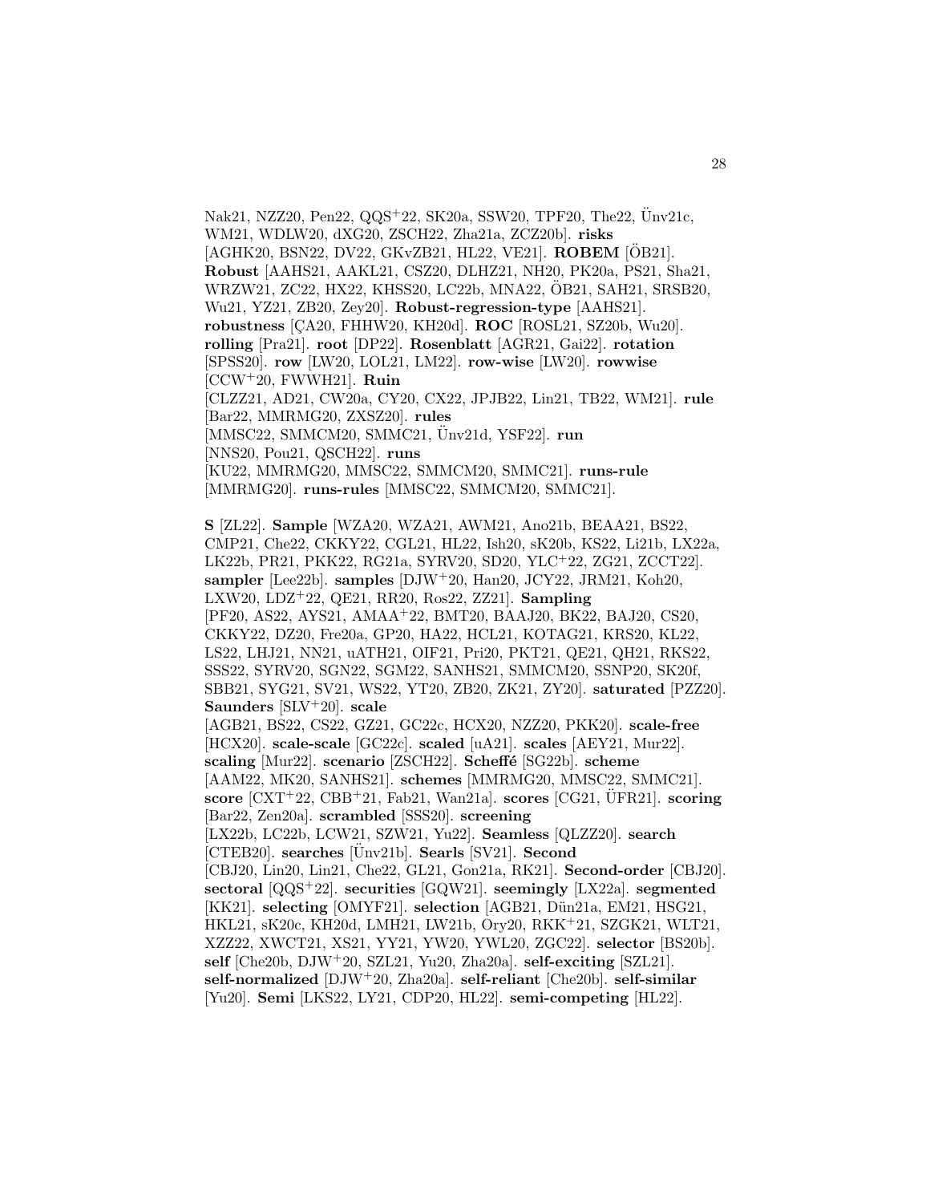Nak21, NZZ20, Pen22, QQS+22, SK20a, SSW20, TPF20, The22, Ünv21c, WM21, WDLW20, dXG20, ZSCH22, Zha21a, ZCZ20b]. **risks** [AGHK20, BSN22, DV22, GKvZB21, HL22, VE21]. **ROBEM** [ÖB21]. **Robust** [AAHS21, AAKL21, CSZ20, DLHZ21, NH20, PK20a, PS21, Sha21, WRZW21, ZC22, HX22, KHSS20, LC22b, MNA22, ÖB21, SAH21, SRSB20, Wu21, YZ21, ZB20, Zey20]. **Robust-regression-type** [AAHS21]. **robustness** [ÇA20, FHHW20, KH20d]. **ROC** [ROSL21, SZ20b, Wu20]. **rolling** [Pra21]. **root** [DP22]. **Rosenblatt** [AGR21, Gai22]. **rotation** [SPSS20]. **row** [LW20, LOL21, LM22]. **row-wise** [LW20]. **rowwise** [CCW+20, FWWH21]. **Ruin** [CLZZ21, AD21, CW20a, CY20, CX22, JPJB22, Lin21, TB22, WM21]. **rule** [Bar22, MMRMG20, ZXSZ20]. **rules** [MMSC22, SMMCM20, SMMC21, Ünv21d, YSF22]. **run** [NNS20, Pou21, QSCH22]. **runs** [KU22, MMRMG20, MMSC22, SMMCM20, SMMC21]. **runs-rule** [MMRMG20]. **runs-rules** [MMSC22, SMMCM20, SMMC21].

**S** [ZL22]. **Sample** [WZA20, WZA21, AWM21, Ano21b, BEAA21, BS22, CMP21, Che22, CKKY22, CGL21, HL22, Ish20, sK20b, KS22, Li21b, LX22a, LK22b, PR21, PKK22, RG21a, SYRV20, SD20, YLC+22, ZG21, ZCCT22]. **sampler** [Lee22b]. **samples** [DJW+20, Han20, JCY22, JRM21, Koh20, LXW20, LDZ+22, QE21, RR20, Ros22, ZZ21]. **Sampling** [PF20, AS22, AYS21, AMAA+22, BMT20, BAAJ20, BK22, BAJ20, CS20, CKKY22, DZ20, Fre20a, GP20, HA22, HCL21, KOTAG21, KRS20, KL22, LS22, LHJ21, NN21, uATH21, OIF21, Pri20, PKT21, QE21, QH21, RKS22, SSS22, SYRV20, SGN22, SGM22, SANHS21, SMMCM20, SSNP20, SK20f, SBB21, SYG21, SV21, WS22, YT20, ZB20, ZK21, ZY20]. **saturated** [PZZ20]. **Saunders** [SLV+20]. **scale** [AGB21, BS22, CS22, GZ21, GC22c, HCX20, NZZ20, PKK20]. **scale-free** [HCX20]. **scale-scale** [GC22c]. **scaled** [uA21]. **scales** [AEY21, Mur22]. **scaling** [Mur22]. **scenario** [ZSCH22]. **Scheffé** [SG22b]. **scheme** [AAM22, MK20, SANHS21]. **schemes** [MMRMG20, MMSC22, SMMC21]. **score** [CXT+22, CBB+21, Fab21, Wan21a]. **scores** [CG21, ÜFR21]. **scoring** [Bar22, Zen20a]. **scrambled** [SSS20]. **screening** [LX22b, LC22b, LCW21, SZW21, Yu22]. **Seamless** [QLZZ20]. **search** [CTEB20]. **searches** [Ünv21b]. **Searls** [SV21]. **Second** [CBJ20, Lin20, Lin21, Che22, GL21, Gon21a, RK21]. **Second-order** [CBJ20]. **sectoral** [QQS+22]. **securities** [GQW21]. **seemingly** [LX22a]. **segmented** [KK21]. **selecting** [OMYF21]. **selection** [AGB21, Dün21a, EM21, HSG21, HKL21, sK20c, KH20d, LMH21, LW21b, Ory20, RKK+21, SZGK21, WLT21, XZZ22, XWCT21, XS21, YY21, YW20, YWL20, ZGC22]. **selector** [BS20b]. **self** [Che20b, DJW+20, SZL21, Yu20, Zha20a]. **self-exciting** [SZL21]. **self-normalized** [DJW+20, Zha20a]. **self-reliant** [Che20b]. **self-similar** [Yu20]. **Semi** [LKS22, LY21, CDP20, HL22]. **semi-competing** [HL22].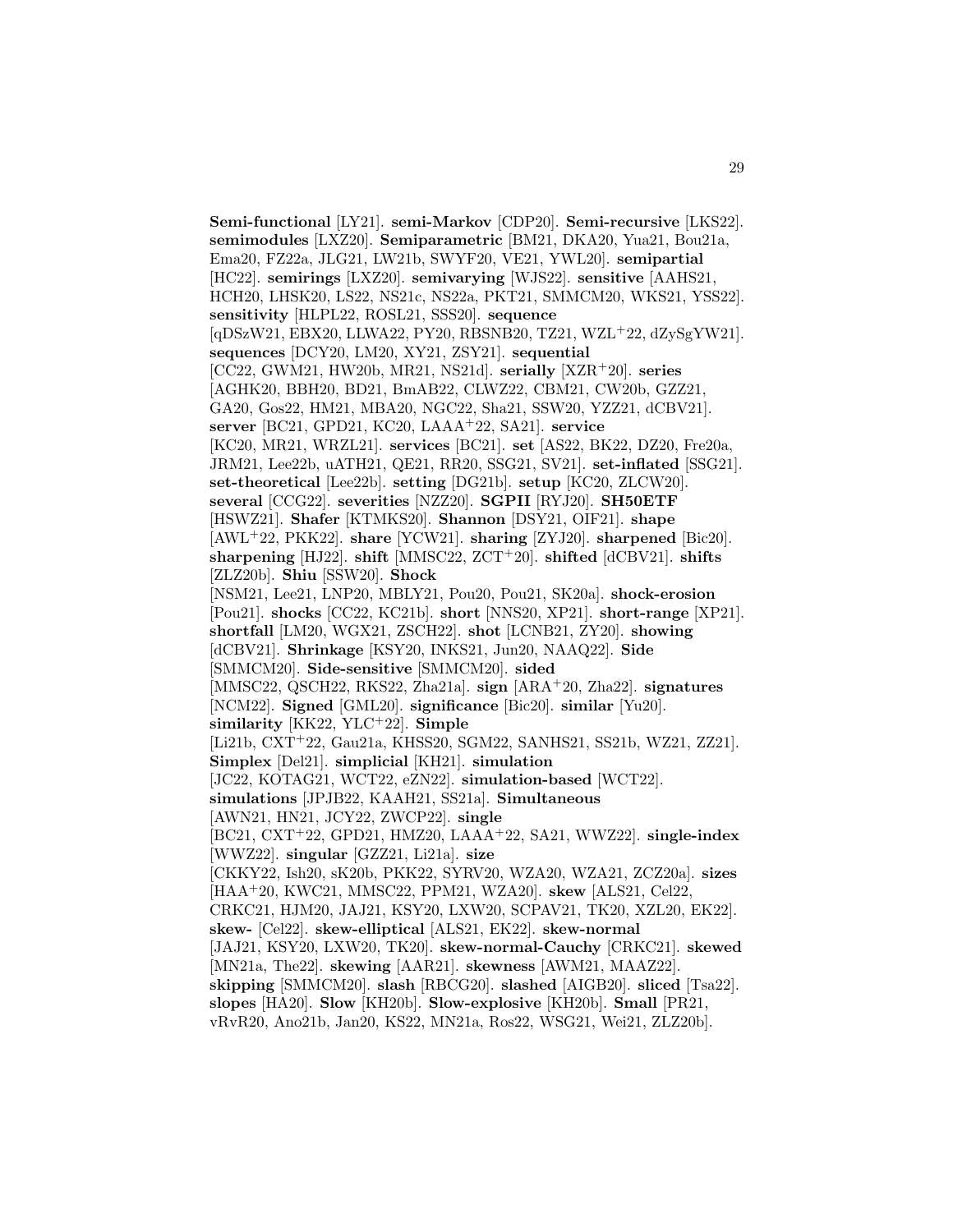**Semi-functional** [LY21]. **semi-Markov** [CDP20]. **Semi-recursive** [LKS22]. **semimodules** [LXZ20]. **Semiparametric** [BM21, DKA20, Yua21, Bou21a, Ema20, FZ22a, JLG21, LW21b, SWYF20, VE21, YWL20]. **semipartial** [HC22]. **semirings** [LXZ20]. **semivarying** [WJS22]. **sensitive** [AAHS21, HCH20, LHSK20, LS22, NS21c, NS22a, PKT21, SMMCM20, WKS21, YSS22]. **sensitivity** [HLPL22, ROSL21, SSS20]. **sequence** [qDSzW21, EBX20, LLWA22, PY20, RBSNB20, TZ21, WZL+22, dZySgYW21]. **sequences** [DCY20, LM20, XY21, ZSY21]. **sequential** [CC22, GWM21, HW20b, MR21, NS21d]. **serially** [XZR+20]. **series** [AGHK20, BBH20, BD21, BmAB22, CLWZ22, CBM21, CW20b, GZZ21, GA20, Gos22, HM21, MBA20, NGC22, Sha21, SSW20, YZZ21, dCBV21]. **server** [BC21, GPD21, KC20, LAAA+22, SA21]. **service** [KC20, MR21, WRZL21]. **services** [BC21]. **set** [AS22, BK22, DZ20, Fre20a, JRM21, Lee22b, uATH21, QE21, RR20, SSG21, SV21]. **set-inflated** [SSG21]. **set-theoretical** [Lee22b]. **setting** [DG21b]. **setup** [KC20, ZLCW20]. **several** [CCG22]. **severities** [NZZ20]. **SGPII** [RYJ20]. **SH50ETF** [HSWZ21]. **Shafer** [KTMKS20]. **Shannon** [DSY21, OIF21]. **shape** [AWL+22, PKK22]. **share** [YCW21]. **sharing** [ZYJ20]. **sharpened** [Bic20]. **sharpening** [HJ22]. **shift** [MMSC22, ZCT+20]. **shifted** [dCBV21]. **shifts** [ZLZ20b]. **Shiu** [SSW20]. **Shock** [NSM21, Lee21, LNP20, MBLY21, Pou20, Pou21, SK20a]. **shock-erosion** [Pou21]. **shocks** [CC22, KC21b]. **short** [NNS20, XP21]. **short-range** [XP21]. **shortfall** [LM20, WGX21, ZSCH22]. **shot** [LCNB21, ZY20]. **showing** [dCBV21]. **Shrinkage** [KSY20, INKS21, Jun20, NAAQ22]. **Side** [SMMCM20]. **Side-sensitive** [SMMCM20]. **sided** [MMSC22, QSCH22, RKS22, Zha21a]. **sign** [ARA+20, Zha22]. **signatures** [NCM22]. **Signed** [GML20]. **significance** [Bic20]. **similar** [Yu20]. **similarity** [KK22, YLC+22]. **Simple** [Li21b, CXT+22, Gau21a, KHSS20, SGM22, SANHS21, SS21b, WZ21, ZZ21]. **Simplex** [Del21]. **simplicial** [KH21]. **simulation** [JC22, KOTAG21, WCT22, eZN22]. **simulation-based** [WCT22]. **simulations** [JPJB22, KAAH21, SS21a]. **Simultaneous** [AWN21, HN21, JCY22, ZWCP22]. **single** [BC21, CXT+22, GPD21, HMZ20, LAAA+22, SA21, WWZ22]. **single-index** [WWZ22]. **singular** [GZZ21, Li21a]. **size** [CKKY22, Ish20, sK20b, PKK22, SYRV20, WZA20, WZA21, ZCZ20a]. **sizes** [HAA+20, KWC21, MMSC22, PPM21, WZA20]. **skew** [ALS21, Cel22, CRKC21, HJM20, JAJ21, KSY20, LXW20, SCPAV21, TK20, XZL20, EK22]. **skew-** [Cel22]. **skew-elliptical** [ALS21, EK22]. **skew-normal** [JAJ21, KSY20, LXW20, TK20]. **skew-normal-Cauchy** [CRKC21]. **skewed** [MN21a, The22]. **skewing** [AAR21]. **skewness** [AWM21, MAAZ22]. **skipping** [SMMCM20]. **slash** [RBCG20]. **slashed** [AIGB20]. **sliced** [Tsa22]. **slopes** [HA20]. **Slow** [KH20b]. **Slow-explosive** [KH20b]. **Small** [PR21, vRvR20, Ano21b, Jan20, KS22, MN21a, Ros22, WSG21, Wei21, ZLZ20b].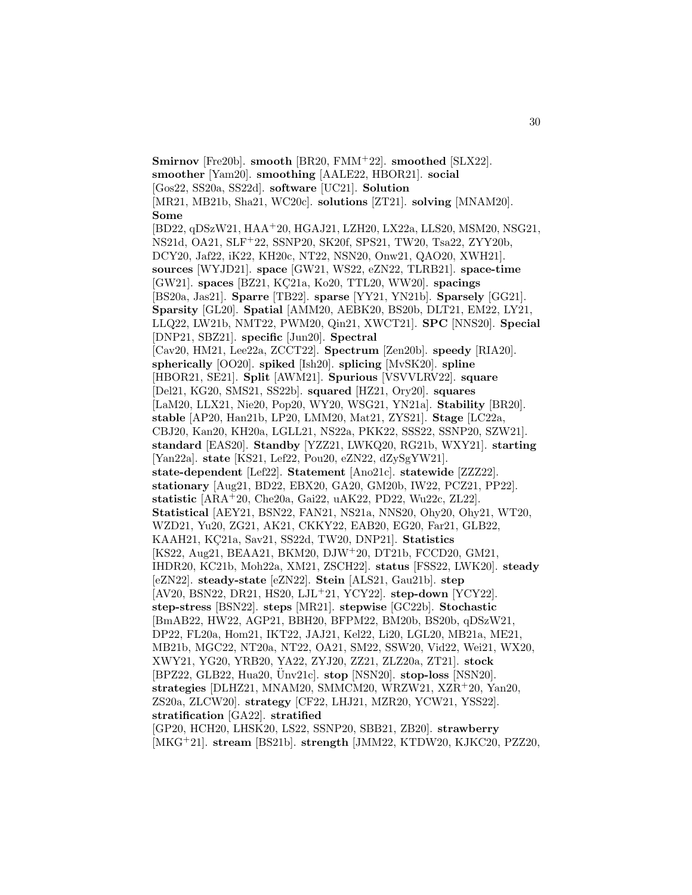**Smirnov** [Fre20b]. **smooth** [BR20, FMM+22]. **smoothed** [SLX22]. **smoother** [Yam20]. **smoothing** [AALE22, HBOR21]. **social** [Gos22, SS20a, SS22d]. **software** [UC21]. **Solution** [MR21, MB21b, Sha21, WC20c]. **solutions** [ZT21]. **solving** [MNAM20]. **Some** [BD22, qDSzW21, HAA+20, HGAJ21, LZH20, LX22a, LLS20, MSM20, NSG21, NS21d, OA21, SLF+22, SSNP20, SK20f, SPS21, TW20, Tsa22, ZYY20b, DCY20, Jaf22, iK22, KH20c, NT22, NSN20, Onw21, QAO20, XWH21]. **sources** [WYJD21]. **space** [GW21, WS22, eZN22, TLRB21]. **space-time** [GW21]. **spaces** [BZ21, KÇ21a, Ko20, TTL20, WW20]. **spacings** [BS20a, Jas21]. **Sparre** [TB22]. **sparse** [YY21, YN21b]. **Sparsely** [GG21]. **Sparsity** [GL20]. **Spatial** [AMM20, AEBK20, BS20b, DLT21, EM22, LY21, LLQ22, LW21b, NMT22, PWM20, Qin21, XWCT21]. **SPC** [NNS20]. **Special** [DNP21, SBZ21]. **specific** [Jun20]. **Spectral** [Cav20, HM21, Lee22a, ZCCT22]. **Spectrum** [Zen20b]. **speedy** [RIA20]. **spherically** [OO20]. **spiked** [Ish20]. **splicing** [MvSK20]. **spline** [HBOR21, SE21]. **Split** [AWM21]. **Spurious** [VSVVLRV22]. **square** [Del21, KG20, SMS21, SS22b]. **squared** [HZ21, Ory20]. **squares** [LaM20, LLX21, Nie20, Pop20, WY20, WSG21, YN21a]. **Stability** [BR20]. **stable** [AP20, Han21b, LP20, LMM20, Mat21, ZYS21]. **Stage** [LC22a, CBJ20, Kan20, KH20a, LGLL21, NS22a, PKK22, SSS22, SSNP20, SZW21]. **standard** [EAS20]. **Standby** [YZZ21, LWKQ20, RG21b, WXY21]. **starting** [Yan22a]. **state** [KS21, Lef22, Pou20, eZN22, dZySgYW21]. **state-dependent** [Lef22]. **Statement** [Ano21c]. **statewide** [ZZZ22]. **stationary** [Aug21, BD22, EBX20, GA20, GM20b, IW22, PCZ21, PP22]. **statistic** [ARA+20, Che20a, Gai22, uAK22, PD22, Wu22c, ZL22]. **Statistical** [AEY21, BSN22, FAN21, NS21a, NNS20, Ohy20, Ohy21, WT20, WZD21, Yu20, ZG21, AK21, CKKY22, EAB20, EG20, Far21, GLB22, KAAH21, KÇ21a, Sav21, SS22d, TW20, DNP21]. **Statistics** [KS22, Aug21, BEAA21, BKM20, DJW+20, DT21b, FCCD20, GM21, IHDR20, KC21b, Moh22a, XM21, ZSCH22]. **status** [FSS22, LWK20]. **steady** [eZN22]. **steady-state** [eZN22]. **Stein** [ALS21, Gau21b]. **step** [AV20, BSN22, DR21, HS20, LJL+21, YCY22]. **step-down** [YCY22]. **step-stress** [BSN22]. **steps** [MR21]. **stepwise** [GC22b]. **Stochastic** [BmAB22, HW22, AGP21, BBH20, BFPM22, BM20b, BS20b, qDSzW21, DP22, FL20a, Hom21, IKT22, JAJ21, Kel22, Li20, LGL20, MB21a, ME21, MB21b, MGC22, NT20a, NT22, OA21, SM22, SSW20, Vid22, Wei21, WX20, XWY21, YG20, YRB20, YA22, ZYJ20, ZZ21, ZLZ20a, ZT21]. **stock** [BPZ22, GLB22, Hua20, Ünv21c]. **stop** [NSN20]. **stop-loss** [NSN20]. **strategies** [DLHZ21, MNAM20, SMMCM20, WRZW21, XZR+20, Yan20, ZS20a, ZLCW20]. **strategy** [CF22, LHJ21, MZR20, YCW21, YSS22]. **stratification** [GA22]. **stratified** [GP20, HCH20, LHSK20, LS22, SSNP20, SBB21, ZB20]. **strawberry** [MKG+21]. **stream** [BS21b]. **strength** [JMM22, KTDW20, KJKC20, PZZ20,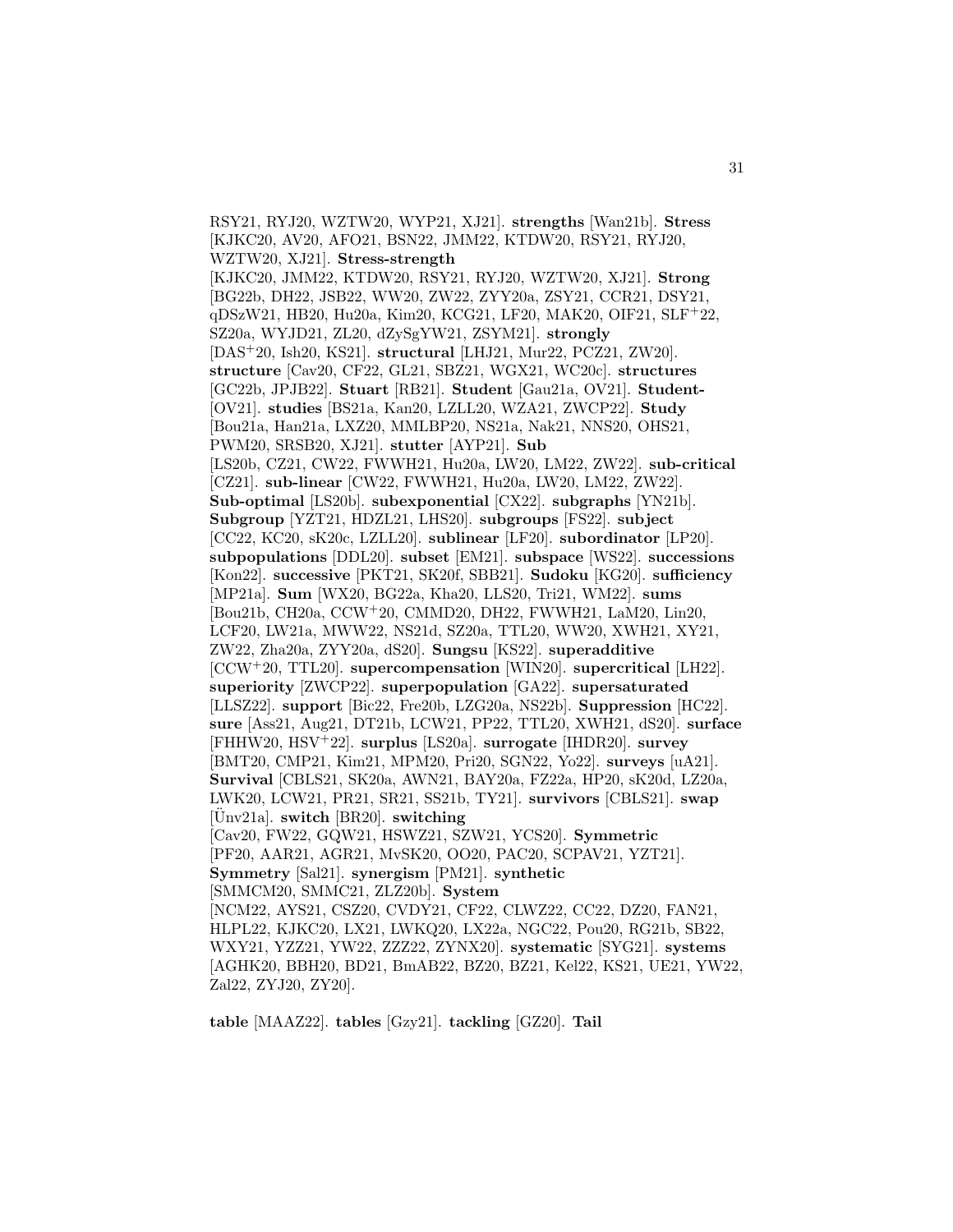RSY21, RYJ20, WZTW20, WYP21, XJ21]. **strengths** [Wan21b]. **Stress** [KJKC20, AV20, AFO21, BSN22, JMM22, KTDW20, RSY21, RYJ20, WZTW20, XJ21]. **Stress-strength** [KJKC20, JMM22, KTDW20, RSY21, RYJ20, WZTW20, XJ21]. **Strong** [BG22b, DH22, JSB22, WW20, ZW22, ZYY20a, ZSY21, CCR21, DSY21, qDSzW21, HB20, Hu20a, Kim20, KCG21, LF20, MAK20, OIF21, SLF+22, SZ20a, WYJD21, ZL20, dZySgYW21, ZSYM21]. **strongly** [DAS+20, Ish20, KS21]. **structural** [LHJ21, Mur22, PCZ21, ZW20]. **structure** [Cav20, CF22, GL21, SBZ21, WGX21, WC20c]. **structures** [GC22b, JPJB22]. **Stuart** [RB21]. **Student** [Gau21a, OV21]. **Student-** [OV21]. **studies** [BS21a, Kan20, LZLL20, WZA21, ZWCP22]. **Study** [Bou21a, Han21a, LXZ20, MMLBP20, NS21a, Nak21, NNS20, OHS21, PWM20, SRSB20, XJ21]. **stutter** [AYP21]. **Sub** [LS20b, CZ21, CW22, FWWH21, Hu20a, LW20, LM22, ZW22]. **sub-critical** [CZ21]. **sub-linear** [CW22, FWWH21, Hu20a, LW20, LM22, ZW22]. **Sub-optimal** [LS20b]. **subexponential** [CX22]. **subgraphs** [YN21b]. **Subgroup** [YZT21, HDZL21, LHS20]. **subgroups** [FS22]. **subject** [CC22, KC20, sK20c, LZLL20]. **sublinear** [LF20]. **subordinator** [LP20]. **subpopulations** [DDL20]. **subset** [EM21]. **subspace** [WS22]. **successions** [Kon22]. **successive** [PKT21, SK20f, SBB21]. **Sudoku** [KG20]. **sufficiency** [MP21a]. **Sum** [WX20, BG22a, Kha20, LLS20, Tri21, WM22]. **sums** [Bou21b, CH20a, CCW+20, CMMD20, DH22, FWWH21, LaM20, Lin20, LCF20, LW21a, MWW22, NS21d, SZ20a, TTL20, WW20, XWH21, XY21, ZW22, Zha20a, ZYY20a, dS20]. **Sungsu** [KS22]. **superadditive** [CCW+20, TTL20]. **supercompensation** [WIN20]. **supercritical** [LH22]. **superiority** [ZWCP22]. **superpopulation** [GA22]. **supersaturated** [LLSZ22]. **support** [Bic22, Fre20b, LZG20a, NS22b]. **Suppression** [HC22]. **sure** [Ass21, Aug21, DT21b, LCW21, PP22, TTL20, XWH21, dS20]. **surface** [FHHW20, HSV+22]. **surplus** [LS20a]. **surrogate** [IHDR20]. **survey** [BMT20, CMP21, Kim21, MPM20, Pri20, SGN22, Yo22]. **surveys** [uA21]. **Survival** [CBLS21, SK20a, AWN21, BAY20a, FZ22a, HP20, sK20d, LZ20a, LWK20, LCW21, PR21, SR21, SS21b, TY21]. **survivors** [CBLS21]. **swap** [Ünv21a]. **switch** [BR20]. **switching** [Cav20, FW22, GQW21, HSWZ21, SZW21, YCS20]. **Symmetric** [PF20, AAR21, AGR21, MvSK20, OO20, PAC20, SCPAV21, YZT21]. **Symmetry** [Sal21]. **synergism** [PM21]. **synthetic** [SMMCM20, SMMC21, ZLZ20b]. **System** [NCM22, AYS21, CSZ20, CVDY21, CF22, CLWZ22, CC22, DZ20, FAN21, HLPL22, KJKC20, LX21, LWKQ20, LX22a, NGC22, Pou20, RG21b, SB22, WXY21, YZZ21, YW22, ZZZ22, ZYNX20]. **systematic** [SYG21]. **systems** [AGHK20, BBH20, BD21, BmAB22, BZ20, BZ21, Kel22, KS21, UE21, YW22, Zal22, ZYJ20, ZY20].

**table** [MAAZ22]. **tables** [Gzy21]. **tackling** [GZ20]. **Tail**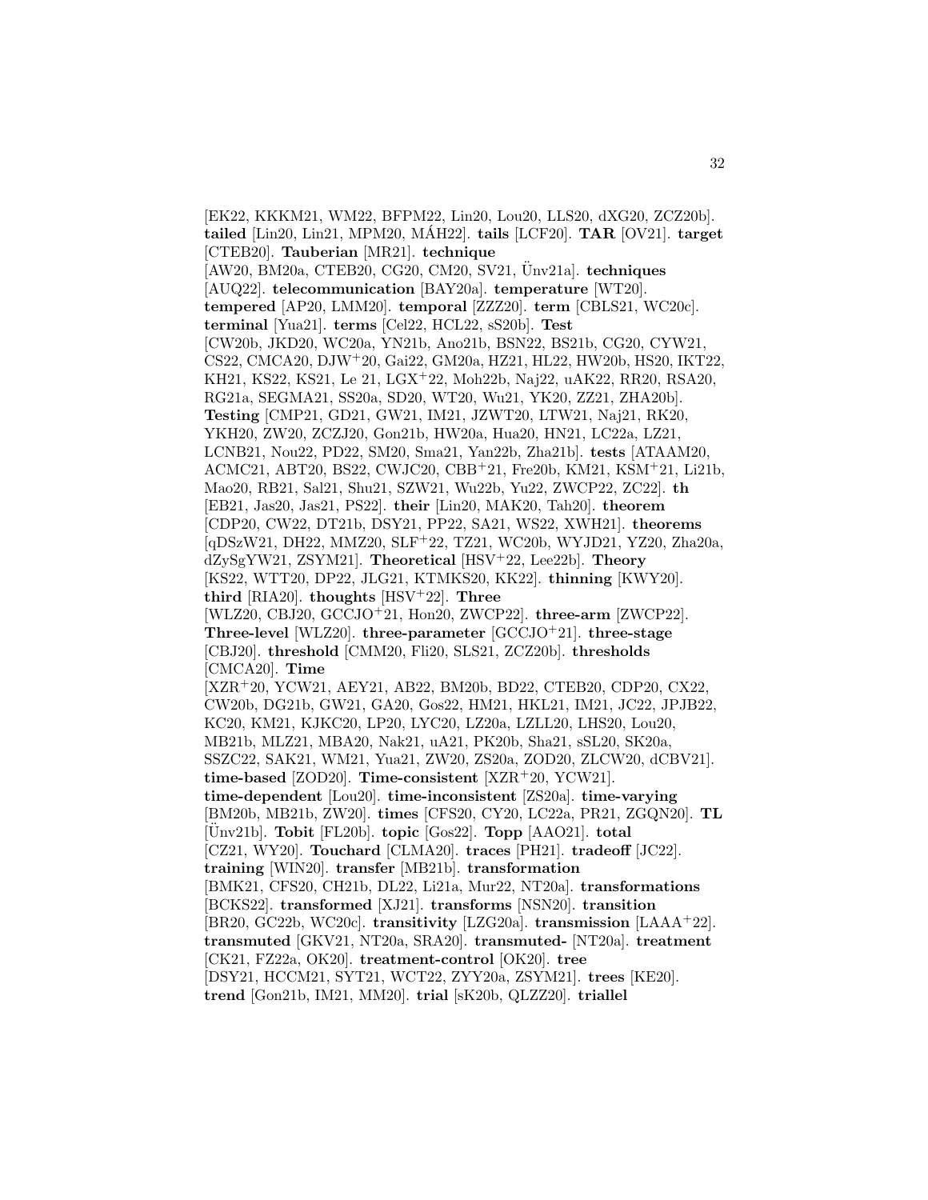[EK22, KKKM21, WM22, BFPM22, Lin20, Lou20, LLS20, dXG20, ZCZ20b]. **tailed** [Lin20, Lin21, MPM20, MÁH22]. **tails** [LCF20]. **TAR** [OV21]. **target** [CTEB20]. **Tauberian** [MR21]. **technique** [AW20, BM20a, CTEB20, CG20, CM20, SV21, Ünv21a]. **techniques** [AUQ22]. **telecommunication** [BAY20a]. **temperature** [WT20]. **tempered** [AP20, LMM20]. **temporal** [ZZZ20]. **term** [CBLS21, WC20c]. **terminal** [Yua21]. **terms** [Cel22, HCL22, sS20b]. **Test** [CW20b, JKD20, WC20a, YN21b, Ano21b, BSN22, BS21b, CG20, CYW21, CS22, CMCA20, DJW+20, Gai22, GM20a, HZ21, HL22, HW20b, HS20, IKT22, KH21, KS22, KS21, Le 21, LGX+22, Moh22b, Naj22, uAK22, RR20, RSA20, RG21a, SEGMA21, SS20a, SD20, WT20, Wu21, YK20, ZZ21, ZHA20b]. **Testing** [CMP21, GD21, GW21, IM21, JZWT20, LTW21, Naj21, RK20, YKH20, ZW20, ZCZJ20, Gon21b, HW20a, Hua20, HN21, LC22a, LZ21, LCNB21, Nou22, PD22, SM20, Sma21, Yan22b, Zha21b]. **tests** [ATAAM20, ACMC21, ABT20, BS22, CWJC20, CBB+21, Fre20b, KM21, KSM+21, Li21b, Mao20, RB21, Sal21, Shu21, SZW21, Wu22b, Yu22, ZWCP22, ZC22]. **th** [EB21, Jas20, Jas21, PS22]. **their** [Lin20, MAK20, Tah20]. **theorem** [CDP20, CW22, DT21b, DSY21, PP22, SA21, WS22, XWH21]. **theorems** [qDSzW21, DH22, MMZ20, SLF+22, TZ21, WC20b, WYJD21, YZ20, Zha20a, dZySgYW21, ZSYM21]. **Theoretical** [HSV+22, Lee22b]. **Theory** [KS22, WTT20, DP22, JLG21, KTMKS20, KK22]. **thinning** [KWY20]. **third** [RIA20]. **thoughts** [HSV+22]. **Three** [WLZ20, CBJ20, GCCJO+21, Hon20, ZWCP22]. **three-arm** [ZWCP22]. **Three-level** [WLZ20]. **three-parameter** [GCCJO+21]. **three-stage** [CBJ20]. **threshold** [CMM20, Fli20, SLS21, ZCZ20b]. **thresholds** [CMCA20]. **Time** [XZR+20, YCW21, AEY21, AB22, BM20b, BD22, CTEB20, CDP20, CX22, CW20b, DG21b, GW21, GA20, Gos22, HM21, HKL21, IM21, JC22, JPJB22, KC20, KM21, KJKC20, LP20, LYC20, LZ20a, LZLL20, LHS20, Lou20, MB21b, MLZ21, MBA20, Nak21, uA21, PK20b, Sha21, sSL20, SK20a, SSZC22, SAK21, WM21, Yua21, ZW20, ZS20a, ZOD20, ZLCW20, dCBV21]. **time-based** [ZOD20]. **Time-consistent** [XZR+20, YCW21]. **time-dependent** [Lou20]. **time-inconsistent** [ZS20a]. **time-varying** [BM20b, MB21b, ZW20]. **times** [CFS20, CY20, LC22a, PR21, ZGQN20]. **TL** [Ünv21b]. **Tobit** [FL20b]. **topic** [Gos22]. **Topp** [AAO21]. **total** [CZ21, WY20]. **Touchard** [CLMA20]. **traces** [PH21]. **tradeoff** [JC22]. **training** [WIN20]. **transfer** [MB21b]. **transformation** [BMK21, CFS20, CH21b, DL22, Li21a, Mur22, NT20a]. **transformations** [BCKS22]. **transformed** [XJ21]. **transforms** [NSN20]. **transition** [BR20, GC22b, WC20c]. **transitivity** [LZG20a]. **transmission** [LAAA+22]. **transmuted** [GKV21, NT20a, SRA20]. **transmuted-** [NT20a]. **treatment** [CK21, FZ22a, OK20]. **treatment-control** [OK20]. **tree** [DSY21, HCCM21, SYT21, WCT22, ZYY20a, ZSYM21]. **trees** [KE20]. **trend** [Gon21b, IM21, MM20]. **trial** [sK20b, QLZZ20]. **triallel**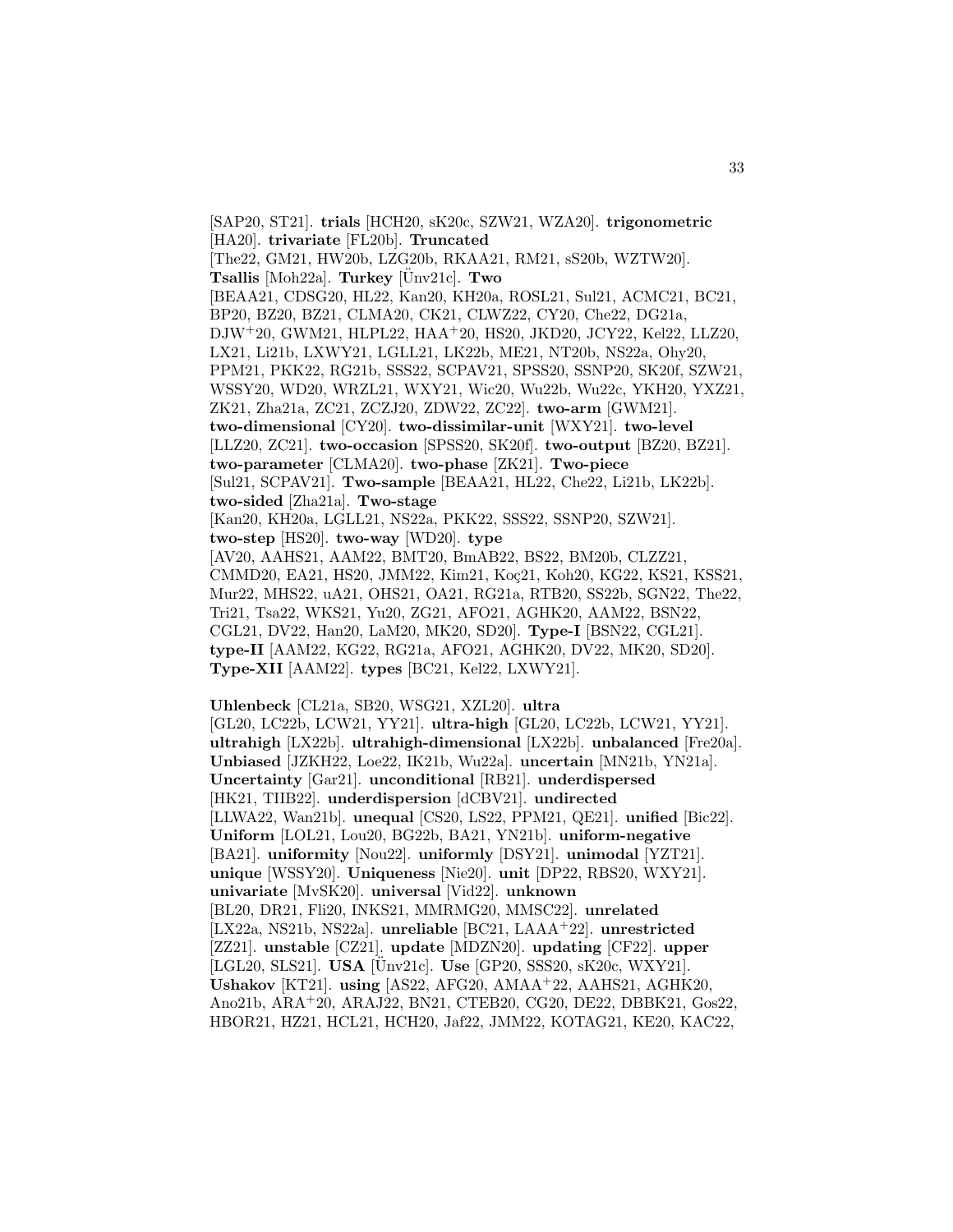[SAP20, ST21]. **trials** [HCH20, sK20c, SZW21, WZA20]. **trigonometric** [HA20]. **trivariate** [FL20b]. **Truncated** [The22, GM21, HW20b, LZG20b, RKAA21, RM21, sS20b, WZTW20]. **Tsallis** [Moh22a]. **Turkey** [Ünv21c]. **Two** [BEAA21, CDSG20, HL22, Kan20, KH20a, ROSL21, Sul21, ACMC21, BC21, BP20, BZ20, BZ21, CLMA20, CK21, CLWZ22, CY20, Che22, DG21a, DJW$^{+}$20, GWM21, HLPL22, HAA$^{+}$20, HS20, JKD20, JCY22, Kel22, LLZ20, LX21, Li21b, LXWY21, LGLL21, LK22b, ME21, NT20b, NS22a, Ohy20, PPM21, PKK22, RG21b, SSS22, SCPAV21, SPSS20, SSNP20, SK20f, SZW21, WSSY20, WD20, WRZL21, WXY21, Wic20, Wu22b, Wu22c, YKH20, YXZ21, ZK21, Zha21a, ZC21, ZCZJ20, ZDW22, ZC22]. **two-arm** [GWM21]. **two-dimensional** [CY20]. **two-dissimilar-unit** [WXY21]. **two-level** [LLZ20, ZC21]. **two-occasion** [SPSS20, SK20f]. **two-output** [BZ20, BZ21]. **two-parameter** [CLMA20]. **two-phase** [ZK21]. **Two-piece** [Sul21, SCPAV21]. **Two-sample** [BEAA21, HL22, Che22, Li21b, LK22b]. **two-sided** [Zha21a]. **Two-stage** [Kan20, KH20a, LGLL21, NS22a, PKK22, SSS22, SSNP20, SZW21]. **two-step** [HS20]. **two-way** [WD20]. **type** [AV20, AAHS21, AAM22, BMT20, BmAB22, BS22, BM20b, CLZZ21, CMMD20, EA21, HS20, JMM22, Kim21, Koç21, Koh20, KG22, KS21, KSS21, Mur22, MHS22, uA21, OHS21, OA21, RG21a, RTB20, SS22b, SGN22, The22, Tri21, Tsa22, WKS21, Yu20, ZG21, AFO21, AGHK20, AAM22, BSN22, CGL21, DV22, Han20, LaM20, MK20, SD20]. **Type-I** [BSN22, CGL21]. **type-II** [AAM22, KG22, RG21a, AFO21, AGHK20, DV22, MK20, SD20]. **Type-XII** [AAM22]. **types** [BC21, Kel22, LXWY21].

**Uhlenbeck** [CL21a, SB20, WSG21, XZL20]. **ultra** [GL20, LC22b, LCW21, YY21]. **ultra-high** [GL20, LC22b, LCW21, YY21]. **ultrahigh** [LX22b]. **ultrahigh-dimensional** [LX22b]. **unbalanced** [Fre20a]. **Unbiased** [JZKH22, Loe22, IK21b, Wu22a]. **uncertain** [MN21b, YN21a]. **Uncertainty** [Gar21]. **unconditional** [RB21]. **underdispersed** [HK21, TIIB22]. **underdispersion** [dCBV21]. **undirected** [LLWA22, Wan21b]. **unequal** [CS20, LS22, PPM21, QE21]. **unified** [Bic22]. **Uniform** [LOL21, Lou20, BG22b, BA21, YN21b]. **uniform-negative** [BA21]. **uniformity** [Nou22]. **uniformly** [DSY21]. **unimodal** [YZT21]. **unique** [WSSY20]. **Uniqueness** [Nie20]. **unit** [DP22, RBS20, WXY21]. **univariate** [MvSK20]. **universal** [Vid22]. **unknown** [BL20, DR21, Fli20, INKS21, MMRMG20, MMSC22]. **unrelated** [LX22a, NS21b, NS22a]. **unreliable** [BC21, LAAA$^{+}$22]. **unrestricted** [ZZ21]. **unstable** [CZ21]. **update** [MDZN20]. **updating** [CF22]. **upper** [LGL20, SLS21]. **USA** [Ünv21c]. **Use** [GP20, SSS20, sK20c, WXY21]. **Ushakov** [KT21]. **using** [AS22, AFG20, AMAA$^{+}$22, AAHS21, AGHK20, Ano21b, ARA$^{+}$20, ARAJ22, BN21, CTEB20, CG20, DE22, DBBK21, Gos22, HBOR21, HZ21, HCL21, HCH20, Jaf22, JMM22, KOTAG21, KE20, KAC22,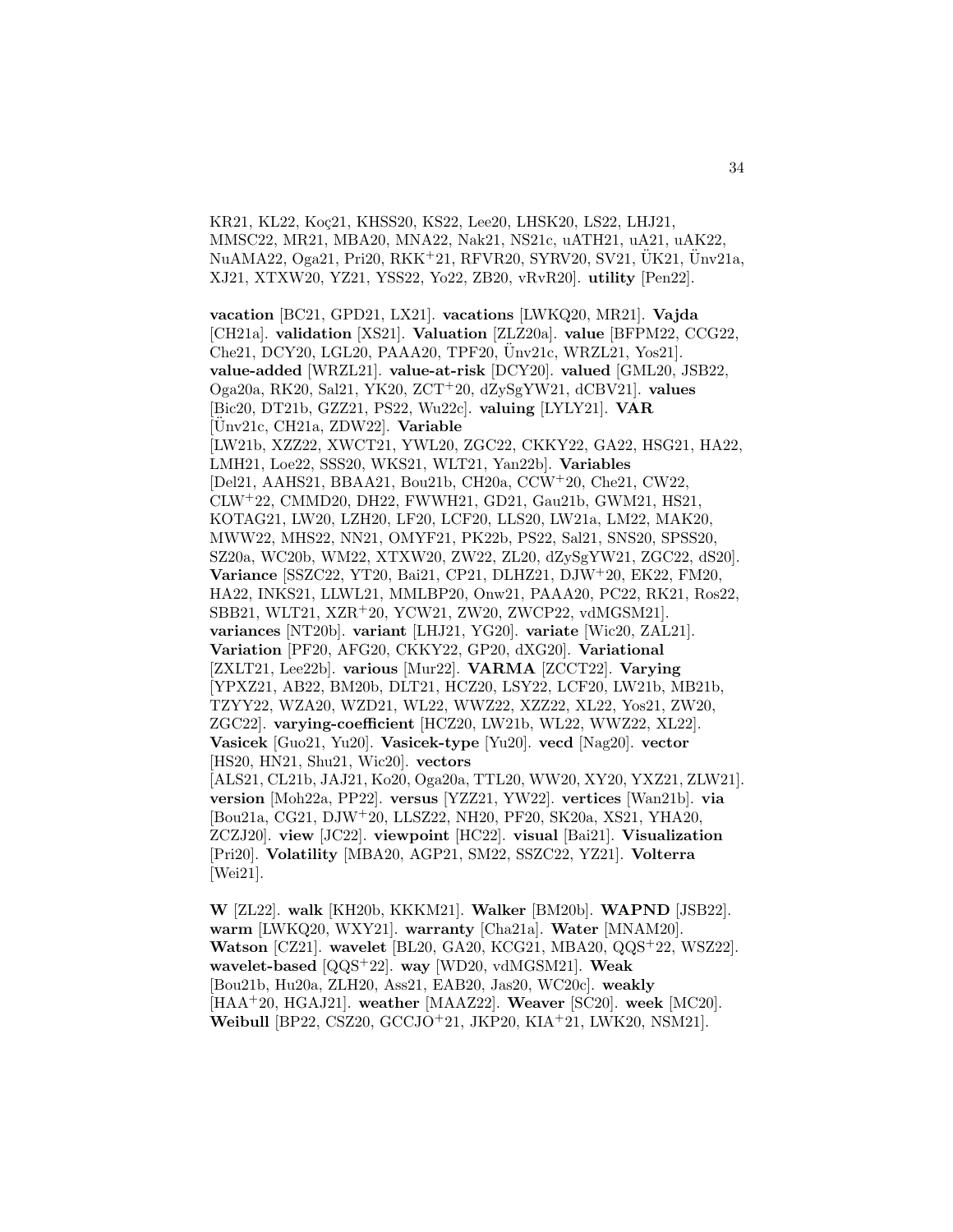KR21, KL22, Koç21, KHSS20, KS22, Lee20, LHSK20, LS22, LHJ21, MMSC22, MR21, MBA20, MNA22, Nak21, NS21c, uATH21, uA21, uAK22, NuAMA22, Oga21, Pri20, RKK+21, RFVR20, SYRV20, SV21, ÜK21, Ünv21a, XJ21, XTXW20, YZ21, YSS22, Yo22, ZB20, vRvR20]. **utility** [Pen22].

**vacation** [BC21, GPD21, LX21]. **vacations** [LWKQ20, MR21]. **Vajda** [CH21a]. **validation** [XS21]. **Valuation** [ZLZ20a]. **value** [BFPM22, CCG22, Che21, DCY20, LGL20, PAAA20, TPF20, Ünv21c, WRZL21, Yos21]. **value-added** [WRZL21]. **value-at-risk** [DCY20]. **valued** [GML20, JSB22, Oga20a, RK20, Sal21, YK20, ZCT+20, dZySgYW21, dCBV21]. **values** [Bic20, DT21b, GZZ21, PS22, Wu22c]. **valuing** [LYLY21]. **VAR** [Ünv21c, CH21a, ZDW22]. **Variable** [LW21b, XZZ22, XWCT21, YWL20, ZGC22, CKKY22, GA22, HSG21, HA22, LMH21, Loe22, SSS20, WKS21, WLT21, Yan22b]. **Variables** [Del21, AAHS21, BBAA21, Bou21b, CH20a, CCW+20, Che21, CW22, CLW+22, CMMD20, DH22, FWWH21, GD21, Gau21b, GWM21, HS21, KOTAG21, LW20, LZH20, LF20, LCF20, LLS20, LW21a, LM22, MAK20, MWW22, MHS22, NN21, OMYF21, PK22b, PS22, Sal21, SNS20, SPSS20, SZ20a, WC20b, WM22, XTXW20, ZW22, ZL20, dZySgYW21, ZGC22, dS20]. **Variance** [SSZC22, YT20, Bai21, CP21, DLHZ21, DJW+20, EK22, FM20, HA22, INKS21, LLWL21, MMLBP20, Onw21, PAAA20, PC22, RK21, Ros22, SBB21, WLT21, XZR+20, YCW21, ZW20, ZWCP22, vdMGSM21]. **variances** [NT20b]. **variant** [LHJ21, YG20]. **variate** [Wic20, ZAL21]. **Variation** [PF20, AFG20, CKKY22, GP20, dXG20]. **Variational** [ZXLT21, Lee22b]. **various** [Mur22]. **VARMA** [ZCCT22]. **Varying** [YPXZ21, AB22, BM20b, DLT21, HCZ20, LSY22, LCF20, LW21b, MB21b, TZYY22, WZA20, WZD21, WL22, WWZ22, XZZ22, XL22, Yos21, ZW20, ZGC22]. **varying-coefficient** [HCZ20, LW21b, WL22, WWZ22, XL22]. **Vasicek** [Guo21, Yu20]. **Vasicek-type** [Yu20]. **vecd** [Nag20]. **vector** [HS20, HN21, Shu21, Wic20]. **vectors** [ALS21, CL21b, JAJ21, Ko20, Oga20a, TTL20, WW20, XY20, YXZ21, ZLW21]. **version** [Moh22a, PP22]. **versus** [YZZ21, YW22]. **vertices** [Wan21b]. **via** [Bou21a, CG21, DJW+20, LLSZ22, NH20, PF20, SK20a, XS21, YHA20, ZCZJ20]. **view** [JC22]. **viewpoint** [HC22]. **visual** [Bai21]. **Visualization** [Pri20]. **Volatility** [MBA20, AGP21, SM22, SSZC22, YZ21]. **Volterra** [Wei21].

**W** [ZL22]. **walk** [KH20b, KKKM21]. **Walker** [BM20b]. **WAPND** [JSB22]. **warm** [LWKQ20, WXY21]. **warranty** [Cha21a]. **Water** [MNAM20]. **Watson** [CZ21]. **wavelet** [BL20, GA20, KCG21, MBA20, QQS+22, WSZ22]. **wavelet-based** [QQS+22]. **way** [WD20, vdMGSM21]. **Weak** [Bou21b, Hu20a, ZLH20, Ass21, EAB20, Jas20, WC20c]. **weakly** [HAA+20, HGAJ21]. **weather** [MAAZ22]. **Weaver** [SC20]. **week** [MC20]. **Weibull** [BP22, CSZ20, GCCJO+21, JKP20, KIA+21, LWK20, NSM21].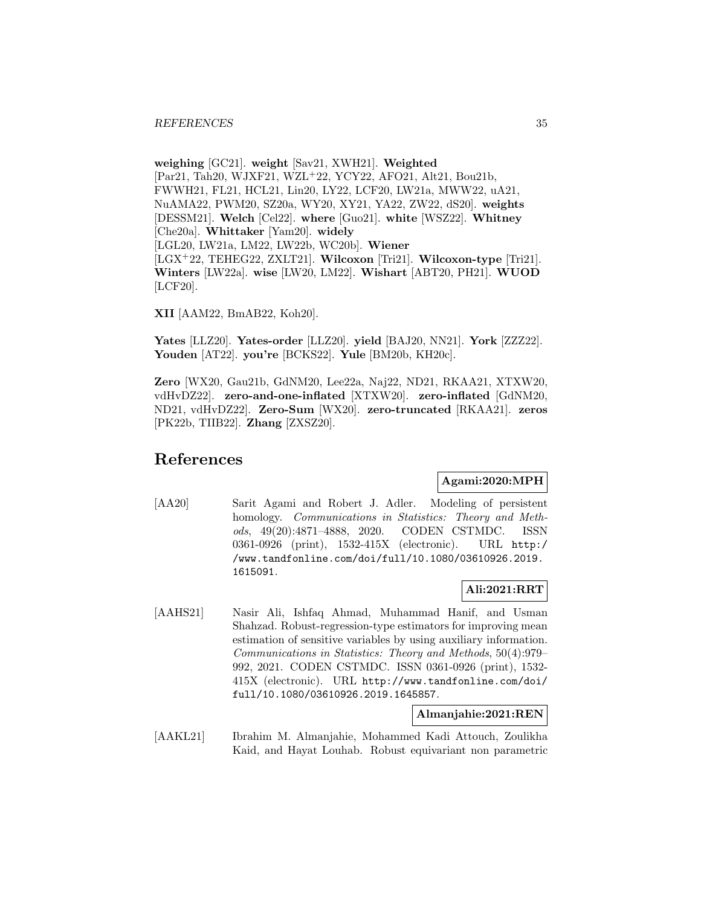**weighing** [GC21]. **weight** [Sav21, XWH21]. **Weighted** [Par21, Tah20, WJXF21, WZL+22, YCY22, AFO21, Alt21, Bou21b, FWWH21, FL21, HCL21, Lin20, LY22, LCF20, LW21a, MWW22, uA21, NuAMA22, PWM20, SZ20a, WY20, XY21, YA22, ZW22, dS20]. **weights** [DESSM21]. **Welch** [Cel22]. **where** [Guo21]. **white** [WSZ22]. **Whitney** [Che20a]. **Whittaker** [Yam20]. **widely** [LGL20, LW21a, LM22, LW22b, WC20b]. **Wiener** [LGX+22, TEHEG22, ZXLT21]. **Wilcoxon** [Tri21]. **Wilcoxon-type** [Tri21]. **Winters** [LW22a]. **wise** [LW20, LM22]. **Wishart** [ABT20, PH21]. **WUOD** [LCF20].

**XII** [AAM22, BmAB22, Koh20].

**Yates** [LLZ20]. **Yates-order** [LLZ20]. **yield** [BAJ20, NN21]. **York** [ZZZ22]. **Youden** [AT22]. **you're** [BCKS22]. **Yule** [BM20b, KH20c].

**Zero** [WX20, Gau21b, GdNM20, Lee22a, Naj22, ND21, RKAA21, XTXW20, vdHvDZ22]. **zero-and-one-inflated** [XTXW20]. **zero-inflated** [GdNM20, ND21, vdHvDZ22]. **Zero-Sum** [WX20]. **zero-truncated** [RKAA21]. **zeros** [PK22b, TIIB22]. **Zhang** [ZXSZ20].

# References

**Agami:2020:MPH**

[AA20] Sarit Agami and Robert J. Adler. Modeling of persistent homology. *Communications in Statistics: Theory and Methods*, 49(20):4871–4888, 2020. CODEN CSTMDC. ISSN 0361-0926 (print), 1532-415X (electronic). URL http://www.tandfonline.com/doi/full/10.1080/03610926.2019.1615091.

**Ali:2021:RRT**

[AAHS21] Nasir Ali, Ishfaq Ahmad, Muhammad Hanif, and Usman Shahzad. Robust-regression-type estimators for improving mean estimation of sensitive variables by using auxiliary information. *Communications in Statistics: Theory and Methods*, 50(4):979–992, 2021. CODEN CSTMDC. ISSN 0361-0926 (print), 1532-415X (electronic). URL http://www.tandfonline.com/doi/full/10.1080/03610926.2019.1645857.

**Almanjahie:2021:REN**

[AAKL21] Ibrahim M. Almanjahie, Mohammed Kadi Attouch, Zoulikha Kaid, and Hayat Louhab. Robust equivariant non parametric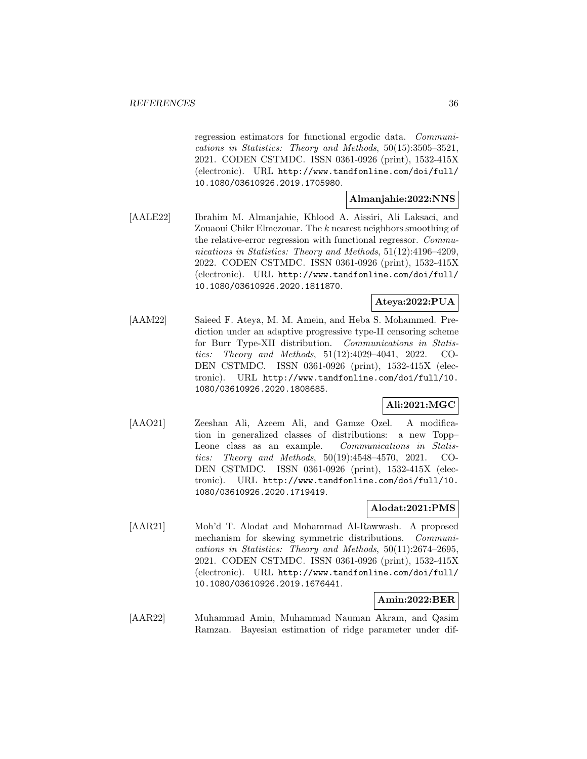regression estimators for functional ergodic data. *Communications in Statistics: Theory and Methods*, 50(15):3505–3521, 2021. CODEN CSTMDC. ISSN 0361-0926 (print), 1532-415X (electronic). URL http://www.tandfonline.com/doi/full/10.1080/03610926.2019.1705980.

**Almanjahie:2022:NNS**

[AALE22] Ibrahim M. Almanjahie, Khlood A. Aissiri, Ali Laksaci, and Zouaoui Chikr Elmezouar. The $k$ nearest neighbors smoothing of the relative-error regression with functional regressor. *Communications in Statistics: Theory and Methods*, 51(12):4196–4209, 2022. CODEN CSTMDC. ISSN 0361-0926 (print), 1532-415X (electronic). URL http://www.tandfonline.com/doi/full/10.1080/03610926.2020.1811870.

**Ateya:2022:PUA**

[AAM22] Saieed F. Ateya, M. M. Amein, and Heba S. Mohammed. Prediction under an adaptive progressive type-II censoring scheme for Burr Type-XII distribution. *Communications in Statistics: Theory and Methods*, 51(12):4029–4041, 2022. CODEN CSTMDC. ISSN 0361-0926 (print), 1532-415X (electronic). URL http://www.tandfonline.com/doi/full/10.1080/03610926.2020.1808685.

**Ali:2021:MGC**

[AAO21] Zeeshan Ali, Azeem Ali, and Gamze Ozel. A modification in generalized classes of distributions: a new Topp–Leone class as an example. *Communications in Statistics: Theory and Methods*, 50(19):4548–4570, 2021. CODEN CSTMDC. ISSN 0361-0926 (print), 1532-415X (electronic). URL http://www.tandfonline.com/doi/full/10.1080/03610926.2020.1719419.

**Alodat:2021:PMS**

[AAR21] Moh'd T. Alodat and Mohammad Al-Rawwash. A proposed mechanism for skewing symmetric distributions. *Communications in Statistics: Theory and Methods*, 50(11):2674–2695, 2021. CODEN CSTMDC. ISSN 0361-0926 (print), 1532-415X (electronic). URL http://www.tandfonline.com/doi/full/10.1080/03610926.2019.1676441.

**Amin:2022:BER**

[AAR22] Muhammad Amin, Muhammad Nauman Akram, and Qasim Ramzan. Bayesian estimation of ridge parameter under dif-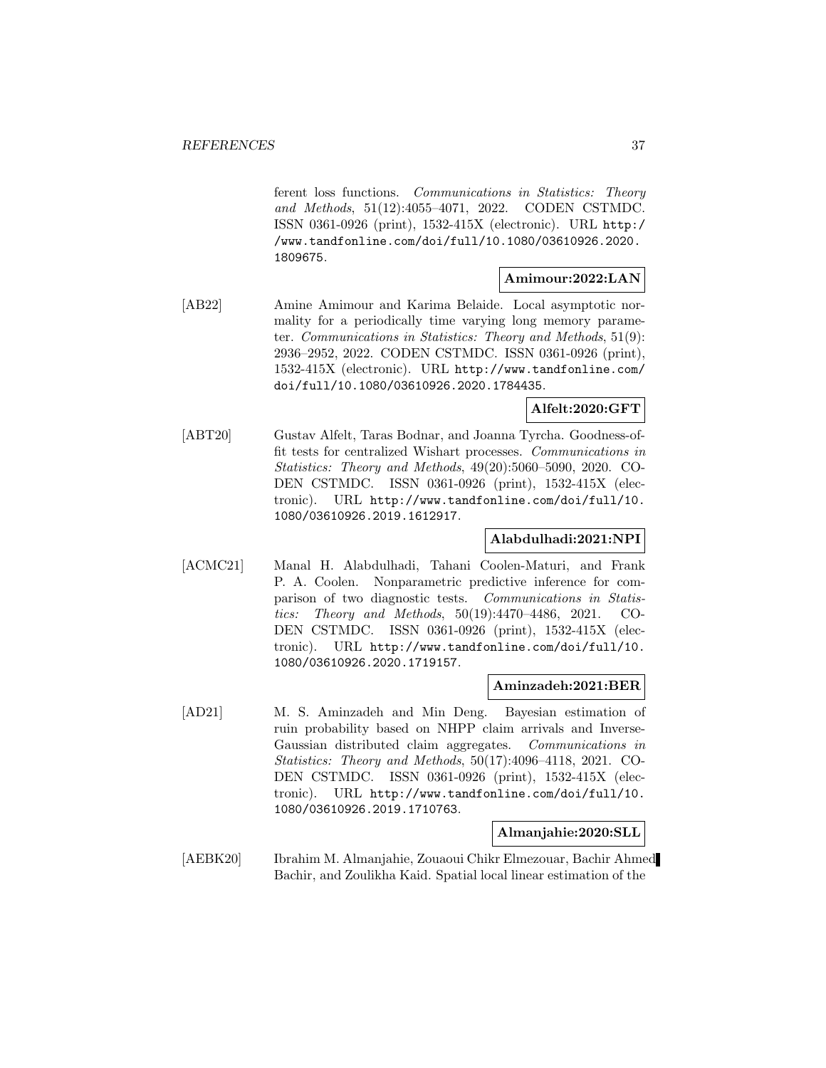ferent loss functions. *Communications in Statistics: Theory and Methods*, 51(12):4055–4071, 2022. CODEN CSTMDC. ISSN 0361-0926 (print), 1532-415X (electronic). URL http://www.tandfonline.com/doi/full/10.1080/03610926.2020.1809675.

**Amimour:2022:LAN**

[AB22] Amine Amimour and Karima Belaide. Local asymptotic normality for a periodically time varying long memory parameter. *Communications in Statistics: Theory and Methods*, 51(9): 2936–2952, 2022. CODEN CSTMDC. ISSN 0361-0926 (print), 1532-415X (electronic). URL http://www.tandfonline.com/doi/full/10.1080/03610926.2020.1784435.

**Alfelt:2020:GFT**

[ABT20] Gustav Alfelt, Taras Bodnar, and Joanna Tyrcha. Goodness-of-fit tests for centralized Wishart processes. *Communications in Statistics: Theory and Methods*, 49(20):5060–5090, 2020. CODEN CSTMDC. ISSN 0361-0926 (print), 1532-415X (electronic). URL http://www.tandfonline.com/doi/full/10.1080/03610926.2019.1612917.

**Alabdulhadi:2021:NPI**

[ACMC21] Manal H. Alabdulhadi, Tahani Coolen-Maturi, and Frank P. A. Coolen. Nonparametric predictive inference for comparison of two diagnostic tests. *Communications in Statistics: Theory and Methods*, 50(19):4470–4486, 2021. CODEN CSTMDC. ISSN 0361-0926 (print), 1532-415X (electronic). URL http://www.tandfonline.com/doi/full/10.1080/03610926.2020.1719157.

**Aminzadeh:2021:BER**

[AD21] M. S. Aminzadeh and Min Deng. Bayesian estimation of ruin probability based on NHPP claim arrivals and Inverse-Gaussian distributed claim aggregates. *Communications in Statistics: Theory and Methods*, 50(17):4096–4118, 2021. CODEN CSTMDC. ISSN 0361-0926 (print), 1532-415X (electronic). URL http://www.tandfonline.com/doi/full/10.1080/03610926.2019.1710763.

**Almanjahie:2020:SLL**

[AEBK20] Ibrahim M. Almanjahie, Zouaoui Chikr Elmezouar, Bachir Ahmed Bachir, and Zoulikha Kaid. Spatial local linear estimation of the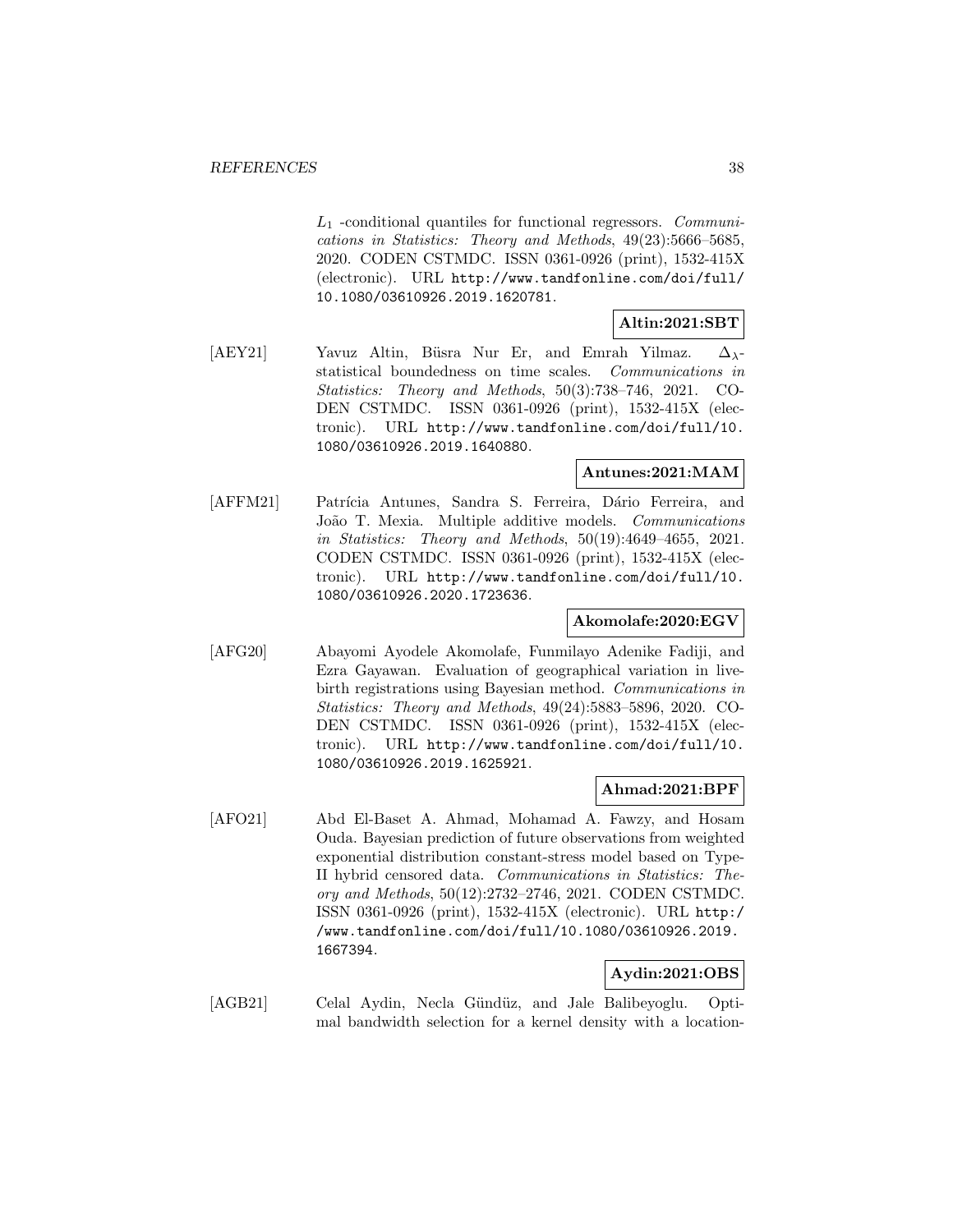$L_1$ -conditional quantiles for functional regressors. *Communications in Statistics: Theory and Methods*, 49(23):5666–5685, 2020. CODEN CSTMDC. ISSN 0361-0926 (print), 1532-415X (electronic). URL http://www.tandfonline.com/doi/full/10.1080/03610926.2019.1620781.

**Altin:2021:SBT**

[AEY21] Yavuz Altin, Büsra Nur Er, and Emrah Yilmaz. $\Delta_\lambda$-statistical boundedness on time scales. *Communications in Statistics: Theory and Methods*, 50(3):738–746, 2021. CODEN CSTMDC. ISSN 0361-0926 (print), 1532-415X (electronic). URL http://www.tandfonline.com/doi/full/10.1080/03610926.2019.1640880.

**Antunes:2021:MAM**

[AFFM21] Patrícia Antunes, Sandra S. Ferreira, Dário Ferreira, and João T. Mexia. Multiple additive models. *Communications in Statistics: Theory and Methods*, 50(19):4649–4655, 2021. CODEN CSTMDC. ISSN 0361-0926 (print), 1532-415X (electronic). URL http://www.tandfonline.com/doi/full/10.1080/03610926.2020.1723636.

**Akomolafe:2020:EGV**

[AFG20] Abayomi Ayodele Akomolafe, Funmilayo Adenike Fadiji, and Ezra Gayawan. Evaluation of geographical variation in livebirth registrations using Bayesian method. *Communications in Statistics: Theory and Methods*, 49(24):5883–5896, 2020. CODEN CSTMDC. ISSN 0361-0926 (print), 1532-415X (electronic). URL http://www.tandfonline.com/doi/full/10.1080/03610926.2019.1625921.

**Ahmad:2021:BPF**

[AFO21] Abd El-Baset A. Ahmad, Mohamad A. Fawzy, and Hosam Ouda. Bayesian prediction of future observations from weighted exponential distribution constant-stress model based on Type-II hybrid censored data. *Communications in Statistics: Theory and Methods*, 50(12):2732–2746, 2021. CODEN CSTMDC. ISSN 0361-0926 (print), 1532-415X (electronic). URL http://www.tandfonline.com/doi/full/10.1080/03610926.2019.1667394.

**Aydin:2021:OBS**

[AGB21] Celal Aydin, Necla Gündüz, and Jale Balibeyoglu. Optimal bandwidth selection for a kernel density with a location-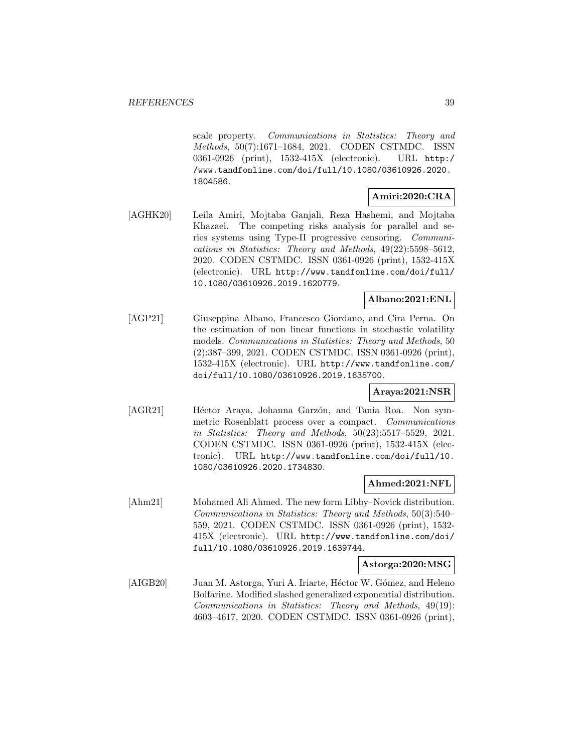scale property. *Communications in Statistics: Theory and Methods*, 50(7):1671–1684, 2021. CODEN CSTMDC. ISSN 0361-0926 (print), 1532-415X (electronic). URL `http://www.tandfonline.com/doi/full/10.1080/03610926.2020.1804586`.

**Amiri:2020:CRA**

[AGHK20] Leila Amiri, Mojtaba Ganjali, Reza Hashemi, and Mojtaba Khazaei. The competing risks analysis for parallel and series systems using Type-II progressive censoring. *Communications in Statistics: Theory and Methods*, 49(22):5598–5612, 2020. CODEN CSTMDC. ISSN 0361-0926 (print), 1532-415X (electronic). URL `http://www.tandfonline.com/doi/full/10.1080/03610926.2019.1620779`.

**Albano:2021:ENL**

[AGP21] Giuseppina Albano, Francesco Giordano, and Cira Perna. On the estimation of non linear functions in stochastic volatility models. *Communications in Statistics: Theory and Methods*, 50 (2):387–399, 2021. CODEN CSTMDC. ISSN 0361-0926 (print), 1532-415X (electronic). URL `http://www.tandfonline.com/doi/full/10.1080/03610926.2019.1635700`.

**Araya:2021:NSR**

[AGR21] Héctor Araya, Johanna Garzón, and Tania Roa. Non symmetric Rosenblatt process over a compact. *Communications in Statistics: Theory and Methods*, 50(23):5517–5529, 2021. CODEN CSTMDC. ISSN 0361-0926 (print), 1532-415X (electronic). URL `http://www.tandfonline.com/doi/full/10.1080/03610926.2020.1734830`.

**Ahmed:2021:NFL**

[Ahm21] Mohamed Ali Ahmed. The new form Libby–Novick distribution. *Communications in Statistics: Theory and Methods*, 50(3):540–559, 2021. CODEN CSTMDC. ISSN 0361-0926 (print), 1532-415X (electronic). URL `http://www.tandfonline.com/doi/full/10.1080/03610926.2019.1639744`.

**Astorga:2020:MSG**

[AIGB20] Juan M. Astorga, Yuri A. Iriarte, Héctor W. Gómez, and Heleno Bolfarine. Modified slashed generalized exponential distribution. *Communications in Statistics: Theory and Methods*, 49(19): 4603–4617, 2020. CODEN CSTMDC. ISSN 0361-0926 (print),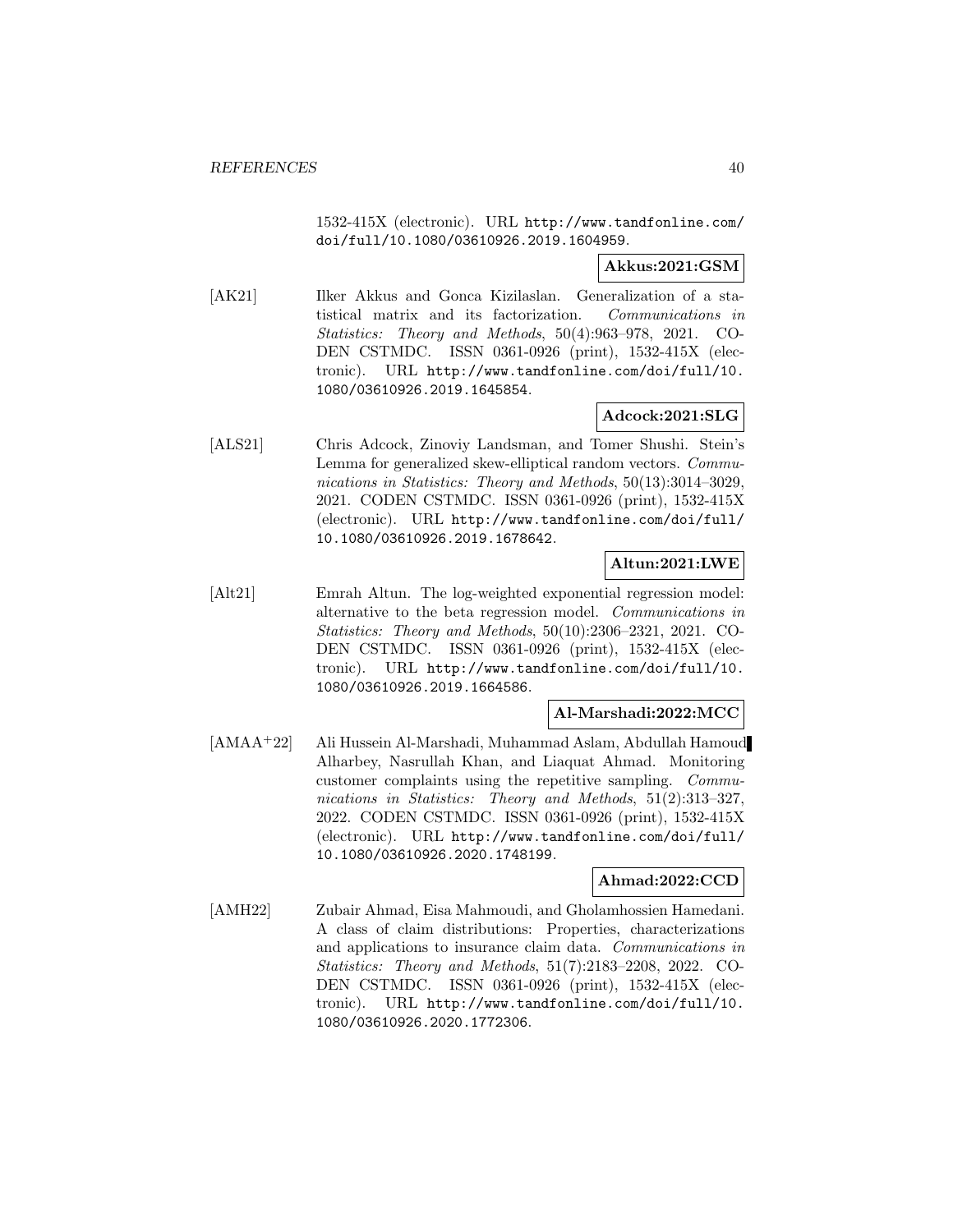1532-415X (electronic). URL http://www.tandfonline.com/doi/full/10.1080/03610926.2019.1604959.

**Akkus:2021:GSM**

[AK21] Ilker Akkus and Gonca Kizilaslan. Generalization of a statistical matrix and its factorization. *Communications in Statistics: Theory and Methods*, 50(4):963–978, 2021. CODEN CSTMDC. ISSN 0361-0926 (print), 1532-415X (electronic). URL http://www.tandfonline.com/doi/full/10.1080/03610926.2019.1645854.

**Adcock:2021:SLG**

[ALS21] Chris Adcock, Zinoviy Landsman, and Tomer Shushi. Stein's Lemma for generalized skew-elliptical random vectors. *Communications in Statistics: Theory and Methods*, 50(13):3014–3029, 2021. CODEN CSTMDC. ISSN 0361-0926 (print), 1532-415X (electronic). URL http://www.tandfonline.com/doi/full/10.1080/03610926.2019.1678642.

**Altun:2021:LWE**

[Alt21] Emrah Altun. The log-weighted exponential regression model: alternative to the beta regression model. *Communications in Statistics: Theory and Methods*, 50(10):2306–2321, 2021. CODEN CSTMDC. ISSN 0361-0926 (print), 1532-415X (electronic). URL http://www.tandfonline.com/doi/full/10.1080/03610926.2019.1664586.

**Al-Marshadi:2022:MCC**

[AMAA+22] Ali Hussein Al-Marshadi, Muhammad Aslam, Abdullah Hamoud Alharbey, Nasrullah Khan, and Liaquat Ahmad. Monitoring customer complaints using the repetitive sampling. *Communications in Statistics: Theory and Methods*, 51(2):313–327, 2022. CODEN CSTMDC. ISSN 0361-0926 (print), 1532-415X (electronic). URL http://www.tandfonline.com/doi/full/10.1080/03610926.2020.1748199.

**Ahmad:2022:CCD**

[AMH22] Zubair Ahmad, Eisa Mahmoudi, and Gholamhossien Hamedani. A class of claim distributions: Properties, characterizations and applications to insurance claim data. *Communications in Statistics: Theory and Methods*, 51(7):2183–2208, 2022. CODEN CSTMDC. ISSN 0361-0926 (print), 1532-415X (electronic). URL http://www.tandfonline.com/doi/full/10.1080/03610926.2020.1772306.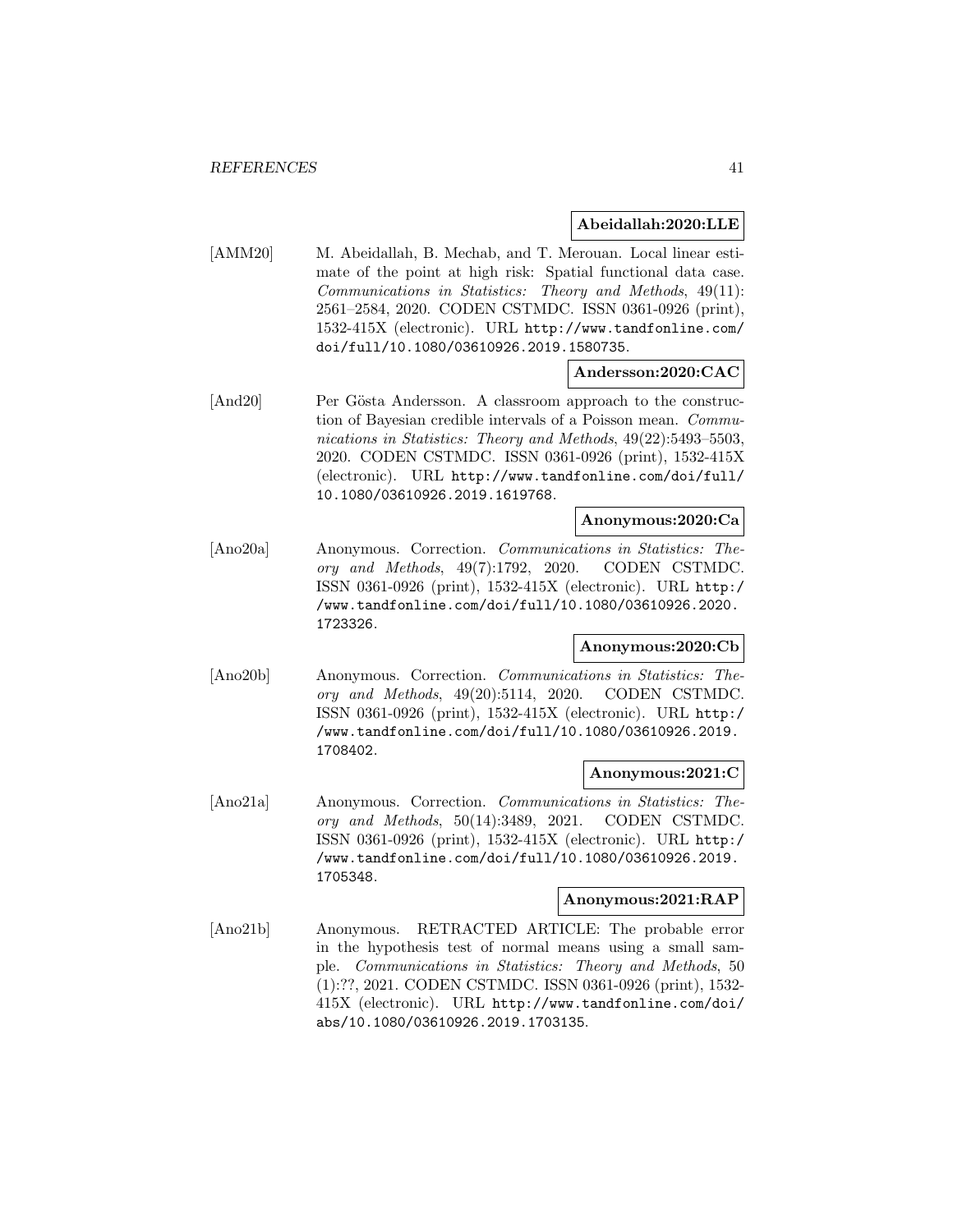**Abeidallah:2020:LLE**

[AMM20] M. Abeidallah, B. Mechab, and T. Merouan. Local linear estimate of the point at high risk: Spatial functional data case. *Communications in Statistics: Theory and Methods*, 49(11): 2561–2584, 2020. CODEN CSTMDC. ISSN 0361-0926 (print), 1532-415X (electronic). URL http://www.tandfonline.com/doi/full/10.1080/03610926.2019.1580735.

**Andersson:2020:CAC**

[And20] Per Gösta Andersson. A classroom approach to the construction of Bayesian credible intervals of a Poisson mean. *Communications in Statistics: Theory and Methods*, 49(22):5493–5503, 2020. CODEN CSTMDC. ISSN 0361-0926 (print), 1532-415X (electronic). URL http://www.tandfonline.com/doi/full/10.1080/03610926.2019.1619768.

**Anonymous:2020:Ca**

[Ano20a] Anonymous. Correction. *Communications in Statistics: Theory and Methods*, 49(7):1792, 2020. CODEN CSTMDC. ISSN 0361-0926 (print), 1532-415X (electronic). URL http://www.tandfonline.com/doi/full/10.1080/03610926.2020.1723326.

**Anonymous:2020:Cb**

[Ano20b] Anonymous. Correction. *Communications in Statistics: Theory and Methods*, 49(20):5114, 2020. CODEN CSTMDC. ISSN 0361-0926 (print), 1532-415X (electronic). URL http://www.tandfonline.com/doi/full/10.1080/03610926.2019.1708402.

**Anonymous:2021:C**

[Ano21a] Anonymous. Correction. *Communications in Statistics: Theory and Methods*, 50(14):3489, 2021. CODEN CSTMDC. ISSN 0361-0926 (print), 1532-415X (electronic). URL http://www.tandfonline.com/doi/full/10.1080/03610926.2019.1705348.

**Anonymous:2021:RAP**

[Ano21b] Anonymous. RETRACTED ARTICLE: The probable error in the hypothesis test of normal means using a small sample. *Communications in Statistics: Theory and Methods*, 50 (1):??, 2021. CODEN CSTMDC. ISSN 0361-0926 (print), 1532-415X (electronic). URL http://www.tandfonline.com/doi/abs/10.1080/03610926.2019.1703135.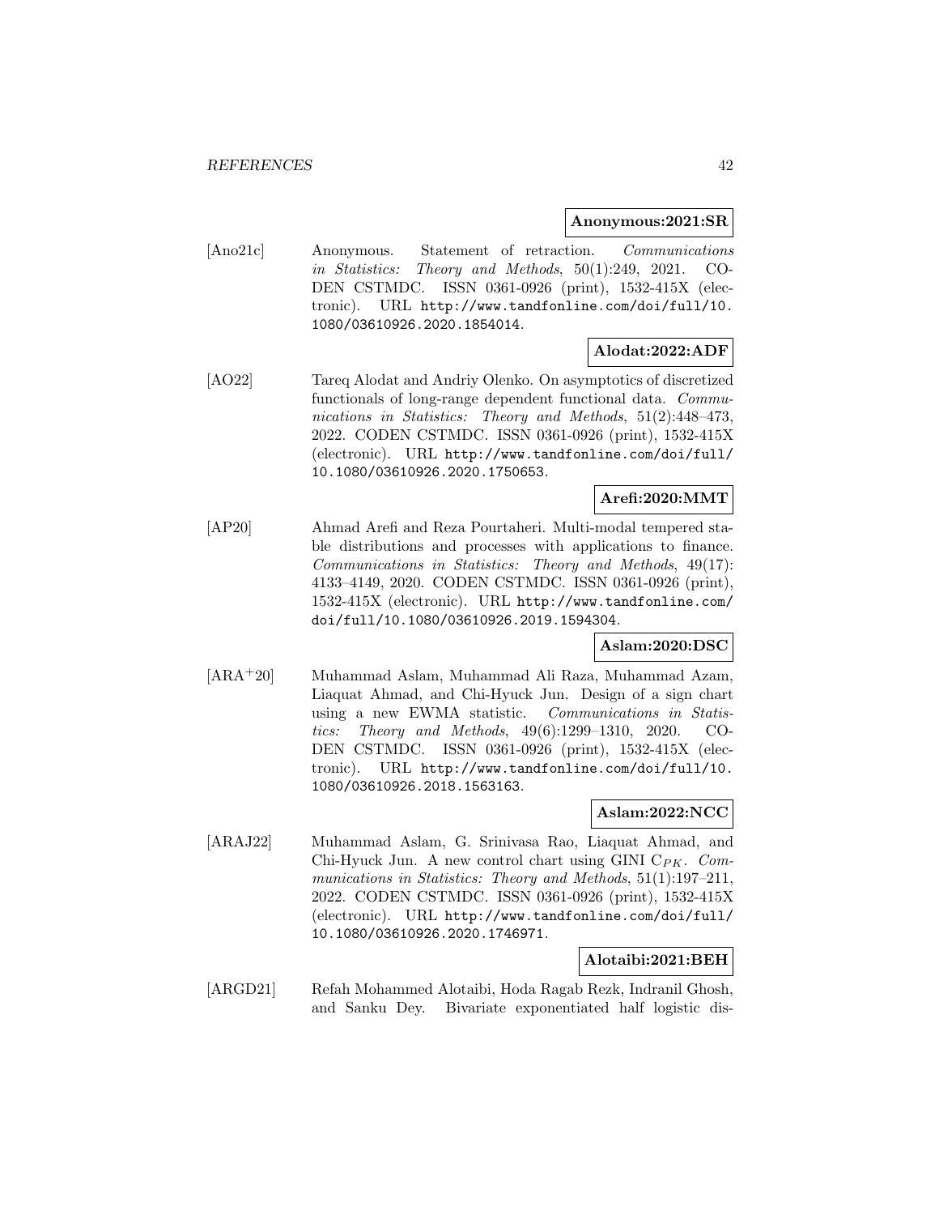**Anonymous:2021:SR**

[Ano21c] Anonymous. Statement of retraction. *Communications in Statistics: Theory and Methods*, 50(1):249, 2021. CODEN CSTMDC. ISSN 0361-0926 (print), 1532-415X (electronic). URL http://www.tandfonline.com/doi/full/10.1080/03610926.2020.1854014.

**Alodat:2022:ADF**

[AO22] Tareq Alodat and Andriy Olenko. On asymptotics of discretized functionals of long-range dependent functional data. *Communications in Statistics: Theory and Methods*, 51(2):448–473, 2022. CODEN CSTMDC. ISSN 0361-0926 (print), 1532-415X (electronic). URL http://www.tandfonline.com/doi/full/10.1080/03610926.2020.1750653.

**Arefi:2020:MMT**

[AP20] Ahmad Arefi and Reza Pourtaheri. Multi-modal tempered stable distributions and processes with applications to finance. *Communications in Statistics: Theory and Methods*, 49(17): 4133–4149, 2020. CODEN CSTMDC. ISSN 0361-0926 (print), 1532-415X (electronic). URL http://www.tandfonline.com/doi/full/10.1080/03610926.2019.1594304.

**Aslam:2020:DSC**

[ARA+20] Muhammad Aslam, Muhammad Ali Raza, Muhammad Azam, Liaquat Ahmad, and Chi-Hyuck Jun. Design of a sign chart using a new EWMA statistic. *Communications in Statistics: Theory and Methods*, 49(6):1299–1310, 2020. CODEN CSTMDC. ISSN 0361-0926 (print), 1532-415X (electronic). URL http://www.tandfonline.com/doi/full/10.1080/03610926.2018.1563163.

**Aslam:2022:NCC**

[ARAJ22] Muhammad Aslam, G. Srinivasa Rao, Liaquat Ahmad, and Chi-Hyuck Jun. A new control chart using GINI $C_{PK}$. *Communications in Statistics: Theory and Methods*, 51(1):197–211, 2022. CODEN CSTMDC. ISSN 0361-0926 (print), 1532-415X (electronic). URL http://www.tandfonline.com/doi/full/10.1080/03610926.2020.1746971.

**Alotaibi:2021:BEH**

[ARGD21] Refah Mohammed Alotaibi, Hoda Ragab Rezk, Indranil Ghosh, and Sanku Dey. Bivariate exponentiated half logistic dis-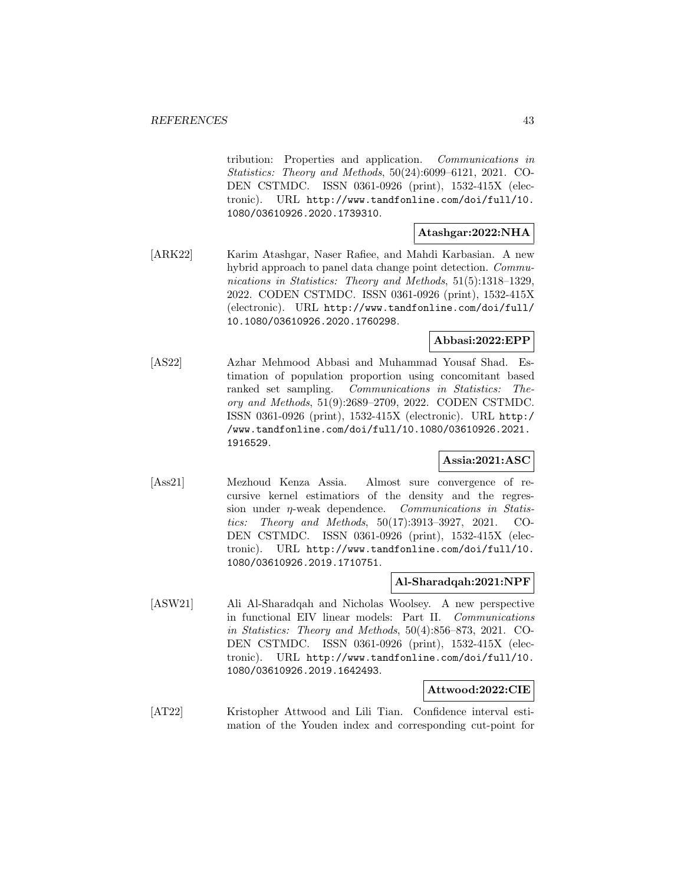tribution: Properties and application. *Communications in Statistics: Theory and Methods*, 50(24):6099–6121, 2021. CODEN CSTMDC. ISSN 0361-0926 (print), 1532-415X (electronic). URL http://www.tandfonline.com/doi/full/10.1080/03610926.2020.1739310.

**Atashgar:2022:NHA**

[ARK22] Karim Atashgar, Naser Rafiee, and Mahdi Karbasian. A new hybrid approach to panel data change point detection. *Communications in Statistics: Theory and Methods*, 51(5):1318–1329, 2022. CODEN CSTMDC. ISSN 0361-0926 (print), 1532-415X (electronic). URL http://www.tandfonline.com/doi/full/10.1080/03610926.2020.1760298.

**Abbasi:2022:EPP**

[AS22] Azhar Mehmood Abbasi and Muhammad Yousaf Shad. Estimation of population proportion using concomitant based ranked set sampling. *Communications in Statistics: Theory and Methods*, 51(9):2689–2709, 2022. CODEN CSTMDC. ISSN 0361-0926 (print), 1532-415X (electronic). URL http://www.tandfonline.com/doi/full/10.1080/03610926.2021.1916529.

**Assia:2021:ASC**

[Ass21] Mezhoud Kenza Assia. Almost sure convergence of recursive kernel estimatiors of the density and the regression under $\eta$-weak dependence. *Communications in Statistics: Theory and Methods*, 50(17):3913–3927, 2021. CODEN CSTMDC. ISSN 0361-0926 (print), 1532-415X (electronic). URL http://www.tandfonline.com/doi/full/10.1080/03610926.2019.1710751.

**Al-Sharadqah:2021:NPF**

[ASW21] Ali Al-Sharadqah and Nicholas Woolsey. A new perspective in functional EIV linear models: Part II. *Communications in Statistics: Theory and Methods*, 50(4):856–873, 2021. CODEN CSTMDC. ISSN 0361-0926 (print), 1532-415X (electronic). URL http://www.tandfonline.com/doi/full/10.1080/03610926.2019.1642493.

**Attwood:2022:CIE**

[AT22] Kristopher Attwood and Lili Tian. Confidence interval estimation of the Youden index and corresponding cut-point for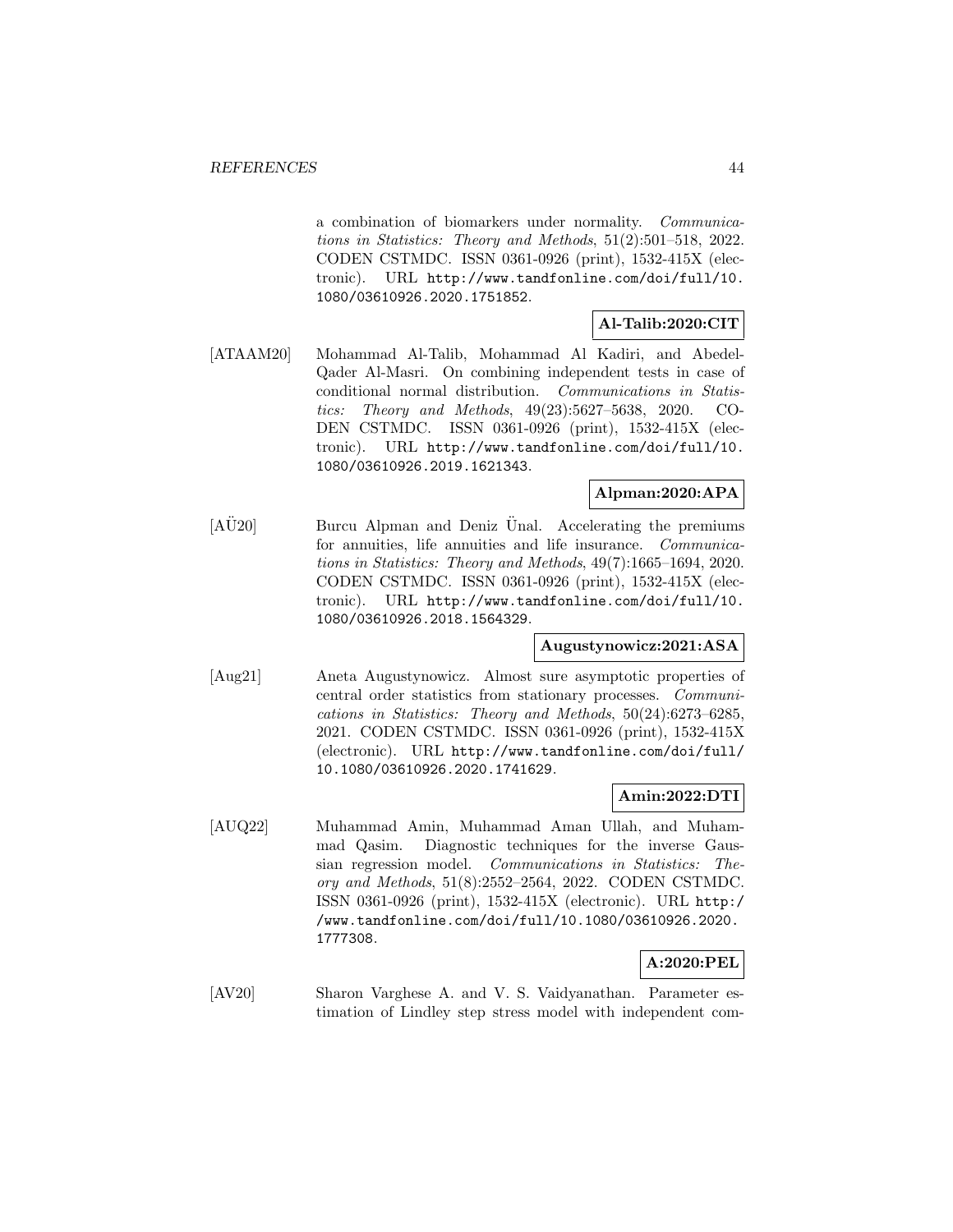a combination of biomarkers under normality. *Communications in Statistics: Theory and Methods*, 51(2):501–518, 2022. CODEN CSTMDC. ISSN 0361-0926 (print), 1532-415X (electronic). URL http://www.tandfonline.com/doi/full/10.1080/03610926.2020.1751852.

**Al-Talib:2020:CIT**

[ATAAM20] Mohammad Al-Talib, Mohammad Al Kadiri, and Abedel-Qader Al-Masri. On combining independent tests in case of conditional normal distribution. *Communications in Statistics: Theory and Methods*, 49(23):5627–5638, 2020. CODEN CSTMDC. ISSN 0361-0926 (print), 1532-415X (electronic). URL http://www.tandfonline.com/doi/full/10.1080/03610926.2019.1621343.

**Alpman:2020:APA**

[AÜ20] Burcu Alpman and Deniz Ünal. Accelerating the premiums for annuities, life annuities and life insurance. *Communications in Statistics: Theory and Methods*, 49(7):1665–1694, 2020. CODEN CSTMDC. ISSN 0361-0926 (print), 1532-415X (electronic). URL http://www.tandfonline.com/doi/full/10.1080/03610926.2018.1564329.

**Augustynowicz:2021:ASA**

[Aug21] Aneta Augustynowicz. Almost sure asymptotic properties of central order statistics from stationary processes. *Communications in Statistics: Theory and Methods*, 50(24):6273–6285, 2021. CODEN CSTMDC. ISSN 0361-0926 (print), 1532-415X (electronic). URL http://www.tandfonline.com/doi/full/10.1080/03610926.2020.1741629.

**Amin:2022:DTI**

[AUQ22] Muhammad Amin, Muhammad Aman Ullah, and Muhammad Qasim. Diagnostic techniques for the inverse Gaussian regression model. *Communications in Statistics: Theory and Methods*, 51(8):2552–2564, 2022. CODEN CSTMDC. ISSN 0361-0926 (print), 1532-415X (electronic). URL http://www.tandfonline.com/doi/full/10.1080/03610926.2020.1777308.

**A:2020:PEL**

[AV20] Sharon Varghese A. and V. S. Vaidyanathan. Parameter estimation of Lindley step stress model with independent com-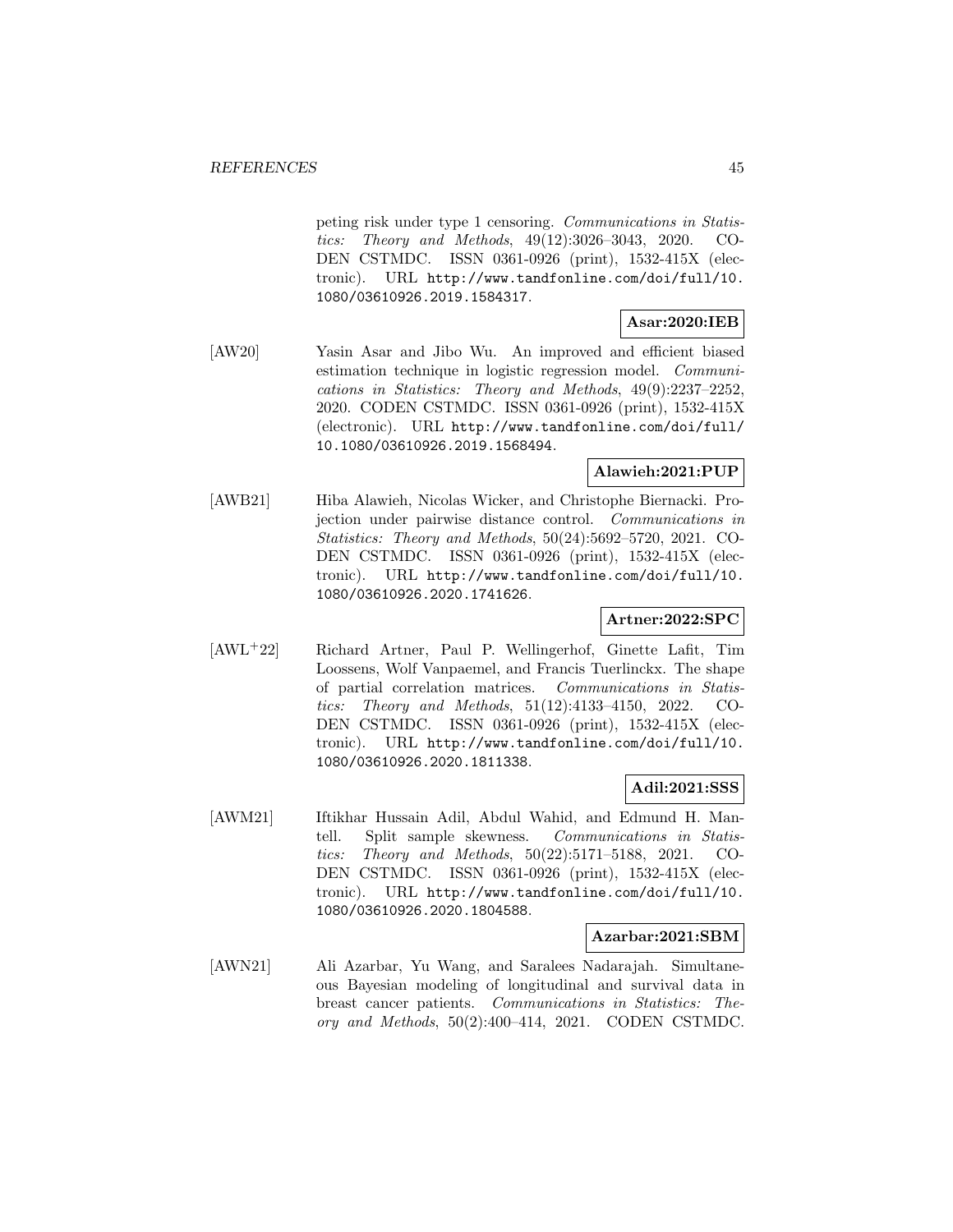peting risk under type 1 censoring. *Communications in Statistics: Theory and Methods*, 49(12):3026–3043, 2020. CODEN CSTMDC. ISSN 0361-0926 (print), 1532-415X (electronic). URL http://www.tandfonline.com/doi/full/10.1080/03610926.2019.1584317.

**Asar:2020:IEB**

[AW20] Yasin Asar and Jibo Wu. An improved and efficient biased estimation technique in logistic regression model. *Communications in Statistics: Theory and Methods*, 49(9):2237–2252, 2020. CODEN CSTMDC. ISSN 0361-0926 (print), 1532-415X (electronic). URL http://www.tandfonline.com/doi/full/10.1080/03610926.2019.1568494.

**Alawieh:2021:PUP**

[AWB21] Hiba Alawieh, Nicolas Wicker, and Christophe Biernacki. Projection under pairwise distance control. *Communications in Statistics: Theory and Methods*, 50(24):5692–5720, 2021. CODEN CSTMDC. ISSN 0361-0926 (print), 1532-415X (electronic). URL http://www.tandfonline.com/doi/full/10.1080/03610926.2020.1741626.

**Artner:2022:SPC**

[AWL+22] Richard Artner, Paul P. Wellingerhof, Ginette Lafit, Tim Loossens, Wolf Vanpaemel, and Francis Tuerlinckx. The shape of partial correlation matrices. *Communications in Statistics: Theory and Methods*, 51(12):4133–4150, 2022. CODEN CSTMDC. ISSN 0361-0926 (print), 1532-415X (electronic). URL http://www.tandfonline.com/doi/full/10.1080/03610926.2020.1811338.

**Adil:2021:SSS**

[AWM21] Iftikhar Hussain Adil, Abdul Wahid, and Edmund H. Mantell. Split sample skewness. *Communications in Statistics: Theory and Methods*, 50(22):5171–5188, 2021. CODEN CSTMDC. ISSN 0361-0926 (print), 1532-415X (electronic). URL http://www.tandfonline.com/doi/full/10.1080/03610926.2020.1804588.

**Azarbar:2021:SBM**

[AWN21] Ali Azarbar, Yu Wang, and Saralees Nadarajah. Simultaneous Bayesian modeling of longitudinal and survival data in breast cancer patients. *Communications in Statistics: Theory and Methods*, 50(2):400–414, 2021. CODEN CSTMDC.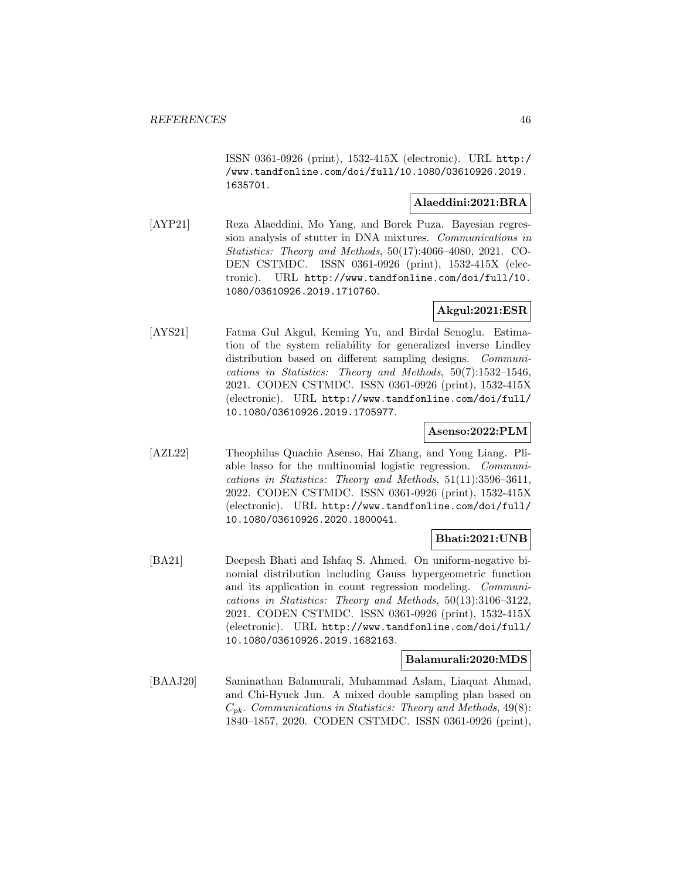ISSN 0361-0926 (print), 1532-415X (electronic). URL http://www.tandfonline.com/doi/full/10.1080/03610926.2019.1635701.

**Alaeddini:2021:BRA**

[AYP21] Reza Alaeddini, Mo Yang, and Borek Puza. Bayesian regression analysis of stutter in DNA mixtures. *Communications in Statistics: Theory and Methods*, 50(17):4066–4080, 2021. CODEN CSTMDC. ISSN 0361-0926 (print), 1532-415X (electronic). URL http://www.tandfonline.com/doi/full/10.1080/03610926.2019.1710760.

**Akgul:2021:ESR**

[AYS21] Fatma Gul Akgul, Keming Yu, and Birdal Senoglu. Estimation of the system reliability for generalized inverse Lindley distribution based on different sampling designs. *Communications in Statistics: Theory and Methods*, 50(7):1532–1546, 2021. CODEN CSTMDC. ISSN 0361-0926 (print), 1532-415X (electronic). URL http://www.tandfonline.com/doi/full/10.1080/03610926.2019.1705977.

**Asenso:2022:PLM**

[AZL22] Theophilus Quachie Asenso, Hai Zhang, and Yong Liang. Pliable lasso for the multinomial logistic regression. *Communications in Statistics: Theory and Methods*, 51(11):3596–3611, 2022. CODEN CSTMDC. ISSN 0361-0926 (print), 1532-415X (electronic). URL http://www.tandfonline.com/doi/full/10.1080/03610926.2020.1800041.

**Bhati:2021:UNB**

[BA21] Deepesh Bhati and Ishfaq S. Ahmed. On uniform-negative binomial distribution including Gauss hypergeometric function and its application in count regression modeling. *Communications in Statistics: Theory and Methods*, 50(13):3106–3122, 2021. CODEN CSTMDC. ISSN 0361-0926 (print), 1532-415X (electronic). URL http://www.tandfonline.com/doi/full/10.1080/03610926.2019.1682163.

**Balamurali:2020:MDS**

[BAAJ20] Saminathan Balamurali, Muhammad Aslam, Liaquat Ahmad, and Chi-Hyuck Jun. A mixed double sampling plan based on $C_{pk}$. *Communications in Statistics: Theory and Methods*, 49(8):1840–1857, 2020. CODEN CSTMDC. ISSN 0361-0926 (print),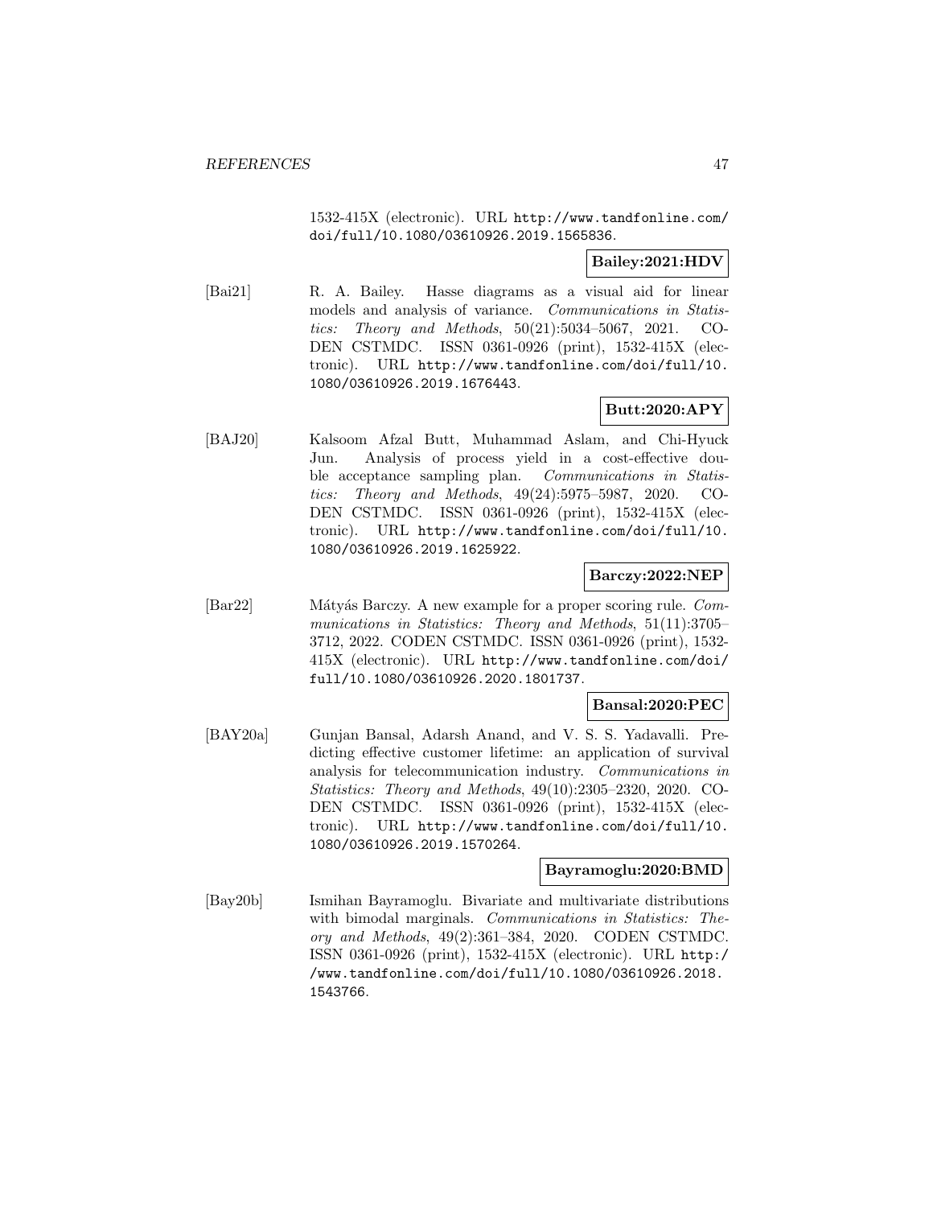1532-415X (electronic). URL http://www.tandfonline.com/doi/full/10.1080/03610926.2019.1565836.

**Bailey:2021:HDV**

[Bai21] R. A. Bailey. Hasse diagrams as a visual aid for linear models and analysis of variance. *Communications in Statistics: Theory and Methods*, 50(21):5034–5067, 2021. CODEN CSTMDC. ISSN 0361-0926 (print), 1532-415X (electronic). URL http://www.tandfonline.com/doi/full/10.1080/03610926.2019.1676443.

**Butt:2020:APY**

[BAJ20] Kalsoom Afzal Butt, Muhammad Aslam, and Chi-Hyuck Jun. Analysis of process yield in a cost-effective double acceptance sampling plan. *Communications in Statistics: Theory and Methods*, 49(24):5975–5987, 2020. CODEN CSTMDC. ISSN 0361-0926 (print), 1532-415X (electronic). URL http://www.tandfonline.com/doi/full/10.1080/03610926.2019.1625922.

**Barczy:2022:NEP**

[Bar22] Mátyás Barczy. A new example for a proper scoring rule. *Communications in Statistics: Theory and Methods*, 51(11):3705–3712, 2022. CODEN CSTMDC. ISSN 0361-0926 (print), 1532-415X (electronic). URL http://www.tandfonline.com/doi/full/10.1080/03610926.2020.1801737.

**Bansal:2020:PEC**

[BAY20a] Gunjan Bansal, Adarsh Anand, and V. S. S. Yadavalli. Predicting effective customer lifetime: an application of survival analysis for telecommunication industry. *Communications in Statistics: Theory and Methods*, 49(10):2305–2320, 2020. CODEN CSTMDC. ISSN 0361-0926 (print), 1532-415X (electronic). URL http://www.tandfonline.com/doi/full/10.1080/03610926.2019.1570264.

**Bayramoglu:2020:BMD**

[Bay20b] Ismihan Bayramoglu. Bivariate and multivariate distributions with bimodal marginals. *Communications in Statistics: Theory and Methods*, 49(2):361–384, 2020. CODEN CSTMDC. ISSN 0361-0926 (print), 1532-415X (electronic). URL http://www.tandfonline.com/doi/full/10.1080/03610926.2018.1543766.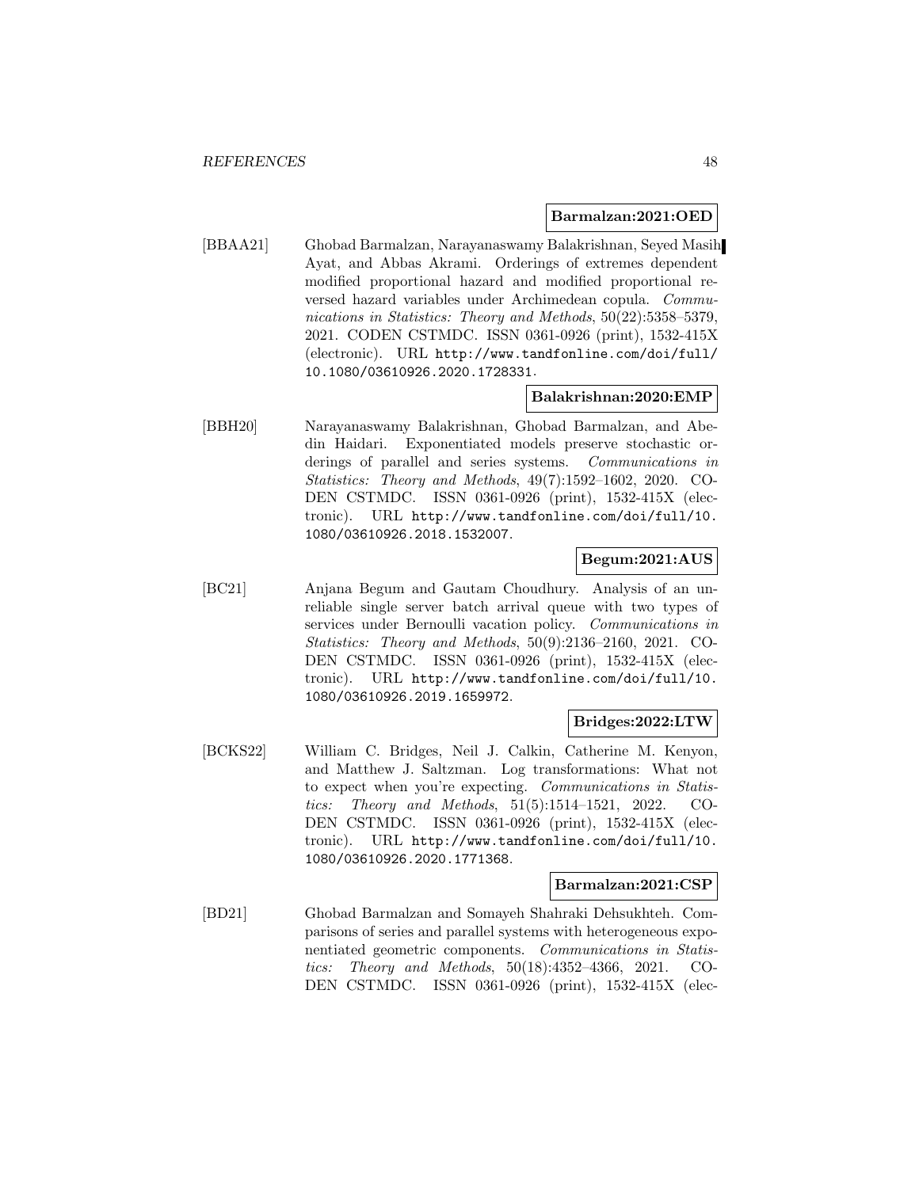**Barmalzan:2021:OED**

[BBAA21] Ghobad Barmalzan, Narayanaswamy Balakrishnan, Seyed Masih Ayat, and Abbas Akrami. Orderings of extremes dependent modified proportional hazard and modified proportional reversed hazard variables under Archimedean copula. *Communications in Statistics: Theory and Methods*, 50(22):5358–5379, 2021. CODEN CSTMDC. ISSN 0361-0926 (print), 1532-415X (electronic). URL `http://www.tandfonline.com/doi/full/10.1080/03610926.2020.1728331`.

**Balakrishnan:2020:EMP**

[BBH20] Narayanaswamy Balakrishnan, Ghobad Barmalzan, and Abedin Haidari. Exponentiated models preserve stochastic orderings of parallel and series systems. *Communications in Statistics: Theory and Methods*, 49(7):1592–1602, 2020. CODEN CSTMDC. ISSN 0361-0926 (print), 1532-415X (electronic). URL `http://www.tandfonline.com/doi/full/10.1080/03610926.2018.1532007`.

**Begum:2021:AUS**

[BC21] Anjana Begum and Gautam Choudhury. Analysis of an unreliable single server batch arrival queue with two types of services under Bernoulli vacation policy. *Communications in Statistics: Theory and Methods*, 50(9):2136–2160, 2021. CODEN CSTMDC. ISSN 0361-0926 (print), 1532-415X (electronic). URL `http://www.tandfonline.com/doi/full/10.1080/03610926.2019.1659972`.

**Bridges:2022:LTW**

[BCKS22] William C. Bridges, Neil J. Calkin, Catherine M. Kenyon, and Matthew J. Saltzman. Log transformations: What not to expect when you're expecting. *Communications in Statistics: Theory and Methods*, 51(5):1514–1521, 2022. CODEN CSTMDC. ISSN 0361-0926 (print), 1532-415X (electronic). URL `http://www.tandfonline.com/doi/full/10.1080/03610926.2020.1771368`.

**Barmalzan:2021:CSP**

[BD21] Ghobad Barmalzan and Somayeh Shahraki Dehsukhteh. Comparisons of series and parallel systems with heterogeneous exponentiated geometric components. *Communications in Statistics: Theory and Methods*, 50(18):4352–4366, 2021. CODEN CSTMDC. ISSN 0361-0926 (print), 1532-415X (elec-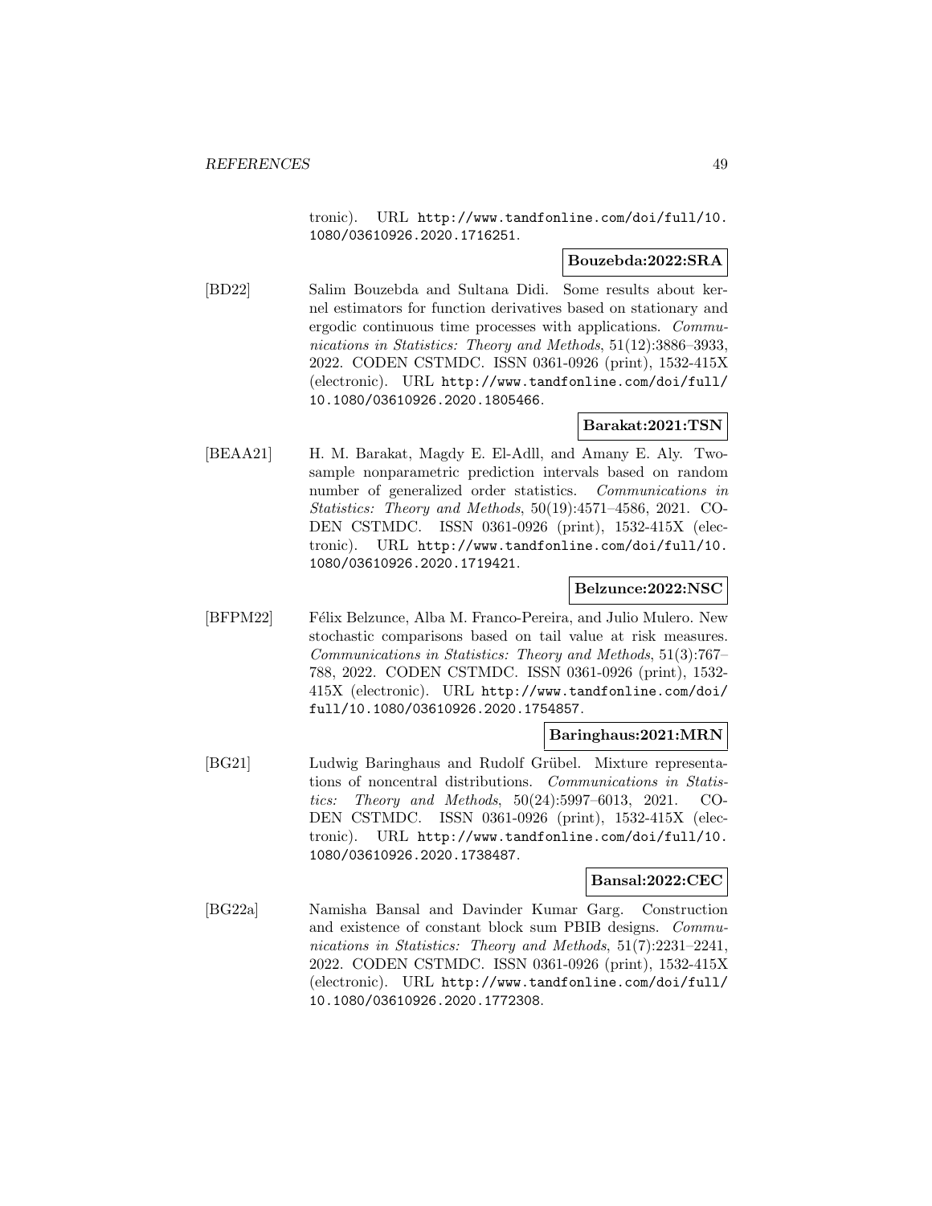tronic). URL http://www.tandfonline.com/doi/full/10.1080/03610926.2020.1716251.

**Bouzebda:2022:SRA**

[BD22] Salim Bouzebda and Sultana Didi. Some results about kernel estimators for function derivatives based on stationary and ergodic continuous time processes with applications. *Communications in Statistics: Theory and Methods*, 51(12):3886–3933, 2022. CODEN CSTMDC. ISSN 0361-0926 (print), 1532-415X (electronic). URL http://www.tandfonline.com/doi/full/10.1080/03610926.2020.1805466.

**Barakat:2021:TSN**

[BEAA21] H. M. Barakat, Magdy E. El-Adll, and Amany E. Aly. Two-sample nonparametric prediction intervals based on random number of generalized order statistics. *Communications in Statistics: Theory and Methods*, 50(19):4571–4586, 2021. CODEN CSTMDC. ISSN 0361-0926 (print), 1532-415X (electronic). URL http://www.tandfonline.com/doi/full/10.1080/03610926.2020.1719421.

**Belzunce:2022:NSC**

[BFPM22] Félix Belzunce, Alba M. Franco-Pereira, and Julio Mulero. New stochastic comparisons based on tail value at risk measures. *Communications in Statistics: Theory and Methods*, 51(3):767–788, 2022. CODEN CSTMDC. ISSN 0361-0926 (print), 1532-415X (electronic). URL http://www.tandfonline.com/doi/full/10.1080/03610926.2020.1754857.

**Baringhaus:2021:MRN**

[BG21] Ludwig Baringhaus and Rudolf Grübel. Mixture representations of noncentral distributions. *Communications in Statistics: Theory and Methods*, 50(24):5997–6013, 2021. CODEN CSTMDC. ISSN 0361-0926 (print), 1532-415X (electronic). URL http://www.tandfonline.com/doi/full/10.1080/03610926.2020.1738487.

**Bansal:2022:CEC**

[BG22a] Namisha Bansal and Davinder Kumar Garg. Construction and existence of constant block sum PBIB designs. *Communications in Statistics: Theory and Methods*, 51(7):2231–2241, 2022. CODEN CSTMDC. ISSN 0361-0926 (print), 1532-415X (electronic). URL http://www.tandfonline.com/doi/full/10.1080/03610926.2020.1772308.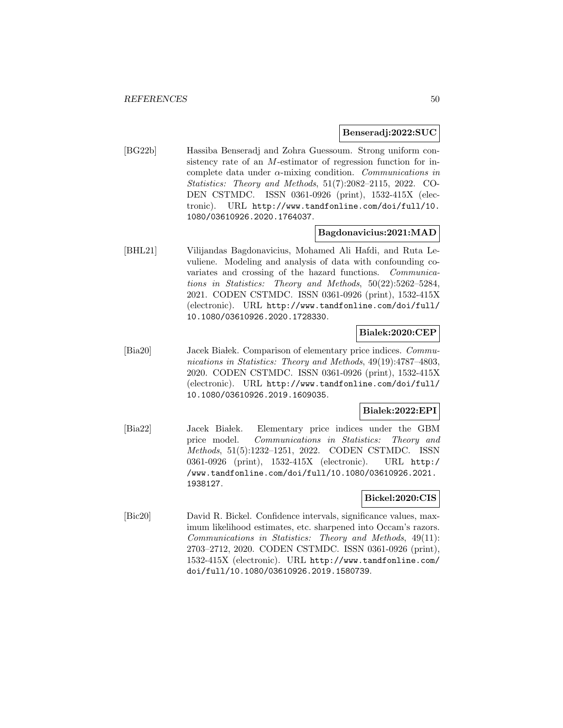**Benseradj:2022:SUC**

[BG22b] Hassiba Benseradj and Zohra Guessoum. Strong uniform consistency rate of an $M$-estimator of regression function for incomplete data under $\alpha$-mixing condition. *Communications in Statistics: Theory and Methods*, 51(7):2082–2115, 2022. CODEN CSTMDC. ISSN 0361-0926 (print), 1532-415X (electronic). URL http://www.tandfonline.com/doi/full/10.1080/03610926.2020.1764037.

**Bagdonavicius:2021:MAD**

[BHL21] Vilijandas Bagdonavicius, Mohamed Ali Hafdi, and Ruta Levuliene. Modeling and analysis of data with confounding covariates and crossing of the hazard functions. *Communications in Statistics: Theory and Methods*, 50(22):5262–5284, 2021. CODEN CSTMDC. ISSN 0361-0926 (print), 1532-415X (electronic). URL http://www.tandfonline.com/doi/full/10.1080/03610926.2020.1728330.

**Bialek:2020:CEP**

[Bia20] Jacek Białek. Comparison of elementary price indices. *Communications in Statistics: Theory and Methods*, 49(19):4787–4803, 2020. CODEN CSTMDC. ISSN 0361-0926 (print), 1532-415X (electronic). URL http://www.tandfonline.com/doi/full/10.1080/03610926.2019.1609035.

**Bialek:2022:EPI**

[Bia22] Jacek Białek. Elementary price indices under the GBM price model. *Communications in Statistics: Theory and Methods*, 51(5):1232–1251, 2022. CODEN CSTMDC. ISSN 0361-0926 (print), 1532-415X (electronic). URL http://www.tandfonline.com/doi/full/10.1080/03610926.2021.1938127.

**Bickel:2020:CIS**

[Bic20] David R. Bickel. Confidence intervals, significance values, maximum likelihood estimates, etc. sharpened into Occam's razors. *Communications in Statistics: Theory and Methods*, 49(11):2703–2712, 2020. CODEN CSTMDC. ISSN 0361-0926 (print), 1532-415X (electronic). URL http://www.tandfonline.com/doi/full/10.1080/03610926.2019.1580739.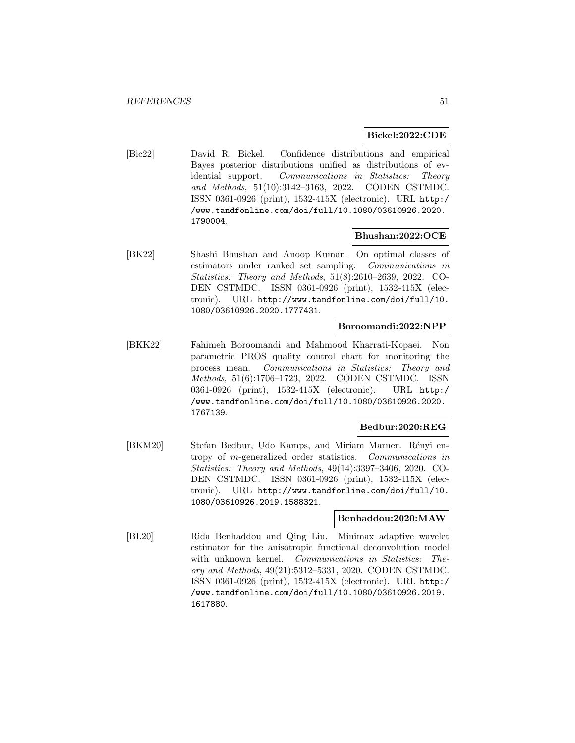**Bickel:2022:CDE**

[Bic22] David R. Bickel. Confidence distributions and empirical Bayes posterior distributions unified as distributions of evidential support. *Communications in Statistics: Theory and Methods*, 51(10):3142–3163, 2022. CODEN CSTMDC. ISSN 0361-0926 (print), 1532-415X (electronic). URL http://www.tandfonline.com/doi/full/10.1080/03610926.2020.1790004.

**Bhushan:2022:OCE**

[BK22] Shashi Bhushan and Anoop Kumar. On optimal classes of estimators under ranked set sampling. *Communications in Statistics: Theory and Methods*, 51(8):2610–2639, 2022. CODEN CSTMDC. ISSN 0361-0926 (print), 1532-415X (electronic). URL http://www.tandfonline.com/doi/full/10.1080/03610926.2020.1777431.

**Boroomandi:2022:NPP**

[BKK22] Fahimeh Boroomandi and Mahmood Kharrati-Kopaei. Non parametric PROS quality control chart for monitoring the process mean. *Communications in Statistics: Theory and Methods*, 51(6):1706–1723, 2022. CODEN CSTMDC. ISSN 0361-0926 (print), 1532-415X (electronic). URL http://www.tandfonline.com/doi/full/10.1080/03610926.2020.1767139.

**Bedbur:2020:REG**

[BKM20] Stefan Bedbur, Udo Kamps, and Miriam Marner. Rényi entropy of $m$-generalized order statistics. *Communications in Statistics: Theory and Methods*, 49(14):3397–3406, 2020. CODEN CSTMDC. ISSN 0361-0926 (print), 1532-415X (electronic). URL http://www.tandfonline.com/doi/full/10.1080/03610926.2019.1588321.

**Benhaddou:2020:MAW**

[BL20] Rida Benhaddou and Qing Liu. Minimax adaptive wavelet estimator for the anisotropic functional deconvolution model with unknown kernel. *Communications in Statistics: Theory and Methods*, 49(21):5312–5331, 2020. CODEN CSTMDC. ISSN 0361-0926 (print), 1532-415X (electronic). URL http://www.tandfonline.com/doi/full/10.1080/03610926.2019.1617880.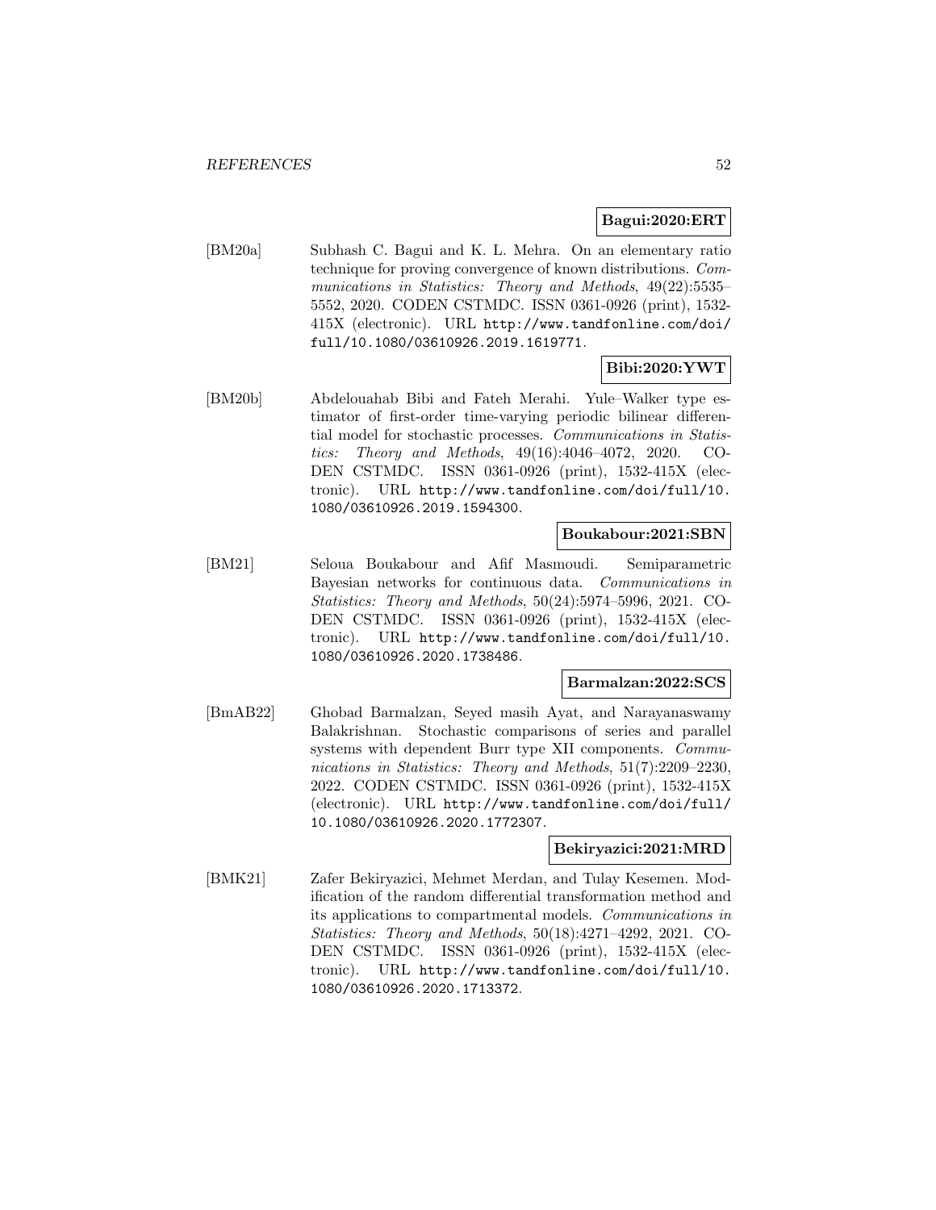**Bagui:2020:ERT**

[BM20a] Subhash C. Bagui and K. L. Mehra. On an elementary ratio technique for proving convergence of known distributions. *Communications in Statistics: Theory and Methods*, 49(22):5535–5552, 2020. CODEN CSTMDC. ISSN 0361-0926 (print), 1532-415X (electronic). URL http://www.tandfonline.com/doi/full/10.1080/03610926.2019.1619771.

**Bibi:2020:YWT**

[BM20b] Abdelouahab Bibi and Fateh Merahi. Yule–Walker type estimator of first-order time-varying periodic bilinear differential model for stochastic processes. *Communications in Statistics: Theory and Methods*, 49(16):4046–4072, 2020. CODEN CSTMDC. ISSN 0361-0926 (print), 1532-415X (electronic). URL http://www.tandfonline.com/doi/full/10.1080/03610926.2019.1594300.

**Boukabour:2021:SBN**

[BM21] Seloua Boukabour and Afif Masmoudi. Semiparametric Bayesian networks for continuous data. *Communications in Statistics: Theory and Methods*, 50(24):5974–5996, 2021. CODEN CSTMDC. ISSN 0361-0926 (print), 1532-415X (electronic). URL http://www.tandfonline.com/doi/full/10.1080/03610926.2020.1738486.

**Barmalzan:2022:SCS**

[BmAB22] Ghobad Barmalzan, Seyed masih Ayat, and Narayanaswamy Balakrishnan. Stochastic comparisons of series and parallel systems with dependent Burr type XII components. *Communications in Statistics: Theory and Methods*, 51(7):2209–2230, 2022. CODEN CSTMDC. ISSN 0361-0926 (print), 1532-415X (electronic). URL http://www.tandfonline.com/doi/full/10.1080/03610926.2020.1772307.

**Bekiryazici:2021:MRD**

[BMK21] Zafer Bekiryazici, Mehmet Merdan, and Tulay Kesemen. Modification of the random differential transformation method and its applications to compartmental models. *Communications in Statistics: Theory and Methods*, 50(18):4271–4292, 2021. CODEN CSTMDC. ISSN 0361-0926 (print), 1532-415X (electronic). URL http://www.tandfonline.com/doi/full/10.1080/03610926.2020.1713372.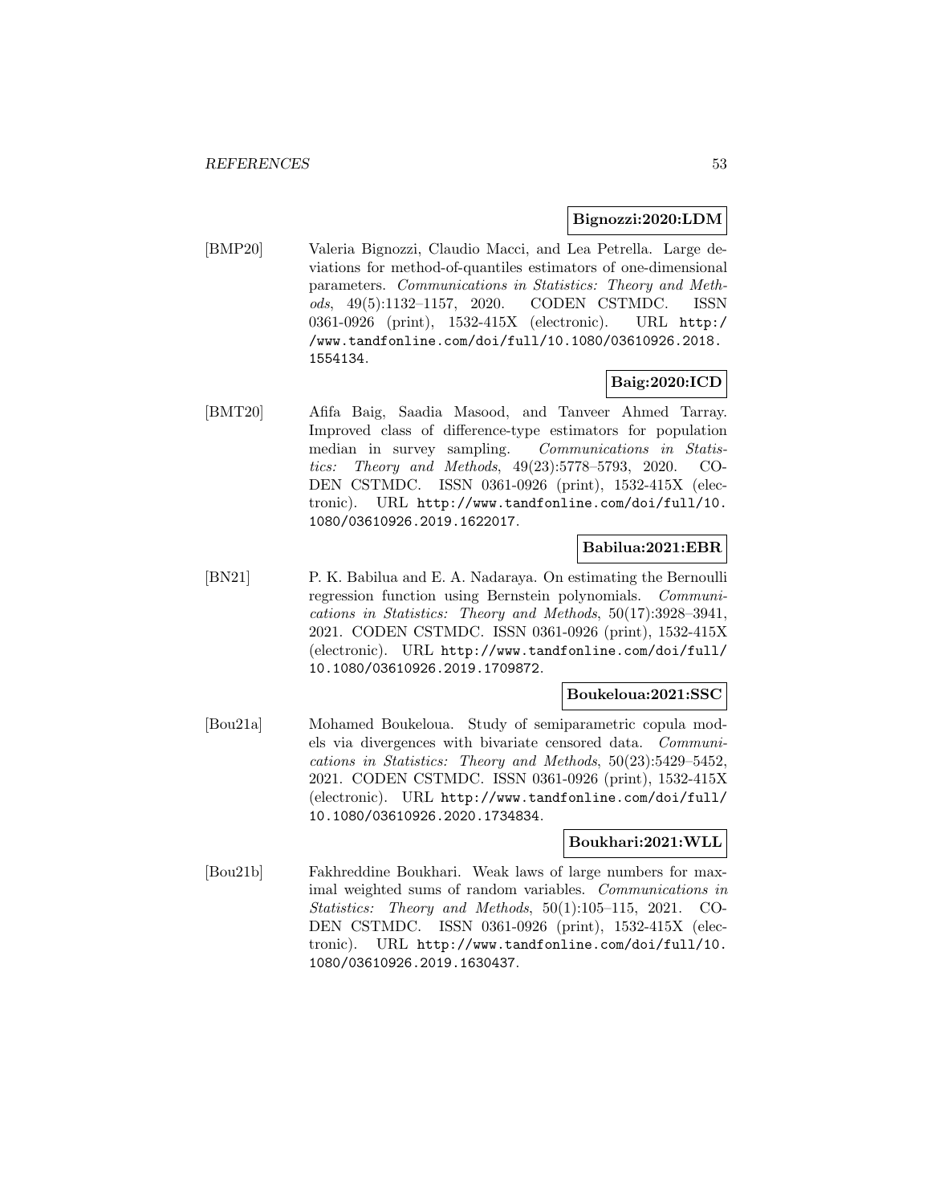**Bignozzi:2020:LDM**

[BMP20] Valeria Bignozzi, Claudio Macci, and Lea Petrella. Large deviations for method-of-quantiles estimators of one-dimensional parameters. *Communications in Statistics: Theory and Methods*, 49(5):1132–1157, 2020. CODEN CSTMDC. ISSN 0361-0926 (print), 1532-415X (electronic). URL http://www.tandfonline.com/doi/full/10.1080/03610926.2018.1554134.

**Baig:2020:ICD**

[BMT20] Afifa Baig, Saadia Masood, and Tanveer Ahmed Tarray. Improved class of difference-type estimators for population median in survey sampling. *Communications in Statistics: Theory and Methods*, 49(23):5778–5793, 2020. CODEN CSTMDC. ISSN 0361-0926 (print), 1532-415X (electronic). URL http://www.tandfonline.com/doi/full/10.1080/03610926.2019.1622017.

**Babilua:2021:EBR**

[BN21] P. K. Babilua and E. A. Nadaraya. On estimating the Bernoulli regression function using Bernstein polynomials. *Communications in Statistics: Theory and Methods*, 50(17):3928–3941, 2021. CODEN CSTMDC. ISSN 0361-0926 (print), 1532-415X (electronic). URL http://www.tandfonline.com/doi/full/10.1080/03610926.2019.1709872.

**Boukeloua:2021:SSC**

[Bou21a] Mohamed Boukeloua. Study of semiparametric copula models via divergences with bivariate censored data. *Communications in Statistics: Theory and Methods*, 50(23):5429–5452, 2021. CODEN CSTMDC. ISSN 0361-0926 (print), 1532-415X (electronic). URL http://www.tandfonline.com/doi/full/10.1080/03610926.2020.1734834.

**Boukhari:2021:WLL**

[Bou21b] Fakhreddine Boukhari. Weak laws of large numbers for maximal weighted sums of random variables. *Communications in Statistics: Theory and Methods*, 50(1):105–115, 2021. CODEN CSTMDC. ISSN 0361-0926 (print), 1532-415X (electronic). URL http://www.tandfonline.com/doi/full/10.1080/03610926.2019.1630437.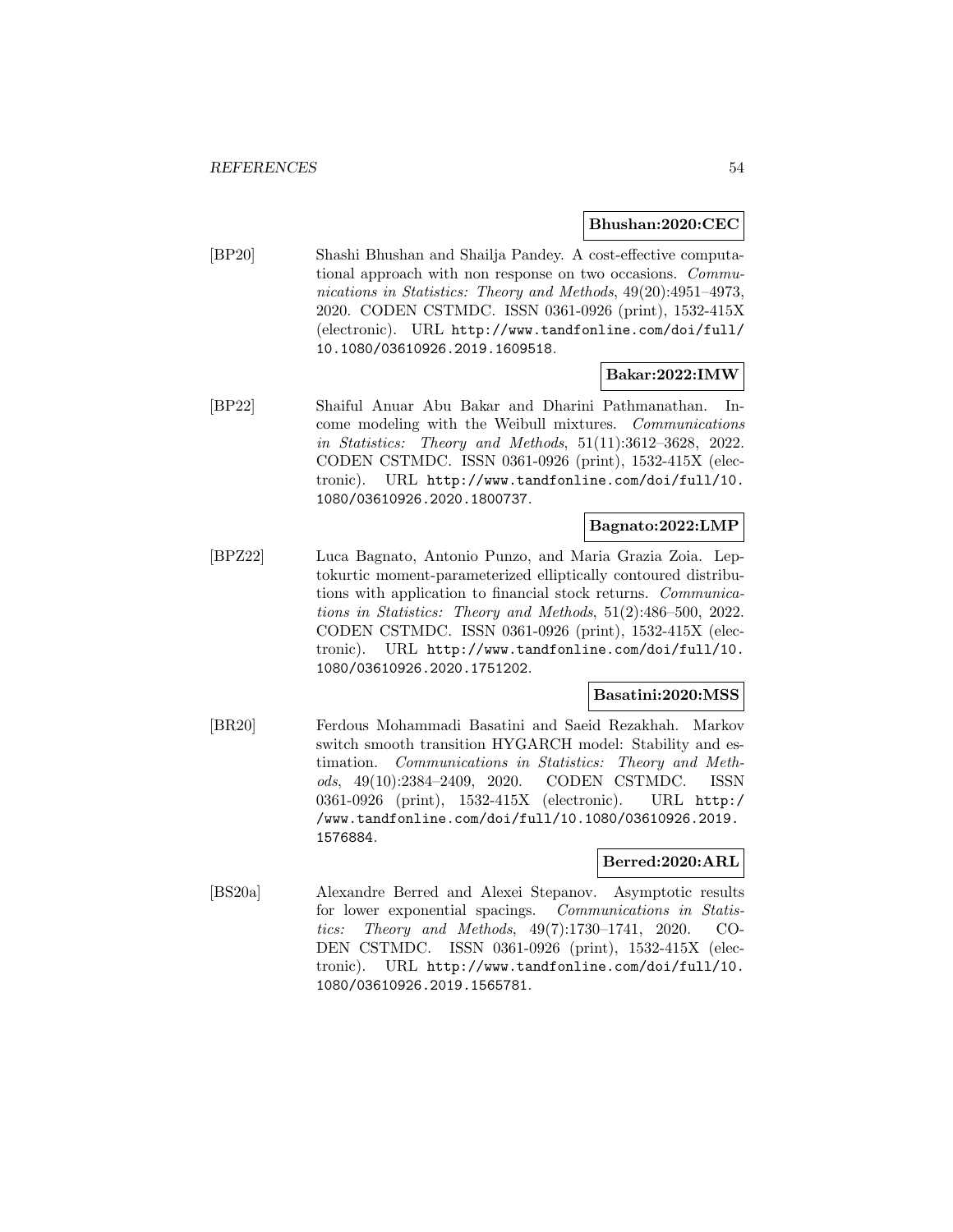**Bhushan:2020:CEC**

[BP20] Shashi Bhushan and Shailja Pandey. A cost-effective computational approach with non response on two occasions. *Communications in Statistics: Theory and Methods*, 49(20):4951–4973, 2020. CODEN CSTMDC. ISSN 0361-0926 (print), 1532-415X (electronic). URL http://www.tandfonline.com/doi/full/10.1080/03610926.2019.1609518.

**Bakar:2022:IMW**

[BP22] Shaiful Anuar Abu Bakar and Dharini Pathmanathan. Income modeling with the Weibull mixtures. *Communications in Statistics: Theory and Methods*, 51(11):3612–3628, 2022. CODEN CSTMDC. ISSN 0361-0926 (print), 1532-415X (electronic). URL http://www.tandfonline.com/doi/full/10.1080/03610926.2020.1800737.

**Bagnato:2022:LMP**

[BPZ22] Luca Bagnato, Antonio Punzo, and Maria Grazia Zoia. Leptokurtic moment-parameterized elliptically contoured distributions with application to financial stock returns. *Communications in Statistics: Theory and Methods*, 51(2):486–500, 2022. CODEN CSTMDC. ISSN 0361-0926 (print), 1532-415X (electronic). URL http://www.tandfonline.com/doi/full/10.1080/03610926.2020.1751202.

**Basatini:2020:MSS**

[BR20] Ferdous Mohammadi Basatini and Saeid Rezakhah. Markov switch smooth transition HYGARCH model: Stability and estimation. *Communications in Statistics: Theory and Methods*, 49(10):2384–2409, 2020. CODEN CSTMDC. ISSN 0361-0926 (print), 1532-415X (electronic). URL http://www.tandfonline.com/doi/full/10.1080/03610926.2019.1576884.

**Berred:2020:ARL**

[BS20a] Alexandre Berred and Alexei Stepanov. Asymptotic results for lower exponential spacings. *Communications in Statistics: Theory and Methods*, 49(7):1730–1741, 2020. CODEN CSTMDC. ISSN 0361-0926 (print), 1532-415X (electronic). URL http://www.tandfonline.com/doi/full/10.1080/03610926.2019.1565781.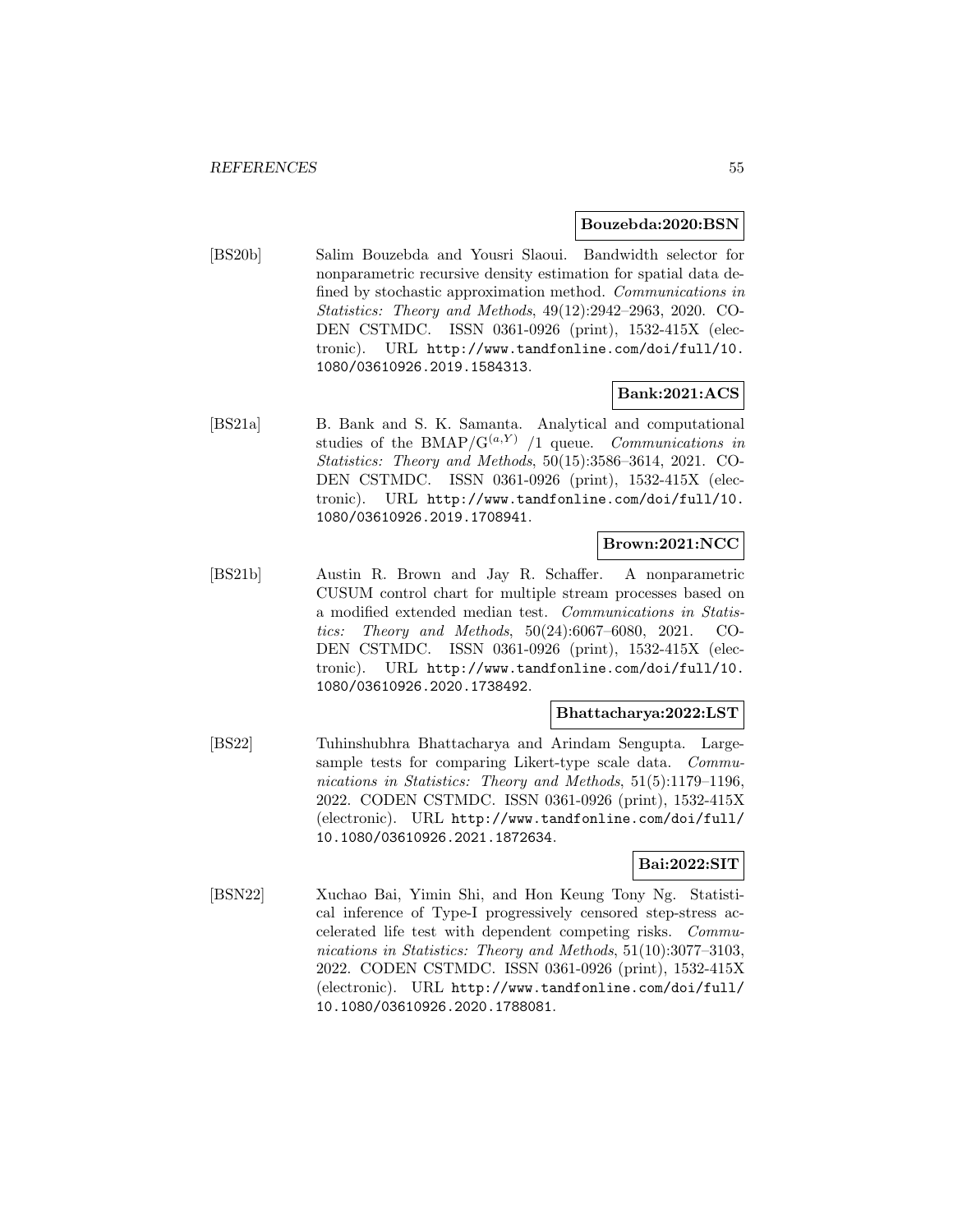**Bouzebda:2020:BSN**

[BS20b] Salim Bouzebda and Yousri Slaoui. Bandwidth selector for nonparametric recursive density estimation for spatial data defined by stochastic approximation method. *Communications in Statistics: Theory and Methods*, 49(12):2942–2963, 2020. CODEN CSTMDC. ISSN 0361-0926 (print), 1532-415X (electronic). URL http://www.tandfonline.com/doi/full/10.1080/03610926.2019.1584313.

**Bank:2021:ACS**

[BS21a] B. Bank and S. K. Samanta. Analytical and computational studies of the BMAP/$G^{(a,Y)}$ /1 queue. *Communications in Statistics: Theory and Methods*, 50(15):3586–3614, 2021. CODEN CSTMDC. ISSN 0361-0926 (print), 1532-415X (electronic). URL http://www.tandfonline.com/doi/full/10.1080/03610926.2019.1708941.

**Brown:2021:NCC**

[BS21b] Austin R. Brown and Jay R. Schaffer. A nonparametric CUSUM control chart for multiple stream processes based on a modified extended median test. *Communications in Statistics: Theory and Methods*, 50(24):6067–6080, 2021. CODEN CSTMDC. ISSN 0361-0926 (print), 1532-415X (electronic). URL http://www.tandfonline.com/doi/full/10.1080/03610926.2020.1738492.

**Bhattacharya:2022:LST**

[BS22] Tuhinshubhra Bhattacharya and Arindam Sengupta. Large-sample tests for comparing Likert-type scale data. *Communications in Statistics: Theory and Methods*, 51(5):1179–1196, 2022. CODEN CSTMDC. ISSN 0361-0926 (print), 1532-415X (electronic). URL http://www.tandfonline.com/doi/full/10.1080/03610926.2021.1872634.

**Bai:2022:SIT**

[BSN22] Xuchao Bai, Yimin Shi, and Hon Keung Tony Ng. Statistical inference of Type-I progressively censored step-stress accelerated life test with dependent competing risks. *Communications in Statistics: Theory and Methods*, 51(10):3077–3103, 2022. CODEN CSTMDC. ISSN 0361-0926 (print), 1532-415X (electronic). URL http://www.tandfonline.com/doi/full/10.1080/03610926.2020.1788081.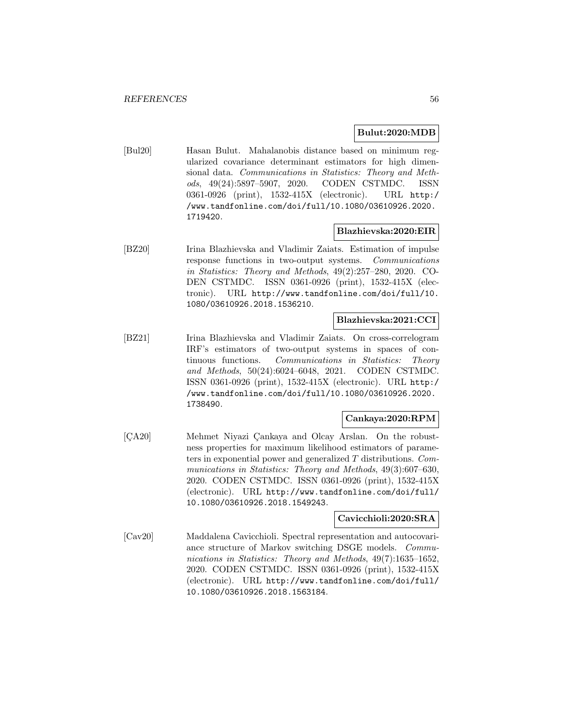**Bulut:2020:MDB**

[Bul20] Hasan Bulut. Mahalanobis distance based on minimum regularized covariance determinant estimators for high dimensional data. *Communications in Statistics: Theory and Methods*, 49(24):5897–5907, 2020. CODEN CSTMDC. ISSN 0361-0926 (print), 1532-415X (electronic). URL http://www.tandfonline.com/doi/full/10.1080/03610926.2020.1719420.

**Blazhievska:2020:EIR**

[BZ20] Irina Blazhievska and Vladimir Zaiats. Estimation of impulse response functions in two-output systems. *Communications in Statistics: Theory and Methods*, 49(2):257–280, 2020. CODEN CSTMDC. ISSN 0361-0926 (print), 1532-415X (electronic). URL http://www.tandfonline.com/doi/full/10.1080/03610926.2018.1536210.

**Blazhievska:2021:CCI**

[BZ21] Irina Blazhievska and Vladimir Zaiats. On cross-correlogram IRF's estimators of two-output systems in spaces of continuous functions. *Communications in Statistics: Theory and Methods*, 50(24):6024–6048, 2021. CODEN CSTMDC. ISSN 0361-0926 (print), 1532-415X (electronic). URL http://www.tandfonline.com/doi/full/10.1080/03610926.2020.1738490.

**Cankaya:2020:RPM**

[ÇA20] Mehmet Niyazi Çankaya and Olcay Arslan. On the robustness properties for maximum likelihood estimators of parameters in exponential power and generalized $T$ distributions. *Communications in Statistics: Theory and Methods*, 49(3):607–630, 2020. CODEN CSTMDC. ISSN 0361-0926 (print), 1532-415X (electronic). URL http://www.tandfonline.com/doi/full/10.1080/03610926.2018.1549243.

**Cavicchioli:2020:SRA**

[Cav20] Maddalena Cavicchioli. Spectral representation and autocovariance structure of Markov switching DSGE models. *Communications in Statistics: Theory and Methods*, 49(7):1635–1652, 2020. CODEN CSTMDC. ISSN 0361-0926 (print), 1532-415X (electronic). URL http://www.tandfonline.com/doi/full/10.1080/03610926.2018.1563184.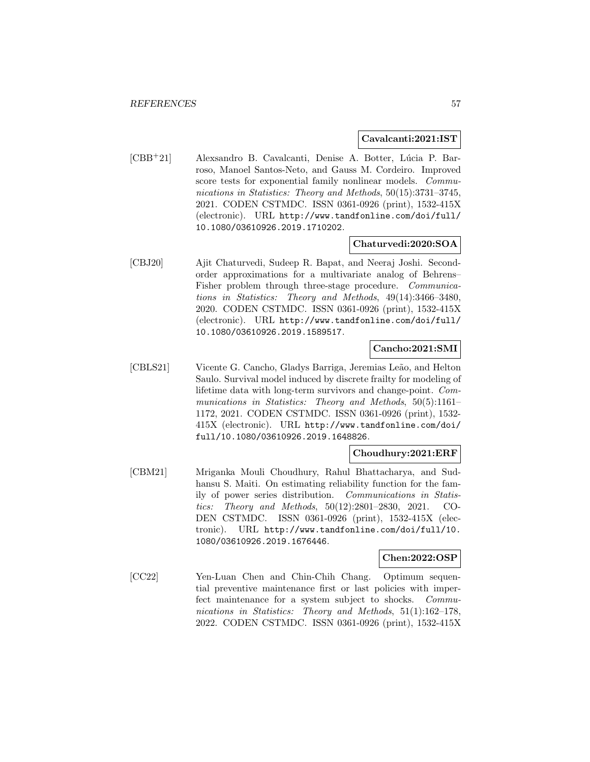**Cavalcanti:2021:IST**

[CBB+21] Alexsandro B. Cavalcanti, Denise A. Botter, Lúcia P. Barroso, Manoel Santos-Neto, and Gauss M. Cordeiro. Improved score tests for exponential family nonlinear models. *Communications in Statistics: Theory and Methods*, 50(15):3731–3745, 2021. CODEN CSTMDC. ISSN 0361-0926 (print), 1532-415X (electronic). URL http://www.tandfonline.com/doi/full/10.1080/03610926.2019.1710202.

**Chaturvedi:2020:SOA**

[CBJ20] Ajit Chaturvedi, Sudeep R. Bapat, and Neeraj Joshi. Second-order approximations for a multivariate analog of Behrens–Fisher problem through three-stage procedure. *Communications in Statistics: Theory and Methods*, 49(14):3466–3480, 2020. CODEN CSTMDC. ISSN 0361-0926 (print), 1532-415X (electronic). URL http://www.tandfonline.com/doi/full/10.1080/03610926.2019.1589517.

**Cancho:2021:SMI**

[CBLS21] Vicente G. Cancho, Gladys Barriga, Jeremias Leão, and Helton Saulo. Survival model induced by discrete frailty for modeling of lifetime data with long-term survivors and change-point. *Communications in Statistics: Theory and Methods*, 50(5):1161–1172, 2021. CODEN CSTMDC. ISSN 0361-0926 (print), 1532-415X (electronic). URL http://www.tandfonline.com/doi/full/10.1080/03610926.2019.1648826.

**Choudhury:2021:ERF**

[CBM21] Mriganka Mouli Choudhury, Rahul Bhattacharya, and Sudhansu S. Maiti. On estimating reliability function for the family of power series distribution. *Communications in Statistics: Theory and Methods*, 50(12):2801–2830, 2021. CODEN CSTMDC. ISSN 0361-0926 (print), 1532-415X (electronic). URL http://www.tandfonline.com/doi/full/10.1080/03610926.2019.1676446.

**Chen:2022:OSP**

[CC22] Yen-Luan Chen and Chin-Chih Chang. Optimum sequential preventive maintenance first or last policies with imperfect maintenance for a system subject to shocks. *Communications in Statistics: Theory and Methods*, 51(1):162–178, 2022. CODEN CSTMDC. ISSN 0361-0926 (print), 1532-415X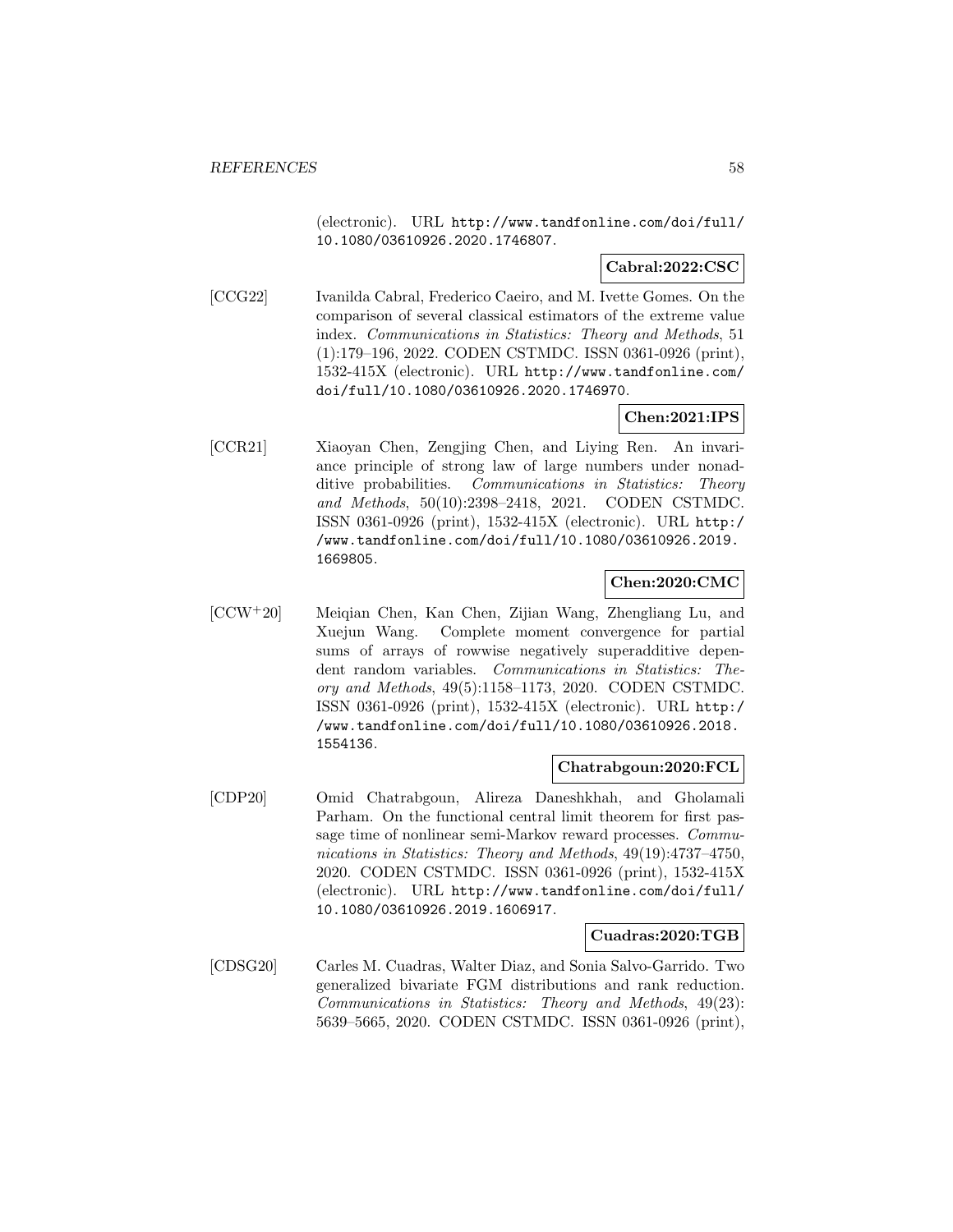(electronic). URL http://www.tandfonline.com/doi/full/10.1080/03610926.2020.1746807.

**Cabral:2022:CSC**

[CCG22] Ivanilda Cabral, Frederico Caeiro, and M. Ivette Gomes. On the comparison of several classical estimators of the extreme value index. *Communications in Statistics: Theory and Methods*, 51 (1):179–196, 2022. CODEN CSTMDC. ISSN 0361-0926 (print), 1532-415X (electronic). URL http://www.tandfonline.com/doi/full/10.1080/03610926.2020.1746970.

**Chen:2021:IPS**

[CCR21] Xiaoyan Chen, Zengjing Chen, and Liying Ren. An invariance principle of strong law of large numbers under nonadditive probabilities. *Communications in Statistics: Theory and Methods*, 50(10):2398–2418, 2021. CODEN CSTMDC. ISSN 0361-0926 (print), 1532-415X (electronic). URL http://www.tandfonline.com/doi/full/10.1080/03610926.2019.1669805.

**Chen:2020:CMC**

[CCW+20] Meiqian Chen, Kan Chen, Zijian Wang, Zhengliang Lu, and Xuejun Wang. Complete moment convergence for partial sums of arrays of rowwise negatively superadditive dependent random variables. *Communications in Statistics: Theory and Methods*, 49(5):1158–1173, 2020. CODEN CSTMDC. ISSN 0361-0926 (print), 1532-415X (electronic). URL http://www.tandfonline.com/doi/full/10.1080/03610926.2018.1554136.

**Chatrabgoun:2020:FCL**

[CDP20] Omid Chatrabgoun, Alireza Daneshkhah, and Gholamali Parham. On the functional central limit theorem for first passage time of nonlinear semi-Markov reward processes. *Communications in Statistics: Theory and Methods*, 49(19):4737–4750, 2020. CODEN CSTMDC. ISSN 0361-0926 (print), 1532-415X (electronic). URL http://www.tandfonline.com/doi/full/10.1080/03610926.2019.1606917.

**Cuadras:2020:TGB**

[CDSG20] Carles M. Cuadras, Walter Diaz, and Sonia Salvo-Garrido. Two generalized bivariate FGM distributions and rank reduction. *Communications in Statistics: Theory and Methods*, 49(23): 5639–5665, 2020. CODEN CSTMDC. ISSN 0361-0926 (print),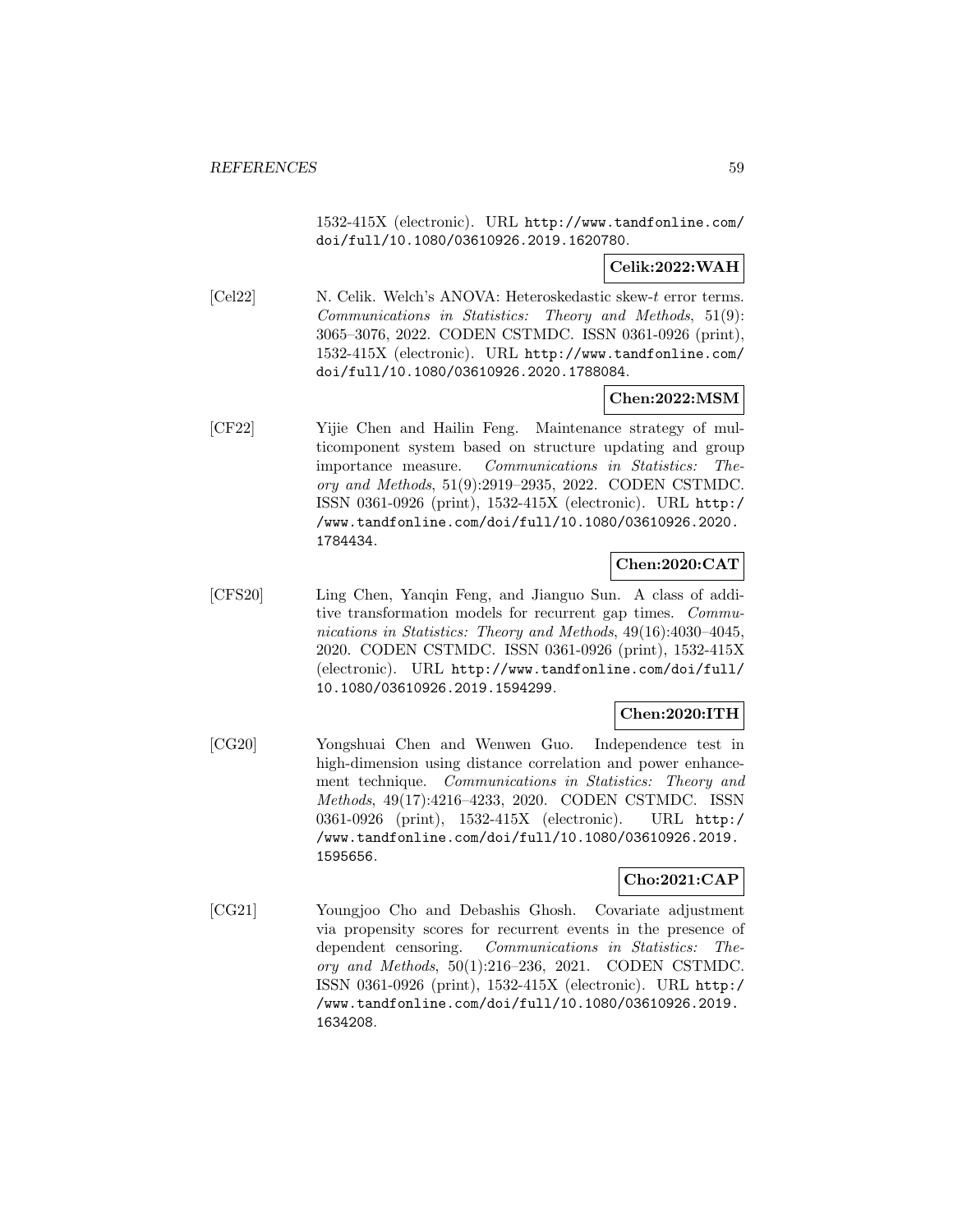1532-415X (electronic). URL http://www.tandfonline.com/doi/full/10.1080/03610926.2019.1620780.

**Celik:2022:WAH**

[Cel22] N. Celik. Welch's ANOVA: Heteroskedastic skew-$t$ error terms. *Communications in Statistics: Theory and Methods*, 51(9): 3065–3076, 2022. CODEN CSTMDC. ISSN 0361-0926 (print), 1532-415X (electronic). URL http://www.tandfonline.com/doi/full/10.1080/03610926.2020.1788084.

**Chen:2022:MSM**

[CF22] Yijie Chen and Hailin Feng. Maintenance strategy of multicomponent system based on structure updating and group importance measure. *Communications in Statistics: Theory and Methods*, 51(9):2919–2935, 2022. CODEN CSTMDC. ISSN 0361-0926 (print), 1532-415X (electronic). URL http://www.tandfonline.com/doi/full/10.1080/03610926.2020.1784434.

**Chen:2020:CAT**

[CFS20] Ling Chen, Yanqin Feng, and Jianguo Sun. A class of additive transformation models for recurrent gap times. *Communications in Statistics: Theory and Methods*, 49(16):4030–4045, 2020. CODEN CSTMDC. ISSN 0361-0926 (print), 1532-415X (electronic). URL http://www.tandfonline.com/doi/full/10.1080/03610926.2019.1594299.

**Chen:2020:ITH**

[CG20] Yongshuai Chen and Wenwen Guo. Independence test in high-dimension using distance correlation and power enhancement technique. *Communications in Statistics: Theory and Methods*, 49(17):4216–4233, 2020. CODEN CSTMDC. ISSN 0361-0926 (print), 1532-415X (electronic). URL http://www.tandfonline.com/doi/full/10.1080/03610926.2019.1595656.

**Cho:2021:CAP**

[CG21] Youngjoo Cho and Debashis Ghosh. Covariate adjustment via propensity scores for recurrent events in the presence of dependent censoring. *Communications in Statistics: Theory and Methods*, 50(1):216–236, 2021. CODEN CSTMDC. ISSN 0361-0926 (print), 1532-415X (electronic). URL http://www.tandfonline.com/doi/full/10.1080/03610926.2019.1634208.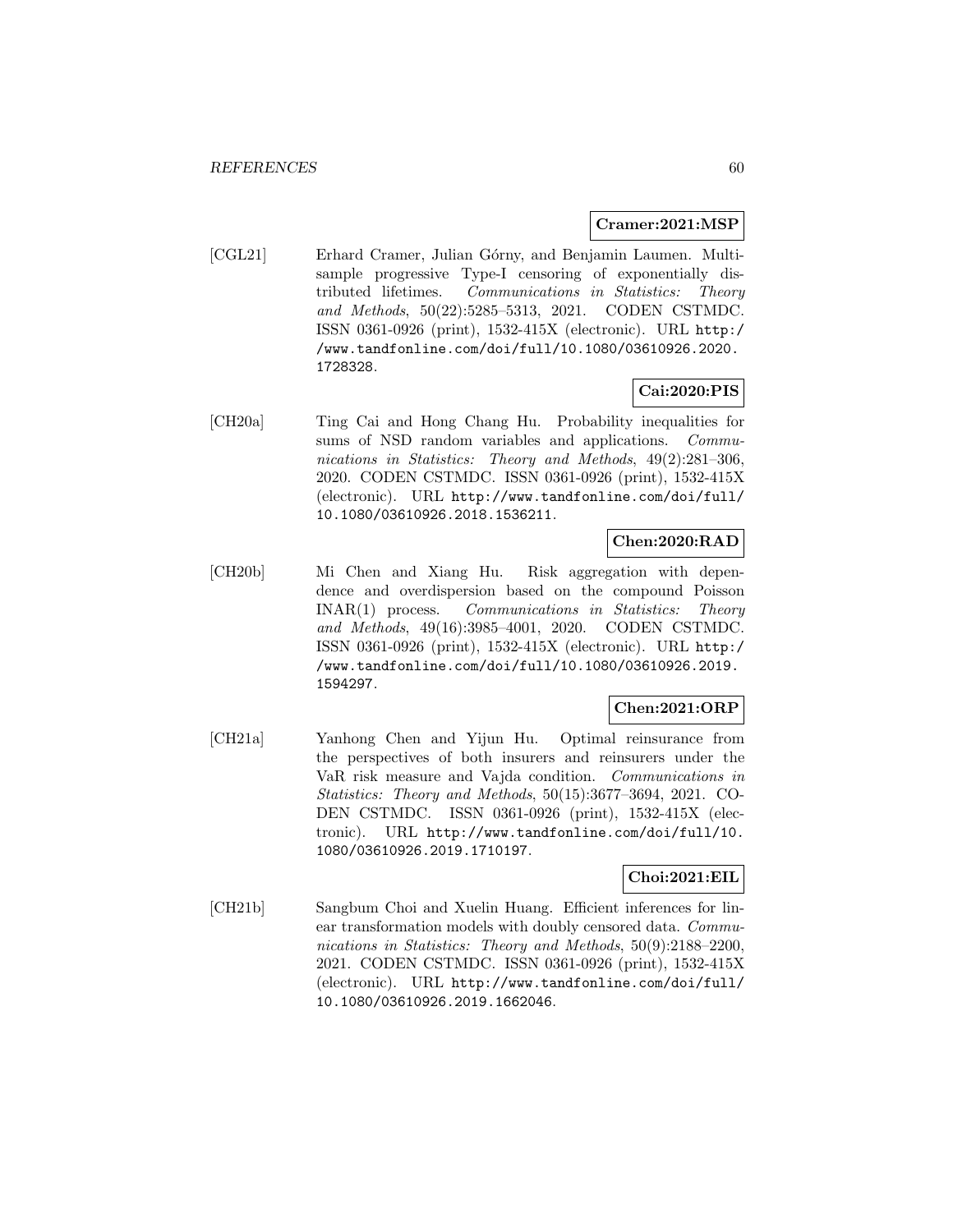**Cramer:2021:MSP**

[CGL21] Erhard Cramer, Julian Górny, and Benjamin Laumen. Multi-sample progressive Type-I censoring of exponentially distributed lifetimes. *Communications in Statistics: Theory and Methods*, 50(22):5285–5313, 2021. CODEN CSTMDC. ISSN 0361-0926 (print), 1532-415X (electronic). URL http://www.tandfonline.com/doi/full/10.1080/03610926.2020.1728328.

**Cai:2020:PIS**

[CH20a] Ting Cai and Hong Chang Hu. Probability inequalities for sums of NSD random variables and applications. *Communications in Statistics: Theory and Methods*, 49(2):281–306, 2020. CODEN CSTMDC. ISSN 0361-0926 (print), 1532-415X (electronic). URL http://www.tandfonline.com/doi/full/10.1080/03610926.2018.1536211.

**Chen:2020:RAD**

[CH20b] Mi Chen and Xiang Hu. Risk aggregation with dependence and overdispersion based on the compound Poisson INAR(1) process. *Communications in Statistics: Theory and Methods*, 49(16):3985–4001, 2020. CODEN CSTMDC. ISSN 0361-0926 (print), 1532-415X (electronic). URL http://www.tandfonline.com/doi/full/10.1080/03610926.2019.1594297.

**Chen:2021:ORP**

[CH21a] Yanhong Chen and Yijun Hu. Optimal reinsurance from the perspectives of both insurers and reinsurers under the VaR risk measure and Vajda condition. *Communications in Statistics: Theory and Methods*, 50(15):3677–3694, 2021. CODEN CSTMDC. ISSN 0361-0926 (print), 1532-415X (electronic). URL http://www.tandfonline.com/doi/full/10.1080/03610926.2019.1710197.

**Choi:2021:EIL**

[CH21b] Sangbum Choi and Xuelin Huang. Efficient inferences for linear transformation models with doubly censored data. *Communications in Statistics: Theory and Methods*, 50(9):2188–2200, 2021. CODEN CSTMDC. ISSN 0361-0926 (print), 1532-415X (electronic). URL http://www.tandfonline.com/doi/full/10.1080/03610926.2019.1662046.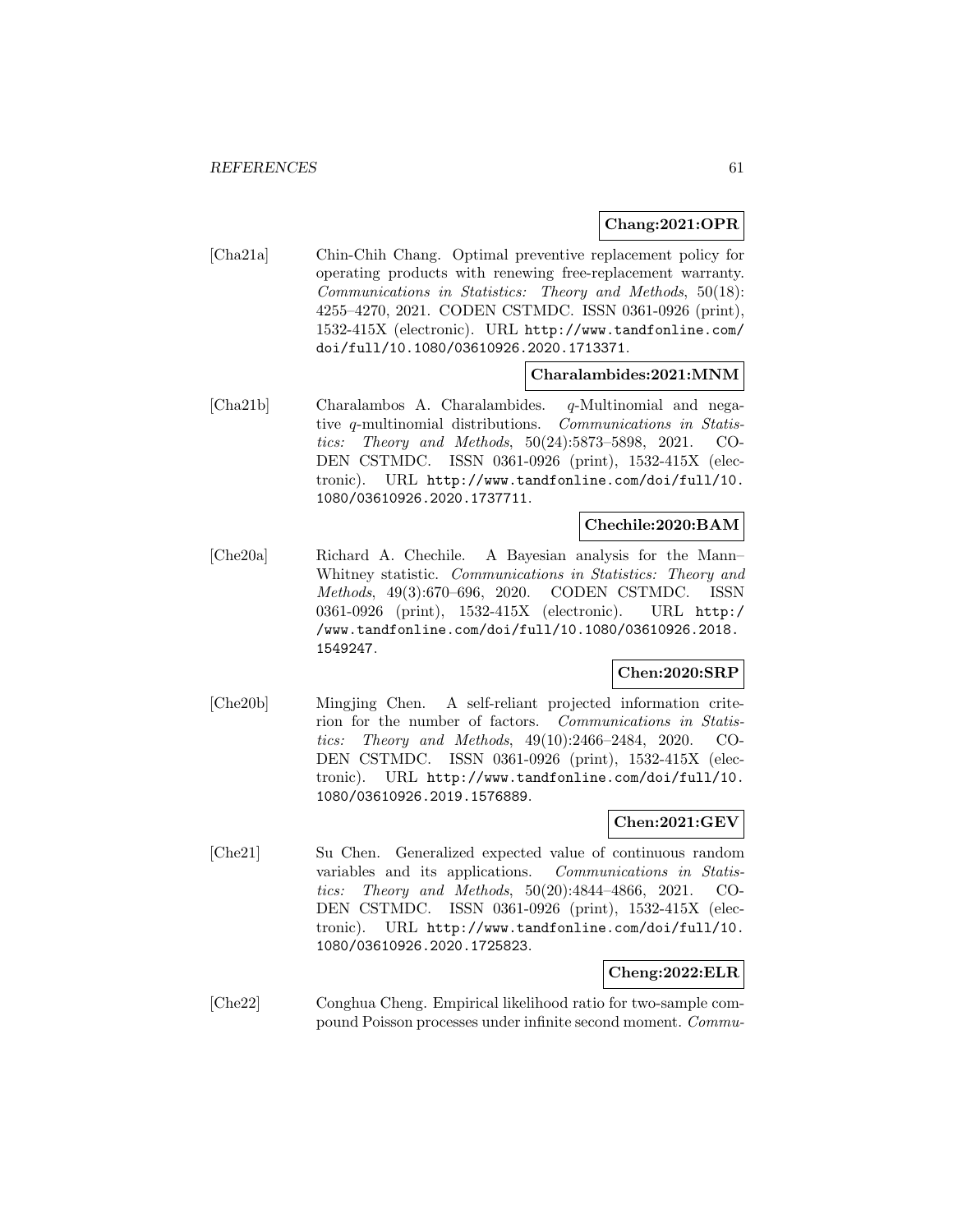**Chang:2021:OPR**

[Cha21a] Chin-Chih Chang. Optimal preventive replacement policy for operating products with renewing free-replacement warranty. *Communications in Statistics: Theory and Methods*, 50(18): 4255–4270, 2021. CODEN CSTMDC. ISSN 0361-0926 (print), 1532-415X (electronic). URL http://www.tandfonline.com/doi/full/10.1080/03610926.2020.1713371.

**Charalambides:2021:MNM**

[Cha21b] Charalambos A. Charalambides. $q$-Multinomial and negative $q$-multinomial distributions. *Communications in Statistics: Theory and Methods*, 50(24):5873–5898, 2021. CODEN CSTMDC. ISSN 0361-0926 (print), 1532-415X (electronic). URL http://www.tandfonline.com/doi/full/10.1080/03610926.2020.1737711.

**Chechile:2020:BAM**

[Che20a] Richard A. Chechile. A Bayesian analysis for the Mann–Whitney statistic. *Communications in Statistics: Theory and Methods*, 49(3):670–696, 2020. CODEN CSTMDC. ISSN 0361-0926 (print), 1532-415X (electronic). URL http://www.tandfonline.com/doi/full/10.1080/03610926.2018.1549247.

**Chen:2020:SRP**

[Che20b] Mingjing Chen. A self-reliant projected information criterion for the number of factors. *Communications in Statistics: Theory and Methods*, 49(10):2466–2484, 2020. CODEN CSTMDC. ISSN 0361-0926 (print), 1532-415X (electronic). URL http://www.tandfonline.com/doi/full/10.1080/03610926.2019.1576889.

**Chen:2021:GEV**

[Che21] Su Chen. Generalized expected value of continuous random variables and its applications. *Communications in Statistics: Theory and Methods*, 50(20):4844–4866, 2021. CODEN CSTMDC. ISSN 0361-0926 (print), 1532-415X (electronic). URL http://www.tandfonline.com/doi/full/10.1080/03610926.2020.1725823.

**Cheng:2022:ELR**

[Che22] Conghua Cheng. Empirical likelihood ratio for two-sample compound Poisson processes under infinite second moment. *Commu-*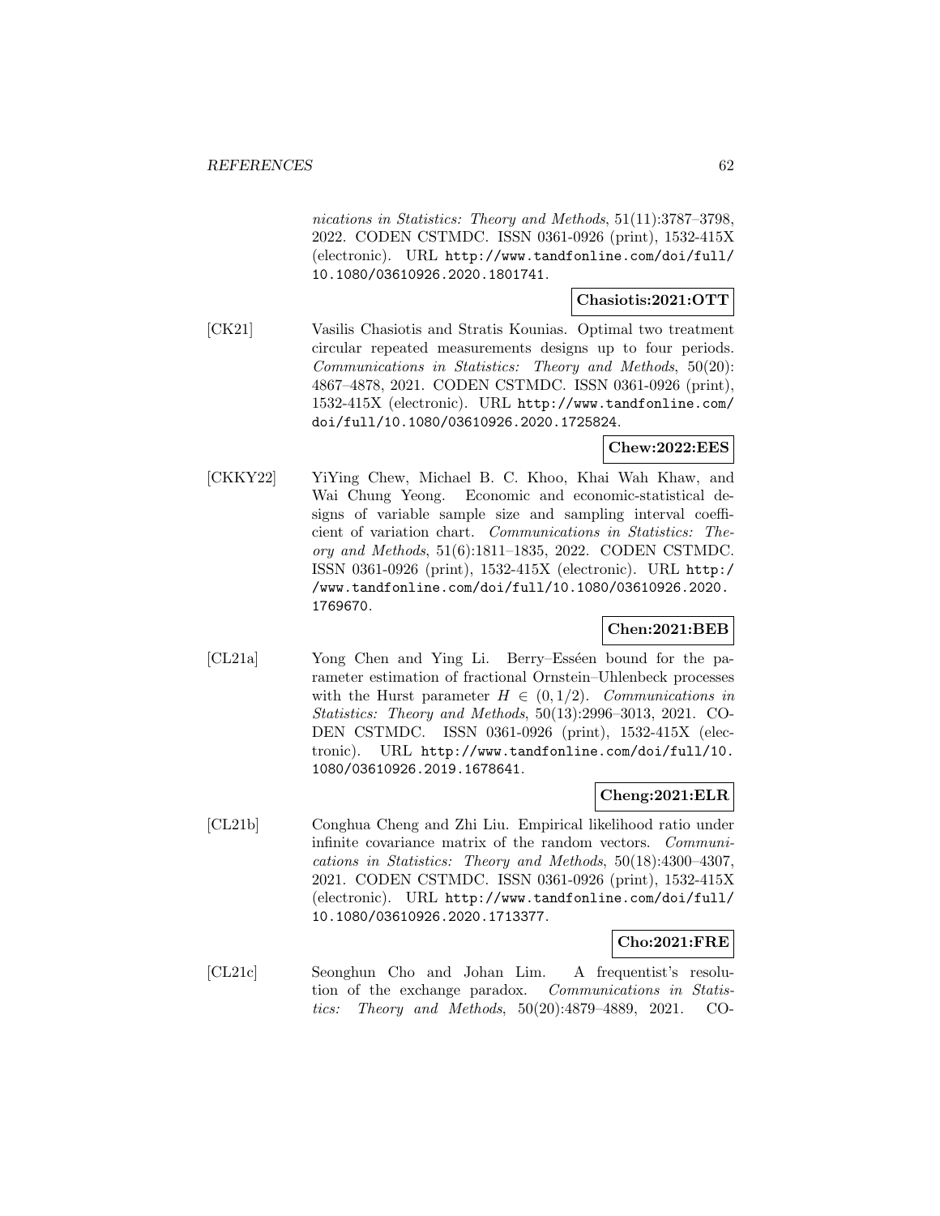*nications in Statistics: Theory and Methods*, 51(11):3787–3798, 2022. CODEN CSTMDC. ISSN 0361-0926 (print), 1532-415X (electronic). URL http://www.tandfonline.com/doi/full/10.1080/03610926.2020.1801741.

**Chasiotis:2021:OTT**

[CK21] Vasilis Chasiotis and Stratis Kounias. Optimal two treatment circular repeated measurements designs up to four periods. *Communications in Statistics: Theory and Methods*, 50(20): 4867–4878, 2021. CODEN CSTMDC. ISSN 0361-0926 (print), 1532-415X (electronic). URL http://www.tandfonline.com/doi/full/10.1080/03610926.2020.1725824.

**Chew:2022:EES**

[CKKY22] YiYing Chew, Michael B. C. Khoo, Khai Wah Khaw, and Wai Chung Yeong. Economic and economic-statistical designs of variable sample size and sampling interval coefficient of variation chart. *Communications in Statistics: Theory and Methods*, 51(6):1811–1835, 2022. CODEN CSTMDC. ISSN 0361-0926 (print), 1532-415X (electronic). URL http://www.tandfonline.com/doi/full/10.1080/03610926.2020.1769670.

**Chen:2021:BEB**

[CL21a] Yong Chen and Ying Li. Berry–Esséen bound for the parameter estimation of fractional Ornstein–Uhlenbeck processes with the Hurst parameter $H \in (0, 1/2)$. *Communications in Statistics: Theory and Methods*, 50(13):2996–3013, 2021. CODEN CSTMDC. ISSN 0361-0926 (print), 1532-415X (electronic). URL http://www.tandfonline.com/doi/full/10.1080/03610926.2019.1678641.

**Cheng:2021:ELR**

[CL21b] Conghua Cheng and Zhi Liu. Empirical likelihood ratio under infinite covariance matrix of the random vectors. *Communications in Statistics: Theory and Methods*, 50(18):4300–4307, 2021. CODEN CSTMDC. ISSN 0361-0926 (print), 1532-415X (electronic). URL http://www.tandfonline.com/doi/full/10.1080/03610926.2020.1713377.

**Cho:2021:FRE**

[CL21c] Seonghun Cho and Johan Lim. A frequentist's resolution of the exchange paradox. *Communications in Statistics: Theory and Methods*, 50(20):4879–4889, 2021. CO-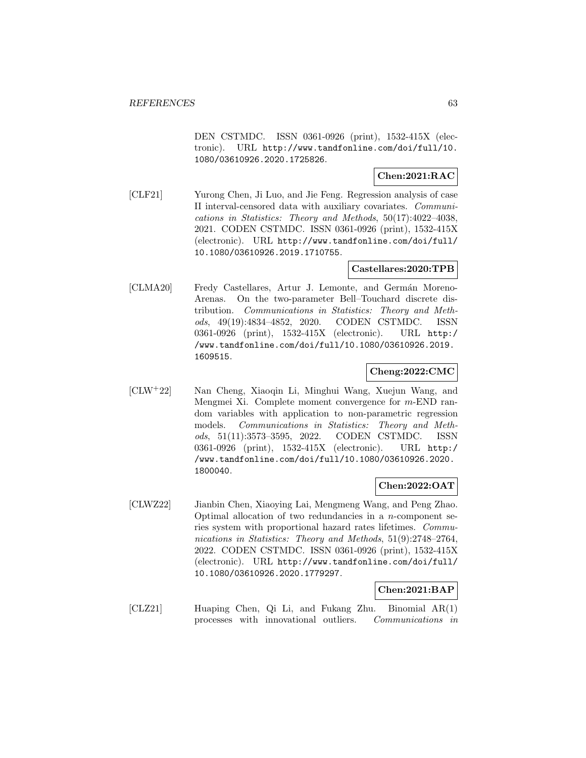DEN CSTMDC. ISSN 0361-0926 (print), 1532-415X (electronic). URL http://www.tandfonline.com/doi/full/10.1080/03610926.2020.1725826.

**Chen:2021:RAC**

[CLF21] Yurong Chen, Ji Luo, and Jie Feng. Regression analysis of case II interval-censored data with auxiliary covariates. *Communications in Statistics: Theory and Methods*, 50(17):4022–4038, 2021. CODEN CSTMDC. ISSN 0361-0926 (print), 1532-415X (electronic). URL http://www.tandfonline.com/doi/full/10.1080/03610926.2019.1710755.

**Castellares:2020:TPB**

[CLMA20] Fredy Castellares, Artur J. Lemonte, and Germán Moreno-Arenas. On the two-parameter Bell–Touchard discrete distribution. *Communications in Statistics: Theory and Methods*, 49(19):4834–4852, 2020. CODEN CSTMDC. ISSN 0361-0926 (print), 1532-415X (electronic). URL http://www.tandfonline.com/doi/full/10.1080/03610926.2019.1609515.

**Cheng:2022:CMC**

[CLW+22] Nan Cheng, Xiaoqin Li, Minghui Wang, Xuejun Wang, and Mengmei Xi. Complete moment convergence for $m$-END random variables with application to non-parametric regression models. *Communications in Statistics: Theory and Methods*, 51(11):3573–3595, 2022. CODEN CSTMDC. ISSN 0361-0926 (print), 1532-415X (electronic). URL http://www.tandfonline.com/doi/full/10.1080/03610926.2020.1800040.

**Chen:2022:OAT**

[CLWZ22] Jianbin Chen, Xiaoying Lai, Mengmeng Wang, and Peng Zhao. Optimal allocation of two redundancies in a $n$-component series system with proportional hazard rates lifetimes. *Communications in Statistics: Theory and Methods*, 51(9):2748–2764, 2022. CODEN CSTMDC. ISSN 0361-0926 (print), 1532-415X (electronic). URL http://www.tandfonline.com/doi/full/10.1080/03610926.2020.1779297.

**Chen:2021:BAP**

[CLZ21] Huaping Chen, Qi Li, and Fukang Zhu. Binomial AR(1) processes with innovational outliers. *Communications in*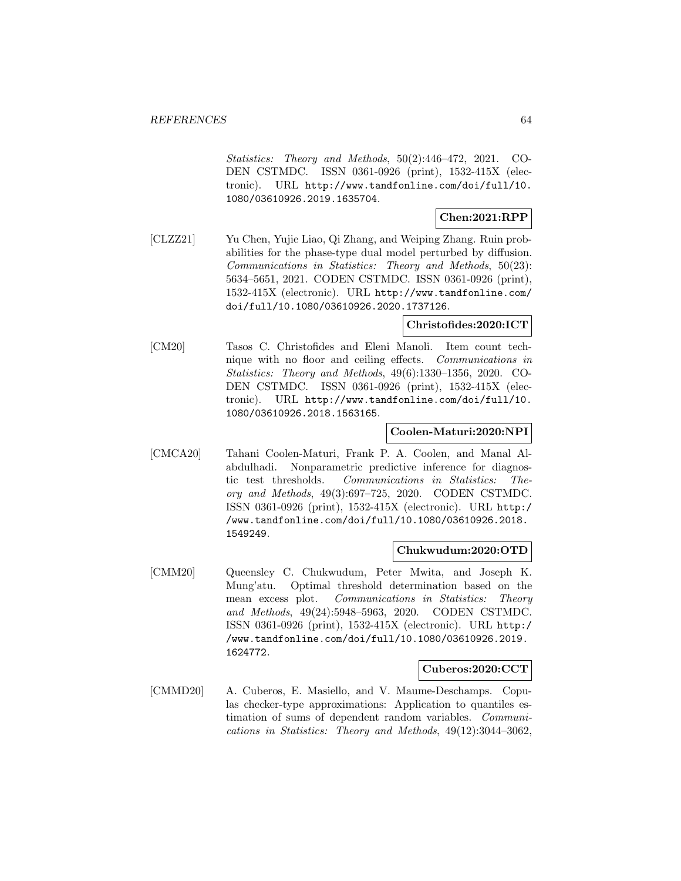*Statistics: Theory and Methods*, 50(2):446–472, 2021. CODEN CSTMDC. ISSN 0361-0926 (print), 1532-415X (electronic). URL http://www.tandfonline.com/doi/full/10.1080/03610926.2019.1635704.

**Chen:2021:RPP**

[CLZZ21] Yu Chen, Yujie Liao, Qi Zhang, and Weiping Zhang. Ruin probabilities for the phase-type dual model perturbed by diffusion. *Communications in Statistics: Theory and Methods*, 50(23): 5634–5651, 2021. CODEN CSTMDC. ISSN 0361-0926 (print), 1532-415X (electronic). URL http://www.tandfonline.com/doi/full/10.1080/03610926.2020.1737126.

**Christofides:2020:ICT**

[CM20] Tasos C. Christofides and Eleni Manoli. Item count technique with no floor and ceiling effects. *Communications in Statistics: Theory and Methods*, 49(6):1330–1356, 2020. CODEN CSTMDC. ISSN 0361-0926 (print), 1532-415X (electronic). URL http://www.tandfonline.com/doi/full/10.1080/03610926.2018.1563165.

**Coolen-Maturi:2020:NPI**

[CMCA20] Tahani Coolen-Maturi, Frank P. A. Coolen, and Manal Alabdulhadi. Nonparametric predictive inference for diagnostic test thresholds. *Communications in Statistics: Theory and Methods*, 49(3):697–725, 2020. CODEN CSTMDC. ISSN 0361-0926 (print), 1532-415X (electronic). URL http://www.tandfonline.com/doi/full/10.1080/03610926.2018.1549249.

**Chukwudum:2020:OTD**

[CMM20] Queensley C. Chukwudum, Peter Mwita, and Joseph K. Mung'atu. Optimal threshold determination based on the mean excess plot. *Communications in Statistics: Theory and Methods*, 49(24):5948–5963, 2020. CODEN CSTMDC. ISSN 0361-0926 (print), 1532-415X (electronic). URL http://www.tandfonline.com/doi/full/10.1080/03610926.2019.1624772.

**Cuberos:2020:CCT**

[CMMD20] A. Cuberos, E. Masiello, and V. Maume-Deschamps. Copulas checker-type approximations: Application to quantiles estimation of sums of dependent random variables. *Communications in Statistics: Theory and Methods*, 49(12):3044–3062,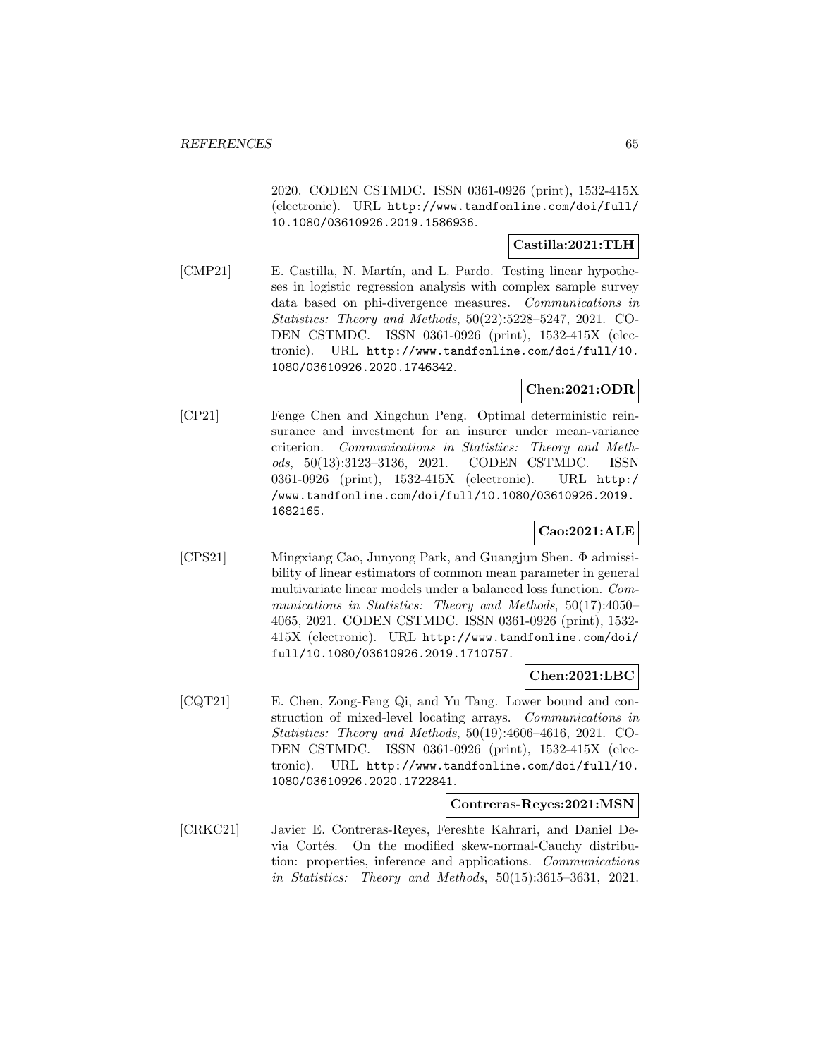2020. CODEN CSTMDC. ISSN 0361-0926 (print), 1532-415X (electronic). URL http://www.tandfonline.com/doi/full/10.1080/03610926.2019.1586936.

**Castilla:2021:TLH**

[CMP21] E. Castilla, N. Martín, and L. Pardo. Testing linear hypotheses in logistic regression analysis with complex sample survey data based on phi-divergence measures. *Communications in Statistics: Theory and Methods*, 50(22):5228–5247, 2021. CODEN CSTMDC. ISSN 0361-0926 (print), 1532-415X (electronic). URL http://www.tandfonline.com/doi/full/10.1080/03610926.2020.1746342.

**Chen:2021:ODR**

[CP21] Fenge Chen and Xingchun Peng. Optimal deterministic reinsurance and investment for an insurer under mean-variance criterion. *Communications in Statistics: Theory and Methods*, 50(13):3123–3136, 2021. CODEN CSTMDC. ISSN 0361-0926 (print), 1532-415X (electronic). URL http://www.tandfonline.com/doi/full/10.1080/03610926.2019.1682165.

**Cao:2021:ALE**

[CPS21] Mingxiang Cao, Junyong Park, and Guangjun Shen. Φ admissibility of linear estimators of common mean parameter in general multivariate linear models under a balanced loss function. *Communications in Statistics: Theory and Methods*, 50(17):4050–4065, 2021. CODEN CSTMDC. ISSN 0361-0926 (print), 1532-415X (electronic). URL http://www.tandfonline.com/doi/full/10.1080/03610926.2019.1710757.

**Chen:2021:LBC**

[CQT21] E. Chen, Zong-Feng Qi, and Yu Tang. Lower bound and construction of mixed-level locating arrays. *Communications in Statistics: Theory and Methods*, 50(19):4606–4616, 2021. CODEN CSTMDC. ISSN 0361-0926 (print), 1532-415X (electronic). URL http://www.tandfonline.com/doi/full/10.1080/03610926.2020.1722841.

**Contreras-Reyes:2021:MSN**

[CRKC21] Javier E. Contreras-Reyes, Fereshte Kahrari, and Daniel Devia Cortés. On the modified skew-normal-Cauchy distribution: properties, inference and applications. *Communications in Statistics: Theory and Methods*, 50(15):3615–3631, 2021.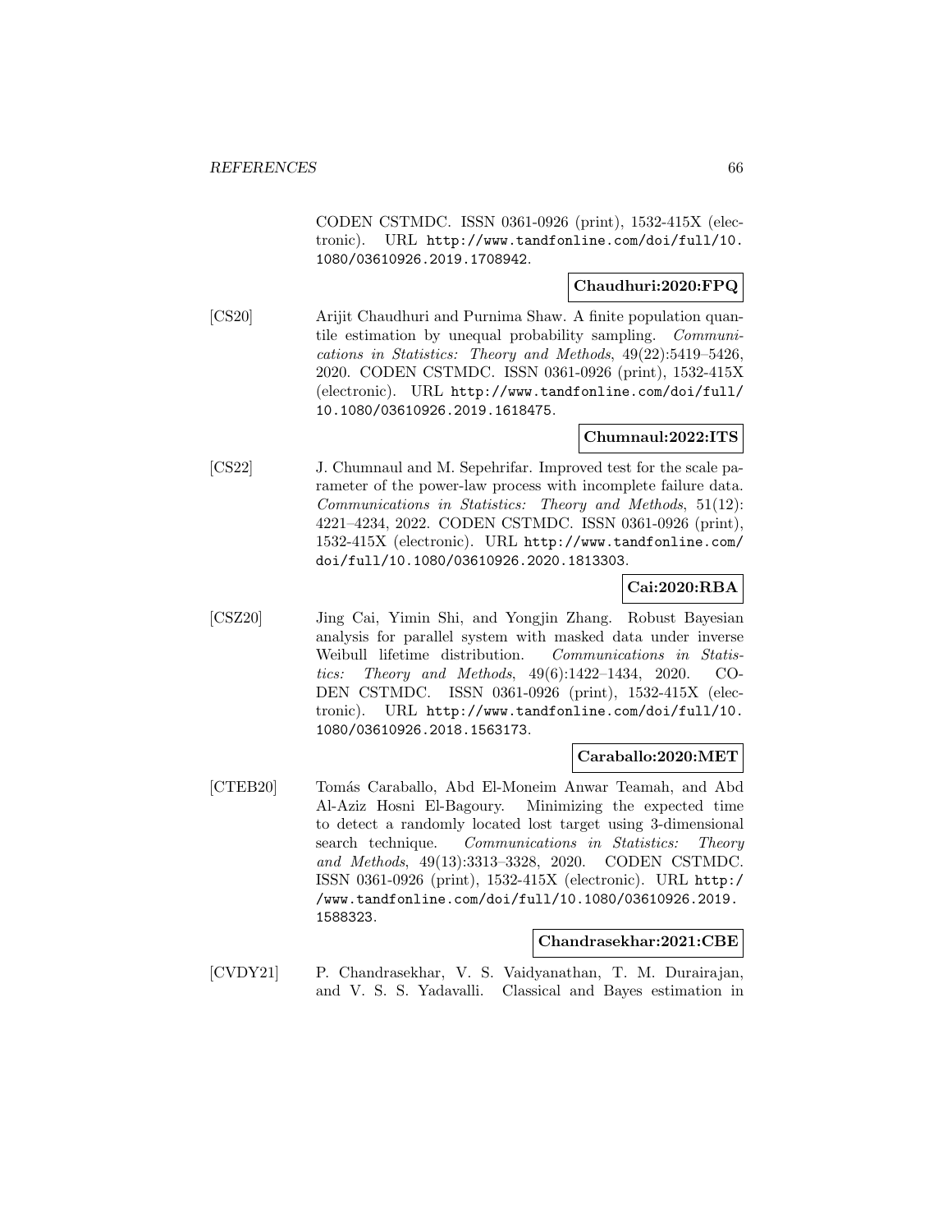CODEN CSTMDC. ISSN 0361-0926 (print), 1532-415X (electronic). URL http://www.tandfonline.com/doi/full/10.1080/03610926.2019.1708942.

**Chaudhuri:2020:FPQ**

[CS20] Arijit Chaudhuri and Purnima Shaw. A finite population quantile estimation by unequal probability sampling. *Communications in Statistics: Theory and Methods*, 49(22):5419–5426, 2020. CODEN CSTMDC. ISSN 0361-0926 (print), 1532-415X (electronic). URL http://www.tandfonline.com/doi/full/10.1080/03610926.2019.1618475.

**Chumnaul:2022:ITS**

[CS22] J. Chumnaul and M. Sepehrifar. Improved test for the scale parameter of the power-law process with incomplete failure data. *Communications in Statistics: Theory and Methods*, 51(12): 4221–4234, 2022. CODEN CSTMDC. ISSN 0361-0926 (print), 1532-415X (electronic). URL http://www.tandfonline.com/doi/full/10.1080/03610926.2020.1813303.

**Cai:2020:RBA**

[CSZ20] Jing Cai, Yimin Shi, and Yongjin Zhang. Robust Bayesian analysis for parallel system with masked data under inverse Weibull lifetime distribution. *Communications in Statistics: Theory and Methods*, 49(6):1422–1434, 2020. CODEN CSTMDC. ISSN 0361-0926 (print), 1532-415X (electronic). URL http://www.tandfonline.com/doi/full/10.1080/03610926.2018.1563173.

**Caraballo:2020:MET**

[CTEB20] Tomás Caraballo, Abd El-Moneim Anwar Teamah, and Abd Al-Aziz Hosni El-Bagoury. Minimizing the expected time to detect a randomly located lost target using 3-dimensional search technique. *Communications in Statistics: Theory and Methods*, 49(13):3313–3328, 2020. CODEN CSTMDC. ISSN 0361-0926 (print), 1532-415X (electronic). URL http://www.tandfonline.com/doi/full/10.1080/03610926.2019.1588323.

**Chandrasekhar:2021:CBE**

[CVDY21] P. Chandrasekhar, V. S. Vaidyanathan, T. M. Durairajan, and V. S. S. Yadavalli. Classical and Bayes estimation in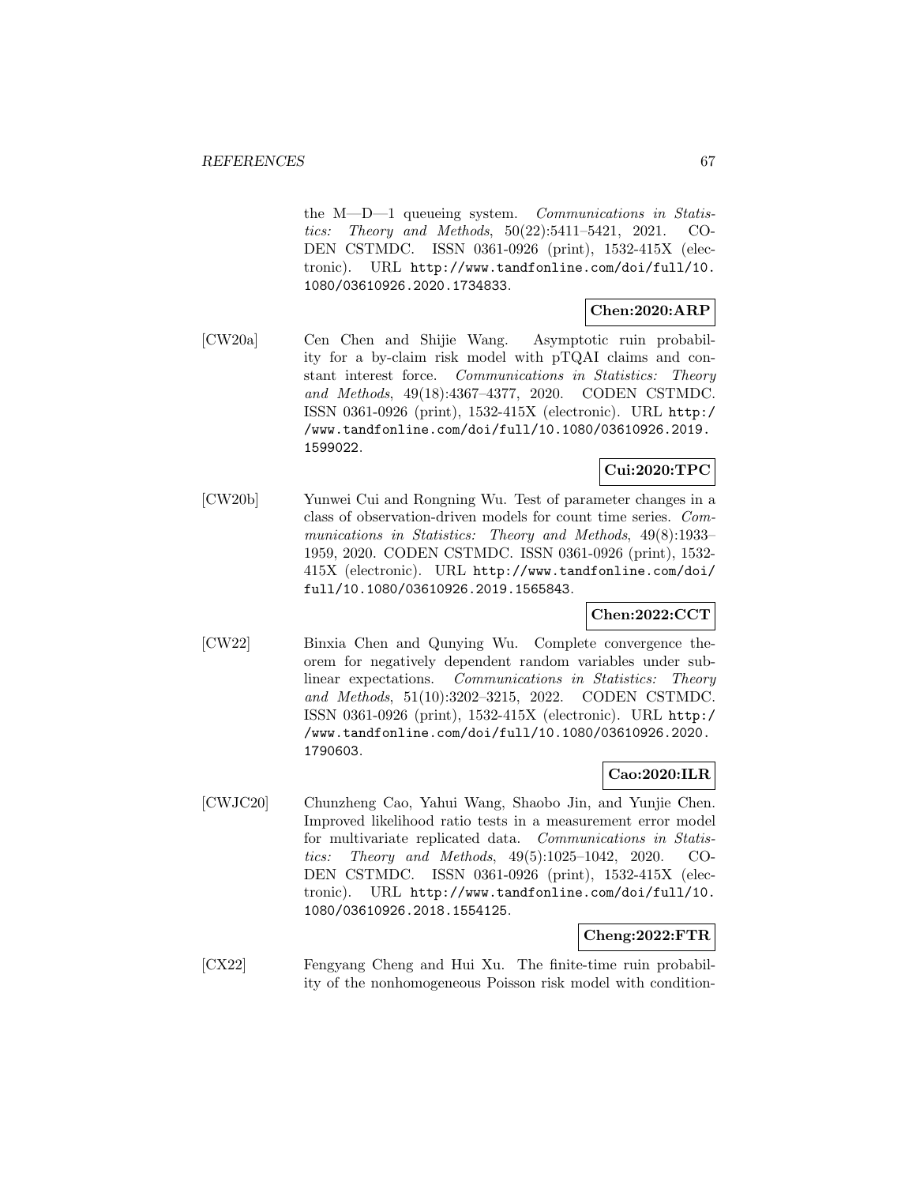the M—D—1 queueing system. *Communications in Statistics: Theory and Methods*, 50(22):5411–5421, 2021. CODEN CSTMDC. ISSN 0361-0926 (print), 1532-415X (electronic). URL http://www.tandfonline.com/doi/full/10.1080/03610926.2020.1734833.

**Chen:2020:ARP**

[CW20a] Cen Chen and Shijie Wang. Asymptotic ruin probability for a by-claim risk model with pTQAI claims and constant interest force. *Communications in Statistics: Theory and Methods*, 49(18):4367–4377, 2020. CODEN CSTMDC. ISSN 0361-0926 (print), 1532-415X (electronic). URL http://www.tandfonline.com/doi/full/10.1080/03610926.2019.1599022.

**Cui:2020:TPC**

[CW20b] Yunwei Cui and Rongning Wu. Test of parameter changes in a class of observation-driven models for count time series. *Communications in Statistics: Theory and Methods*, 49(8):1933–1959, 2020. CODEN CSTMDC. ISSN 0361-0926 (print), 1532-415X (electronic). URL http://www.tandfonline.com/doi/full/10.1080/03610926.2019.1565843.

**Chen:2022:CCT**

[CW22] Binxia Chen and Qunying Wu. Complete convergence theorem for negatively dependent random variables under sublinear expectations. *Communications in Statistics: Theory and Methods*, 51(10):3202–3215, 2022. CODEN CSTMDC. ISSN 0361-0926 (print), 1532-415X (electronic). URL http://www.tandfonline.com/doi/full/10.1080/03610926.2020.1790603.

**Cao:2020:ILR**

[CWJC20] Chunzheng Cao, Yahui Wang, Shaobo Jin, and Yunjie Chen. Improved likelihood ratio tests in a measurement error model for multivariate replicated data. *Communications in Statistics: Theory and Methods*, 49(5):1025–1042, 2020. CODEN CSTMDC. ISSN 0361-0926 (print), 1532-415X (electronic). URL http://www.tandfonline.com/doi/full/10.1080/03610926.2018.1554125.

**Cheng:2022:FTR**

[CX22] Fengyang Cheng and Hui Xu. The finite-time ruin probability of the nonhomogeneous Poisson risk model with condition-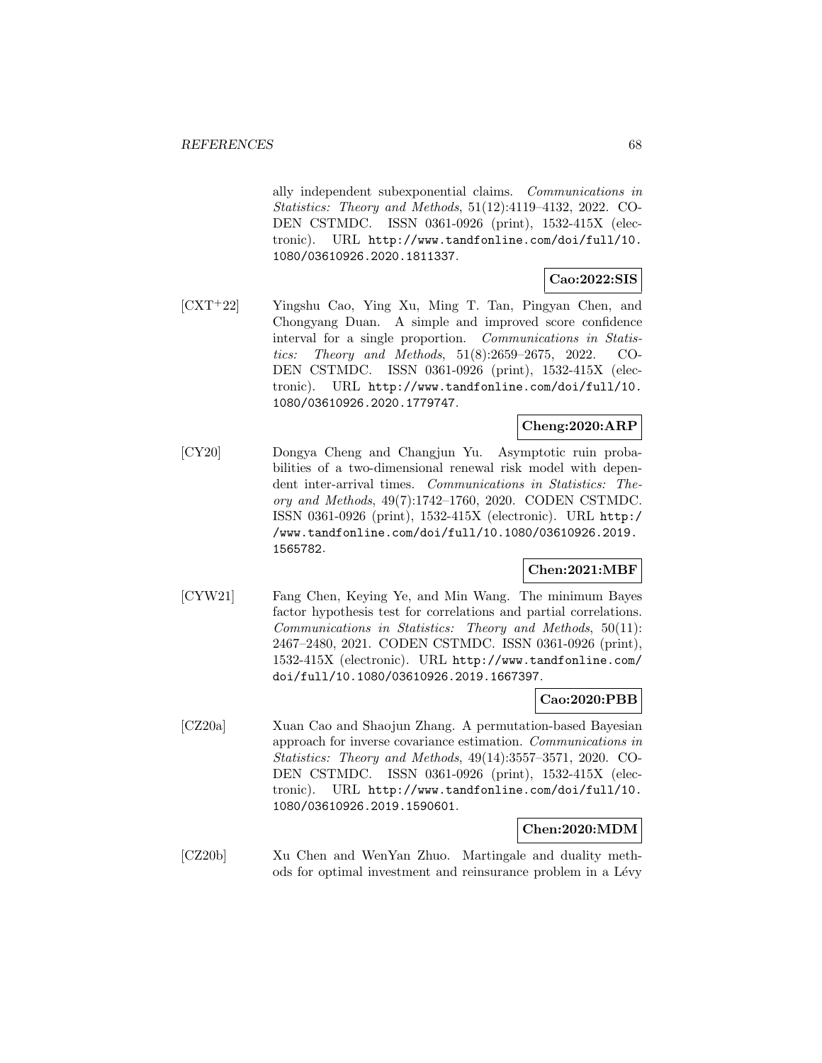ally independent subexponential claims. *Communications in Statistics: Theory and Methods*, 51(12):4119–4132, 2022. CODEN CSTMDC. ISSN 0361-0926 (print), 1532-415X (electronic). URL http://www.tandfonline.com/doi/full/10.1080/03610926.2020.1811337.

**Cao:2022:SIS**

[CXT+22] Yingshu Cao, Ying Xu, Ming T. Tan, Pingyan Chen, and Chongyang Duan. A simple and improved score confidence interval for a single proportion. *Communications in Statistics: Theory and Methods*, 51(8):2659–2675, 2022. CODEN CSTMDC. ISSN 0361-0926 (print), 1532-415X (electronic). URL http://www.tandfonline.com/doi/full/10.1080/03610926.2020.1779747.

**Cheng:2020:ARP**

[CY20] Dongya Cheng and Changjun Yu. Asymptotic ruin probabilities of a two-dimensional renewal risk model with dependent inter-arrival times. *Communications in Statistics: Theory and Methods*, 49(7):1742–1760, 2020. CODEN CSTMDC. ISSN 0361-0926 (print), 1532-415X (electronic). URL http://www.tandfonline.com/doi/full/10.1080/03610926.2019.1565782.

**Chen:2021:MBF**

[CYW21] Fang Chen, Keying Ye, and Min Wang. The minimum Bayes factor hypothesis test for correlations and partial correlations. *Communications in Statistics: Theory and Methods*, 50(11):2467–2480, 2021. CODEN CSTMDC. ISSN 0361-0926 (print), 1532-415X (electronic). URL http://www.tandfonline.com/doi/full/10.1080/03610926.2019.1667397.

**Cao:2020:PBB**

[CZ20a] Xuan Cao and Shaojun Zhang. A permutation-based Bayesian approach for inverse covariance estimation. *Communications in Statistics: Theory and Methods*, 49(14):3557–3571, 2020. CODEN CSTMDC. ISSN 0361-0926 (print), 1532-415X (electronic). URL http://www.tandfonline.com/doi/full/10.1080/03610926.2019.1590601.

**Chen:2020:MDM**

[CZ20b] Xu Chen and WenYan Zhuo. Martingale and duality methods for optimal investment and reinsurance problem in a Lévy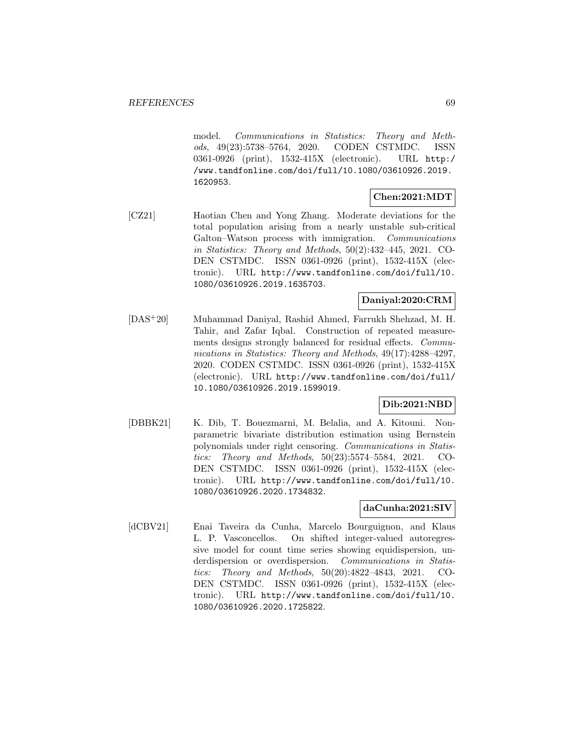model. *Communications in Statistics: Theory and Methods*, 49(23):5738–5764, 2020. CODEN CSTMDC. ISSN 0361-0926 (print), 1532-415X (electronic). URL http://www.tandfonline.com/doi/full/10.1080/03610926.2019.1620953.

**Chen:2021:MDT**

[CZ21] Haotian Chen and Yong Zhang. Moderate deviations for the total population arising from a nearly unstable sub-critical Galton–Watson process with immigration. *Communications in Statistics: Theory and Methods*, 50(2):432–445, 2021. CODEN CSTMDC. ISSN 0361-0926 (print), 1532-415X (electronic). URL http://www.tandfonline.com/doi/full/10.1080/03610926.2019.1635703.

**Daniyal:2020:CRM**

[DAS+20] Muhammad Daniyal, Rashid Ahmed, Farrukh Shehzad, M. H. Tahir, and Zafar Iqbal. Construction of repeated measurements designs strongly balanced for residual effects. *Communications in Statistics: Theory and Methods*, 49(17):4288–4297, 2020. CODEN CSTMDC. ISSN 0361-0926 (print), 1532-415X (electronic). URL http://www.tandfonline.com/doi/full/10.1080/03610926.2019.1599019.

**Dib:2021:NBD**

[DBBK21] K. Dib, T. Bouezmarni, M. Belalia, and A. Kitouni. Nonparametric bivariate distribution estimation using Bernstein polynomials under right censoring. *Communications in Statistics: Theory and Methods*, 50(23):5574–5584, 2021. CODEN CSTMDC. ISSN 0361-0926 (print), 1532-415X (electronic). URL http://www.tandfonline.com/doi/full/10.1080/03610926.2020.1734832.

**daCunha:2021:SIV**

[dCBV21] Enai Taveira da Cunha, Marcelo Bourguignon, and Klaus L. P. Vasconcellos. On shifted integer-valued autoregressive model for count time series showing equidispersion, underdispersion or overdispersion. *Communications in Statistics: Theory and Methods*, 50(20):4822–4843, 2021. CODEN CSTMDC. ISSN 0361-0926 (print), 1532-415X (electronic). URL http://www.tandfonline.com/doi/full/10.1080/03610926.2020.1725822.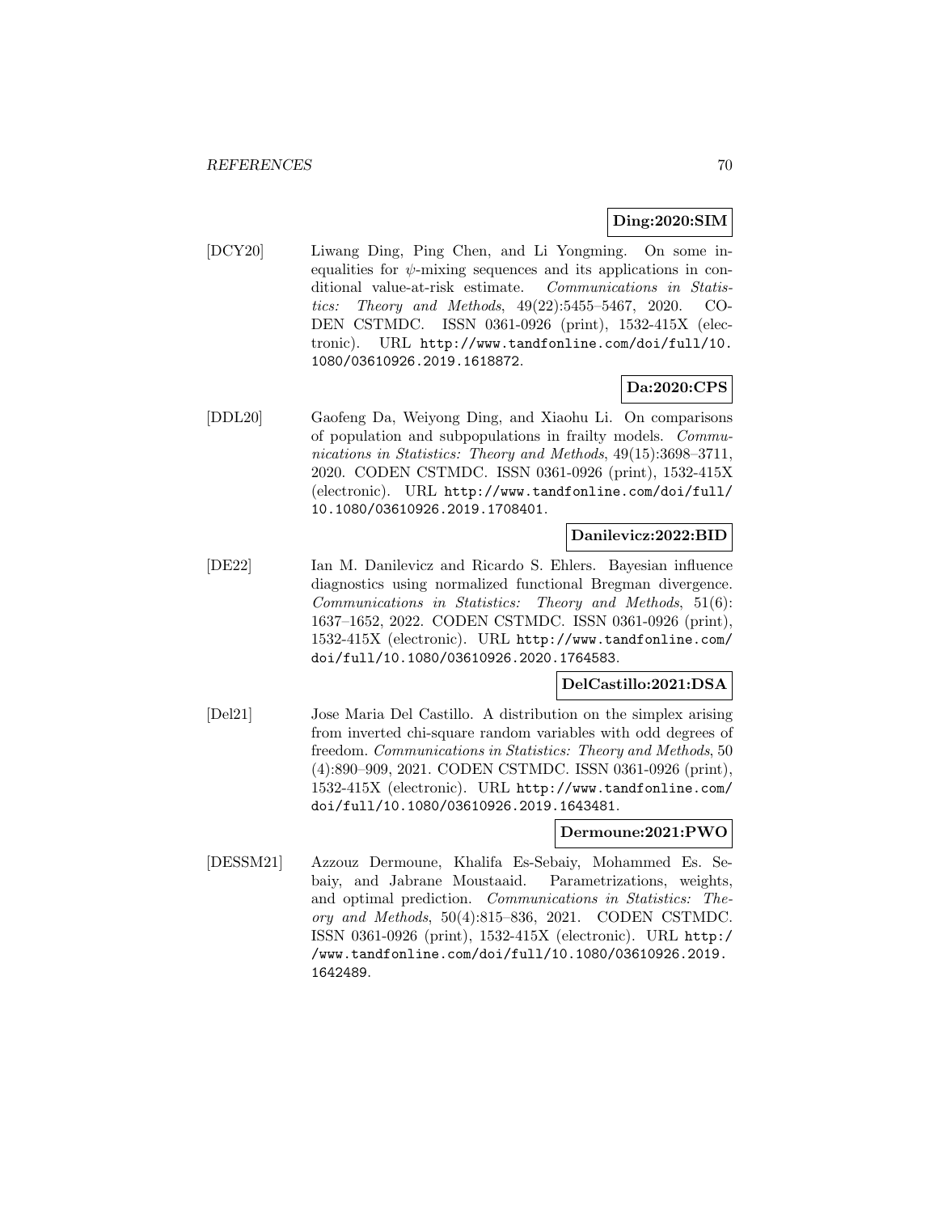**Ding:2020:SIM**

[DCY20] Liwang Ding, Ping Chen, and Li Yongming. On some inequalities for $\psi$-mixing sequences and its applications in conditional value-at-risk estimate. *Communications in Statistics: Theory and Methods*, 49(22):5455–5467, 2020. CODEN CSTMDC. ISSN 0361-0926 (print), 1532-415X (electronic). URL http://www.tandfonline.com/doi/full/10.1080/03610926.2019.1618872.

**Da:2020:CPS**

[DDL20] Gaofeng Da, Weiyong Ding, and Xiaohu Li. On comparisons of population and subpopulations in frailty models. *Communications in Statistics: Theory and Methods*, 49(15):3698–3711, 2020. CODEN CSTMDC. ISSN 0361-0926 (print), 1532-415X (electronic). URL http://www.tandfonline.com/doi/full/10.1080/03610926.2019.1708401.

**Danilevicz:2022:BID**

[DE22] Ian M. Danilevicz and Ricardo S. Ehlers. Bayesian influence diagnostics using normalized functional Bregman divergence. *Communications in Statistics: Theory and Methods*, 51(6): 1637–1652, 2022. CODEN CSTMDC. ISSN 0361-0926 (print), 1532-415X (electronic). URL http://www.tandfonline.com/doi/full/10.1080/03610926.2020.1764583.

**DelCastillo:2021:DSA**

[Del21] Jose Maria Del Castillo. A distribution on the simplex arising from inverted chi-square random variables with odd degrees of freedom. *Communications in Statistics: Theory and Methods*, 50 (4):890–909, 2021. CODEN CSTMDC. ISSN 0361-0926 (print), 1532-415X (electronic). URL http://www.tandfonline.com/doi/full/10.1080/03610926.2019.1643481.

**Dermoune:2021:PWO**

[DESSM21] Azzouz Dermoune, Khalifa Es-Sebaiy, Mohammed Es. Sebaiy, and Jabrane Moustaaid. Parametrizations, weights, and optimal prediction. *Communications in Statistics: Theory and Methods*, 50(4):815–836, 2021. CODEN CSTMDC. ISSN 0361-0926 (print), 1532-415X (electronic). URL http://www.tandfonline.com/doi/full/10.1080/03610926.2019.1642489.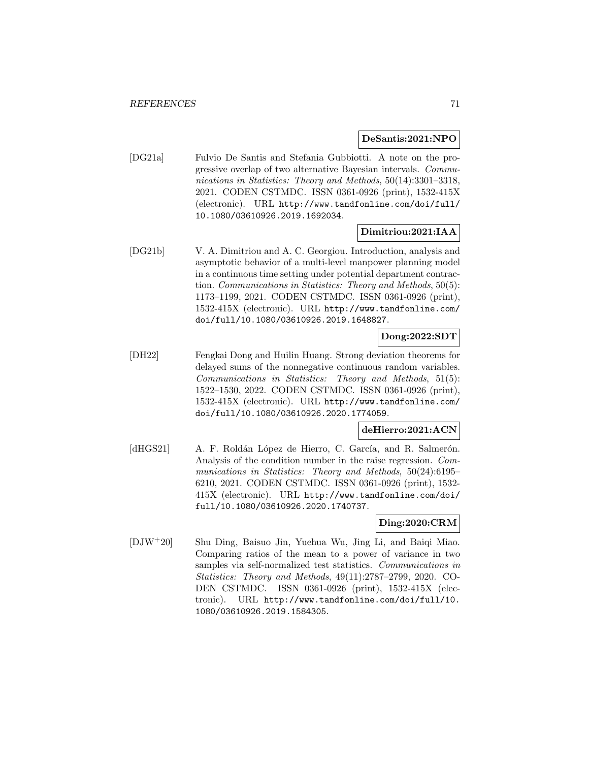**DeSantis:2021:NPO**

[DG21a] Fulvio De Santis and Stefania Gubbiotti. A note on the progressive overlap of two alternative Bayesian intervals. *Communications in Statistics: Theory and Methods*, 50(14):3301–3318, 2021. CODEN CSTMDC. ISSN 0361-0926 (print), 1532-415X (electronic). URL `http://www.tandfonline.com/doi/full/10.1080/03610926.2019.1692034`.

**Dimitriou:2021:IAA**

[DG21b] V. A. Dimitriou and A. C. Georgiou. Introduction, analysis and asymptotic behavior of a multi-level manpower planning model in a continuous time setting under potential department contraction. *Communications in Statistics: Theory and Methods*, 50(5): 1173–1199, 2021. CODEN CSTMDC. ISSN 0361-0926 (print), 1532-415X (electronic). URL `http://www.tandfonline.com/doi/full/10.1080/03610926.2019.1648827`.

**Dong:2022:SDT**

[DH22] Fengkai Dong and Huilin Huang. Strong deviation theorems for delayed sums of the nonnegative continuous random variables. *Communications in Statistics: Theory and Methods*, 51(5): 1522–1530, 2022. CODEN CSTMDC. ISSN 0361-0926 (print), 1532-415X (electronic). URL `http://www.tandfonline.com/doi/full/10.1080/03610926.2020.1774059`.

**deHierro:2021:ACN**

[dHGS21] A. F. Roldán López de Hierro, C. García, and R. Salmerón. Analysis of the condition number in the raise regression. *Communications in Statistics: Theory and Methods*, 50(24):6195–6210, 2021. CODEN CSTMDC. ISSN 0361-0926 (print), 1532-415X (electronic). URL `http://www.tandfonline.com/doi/full/10.1080/03610926.2020.1740737`.

**Ding:2020:CRM**

[DJW+20] Shu Ding, Baisuo Jin, Yuehua Wu, Jing Li, and Baiqi Miao. Comparing ratios of the mean to a power of variance in two samples via self-normalized test statistics. *Communications in Statistics: Theory and Methods*, 49(11):2787–2799, 2020. CODEN CSTMDC. ISSN 0361-0926 (print), 1532-415X (electronic). URL `http://www.tandfonline.com/doi/full/10.1080/03610926.2019.1584305`.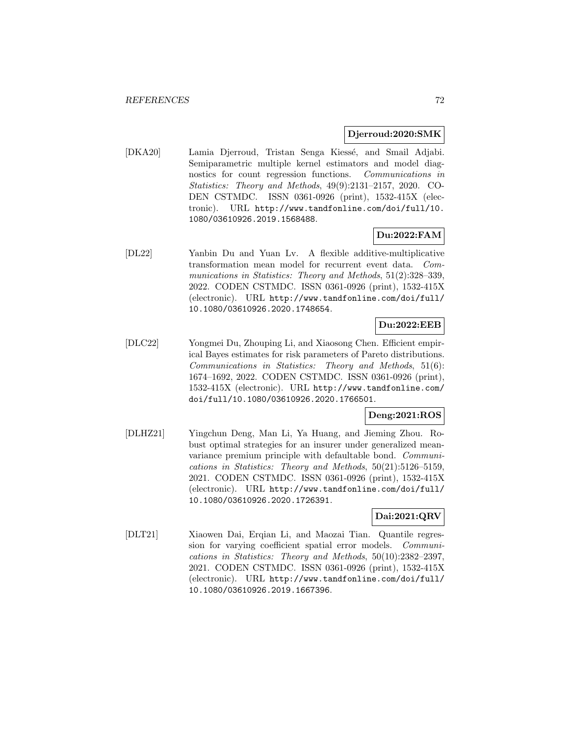**Djerroud:2020:SMK**

[DKA20] Lamia Djerroud, Tristan Senga Kiessé, and Smail Adjabi. Semiparametric multiple kernel estimators and model diagnostics for count regression functions. *Communications in Statistics: Theory and Methods*, 49(9):2131–2157, 2020. CODEN CSTMDC. ISSN 0361-0926 (print), 1532-415X (electronic). URL http://www.tandfonline.com/doi/full/10.1080/03610926.2019.1568488.

**Du:2022:FAM**

[DL22] Yanbin Du and Yuan Lv. A flexible additive-multiplicative transformation mean model for recurrent event data. *Communications in Statistics: Theory and Methods*, 51(2):328–339, 2022. CODEN CSTMDC. ISSN 0361-0926 (print), 1532-415X (electronic). URL http://www.tandfonline.com/doi/full/10.1080/03610926.2020.1748654.

**Du:2022:EEB**

[DLC22] Yongmei Du, Zhouping Li, and Xiaosong Chen. Efficient empirical Bayes estimates for risk parameters of Pareto distributions. *Communications in Statistics: Theory and Methods*, 51(6): 1674–1692, 2022. CODEN CSTMDC. ISSN 0361-0926 (print), 1532-415X (electronic). URL http://www.tandfonline.com/doi/full/10.1080/03610926.2020.1766501.

**Deng:2021:ROS**

[DLHZ21] Yingchun Deng, Man Li, Ya Huang, and Jieming Zhou. Robust optimal strategies for an insurer under generalized mean-variance premium principle with defaultable bond. *Communications in Statistics: Theory and Methods*, 50(21):5126–5159, 2021. CODEN CSTMDC. ISSN 0361-0926 (print), 1532-415X (electronic). URL http://www.tandfonline.com/doi/full/10.1080/03610926.2020.1726391.

**Dai:2021:QRV**

[DLT21] Xiaowen Dai, Erqian Li, and Maozai Tian. Quantile regression for varying coefficient spatial error models. *Communications in Statistics: Theory and Methods*, 50(10):2382–2397, 2021. CODEN CSTMDC. ISSN 0361-0926 (print), 1532-415X (electronic). URL http://www.tandfonline.com/doi/full/10.1080/03610926.2019.1667396.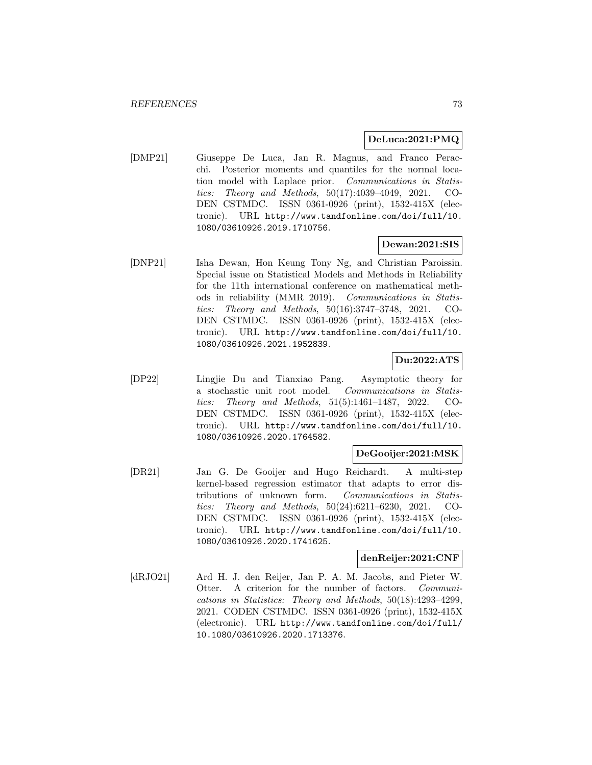**DeLuca:2021:PMQ**

[DMP21] Giuseppe De Luca, Jan R. Magnus, and Franco Peracchi. Posterior moments and quantiles for the normal location model with Laplace prior. *Communications in Statistics: Theory and Methods*, 50(17):4039–4049, 2021. CODEN CSTMDC. ISSN 0361-0926 (print), 1532-415X (electronic). URL http://www.tandfonline.com/doi/full/10.1080/03610926.2019.1710756.

**Dewan:2021:SIS**

[DNP21] Isha Dewan, Hon Keung Tony Ng, and Christian Paroissin. Special issue on Statistical Models and Methods in Reliability for the 11th international conference on mathematical methods in reliability (MMR 2019). *Communications in Statistics: Theory and Methods*, 50(16):3747–3748, 2021. CODEN CSTMDC. ISSN 0361-0926 (print), 1532-415X (electronic). URL http://www.tandfonline.com/doi/full/10.1080/03610926.2021.1952839.

**Du:2022:ATS**

[DP22] Lingjie Du and Tianxiao Pang. Asymptotic theory for a stochastic unit root model. *Communications in Statistics: Theory and Methods*, 51(5):1461–1487, 2022. CODEN CSTMDC. ISSN 0361-0926 (print), 1532-415X (electronic). URL http://www.tandfonline.com/doi/full/10.1080/03610926.2020.1764582.

**DeGooijer:2021:MSK**

[DR21] Jan G. De Gooijer and Hugo Reichardt. A multi-step kernel-based regression estimator that adapts to error distributions of unknown form. *Communications in Statistics: Theory and Methods*, 50(24):6211–6230, 2021. CODEN CSTMDC. ISSN 0361-0926 (print), 1532-415X (electronic). URL http://www.tandfonline.com/doi/full/10.1080/03610926.2020.1741625.

**denReijer:2021:CNF**

[dRJO21] Ard H. J. den Reijer, Jan P. A. M. Jacobs, and Pieter W. Otter. A criterion for the number of factors. *Communications in Statistics: Theory and Methods*, 50(18):4293–4299, 2021. CODEN CSTMDC. ISSN 0361-0926 (print), 1532-415X (electronic). URL http://www.tandfonline.com/doi/full/10.1080/03610926.2020.1713376.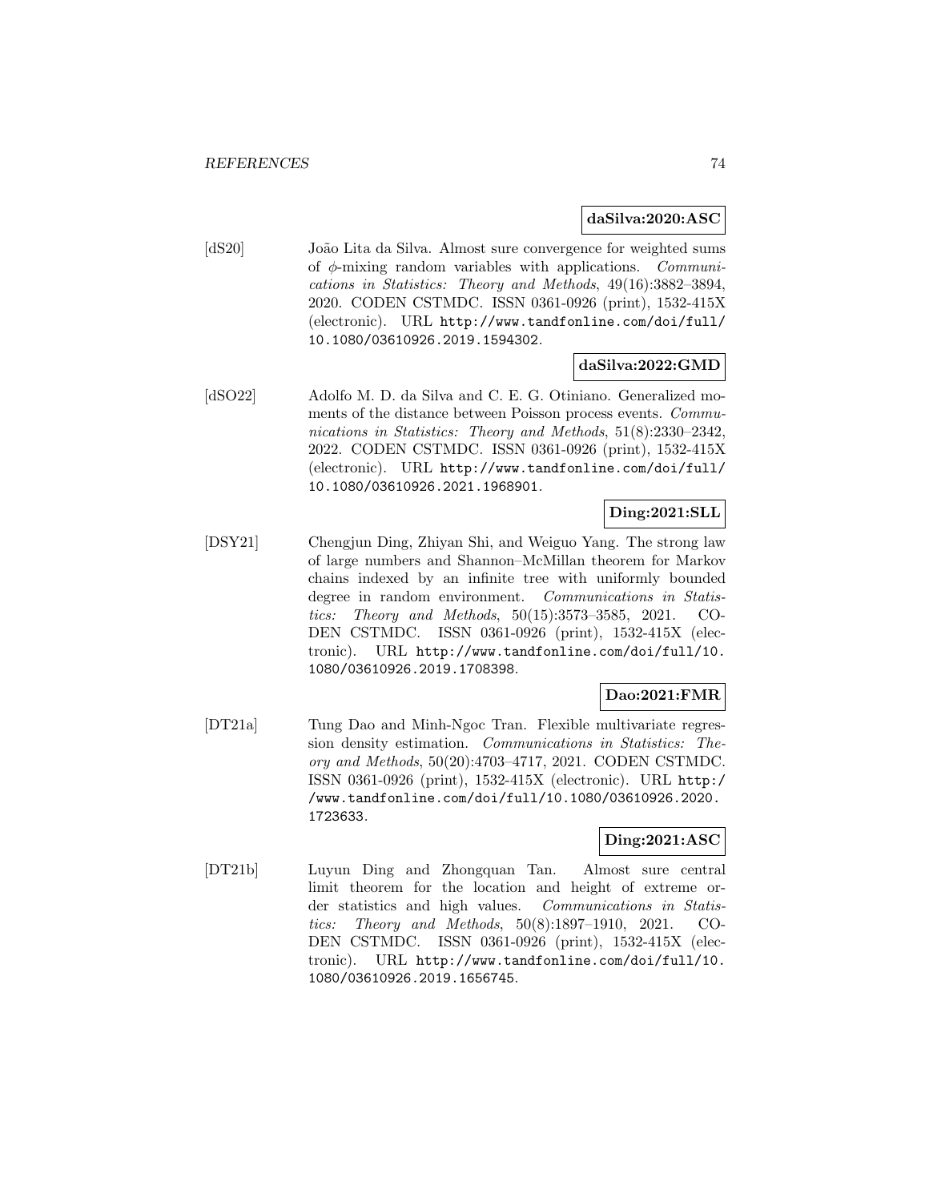**daSilva:2020:ASC**

[dS20] João Lita da Silva. Almost sure convergence for weighted sums of $\phi$-mixing random variables with applications. *Communications in Statistics: Theory and Methods*, 49(16):3882–3894, 2020. CODEN CSTMDC. ISSN 0361-0926 (print), 1532-415X (electronic). URL http://www.tandfonline.com/doi/full/10.1080/03610926.2019.1594302.

**daSilva:2022:GMD**

[dSO22] Adolfo M. D. da Silva and C. E. G. Otiniano. Generalized moments of the distance between Poisson process events. *Communications in Statistics: Theory and Methods*, 51(8):2330–2342, 2022. CODEN CSTMDC. ISSN 0361-0926 (print), 1532-415X (electronic). URL http://www.tandfonline.com/doi/full/10.1080/03610926.2021.1968901.

**Ding:2021:SLL**

[DSY21] Chengjun Ding, Zhiyan Shi, and Weiguo Yang. The strong law of large numbers and Shannon–McMillan theorem for Markov chains indexed by an infinite tree with uniformly bounded degree in random environment. *Communications in Statistics: Theory and Methods*, 50(15):3573–3585, 2021. CODEN CSTMDC. ISSN 0361-0926 (print), 1532-415X (electronic). URL http://www.tandfonline.com/doi/full/10.1080/03610926.2019.1708398.

**Dao:2021:FMR**

[DT21a] Tung Dao and Minh-Ngoc Tran. Flexible multivariate regression density estimation. *Communications in Statistics: Theory and Methods*, 50(20):4703–4717, 2021. CODEN CSTMDC. ISSN 0361-0926 (print), 1532-415X (electronic). URL http://www.tandfonline.com/doi/full/10.1080/03610926.2020.1723633.

**Ding:2021:ASC**

[DT21b] Luyun Ding and Zhongquan Tan. Almost sure central limit theorem for the location and height of extreme order statistics and high values. *Communications in Statistics: Theory and Methods*, 50(8):1897–1910, 2021. CODEN CSTMDC. ISSN 0361-0926 (print), 1532-415X (electronic). URL http://www.tandfonline.com/doi/full/10.1080/03610926.2019.1656745.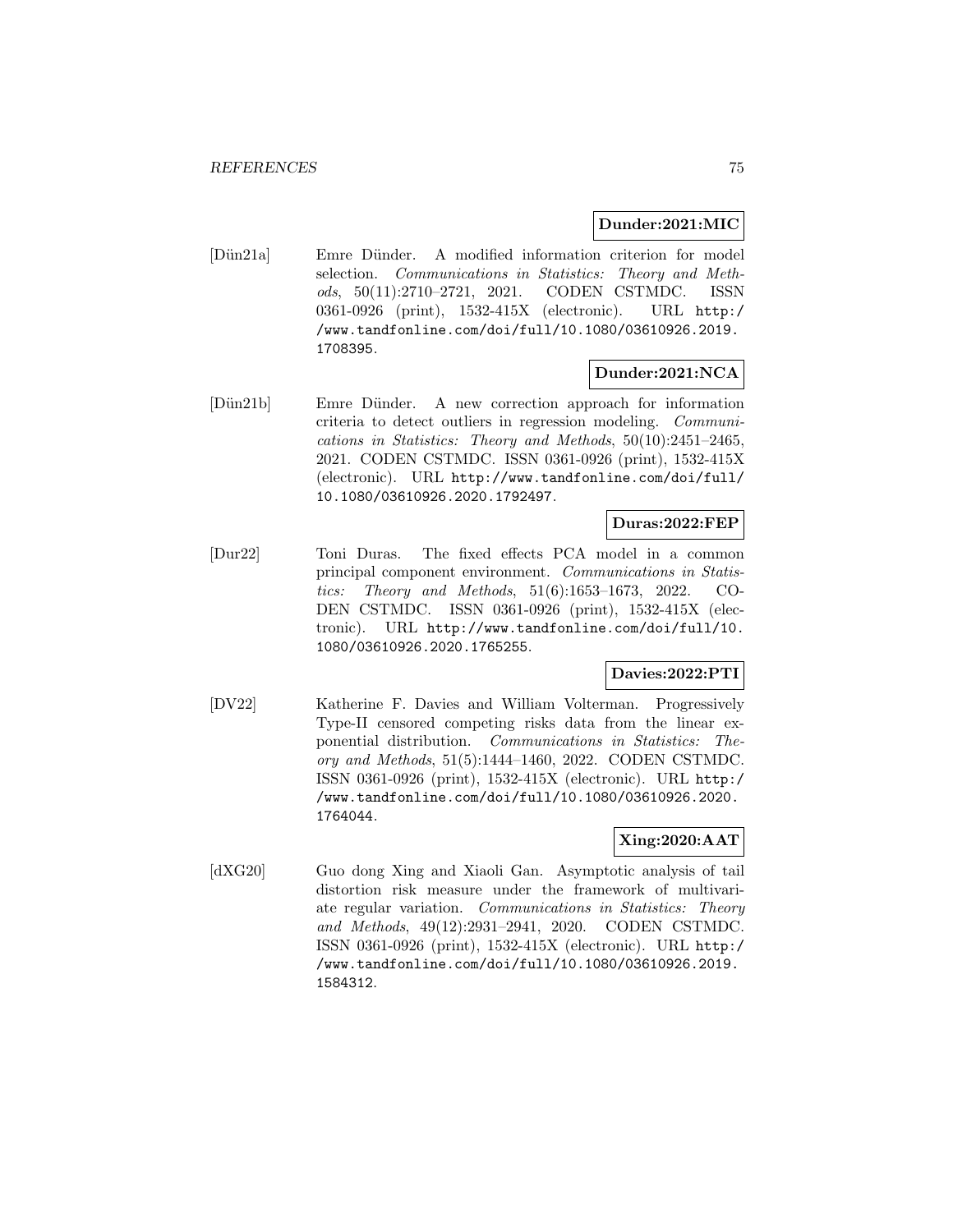**Dunder:2021:MIC**

[Dün21a] Emre Dünder. A modified information criterion for model selection. *Communications in Statistics: Theory and Methods*, 50(11):2710–2721, 2021. CODEN CSTMDC. ISSN 0361-0926 (print), 1532-415X (electronic). URL http://www.tandfonline.com/doi/full/10.1080/03610926.2019.1708395.

**Dunder:2021:NCA**

[Dün21b] Emre Dünder. A new correction approach for information criteria to detect outliers in regression modeling. *Communications in Statistics: Theory and Methods*, 50(10):2451–2465, 2021. CODEN CSTMDC. ISSN 0361-0926 (print), 1532-415X (electronic). URL http://www.tandfonline.com/doi/full/10.1080/03610926.2020.1792497.

**Duras:2022:FEP**

[Dur22] Toni Duras. The fixed effects PCA model in a common principal component environment. *Communications in Statistics: Theory and Methods*, 51(6):1653–1673, 2022. CODEN CSTMDC. ISSN 0361-0926 (print), 1532-415X (electronic). URL http://www.tandfonline.com/doi/full/10.1080/03610926.2020.1765255.

**Davies:2022:PTI**

[DV22] Katherine F. Davies and William Volterman. Progressively Type-II censored competing risks data from the linear exponential distribution. *Communications in Statistics: Theory and Methods*, 51(5):1444–1460, 2022. CODEN CSTMDC. ISSN 0361-0926 (print), 1532-415X (electronic). URL http://www.tandfonline.com/doi/full/10.1080/03610926.2020.1764044.

**Xing:2020:AAT**

[dXG20] Guo dong Xing and Xiaoli Gan. Asymptotic analysis of tail distortion risk measure under the framework of multivariate regular variation. *Communications in Statistics: Theory and Methods*, 49(12):2931–2941, 2020. CODEN CSTMDC. ISSN 0361-0926 (print), 1532-415X (electronic). URL http://www.tandfonline.com/doi/full/10.1080/03610926.2019.1584312.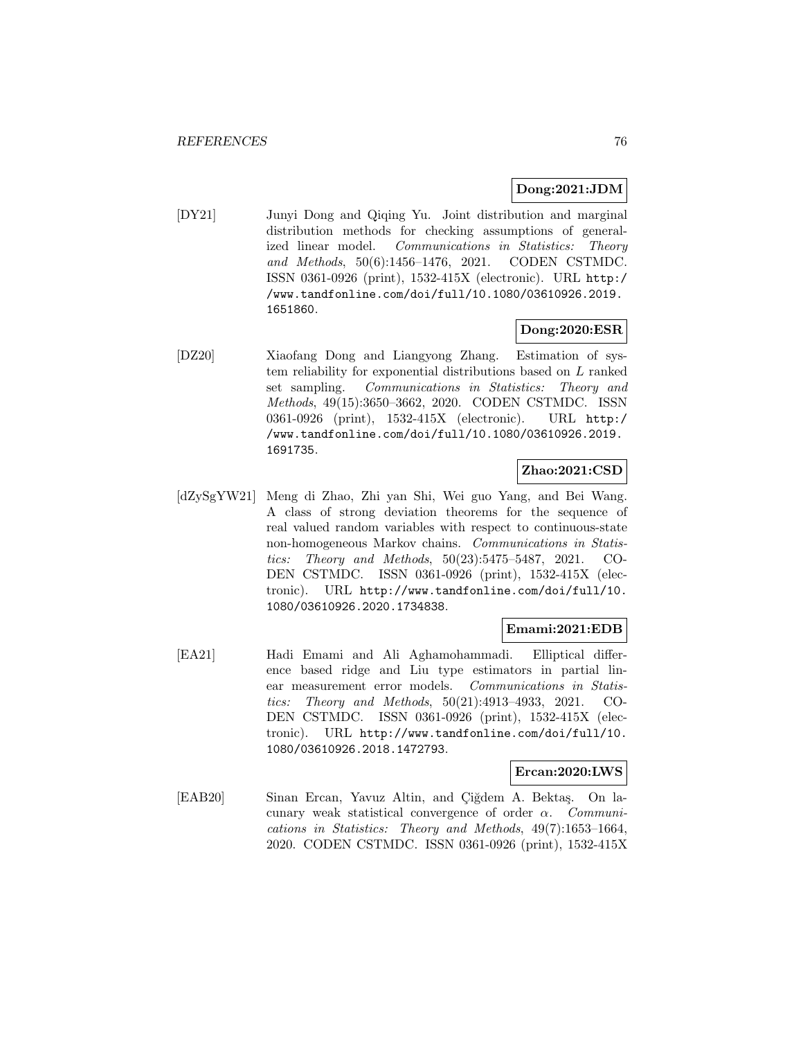**Dong:2021:JDM**

[DY21] Junyi Dong and Qiqing Yu. Joint distribution and marginal distribution methods for checking assumptions of generalized linear model. *Communications in Statistics: Theory and Methods*, 50(6):1456–1476, 2021. CODEN CSTMDC. ISSN 0361-0926 (print), 1532-415X (electronic). URL http://www.tandfonline.com/doi/full/10.1080/03610926.2019.1651860.

**Dong:2020:ESR**

[DZ20] Xiaofang Dong and Liangyong Zhang. Estimation of system reliability for exponential distributions based on $L$ ranked set sampling. *Communications in Statistics: Theory and Methods*, 49(15):3650–3662, 2020. CODEN CSTMDC. ISSN 0361-0926 (print), 1532-415X (electronic). URL http://www.tandfonline.com/doi/full/10.1080/03610926.2019.1691735.

**Zhao:2021:CSD**

[dZySgYW21] Meng di Zhao, Zhi yan Shi, Wei guo Yang, and Bei Wang. A class of strong deviation theorems for the sequence of real valued random variables with respect to continuous-state non-homogeneous Markov chains. *Communications in Statistics: Theory and Methods*, 50(23):5475–5487, 2021. CODEN CSTMDC. ISSN 0361-0926 (print), 1532-415X (electronic). URL http://www.tandfonline.com/doi/full/10.1080/03610926.2020.1734838.

**Emami:2021:EDB**

[EA21] Hadi Emami and Ali Aghamohammadi. Elliptical difference based ridge and Liu type estimators in partial linear measurement error models. *Communications in Statistics: Theory and Methods*, 50(21):4913–4933, 2021. CODEN CSTMDC. ISSN 0361-0926 (print), 1532-415X (electronic). URL http://www.tandfonline.com/doi/full/10.1080/03610926.2018.1472793.

**Ercan:2020:LWS**

[EAB20] Sinan Ercan, Yavuz Altin, and Çiğdem A. Bektaş. On lacunary weak statistical convergence of order $\alpha$. *Communications in Statistics: Theory and Methods*, 49(7):1653–1664, 2020. CODEN CSTMDC. ISSN 0361-0926 (print), 1532-415X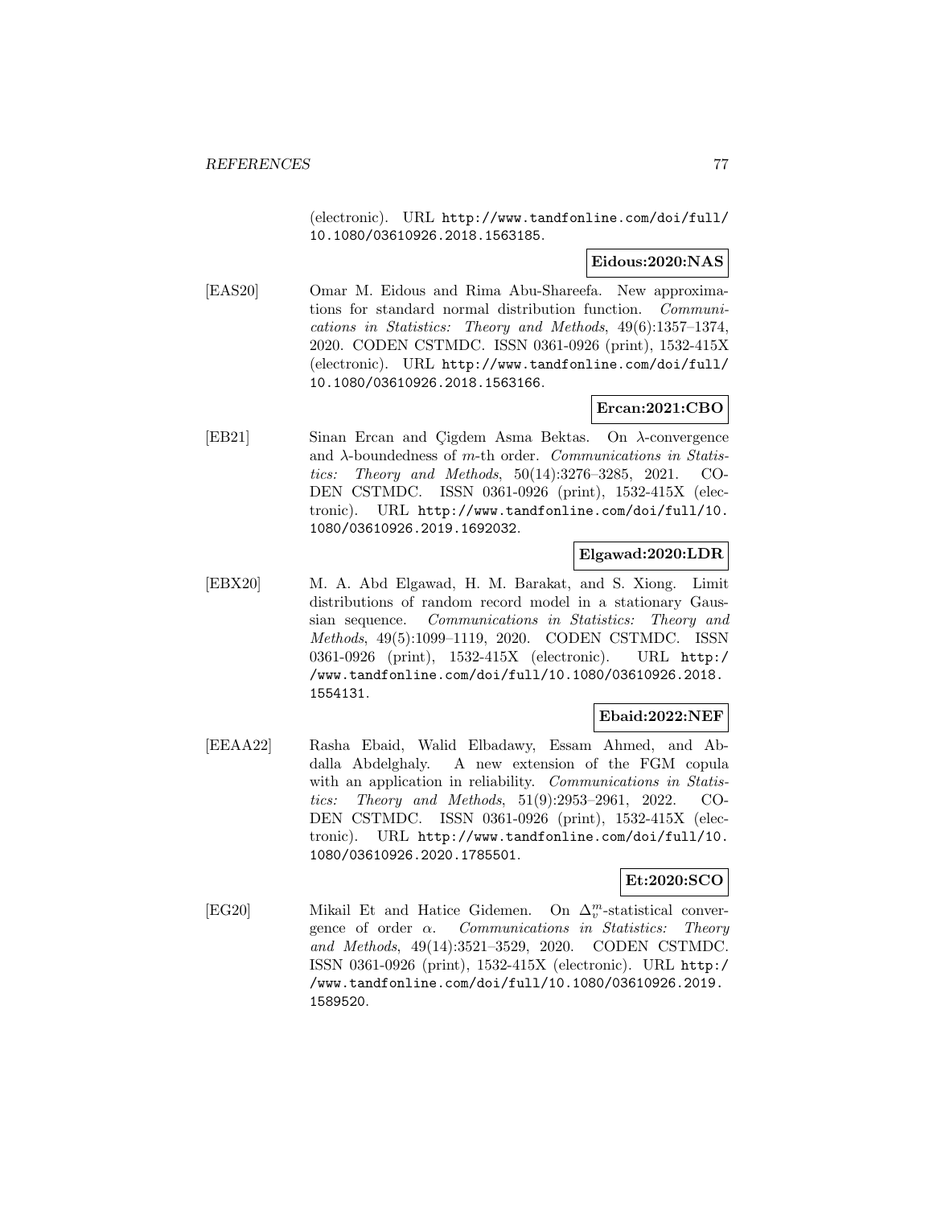(electronic). URL http://www.tandfonline.com/doi/full/10.1080/03610926.2018.1563185.

**Eidous:2020:NAS**

[EAS20] Omar M. Eidous and Rima Abu-Shareefa. New approximations for standard normal distribution function. *Communications in Statistics: Theory and Methods*, 49(6):1357–1374, 2020. CODEN CSTMDC. ISSN 0361-0926 (print), 1532-415X (electronic). URL http://www.tandfonline.com/doi/full/10.1080/03610926.2018.1563166.

**Ercan:2021:CBO**

[EB21] Sinan Ercan and Çigdem Asma Bektas. On $\lambda$-convergence and $\lambda$-boundedness of $m$-th order. *Communications in Statistics: Theory and Methods*, 50(14):3276–3285, 2021. CODEN CSTMDC. ISSN 0361-0926 (print), 1532-415X (electronic). URL http://www.tandfonline.com/doi/full/10.1080/03610926.2019.1692032.

**Elgawad:2020:LDR**

[EBX20] M. A. Abd Elgawad, H. M. Barakat, and S. Xiong. Limit distributions of random record model in a stationary Gaussian sequence. *Communications in Statistics: Theory and Methods*, 49(5):1099–1119, 2020. CODEN CSTMDC. ISSN 0361-0926 (print), 1532-415X (electronic). URL http://www.tandfonline.com/doi/full/10.1080/03610926.2018.1554131.

**Ebaid:2022:NEF**

[EEAA22] Rasha Ebaid, Walid Elbadawy, Essam Ahmed, and Abdalla Abdelghaly. A new extension of the FGM copula with an application in reliability. *Communications in Statistics: Theory and Methods*, 51(9):2953–2961, 2022. CODEN CSTMDC. ISSN 0361-0926 (print), 1532-415X (electronic). URL http://www.tandfonline.com/doi/full/10.1080/03610926.2020.1785501.

**Et:2020:SCO**

[EG20] Mikail Et and Hatice Gidemen. On $\Delta_v^m$-statistical convergence of order $\alpha$. *Communications in Statistics: Theory and Methods*, 49(14):3521–3529, 2020. CODEN CSTMDC. ISSN 0361-0926 (print), 1532-415X (electronic). URL http://www.tandfonline.com/doi/full/10.1080/03610926.2019.1589520.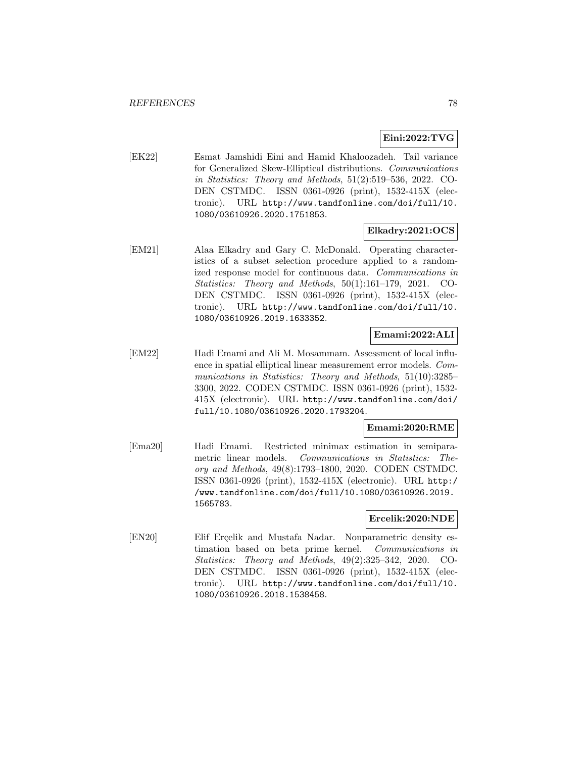**Eini:2022:TVG**

[EK22] Esmat Jamshidi Eini and Hamid Khaloozadeh. Tail variance for Generalized Skew-Elliptical distributions. *Communications in Statistics: Theory and Methods*, 51(2):519–536, 2022. CODEN CSTMDC. ISSN 0361-0926 (print), 1532-415X (electronic). URL http://www.tandfonline.com/doi/full/10.1080/03610926.2020.1751853.

**Elkadry:2021:OCS**

[EM21] Alaa Elkadry and Gary C. McDonald. Operating characteristics of a subset selection procedure applied to a randomized response model for continuous data. *Communications in Statistics: Theory and Methods*, 50(1):161–179, 2021. CODEN CSTMDC. ISSN 0361-0926 (print), 1532-415X (electronic). URL http://www.tandfonline.com/doi/full/10.1080/03610926.2019.1633352.

**Emami:2022:ALI**

[EM22] Hadi Emami and Ali M. Mosammam. Assessment of local influence in spatial elliptical linear measurement error models. *Communications in Statistics: Theory and Methods*, 51(10):3285–3300, 2022. CODEN CSTMDC. ISSN 0361-0926 (print), 1532-415X (electronic). URL http://www.tandfonline.com/doi/full/10.1080/03610926.2020.1793204.

**Emami:2020:RME**

[Ema20] Hadi Emami. Restricted minimax estimation in semiparametric linear models. *Communications in Statistics: Theory and Methods*, 49(8):1793–1800, 2020. CODEN CSTMDC. ISSN 0361-0926 (print), 1532-415X (electronic). URL http://www.tandfonline.com/doi/full/10.1080/03610926.2019.1565783.

**Ercelik:2020:NDE**

[EN20] Elif Erçelik and Mustafa Nadar. Nonparametric density estimation based on beta prime kernel. *Communications in Statistics: Theory and Methods*, 49(2):325–342, 2020. CODEN CSTMDC. ISSN 0361-0926 (print), 1532-415X (electronic). URL http://www.tandfonline.com/doi/full/10.1080/03610926.2018.1538458.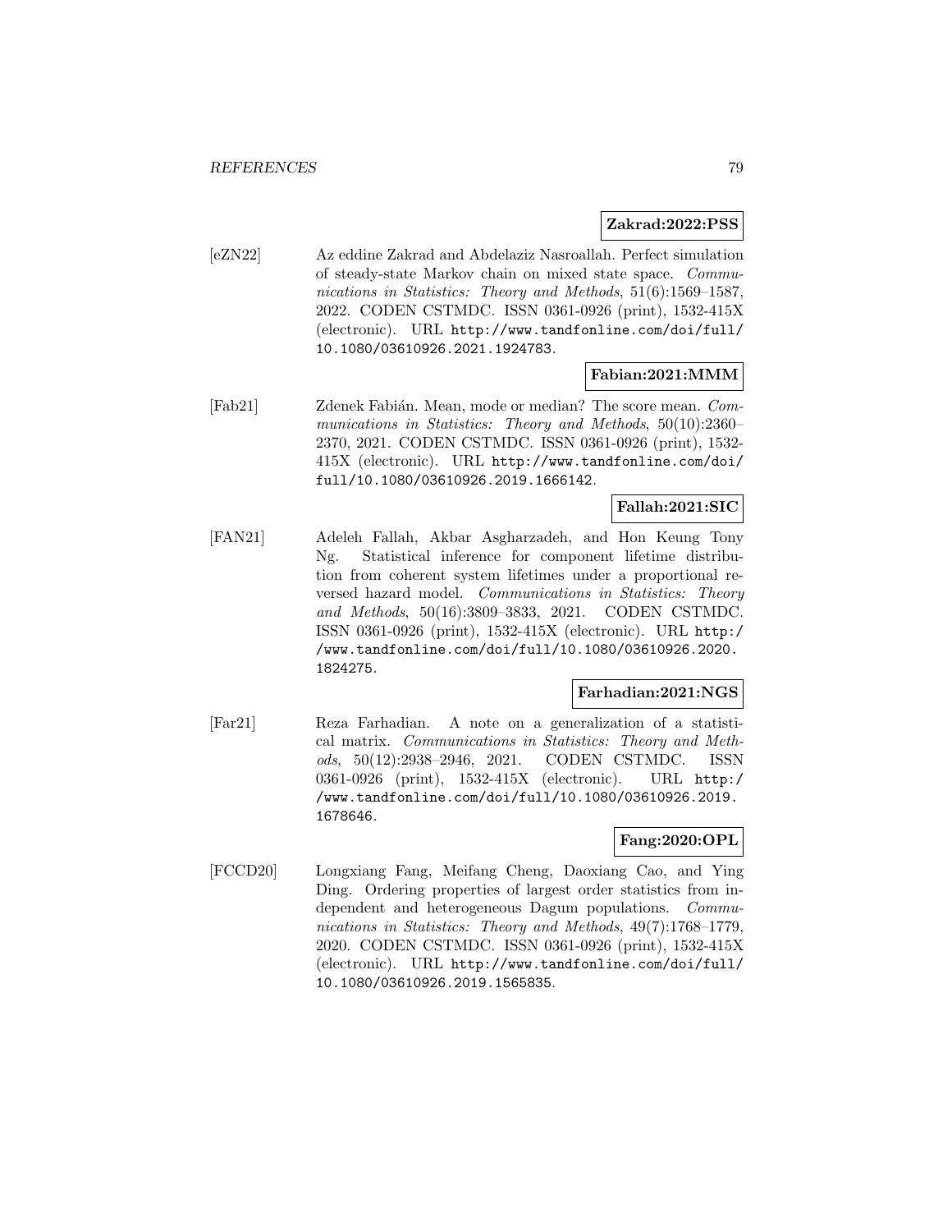**Zakrad:2022:PSS**

[eZN22] Az eddine Zakrad and Abdelaziz Nasroallah. Perfect simulation of steady-state Markov chain on mixed state space. *Communications in Statistics: Theory and Methods*, 51(6):1569–1587, 2022. CODEN CSTMDC. ISSN 0361-0926 (print), 1532-415X (electronic). URL http://www.tandfonline.com/doi/full/10.1080/03610926.2021.1924783.

**Fabian:2021:MMM**

[Fab21] Zdenek Fabián. Mean, mode or median? The score mean. *Communications in Statistics: Theory and Methods*, 50(10):2360–2370, 2021. CODEN CSTMDC. ISSN 0361-0926 (print), 1532-415X (electronic). URL http://www.tandfonline.com/doi/full/10.1080/03610926.2019.1666142.

**Fallah:2021:SIC**

[FAN21] Adeleh Fallah, Akbar Asgharzadeh, and Hon Keung Tony Ng. Statistical inference for component lifetime distribution from coherent system lifetimes under a proportional reversed hazard model. *Communications in Statistics: Theory and Methods*, 50(16):3809–3833, 2021. CODEN CSTMDC. ISSN 0361-0926 (print), 1532-415X (electronic). URL http://www.tandfonline.com/doi/full/10.1080/03610926.2020.1824275.

**Farhadian:2021:NGS**

[Far21] Reza Farhadian. A note on a generalization of a statistical matrix. *Communications in Statistics: Theory and Methods*, 50(12):2938–2946, 2021. CODEN CSTMDC. ISSN 0361-0926 (print), 1532-415X (electronic). URL http://www.tandfonline.com/doi/full/10.1080/03610926.2019.1678646.

**Fang:2020:OPL**

[FCCD20] Longxiang Fang, Meifang Cheng, Daoxiang Cao, and Ying Ding. Ordering properties of largest order statistics from independent and heterogeneous Dagum populations. *Communications in Statistics: Theory and Methods*, 49(7):1768–1779, 2020. CODEN CSTMDC. ISSN 0361-0926 (print), 1532-415X (electronic). URL http://www.tandfonline.com/doi/full/10.1080/03610926.2019.1565835.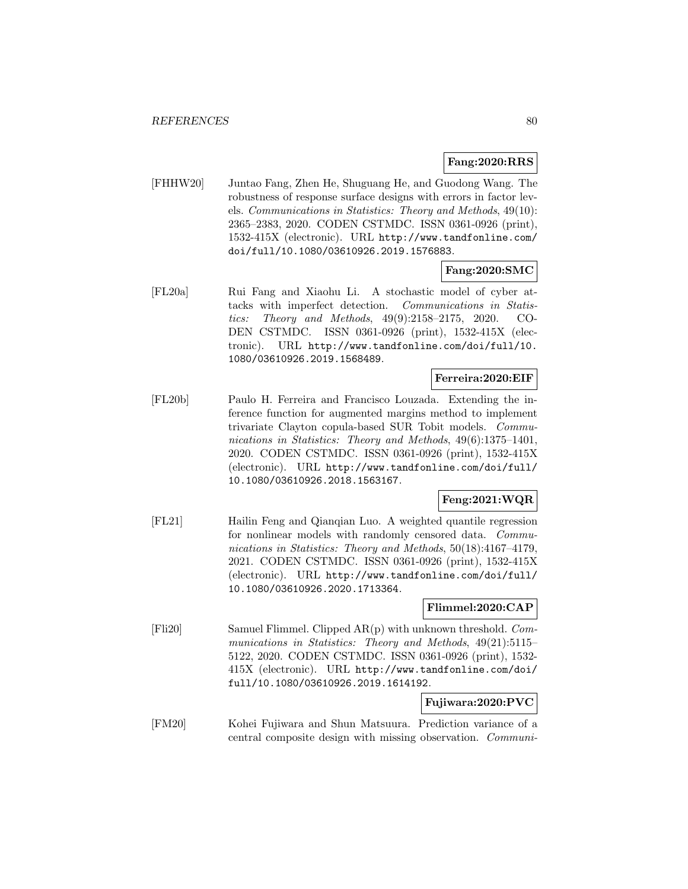**Fang:2020:RRS**

[FHHW20] Juntao Fang, Zhen He, Shuguang He, and Guodong Wang. The robustness of response surface designs with errors in factor levels. *Communications in Statistics: Theory and Methods*, 49(10): 2365–2383, 2020. CODEN CSTMDC. ISSN 0361-0926 (print), 1532-415X (electronic). URL `http://www.tandfonline.com/doi/full/10.1080/03610926.2019.1576883`.

**Fang:2020:SMC**

[FL20a] Rui Fang and Xiaohu Li. A stochastic model of cyber attacks with imperfect detection. *Communications in Statistics: Theory and Methods*, 49(9):2158–2175, 2020. CODEN CSTMDC. ISSN 0361-0926 (print), 1532-415X (electronic). URL `http://www.tandfonline.com/doi/full/10.1080/03610926.2019.1568489`.

**Ferreira:2020:EIF**

[FL20b] Paulo H. Ferreira and Francisco Louzada. Extending the inference function for augmented margins method to implement trivariate Clayton copula-based SUR Tobit models. *Communications in Statistics: Theory and Methods*, 49(6):1375–1401, 2020. CODEN CSTMDC. ISSN 0361-0926 (print), 1532-415X (electronic). URL `http://www.tandfonline.com/doi/full/10.1080/03610926.2018.1563167`.

**Feng:2021:WQR**

[FL21] Hailin Feng and Qianqian Luo. A weighted quantile regression for nonlinear models with randomly censored data. *Communications in Statistics: Theory and Methods*, 50(18):4167–4179, 2021. CODEN CSTMDC. ISSN 0361-0926 (print), 1532-415X (electronic). URL `http://www.tandfonline.com/doi/full/10.1080/03610926.2020.1713364`.

**Flimmel:2020:CAP**

[Fli20] Samuel Flimmel. Clipped AR(p) with unknown threshold. *Communications in Statistics: Theory and Methods*, 49(21):5115–5122, 2020. CODEN CSTMDC. ISSN 0361-0926 (print), 1532-415X (electronic). URL `http://www.tandfonline.com/doi/full/10.1080/03610926.2019.1614192`.

**Fujiwara:2020:PVC**

[FM20] Kohei Fujiwara and Shun Matsuura. Prediction variance of a central composite design with missing observation. *Communi-*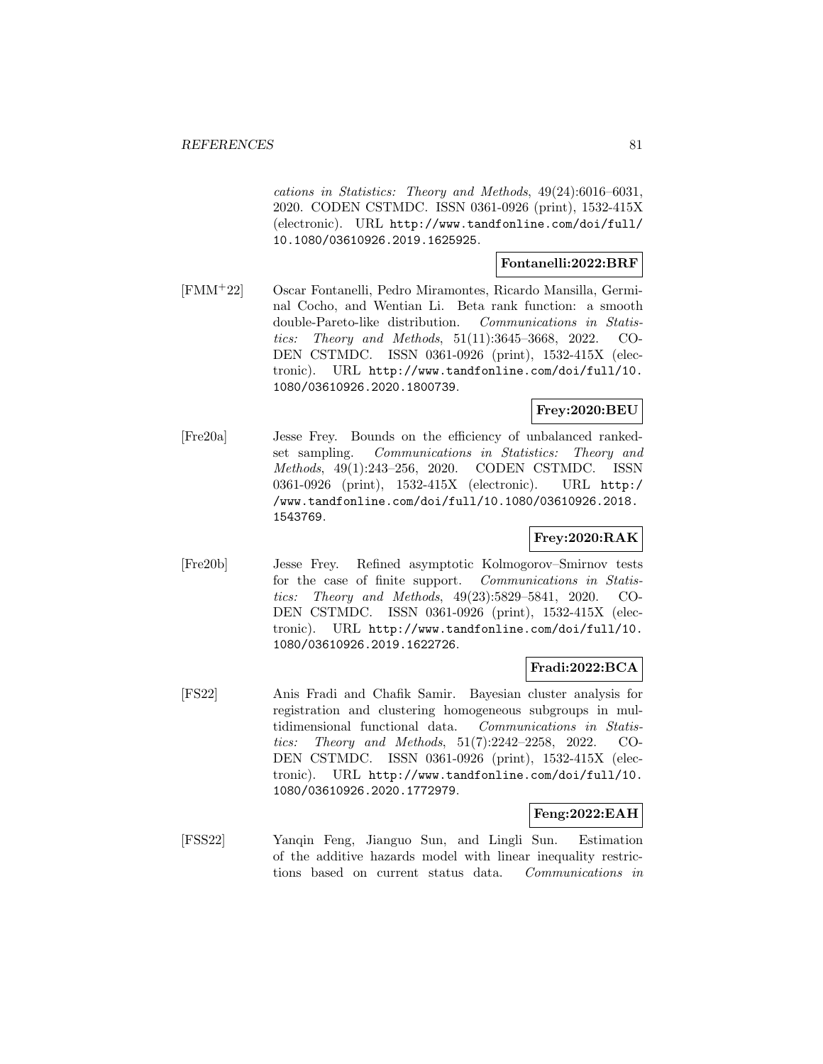*cations in Statistics: Theory and Methods*, 49(24):6016–6031, 2020. CODEN CSTMDC. ISSN 0361-0926 (print), 1532-415X (electronic). URL http://www.tandfonline.com/doi/full/10.1080/03610926.2019.1625925.

**Fontanelli:2022:BRF**

[FMM+22] Oscar Fontanelli, Pedro Miramontes, Ricardo Mansilla, Germinal Cocho, and Wentian Li. Beta rank function: a smooth double-Pareto-like distribution. *Communications in Statistics: Theory and Methods*, 51(11):3645–3668, 2022. CODEN CSTMDC. ISSN 0361-0926 (print), 1532-415X (electronic). URL http://www.tandfonline.com/doi/full/10.1080/03610926.2020.1800739.

**Frey:2020:BEU**

[Fre20a] Jesse Frey. Bounds on the efficiency of unbalanced ranked-set sampling. *Communications in Statistics: Theory and Methods*, 49(1):243–256, 2020. CODEN CSTMDC. ISSN 0361-0926 (print), 1532-415X (electronic). URL http://www.tandfonline.com/doi/full/10.1080/03610926.2018.1543769.

**Frey:2020:RAK**

[Fre20b] Jesse Frey. Refined asymptotic Kolmogorov–Smirnov tests for the case of finite support. *Communications in Statistics: Theory and Methods*, 49(23):5829–5841, 2020. CODEN CSTMDC. ISSN 0361-0926 (print), 1532-415X (electronic). URL http://www.tandfonline.com/doi/full/10.1080/03610926.2019.1622726.

**Fradi:2022:BCA**

[FS22] Anis Fradi and Chafik Samir. Bayesian cluster analysis for registration and clustering homogeneous subgroups in multidimensional functional data. *Communications in Statistics: Theory and Methods*, 51(7):2242–2258, 2022. CODEN CSTMDC. ISSN 0361-0926 (print), 1532-415X (electronic). URL http://www.tandfonline.com/doi/full/10.1080/03610926.2020.1772979.

**Feng:2022:EAH**

[FSS22] Yanqin Feng, Jianguo Sun, and Lingli Sun. Estimation of the additive hazards model with linear inequality restrictions based on current status data. *Communications in*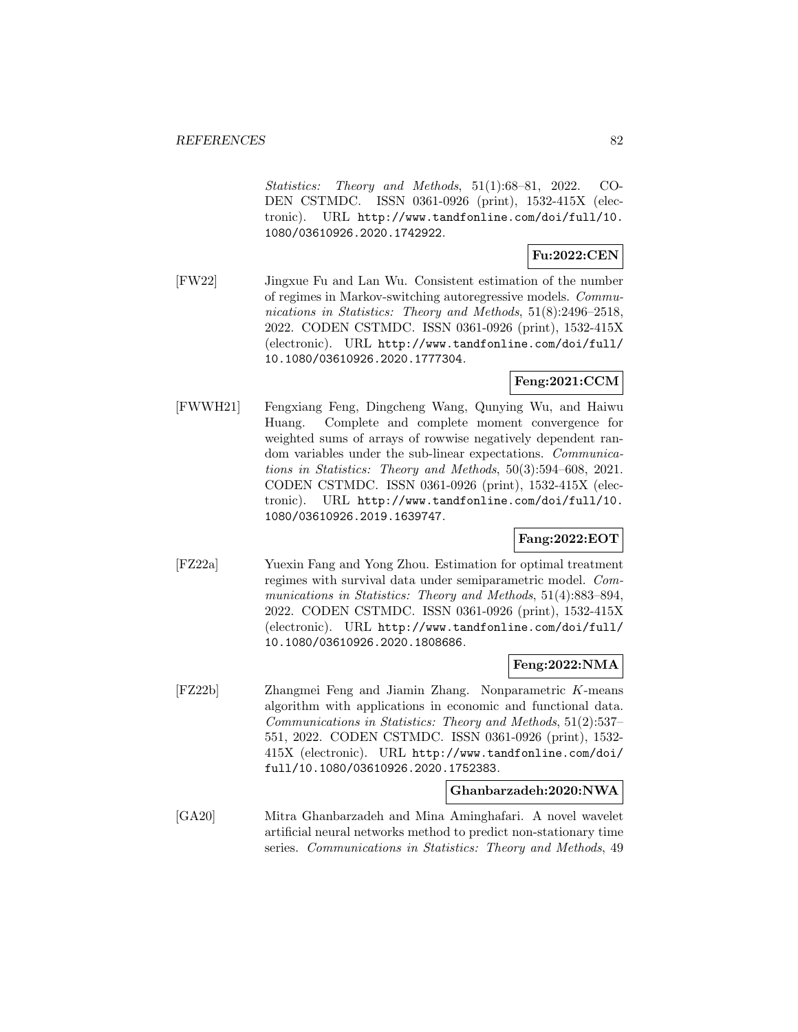*Statistics: Theory and Methods*, 51(1):68–81, 2022. CODEN CSTMDC. ISSN 0361-0926 (print), 1532-415X (electronic). URL http://www.tandfonline.com/doi/full/10.1080/03610926.2020.1742922.

**Fu:2022:CEN**

[FW22] Jingxue Fu and Lan Wu. Consistent estimation of the number of regimes in Markov-switching autoregressive models. *Communications in Statistics: Theory and Methods*, 51(8):2496–2518, 2022. CODEN CSTMDC. ISSN 0361-0926 (print), 1532-415X (electronic). URL http://www.tandfonline.com/doi/full/10.1080/03610926.2020.1777304.

**Feng:2021:CCM**

[FWWH21] Fengxiang Feng, Dingcheng Wang, Qunying Wu, and Haiwu Huang. Complete and complete moment convergence for weighted sums of arrays of rowwise negatively dependent random variables under the sub-linear expectations. *Communications in Statistics: Theory and Methods*, 50(3):594–608, 2021. CODEN CSTMDC. ISSN 0361-0926 (print), 1532-415X (electronic). URL http://www.tandfonline.com/doi/full/10.1080/03610926.2019.1639747.

**Fang:2022:EOT**

[FZ22a] Yuexin Fang and Yong Zhou. Estimation for optimal treatment regimes with survival data under semiparametric model. *Communications in Statistics: Theory and Methods*, 51(4):883–894, 2022. CODEN CSTMDC. ISSN 0361-0926 (print), 1532-415X (electronic). URL http://www.tandfonline.com/doi/full/10.1080/03610926.2020.1808686.

**Feng:2022:NMA**

[FZ22b] Zhangmei Feng and Jiamin Zhang. Nonparametric $K$-means algorithm with applications in economic and functional data. *Communications in Statistics: Theory and Methods*, 51(2):537–551, 2022. CODEN CSTMDC. ISSN 0361-0926 (print), 1532-415X (electronic). URL http://www.tandfonline.com/doi/full/10.1080/03610926.2020.1752383.

**Ghanbarzadeh:2020:NWA**

[GA20] Mitra Ghanbarzadeh and Mina Aminghafari. A novel wavelet artificial neural networks method to predict non-stationary time series. *Communications in Statistics: Theory and Methods*, 49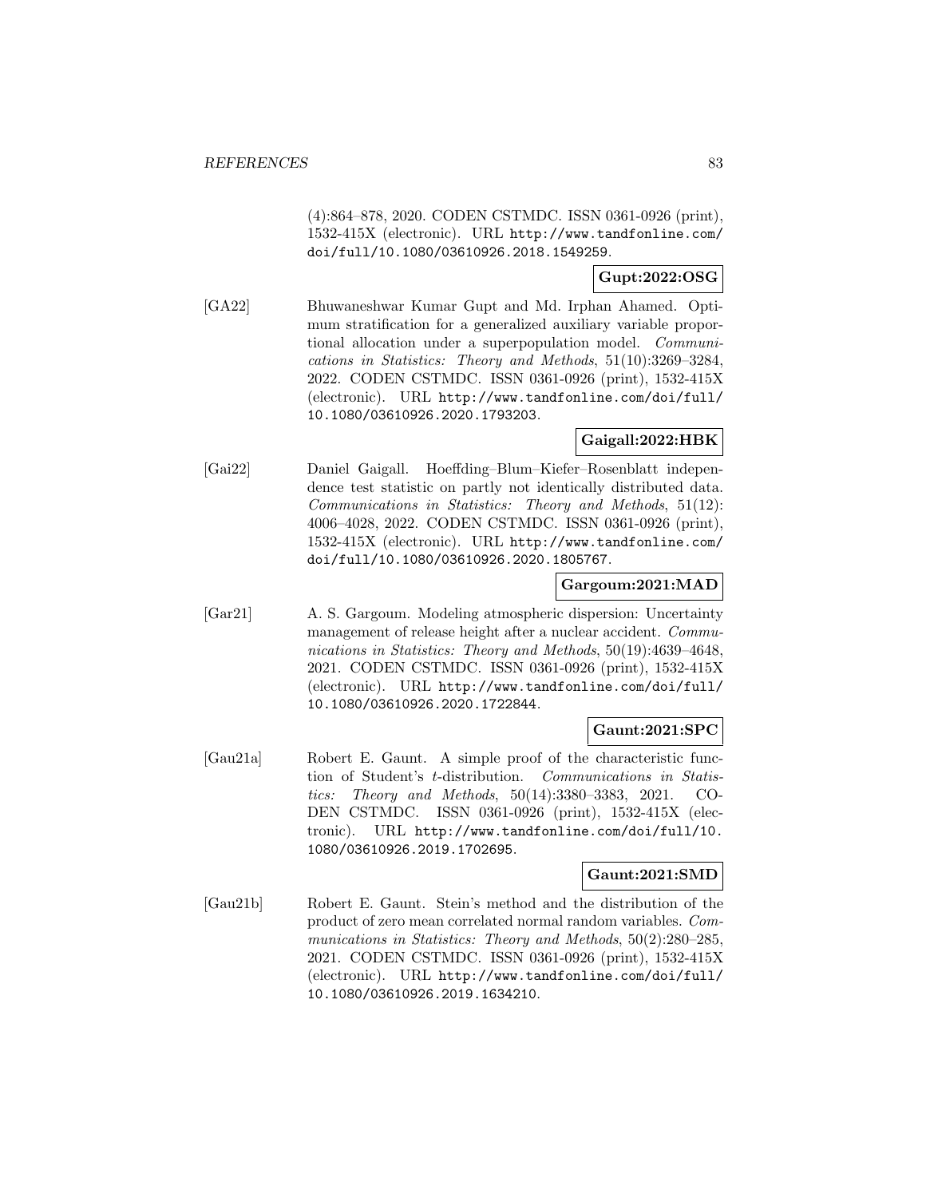(4):864–878, 2020. CODEN CSTMDC. ISSN 0361-0926 (print), 1532-415X (electronic). URL http://www.tandfonline.com/doi/full/10.1080/03610926.2018.1549259.

**Gupt:2022:OSG**

[GA22] Bhuwaneshwar Kumar Gupt and Md. Irphan Ahamed. Optimum stratification for a generalized auxiliary variable proportional allocation under a superpopulation model. *Communications in Statistics: Theory and Methods*, 51(10):3269–3284, 2022. CODEN CSTMDC. ISSN 0361-0926 (print), 1532-415X (electronic). URL http://www.tandfonline.com/doi/full/10.1080/03610926.2020.1793203.

**Gaigall:2022:HBK**

[Gai22] Daniel Gaigall. Hoeffding–Blum–Kiefer–Rosenblatt independence test statistic on partly not identically distributed data. *Communications in Statistics: Theory and Methods*, 51(12): 4006–4028, 2022. CODEN CSTMDC. ISSN 0361-0926 (print), 1532-415X (electronic). URL http://www.tandfonline.com/doi/full/10.1080/03610926.2020.1805767.

**Gargoum:2021:MAD**

[Gar21] A. S. Gargoum. Modeling atmospheric dispersion: Uncertainty management of release height after a nuclear accident. *Communications in Statistics: Theory and Methods*, 50(19):4639–4648, 2021. CODEN CSTMDC. ISSN 0361-0926 (print), 1532-415X (electronic). URL http://www.tandfonline.com/doi/full/10.1080/03610926.2020.1722844.

**Gaunt:2021:SPC**

[Gau21a] Robert E. Gaunt. A simple proof of the characteristic function of Student's $t$-distribution. *Communications in Statistics: Theory and Methods*, 50(14):3380–3383, 2021. CODEN CSTMDC. ISSN 0361-0926 (print), 1532-415X (electronic). URL http://www.tandfonline.com/doi/full/10.1080/03610926.2019.1702695.

**Gaunt:2021:SMD**

[Gau21b] Robert E. Gaunt. Stein's method and the distribution of the product of zero mean correlated normal random variables. *Communications in Statistics: Theory and Methods*, 50(2):280–285, 2021. CODEN CSTMDC. ISSN 0361-0926 (print), 1532-415X (electronic). URL http://www.tandfonline.com/doi/full/10.1080/03610926.2019.1634210.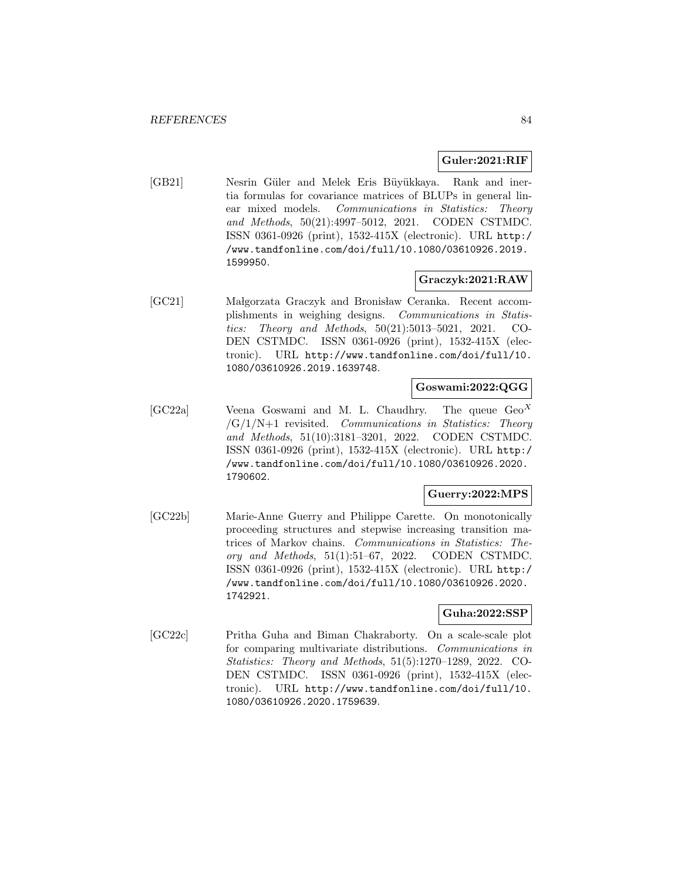**Guler:2021:RIF**

[GB21] Nesrin Güler and Melek Eris Büyükkaya. Rank and inertia formulas for covariance matrices of BLUPs in general linear mixed models. *Communications in Statistics: Theory and Methods*, 50(21):4997–5012, 2021. CODEN CSTMDC. ISSN 0361-0926 (print), 1532-415X (electronic). URL http://www.tandfonline.com/doi/full/10.1080/03610926.2019.1599950.

**Graczyk:2021:RAW**

[GC21] Małgorzata Graczyk and Bronisław Ceranka. Recent accomplishments in weighing designs. *Communications in Statistics: Theory and Methods*, 50(21):5013–5021, 2021. CODEN CSTMDC. ISSN 0361-0926 (print), 1532-415X (electronic). URL http://www.tandfonline.com/doi/full/10.1080/03610926.2019.1639748.

**Goswami:2022:QGG**

[GC22a] Veena Goswami and M. L. Chaudhry. The queue $\mathrm{Geo}^X$ /G/1/N+1 revisited. *Communications in Statistics: Theory and Methods*, 51(10):3181–3201, 2022. CODEN CSTMDC. ISSN 0361-0926 (print), 1532-415X (electronic). URL http://www.tandfonline.com/doi/full/10.1080/03610926.2020.1790602.

**Guerry:2022:MPS**

[GC22b] Marie-Anne Guerry and Philippe Carette. On monotonically proceeding structures and stepwise increasing transition matrices of Markov chains. *Communications in Statistics: Theory and Methods*, 51(1):51–67, 2022. CODEN CSTMDC. ISSN 0361-0926 (print), 1532-415X (electronic). URL http://www.tandfonline.com/doi/full/10.1080/03610926.2020.1742921.

**Guha:2022:SSP**

[GC22c] Pritha Guha and Biman Chakraborty. On a scale-scale plot for comparing multivariate distributions. *Communications in Statistics: Theory and Methods*, 51(5):1270–1289, 2022. CODEN CSTMDC. ISSN 0361-0926 (print), 1532-415X (electronic). URL http://www.tandfonline.com/doi/full/10.1080/03610926.2020.1759639.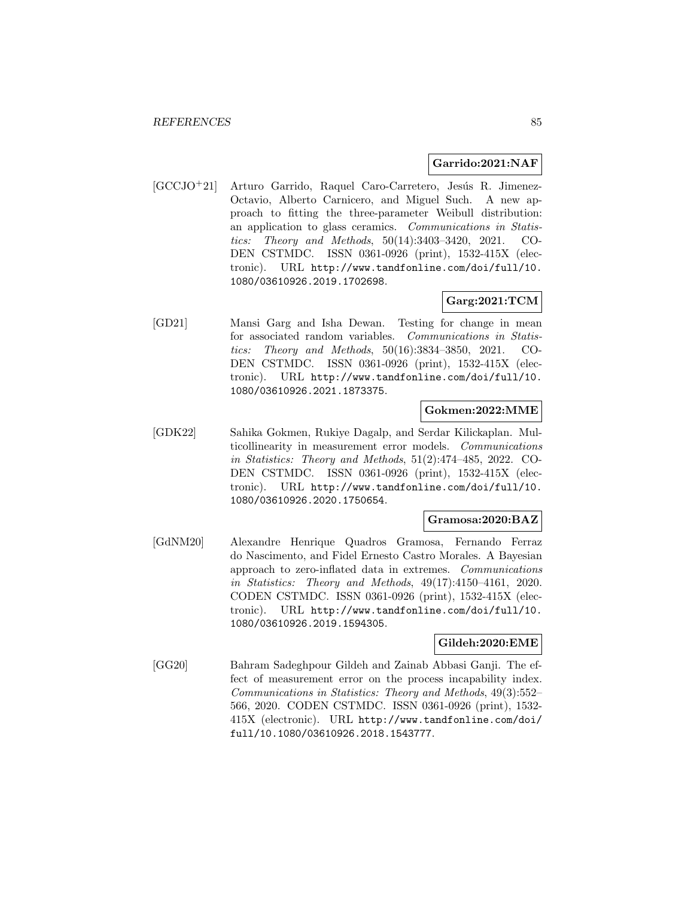**Garrido:2021:NAF**

[GCCJO+21] Arturo Garrido, Raquel Caro-Carretero, Jesús R. Jimenez-Octavio, Alberto Carnicero, and Miguel Such. A new approach to fitting the three-parameter Weibull distribution: an application to glass ceramics. *Communications in Statistics: Theory and Methods*, 50(14):3403–3420, 2021. CODEN CSTMDC. ISSN 0361-0926 (print), 1532-415X (electronic). URL `http://www.tandfonline.com/doi/full/10.1080/03610926.2019.1702698`.

**Garg:2021:TCM**

[GD21] Mansi Garg and Isha Dewan. Testing for change in mean for associated random variables. *Communications in Statistics: Theory and Methods*, 50(16):3834–3850, 2021. CODEN CSTMDC. ISSN 0361-0926 (print), 1532-415X (electronic). URL `http://www.tandfonline.com/doi/full/10.1080/03610926.2021.1873375`.

**Gokmen:2022:MME**

[GDK22] Sahika Gokmen, Rukiye Dagalp, and Serdar Kilickaplan. Multicollinearity in measurement error models. *Communications in Statistics: Theory and Methods*, 51(2):474–485, 2022. CODEN CSTMDC. ISSN 0361-0926 (print), 1532-415X (electronic). URL `http://www.tandfonline.com/doi/full/10.1080/03610926.2020.1750654`.

**Gramosa:2020:BAZ**

[GdNM20] Alexandre Henrique Quadros Gramosa, Fernando Ferraz do Nascimento, and Fidel Ernesto Castro Morales. A Bayesian approach to zero-inflated data in extremes. *Communications in Statistics: Theory and Methods*, 49(17):4150–4161, 2020. CODEN CSTMDC. ISSN 0361-0926 (print), 1532-415X (electronic). URL `http://www.tandfonline.com/doi/full/10.1080/03610926.2019.1594305`.

**Gildeh:2020:EME**

[GG20] Bahram Sadeghpour Gildeh and Zainab Abbasi Ganji. The effect of measurement error on the process incapability index. *Communications in Statistics: Theory and Methods*, 49(3):552–566, 2020. CODEN CSTMDC. ISSN 0361-0926 (print), 1532-415X (electronic). URL `http://www.tandfonline.com/doi/full/10.1080/03610926.2018.1543777`.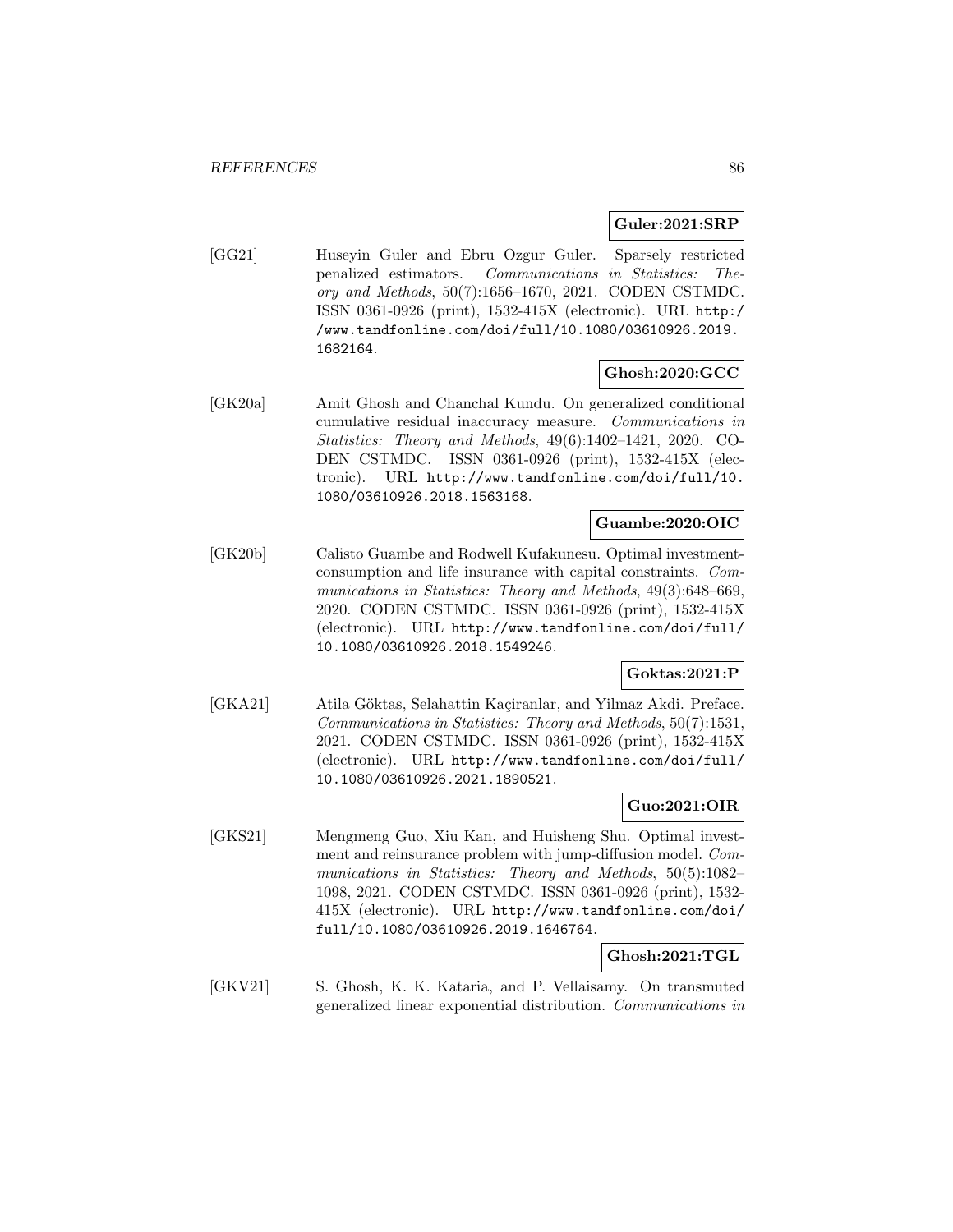**Guler:2021:SRP**

[GG21] Huseyin Guler and Ebru Ozgur Guler. Sparsely restricted penalized estimators. *Communications in Statistics: Theory and Methods*, 50(7):1656–1670, 2021. CODEN CSTMDC. ISSN 0361-0926 (print), 1532-415X (electronic). URL http://www.tandfonline.com/doi/full/10.1080/03610926.2019.1682164.

**Ghosh:2020:GCC**

[GK20a] Amit Ghosh and Chanchal Kundu. On generalized conditional cumulative residual inaccuracy measure. *Communications in Statistics: Theory and Methods*, 49(6):1402–1421, 2020. CODEN CSTMDC. ISSN 0361-0926 (print), 1532-415X (electronic). URL http://www.tandfonline.com/doi/full/10.1080/03610926.2018.1563168.

**Guambe:2020:OIC**

[GK20b] Calisto Guambe and Rodwell Kufakunesu. Optimal investment-consumption and life insurance with capital constraints. *Communications in Statistics: Theory and Methods*, 49(3):648–669, 2020. CODEN CSTMDC. ISSN 0361-0926 (print), 1532-415X (electronic). URL http://www.tandfonline.com/doi/full/10.1080/03610926.2018.1549246.

**Goktas:2021:P**

[GKA21] Atila Göktas, Selahattin Kaçiranlar, and Yilmaz Akdi. Preface. *Communications in Statistics: Theory and Methods*, 50(7):1531, 2021. CODEN CSTMDC. ISSN 0361-0926 (print), 1532-415X (electronic). URL http://www.tandfonline.com/doi/full/10.1080/03610926.2021.1890521.

**Guo:2021:OIR**

[GKS21] Mengmeng Guo, Xiu Kan, and Huisheng Shu. Optimal investment and reinsurance problem with jump-diffusion model. *Communications in Statistics: Theory and Methods*, 50(5):1082–1098, 2021. CODEN CSTMDC. ISSN 0361-0926 (print), 1532-415X (electronic). URL http://www.tandfonline.com/doi/full/10.1080/03610926.2019.1646764.

**Ghosh:2021:TGL**

[GKV21] S. Ghosh, K. K. Kataria, and P. Vellaisamy. On transmuted generalized linear exponential distribution. *Communications in*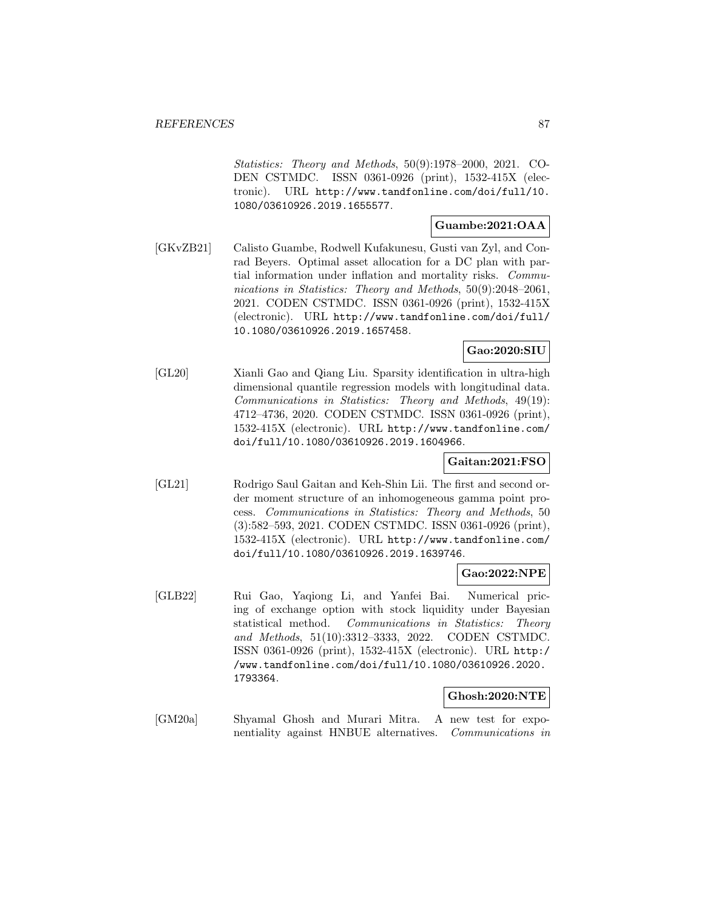*Statistics: Theory and Methods*, 50(9):1978–2000, 2021. CODEN CSTMDC. ISSN 0361-0926 (print), 1532-415X (electronic). URL http://www.tandfonline.com/doi/full/10.1080/03610926.2019.1655577.

**Guambe:2021:OAA**

[GKvZB21] Calisto Guambe, Rodwell Kufakunesu, Gusti van Zyl, and Conrad Beyers. Optimal asset allocation for a DC plan with partial information under inflation and mortality risks. *Communications in Statistics: Theory and Methods*, 50(9):2048–2061, 2021. CODEN CSTMDC. ISSN 0361-0926 (print), 1532-415X (electronic). URL http://www.tandfonline.com/doi/full/10.1080/03610926.2019.1657458.

**Gao:2020:SIU**

[GL20] Xianli Gao and Qiang Liu. Sparsity identification in ultra-high dimensional quantile regression models with longitudinal data. *Communications in Statistics: Theory and Methods*, 49(19): 4712–4736, 2020. CODEN CSTMDC. ISSN 0361-0926 (print), 1532-415X (electronic). URL http://www.tandfonline.com/doi/full/10.1080/03610926.2019.1604966.

**Gaitan:2021:FSO**

[GL21] Rodrigo Saul Gaitan and Keh-Shin Lii. The first and second order moment structure of an inhomogeneous gamma point process. *Communications in Statistics: Theory and Methods*, 50 (3):582–593, 2021. CODEN CSTMDC. ISSN 0361-0926 (print), 1532-415X (electronic). URL http://www.tandfonline.com/doi/full/10.1080/03610926.2019.1639746.

**Gao:2022:NPE**

[GLB22] Rui Gao, Yaqiong Li, and Yanfei Bai. Numerical pricing of exchange option with stock liquidity under Bayesian statistical method. *Communications in Statistics: Theory and Methods*, 51(10):3312–3333, 2022. CODEN CSTMDC. ISSN 0361-0926 (print), 1532-415X (electronic). URL http://www.tandfonline.com/doi/full/10.1080/03610926.2020.1793364.

**Ghosh:2020:NTE**

[GM20a] Shyamal Ghosh and Murari Mitra. A new test for exponentiality against HNBUE alternatives. *Communications in*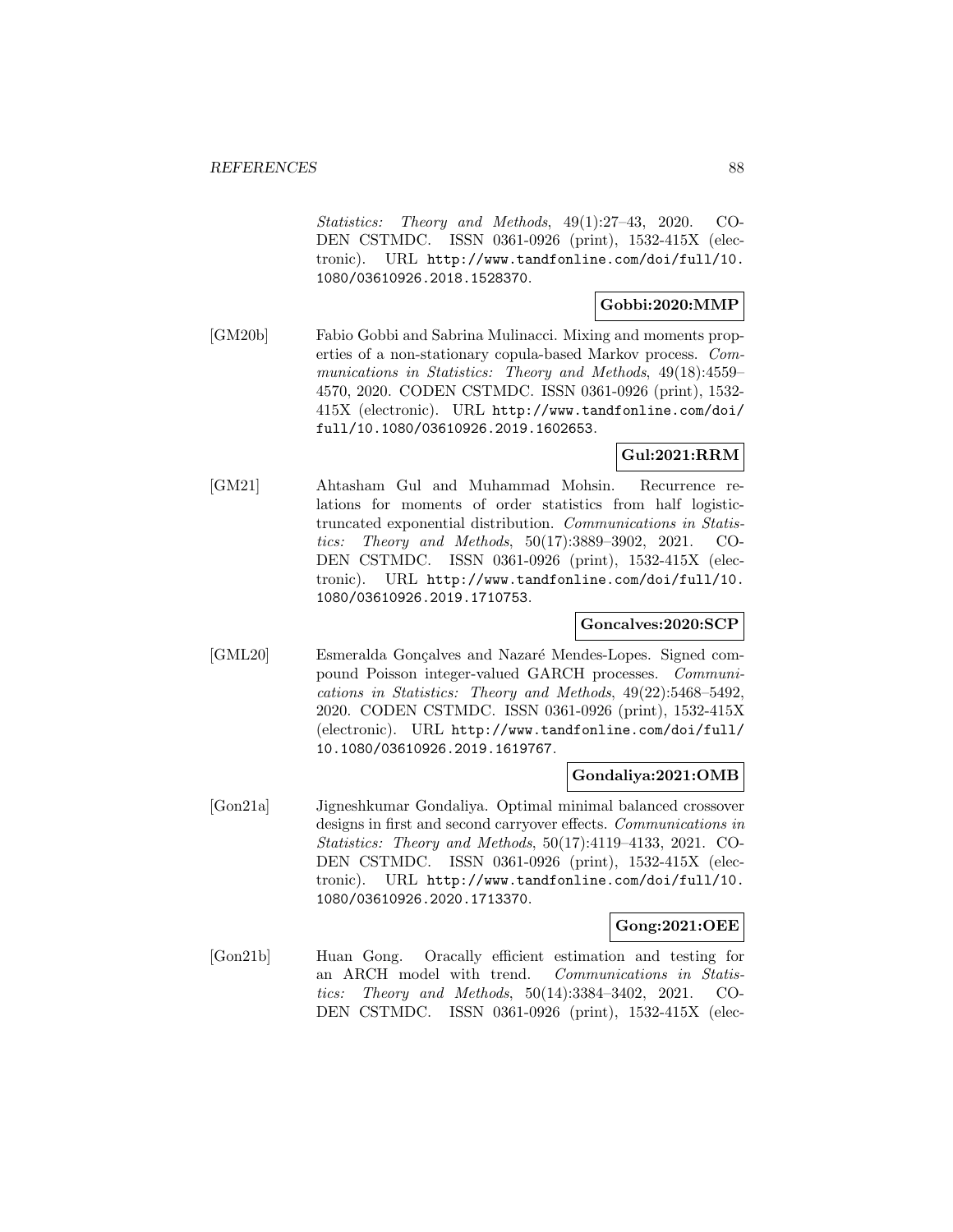*Statistics: Theory and Methods*, 49(1):27–43, 2020. CODEN CSTMDC. ISSN 0361-0926 (print), 1532-415X (electronic). URL http://www.tandfonline.com/doi/full/10.1080/03610926.2018.1528370.

**Gobbi:2020:MMP**

[GM20b] Fabio Gobbi and Sabrina Mulinacci. Mixing and moments properties of a non-stationary copula-based Markov process. *Communications in Statistics: Theory and Methods*, 49(18):4559–4570, 2020. CODEN CSTMDC. ISSN 0361-0926 (print), 1532-415X (electronic). URL http://www.tandfonline.com/doi/full/10.1080/03610926.2019.1602653.

**Gul:2021:RRM**

[GM21] Ahtasham Gul and Muhammad Mohsin. Recurrence relations for moments of order statistics from half logistic-truncated exponential distribution. *Communications in Statistics: Theory and Methods*, 50(17):3889–3902, 2021. CODEN CSTMDC. ISSN 0361-0926 (print), 1532-415X (electronic). URL http://www.tandfonline.com/doi/full/10.1080/03610926.2019.1710753.

**Goncalves:2020:SCP**

[GML20] Esmeralda Gonçalves and Nazaré Mendes-Lopes. Signed compound Poisson integer-valued GARCH processes. *Communications in Statistics: Theory and Methods*, 49(22):5468–5492, 2020. CODEN CSTMDC. ISSN 0361-0926 (print), 1532-415X (electronic). URL http://www.tandfonline.com/doi/full/10.1080/03610926.2019.1619767.

**Gondaliya:2021:OMB**

[Gon21a] Jigneshkumar Gondaliya. Optimal minimal balanced crossover designs in first and second carryover effects. *Communications in Statistics: Theory and Methods*, 50(17):4119–4133, 2021. CODEN CSTMDC. ISSN 0361-0926 (print), 1532-415X (electronic). URL http://www.tandfonline.com/doi/full/10.1080/03610926.2020.1713370.

**Gong:2021:OEE**

[Gon21b] Huan Gong. Oracally efficient estimation and testing for an ARCH model with trend. *Communications in Statistics: Theory and Methods*, 50(14):3384–3402, 2021. CODEN CSTMDC. ISSN 0361-0926 (print), 1532-415X (elec-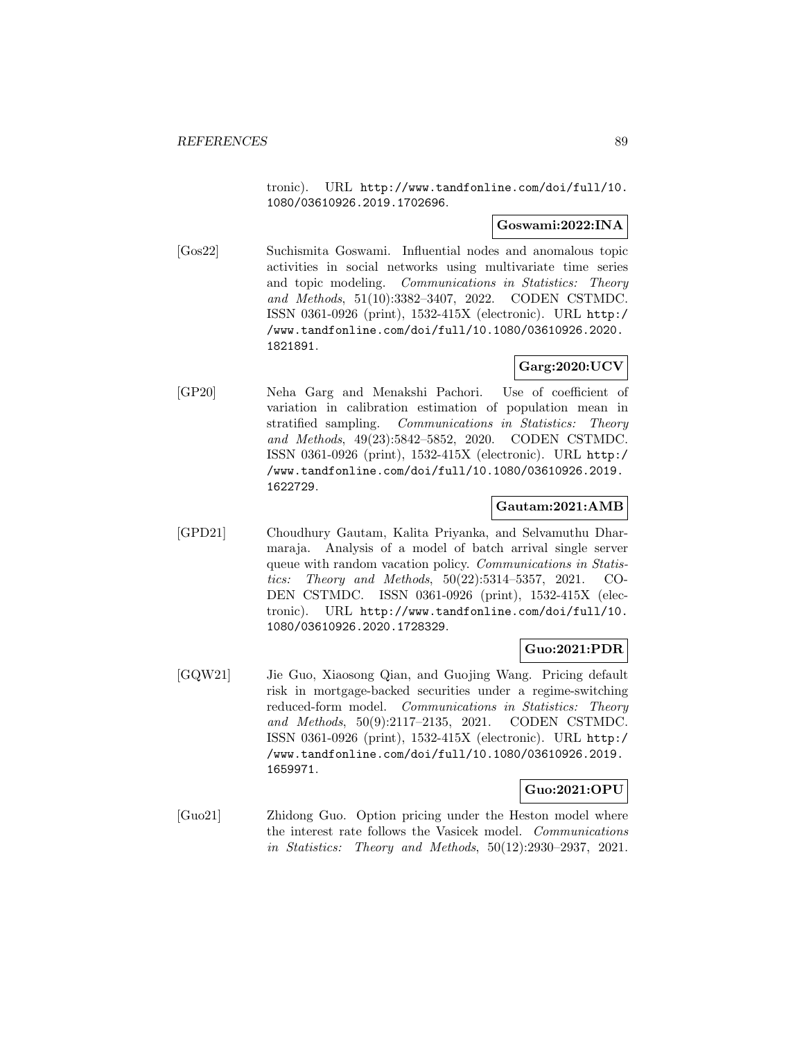tronic). URL http://www.tandfonline.com/doi/full/10.1080/03610926.2019.1702696.

**Goswami:2022:INA**

[Gos22] Suchismita Goswami. Influential nodes and anomalous topic activities in social networks using multivariate time series and topic modeling. *Communications in Statistics: Theory and Methods*, 51(10):3382–3407, 2022. CODEN CSTMDC. ISSN 0361-0926 (print), 1532-415X (electronic). URL http://www.tandfonline.com/doi/full/10.1080/03610926.2020.1821891.

**Garg:2020:UCV**

[GP20] Neha Garg and Menakshi Pachori. Use of coefficient of variation in calibration estimation of population mean in stratified sampling. *Communications in Statistics: Theory and Methods*, 49(23):5842–5852, 2020. CODEN CSTMDC. ISSN 0361-0926 (print), 1532-415X (electronic). URL http://www.tandfonline.com/doi/full/10.1080/03610926.2019.1622729.

**Gautam:2021:AMB**

[GPD21] Choudhury Gautam, Kalita Priyanka, and Selvamuthu Dharmaraja. Analysis of a model of batch arrival single server queue with random vacation policy. *Communications in Statistics: Theory and Methods*, 50(22):5314–5357, 2021. CODEN CSTMDC. ISSN 0361-0926 (print), 1532-415X (electronic). URL http://www.tandfonline.com/doi/full/10.1080/03610926.2020.1728329.

**Guo:2021:PDR**

[GQW21] Jie Guo, Xiaosong Qian, and Guojing Wang. Pricing default risk in mortgage-backed securities under a regime-switching reduced-form model. *Communications in Statistics: Theory and Methods*, 50(9):2117–2135, 2021. CODEN CSTMDC. ISSN 0361-0926 (print), 1532-415X (electronic). URL http://www.tandfonline.com/doi/full/10.1080/03610926.2019.1659971.

**Guo:2021:OPU**

[Guo21] Zhidong Guo. Option pricing under the Heston model where the interest rate follows the Vasicek model. *Communications in Statistics: Theory and Methods*, 50(12):2930–2937, 2021.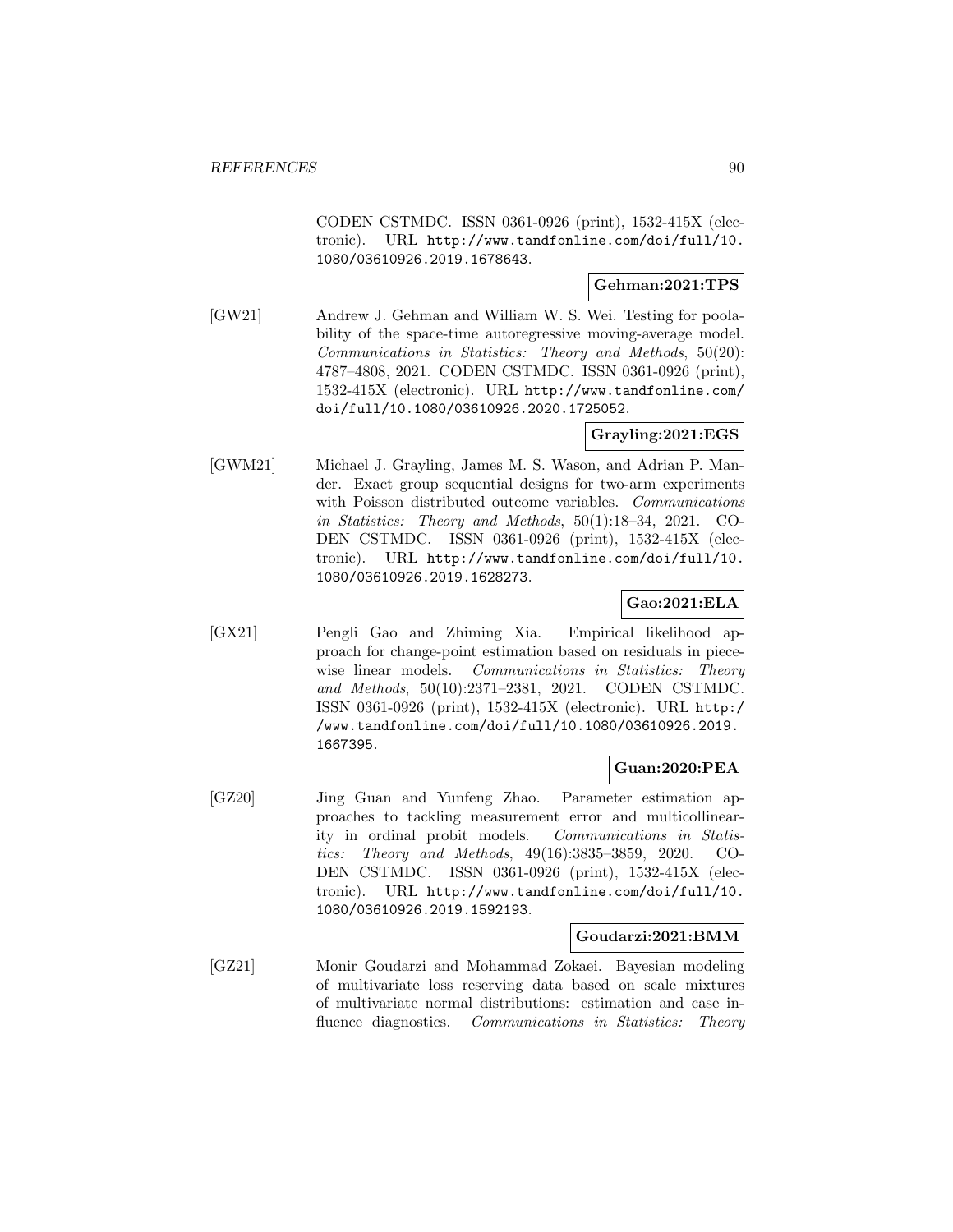CODEN CSTMDC. ISSN 0361-0926 (print), 1532-415X (electronic). URL http://www.tandfonline.com/doi/full/10.1080/03610926.2019.1678643.

**Gehman:2021:TPS**

[GW21] Andrew J. Gehman and William W. S. Wei. Testing for poolability of the space-time autoregressive moving-average model. *Communications in Statistics: Theory and Methods*, 50(20): 4787–4808, 2021. CODEN CSTMDC. ISSN 0361-0926 (print), 1532-415X (electronic). URL http://www.tandfonline.com/doi/full/10.1080/03610926.2020.1725052.

**Grayling:2021:EGS**

[GWM21] Michael J. Grayling, James M. S. Wason, and Adrian P. Mander. Exact group sequential designs for two-arm experiments with Poisson distributed outcome variables. *Communications in Statistics: Theory and Methods*, 50(1):18–34, 2021. CODEN CSTMDC. ISSN 0361-0926 (print), 1532-415X (electronic). URL http://www.tandfonline.com/doi/full/10.1080/03610926.2019.1628273.

**Gao:2021:ELA**

[GX21] Pengli Gao and Zhiming Xia. Empirical likelihood approach for change-point estimation based on residuals in piecewise linear models. *Communications in Statistics: Theory and Methods*, 50(10):2371–2381, 2021. CODEN CSTMDC. ISSN 0361-0926 (print), 1532-415X (electronic). URL http://www.tandfonline.com/doi/full/10.1080/03610926.2019.1667395.

**Guan:2020:PEA**

[GZ20] Jing Guan and Yunfeng Zhao. Parameter estimation approaches to tackling measurement error and multicollinearity in ordinal probit models. *Communications in Statistics: Theory and Methods*, 49(16):3835–3859, 2020. CODEN CSTMDC. ISSN 0361-0926 (print), 1532-415X (electronic). URL http://www.tandfonline.com/doi/full/10.1080/03610926.2019.1592193.

**Goudarzi:2021:BMM**

[GZ21] Monir Goudarzi and Mohammad Zokaei. Bayesian modeling of multivariate loss reserving data based on scale mixtures of multivariate normal distributions: estimation and case influence diagnostics. *Communications in Statistics: Theory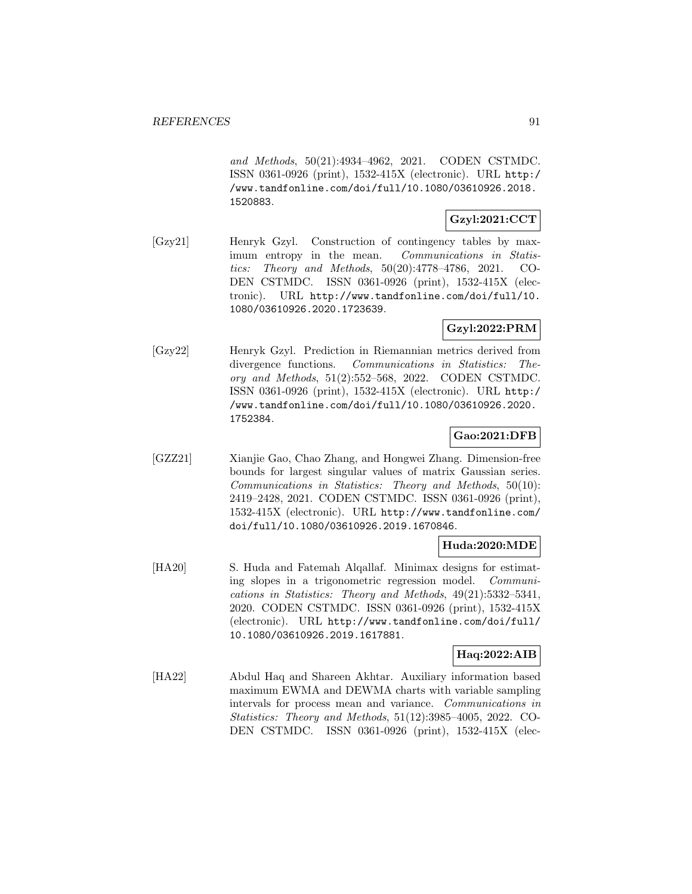*and Methods*, 50(21):4934–4962, 2021. CODEN CSTMDC. ISSN 0361-0926 (print), 1532-415X (electronic). URL http://www.tandfonline.com/doi/full/10.1080/03610926.2018.1520883.

**Gzyl:2021:CCT**

[Gzy21] Henryk Gzyl. Construction of contingency tables by maximum entropy in the mean. *Communications in Statistics: Theory and Methods*, 50(20):4778–4786, 2021. CODEN CSTMDC. ISSN 0361-0926 (print), 1532-415X (electronic). URL http://www.tandfonline.com/doi/full/10.1080/03610926.2020.1723639.

**Gzyl:2022:PRM**

[Gzy22] Henryk Gzyl. Prediction in Riemannian metrics derived from divergence functions. *Communications in Statistics: Theory and Methods*, 51(2):552–568, 2022. CODEN CSTMDC. ISSN 0361-0926 (print), 1532-415X (electronic). URL http://www.tandfonline.com/doi/full/10.1080/03610926.2020.1752384.

**Gao:2021:DFB**

[GZZ21] Xianjie Gao, Chao Zhang, and Hongwei Zhang. Dimension-free bounds for largest singular values of matrix Gaussian series. *Communications in Statistics: Theory and Methods*, 50(10): 2419–2428, 2021. CODEN CSTMDC. ISSN 0361-0926 (print), 1532-415X (electronic). URL http://www.tandfonline.com/doi/full/10.1080/03610926.2019.1670846.

**Huda:2020:MDE**

[HA20] S. Huda and Fatemah Alqallaf. Minimax designs for estimating slopes in a trigonometric regression model. *Communications in Statistics: Theory and Methods*, 49(21):5332–5341, 2020. CODEN CSTMDC. ISSN 0361-0926 (print), 1532-415X (electronic). URL http://www.tandfonline.com/doi/full/10.1080/03610926.2019.1617881.

**Haq:2022:AIB**

[HA22] Abdul Haq and Shareen Akhtar. Auxiliary information based maximum EWMA and DEWMA charts with variable sampling intervals for process mean and variance. *Communications in Statistics: Theory and Methods*, 51(12):3985–4005, 2022. CODEN CSTMDC. ISSN 0361-0926 (print), 1532-415X (elec-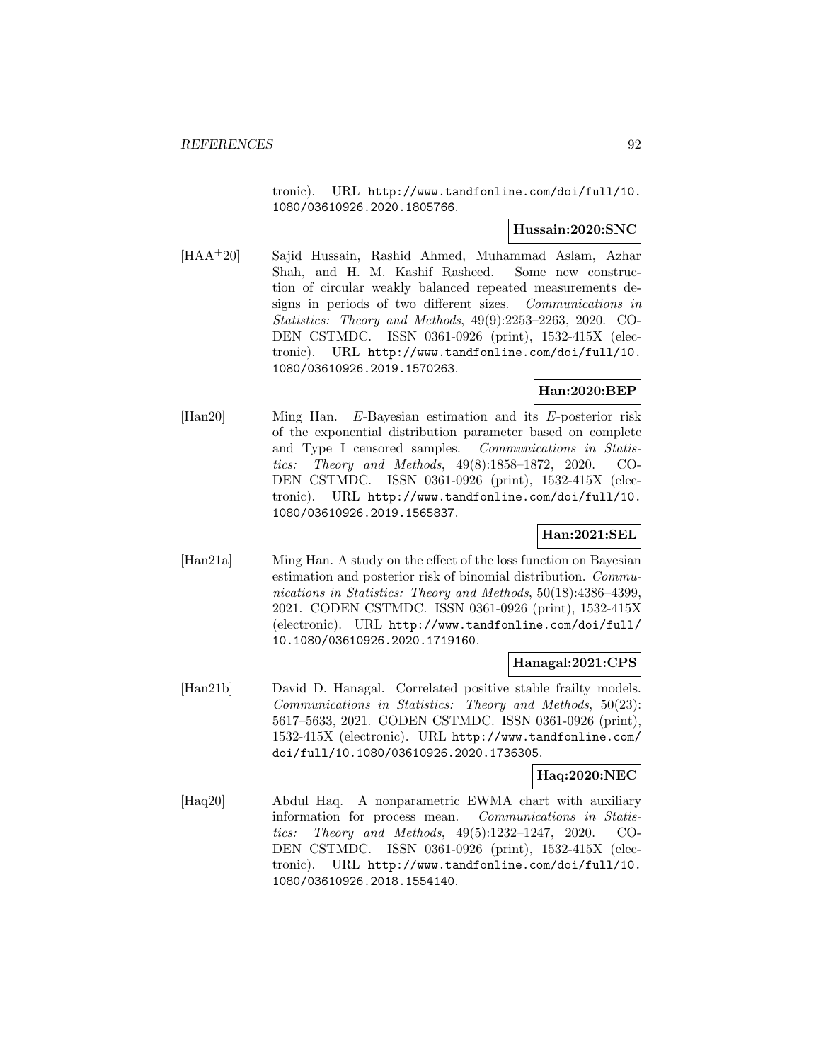tronic). URL http://www.tandfonline.com/doi/full/10.1080/03610926.2020.1805766.

**Hussain:2020:SNC**

[HAA+20] Sajid Hussain, Rashid Ahmed, Muhammad Aslam, Azhar Shah, and H. M. Kashif Rasheed. Some new construction of circular weakly balanced repeated measurements designs in periods of two different sizes. *Communications in Statistics: Theory and Methods*, 49(9):2253–2263, 2020. CODEN CSTMDC. ISSN 0361-0926 (print), 1532-415X (electronic). URL http://www.tandfonline.com/doi/full/10.1080/03610926.2019.1570263.

**Han:2020:BEP**

[Han20] Ming Han. *E*-Bayesian estimation and its *E*-posterior risk of the exponential distribution parameter based on complete and Type I censored samples. *Communications in Statistics: Theory and Methods*, 49(8):1858–1872, 2020. CODEN CSTMDC. ISSN 0361-0926 (print), 1532-415X (electronic). URL http://www.tandfonline.com/doi/full/10.1080/03610926.2019.1565837.

**Han:2021:SEL**

[Han21a] Ming Han. A study on the effect of the loss function on Bayesian estimation and posterior risk of binomial distribution. *Communications in Statistics: Theory and Methods*, 50(18):4386–4399, 2021. CODEN CSTMDC. ISSN 0361-0926 (print), 1532-415X (electronic). URL http://www.tandfonline.com/doi/full/10.1080/03610926.2020.1719160.

**Hanagal:2021:CPS**

[Han21b] David D. Hanagal. Correlated positive stable frailty models. *Communications in Statistics: Theory and Methods*, 50(23):5617–5633, 2021. CODEN CSTMDC. ISSN 0361-0926 (print), 1532-415X (electronic). URL http://www.tandfonline.com/doi/full/10.1080/03610926.2020.1736305.

**Haq:2020:NEC**

[Haq20] Abdul Haq. A nonparametric EWMA chart with auxiliary information for process mean. *Communications in Statistics: Theory and Methods*, 49(5):1232–1247, 2020. CODEN CSTMDC. ISSN 0361-0926 (print), 1532-415X (electronic). URL http://www.tandfonline.com/doi/full/10.1080/03610926.2018.1554140.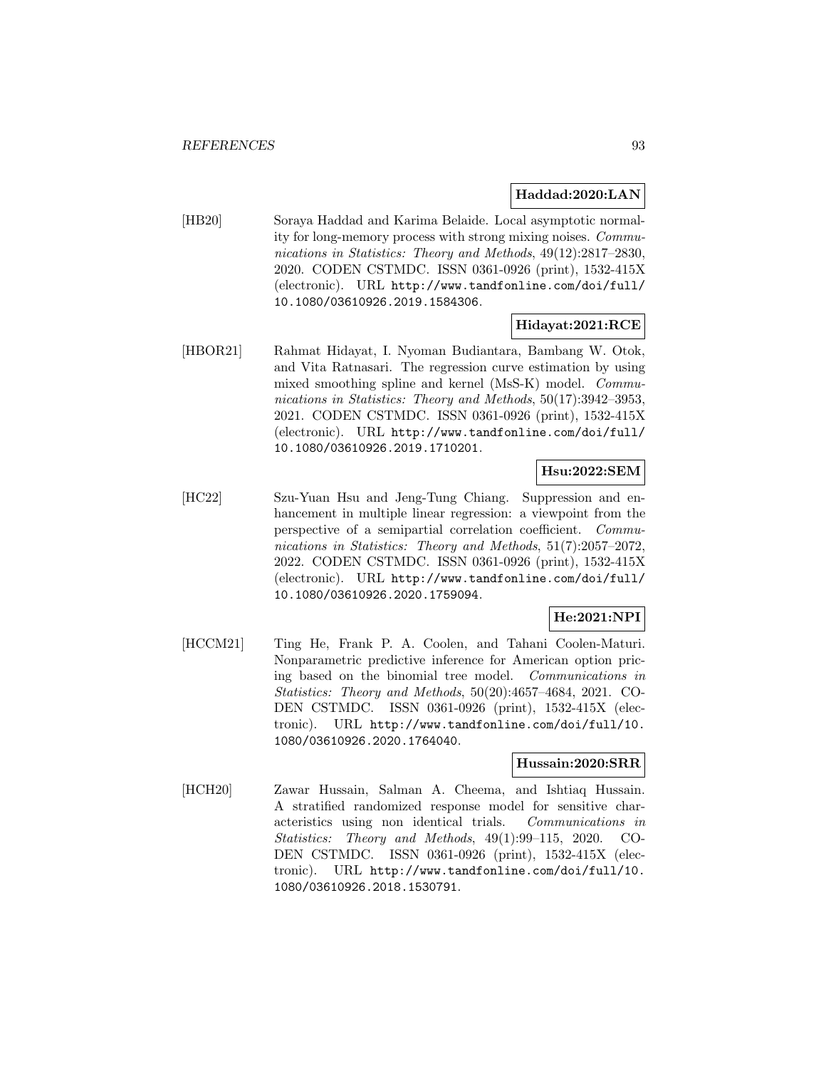**Haddad:2020:LAN**

[HB20] Soraya Haddad and Karima Belaide. Local asymptotic normality for long-memory process with strong mixing noises. *Communications in Statistics: Theory and Methods*, 49(12):2817–2830, 2020. CODEN CSTMDC. ISSN 0361-0926 (print), 1532-415X (electronic). URL http://www.tandfonline.com/doi/full/10.1080/03610926.2019.1584306.

**Hidayat:2021:RCE**

[HBOR21] Rahmat Hidayat, I. Nyoman Budiantara, Bambang W. Otok, and Vita Ratnasari. The regression curve estimation by using mixed smoothing spline and kernel (MsS-K) model. *Communications in Statistics: Theory and Methods*, 50(17):3942–3953, 2021. CODEN CSTMDC. ISSN 0361-0926 (print), 1532-415X (electronic). URL http://www.tandfonline.com/doi/full/10.1080/03610926.2019.1710201.

**Hsu:2022:SEM**

[HC22] Szu-Yuan Hsu and Jeng-Tung Chiang. Suppression and enhancement in multiple linear regression: a viewpoint from the perspective of a semipartial correlation coefficient. *Communications in Statistics: Theory and Methods*, 51(7):2057–2072, 2022. CODEN CSTMDC. ISSN 0361-0926 (print), 1532-415X (electronic). URL http://www.tandfonline.com/doi/full/10.1080/03610926.2020.1759094.

**He:2021:NPI**

[HCCM21] Ting He, Frank P. A. Coolen, and Tahani Coolen-Maturi. Nonparametric predictive inference for American option pricing based on the binomial tree model. *Communications in Statistics: Theory and Methods*, 50(20):4657–4684, 2021. CODEN CSTMDC. ISSN 0361-0926 (print), 1532-415X (electronic). URL http://www.tandfonline.com/doi/full/10.1080/03610926.2020.1764040.

**Hussain:2020:SRR**

[HCH20] Zawar Hussain, Salman A. Cheema, and Ishtiaq Hussain. A stratified randomized response model for sensitive characteristics using non identical trials. *Communications in Statistics: Theory and Methods*, 49(1):99–115, 2020. CODEN CSTMDC. ISSN 0361-0926 (print), 1532-415X (electronic). URL http://www.tandfonline.com/doi/full/10.1080/03610926.2018.1530791.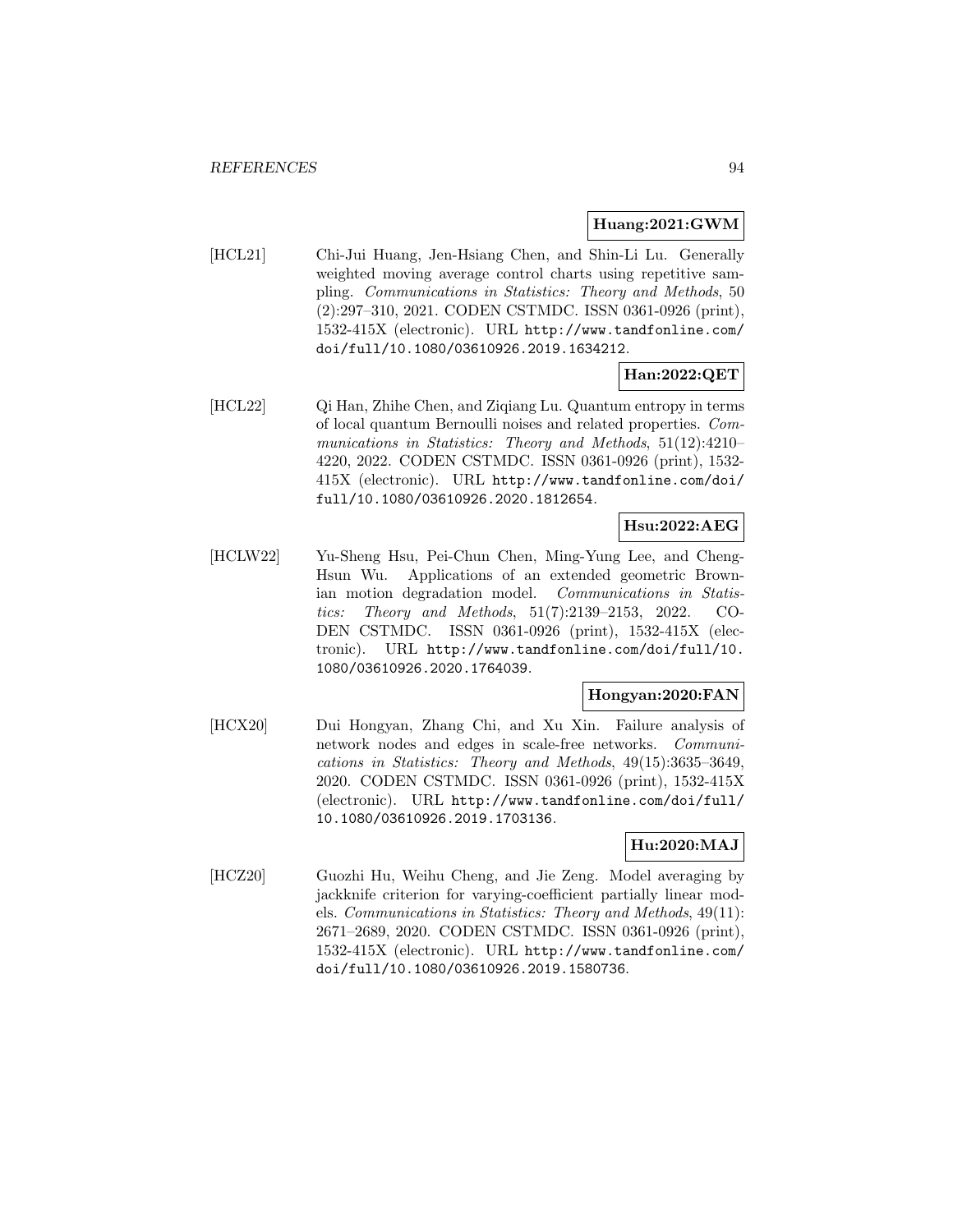**Huang:2021:GWM**

[HCL21] Chi-Jui Huang, Jen-Hsiang Chen, and Shin-Li Lu. Generally weighted moving average control charts using repetitive sampling. *Communications in Statistics: Theory and Methods*, 50 (2):297–310, 2021. CODEN CSTMDC. ISSN 0361-0926 (print), 1532-415X (electronic). URL `http://www.tandfonline.com/doi/full/10.1080/03610926.2019.1634212`.

**Han:2022:QET**

[HCL22] Qi Han, Zhihe Chen, and Ziqiang Lu. Quantum entropy in terms of local quantum Bernoulli noises and related properties. *Communications in Statistics: Theory and Methods*, 51(12):4210–4220, 2022. CODEN CSTMDC. ISSN 0361-0926 (print), 1532-415X (electronic). URL `http://www.tandfonline.com/doi/full/10.1080/03610926.2020.1812654`.

**Hsu:2022:AEG**

[HCLW22] Yu-Sheng Hsu, Pei-Chun Chen, Ming-Yung Lee, and Cheng-Hsun Wu. Applications of an extended geometric Brownian motion degradation model. *Communications in Statistics: Theory and Methods*, 51(7):2139–2153, 2022. CODEN CSTMDC. ISSN 0361-0926 (print), 1532-415X (electronic). URL `http://www.tandfonline.com/doi/full/10.1080/03610926.2020.1764039`.

**Hongyan:2020:FAN**

[HCX20] Dui Hongyan, Zhang Chi, and Xu Xin. Failure analysis of network nodes and edges in scale-free networks. *Communications in Statistics: Theory and Methods*, 49(15):3635–3649, 2020. CODEN CSTMDC. ISSN 0361-0926 (print), 1532-415X (electronic). URL `http://www.tandfonline.com/doi/full/10.1080/03610926.2019.1703136`.

**Hu:2020:MAJ**

[HCZ20] Guozhi Hu, Weihu Cheng, and Jie Zeng. Model averaging by jackknife criterion for varying-coefficient partially linear models. *Communications in Statistics: Theory and Methods*, 49(11): 2671–2689, 2020. CODEN CSTMDC. ISSN 0361-0926 (print), 1532-415X (electronic). URL `http://www.tandfonline.com/doi/full/10.1080/03610926.2019.1580736`.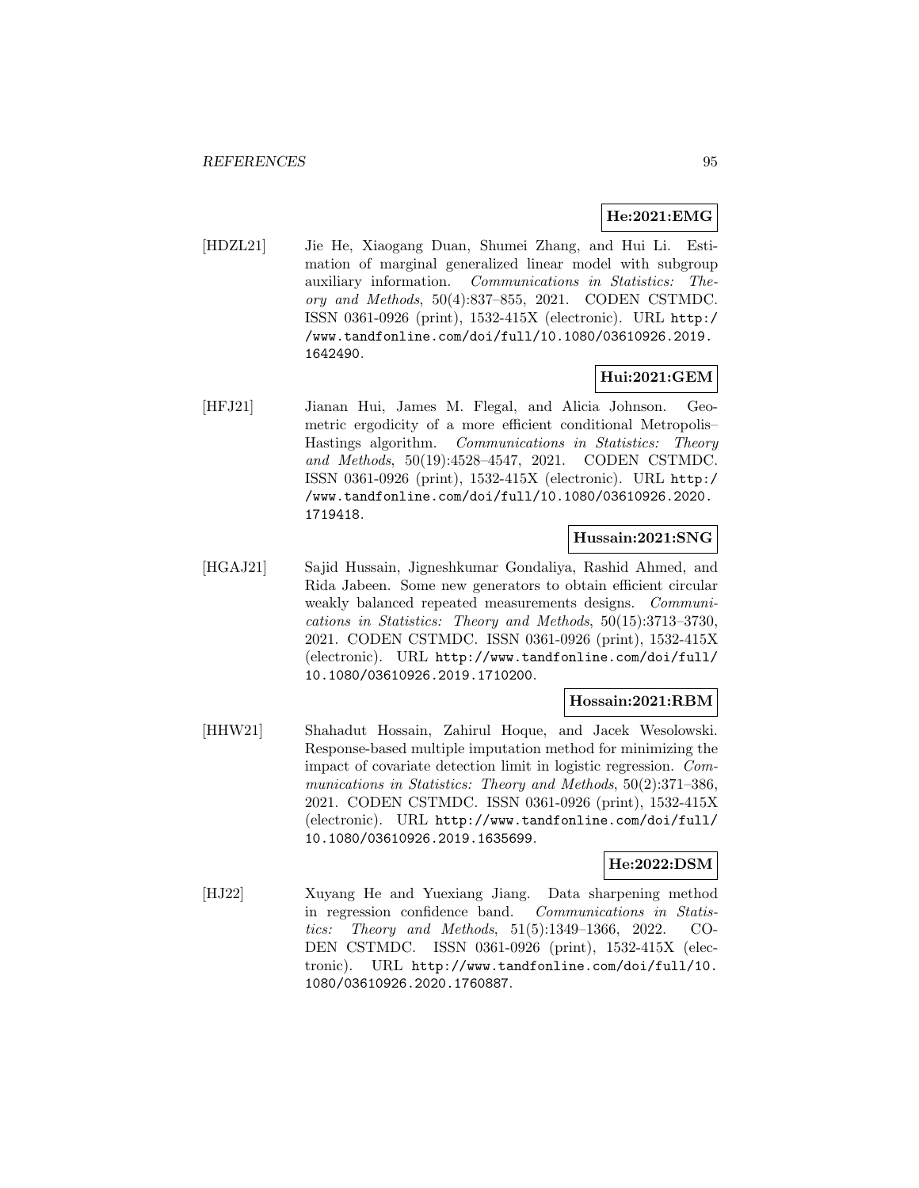**He:2021:EMG**

[HDZL21] Jie He, Xiaogang Duan, Shumei Zhang, and Hui Li. Estimation of marginal generalized linear model with subgroup auxiliary information. *Communications in Statistics: Theory and Methods*, 50(4):837–855, 2021. CODEN CSTMDC. ISSN 0361-0926 (print), 1532-415X (electronic). URL http://www.tandfonline.com/doi/full/10.1080/03610926.2019.1642490.

**Hui:2021:GEM**

[HFJ21] Jianan Hui, James M. Flegal, and Alicia Johnson. Geometric ergodicity of a more efficient conditional Metropolis–Hastings algorithm. *Communications in Statistics: Theory and Methods*, 50(19):4528–4547, 2021. CODEN CSTMDC. ISSN 0361-0926 (print), 1532-415X (electronic). URL http://www.tandfonline.com/doi/full/10.1080/03610926.2020.1719418.

**Hussain:2021:SNG**

[HGAJ21] Sajid Hussain, Jigneshkumar Gondaliya, Rashid Ahmed, and Rida Jabeen. Some new generators to obtain efficient circular weakly balanced repeated measurements designs. *Communications in Statistics: Theory and Methods*, 50(15):3713–3730, 2021. CODEN CSTMDC. ISSN 0361-0926 (print), 1532-415X (electronic). URL http://www.tandfonline.com/doi/full/10.1080/03610926.2019.1710200.

**Hossain:2021:RBM**

[HHW21] Shahadut Hossain, Zahirul Hoque, and Jacek Wesolowski. Response-based multiple imputation method for minimizing the impact of covariate detection limit in logistic regression. *Communications in Statistics: Theory and Methods*, 50(2):371–386, 2021. CODEN CSTMDC. ISSN 0361-0926 (print), 1532-415X (electronic). URL http://www.tandfonline.com/doi/full/10.1080/03610926.2019.1635699.

**He:2022:DSM**

[HJ22] Xuyang He and Yuexiang Jiang. Data sharpening method in regression confidence band. *Communications in Statistics: Theory and Methods*, 51(5):1349–1366, 2022. CODEN CSTMDC. ISSN 0361-0926 (print), 1532-415X (electronic). URL http://www.tandfonline.com/doi/full/10.1080/03610926.2020.1760887.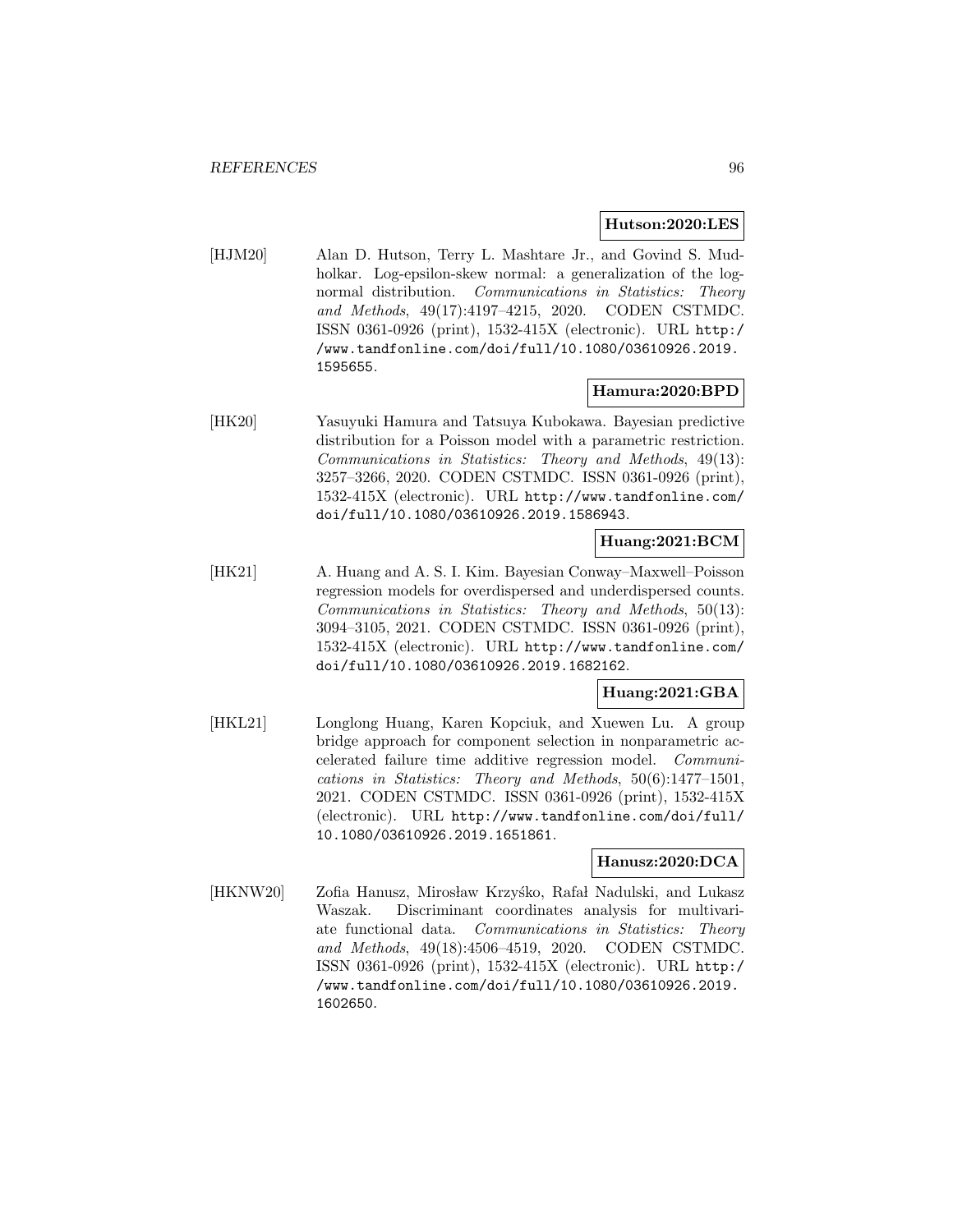**Hutson:2020:LES**

[HJM20] Alan D. Hutson, Terry L. Mashtare Jr., and Govind S. Mudholkar. Log-epsilon-skew normal: a generalization of the lognormal distribution. *Communications in Statistics: Theory and Methods*, 49(17):4197–4215, 2020. CODEN CSTMDC. ISSN 0361-0926 (print), 1532-415X (electronic). URL `http://www.tandfonline.com/doi/full/10.1080/03610926.2019.1595655`.

**Hamura:2020:BPD**

[HK20] Yasuyuki Hamura and Tatsuya Kubokawa. Bayesian predictive distribution for a Poisson model with a parametric restriction. *Communications in Statistics: Theory and Methods*, 49(13): 3257–3266, 2020. CODEN CSTMDC. ISSN 0361-0926 (print), 1532-415X (electronic). URL `http://www.tandfonline.com/doi/full/10.1080/03610926.2019.1586943`.

**Huang:2021:BCM**

[HK21] A. Huang and A. S. I. Kim. Bayesian Conway–Maxwell–Poisson regression models for overdispersed and underdispersed counts. *Communications in Statistics: Theory and Methods*, 50(13): 3094–3105, 2021. CODEN CSTMDC. ISSN 0361-0926 (print), 1532-415X (electronic). URL `http://www.tandfonline.com/doi/full/10.1080/03610926.2019.1682162`.

**Huang:2021:GBA**

[HKL21] Longlong Huang, Karen Kopciuk, and Xuewen Lu. A group bridge approach for component selection in nonparametric accelerated failure time additive regression model. *Communications in Statistics: Theory and Methods*, 50(6):1477–1501, 2021. CODEN CSTMDC. ISSN 0361-0926 (print), 1532-415X (electronic). URL `http://www.tandfonline.com/doi/full/10.1080/03610926.2019.1651861`.

**Hanusz:2020:DCA**

[HKNW20] Zofia Hanusz, Mirosław Krzyśko, Rafał Nadulski, and Lukasz Waszak. Discriminant coordinates analysis for multivariate functional data. *Communications in Statistics: Theory and Methods*, 49(18):4506–4519, 2020. CODEN CSTMDC. ISSN 0361-0926 (print), 1532-415X (electronic). URL `http://www.tandfonline.com/doi/full/10.1080/03610926.2019.1602650`.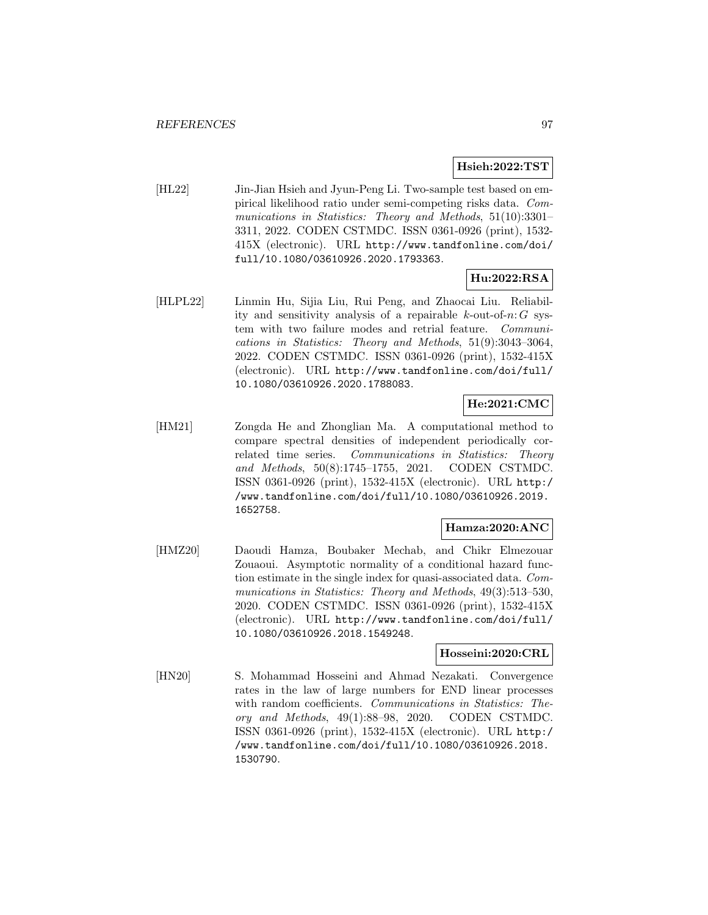**Hsieh:2022:TST**

[HL22] Jin-Jian Hsieh and Jyun-Peng Li. Two-sample test based on empirical likelihood ratio under semi-competing risks data. *Communications in Statistics: Theory and Methods*, 51(10):3301–3311, 2022. CODEN CSTMDC. ISSN 0361-0926 (print), 1532-415X (electronic). URL http://www.tandfonline.com/doi/full/10.1080/03610926.2020.1793363.

**Hu:2022:RSA**

[HLPL22] Linmin Hu, Sijia Liu, Rui Peng, and Zhaocai Liu. Reliability and sensitivity analysis of a repairable $k$-out-of-$n$:$G$ system with two failure modes and retrial feature. *Communications in Statistics: Theory and Methods*, 51(9):3043–3064, 2022. CODEN CSTMDC. ISSN 0361-0926 (print), 1532-415X (electronic). URL http://www.tandfonline.com/doi/full/10.1080/03610926.2020.1788083.

**He:2021:CMC**

[HM21] Zongda He and Zhonglian Ma. A computational method to compare spectral densities of independent periodically correlated time series. *Communications in Statistics: Theory and Methods*, 50(8):1745–1755, 2021. CODEN CSTMDC. ISSN 0361-0926 (print), 1532-415X (electronic). URL http://www.tandfonline.com/doi/full/10.1080/03610926.2019.1652758.

**Hamza:2020:ANC**

[HMZ20] Daoudi Hamza, Boubaker Mechab, and Chikr Elmezouar Zouaoui. Asymptotic normality of a conditional hazard function estimate in the single index for quasi-associated data. *Communications in Statistics: Theory and Methods*, 49(3):513–530, 2020. CODEN CSTMDC. ISSN 0361-0926 (print), 1532-415X (electronic). URL http://www.tandfonline.com/doi/full/10.1080/03610926.2018.1549248.

**Hosseini:2020:CRL**

[HN20] S. Mohammad Hosseini and Ahmad Nezakati. Convergence rates in the law of large numbers for END linear processes with random coefficients. *Communications in Statistics: Theory and Methods*, 49(1):88–98, 2020. CODEN CSTMDC. ISSN 0361-0926 (print), 1532-415X (electronic). URL http://www.tandfonline.com/doi/full/10.1080/03610926.2018.1530790.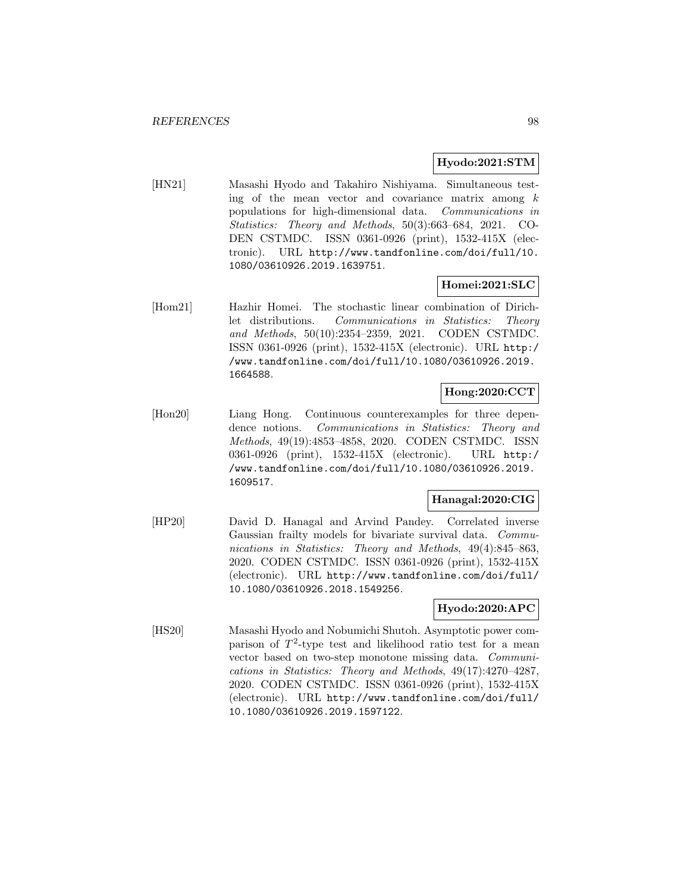**Hyodo:2021:STM**

[HN21] Masashi Hyodo and Takahiro Nishiyama. Simultaneous testing of the mean vector and covariance matrix among $k$ populations for high-dimensional data. *Communications in Statistics: Theory and Methods*, 50(3):663–684, 2021. CODEN CSTMDC. ISSN 0361-0926 (print), 1532-415X (electronic). URL http://www.tandfonline.com/doi/full/10.1080/03610926.2019.1639751.

**Homei:2021:SLC**

[Hom21] Hazhir Homei. The stochastic linear combination of Dirichlet distributions. *Communications in Statistics: Theory and Methods*, 50(10):2354–2359, 2021. CODEN CSTMDC. ISSN 0361-0926 (print), 1532-415X (electronic). URL http://www.tandfonline.com/doi/full/10.1080/03610926.2019.1664588.

**Hong:2020:CCT**

[Hon20] Liang Hong. Continuous counterexamples for three dependence notions. *Communications in Statistics: Theory and Methods*, 49(19):4853–4858, 2020. CODEN CSTMDC. ISSN 0361-0926 (print), 1532-415X (electronic). URL http://www.tandfonline.com/doi/full/10.1080/03610926.2019.1609517.

**Hanagal:2020:CIG**

[HP20] David D. Hanagal and Arvind Pandey. Correlated inverse Gaussian frailty models for bivariate survival data. *Communications in Statistics: Theory and Methods*, 49(4):845–863, 2020. CODEN CSTMDC. ISSN 0361-0926 (print), 1532-415X (electronic). URL http://www.tandfonline.com/doi/full/10.1080/03610926.2018.1549256.

**Hyodo:2020:APC**

[HS20] Masashi Hyodo and Nobumichi Shutoh. Asymptotic power comparison of $T^2$-type test and likelihood ratio test for a mean vector based on two-step monotone missing data. *Communications in Statistics: Theory and Methods*, 49(17):4270–4287, 2020. CODEN CSTMDC. ISSN 0361-0926 (print), 1532-415X (electronic). URL http://www.tandfonline.com/doi/full/10.1080/03610926.2019.1597122.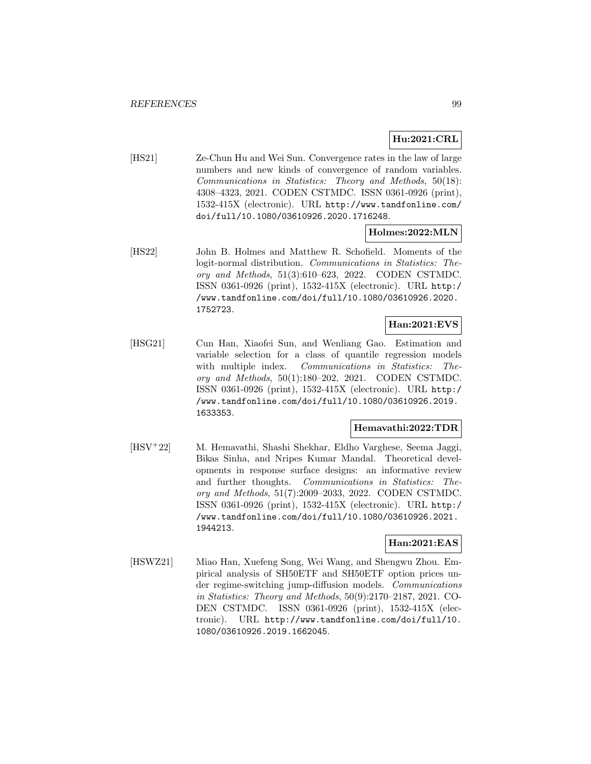**Hu:2021:CRL**

[HS21] Ze-Chun Hu and Wei Sun. Convergence rates in the law of large numbers and new kinds of convergence of random variables. *Communications in Statistics: Theory and Methods*, 50(18): 4308–4323, 2021. CODEN CSTMDC. ISSN 0361-0926 (print), 1532-415X (electronic). URL http://www.tandfonline.com/doi/full/10.1080/03610926.2020.1716248.

**Holmes:2022:MLN**

[HS22] John B. Holmes and Matthew R. Schofield. Moments of the logit-normal distribution. *Communications in Statistics: Theory and Methods*, 51(3):610–623, 2022. CODEN CSTMDC. ISSN 0361-0926 (print), 1532-415X (electronic). URL http://www.tandfonline.com/doi/full/10.1080/03610926.2020.1752723.

**Han:2021:EVS**

[HSG21] Cun Han, Xiaofei Sun, and Wenliang Gao. Estimation and variable selection for a class of quantile regression models with multiple index. *Communications in Statistics: Theory and Methods*, 50(1):180–202, 2021. CODEN CSTMDC. ISSN 0361-0926 (print), 1532-415X (electronic). URL http://www.tandfonline.com/doi/full/10.1080/03610926.2019.1633353.

**Hemavathi:2022:TDR**

[HSV+22] M. Hemavathi, Shashi Shekhar, Eldho Varghese, Seema Jaggi, Bikas Sinha, and Nripes Kumar Mandal. Theoretical developments in response surface designs: an informative review and further thoughts. *Communications in Statistics: Theory and Methods*, 51(7):2009–2033, 2022. CODEN CSTMDC. ISSN 0361-0926 (print), 1532-415X (electronic). URL http://www.tandfonline.com/doi/full/10.1080/03610926.2021.1944213.

**Han:2021:EAS**

[HSWZ21] Miao Han, Xuefeng Song, Wei Wang, and Shengwu Zhou. Empirical analysis of SH50ETF and SH50ETF option prices under regime-switching jump-diffusion models. *Communications in Statistics: Theory and Methods*, 50(9):2170–2187, 2021. CODEN CSTMDC. ISSN 0361-0926 (print), 1532-415X (electronic). URL http://www.tandfonline.com/doi/full/10.1080/03610926.2019.1662045.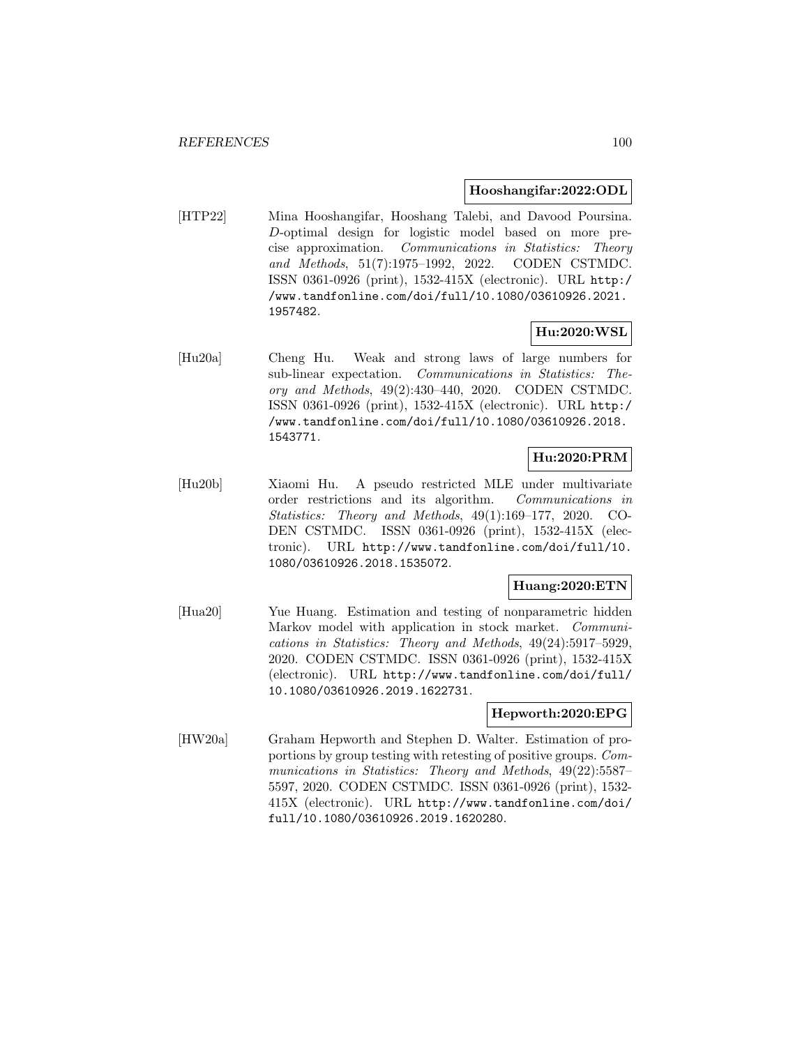**Hooshangifar:2022:ODL**

[HTP22] Mina Hooshangifar, Hooshang Talebi, and Davood Poursina. $D$-optimal design for logistic model based on more precise approximation. *Communications in Statistics: Theory and Methods*, 51(7):1975–1992, 2022. CODEN CSTMDC. ISSN 0361-0926 (print), 1532-415X (electronic). URL http://www.tandfonline.com/doi/full/10.1080/03610926.2021.1957482.

**Hu:2020:WSL**

[Hu20a] Cheng Hu. Weak and strong laws of large numbers for sub-linear expectation. *Communications in Statistics: Theory and Methods*, 49(2):430–440, 2020. CODEN CSTMDC. ISSN 0361-0926 (print), 1532-415X (electronic). URL http://www.tandfonline.com/doi/full/10.1080/03610926.2018.1543771.

**Hu:2020:PRM**

[Hu20b] Xiaomi Hu. A pseudo restricted MLE under multivariate order restrictions and its algorithm. *Communications in Statistics: Theory and Methods*, 49(1):169–177, 2020. CODEN CSTMDC. ISSN 0361-0926 (print), 1532-415X (electronic). URL http://www.tandfonline.com/doi/full/10.1080/03610926.2018.1535072.

**Huang:2020:ETN**

[Hua20] Yue Huang. Estimation and testing of nonparametric hidden Markov model with application in stock market. *Communications in Statistics: Theory and Methods*, 49(24):5917–5929, 2020. CODEN CSTMDC. ISSN 0361-0926 (print), 1532-415X (electronic). URL http://www.tandfonline.com/doi/full/10.1080/03610926.2019.1622731.

**Hepworth:2020:EPG**

[HW20a] Graham Hepworth and Stephen D. Walter. Estimation of proportions by group testing with retesting of positive groups. *Communications in Statistics: Theory and Methods*, 49(22):5587–5597, 2020. CODEN CSTMDC. ISSN 0361-0926 (print), 1532-415X (electronic). URL http://www.tandfonline.com/doi/full/10.1080/03610926.2019.1620280.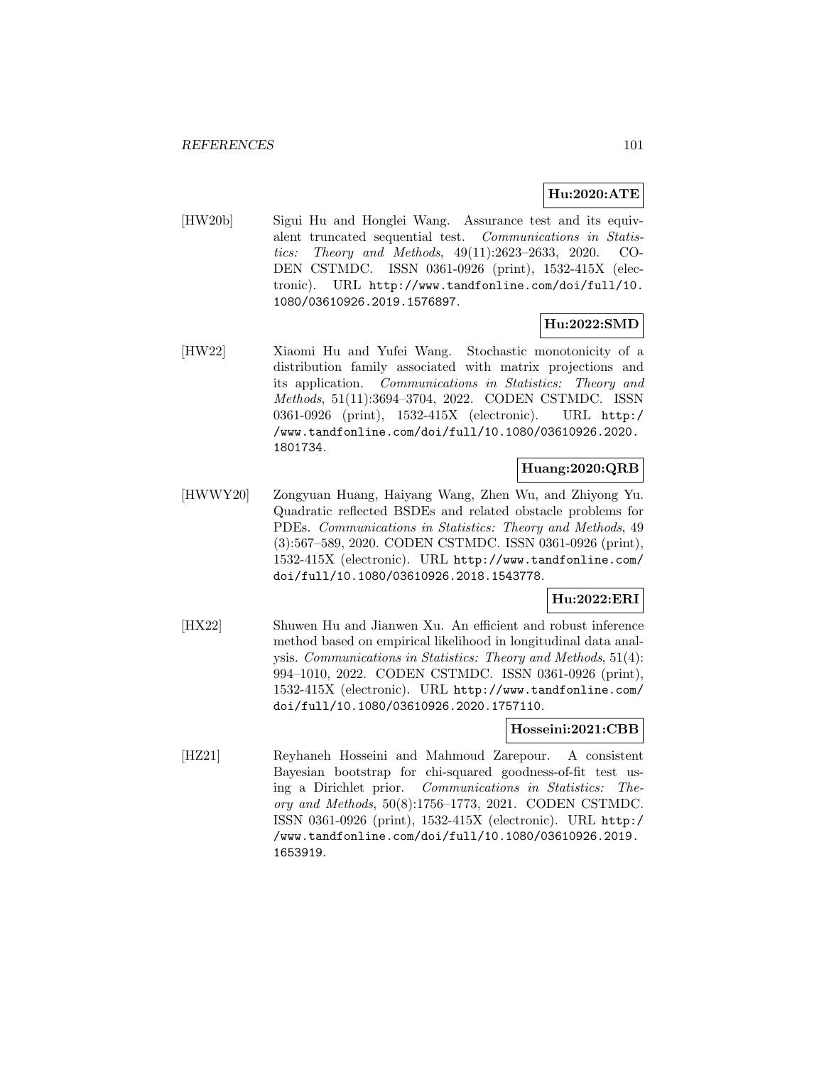**Hu:2020:ATE**

[HW20b] Sigui Hu and Honglei Wang. Assurance test and its equivalent truncated sequential test. *Communications in Statistics: Theory and Methods*, 49(11):2623–2633, 2020. CODEN CSTMDC. ISSN 0361-0926 (print), 1532-415X (electronic). URL http://www.tandfonline.com/doi/full/10.1080/03610926.2019.1576897.

**Hu:2022:SMD**

[HW22] Xiaomi Hu and Yufei Wang. Stochastic monotonicity of a distribution family associated with matrix projections and its application. *Communications in Statistics: Theory and Methods*, 51(11):3694–3704, 2022. CODEN CSTMDC. ISSN 0361-0926 (print), 1532-415X (electronic). URL http://www.tandfonline.com/doi/full/10.1080/03610926.2020.1801734.

**Huang:2020:QRB**

[HWWY20] Zongyuan Huang, Haiyang Wang, Zhen Wu, and Zhiyong Yu. Quadratic reflected BSDEs and related obstacle problems for PDEs. *Communications in Statistics: Theory and Methods*, 49 (3):567–589, 2020. CODEN CSTMDC. ISSN 0361-0926 (print), 1532-415X (electronic). URL http://www.tandfonline.com/doi/full/10.1080/03610926.2018.1543778.

**Hu:2022:ERI**

[HX22] Shuwen Hu and Jianwen Xu. An efficient and robust inference method based on empirical likelihood in longitudinal data analysis. *Communications in Statistics: Theory and Methods*, 51(4): 994–1010, 2022. CODEN CSTMDC. ISSN 0361-0926 (print), 1532-415X (electronic). URL http://www.tandfonline.com/doi/full/10.1080/03610926.2020.1757110.

**Hosseini:2021:CBB**

[HZ21] Reyhaneh Hosseini and Mahmoud Zarepour. A consistent Bayesian bootstrap for chi-squared goodness-of-fit test using a Dirichlet prior. *Communications in Statistics: Theory and Methods*, 50(8):1756–1773, 2021. CODEN CSTMDC. ISSN 0361-0926 (print), 1532-415X (electronic). URL http://www.tandfonline.com/doi/full/10.1080/03610926.2019.1653919.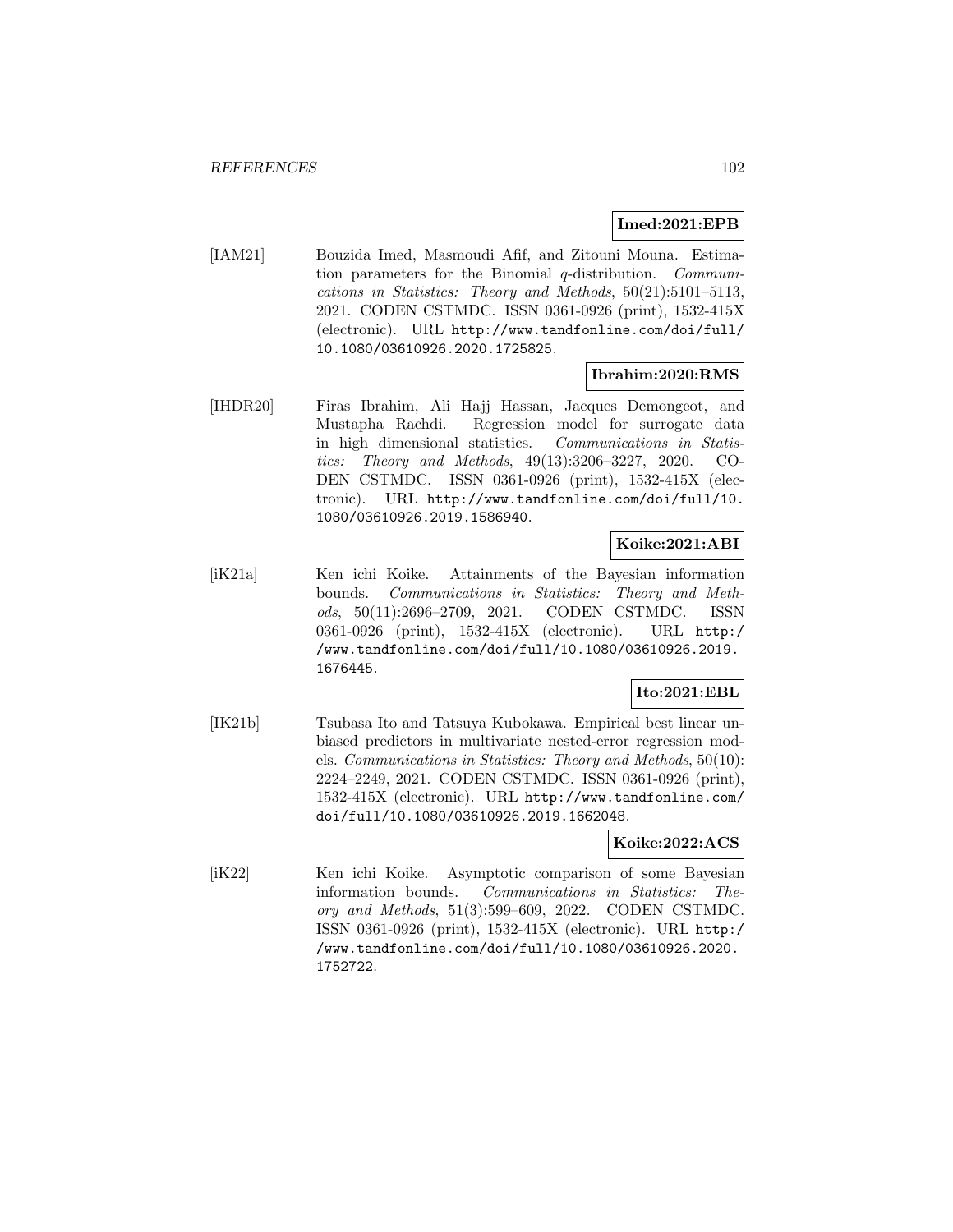**Imed:2021:EPB**

[IAM21] Bouzida Imed, Masmoudi Afif, and Zitouni Mouna. Estimation parameters for the Binomial $q$-distribution. *Communications in Statistics: Theory and Methods*, 50(21):5101–5113, 2021. CODEN CSTMDC. ISSN 0361-0926 (print), 1532-415X (electronic). URL http://www.tandfonline.com/doi/full/10.1080/03610926.2020.1725825.

**Ibrahim:2020:RMS**

[IHDR20] Firas Ibrahim, Ali Hajj Hassan, Jacques Demongeot, and Mustapha Rachdi. Regression model for surrogate data in high dimensional statistics. *Communications in Statistics: Theory and Methods*, 49(13):3206–3227, 2020. CODEN CSTMDC. ISSN 0361-0926 (print), 1532-415X (electronic). URL http://www.tandfonline.com/doi/full/10.1080/03610926.2019.1586940.

**Koike:2021:ABI**

[iK21a] Ken ichi Koike. Attainments of the Bayesian information bounds. *Communications in Statistics: Theory and Methods*, 50(11):2696–2709, 2021. CODEN CSTMDC. ISSN 0361-0926 (print), 1532-415X (electronic). URL http://www.tandfonline.com/doi/full/10.1080/03610926.2019.1676445.

**Ito:2021:EBL**

[IK21b] Tsubasa Ito and Tatsuya Kubokawa. Empirical best linear unbiased predictors in multivariate nested-error regression models. *Communications in Statistics: Theory and Methods*, 50(10):2224–2249, 2021. CODEN CSTMDC. ISSN 0361-0926 (print), 1532-415X (electronic). URL http://www.tandfonline.com/doi/full/10.1080/03610926.2019.1662048.

**Koike:2022:ACS**

[iK22] Ken ichi Koike. Asymptotic comparison of some Bayesian information bounds. *Communications in Statistics: Theory and Methods*, 51(3):599–609, 2022. CODEN CSTMDC. ISSN 0361-0926 (print), 1532-415X (electronic). URL http://www.tandfonline.com/doi/full/10.1080/03610926.2020.1752722.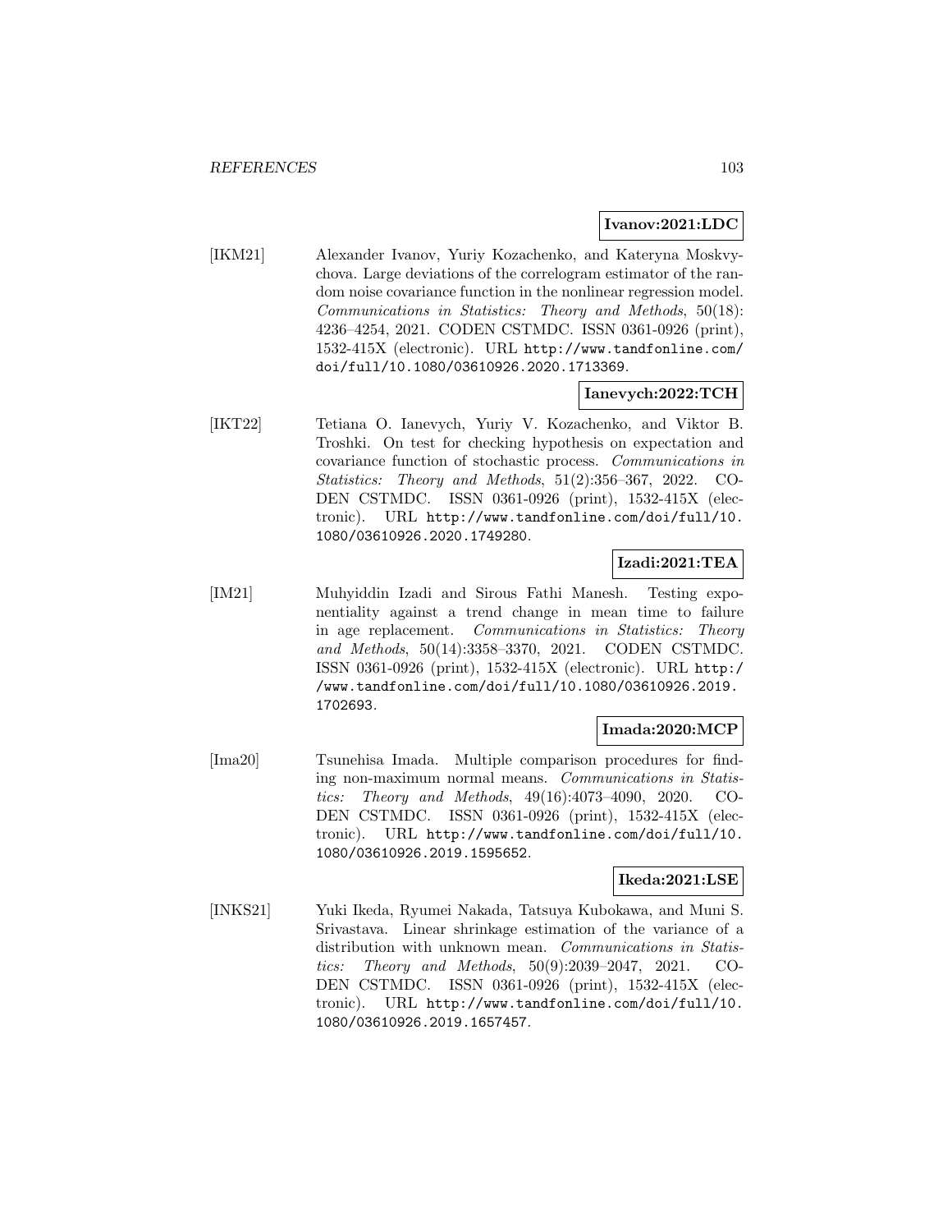**Ivanov:2021:LDC**

[IKM21] Alexander Ivanov, Yuriy Kozachenko, and Kateryna Moskvychova. Large deviations of the correlogram estimator of the random noise covariance function in the nonlinear regression model. *Communications in Statistics: Theory and Methods*, 50(18): 4236–4254, 2021. CODEN CSTMDC. ISSN 0361-0926 (print), 1532-415X (electronic). URL `http://www.tandfonline.com/doi/full/10.1080/03610926.2020.1713369`.

**Ianevych:2022:TCH**

[IKT22] Tetiana O. Ianevych, Yuriy V. Kozachenko, and Viktor B. Troshki. On test for checking hypothesis on expectation and covariance function of stochastic process. *Communications in Statistics: Theory and Methods*, 51(2):356–367, 2022. CODEN CSTMDC. ISSN 0361-0926 (print), 1532-415X (electronic). URL `http://www.tandfonline.com/doi/full/10.1080/03610926.2020.1749280`.

**Izadi:2021:TEA**

[IM21] Muhyiddin Izadi and Sirous Fathi Manesh. Testing exponentiality against a trend change in mean time to failure in age replacement. *Communications in Statistics: Theory and Methods*, 50(14):3358–3370, 2021. CODEN CSTMDC. ISSN 0361-0926 (print), 1532-415X (electronic). URL `http://www.tandfonline.com/doi/full/10.1080/03610926.2019.1702693`.

**Imada:2020:MCP**

[Ima20] Tsunehisa Imada. Multiple comparison procedures for finding non-maximum normal means. *Communications in Statistics: Theory and Methods*, 49(16):4073–4090, 2020. CODEN CSTMDC. ISSN 0361-0926 (print), 1532-415X (electronic). URL `http://www.tandfonline.com/doi/full/10.1080/03610926.2019.1595652`.

**Ikeda:2021:LSE**

[INKS21] Yuki Ikeda, Ryumei Nakada, Tatsuya Kubokawa, and Muni S. Srivastava. Linear shrinkage estimation of the variance of a distribution with unknown mean. *Communications in Statistics: Theory and Methods*, 50(9):2039–2047, 2021. CODEN CSTMDC. ISSN 0361-0926 (print), 1532-415X (electronic). URL `http://www.tandfonline.com/doi/full/10.1080/03610926.2019.1657457`.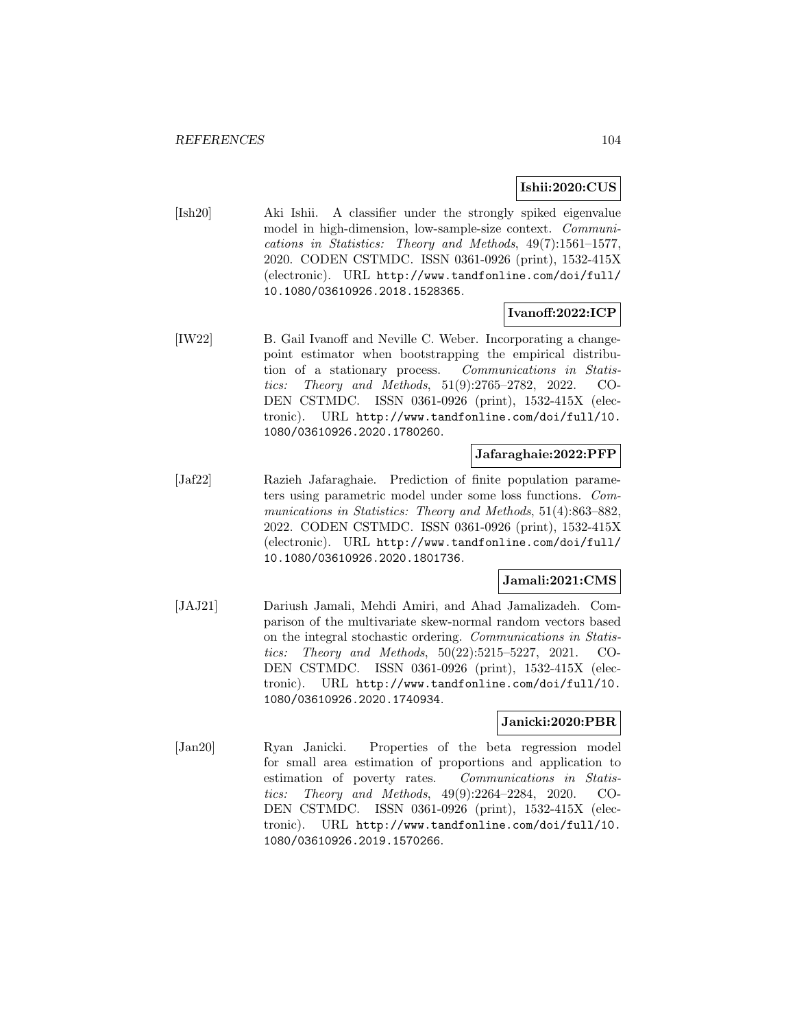**Ishii:2020:CUS**

[Ish20] Aki Ishii. A classifier under the strongly spiked eigenvalue model in high-dimension, low-sample-size context. *Communications in Statistics: Theory and Methods*, 49(7):1561–1577, 2020. CODEN CSTMDC. ISSN 0361-0926 (print), 1532-415X (electronic). URL http://www.tandfonline.com/doi/full/10.1080/03610926.2018.1528365.

**Ivanoff:2022:ICP**

[IW22] B. Gail Ivanoff and Neville C. Weber. Incorporating a change-point estimator when bootstrapping the empirical distribution of a stationary process. *Communications in Statistics: Theory and Methods*, 51(9):2765–2782, 2022. CODEN CSTMDC. ISSN 0361-0926 (print), 1532-415X (electronic). URL http://www.tandfonline.com/doi/full/10.1080/03610926.2020.1780260.

**Jafaraghaie:2022:PFP**

[Jaf22] Razieh Jafaraghaie. Prediction of finite population parameters using parametric model under some loss functions. *Communications in Statistics: Theory and Methods*, 51(4):863–882, 2022. CODEN CSTMDC. ISSN 0361-0926 (print), 1532-415X (electronic). URL http://www.tandfonline.com/doi/full/10.1080/03610926.2020.1801736.

**Jamali:2021:CMS**

[JAJ21] Dariush Jamali, Mehdi Amiri, and Ahad Jamalizadeh. Comparison of the multivariate skew-normal random vectors based on the integral stochastic ordering. *Communications in Statistics: Theory and Methods*, 50(22):5215–5227, 2021. CODEN CSTMDC. ISSN 0361-0926 (print), 1532-415X (electronic). URL http://www.tandfonline.com/doi/full/10.1080/03610926.2020.1740934.

**Janicki:2020:PBR**

[Jan20] Ryan Janicki. Properties of the beta regression model for small area estimation of proportions and application to estimation of poverty rates. *Communications in Statistics: Theory and Methods*, 49(9):2264–2284, 2020. CODEN CSTMDC. ISSN 0361-0926 (print), 1532-415X (electronic). URL http://www.tandfonline.com/doi/full/10.1080/03610926.2019.1570266.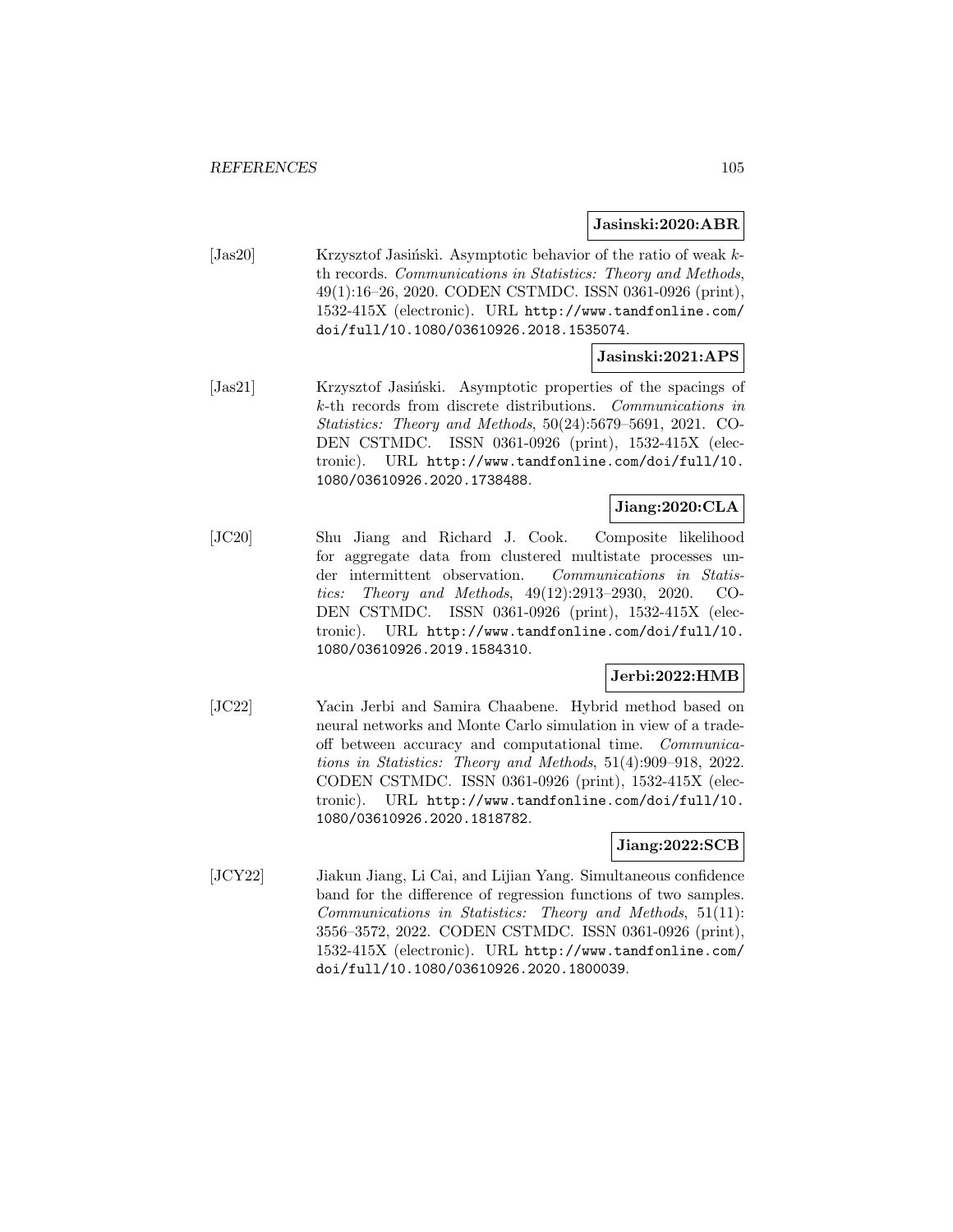**Jasinski:2020:ABR**

[Jas20] Krzysztof Jasiński. Asymptotic behavior of the ratio of weak $k$-th records. *Communications in Statistics: Theory and Methods*, 49(1):16–26, 2020. CODEN CSTMDC. ISSN 0361-0926 (print), 1532-415X (electronic). URL `http://www.tandfonline.com/doi/full/10.1080/03610926.2018.1535074`.

**Jasinski:2021:APS**

[Jas21] Krzysztof Jasiński. Asymptotic properties of the spacings of $k$-th records from discrete distributions. *Communications in Statistics: Theory and Methods*, 50(24):5679–5691, 2021. CODEN CSTMDC. ISSN 0361-0926 (print), 1532-415X (electronic). URL `http://www.tandfonline.com/doi/full/10.1080/03610926.2020.1738488`.

**Jiang:2020:CLA**

[JC20] Shu Jiang and Richard J. Cook. Composite likelihood for aggregate data from clustered multistate processes under intermittent observation. *Communications in Statistics: Theory and Methods*, 49(12):2913–2930, 2020. CODEN CSTMDC. ISSN 0361-0926 (print), 1532-415X (electronic). URL `http://www.tandfonline.com/doi/full/10.1080/03610926.2019.1584310`.

**Jerbi:2022:HMB**

[JC22] Yacin Jerbi and Samira Chaabene. Hybrid method based on neural networks and Monte Carlo simulation in view of a tradeoff between accuracy and computational time. *Communications in Statistics: Theory and Methods*, 51(4):909–918, 2022. CODEN CSTMDC. ISSN 0361-0926 (print), 1532-415X (electronic). URL `http://www.tandfonline.com/doi/full/10.1080/03610926.2020.1818782`.

**Jiang:2022:SCB**

[JCY22] Jiakun Jiang, Li Cai, and Lijian Yang. Simultaneous confidence band for the difference of regression functions of two samples. *Communications in Statistics: Theory and Methods*, 51(11):3556–3572, 2022. CODEN CSTMDC. ISSN 0361-0926 (print), 1532-415X (electronic). URL `http://www.tandfonline.com/doi/full/10.1080/03610926.2020.1800039`.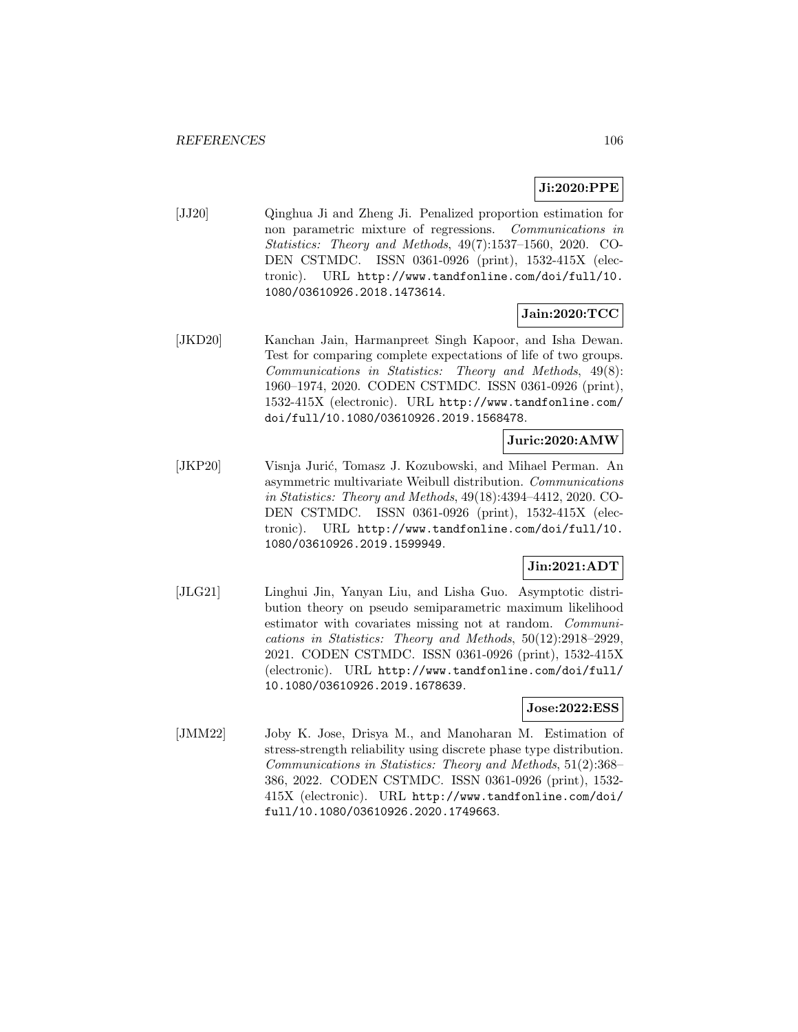**Ji:2020:PPE**

[JJ20] Qinghua Ji and Zheng Ji. Penalized proportion estimation for non parametric mixture of regressions. *Communications in Statistics: Theory and Methods*, 49(7):1537–1560, 2020. CODEN CSTMDC. ISSN 0361-0926 (print), 1532-415X (electronic). URL http://www.tandfonline.com/doi/full/10.1080/03610926.2018.1473614.

**Jain:2020:TCC**

[JKD20] Kanchan Jain, Harmanpreet Singh Kapoor, and Isha Dewan. Test for comparing complete expectations of life of two groups. *Communications in Statistics: Theory and Methods*, 49(8): 1960–1974, 2020. CODEN CSTMDC. ISSN 0361-0926 (print), 1532-415X (electronic). URL http://www.tandfonline.com/doi/full/10.1080/03610926.2019.1568478.

**Juric:2020:AMW**

[JKP20] Visnja Jurić, Tomasz J. Kozubowski, and Mihael Perman. An asymmetric multivariate Weibull distribution. *Communications in Statistics: Theory and Methods*, 49(18):4394–4412, 2020. CODEN CSTMDC. ISSN 0361-0926 (print), 1532-415X (electronic). URL http://www.tandfonline.com/doi/full/10.1080/03610926.2019.1599949.

**Jin:2021:ADT**

[JLG21] Linghui Jin, Yanyan Liu, and Lisha Guo. Asymptotic distribution theory on pseudo semiparametric maximum likelihood estimator with covariates missing not at random. *Communications in Statistics: Theory and Methods*, 50(12):2918–2929, 2021. CODEN CSTMDC. ISSN 0361-0926 (print), 1532-415X (electronic). URL http://www.tandfonline.com/doi/full/10.1080/03610926.2019.1678639.

**Jose:2022:ESS**

[JMM22] Joby K. Jose, Drisya M., and Manoharan M. Estimation of stress-strength reliability using discrete phase type distribution. *Communications in Statistics: Theory and Methods*, 51(2):368–386, 2022. CODEN CSTMDC. ISSN 0361-0926 (print), 1532-415X (electronic). URL http://www.tandfonline.com/doi/full/10.1080/03610926.2020.1749663.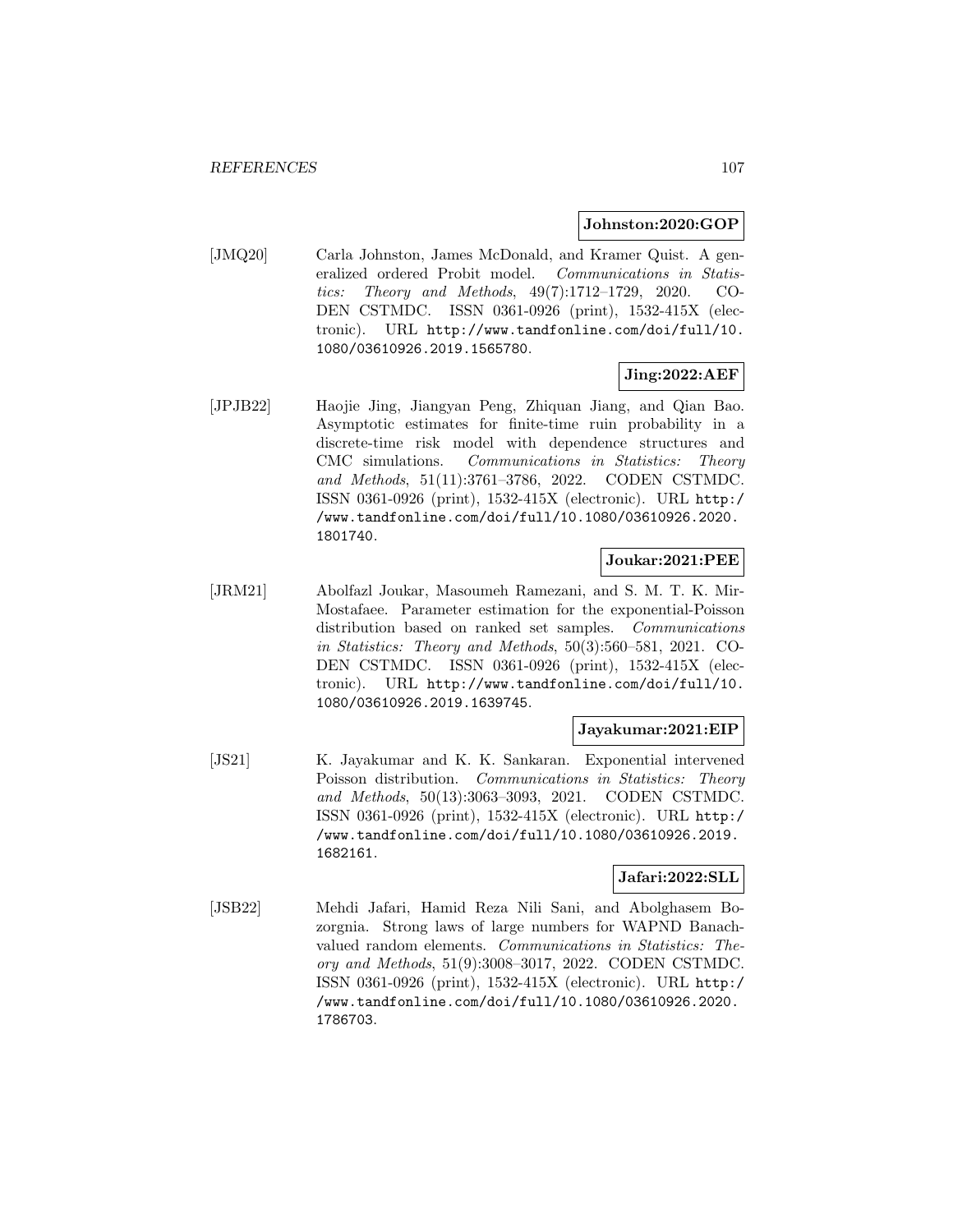**Johnston:2020:GOP**

[JMQ20] Carla Johnston, James McDonald, and Kramer Quist. A generalized ordered Probit model. *Communications in Statistics: Theory and Methods*, 49(7):1712–1729, 2020. CODEN CSTMDC. ISSN 0361-0926 (print), 1532-415X (electronic). URL http://www.tandfonline.com/doi/full/10.1080/03610926.2019.1565780.

**Jing:2022:AEF**

[JPJB22] Haojie Jing, Jiangyan Peng, Zhiquan Jiang, and Qian Bao. Asymptotic estimates for finite-time ruin probability in a discrete-time risk model with dependence structures and CMC simulations. *Communications in Statistics: Theory and Methods*, 51(11):3761–3786, 2022. CODEN CSTMDC. ISSN 0361-0926 (print), 1532-415X (electronic). URL http://www.tandfonline.com/doi/full/10.1080/03610926.2020.1801740.

**Joukar:2021:PEE**

[JRM21] Abolfazl Joukar, Masoumeh Ramezani, and S. M. T. K. Mir-Mostafaee. Parameter estimation for the exponential-Poisson distribution based on ranked set samples. *Communications in Statistics: Theory and Methods*, 50(3):560–581, 2021. CODEN CSTMDC. ISSN 0361-0926 (print), 1532-415X (electronic). URL http://www.tandfonline.com/doi/full/10.1080/03610926.2019.1639745.

**Jayakumar:2021:EIP**

[JS21] K. Jayakumar and K. K. Sankaran. Exponential intervened Poisson distribution. *Communications in Statistics: Theory and Methods*, 50(13):3063–3093, 2021. CODEN CSTMDC. ISSN 0361-0926 (print), 1532-415X (electronic). URL http://www.tandfonline.com/doi/full/10.1080/03610926.2019.1682161.

**Jafari:2022:SLL**

[JSB22] Mehdi Jafari, Hamid Reza Nili Sani, and Abolghasem Bozorgnia. Strong laws of large numbers for WAPND Banach-valued random elements. *Communications in Statistics: Theory and Methods*, 51(9):3008–3017, 2022. CODEN CSTMDC. ISSN 0361-0926 (print), 1532-415X (electronic). URL http://www.tandfonline.com/doi/full/10.1080/03610926.2020.1786703.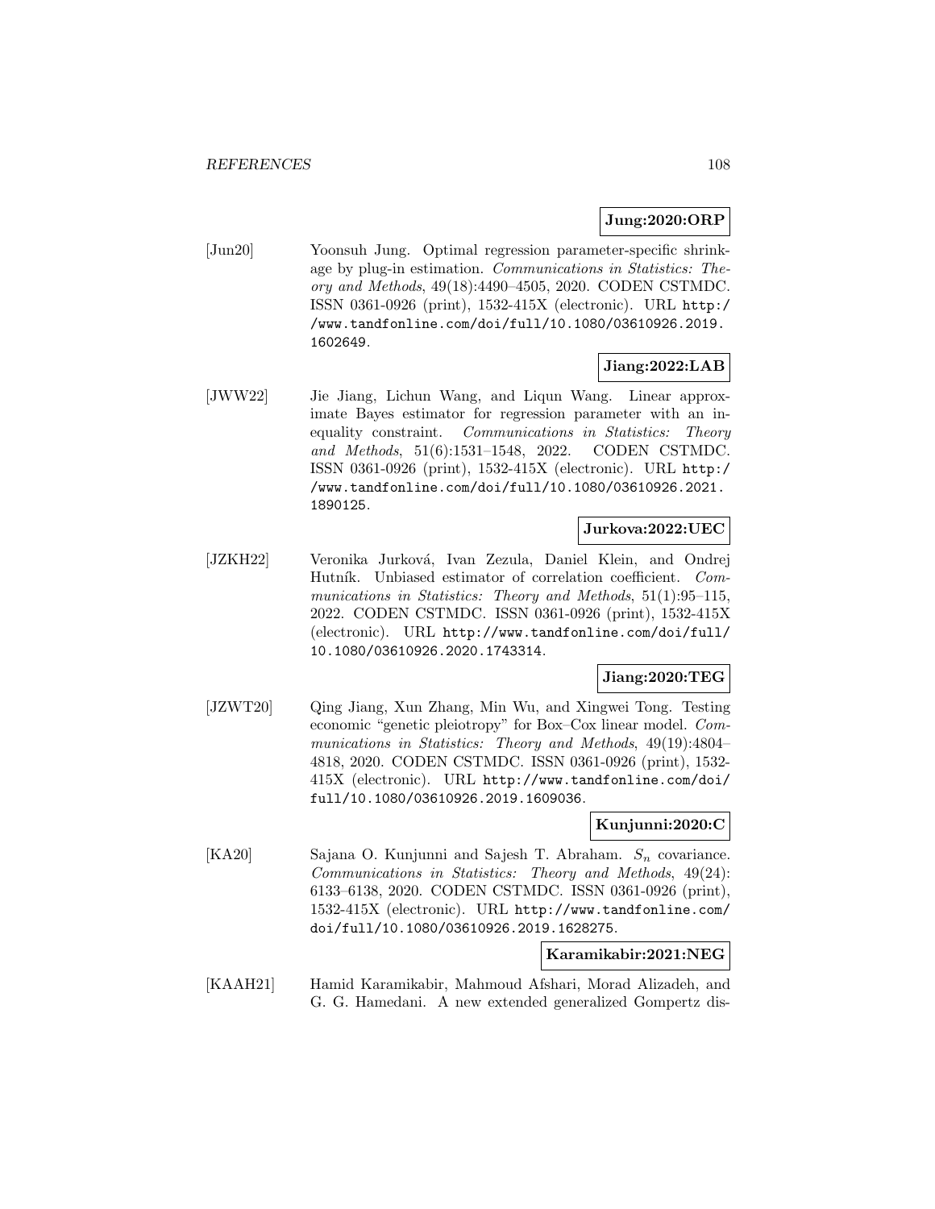**Jung:2020:ORP**

[Jun20] Yoonsuh Jung. Optimal regression parameter-specific shrinkage by plug-in estimation. *Communications in Statistics: Theory and Methods*, 49(18):4490–4505, 2020. CODEN CSTMDC. ISSN 0361-0926 (print), 1532-415X (electronic). URL http://www.tandfonline.com/doi/full/10.1080/03610926.2019.1602649.

**Jiang:2022:LAB**

[JWW22] Jie Jiang, Lichun Wang, and Liqun Wang. Linear approximate Bayes estimator for regression parameter with an inequality constraint. *Communications in Statistics: Theory and Methods*, 51(6):1531–1548, 2022. CODEN CSTMDC. ISSN 0361-0926 (print), 1532-415X (electronic). URL http://www.tandfonline.com/doi/full/10.1080/03610926.2021.1890125.

**Jurkova:2022:UEC**

[JZKH22] Veronika Jurková, Ivan Zezula, Daniel Klein, and Ondrej Hutník. Unbiased estimator of correlation coefficient. *Communications in Statistics: Theory and Methods*, 51(1):95–115, 2022. CODEN CSTMDC. ISSN 0361-0926 (print), 1532-415X (electronic). URL http://www.tandfonline.com/doi/full/10.1080/03610926.2020.1743314.

**Jiang:2020:TEG**

[JZWT20] Qing Jiang, Xun Zhang, Min Wu, and Xingwei Tong. Testing economic "genetic pleiotropy" for Box–Cox linear model. *Communications in Statistics: Theory and Methods*, 49(19):4804–4818, 2020. CODEN CSTMDC. ISSN 0361-0926 (print), 1532-415X (electronic). URL http://www.tandfonline.com/doi/full/10.1080/03610926.2019.1609036.

**Kunjunni:2020:C**

[KA20] Sajana O. Kunjunni and Sajesh T. Abraham. $S_n$ covariance. *Communications in Statistics: Theory and Methods*, 49(24):6133–6138, 2020. CODEN CSTMDC. ISSN 0361-0926 (print), 1532-415X (electronic). URL http://www.tandfonline.com/doi/full/10.1080/03610926.2019.1628275.

**Karamikabir:2021:NEG**

[KAAH21] Hamid Karamikabir, Mahmoud Afshari, Morad Alizadeh, and G. G. Hamedani. A new extended generalized Gompertz dis-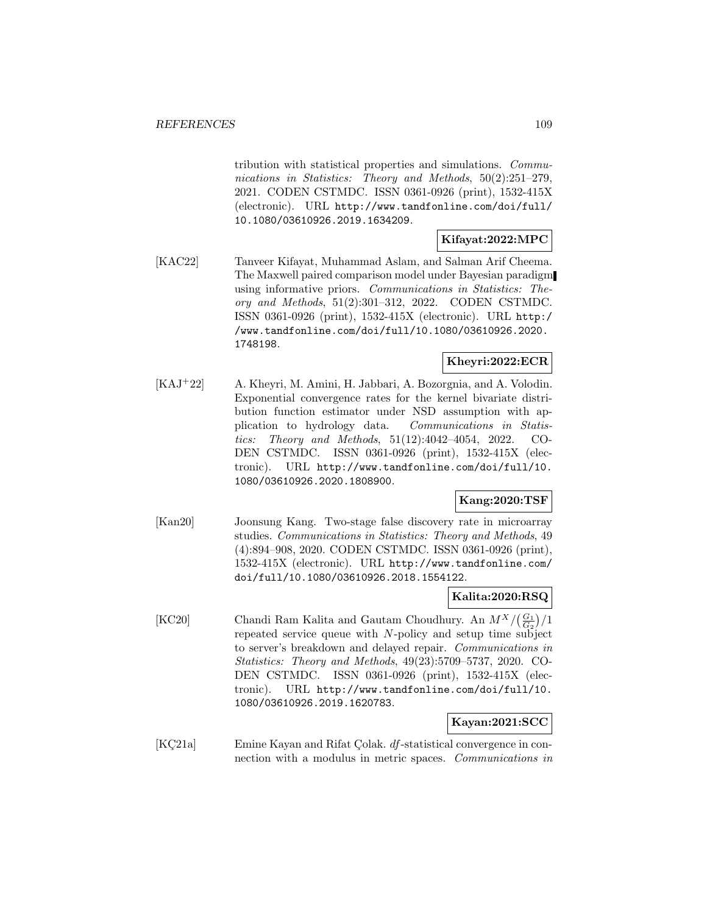tribution with statistical properties and simulations. *Communications in Statistics: Theory and Methods*, 50(2):251–279, 2021. CODEN CSTMDC. ISSN 0361-0926 (print), 1532-415X (electronic). URL http://www.tandfonline.com/doi/full/10.1080/03610926.2019.1634209.

**Kifayat:2022:MPC**

[KAC22] Tanveer Kifayat, Muhammad Aslam, and Salman Arif Cheema. The Maxwell paired comparison model under Bayesian paradigm using informative priors. *Communications in Statistics: Theory and Methods*, 51(2):301–312, 2022. CODEN CSTMDC. ISSN 0361-0926 (print), 1532-415X (electronic). URL http://www.tandfonline.com/doi/full/10.1080/03610926.2020.1748198.

**Kheyri:2022:ECR**

[KAJ+22] A. Kheyri, M. Amini, H. Jabbari, A. Bozorgnia, and A. Volodin. Exponential convergence rates for the kernel bivariate distribution function estimator under NSD assumption with application to hydrology data. *Communications in Statistics: Theory and Methods*, 51(12):4042–4054, 2022. CODEN CSTMDC. ISSN 0361-0926 (print), 1532-415X (electronic). URL http://www.tandfonline.com/doi/full/10.1080/03610926.2020.1808900.

**Kang:2020:TSF**

[Kan20] Joonsung Kang. Two-stage false discovery rate in microarray studies. *Communications in Statistics: Theory and Methods*, 49(4):894–908, 2020. CODEN CSTMDC. ISSN 0361-0926 (print), 1532-415X (electronic). URL http://www.tandfonline.com/doi/full/10.1080/03610926.2018.1554122.

**Kalita:2020:RSQ**

[KC20] Chandi Ram Kalita and Gautam Choudhury. An $M^X/\left(\frac{G_1}{G_2}\right)/1$ repeated service queue with $N$-policy and setup time subject to server's breakdown and delayed repair. *Communications in Statistics: Theory and Methods*, 49(23):5709–5737, 2020. CODEN CSTMDC. ISSN 0361-0926 (print), 1532-415X (electronic). URL http://www.tandfonline.com/doi/full/10.1080/03610926.2019.1620783.

**Kayan:2021:SCC**

[KÇ21a] Emine Kayan and Rifat Çolak. *df*-statistical convergence in connection with a modulus in metric spaces. *Communications in*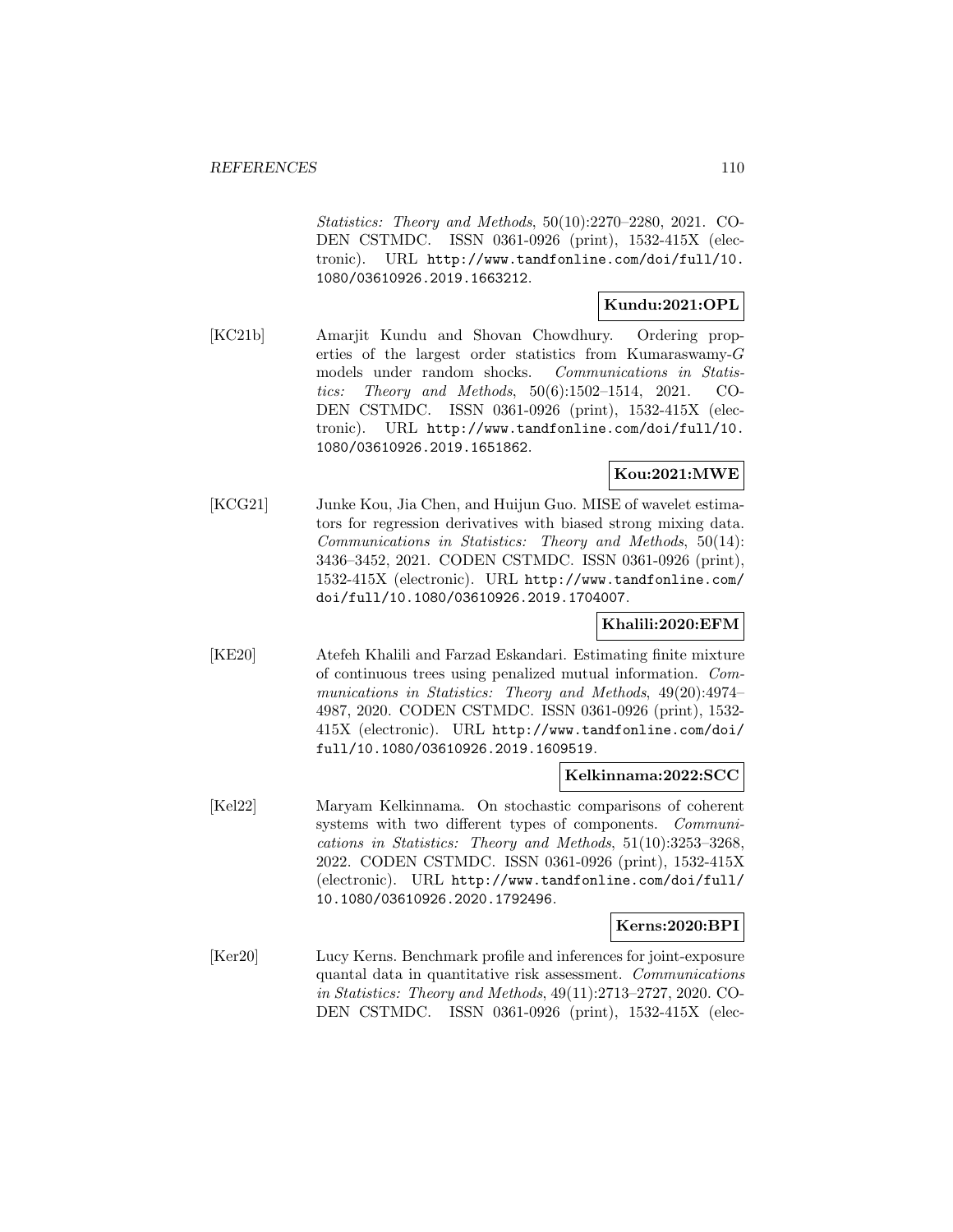*Statistics: Theory and Methods*, 50(10):2270–2280, 2021. CODEN CSTMDC. ISSN 0361-0926 (print), 1532-415X (electronic). URL http://www.tandfonline.com/doi/full/10.1080/03610926.2019.1663212.

**Kundu:2021:OPL**

[KC21b] Amarjit Kundu and Shovan Chowdhury. Ordering properties of the largest order statistics from Kumaraswamy-$G$ models under random shocks. *Communications in Statistics: Theory and Methods*, 50(6):1502–1514, 2021. CODEN CSTMDC. ISSN 0361-0926 (print), 1532-415X (electronic). URL http://www.tandfonline.com/doi/full/10.1080/03610926.2019.1651862.

**Kou:2021:MWE**

[KCG21] Junke Kou, Jia Chen, and Huijun Guo. MISE of wavelet estimators for regression derivatives with biased strong mixing data. *Communications in Statistics: Theory and Methods*, 50(14):3436–3452, 2021. CODEN CSTMDC. ISSN 0361-0926 (print), 1532-415X (electronic). URL http://www.tandfonline.com/doi/full/10.1080/03610926.2019.1704007.

**Khalili:2020:EFM**

[KE20] Atefeh Khalili and Farzad Eskandari. Estimating finite mixture of continuous trees using penalized mutual information. *Communications in Statistics: Theory and Methods*, 49(20):4974–4987, 2020. CODEN CSTMDC. ISSN 0361-0926 (print), 1532-415X (electronic). URL http://www.tandfonline.com/doi/full/10.1080/03610926.2019.1609519.

**Kelkinnama:2022:SCC**

[Kel22] Maryam Kelkinnama. On stochastic comparisons of coherent systems with two different types of components. *Communications in Statistics: Theory and Methods*, 51(10):3253–3268, 2022. CODEN CSTMDC. ISSN 0361-0926 (print), 1532-415X (electronic). URL http://www.tandfonline.com/doi/full/10.1080/03610926.2020.1792496.

**Kerns:2020:BPI**

[Ker20] Lucy Kerns. Benchmark profile and inferences for joint-exposure quantal data in quantitative risk assessment. *Communications in Statistics: Theory and Methods*, 49(11):2713–2727, 2020. CODEN CSTMDC. ISSN 0361-0926 (print), 1532-415X (elec-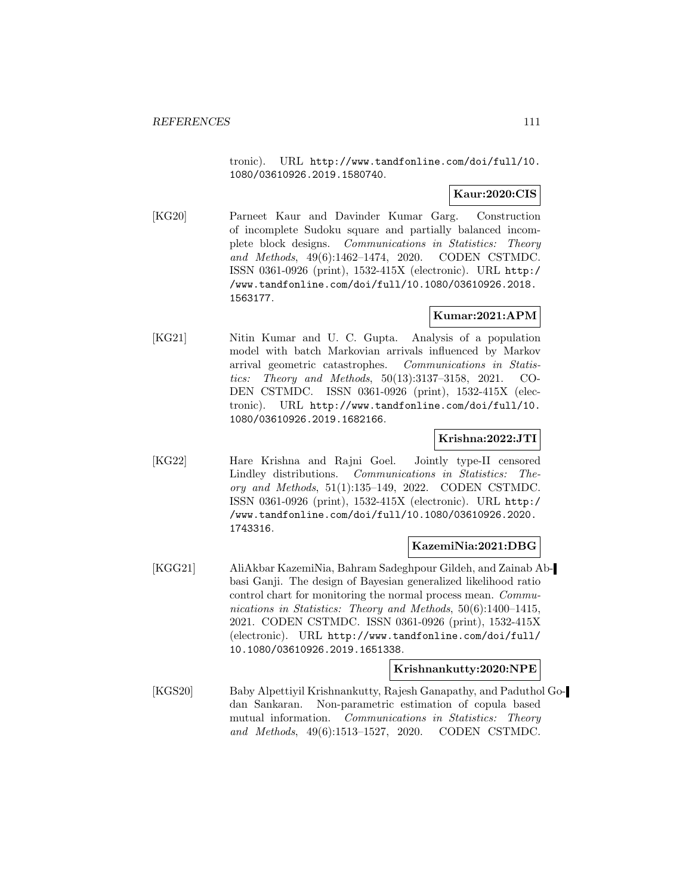tronic). URL http://www.tandfonline.com/doi/full/10.1080/03610926.2019.1580740.

**Kaur:2020:CIS**

[KG20] Parneet Kaur and Davinder Kumar Garg. Construction of incomplete Sudoku square and partially balanced incomplete block designs. *Communications in Statistics: Theory and Methods*, 49(6):1462–1474, 2020. CODEN CSTMDC. ISSN 0361-0926 (print), 1532-415X (electronic). URL http://www.tandfonline.com/doi/full/10.1080/03610926.2018.1563177.

**Kumar:2021:APM**

[KG21] Nitin Kumar and U. C. Gupta. Analysis of a population model with batch Markovian arrivals influenced by Markov arrival geometric catastrophes. *Communications in Statistics: Theory and Methods*, 50(13):3137–3158, 2021. CODEN CSTMDC. ISSN 0361-0926 (print), 1532-415X (electronic). URL http://www.tandfonline.com/doi/full/10.1080/03610926.2019.1682166.

**Krishna:2022:JTI**

[KG22] Hare Krishna and Rajni Goel. Jointly type-II censored Lindley distributions. *Communications in Statistics: Theory and Methods*, 51(1):135–149, 2022. CODEN CSTMDC. ISSN 0361-0926 (print), 1532-415X (electronic). URL http://www.tandfonline.com/doi/full/10.1080/03610926.2020.1743316.

**KazemiNia:2021:DBG**

[KGG21] AliAkbar KazemiNia, Bahram Sadeghpour Gildeh, and Zainab Abbasi Ganji. The design of Bayesian generalized likelihood ratio control chart for monitoring the normal process mean. *Communications in Statistics: Theory and Methods*, 50(6):1400–1415, 2021. CODEN CSTMDC. ISSN 0361-0926 (print), 1532-415X (electronic). URL http://www.tandfonline.com/doi/full/10.1080/03610926.2019.1651338.

**Krishnankutty:2020:NPE**

[KGS20] Baby Alpettiyil Krishnankutty, Rajesh Ganapathy, and Paduthol Godan Sankaran. Non-parametric estimation of copula based mutual information. *Communications in Statistics: Theory and Methods*, 49(6):1513–1527, 2020. CODEN CSTMDC.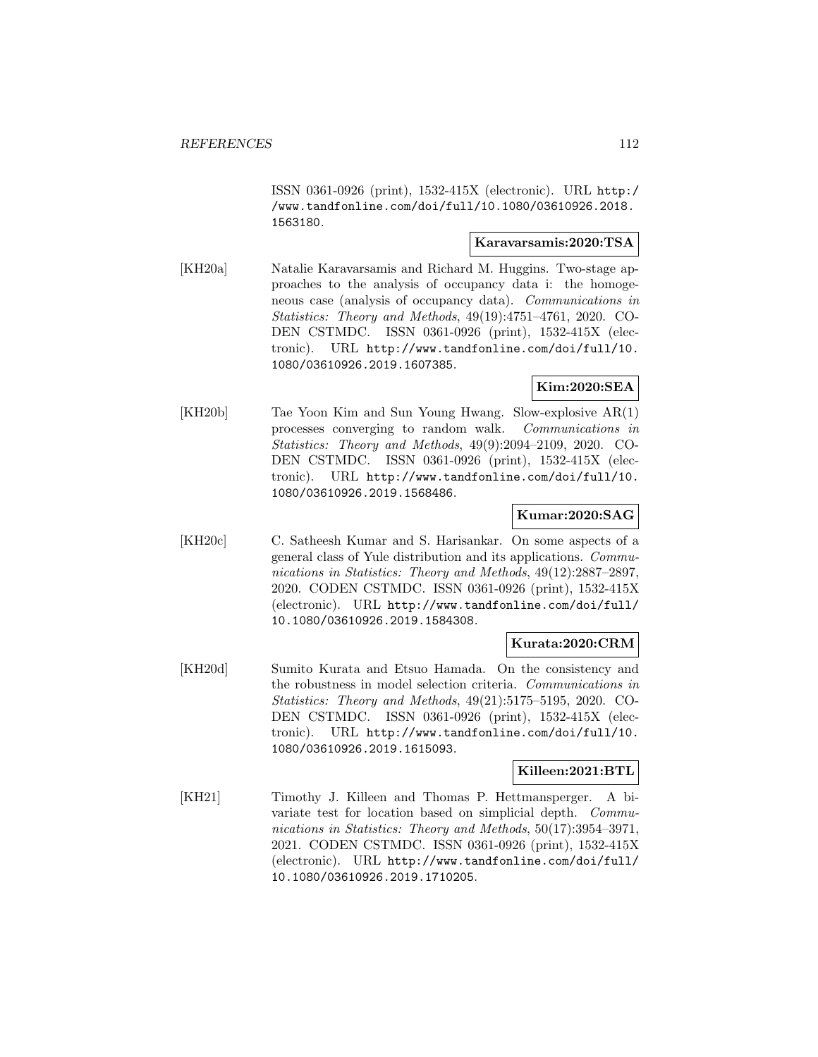ISSN 0361-0926 (print), 1532-415X (electronic). URL http://www.tandfonline.com/doi/full/10.1080/03610926.2018.1563180.

**Karavarsamis:2020:TSA**

[KH20a] Natalie Karavarsamis and Richard M. Huggins. Two-stage approaches to the analysis of occupancy data i: the homogeneous case (analysis of occupancy data). *Communications in Statistics: Theory and Methods*, 49(19):4751–4761, 2020. CODEN CSTMDC. ISSN 0361-0926 (print), 1532-415X (electronic). URL http://www.tandfonline.com/doi/full/10.1080/03610926.2019.1607385.

**Kim:2020:SEA**

[KH20b] Tae Yoon Kim and Sun Young Hwang. Slow-explosive AR(1) processes converging to random walk. *Communications in Statistics: Theory and Methods*, 49(9):2094–2109, 2020. CODEN CSTMDC. ISSN 0361-0926 (print), 1532-415X (electronic). URL http://www.tandfonline.com/doi/full/10.1080/03610926.2019.1568486.

**Kumar:2020:SAG**

[KH20c] C. Satheesh Kumar and S. Harisankar. On some aspects of a general class of Yule distribution and its applications. *Communications in Statistics: Theory and Methods*, 49(12):2887–2897, 2020. CODEN CSTMDC. ISSN 0361-0926 (print), 1532-415X (electronic). URL http://www.tandfonline.com/doi/full/10.1080/03610926.2019.1584308.

**Kurata:2020:CRM**

[KH20d] Sumito Kurata and Etsuo Hamada. On the consistency and the robustness in model selection criteria. *Communications in Statistics: Theory and Methods*, 49(21):5175–5195, 2020. CODEN CSTMDC. ISSN 0361-0926 (print), 1532-415X (electronic). URL http://www.tandfonline.com/doi/full/10.1080/03610926.2019.1615093.

**Killeen:2021:BTL**

[KH21] Timothy J. Killeen and Thomas P. Hettmansperger. A bivariate test for location based on simplicial depth. *Communications in Statistics: Theory and Methods*, 50(17):3954–3971, 2021. CODEN CSTMDC. ISSN 0361-0926 (print), 1532-415X (electronic). URL http://www.tandfonline.com/doi/full/10.1080/03610926.2019.1710205.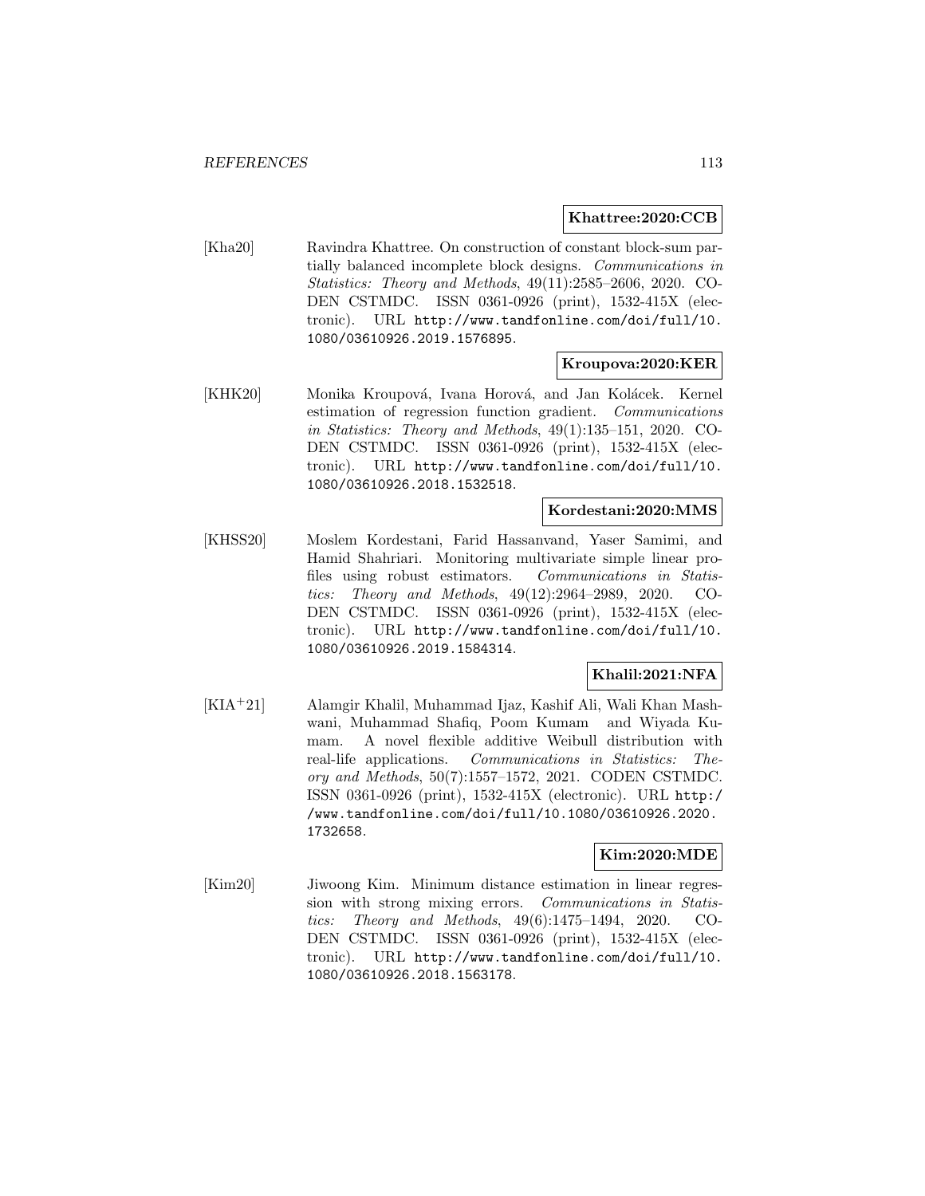**Khattree:2020:CCB**

[Kha20] Ravindra Khattree. On construction of constant block-sum partially balanced incomplete block designs. *Communications in Statistics: Theory and Methods*, 49(11):2585–2606, 2020. CODEN CSTMDC. ISSN 0361-0926 (print), 1532-415X (electronic). URL http://www.tandfonline.com/doi/full/10.1080/03610926.2019.1576895.

**Kroupova:2020:KER**

[KHK20] Monika Kroupová, Ivana Horová, and Jan Kolácek. Kernel estimation of regression function gradient. *Communications in Statistics: Theory and Methods*, 49(1):135–151, 2020. CODEN CSTMDC. ISSN 0361-0926 (print), 1532-415X (electronic). URL http://www.tandfonline.com/doi/full/10.1080/03610926.2018.1532518.

**Kordestani:2020:MMS**

[KHSS20] Moslem Kordestani, Farid Hassanvand, Yaser Samimi, and Hamid Shahriari. Monitoring multivariate simple linear profiles using robust estimators. *Communications in Statistics: Theory and Methods*, 49(12):2964–2989, 2020. CODEN CSTMDC. ISSN 0361-0926 (print), 1532-415X (electronic). URL http://www.tandfonline.com/doi/full/10.1080/03610926.2019.1584314.

**Khalil:2021:NFA**

[KIA+21] Alamgir Khalil, Muhammad Ijaz, Kashif Ali, Wali Khan Mashwani, Muhammad Shafiq, Poom Kumam and Wiyada Kumam. A novel flexible additive Weibull distribution with real-life applications. *Communications in Statistics: Theory and Methods*, 50(7):1557–1572, 2021. CODEN CSTMDC. ISSN 0361-0926 (print), 1532-415X (electronic). URL http://www.tandfonline.com/doi/full/10.1080/03610926.2020.1732658.

**Kim:2020:MDE**

[Kim20] Jiwoong Kim. Minimum distance estimation in linear regression with strong mixing errors. *Communications in Statistics: Theory and Methods*, 49(6):1475–1494, 2020. CODEN CSTMDC. ISSN 0361-0926 (print), 1532-415X (electronic). URL http://www.tandfonline.com/doi/full/10.1080/03610926.2018.1563178.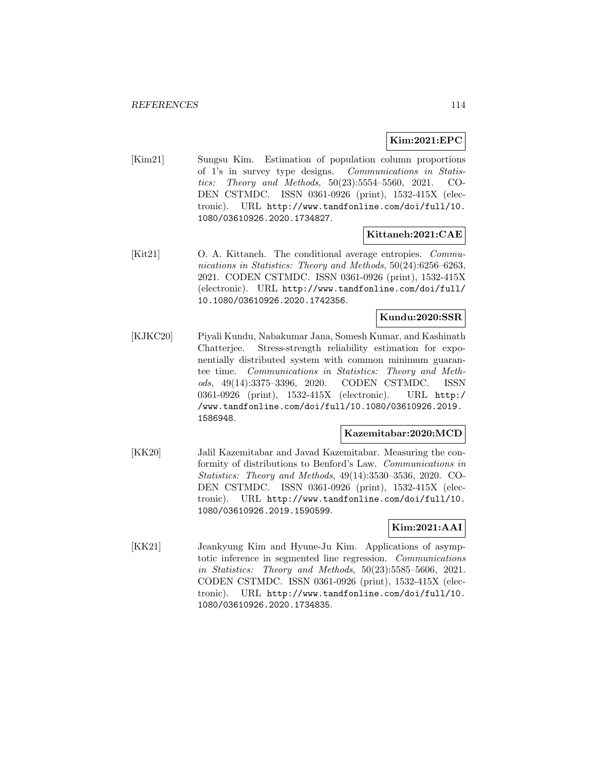**Kim:2021:EPC**

[Kim21] Sungsu Kim. Estimation of population column proportions of 1's in survey type designs. *Communications in Statistics: Theory and Methods*, 50(23):5554–5560, 2021. CODEN CSTMDC. ISSN 0361-0926 (print), 1532-415X (electronic). URL http://www.tandfonline.com/doi/full/10.1080/03610926.2020.1734827.

**Kittaneh:2021:CAE**

[Kit21] O. A. Kittaneh. The conditional average entropies. *Communications in Statistics: Theory and Methods*, 50(24):6256–6263, 2021. CODEN CSTMDC. ISSN 0361-0926 (print), 1532-415X (electronic). URL http://www.tandfonline.com/doi/full/10.1080/03610926.2020.1742356.

**Kundu:2020:SSR**

[KJKC20] Piyali Kundu, Nabakumar Jana, Somesh Kumar, and Kashinath Chatterjee. Stress-strength reliability estimation for exponentially distributed system with common minimum guarantee time. *Communications in Statistics: Theory and Methods*, 49(14):3375–3396, 2020. CODEN CSTMDC. ISSN 0361-0926 (print), 1532-415X (electronic). URL http://www.tandfonline.com/doi/full/10.1080/03610926.2019.1586948.

**Kazemitabar:2020:MCD**

[KK20] Jalil Kazemitabar and Javad Kazemitabar. Measuring the conformity of distributions to Benford's Law. *Communications in Statistics: Theory and Methods*, 49(14):3530–3536, 2020. CODEN CSTMDC. ISSN 0361-0926 (print), 1532-415X (electronic). URL http://www.tandfonline.com/doi/full/10.1080/03610926.2019.1590599.

**Kim:2021:AAI**

[KK21] Jeankyung Kim and Hyune-Ju Kim. Applications of asymptotic inference in segmented line regression. *Communications in Statistics: Theory and Methods*, 50(23):5585–5606, 2021. CODEN CSTMDC. ISSN 0361-0926 (print), 1532-415X (electronic). URL http://www.tandfonline.com/doi/full/10.1080/03610926.2020.1734835.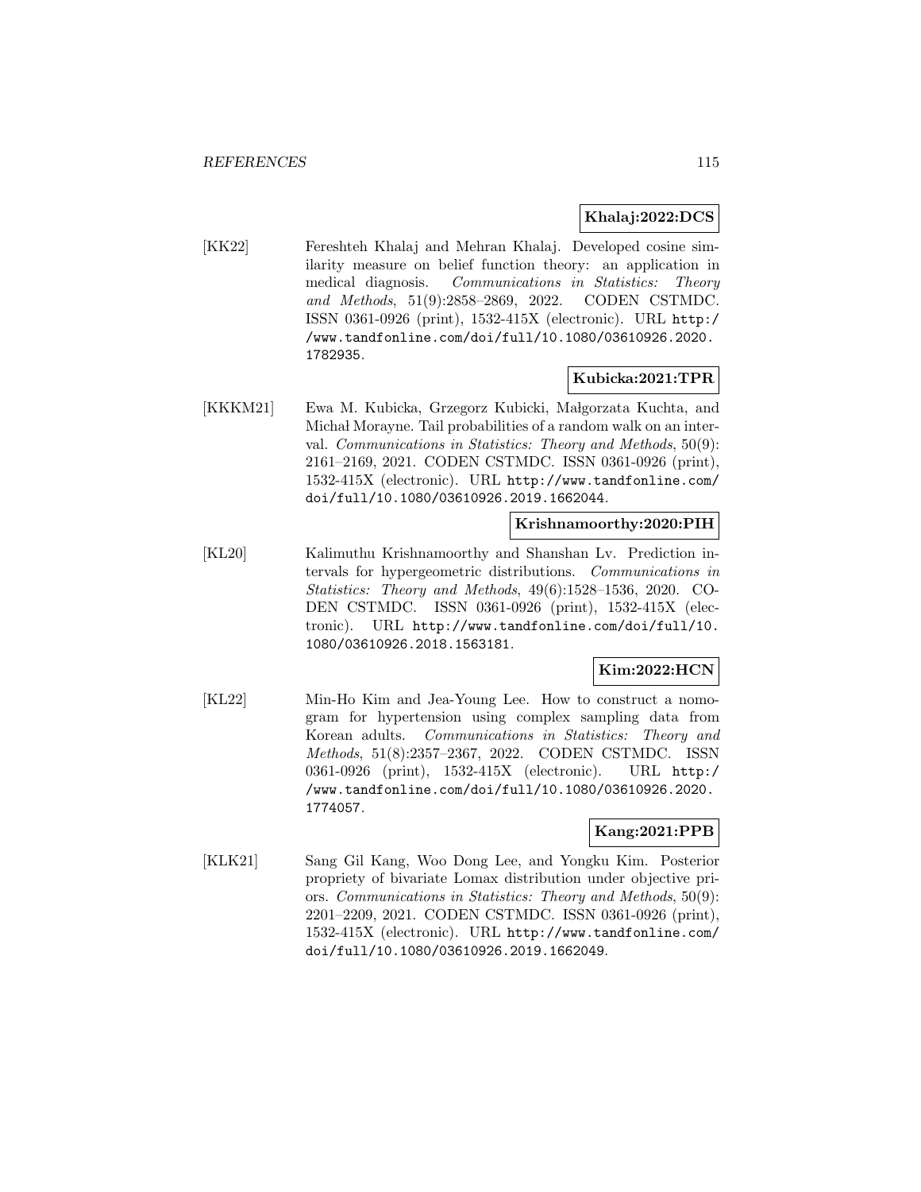**Khalaj:2022:DCS**

[KK22] Fereshteh Khalaj and Mehran Khalaj. Developed cosine similarity measure on belief function theory: an application in medical diagnosis. *Communications in Statistics: Theory and Methods*, 51(9):2858–2869, 2022. CODEN CSTMDC. ISSN 0361-0926 (print), 1532-415X (electronic). URL `http://www.tandfonline.com/doi/full/10.1080/03610926.2020.1782935`.

**Kubicka:2021:TPR**

[KKKM21] Ewa M. Kubicka, Grzegorz Kubicki, Małgorzata Kuchta, and Michał Morayne. Tail probabilities of a random walk on an interval. *Communications in Statistics: Theory and Methods*, 50(9):2161–2169, 2021. CODEN CSTMDC. ISSN 0361-0926 (print), 1532-415X (electronic). URL `http://www.tandfonline.com/doi/full/10.1080/03610926.2019.1662044`.

**Krishnamoorthy:2020:PIH**

[KL20] Kalimuthu Krishnamoorthy and Shanshan Lv. Prediction intervals for hypergeometric distributions. *Communications in Statistics: Theory and Methods*, 49(6):1528–1536, 2020. CODEN CSTMDC. ISSN 0361-0926 (print), 1532-415X (electronic). URL `http://www.tandfonline.com/doi/full/10.1080/03610926.2018.1563181`.

**Kim:2022:HCN**

[KL22] Min-Ho Kim and Jea-Young Lee. How to construct a nomogram for hypertension using complex sampling data from Korean adults. *Communications in Statistics: Theory and Methods*, 51(8):2357–2367, 2022. CODEN CSTMDC. ISSN 0361-0926 (print), 1532-415X (electronic). URL `http://www.tandfonline.com/doi/full/10.1080/03610926.2020.1774057`.

**Kang:2021:PPB**

[KLK21] Sang Gil Kang, Woo Dong Lee, and Yongku Kim. Posterior propriety of bivariate Lomax distribution under objective priors. *Communications in Statistics: Theory and Methods*, 50(9):2201–2209, 2021. CODEN CSTMDC. ISSN 0361-0926 (print), 1532-415X (electronic). URL `http://www.tandfonline.com/doi/full/10.1080/03610926.2019.1662049`.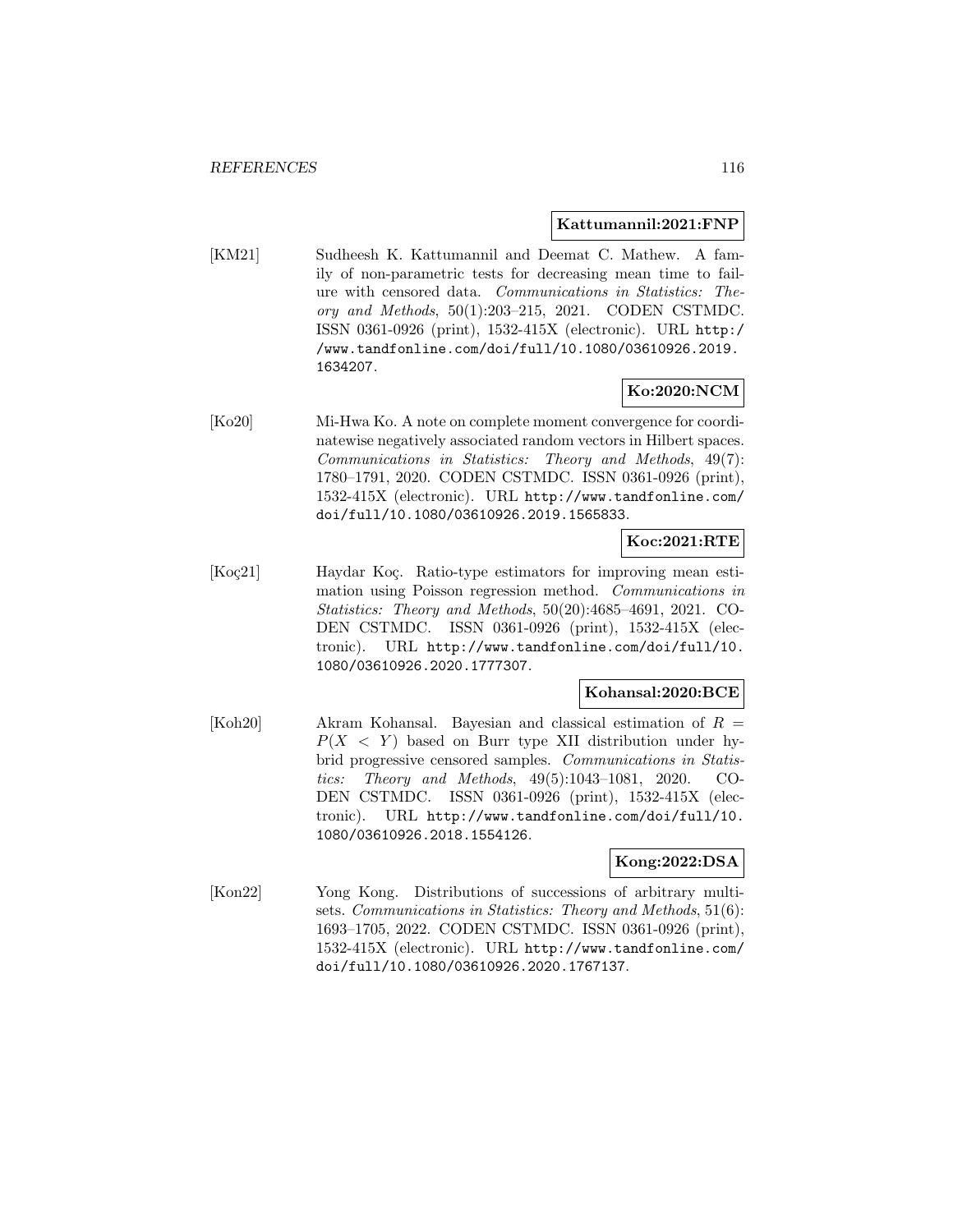**Kattumannil:2021:FNP**

[KM21] Sudheesh K. Kattumannil and Deemat C. Mathew. A family of non-parametric tests for decreasing mean time to failure with censored data. *Communications in Statistics: Theory and Methods*, 50(1):203–215, 2021. CODEN CSTMDC. ISSN 0361-0926 (print), 1532-415X (electronic). URL `http://www.tandfonline.com/doi/full/10.1080/03610926.2019.1634207`.

**Ko:2020:NCM**

[Ko20] Mi-Hwa Ko. A note on complete moment convergence for coordinatewise negatively associated random vectors in Hilbert spaces. *Communications in Statistics: Theory and Methods*, 49(7): 1780–1791, 2020. CODEN CSTMDC. ISSN 0361-0926 (print), 1532-415X (electronic). URL `http://www.tandfonline.com/doi/full/10.1080/03610926.2019.1565833`.

**Koc:2021:RTE**

[Koç21] Haydar Koç. Ratio-type estimators for improving mean estimation using Poisson regression method. *Communications in Statistics: Theory and Methods*, 50(20):4685–4691, 2021. CODEN CSTMDC. ISSN 0361-0926 (print), 1532-415X (electronic). URL `http://www.tandfonline.com/doi/full/10.1080/03610926.2020.1777307`.

**Kohansal:2020:BCE**

[Koh20] Akram Kohansal. Bayesian and classical estimation of $R = P(X < Y)$ based on Burr type XII distribution under hybrid progressive censored samples. *Communications in Statistics: Theory and Methods*, 49(5):1043–1081, 2020. CODEN CSTMDC. ISSN 0361-0926 (print), 1532-415X (electronic). URL `http://www.tandfonline.com/doi/full/10.1080/03610926.2018.1554126`.

**Kong:2022:DSA**

[Kon22] Yong Kong. Distributions of successions of arbitrary multisets. *Communications in Statistics: Theory and Methods*, 51(6): 1693–1705, 2022. CODEN CSTMDC. ISSN 0361-0926 (print), 1532-415X (electronic). URL `http://www.tandfonline.com/doi/full/10.1080/03610926.2020.1767137`.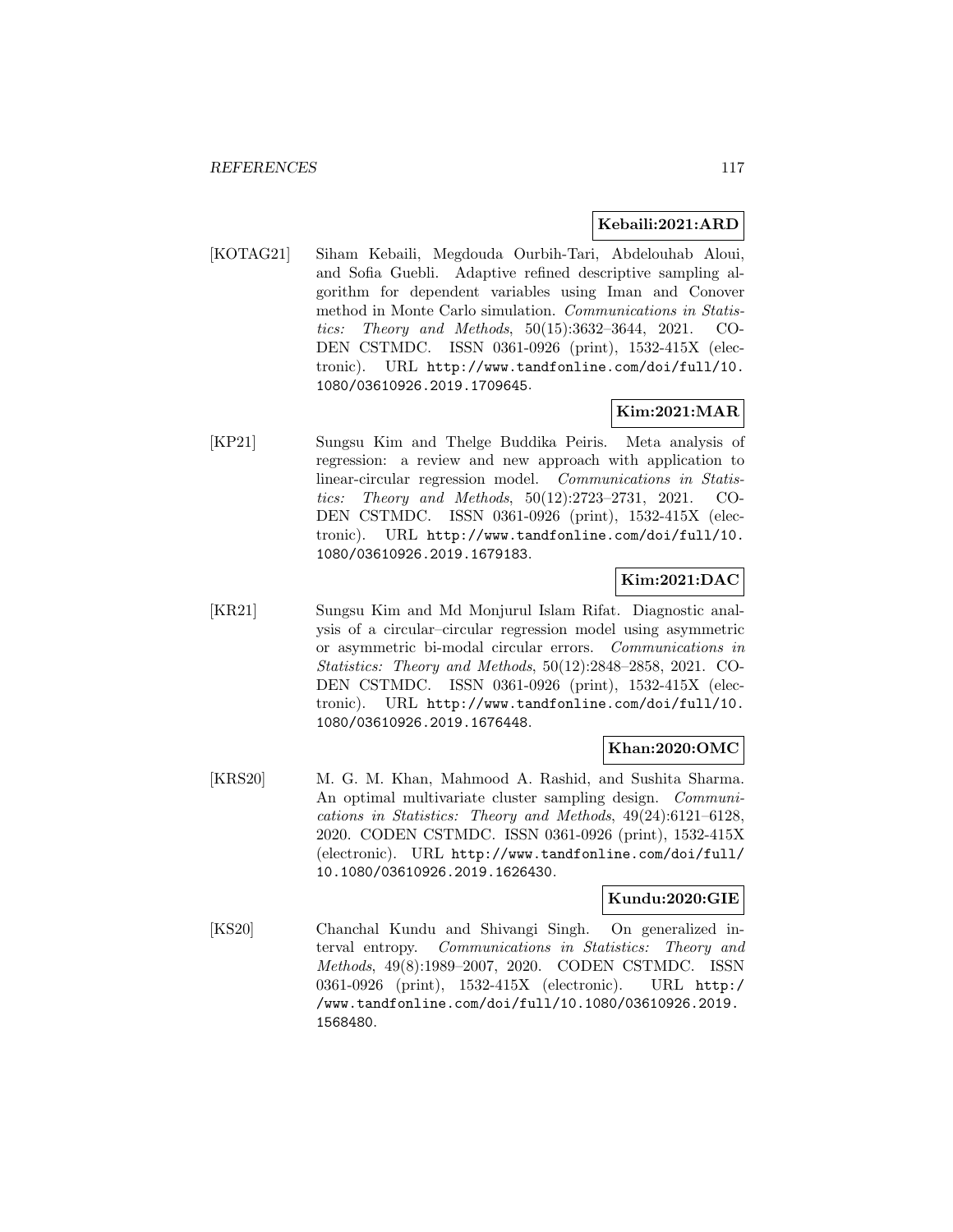**Kebaili:2021:ARD**

[KOTAG21] Siham Kebaili, Megdouda Ourbih-Tari, Abdelouhab Aloui, and Sofia Guebli. Adaptive refined descriptive sampling algorithm for dependent variables using Iman and Conover method in Monte Carlo simulation. *Communications in Statistics: Theory and Methods*, 50(15):3632–3644, 2021. CODEN CSTMDC. ISSN 0361-0926 (print), 1532-415X (electronic). URL http://www.tandfonline.com/doi/full/10.1080/03610926.2019.1709645.

**Kim:2021:MAR**

[KP21] Sungsu Kim and Thelge Buddika Peiris. Meta analysis of regression: a review and new approach with application to linear-circular regression model. *Communications in Statistics: Theory and Methods*, 50(12):2723–2731, 2021. CODEN CSTMDC. ISSN 0361-0926 (print), 1532-415X (electronic). URL http://www.tandfonline.com/doi/full/10.1080/03610926.2019.1679183.

**Kim:2021:DAC**

[KR21] Sungsu Kim and Md Monjurul Islam Rifat. Diagnostic analysis of a circular–circular regression model using asymmetric or asymmetric bi-modal circular errors. *Communications in Statistics: Theory and Methods*, 50(12):2848–2858, 2021. CODEN CSTMDC. ISSN 0361-0926 (print), 1532-415X (electronic). URL http://www.tandfonline.com/doi/full/10.1080/03610926.2019.1676448.

**Khan:2020:OMC**

[KRS20] M. G. M. Khan, Mahmood A. Rashid, and Sushita Sharma. An optimal multivariate cluster sampling design. *Communications in Statistics: Theory and Methods*, 49(24):6121–6128, 2020. CODEN CSTMDC. ISSN 0361-0926 (print), 1532-415X (electronic). URL http://www.tandfonline.com/doi/full/10.1080/03610926.2019.1626430.

**Kundu:2020:GIE**

[KS20] Chanchal Kundu and Shivangi Singh. On generalized interval entropy. *Communications in Statistics: Theory and Methods*, 49(8):1989–2007, 2020. CODEN CSTMDC. ISSN 0361-0926 (print), 1532-415X (electronic). URL http://www.tandfonline.com/doi/full/10.1080/03610926.2019.1568480.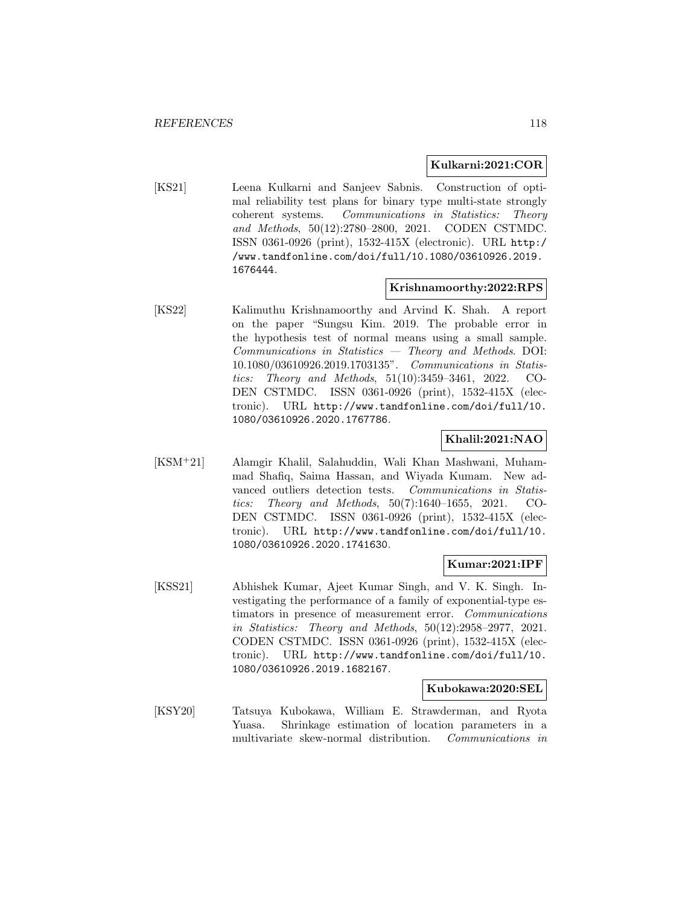**Kulkarni:2021:COR**

[KS21] Leena Kulkarni and Sanjeev Sabnis. Construction of optimal reliability test plans for binary type multi-state strongly coherent systems. *Communications in Statistics: Theory and Methods*, 50(12):2780–2800, 2021. CODEN CSTMDC. ISSN 0361-0926 (print), 1532-415X (electronic). URL http://www.tandfonline.com/doi/full/10.1080/03610926.2019.1676444.

**Krishnamoorthy:2022:RPS**

[KS22] Kalimuthu Krishnamoorthy and Arvind K. Shah. A report on the paper "Sungsu Kim. 2019. The probable error in the hypothesis test of normal means using a small sample. *Communications in Statistics — Theory and Methods*. DOI: 10.1080/03610926.2019.1703135". *Communications in Statistics: Theory and Methods*, 51(10):3459–3461, 2022. CODEN CSTMDC. ISSN 0361-0926 (print), 1532-415X (electronic). URL http://www.tandfonline.com/doi/full/10.1080/03610926.2020.1767786.

**Khalil:2021:NAO**

[KSM+21] Alamgir Khalil, Salahuddin, Wali Khan Mashwani, Muhammad Shafiq, Saima Hassan, and Wiyada Kumam. New advanced outliers detection tests. *Communications in Statistics: Theory and Methods*, 50(7):1640–1655, 2021. CODEN CSTMDC. ISSN 0361-0926 (print), 1532-415X (electronic). URL http://www.tandfonline.com/doi/full/10.1080/03610926.2020.1741630.

**Kumar:2021:IPF**

[KSS21] Abhishek Kumar, Ajeet Kumar Singh, and V. K. Singh. Investigating the performance of a family of exponential-type estimators in presence of measurement error. *Communications in Statistics: Theory and Methods*, 50(12):2958–2977, 2021. CODEN CSTMDC. ISSN 0361-0926 (print), 1532-415X (electronic). URL http://www.tandfonline.com/doi/full/10.1080/03610926.2019.1682167.

**Kubokawa:2020:SEL**

[KSY20] Tatsuya Kubokawa, William E. Strawderman, and Ryota Yuasa. Shrinkage estimation of location parameters in a multivariate skew-normal distribution. *Communications in*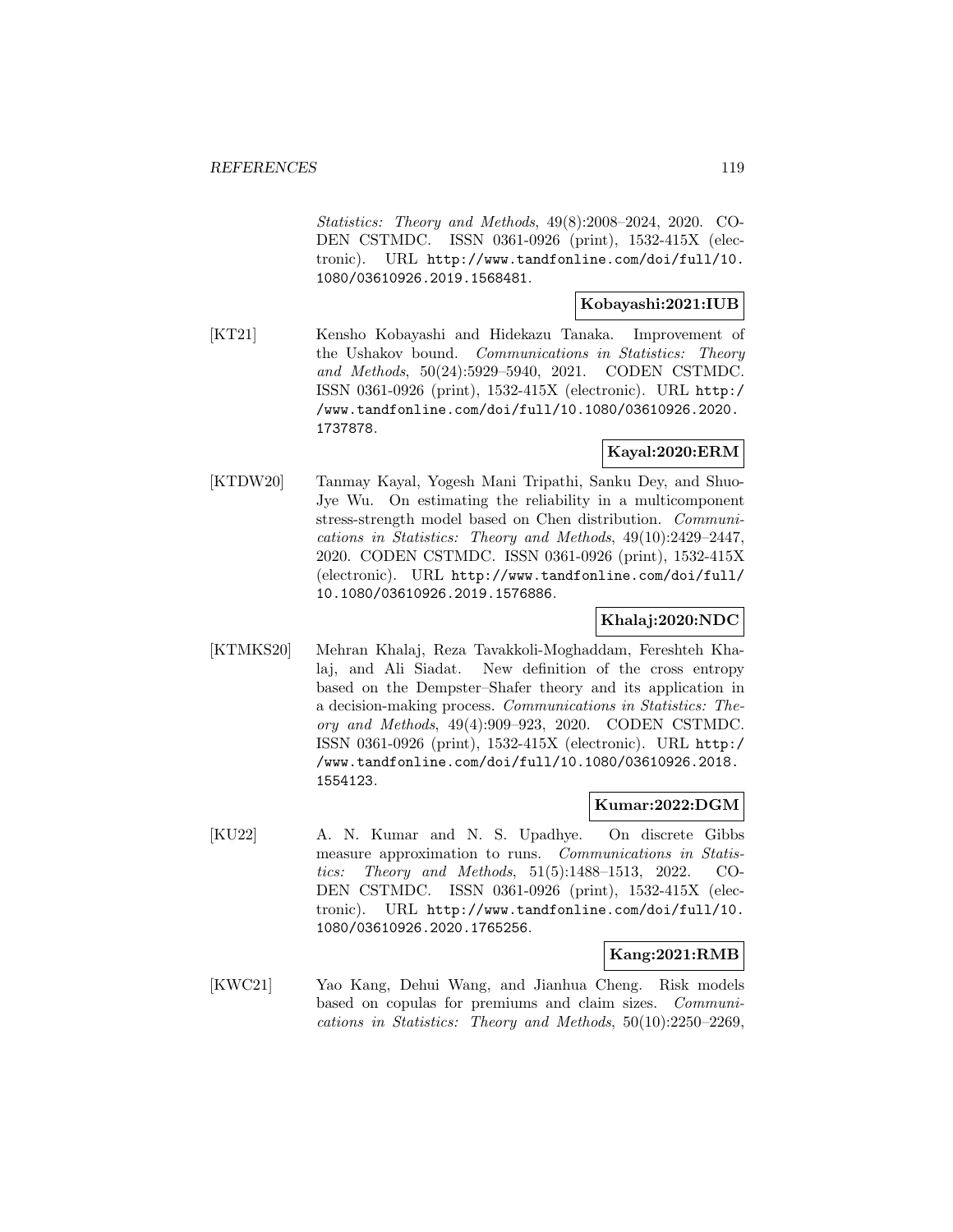*Statistics: Theory and Methods*, 49(8):2008–2024, 2020. CODEN CSTMDC. ISSN 0361-0926 (print), 1532-415X (electronic). URL http://www.tandfonline.com/doi/full/10.1080/03610926.2019.1568481.

**Kobayashi:2021:IUB**

[KT21] Kensho Kobayashi and Hidekazu Tanaka. Improvement of the Ushakov bound. *Communications in Statistics: Theory and Methods*, 50(24):5929–5940, 2021. CODEN CSTMDC. ISSN 0361-0926 (print), 1532-415X (electronic). URL http://www.tandfonline.com/doi/full/10.1080/03610926.2020.1737878.

**Kayal:2020:ERM**

[KTDW20] Tanmay Kayal, Yogesh Mani Tripathi, Sanku Dey, and Shuo-Jye Wu. On estimating the reliability in a multicomponent stress-strength model based on Chen distribution. *Communications in Statistics: Theory and Methods*, 49(10):2429–2447, 2020. CODEN CSTMDC. ISSN 0361-0926 (print), 1532-415X (electronic). URL http://www.tandfonline.com/doi/full/10.1080/03610926.2019.1576886.

**Khalaj:2020:NDC**

[KTMKS20] Mehran Khalaj, Reza Tavakkoli-Moghaddam, Fereshteh Khalaj, and Ali Siadat. New definition of the cross entropy based on the Dempster–Shafer theory and its application in a decision-making process. *Communications in Statistics: Theory and Methods*, 49(4):909–923, 2020. CODEN CSTMDC. ISSN 0361-0926 (print), 1532-415X (electronic). URL http://www.tandfonline.com/doi/full/10.1080/03610926.2018.1554123.

**Kumar:2022:DGM**

[KU22] A. N. Kumar and N. S. Upadhye. On discrete Gibbs measure approximation to runs. *Communications in Statistics: Theory and Methods*, 51(5):1488–1513, 2022. CODEN CSTMDC. ISSN 0361-0926 (print), 1532-415X (electronic). URL http://www.tandfonline.com/doi/full/10.1080/03610926.2020.1765256.

**Kang:2021:RMB**

[KWC21] Yao Kang, Dehui Wang, and Jianhua Cheng. Risk models based on copulas for premiums and claim sizes. *Communications in Statistics: Theory and Methods*, 50(10):2250–2269,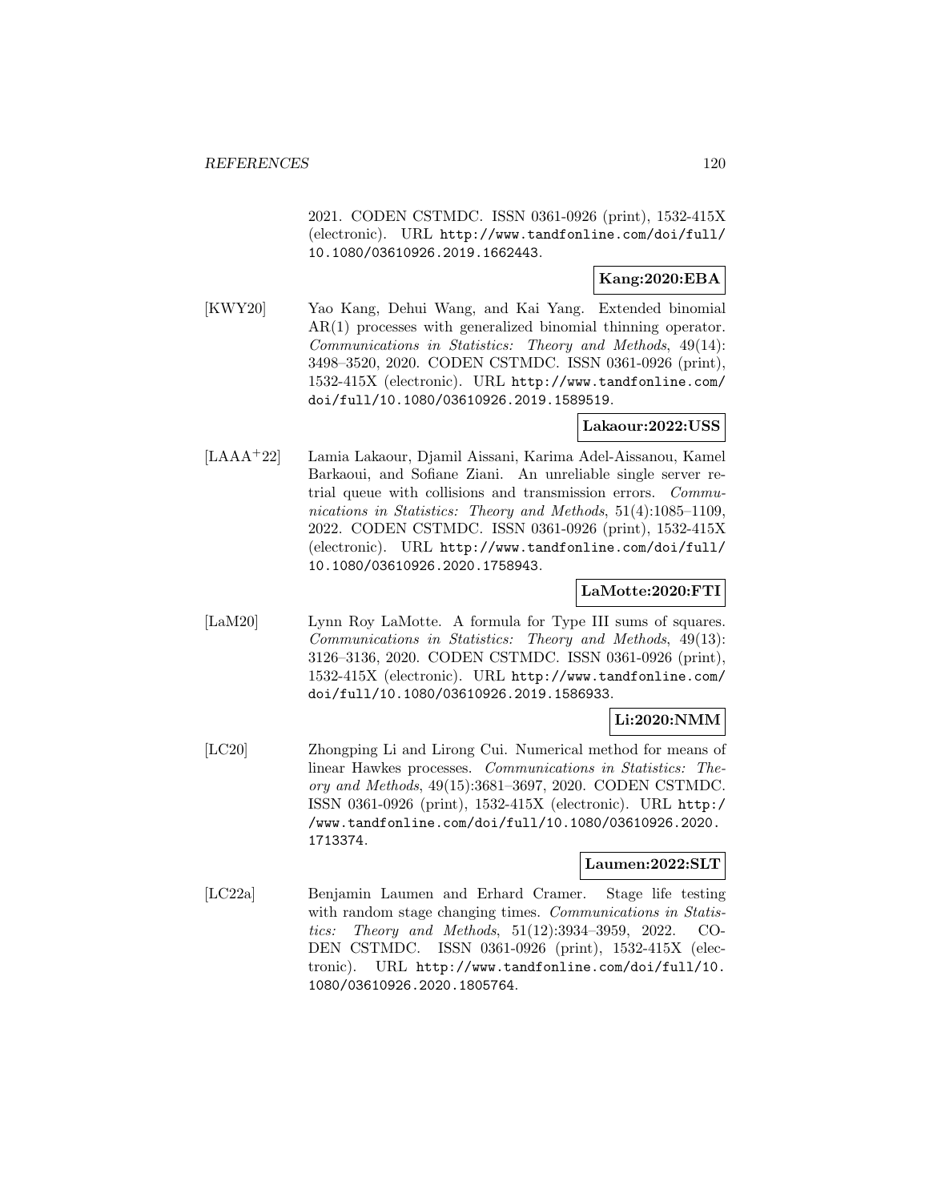2021. CODEN CSTMDC. ISSN 0361-0926 (print), 1532-415X (electronic). URL http://www.tandfonline.com/doi/full/10.1080/03610926.2019.1662443.

**Kang:2020:EBA**

[KWY20] Yao Kang, Dehui Wang, and Kai Yang. Extended binomial AR(1) processes with generalized binomial thinning operator. *Communications in Statistics: Theory and Methods*, 49(14): 3498–3520, 2020. CODEN CSTMDC. ISSN 0361-0926 (print), 1532-415X (electronic). URL http://www.tandfonline.com/doi/full/10.1080/03610926.2019.1589519.

**Lakaour:2022:USS**

[LAAA+22] Lamia Lakaour, Djamil Aissani, Karima Adel-Aissanou, Kamel Barkaoui, and Sofiane Ziani. An unreliable single server retrial queue with collisions and transmission errors. *Communications in Statistics: Theory and Methods*, 51(4):1085–1109, 2022. CODEN CSTMDC. ISSN 0361-0926 (print), 1532-415X (electronic). URL http://www.tandfonline.com/doi/full/10.1080/03610926.2020.1758943.

**LaMotte:2020:FTI**

[LaM20] Lynn Roy LaMotte. A formula for Type III sums of squares. *Communications in Statistics: Theory and Methods*, 49(13): 3126–3136, 2020. CODEN CSTMDC. ISSN 0361-0926 (print), 1532-415X (electronic). URL http://www.tandfonline.com/doi/full/10.1080/03610926.2019.1586933.

**Li:2020:NMM**

[LC20] Zhongping Li and Lirong Cui. Numerical method for means of linear Hawkes processes. *Communications in Statistics: Theory and Methods*, 49(15):3681–3697, 2020. CODEN CSTMDC. ISSN 0361-0926 (print), 1532-415X (electronic). URL http://www.tandfonline.com/doi/full/10.1080/03610926.2020.1713374.

**Laumen:2022:SLT**

[LC22a] Benjamin Laumen and Erhard Cramer. Stage life testing with random stage changing times. *Communications in Statistics: Theory and Methods*, 51(12):3934–3959, 2022. CODEN CSTMDC. ISSN 0361-0926 (print), 1532-415X (electronic). URL http://www.tandfonline.com/doi/full/10.1080/03610926.2020.1805764.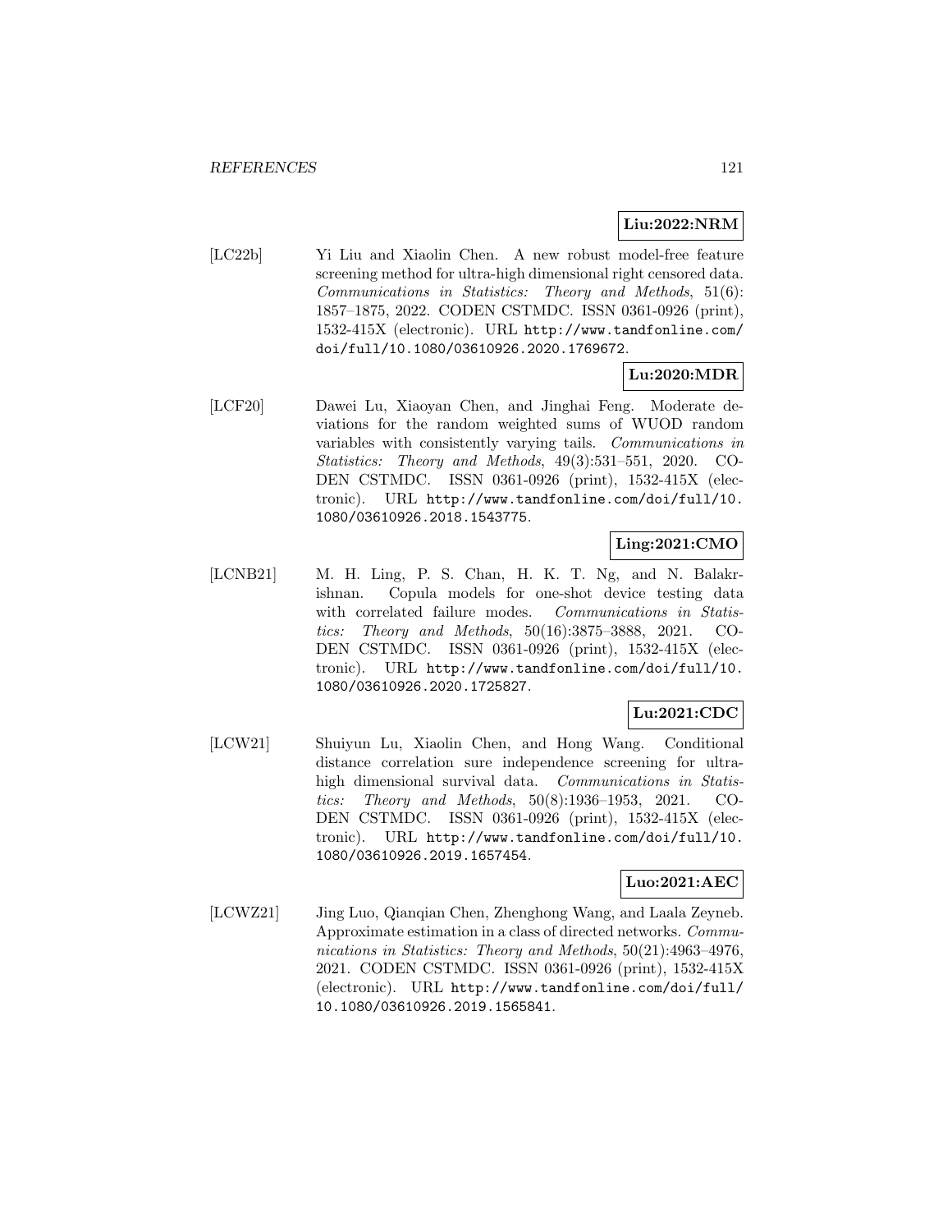**Liu:2022:NRM**

[LC22b] Yi Liu and Xiaolin Chen. A new robust model-free feature screening method for ultra-high dimensional right censored data. *Communications in Statistics: Theory and Methods*, 51(6): 1857–1875, 2022. CODEN CSTMDC. ISSN 0361-0926 (print), 1532-415X (electronic). URL http://www.tandfonline.com/doi/full/10.1080/03610926.2020.1769672.

**Lu:2020:MDR**

[LCF20] Dawei Lu, Xiaoyan Chen, and Jinghai Feng. Moderate deviations for the random weighted sums of WUOD random variables with consistently varying tails. *Communications in Statistics: Theory and Methods*, 49(3):531–551, 2020. CODEN CSTMDC. ISSN 0361-0926 (print), 1532-415X (electronic). URL http://www.tandfonline.com/doi/full/10.1080/03610926.2018.1543775.

**Ling:2021:CMO**

[LCNB21] M. H. Ling, P. S. Chan, H. K. T. Ng, and N. Balakrishnan. Copula models for one-shot device testing data with correlated failure modes. *Communications in Statistics: Theory and Methods*, 50(16):3875–3888, 2021. CODEN CSTMDC. ISSN 0361-0926 (print), 1532-415X (electronic). URL http://www.tandfonline.com/doi/full/10.1080/03610926.2020.1725827.

**Lu:2021:CDC**

[LCW21] Shuiyun Lu, Xiaolin Chen, and Hong Wang. Conditional distance correlation sure independence screening for ultra-high dimensional survival data. *Communications in Statistics: Theory and Methods*, 50(8):1936–1953, 2021. CODEN CSTMDC. ISSN 0361-0926 (print), 1532-415X (electronic). URL http://www.tandfonline.com/doi/full/10.1080/03610926.2019.1657454.

**Luo:2021:AEC**

[LCWZ21] Jing Luo, Qianqian Chen, Zhenghong Wang, and Laala Zeyneb. Approximate estimation in a class of directed networks. *Communications in Statistics: Theory and Methods*, 50(21):4963–4976, 2021. CODEN CSTMDC. ISSN 0361-0926 (print), 1532-415X (electronic). URL http://www.tandfonline.com/doi/full/10.1080/03610926.2019.1565841.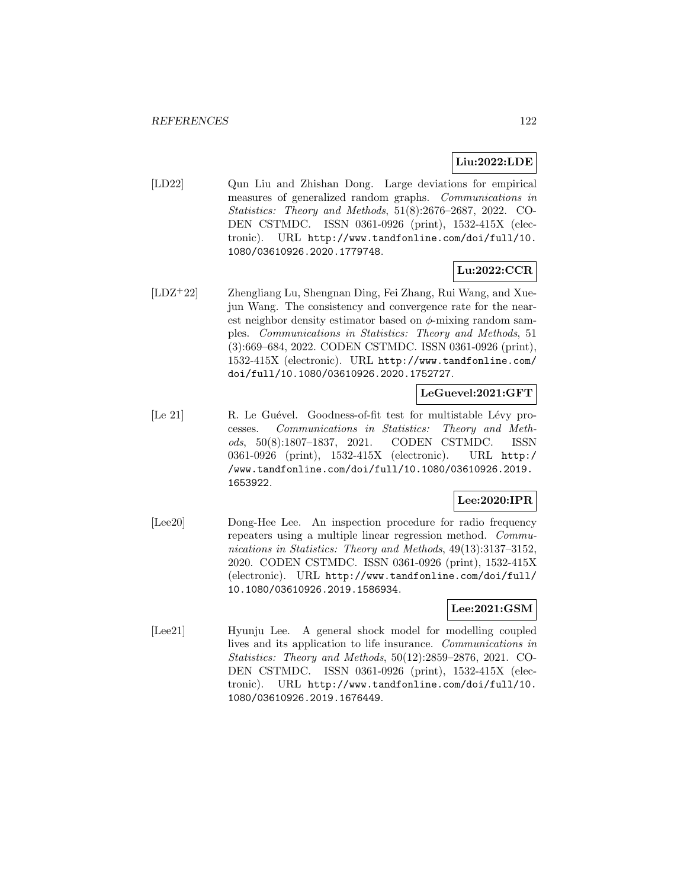**Liu:2022:LDE**

[LD22] Qun Liu and Zhishan Dong. Large deviations for empirical measures of generalized random graphs. *Communications in Statistics: Theory and Methods*, 51(8):2676–2687, 2022. CODEN CSTMDC. ISSN 0361-0926 (print), 1532-415X (electronic). URL http://www.tandfonline.com/doi/full/10.1080/03610926.2020.1779748.

**Lu:2022:CCR**

[LDZ+22] Zhengliang Lu, Shengnan Ding, Fei Zhang, Rui Wang, and Xuejun Wang. The consistency and convergence rate for the nearest neighbor density estimator based on $\phi$-mixing random samples. *Communications in Statistics: Theory and Methods*, 51 (3):669–684, 2022. CODEN CSTMDC. ISSN 0361-0926 (print), 1532-415X (electronic). URL http://www.tandfonline.com/doi/full/10.1080/03610926.2020.1752727.

**LeGuevel:2021:GFT**

[Le 21] R. Le Guével. Goodness-of-fit test for multistable Lévy processes. *Communications in Statistics: Theory and Methods*, 50(8):1807–1837, 2021. CODEN CSTMDC. ISSN 0361-0926 (print), 1532-415X (electronic). URL http://www.tandfonline.com/doi/full/10.1080/03610926.2019.1653922.

**Lee:2020:IPR**

[Lee20] Dong-Hee Lee. An inspection procedure for radio frequency repeaters using a multiple linear regression method. *Communications in Statistics: Theory and Methods*, 49(13):3137–3152, 2020. CODEN CSTMDC. ISSN 0361-0926 (print), 1532-415X (electronic). URL http://www.tandfonline.com/doi/full/10.1080/03610926.2019.1586934.

**Lee:2021:GSM**

[Lee21] Hyunju Lee. A general shock model for modelling coupled lives and its application to life insurance. *Communications in Statistics: Theory and Methods*, 50(12):2859–2876, 2021. CODEN CSTMDC. ISSN 0361-0926 (print), 1532-415X (electronic). URL http://www.tandfonline.com/doi/full/10.1080/03610926.2019.1676449.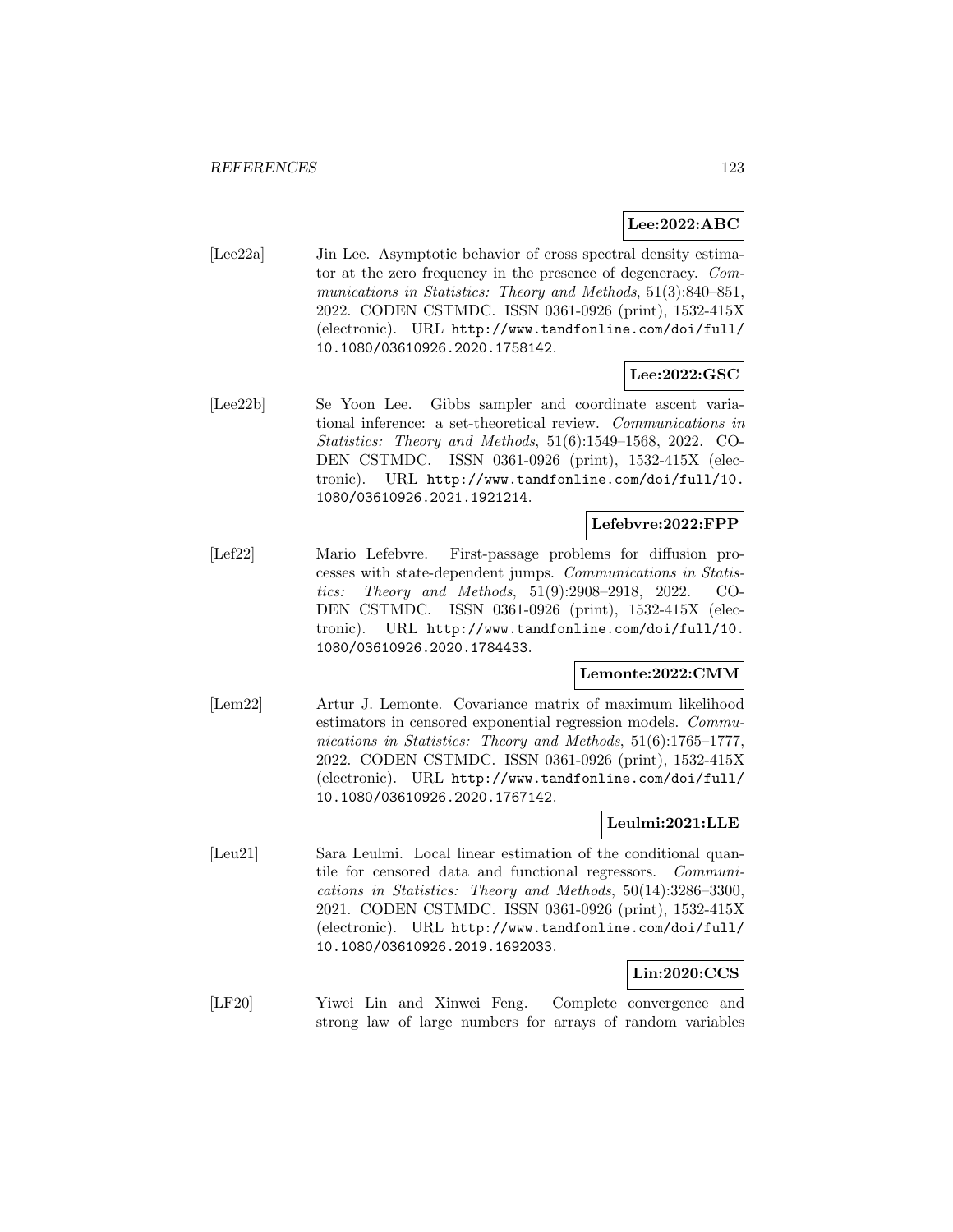**Lee:2022:ABC**

[Lee22a] Jin Lee. Asymptotic behavior of cross spectral density estimator at the zero frequency in the presence of degeneracy. *Communications in Statistics: Theory and Methods*, 51(3):840–851, 2022. CODEN CSTMDC. ISSN 0361-0926 (print), 1532-415X (electronic). URL `http://www.tandfonline.com/doi/full/10.1080/03610926.2020.1758142`.

**Lee:2022:GSC**

[Lee22b] Se Yoon Lee. Gibbs sampler and coordinate ascent variational inference: a set-theoretical review. *Communications in Statistics: Theory and Methods*, 51(6):1549–1568, 2022. CODEN CSTMDC. ISSN 0361-0926 (print), 1532-415X (electronic). URL `http://www.tandfonline.com/doi/full/10.1080/03610926.2021.1921214`.

**Lefebvre:2022:FPP**

[Lef22] Mario Lefebvre. First-passage problems for diffusion processes with state-dependent jumps. *Communications in Statistics: Theory and Methods*, 51(9):2908–2918, 2022. CODEN CSTMDC. ISSN 0361-0926 (print), 1532-415X (electronic). URL `http://www.tandfonline.com/doi/full/10.1080/03610926.2020.1784433`.

**Lemonte:2022:CMM**

[Lem22] Artur J. Lemonte. Covariance matrix of maximum likelihood estimators in censored exponential regression models. *Communications in Statistics: Theory and Methods*, 51(6):1765–1777, 2022. CODEN CSTMDC. ISSN 0361-0926 (print), 1532-415X (electronic). URL `http://www.tandfonline.com/doi/full/10.1080/03610926.2020.1767142`.

**Leulmi:2021:LLE**

[Leu21] Sara Leulmi. Local linear estimation of the conditional quantile for censored data and functional regressors. *Communications in Statistics: Theory and Methods*, 50(14):3286–3300, 2021. CODEN CSTMDC. ISSN 0361-0926 (print), 1532-415X (electronic). URL `http://www.tandfonline.com/doi/full/10.1080/03610926.2019.1692033`.

**Lin:2020:CCS**

[LF20] Yiwei Lin and Xinwei Feng. Complete convergence and strong law of large numbers for arrays of random variables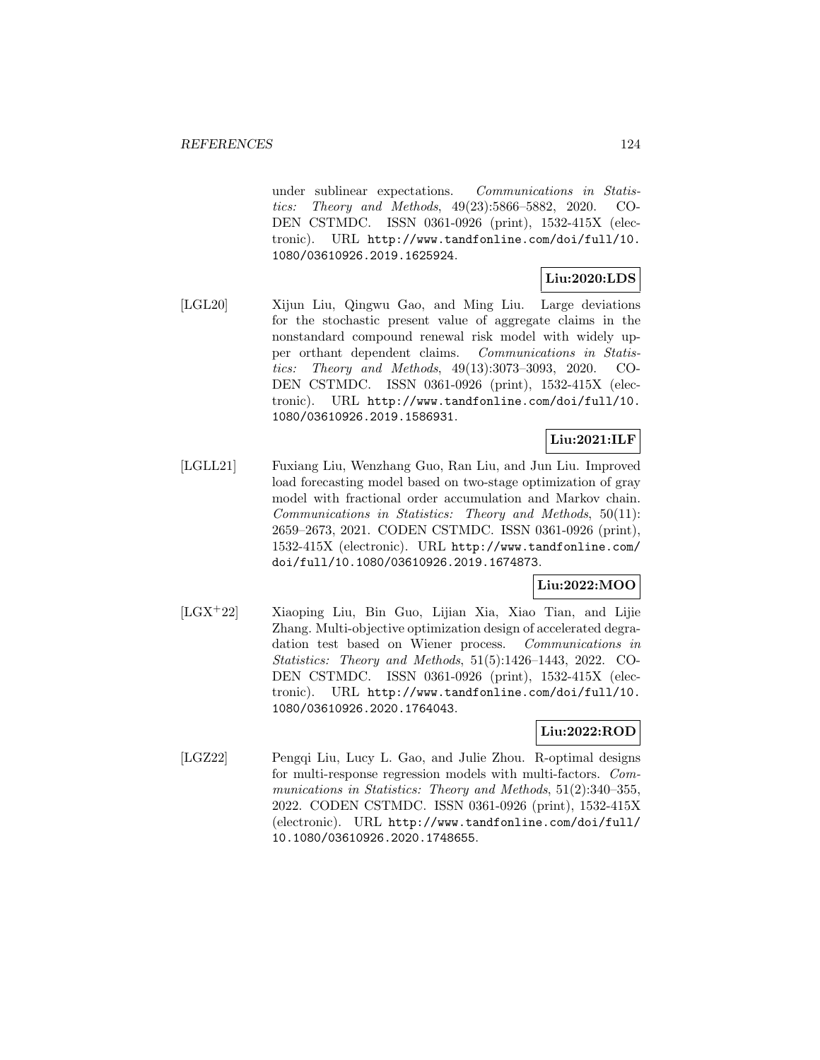under sublinear expectations. *Communications in Statistics: Theory and Methods*, 49(23):5866–5882, 2020. CODEN CSTMDC. ISSN 0361-0926 (print), 1532-415X (electronic). URL http://www.tandfonline.com/doi/full/10.1080/03610926.2019.1625924.

**Liu:2020:LDS**

[LGL20] Xijun Liu, Qingwu Gao, and Ming Liu. Large deviations for the stochastic present value of aggregate claims in the nonstandard compound renewal risk model with widely upper orthant dependent claims. *Communications in Statistics: Theory and Methods*, 49(13):3073–3093, 2020. CODEN CSTMDC. ISSN 0361-0926 (print), 1532-415X (electronic). URL http://www.tandfonline.com/doi/full/10.1080/03610926.2019.1586931.

**Liu:2021:ILF**

[LGLL21] Fuxiang Liu, Wenzhang Guo, Ran Liu, and Jun Liu. Improved load forecasting model based on two-stage optimization of gray model with fractional order accumulation and Markov chain. *Communications in Statistics: Theory and Methods*, 50(11):2659–2673, 2021. CODEN CSTMDC. ISSN 0361-0926 (print), 1532-415X (electronic). URL http://www.tandfonline.com/doi/full/10.1080/03610926.2019.1674873.

**Liu:2022:MOO**

[LGX+22] Xiaoping Liu, Bin Guo, Lijian Xia, Xiao Tian, and Lijie Zhang. Multi-objective optimization design of accelerated degradation test based on Wiener process. *Communications in Statistics: Theory and Methods*, 51(5):1426–1443, 2022. CODEN CSTMDC. ISSN 0361-0926 (print), 1532-415X (electronic). URL http://www.tandfonline.com/doi/full/10.1080/03610926.2020.1764043.

**Liu:2022:ROD**

[LGZ22] Pengqi Liu, Lucy L. Gao, and Julie Zhou. R-optimal designs for multi-response regression models with multi-factors. *Communications in Statistics: Theory and Methods*, 51(2):340–355, 2022. CODEN CSTMDC. ISSN 0361-0926 (print), 1532-415X (electronic). URL http://www.tandfonline.com/doi/full/10.1080/03610926.2020.1748655.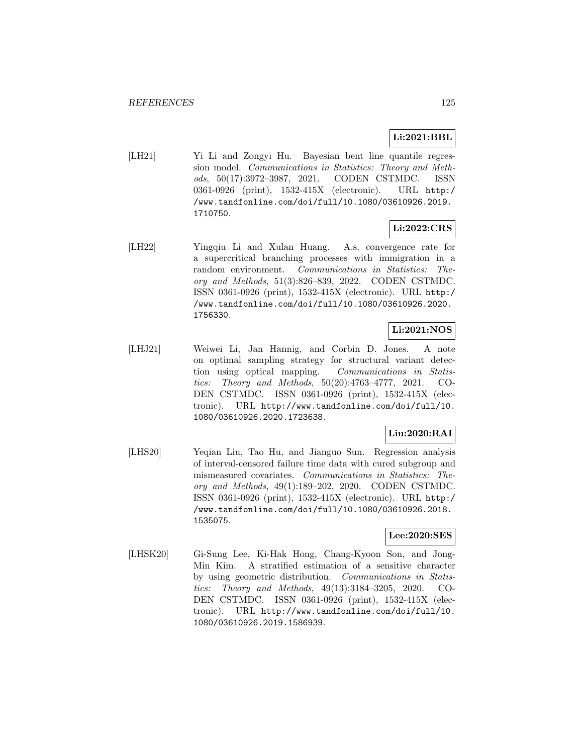**Li:2021:BBL**

[LH21] Yi Li and Zongyi Hu. Bayesian bent line quantile regression model. *Communications in Statistics: Theory and Methods*, 50(17):3972–3987, 2021. CODEN CSTMDC. ISSN 0361-0926 (print), 1532-415X (electronic). URL http://www.tandfonline.com/doi/full/10.1080/03610926.2019.1710750.

**Li:2022:CRS**

[LH22] Yingqiu Li and Xulan Huang. A.s. convergence rate for a supercritical branching processes with immigration in a random environment. *Communications in Statistics: Theory and Methods*, 51(3):826–839, 2022. CODEN CSTMDC. ISSN 0361-0926 (print), 1532-415X (electronic). URL http://www.tandfonline.com/doi/full/10.1080/03610926.2020.1756330.

**Li:2021:NOS**

[LHJ21] Weiwei Li, Jan Hannig, and Corbin D. Jones. A note on optimal sampling strategy for structural variant detection using optical mapping. *Communications in Statistics: Theory and Methods*, 50(20):4763–4777, 2021. CODEN CSTMDC. ISSN 0361-0926 (print), 1532-415X (electronic). URL http://www.tandfonline.com/doi/full/10.1080/03610926.2020.1723638.

**Liu:2020:RAI**

[LHS20] Yeqian Liu, Tao Hu, and Jianguo Sun. Regression analysis of interval-censored failure time data with cured subgroup and mismeasured covariates. *Communications in Statistics: Theory and Methods*, 49(1):189–202, 2020. CODEN CSTMDC. ISSN 0361-0926 (print), 1532-415X (electronic). URL http://www.tandfonline.com/doi/full/10.1080/03610926.2018.1535075.

**Lee:2020:SES**

[LHSK20] Gi-Sung Lee, Ki-Hak Hong, Chang-Kyoon Son, and Jong-Min Kim. A stratified estimation of a sensitive character by using geometric distribution. *Communications in Statistics: Theory and Methods*, 49(13):3184–3205, 2020. CODEN CSTMDC. ISSN 0361-0926 (print), 1532-415X (electronic). URL http://www.tandfonline.com/doi/full/10.1080/03610926.2019.1586939.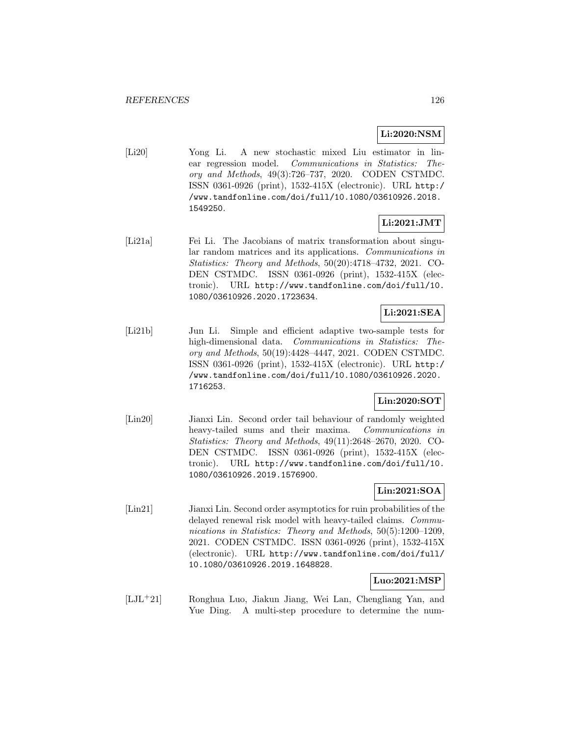**Li:2020:NSM**

[Li20] Yong Li. A new stochastic mixed Liu estimator in linear regression model. *Communications in Statistics: Theory and Methods*, 49(3):726–737, 2020. CODEN CSTMDC. ISSN 0361-0926 (print), 1532-415X (electronic). URL http://www.tandfonline.com/doi/full/10.1080/03610926.2018.1549250.

**Li:2021:JMT**

[Li21a] Fei Li. The Jacobians of matrix transformation about singular random matrices and its applications. *Communications in Statistics: Theory and Methods*, 50(20):4718–4732, 2021. CODEN CSTMDC. ISSN 0361-0926 (print), 1532-415X (electronic). URL http://www.tandfonline.com/doi/full/10.1080/03610926.2020.1723634.

**Li:2021:SEA**

[Li21b] Jun Li. Simple and efficient adaptive two-sample tests for high-dimensional data. *Communications in Statistics: Theory and Methods*, 50(19):4428–4447, 2021. CODEN CSTMDC. ISSN 0361-0926 (print), 1532-415X (electronic). URL http://www.tandfonline.com/doi/full/10.1080/03610926.2020.1716253.

**Lin:2020:SOT**

[Lin20] Jianxi Lin. Second order tail behaviour of randomly weighted heavy-tailed sums and their maxima. *Communications in Statistics: Theory and Methods*, 49(11):2648–2670, 2020. CODEN CSTMDC. ISSN 0361-0926 (print), 1532-415X (electronic). URL http://www.tandfonline.com/doi/full/10.1080/03610926.2019.1576900.

**Lin:2021:SOA**

[Lin21] Jianxi Lin. Second order asymptotics for ruin probabilities of the delayed renewal risk model with heavy-tailed claims. *Communications in Statistics: Theory and Methods*, 50(5):1200–1209, 2021. CODEN CSTMDC. ISSN 0361-0926 (print), 1532-415X (electronic). URL http://www.tandfonline.com/doi/full/10.1080/03610926.2019.1648828.

**Luo:2021:MSP**

[LJL+21] Ronghua Luo, Jiakun Jiang, Wei Lan, Chengliang Yan, and Yue Ding. A multi-step procedure to determine the num-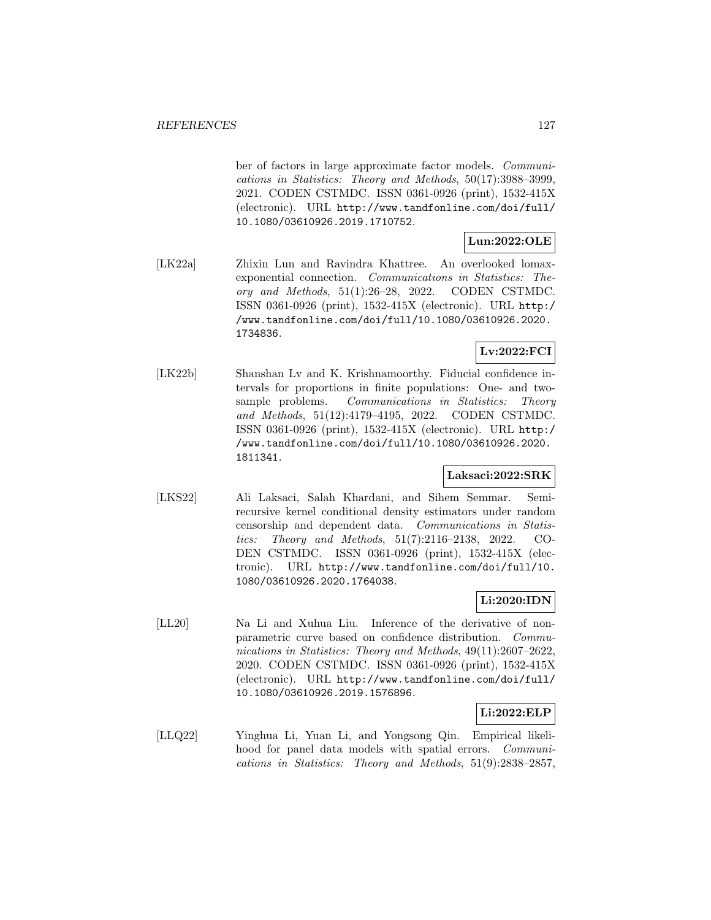ber of factors in large approximate factor models. *Communications in Statistics: Theory and Methods*, 50(17):3988–3999, 2021. CODEN CSTMDC. ISSN 0361-0926 (print), 1532-415X (electronic). URL http://www.tandfonline.com/doi/full/10.1080/03610926.2019.1710752.

**Lun:2022:OLE**

[LK22a] Zhixin Lun and Ravindra Khattree. An overlooked lomax-exponential connection. *Communications in Statistics: Theory and Methods*, 51(1):26–28, 2022. CODEN CSTMDC. ISSN 0361-0926 (print), 1532-415X (electronic). URL http://www.tandfonline.com/doi/full/10.1080/03610926.2020.1734836.

**Lv:2022:FCI**

[LK22b] Shanshan Lv and K. Krishnamoorthy. Fiducial confidence intervals for proportions in finite populations: One- and two-sample problems. *Communications in Statistics: Theory and Methods*, 51(12):4179–4195, 2022. CODEN CSTMDC. ISSN 0361-0926 (print), 1532-415X (electronic). URL http://www.tandfonline.com/doi/full/10.1080/03610926.2020.1811341.

**Laksaci:2022:SRK**

[LKS22] Ali Laksaci, Salah Khardani, and Sihem Semmar. Semi-recursive kernel conditional density estimators under random censorship and dependent data. *Communications in Statistics: Theory and Methods*, 51(7):2116–2138, 2022. CODEN CSTMDC. ISSN 0361-0926 (print), 1532-415X (electronic). URL http://www.tandfonline.com/doi/full/10.1080/03610926.2020.1764038.

**Li:2020:IDN**

[LL20] Na Li and Xuhua Liu. Inference of the derivative of nonparametric curve based on confidence distribution. *Communications in Statistics: Theory and Methods*, 49(11):2607–2622, 2020. CODEN CSTMDC. ISSN 0361-0926 (print), 1532-415X (electronic). URL http://www.tandfonline.com/doi/full/10.1080/03610926.2019.1576896.

**Li:2022:ELP**

[LLQ22] Yinghua Li, Yuan Li, and Yongsong Qin. Empirical likelihood for panel data models with spatial errors. *Communications in Statistics: Theory and Methods*, 51(9):2838–2857,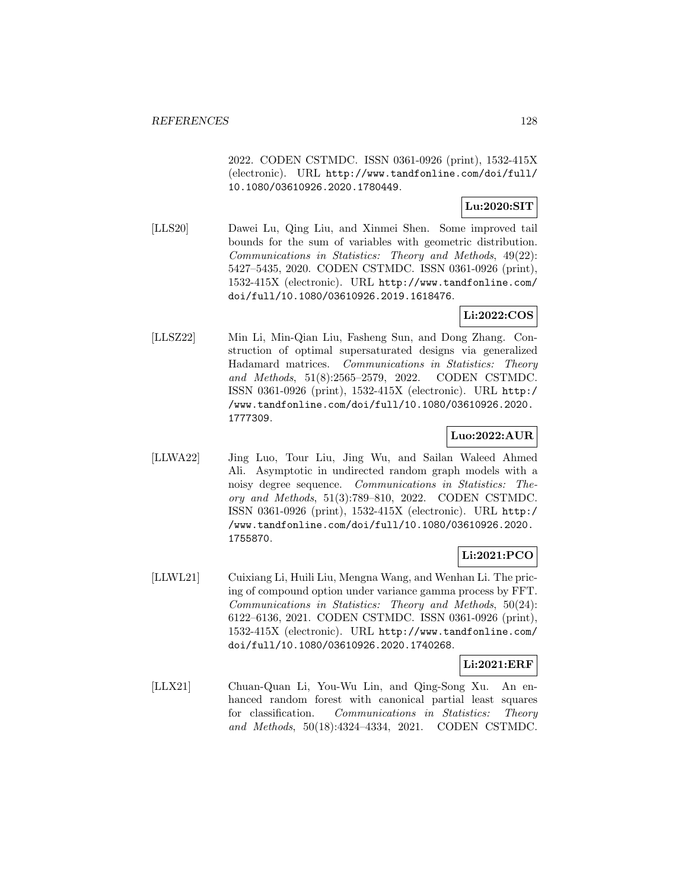2022. CODEN CSTMDC. ISSN 0361-0926 (print), 1532-415X (electronic). URL http://www.tandfonline.com/doi/full/10.1080/03610926.2020.1780449.

**Lu:2020:SIT**

[LLS20] Dawei Lu, Qing Liu, and Xinmei Shen. Some improved tail bounds for the sum of variables with geometric distribution. *Communications in Statistics: Theory and Methods*, 49(22): 5427–5435, 2020. CODEN CSTMDC. ISSN 0361-0926 (print), 1532-415X (electronic). URL http://www.tandfonline.com/doi/full/10.1080/03610926.2019.1618476.

**Li:2022:COS**

[LLSZ22] Min Li, Min-Qian Liu, Fasheng Sun, and Dong Zhang. Construction of optimal supersaturated designs via generalized Hadamard matrices. *Communications in Statistics: Theory and Methods*, 51(8):2565–2579, 2022. CODEN CSTMDC. ISSN 0361-0926 (print), 1532-415X (electronic). URL http://www.tandfonline.com/doi/full/10.1080/03610926.2020.1777309.

**Luo:2022:AUR**

[LLWA22] Jing Luo, Tour Liu, Jing Wu, and Sailan Waleed Ahmed Ali. Asymptotic in undirected random graph models with a noisy degree sequence. *Communications in Statistics: Theory and Methods*, 51(3):789–810, 2022. CODEN CSTMDC. ISSN 0361-0926 (print), 1532-415X (electronic). URL http://www.tandfonline.com/doi/full/10.1080/03610926.2020.1755870.

**Li:2021:PCO**

[LLWL21] Cuixiang Li, Huili Liu, Mengna Wang, and Wenhan Li. The pricing of compound option under variance gamma process by FFT. *Communications in Statistics: Theory and Methods*, 50(24): 6122–6136, 2021. CODEN CSTMDC. ISSN 0361-0926 (print), 1532-415X (electronic). URL http://www.tandfonline.com/doi/full/10.1080/03610926.2020.1740268.

**Li:2021:ERF**

[LLX21] Chuan-Quan Li, You-Wu Lin, and Qing-Song Xu. An enhanced random forest with canonical partial least squares for classification. *Communications in Statistics: Theory and Methods*, 50(18):4324–4334, 2021. CODEN CSTMDC.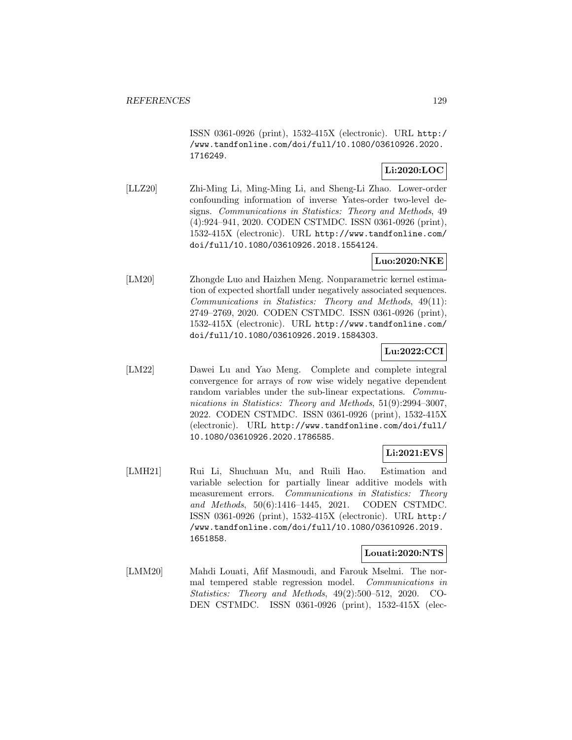ISSN 0361-0926 (print), 1532-415X (electronic). URL http://www.tandfonline.com/doi/full/10.1080/03610926.2020.1716249.

**Li:2020:LOC**

[LLZ20] Zhi-Ming Li, Ming-Ming Li, and Sheng-Li Zhao. Lower-order confounding information of inverse Yates-order two-level designs. *Communications in Statistics: Theory and Methods*, 49 (4):924–941, 2020. CODEN CSTMDC. ISSN 0361-0926 (print), 1532-415X (electronic). URL http://www.tandfonline.com/doi/full/10.1080/03610926.2018.1554124.

**Luo:2020:NKE**

[LM20] Zhongde Luo and Haizhen Meng. Nonparametric kernel estimation of expected shortfall under negatively associated sequences. *Communications in Statistics: Theory and Methods*, 49(11): 2749–2769, 2020. CODEN CSTMDC. ISSN 0361-0926 (print), 1532-415X (electronic). URL http://www.tandfonline.com/doi/full/10.1080/03610926.2019.1584303.

**Lu:2022:CCI**

[LM22] Dawei Lu and Yao Meng. Complete and complete integral convergence for arrays of row wise widely negative dependent random variables under the sub-linear expectations. *Communications in Statistics: Theory and Methods*, 51(9):2994–3007, 2022. CODEN CSTMDC. ISSN 0361-0926 (print), 1532-415X (electronic). URL http://www.tandfonline.com/doi/full/10.1080/03610926.2020.1786585.

**Li:2021:EVS**

[LMH21] Rui Li, Shuchuan Mu, and Ruili Hao. Estimation and variable selection for partially linear additive models with measurement errors. *Communications in Statistics: Theory and Methods*, 50(6):1416–1445, 2021. CODEN CSTMDC. ISSN 0361-0926 (print), 1532-415X (electronic). URL http://www.tandfonline.com/doi/full/10.1080/03610926.2019.1651858.

**Louati:2020:NTS**

[LMM20] Mahdi Louati, Afif Masmoudi, and Farouk Mselmi. The normal tempered stable regression model. *Communications in Statistics: Theory and Methods*, 49(2):500–512, 2020. CODEN CSTMDC. ISSN 0361-0926 (print), 1532-415X (elec-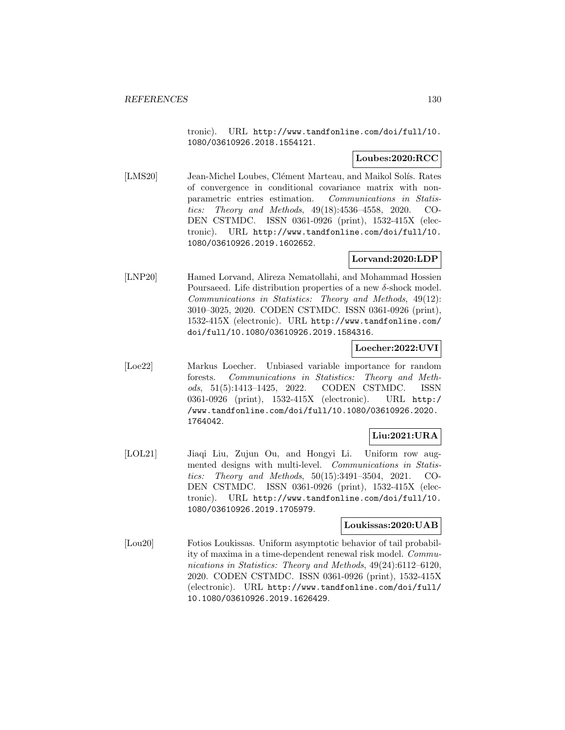tronic). URL http://www.tandfonline.com/doi/full/10.1080/03610926.2018.1554121.

**Loubes:2020:RCC**

[LMS20] Jean-Michel Loubes, Clément Marteau, and Maikol Solís. Rates of convergence in conditional covariance matrix with nonparametric entries estimation. *Communications in Statistics: Theory and Methods*, 49(18):4536–4558, 2020. CODEN CSTMDC. ISSN 0361-0926 (print), 1532-415X (electronic). URL http://www.tandfonline.com/doi/full/10.1080/03610926.2019.1602652.

**Lorvand:2020:LDP**

[LNP20] Hamed Lorvand, Alireza Nematollahi, and Mohammad Hossien Poursaeed. Life distribution properties of a new $\delta$-shock model. *Communications in Statistics: Theory and Methods*, 49(12): 3010–3025, 2020. CODEN CSTMDC. ISSN 0361-0926 (print), 1532-415X (electronic). URL http://www.tandfonline.com/doi/full/10.1080/03610926.2019.1584316.

**Loecher:2022:UVI**

[Loe22] Markus Loecher. Unbiased variable importance for random forests. *Communications in Statistics: Theory and Methods*, 51(5):1413–1425, 2022. CODEN CSTMDC. ISSN 0361-0926 (print), 1532-415X (electronic). URL http://www.tandfonline.com/doi/full/10.1080/03610926.2020.1764042.

**Liu:2021:URA**

[LOL21] Jiaqi Liu, Zujun Ou, and Hongyi Li. Uniform row augmented designs with multi-level. *Communications in Statistics: Theory and Methods*, 50(15):3491–3504, 2021. CODEN CSTMDC. ISSN 0361-0926 (print), 1532-415X (electronic). URL http://www.tandfonline.com/doi/full/10.1080/03610926.2019.1705979.

**Loukissas:2020:UAB**

[Lou20] Fotios Loukissas. Uniform asymptotic behavior of tail probability of maxima in a time-dependent renewal risk model. *Communications in Statistics: Theory and Methods*, 49(24):6112–6120, 2020. CODEN CSTMDC. ISSN 0361-0926 (print), 1532-415X (electronic). URL http://www.tandfonline.com/doi/full/10.1080/03610926.2019.1626429.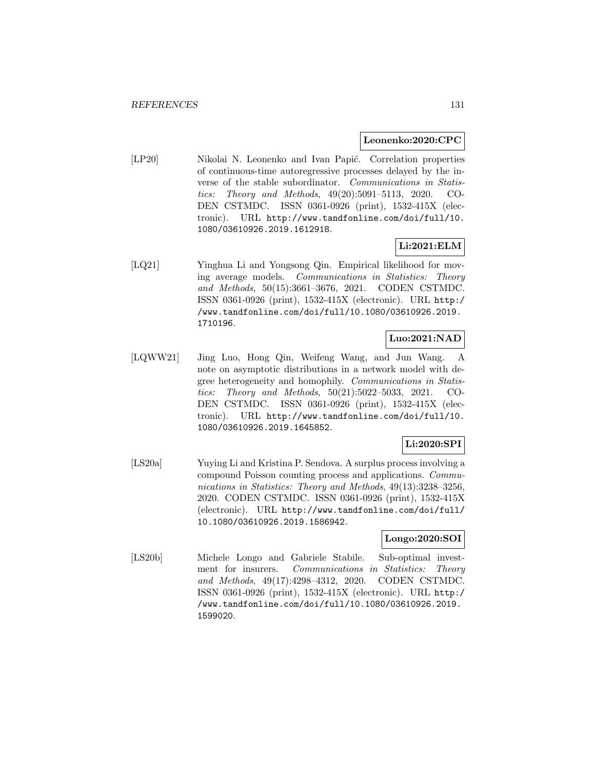**Leonenko:2020:CPC**

[LP20] Nikolai N. Leonenko and Ivan Papić. Correlation properties of continuous-time autoregressive processes delayed by the inverse of the stable subordinator. *Communications in Statistics: Theory and Methods*, 49(20):5091–5113, 2020. CODEN CSTMDC. ISSN 0361-0926 (print), 1532-415X (electronic). URL http://www.tandfonline.com/doi/full/10.1080/03610926.2019.1612918.

**Li:2021:ELM**

[LQ21] Yinghua Li and Yongsong Qin. Empirical likelihood for moving average models. *Communications in Statistics: Theory and Methods*, 50(15):3661–3676, 2021. CODEN CSTMDC. ISSN 0361-0926 (print), 1532-415X (electronic). URL http://www.tandfonline.com/doi/full/10.1080/03610926.2019.1710196.

**Luo:2021:NAD**

[LQWW21] Jing Luo, Hong Qin, Weifeng Wang, and Jun Wang. A note on asymptotic distributions in a network model with degree heterogeneity and homophily. *Communications in Statistics: Theory and Methods*, 50(21):5022–5033, 2021. CODEN CSTMDC. ISSN 0361-0926 (print), 1532-415X (electronic). URL http://www.tandfonline.com/doi/full/10.1080/03610926.2019.1645852.

**Li:2020:SPI**

[LS20a] Yuying Li and Kristina P. Sendova. A surplus process involving a compound Poisson counting process and applications. *Communications in Statistics: Theory and Methods*, 49(13):3238–3256, 2020. CODEN CSTMDC. ISSN 0361-0926 (print), 1532-415X (electronic). URL http://www.tandfonline.com/doi/full/10.1080/03610926.2019.1586942.

**Longo:2020:SOI**

[LS20b] Michele Longo and Gabriele Stabile. Sub-optimal investment for insurers. *Communications in Statistics: Theory and Methods*, 49(17):4298–4312, 2020. CODEN CSTMDC. ISSN 0361-0926 (print), 1532-415X (electronic). URL http://www.tandfonline.com/doi/full/10.1080/03610926.2019.1599020.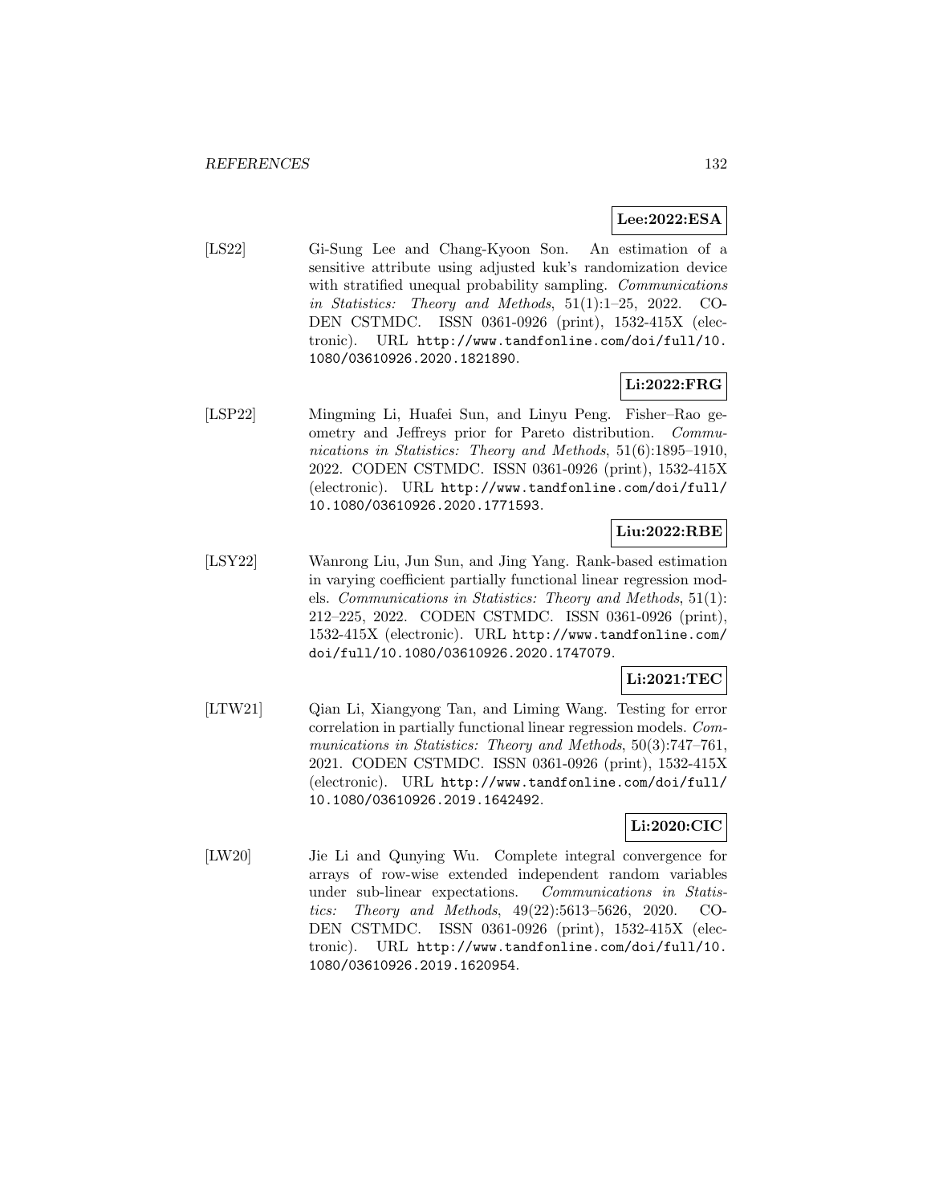**Lee:2022:ESA**

[LS22] Gi-Sung Lee and Chang-Kyoon Son. An estimation of a sensitive attribute using adjusted kuk's randomization device with stratified unequal probability sampling. *Communications in Statistics: Theory and Methods*, 51(1):1–25, 2022. CODEN CSTMDC. ISSN 0361-0926 (print), 1532-415X (electronic). URL http://www.tandfonline.com/doi/full/10.1080/03610926.2020.1821890.

**Li:2022:FRG**

[LSP22] Mingming Li, Huafei Sun, and Linyu Peng. Fisher–Rao geometry and Jeffreys prior for Pareto distribution. *Communications in Statistics: Theory and Methods*, 51(6):1895–1910, 2022. CODEN CSTMDC. ISSN 0361-0926 (print), 1532-415X (electronic). URL http://www.tandfonline.com/doi/full/10.1080/03610926.2020.1771593.

**Liu:2022:RBE**

[LSY22] Wanrong Liu, Jun Sun, and Jing Yang. Rank-based estimation in varying coefficient partially functional linear regression models. *Communications in Statistics: Theory and Methods*, 51(1): 212–225, 2022. CODEN CSTMDC. ISSN 0361-0926 (print), 1532-415X (electronic). URL http://www.tandfonline.com/doi/full/10.1080/03610926.2020.1747079.

**Li:2021:TEC**

[LTW21] Qian Li, Xiangyong Tan, and Liming Wang. Testing for error correlation in partially functional linear regression models. *Communications in Statistics: Theory and Methods*, 50(3):747–761, 2021. CODEN CSTMDC. ISSN 0361-0926 (print), 1532-415X (electronic). URL http://www.tandfonline.com/doi/full/10.1080/03610926.2019.1642492.

**Li:2020:CIC**

[LW20] Jie Li and Qunying Wu. Complete integral convergence for arrays of row-wise extended independent random variables under sub-linear expectations. *Communications in Statistics: Theory and Methods*, 49(22):5613–5626, 2020. CODEN CSTMDC. ISSN 0361-0926 (print), 1532-415X (electronic). URL http://www.tandfonline.com/doi/full/10.1080/03610926.2019.1620954.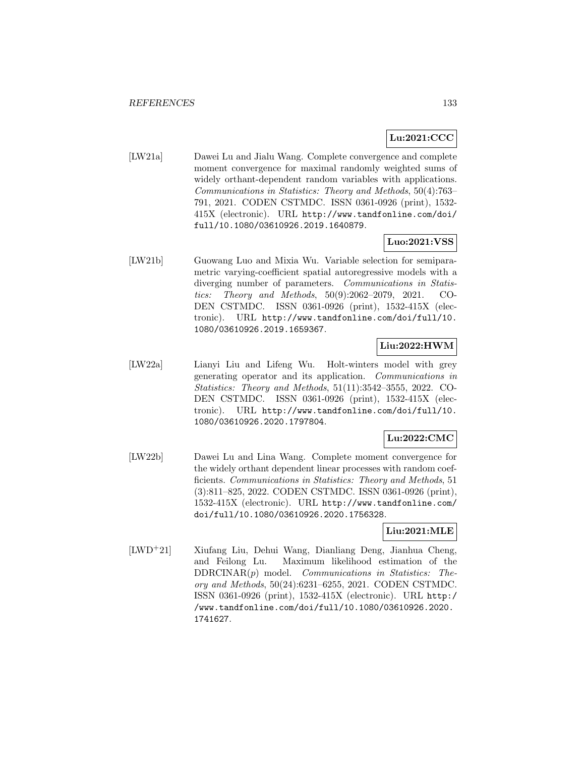**Lu:2021:CCC**

[LW21a] Dawei Lu and Jialu Wang. Complete convergence and complete moment convergence for maximal randomly weighted sums of widely orthant-dependent random variables with applications. *Communications in Statistics: Theory and Methods*, 50(4):763–791, 2021. CODEN CSTMDC. ISSN 0361-0926 (print), 1532-415X (electronic). URL http://www.tandfonline.com/doi/full/10.1080/03610926.2019.1640879.

**Luo:2021:VSS**

[LW21b] Guowang Luo and Mixia Wu. Variable selection for semiparametric varying-coefficient spatial autoregressive models with a diverging number of parameters. *Communications in Statistics: Theory and Methods*, 50(9):2062–2079, 2021. CODEN CSTMDC. ISSN 0361-0926 (print), 1532-415X (electronic). URL http://www.tandfonline.com/doi/full/10.1080/03610926.2019.1659367.

**Liu:2022:HWM**

[LW22a] Lianyi Liu and Lifeng Wu. Holt-winters model with grey generating operator and its application. *Communications in Statistics: Theory and Methods*, 51(11):3542–3555, 2022. CODEN CSTMDC. ISSN 0361-0926 (print), 1532-415X (electronic). URL http://www.tandfonline.com/doi/full/10.1080/03610926.2020.1797804.

**Lu:2022:CMC**

[LW22b] Dawei Lu and Lina Wang. Complete moment convergence for the widely orthant dependent linear processes with random coefficients. *Communications in Statistics: Theory and Methods*, 51 (3):811–825, 2022. CODEN CSTMDC. ISSN 0361-0926 (print), 1532-415X (electronic). URL http://www.tandfonline.com/doi/full/10.1080/03610926.2020.1756328.

**Liu:2021:MLE**

[LWD+21] Xiufang Liu, Dehui Wang, Dianliang Deng, Jianhua Cheng, and Feilong Lu. Maximum likelihood estimation of the DDRCINAR($p$) model. *Communications in Statistics: Theory and Methods*, 50(24):6231–6255, 2021. CODEN CSTMDC. ISSN 0361-0926 (print), 1532-415X (electronic). URL http://www.tandfonline.com/doi/full/10.1080/03610926.2020.1741627.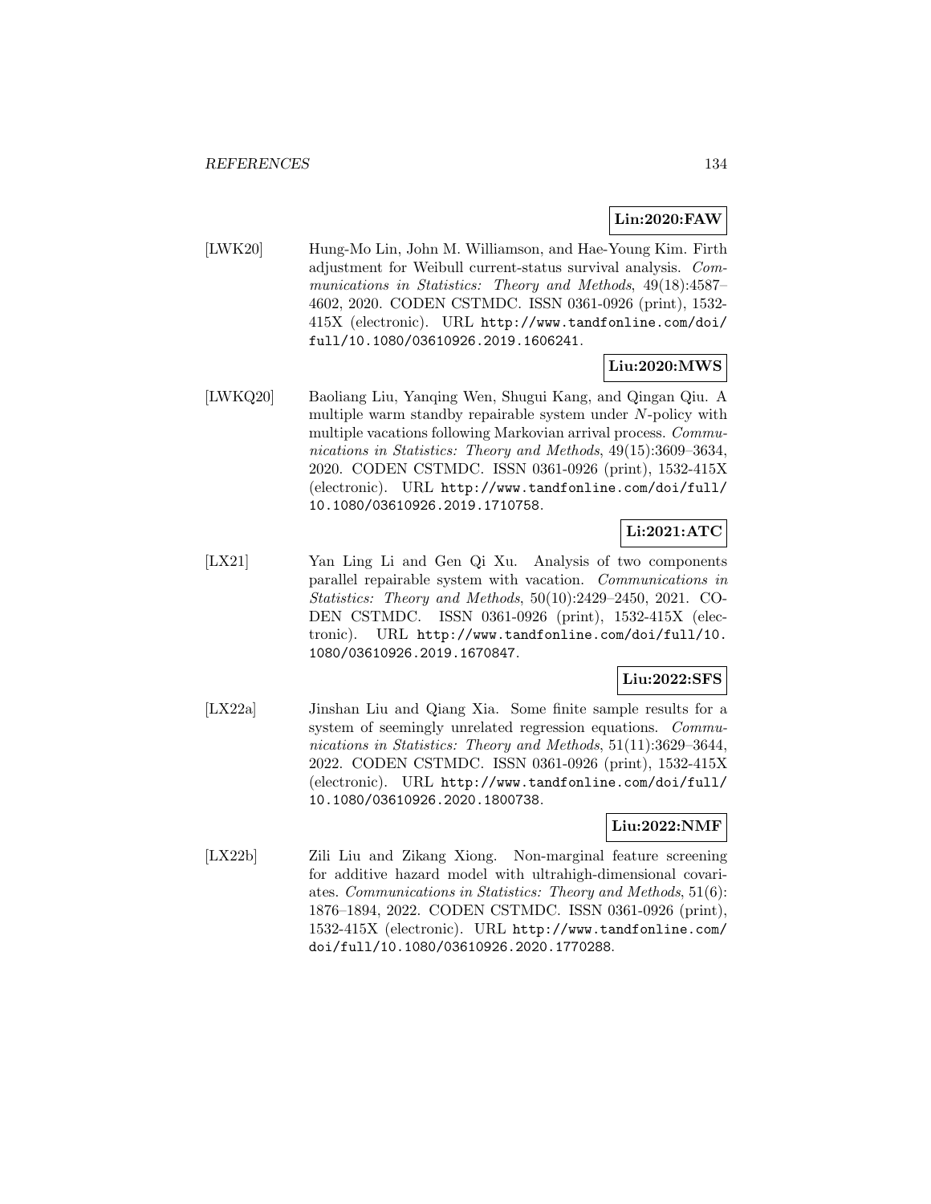**Lin:2020:FAW**

[LWK20] Hung-Mo Lin, John M. Williamson, and Hae-Young Kim. Firth adjustment for Weibull current-status survival analysis. *Communications in Statistics: Theory and Methods*, 49(18):4587–4602, 2020. CODEN CSTMDC. ISSN 0361-0926 (print), 1532-415X (electronic). URL http://www.tandfonline.com/doi/full/10.1080/03610926.2019.1606241.

**Liu:2020:MWS**

[LWKQ20] Baoliang Liu, Yanqing Wen, Shugui Kang, and Qingan Qiu. A multiple warm standby repairable system under $N$-policy with multiple vacations following Markovian arrival process. *Communications in Statistics: Theory and Methods*, 49(15):3609–3634, 2020. CODEN CSTMDC. ISSN 0361-0926 (print), 1532-415X (electronic). URL http://www.tandfonline.com/doi/full/10.1080/03610926.2019.1710758.

**Li:2021:ATC**

[LX21] Yan Ling Li and Gen Qi Xu. Analysis of two components parallel repairable system with vacation. *Communications in Statistics: Theory and Methods*, 50(10):2429–2450, 2021. CODEN CSTMDC. ISSN 0361-0926 (print), 1532-415X (electronic). URL http://www.tandfonline.com/doi/full/10.1080/03610926.2019.1670847.

**Liu:2022:SFS**

[LX22a] Jinshan Liu and Qiang Xia. Some finite sample results for a system of seemingly unrelated regression equations. *Communications in Statistics: Theory and Methods*, 51(11):3629–3644, 2022. CODEN CSTMDC. ISSN 0361-0926 (print), 1532-415X (electronic). URL http://www.tandfonline.com/doi/full/10.1080/03610926.2020.1800738.

**Liu:2022:NMF**

[LX22b] Zili Liu and Zikang Xiong. Non-marginal feature screening for additive hazard model with ultrahigh-dimensional covariates. *Communications in Statistics: Theory and Methods*, 51(6):1876–1894, 2022. CODEN CSTMDC. ISSN 0361-0926 (print), 1532-415X (electronic). URL http://www.tandfonline.com/doi/full/10.1080/03610926.2020.1770288.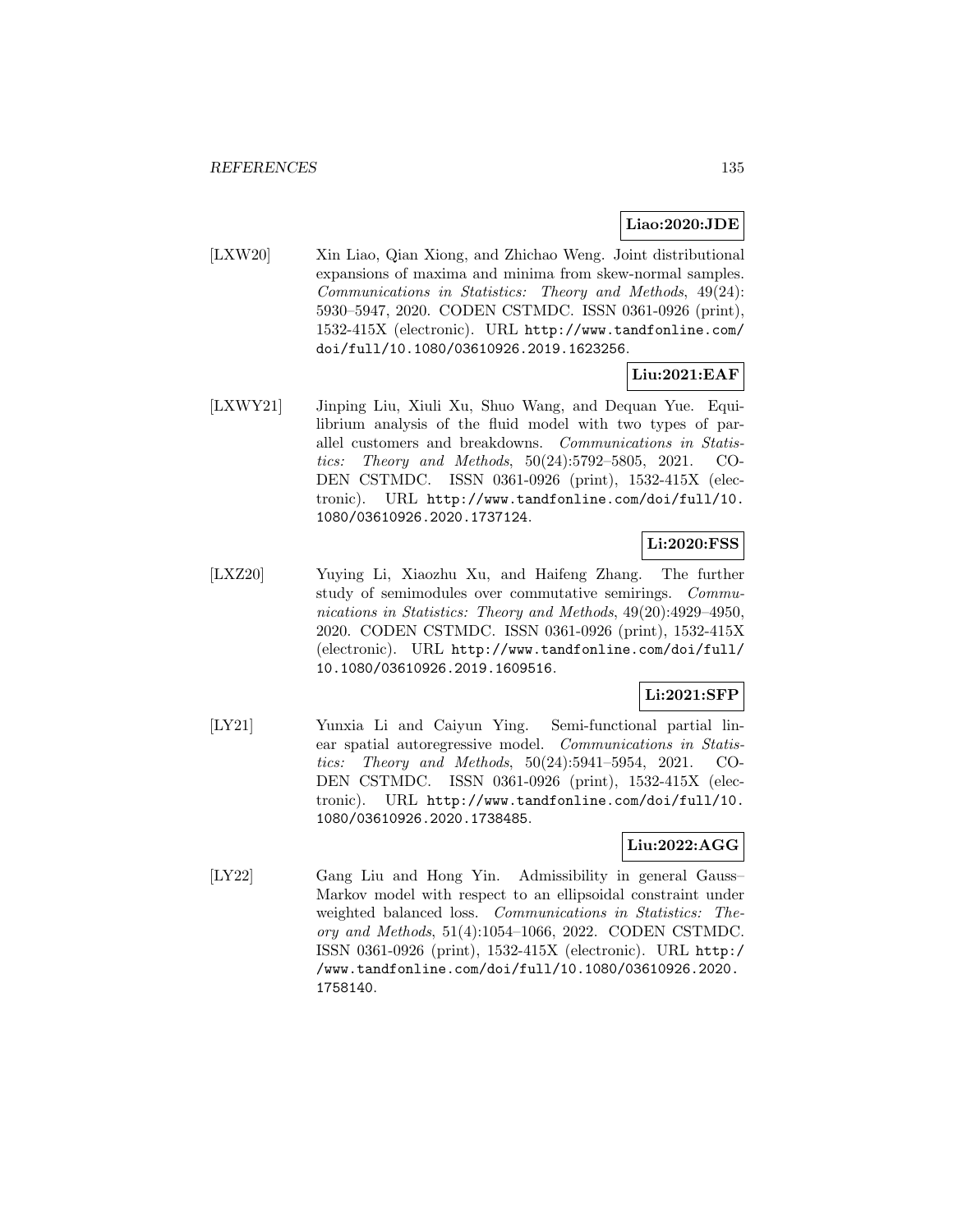**Liao:2020:JDE**

[LXW20] Xin Liao, Qian Xiong, and Zhichao Weng. Joint distributional expansions of maxima and minima from skew-normal samples. *Communications in Statistics: Theory and Methods*, 49(24): 5930–5947, 2020. CODEN CSTMDC. ISSN 0361-0926 (print), 1532-415X (electronic). URL http://www.tandfonline.com/doi/full/10.1080/03610926.2019.1623256.

**Liu:2021:EAF**

[LXWY21] Jinping Liu, Xiuli Xu, Shuo Wang, and Dequan Yue. Equilibrium analysis of the fluid model with two types of parallel customers and breakdowns. *Communications in Statistics: Theory and Methods*, 50(24):5792–5805, 2021. CODEN CSTMDC. ISSN 0361-0926 (print), 1532-415X (electronic). URL http://www.tandfonline.com/doi/full/10.1080/03610926.2020.1737124.

**Li:2020:FSS**

[LXZ20] Yuying Li, Xiaozhu Xu, and Haifeng Zhang. The further study of semimodules over commutative semirings. *Communications in Statistics: Theory and Methods*, 49(20):4929–4950, 2020. CODEN CSTMDC. ISSN 0361-0926 (print), 1532-415X (electronic). URL http://www.tandfonline.com/doi/full/10.1080/03610926.2019.1609516.

**Li:2021:SFP**

[LY21] Yunxia Li and Caiyun Ying. Semi-functional partial linear spatial autoregressive model. *Communications in Statistics: Theory and Methods*, 50(24):5941–5954, 2021. CODEN CSTMDC. ISSN 0361-0926 (print), 1532-415X (electronic). URL http://www.tandfonline.com/doi/full/10.1080/03610926.2020.1738485.

**Liu:2022:AGG**

[LY22] Gang Liu and Hong Yin. Admissibility in general Gauss–Markov model with respect to an ellipsoidal constraint under weighted balanced loss. *Communications in Statistics: Theory and Methods*, 51(4):1054–1066, 2022. CODEN CSTMDC. ISSN 0361-0926 (print), 1532-415X (electronic). URL http://www.tandfonline.com/doi/full/10.1080/03610926.2020.1758140.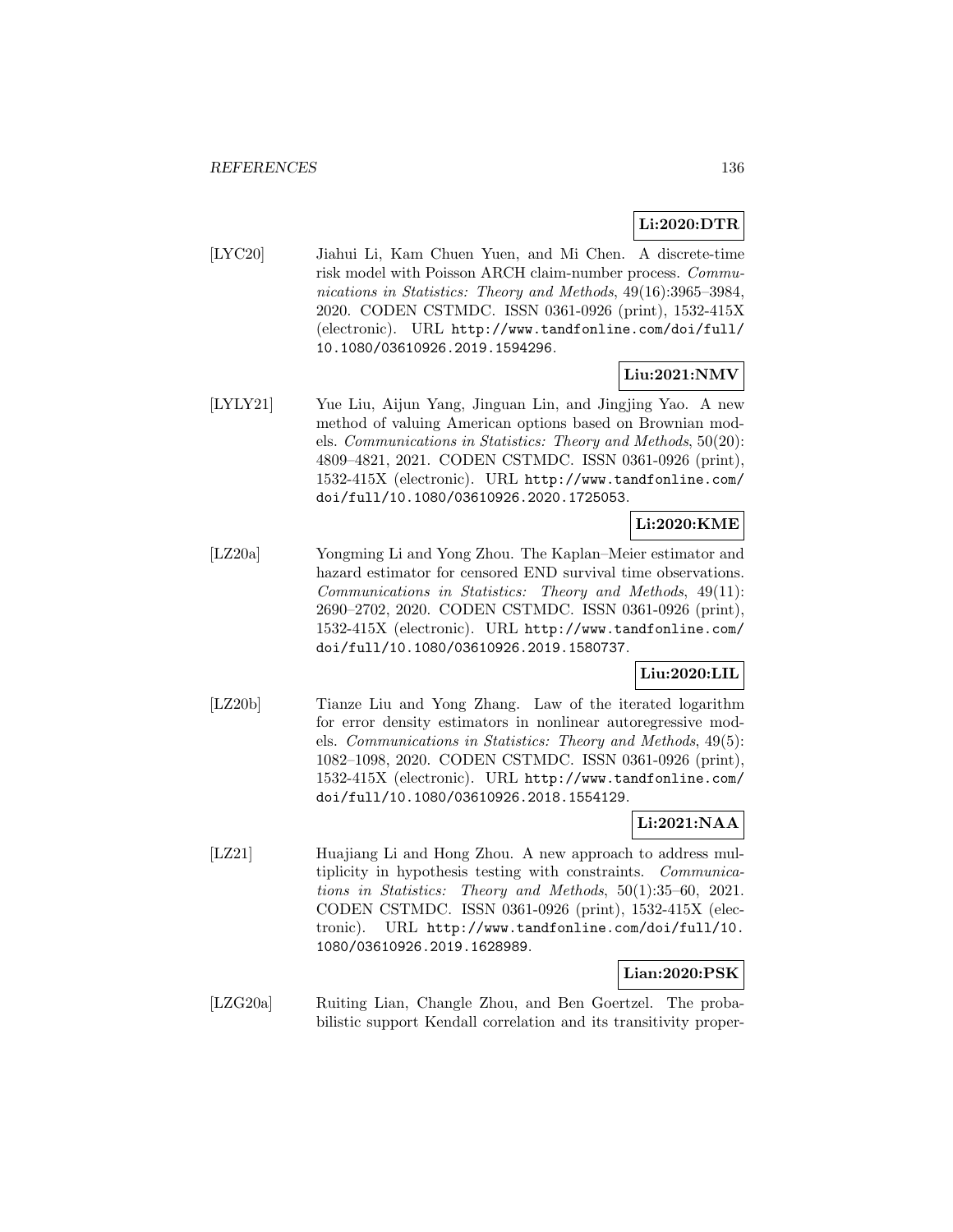**Li:2020:DTR**

[LYC20] Jiahui Li, Kam Chuen Yuen, and Mi Chen. A discrete-time risk model with Poisson ARCH claim-number process. *Communications in Statistics: Theory and Methods*, 49(16):3965–3984, 2020. CODEN CSTMDC. ISSN 0361-0926 (print), 1532-415X (electronic). URL http://www.tandfonline.com/doi/full/10.1080/03610926.2019.1594296.

**Liu:2021:NMV**

[LYLY21] Yue Liu, Aijun Yang, Jinguan Lin, and Jingjing Yao. A new method of valuing American options based on Brownian models. *Communications in Statistics: Theory and Methods*, 50(20): 4809–4821, 2021. CODEN CSTMDC. ISSN 0361-0926 (print), 1532-415X (electronic). URL http://www.tandfonline.com/doi/full/10.1080/03610926.2020.1725053.

**Li:2020:KME**

[LZ20a] Yongming Li and Yong Zhou. The Kaplan–Meier estimator and hazard estimator for censored END survival time observations. *Communications in Statistics: Theory and Methods*, 49(11): 2690–2702, 2020. CODEN CSTMDC. ISSN 0361-0926 (print), 1532-415X (electronic). URL http://www.tandfonline.com/doi/full/10.1080/03610926.2019.1580737.

**Liu:2020:LIL**

[LZ20b] Tianze Liu and Yong Zhang. Law of the iterated logarithm for error density estimators in nonlinear autoregressive models. *Communications in Statistics: Theory and Methods*, 49(5): 1082–1098, 2020. CODEN CSTMDC. ISSN 0361-0926 (print), 1532-415X (electronic). URL http://www.tandfonline.com/doi/full/10.1080/03610926.2018.1554129.

**Li:2021:NAA**

[LZ21] Huajiang Li and Hong Zhou. A new approach to address multiplicity in hypothesis testing with constraints. *Communications in Statistics: Theory and Methods*, 50(1):35–60, 2021. CODEN CSTMDC. ISSN 0361-0926 (print), 1532-415X (electronic). URL http://www.tandfonline.com/doi/full/10.1080/03610926.2019.1628989.

**Lian:2020:PSK**

[LZG20a] Ruiting Lian, Changle Zhou, and Ben Goertzel. The probabilistic support Kendall correlation and its transitivity proper-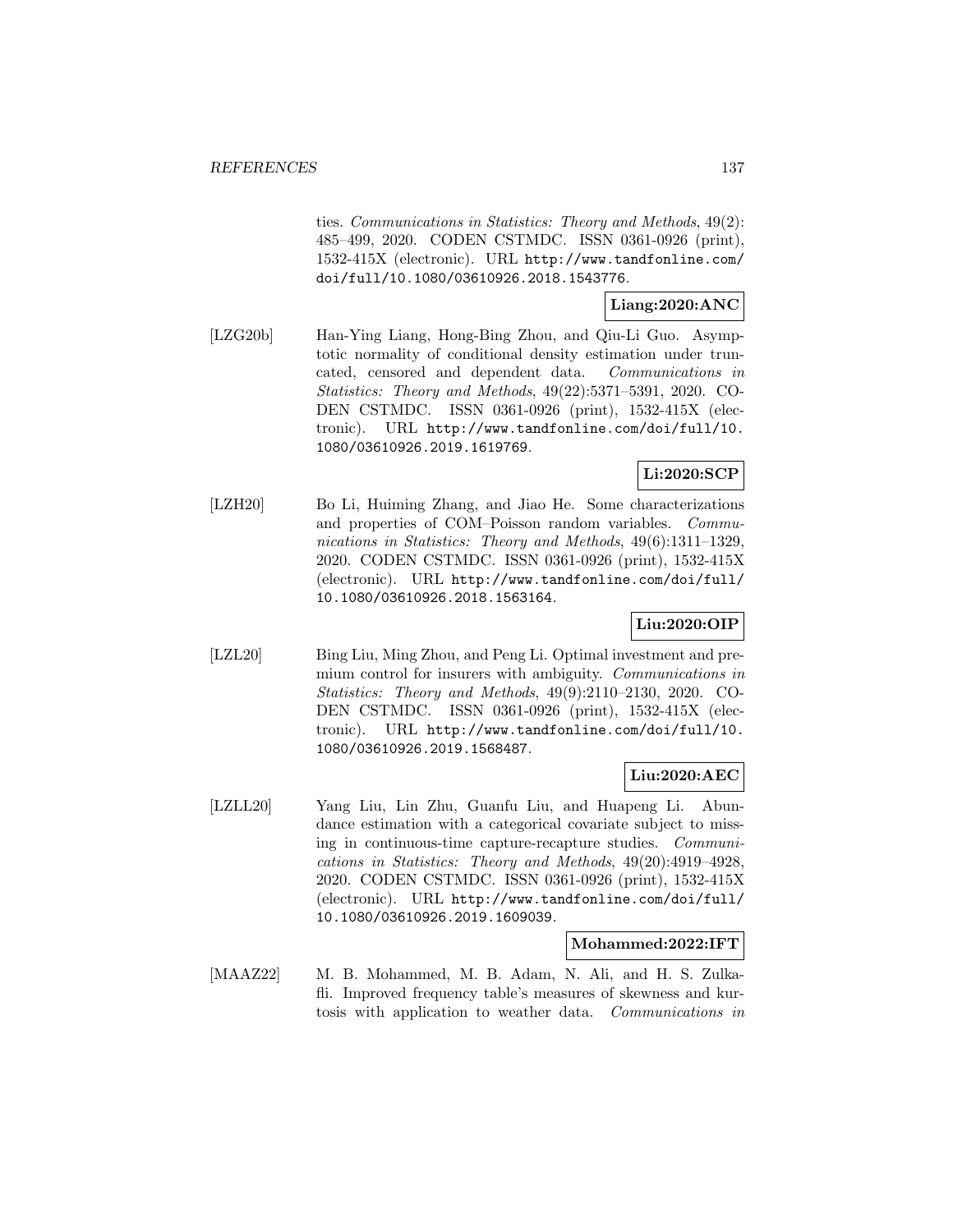ties. *Communications in Statistics: Theory and Methods*, 49(2): 485–499, 2020. CODEN CSTMDC. ISSN 0361-0926 (print), 1532-415X (electronic). URL http://www.tandfonline.com/doi/full/10.1080/03610926.2018.1543776.

**Liang:2020:ANC**

[LZG20b] Han-Ying Liang, Hong-Bing Zhou, and Qiu-Li Guo. Asymptotic normality of conditional density estimation under truncated, censored and dependent data. *Communications in Statistics: Theory and Methods*, 49(22):5371–5391, 2020. CODEN CSTMDC. ISSN 0361-0926 (print), 1532-415X (electronic). URL http://www.tandfonline.com/doi/full/10.1080/03610926.2019.1619769.

**Li:2020:SCP**

[LZH20] Bo Li, Huiming Zhang, and Jiao He. Some characterizations and properties of COM–Poisson random variables. *Communications in Statistics: Theory and Methods*, 49(6):1311–1329, 2020. CODEN CSTMDC. ISSN 0361-0926 (print), 1532-415X (electronic). URL http://www.tandfonline.com/doi/full/10.1080/03610926.2018.1563164.

**Liu:2020:OIP**

[LZL20] Bing Liu, Ming Zhou, and Peng Li. Optimal investment and premium control for insurers with ambiguity. *Communications in Statistics: Theory and Methods*, 49(9):2110–2130, 2020. CODEN CSTMDC. ISSN 0361-0926 (print), 1532-415X (electronic). URL http://www.tandfonline.com/doi/full/10.1080/03610926.2019.1568487.

**Liu:2020:AEC**

[LZLL20] Yang Liu, Lin Zhu, Guanfu Liu, and Huapeng Li. Abundance estimation with a categorical covariate subject to missing in continuous-time capture-recapture studies. *Communications in Statistics: Theory and Methods*, 49(20):4919–4928, 2020. CODEN CSTMDC. ISSN 0361-0926 (print), 1532-415X (electronic). URL http://www.tandfonline.com/doi/full/10.1080/03610926.2019.1609039.

**Mohammed:2022:IFT**

[MAAZ22] M. B. Mohammed, M. B. Adam, N. Ali, and H. S. Zulkafli. Improved frequency table's measures of skewness and kurtosis with application to weather data. *Communications in*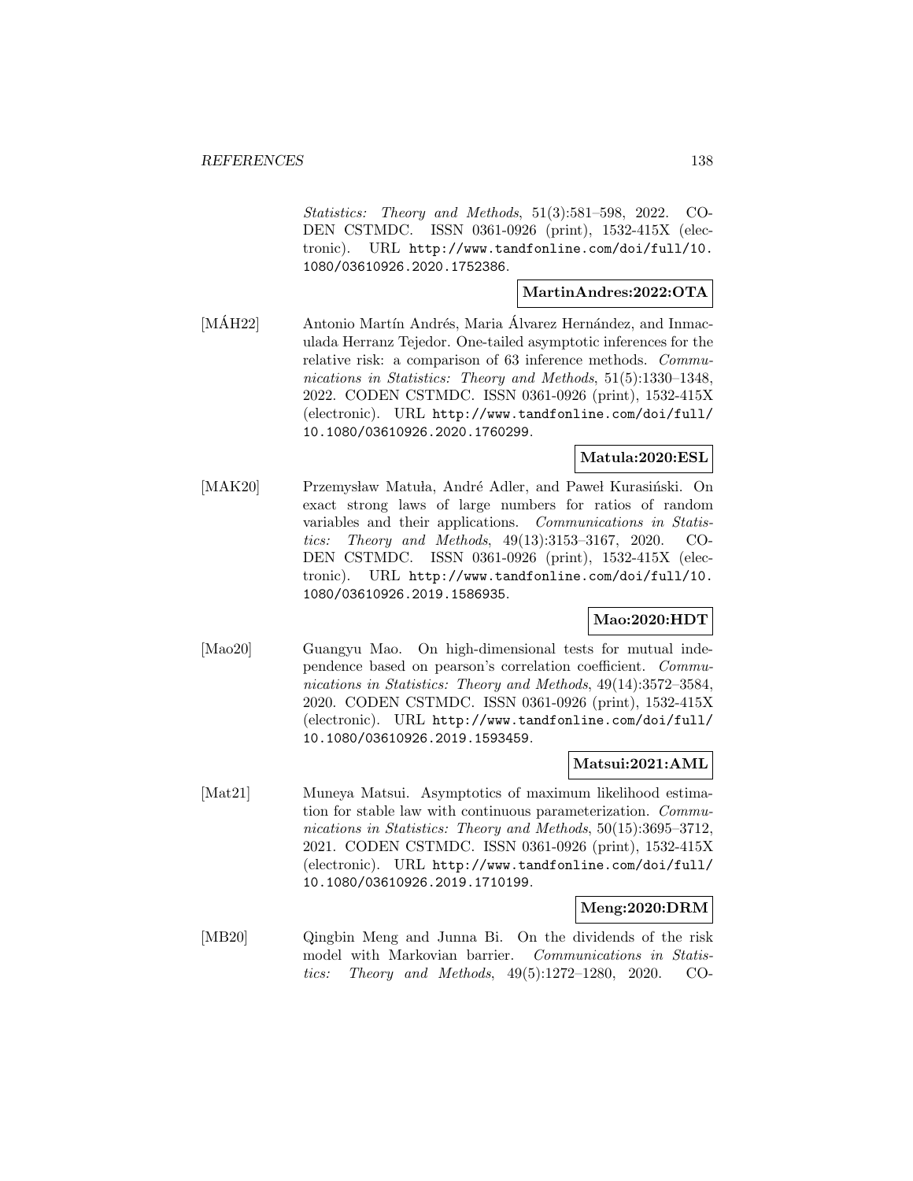*Statistics: Theory and Methods*, 51(3):581–598, 2022. CODEN CSTMDC. ISSN 0361-0926 (print), 1532-415X (electronic). URL http://www.tandfonline.com/doi/full/10.1080/03610926.2020.1752386.

**MartinAndres:2022:OTA**

[MÁH22] Antonio Martín Andrés, Maria Álvarez Hernández, and Inmaculada Herranz Tejedor. One-tailed asymptotic inferences for the relative risk: a comparison of 63 inference methods. *Communications in Statistics: Theory and Methods*, 51(5):1330–1348, 2022. CODEN CSTMDC. ISSN 0361-0926 (print), 1532-415X (electronic). URL http://www.tandfonline.com/doi/full/10.1080/03610926.2020.1760299.

**Matula:2020:ESL**

[MAK20] Przemysław Matuła, André Adler, and Paweł Kurasiński. On exact strong laws of large numbers for ratios of random variables and their applications. *Communications in Statistics: Theory and Methods*, 49(13):3153–3167, 2020. CODEN CSTMDC. ISSN 0361-0926 (print), 1532-415X (electronic). URL http://www.tandfonline.com/doi/full/10.1080/03610926.2019.1586935.

**Mao:2020:HDT**

[Mao20] Guangyu Mao. On high-dimensional tests for mutual independence based on pearson's correlation coefficient. *Communications in Statistics: Theory and Methods*, 49(14):3572–3584, 2020. CODEN CSTMDC. ISSN 0361-0926 (print), 1532-415X (electronic). URL http://www.tandfonline.com/doi/full/10.1080/03610926.2019.1593459.

**Matsui:2021:AML**

[Mat21] Muneya Matsui. Asymptotics of maximum likelihood estimation for stable law with continuous parameterization. *Communications in Statistics: Theory and Methods*, 50(15):3695–3712, 2021. CODEN CSTMDC. ISSN 0361-0926 (print), 1532-415X (electronic). URL http://www.tandfonline.com/doi/full/10.1080/03610926.2019.1710199.

**Meng:2020:DRM**

[MB20] Qingbin Meng and Junna Bi. On the dividends of the risk model with Markovian barrier. *Communications in Statistics: Theory and Methods*, 49(5):1272–1280, 2020. CO-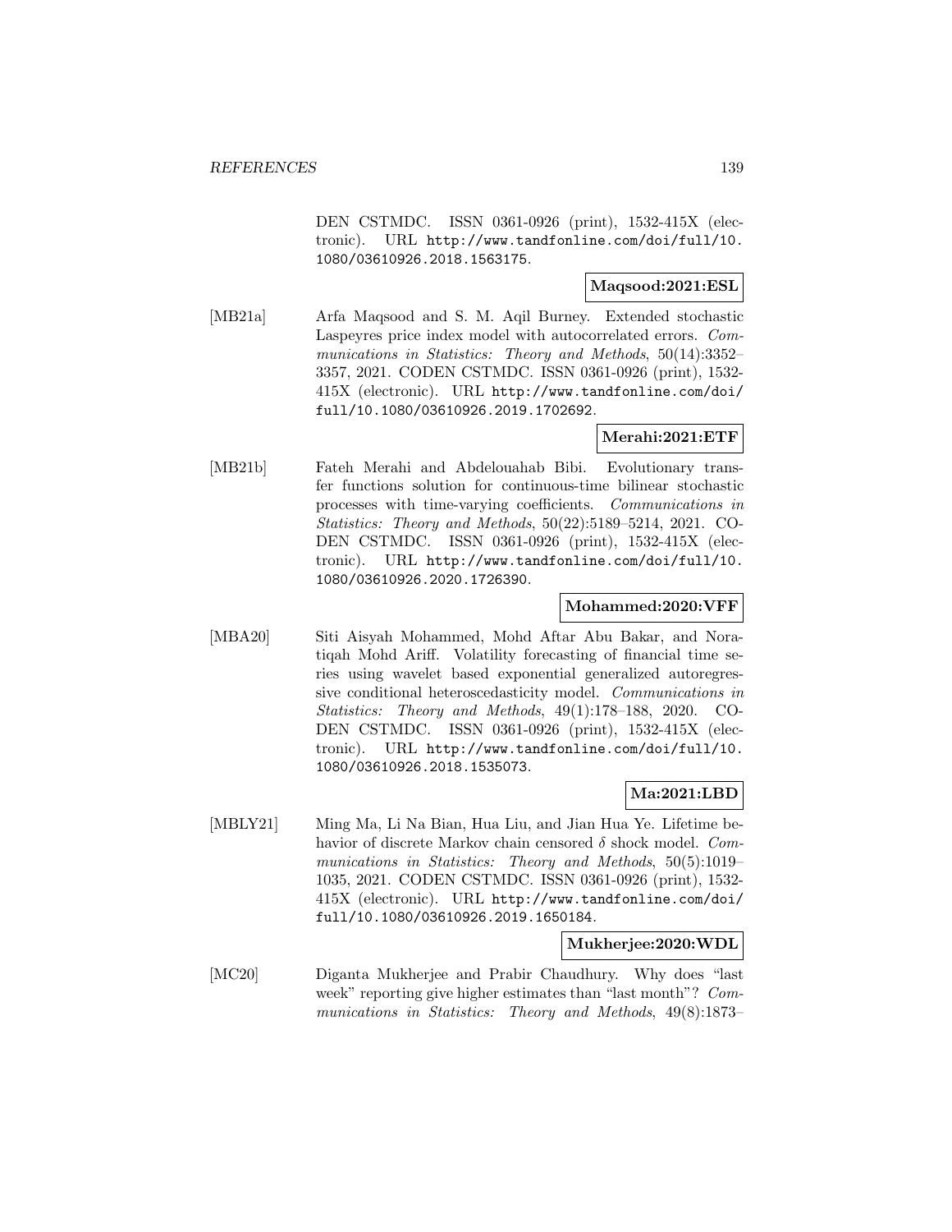DEN CSTMDC. ISSN 0361-0926 (print), 1532-415X (electronic). URL http://www.tandfonline.com/doi/full/10.1080/03610926.2018.1563175.

**Maqsood:2021:ESL**

[MB21a] Arfa Maqsood and S. M. Aqil Burney. Extended stochastic Laspeyres price index model with autocorrelated errors. *Communications in Statistics: Theory and Methods*, 50(14):3352–3357, 2021. CODEN CSTMDC. ISSN 0361-0926 (print), 1532-415X (electronic). URL http://www.tandfonline.com/doi/full/10.1080/03610926.2019.1702692.

**Merahi:2021:ETF**

[MB21b] Fateh Merahi and Abdelouahab Bibi. Evolutionary transfer functions solution for continuous-time bilinear stochastic processes with time-varying coefficients. *Communications in Statistics: Theory and Methods*, 50(22):5189–5214, 2021. CODEN CSTMDC. ISSN 0361-0926 (print), 1532-415X (electronic). URL http://www.tandfonline.com/doi/full/10.1080/03610926.2020.1726390.

**Mohammed:2020:VFF**

[MBA20] Siti Aisyah Mohammed, Mohd Aftar Abu Bakar, and Noratiqah Mohd Ariff. Volatility forecasting of financial time series using wavelet based exponential generalized autoregressive conditional heteroscedasticity model. *Communications in Statistics: Theory and Methods*, 49(1):178–188, 2020. CODEN CSTMDC. ISSN 0361-0926 (print), 1532-415X (electronic). URL http://www.tandfonline.com/doi/full/10.1080/03610926.2018.1535073.

**Ma:2021:LBD**

[MBLY21] Ming Ma, Li Na Bian, Hua Liu, and Jian Hua Ye. Lifetime behavior of discrete Markov chain censored $\delta$ shock model. *Communications in Statistics: Theory and Methods*, 50(5):1019–1035, 2021. CODEN CSTMDC. ISSN 0361-0926 (print), 1532-415X (electronic). URL http://www.tandfonline.com/doi/full/10.1080/03610926.2019.1650184.

**Mukherjee:2020:WDL**

[MC20] Diganta Mukherjee and Prabir Chaudhury. Why does "last week" reporting give higher estimates than "last month"? *Communications in Statistics: Theory and Methods*, 49(8):1873–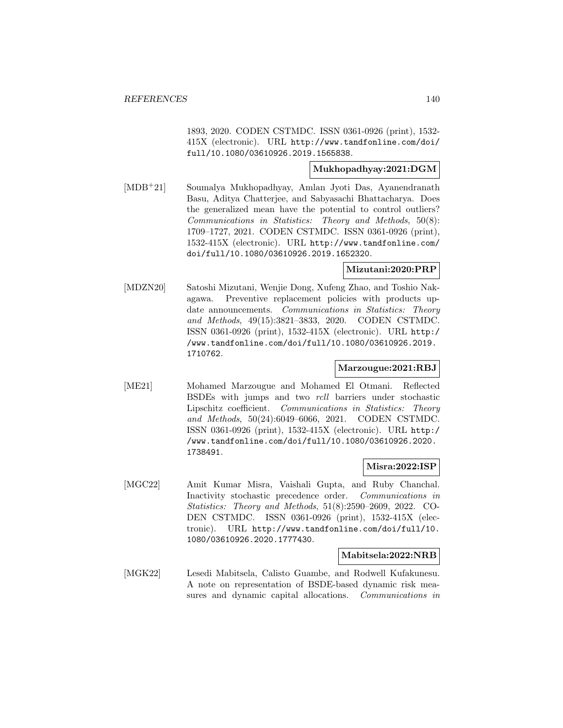1893, 2020. CODEN CSTMDC. ISSN 0361-0926 (print), 1532-415X (electronic). URL http://www.tandfonline.com/doi/full/10.1080/03610926.2019.1565838.

**Mukhopadhyay:2021:DGM**

[MDB+21] Soumalya Mukhopadhyay, Amlan Jyoti Das, Ayanendranath Basu, Aditya Chatterjee, and Sabyasachi Bhattacharya. Does the generalized mean have the potential to control outliers? *Communications in Statistics: Theory and Methods*, 50(8): 1709–1727, 2021. CODEN CSTMDC. ISSN 0361-0926 (print), 1532-415X (electronic). URL http://www.tandfonline.com/doi/full/10.1080/03610926.2019.1652320.

**Mizutani:2020:PRP**

[MDZN20] Satoshi Mizutani, Wenjie Dong, Xufeng Zhao, and Toshio Nakagawa. Preventive replacement policies with products update announcements. *Communications in Statistics: Theory and Methods*, 49(15):3821–3833, 2020. CODEN CSTMDC. ISSN 0361-0926 (print), 1532-415X (electronic). URL http://www.tandfonline.com/doi/full/10.1080/03610926.2019.1710762.

**Marzougue:2021:RBJ**

[ME21] Mohamed Marzougue and Mohamed El Otmani. Reflected BSDEs with jumps and two *rcll* barriers under stochastic Lipschitz coefficient. *Communications in Statistics: Theory and Methods*, 50(24):6049–6066, 2021. CODEN CSTMDC. ISSN 0361-0926 (print), 1532-415X (electronic). URL http://www.tandfonline.com/doi/full/10.1080/03610926.2020.1738491.

**Misra:2022:ISP**

[MGC22] Amit Kumar Misra, Vaishali Gupta, and Ruby Chanchal. Inactivity stochastic precedence order. *Communications in Statistics: Theory and Methods*, 51(8):2590–2609, 2022. CODEN CSTMDC. ISSN 0361-0926 (print), 1532-415X (electronic). URL http://www.tandfonline.com/doi/full/10.1080/03610926.2020.1777430.

**Mabitsela:2022:NRB**

[MGK22] Lesedi Mabitsela, Calisto Guambe, and Rodwell Kufakunesu. A note on representation of BSDE-based dynamic risk measures and dynamic capital allocations. *Communications in*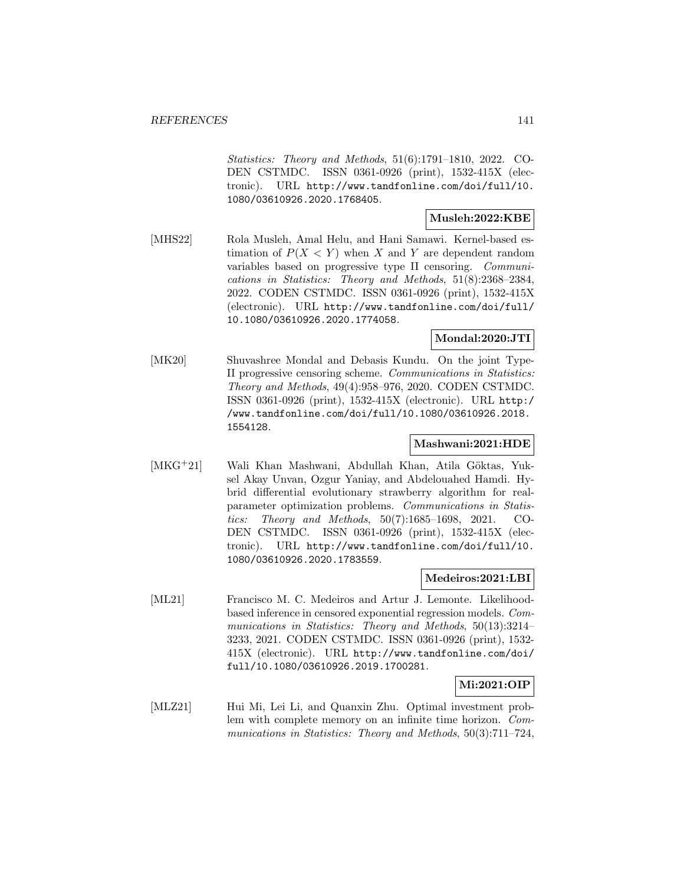*Statistics: Theory and Methods*, 51(6):1791–1810, 2022. CODEN CSTMDC. ISSN 0361-0926 (print), 1532-415X (electronic). URL http://www.tandfonline.com/doi/full/10.1080/03610926.2020.1768405.

**Musleh:2022:KBE**

[MHS22] Rola Musleh, Amal Helu, and Hani Samawi. Kernel-based estimation of $P(X < Y)$ when $X$ and $Y$ are dependent random variables based on progressive type II censoring. *Communications in Statistics: Theory and Methods*, 51(8):2368–2384, 2022. CODEN CSTMDC. ISSN 0361-0926 (print), 1532-415X (electronic). URL http://www.tandfonline.com/doi/full/10.1080/03610926.2020.1774058.

**Mondal:2020:JTI**

[MK20] Shuvashree Mondal and Debasis Kundu. On the joint Type-II progressive censoring scheme. *Communications in Statistics: Theory and Methods*, 49(4):958–976, 2020. CODEN CSTMDC. ISSN 0361-0926 (print), 1532-415X (electronic). URL http://www.tandfonline.com/doi/full/10.1080/03610926.2018.1554128.

**Mashwani:2021:HDE**

[MKG+21] Wali Khan Mashwani, Abdullah Khan, Atila Göktas, Yuksel Akay Unvan, Ozgur Yaniay, and Abdelouahed Hamdi. Hybrid differential evolutionary strawberry algorithm for real-parameter optimization problems. *Communications in Statistics: Theory and Methods*, 50(7):1685–1698, 2021. CODEN CSTMDC. ISSN 0361-0926 (print), 1532-415X (electronic). URL http://www.tandfonline.com/doi/full/10.1080/03610926.2020.1783559.

**Medeiros:2021:LBI**

[ML21] Francisco M. C. Medeiros and Artur J. Lemonte. Likelihood-based inference in censored exponential regression models. *Communications in Statistics: Theory and Methods*, 50(13):3214–3233, 2021. CODEN CSTMDC. ISSN 0361-0926 (print), 1532-415X (electronic). URL http://www.tandfonline.com/doi/full/10.1080/03610926.2019.1700281.

**Mi:2021:OIP**

[MLZ21] Hui Mi, Lei Li, and Quanxin Zhu. Optimal investment problem with complete memory on an infinite time horizon. *Communications in Statistics: Theory and Methods*, 50(3):711–724,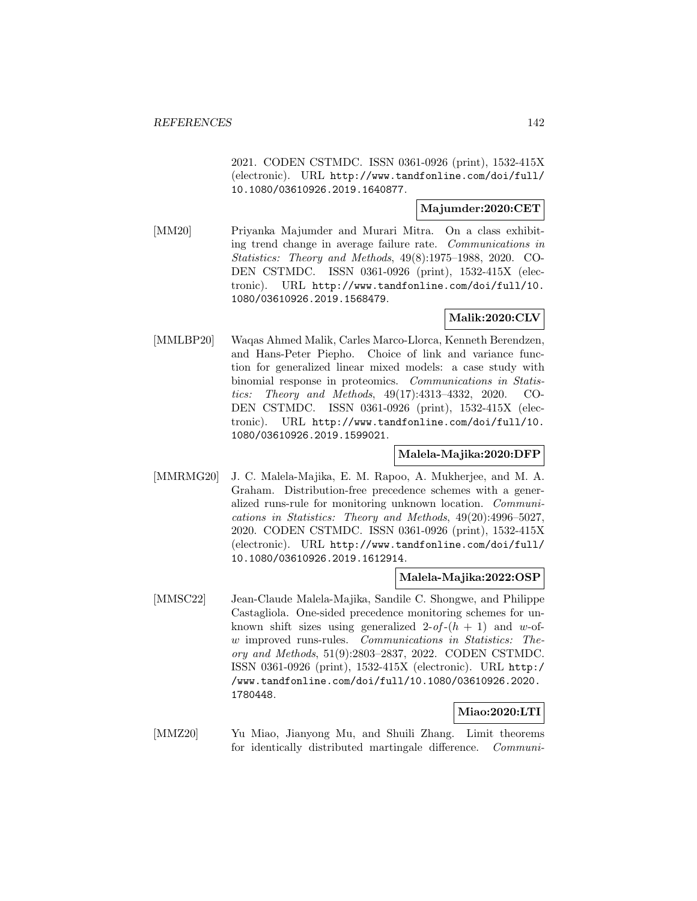2021. CODEN CSTMDC. ISSN 0361-0926 (print), 1532-415X (electronic). URL http://www.tandfonline.com/doi/full/10.1080/03610926.2019.1640877.

**Majumder:2020:CET**

[MM20] Priyanka Majumder and Murari Mitra. On a class exhibiting trend change in average failure rate. *Communications in Statistics: Theory and Methods*, 49(8):1975–1988, 2020. CODEN CSTMDC. ISSN 0361-0926 (print), 1532-415X (electronic). URL http://www.tandfonline.com/doi/full/10.1080/03610926.2019.1568479.

**Malik:2020:CLV**

[MMLBP20] Waqas Ahmed Malik, Carles Marco-Llorca, Kenneth Berendzen, and Hans-Peter Piepho. Choice of link and variance function for generalized linear mixed models: a case study with binomial response in proteomics. *Communications in Statistics: Theory and Methods*, 49(17):4313–4332, 2020. CODEN CSTMDC. ISSN 0361-0926 (print), 1532-415X (electronic). URL http://www.tandfonline.com/doi/full/10.1080/03610926.2019.1599021.

**Malela-Majika:2020:DFP**

[MMRMG20] J. C. Malela-Majika, E. M. Rapoo, A. Mukherjee, and M. A. Graham. Distribution-free precedence schemes with a generalized runs-rule for monitoring unknown location. *Communications in Statistics: Theory and Methods*, 49(20):4996–5027, 2020. CODEN CSTMDC. ISSN 0361-0926 (print), 1532-415X (electronic). URL http://www.tandfonline.com/doi/full/10.1080/03610926.2019.1612914.

**Malela-Majika:2022:OSP**

[MMSC22] Jean-Claude Malela-Majika, Sandile C. Shongwe, and Philippe Castagliola. One-sided precedence monitoring schemes for unknown shift sizes using generalized 2-*of*-$(h + 1)$ and *w*-of-*w* improved runs-rules. *Communications in Statistics: Theory and Methods*, 51(9):2803–2837, 2022. CODEN CSTMDC. ISSN 0361-0926 (print), 1532-415X (electronic). URL http://www.tandfonline.com/doi/full/10.1080/03610926.2020.1780448.

**Miao:2020:LTI**

[MMZ20] Yu Miao, Jianyong Mu, and Shuili Zhang. Limit theorems for identically distributed martingale difference. *Communi-*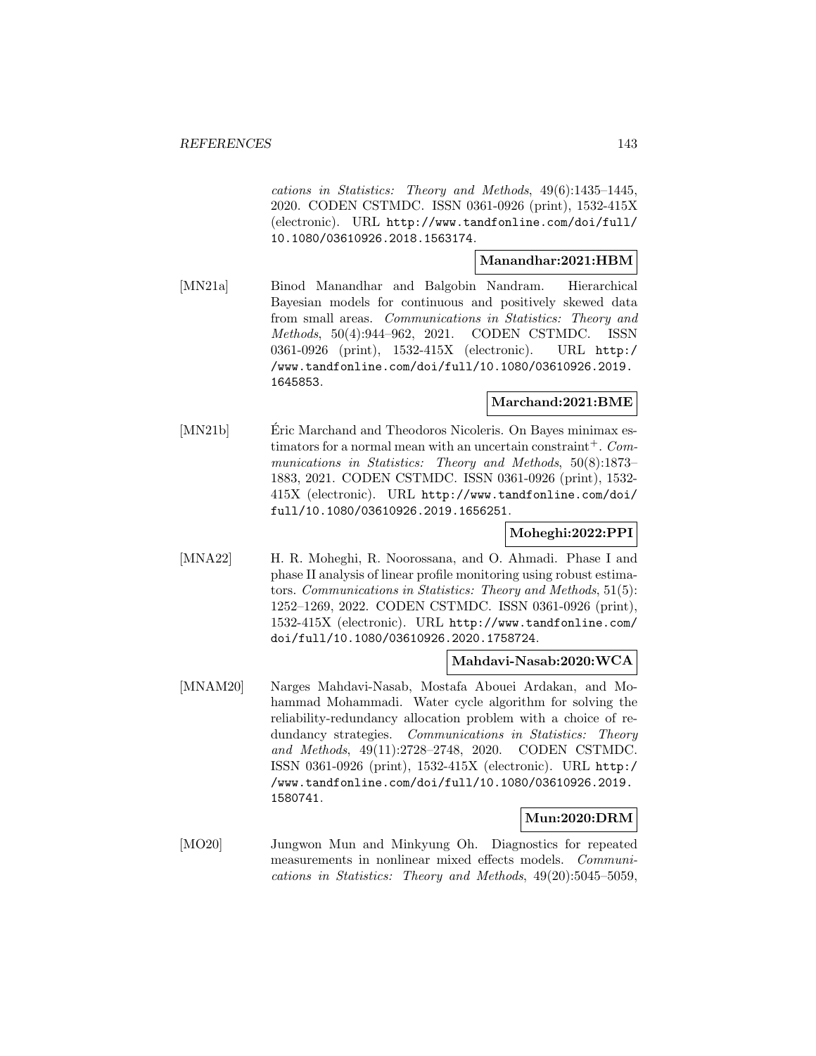cations in Statistics: Theory and Methods*, 49(6):1435–1445, 2020. CODEN CSTMDC. ISSN 0361-0926 (print), 1532-415X (electronic). URL http://www.tandfonline.com/doi/full/10.1080/03610926.2018.1563174.

**Manandhar:2021:HBM**

[MN21a] Binod Manandhar and Balgobin Nandram. Hierarchical Bayesian models for continuous and positively skewed data from small areas. *Communications in Statistics: Theory and Methods*, 50(4):944–962, 2021. CODEN CSTMDC. ISSN 0361-0926 (print), 1532-415X (electronic). URL http://www.tandfonline.com/doi/full/10.1080/03610926.2019.1645853.

**Marchand:2021:BME**

[MN21b] Éric Marchand and Theodoros Nicoleris. On Bayes minimax estimators for a normal mean with an uncertain constraint$^{+}$. *Communications in Statistics: Theory and Methods*, 50(8):1873–1883, 2021. CODEN CSTMDC. ISSN 0361-0926 (print), 1532-415X (electronic). URL http://www.tandfonline.com/doi/full/10.1080/03610926.2019.1656251.

**Moheghi:2022:PPI**

[MNA22] H. R. Moheghi, R. Noorossana, and O. Ahmadi. Phase I and phase II analysis of linear profile monitoring using robust estimators. *Communications in Statistics: Theory and Methods*, 51(5):1252–1269, 2022. CODEN CSTMDC. ISSN 0361-0926 (print), 1532-415X (electronic). URL http://www.tandfonline.com/doi/full/10.1080/03610926.2020.1758724.

**Mahdavi-Nasab:2020:WCA**

[MNAM20] Narges Mahdavi-Nasab, Mostafa Abouei Ardakan, and Mohammad Mohammadi. Water cycle algorithm for solving the reliability-redundancy allocation problem with a choice of redundancy strategies. *Communications in Statistics: Theory and Methods*, 49(11):2728–2748, 2020. CODEN CSTMDC. ISSN 0361-0926 (print), 1532-415X (electronic). URL http://www.tandfonline.com/doi/full/10.1080/03610926.2019.1580741.

**Mun:2020:DRM**

[MO20] Jungwon Mun and Minkyung Oh. Diagnostics for repeated measurements in nonlinear mixed effects models. *Communications in Statistics: Theory and Methods*, 49(20):5045–5059,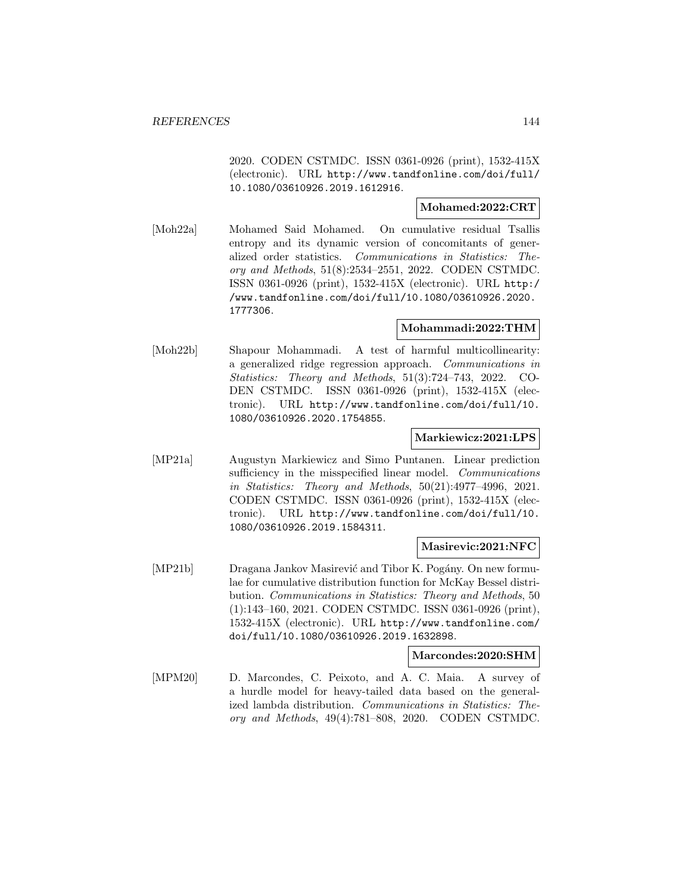2020. CODEN CSTMDC. ISSN 0361-0926 (print), 1532-415X (electronic). URL http://www.tandfonline.com/doi/full/10.1080/03610926.2019.1612916.

**Mohamed:2022:CRT**

[Moh22a] Mohamed Said Mohamed. On cumulative residual Tsallis entropy and its dynamic version of concomitants of generalized order statistics. *Communications in Statistics: Theory and Methods*, 51(8):2534–2551, 2022. CODEN CSTMDC. ISSN 0361-0926 (print), 1532-415X (electronic). URL http://www.tandfonline.com/doi/full/10.1080/03610926.2020.1777306.

**Mohammadi:2022:THM**

[Moh22b] Shapour Mohammadi. A test of harmful multicollinearity: a generalized ridge regression approach. *Communications in Statistics: Theory and Methods*, 51(3):724–743, 2022. CODEN CSTMDC. ISSN 0361-0926 (print), 1532-415X (electronic). URL http://www.tandfonline.com/doi/full/10.1080/03610926.2020.1754855.

**Markiewicz:2021:LPS**

[MP21a] Augustyn Markiewicz and Simo Puntanen. Linear prediction sufficiency in the misspecified linear model. *Communications in Statistics: Theory and Methods*, 50(21):4977–4996, 2021. CODEN CSTMDC. ISSN 0361-0926 (print), 1532-415X (electronic). URL http://www.tandfonline.com/doi/full/10.1080/03610926.2019.1584311.

**Masirevic:2021:NFC**

[MP21b] Dragana Jankov Masirević and Tibor K. Pogány. On new formulae for cumulative distribution function for McKay Bessel distribution. *Communications in Statistics: Theory and Methods*, 50 (1):143–160, 2021. CODEN CSTMDC. ISSN 0361-0926 (print), 1532-415X (electronic). URL http://www.tandfonline.com/doi/full/10.1080/03610926.2019.1632898.

**Marcondes:2020:SHM**

[MPM20] D. Marcondes, C. Peixoto, and A. C. Maia. A survey of a hurdle model for heavy-tailed data based on the generalized lambda distribution. *Communications in Statistics: Theory and Methods*, 49(4):781–808, 2020. CODEN CSTMDC.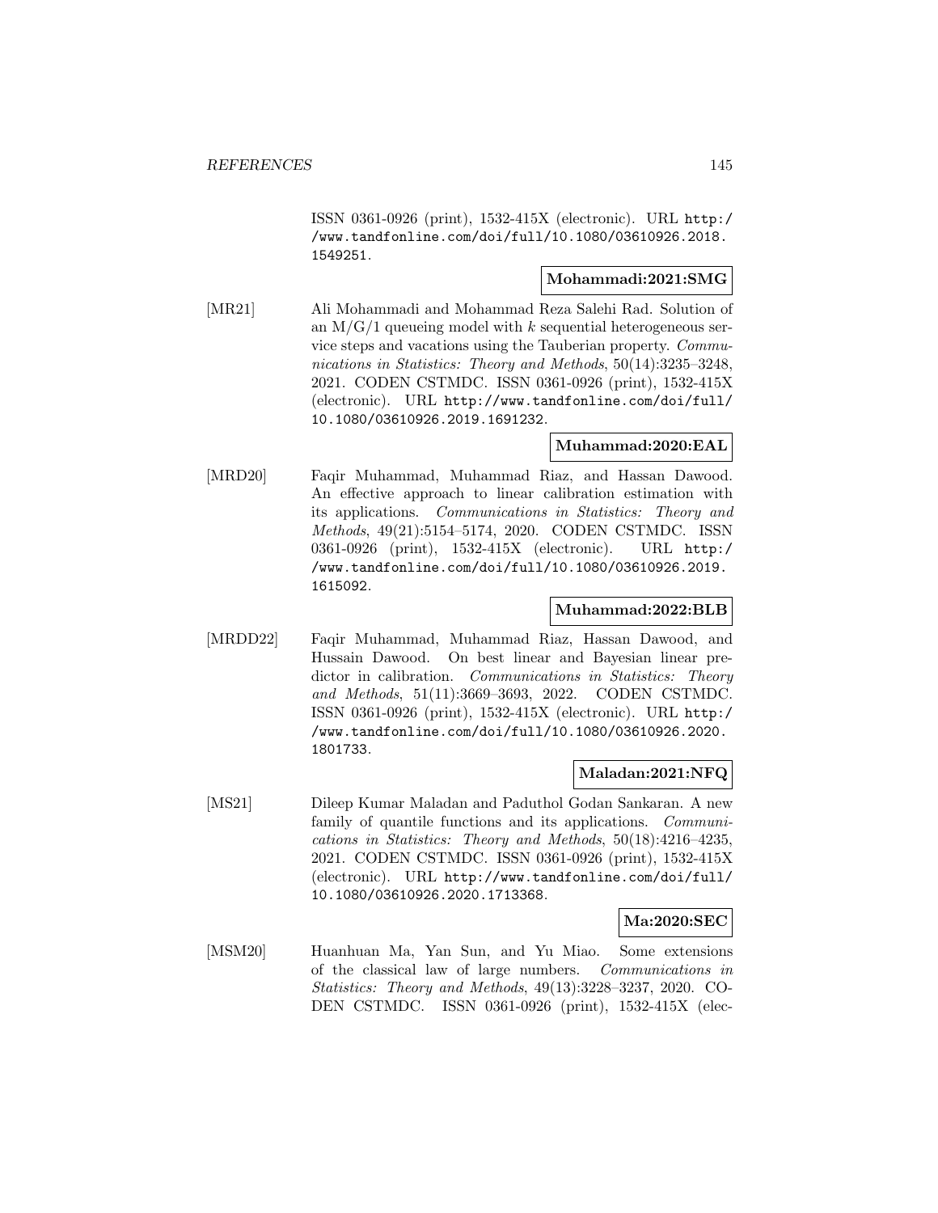ISSN 0361-0926 (print), 1532-415X (electronic). URL http://www.tandfonline.com/doi/full/10.1080/03610926.2018.1549251.

**Mohammadi:2021:SMG**

[MR21] Ali Mohammadi and Mohammad Reza Salehi Rad. Solution of an M/G/1 queueing model with $k$ sequential heterogeneous service steps and vacations using the Tauberian property. *Communications in Statistics: Theory and Methods*, 50(14):3235–3248, 2021. CODEN CSTMDC. ISSN 0361-0926 (print), 1532-415X (electronic). URL http://www.tandfonline.com/doi/full/10.1080/03610926.2019.1691232.

**Muhammad:2020:EAL**

[MRD20] Faqir Muhammad, Muhammad Riaz, and Hassan Dawood. An effective approach to linear calibration estimation with its applications. *Communications in Statistics: Theory and Methods*, 49(21):5154–5174, 2020. CODEN CSTMDC. ISSN 0361-0926 (print), 1532-415X (electronic). URL http://www.tandfonline.com/doi/full/10.1080/03610926.2019.1615092.

**Muhammad:2022:BLB**

[MRDD22] Faqir Muhammad, Muhammad Riaz, Hassan Dawood, and Hussain Dawood. On best linear and Bayesian linear predictor in calibration. *Communications in Statistics: Theory and Methods*, 51(11):3669–3693, 2022. CODEN CSTMDC. ISSN 0361-0926 (print), 1532-415X (electronic). URL http://www.tandfonline.com/doi/full/10.1080/03610926.2020.1801733.

**Maladan:2021:NFQ**

[MS21] Dileep Kumar Maladan and Paduthol Godan Sankaran. A new family of quantile functions and its applications. *Communications in Statistics: Theory and Methods*, 50(18):4216–4235, 2021. CODEN CSTMDC. ISSN 0361-0926 (print), 1532-415X (electronic). URL http://www.tandfonline.com/doi/full/10.1080/03610926.2020.1713368.

**Ma:2020:SEC**

[MSM20] Huanhuan Ma, Yan Sun, and Yu Miao. Some extensions of the classical law of large numbers. *Communications in Statistics: Theory and Methods*, 49(13):3228–3237, 2020. CODEN CSTMDC. ISSN 0361-0926 (print), 1532-415X (elec-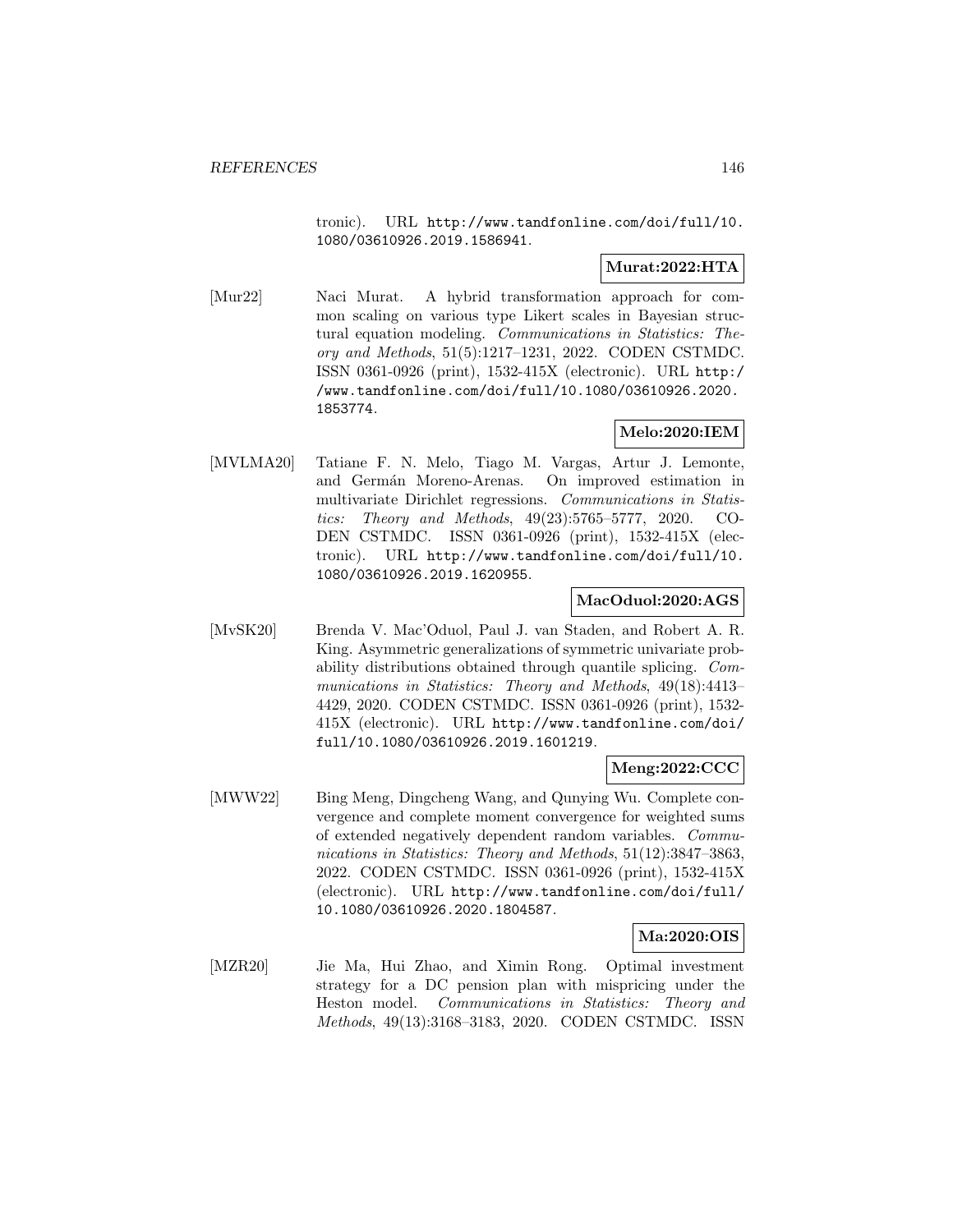tronic). URL http://www.tandfonline.com/doi/full/10.1080/03610926.2019.1586941.

**Murat:2022:HTA**

[Mur22] Naci Murat. A hybrid transformation approach for common scaling on various type Likert scales in Bayesian structural equation modeling. *Communications in Statistics: Theory and Methods*, 51(5):1217–1231, 2022. CODEN CSTMDC. ISSN 0361-0926 (print), 1532-415X (electronic). URL http://www.tandfonline.com/doi/full/10.1080/03610926.2020.1853774.

**Melo:2020:IEM**

[MVLMA20] Tatiane F. N. Melo, Tiago M. Vargas, Artur J. Lemonte, and Germán Moreno-Arenas. On improved estimation in multivariate Dirichlet regressions. *Communications in Statistics: Theory and Methods*, 49(23):5765–5777, 2020. CODEN CSTMDC. ISSN 0361-0926 (print), 1532-415X (electronic). URL http://www.tandfonline.com/doi/full/10.1080/03610926.2019.1620955.

**MacOduol:2020:AGS**

[MvSK20] Brenda V. Mac'Oduol, Paul J. van Staden, and Robert A. R. King. Asymmetric generalizations of symmetric univariate probability distributions obtained through quantile splicing. *Communications in Statistics: Theory and Methods*, 49(18):4413–4429, 2020. CODEN CSTMDC. ISSN 0361-0926 (print), 1532-415X (electronic). URL http://www.tandfonline.com/doi/full/10.1080/03610926.2019.1601219.

**Meng:2022:CCC**

[MWW22] Bing Meng, Dingcheng Wang, and Qunying Wu. Complete convergence and complete moment convergence for weighted sums of extended negatively dependent random variables. *Communications in Statistics: Theory and Methods*, 51(12):3847–3863, 2022. CODEN CSTMDC. ISSN 0361-0926 (print), 1532-415X (electronic). URL http://www.tandfonline.com/doi/full/10.1080/03610926.2020.1804587.

**Ma:2020:OIS**

[MZR20] Jie Ma, Hui Zhao, and Ximin Rong. Optimal investment strategy for a DC pension plan with mispricing under the Heston model. *Communications in Statistics: Theory and Methods*, 49(13):3168–3183, 2020. CODEN CSTMDC. ISSN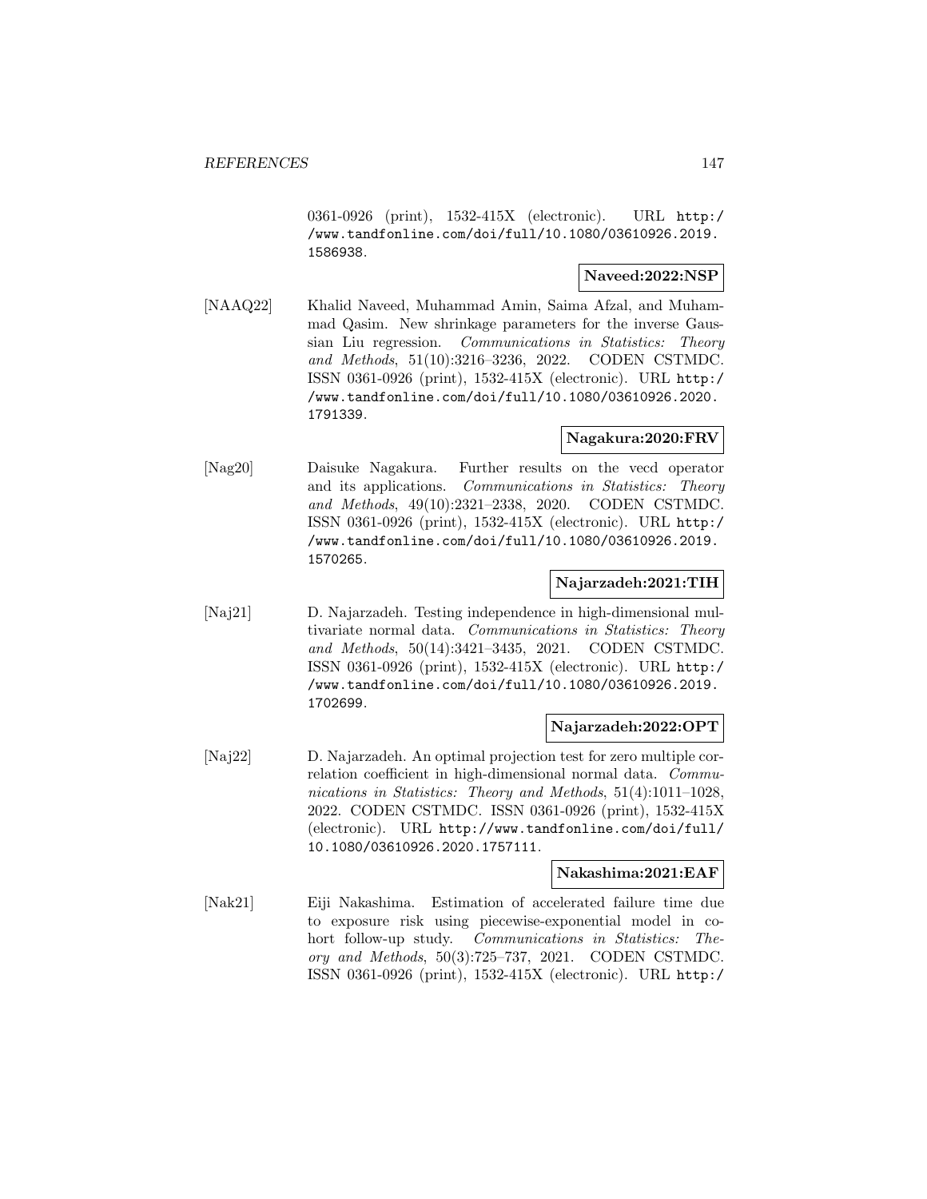0361-0926 (print), 1532-415X (electronic). URL http://www.tandfonline.com/doi/full/10.1080/03610926.2019.1586938.

**Naveed:2022:NSP**

[NAAQ22] Khalid Naveed, Muhammad Amin, Saima Afzal, and Muhammad Qasim. New shrinkage parameters for the inverse Gaussian Liu regression. *Communications in Statistics: Theory and Methods*, 51(10):3216–3236, 2022. CODEN CSTMDC. ISSN 0361-0926 (print), 1532-415X (electronic). URL http://www.tandfonline.com/doi/full/10.1080/03610926.2020.1791339.

**Nagakura:2020:FRV**

[Nag20] Daisuke Nagakura. Further results on the vecd operator and its applications. *Communications in Statistics: Theory and Methods*, 49(10):2321–2338, 2020. CODEN CSTMDC. ISSN 0361-0926 (print), 1532-415X (electronic). URL http://www.tandfonline.com/doi/full/10.1080/03610926.2019.1570265.

**Najarzadeh:2021:TIH**

[Naj21] D. Najarzadeh. Testing independence in high-dimensional multivariate normal data. *Communications in Statistics: Theory and Methods*, 50(14):3421–3435, 2021. CODEN CSTMDC. ISSN 0361-0926 (print), 1532-415X (electronic). URL http://www.tandfonline.com/doi/full/10.1080/03610926.2019.1702699.

**Najarzadeh:2022:OPT**

[Naj22] D. Najarzadeh. An optimal projection test for zero multiple correlation coefficient in high-dimensional normal data. *Communications in Statistics: Theory and Methods*, 51(4):1011–1028, 2022. CODEN CSTMDC. ISSN 0361-0926 (print), 1532-415X (electronic). URL http://www.tandfonline.com/doi/full/10.1080/03610926.2020.1757111.

**Nakashima:2021:EAF**

[Nak21] Eiji Nakashima. Estimation of accelerated failure time due to exposure risk using piecewise-exponential model in cohort follow-up study. *Communications in Statistics: Theory and Methods*, 50(3):725–737, 2021. CODEN CSTMDC. ISSN 0361-0926 (print), 1532-415X (electronic). URL http:/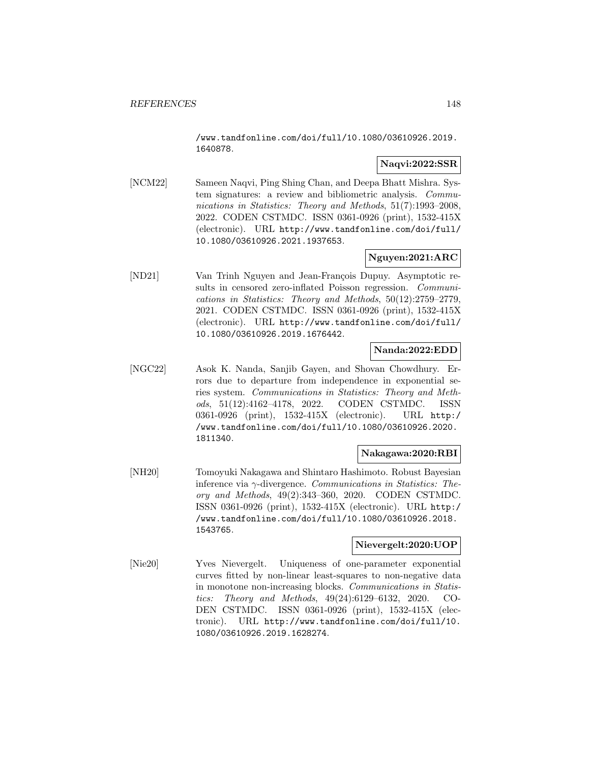/www.tandfonline.com/doi/full/10.1080/03610926.2019.1640878.

**Naqvi:2022:SSR**

[NCM22] Sameen Naqvi, Ping Shing Chan, and Deepa Bhatt Mishra. System signatures: a review and bibliometric analysis. *Communications in Statistics: Theory and Methods*, 51(7):1993–2008, 2022. CODEN CSTMDC. ISSN 0361-0926 (print), 1532-415X (electronic). URL http://www.tandfonline.com/doi/full/10.1080/03610926.2021.1937653.

**Nguyen:2021:ARC**

[ND21] Van Trinh Nguyen and Jean-François Dupuy. Asymptotic results in censored zero-inflated Poisson regression. *Communications in Statistics: Theory and Methods*, 50(12):2759–2779, 2021. CODEN CSTMDC. ISSN 0361-0926 (print), 1532-415X (electronic). URL http://www.tandfonline.com/doi/full/10.1080/03610926.2019.1676442.

**Nanda:2022:EDD**

[NGC22] Asok K. Nanda, Sanjib Gayen, and Shovan Chowdhury. Errors due to departure from independence in exponential series system. *Communications in Statistics: Theory and Methods*, 51(12):4162–4178, 2022. CODEN CSTMDC. ISSN 0361-0926 (print), 1532-415X (electronic). URL http://www.tandfonline.com/doi/full/10.1080/03610926.2020.1811340.

**Nakagawa:2020:RBI**

[NH20] Tomoyuki Nakagawa and Shintaro Hashimoto. Robust Bayesian inference via $\gamma$-divergence. *Communications in Statistics: Theory and Methods*, 49(2):343–360, 2020. CODEN CSTMDC. ISSN 0361-0926 (print), 1532-415X (electronic). URL http://www.tandfonline.com/doi/full/10.1080/03610926.2018.1543765.

**Nievergelt:2020:UOP**

[Nie20] Yves Nievergelt. Uniqueness of one-parameter exponential curves fitted by non-linear least-squares to non-negative data in monotone non-increasing blocks. *Communications in Statistics: Theory and Methods*, 49(24):6129–6132, 2020. CODEN CSTMDC. ISSN 0361-0926 (print), 1532-415X (electronic). URL http://www.tandfonline.com/doi/full/10.1080/03610926.2019.1628274.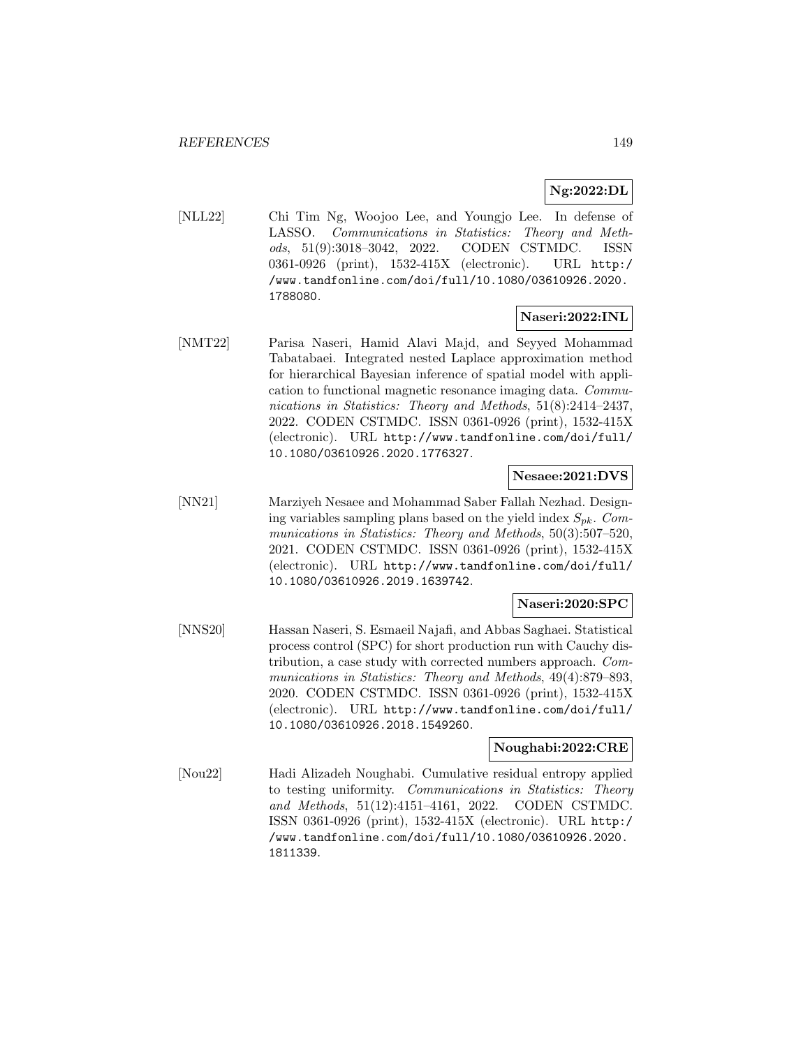**Ng:2022:DL**

[NLL22] Chi Tim Ng, Woojoo Lee, and Youngjo Lee. In defense of LASSO. *Communications in Statistics: Theory and Methods*, 51(9):3018–3042, 2022. CODEN CSTMDC. ISSN 0361-0926 (print), 1532-415X (electronic). URL http://www.tandfonline.com/doi/full/10.1080/03610926.2020.1788080.

**Naseri:2022:INL**

[NMT22] Parisa Naseri, Hamid Alavi Majd, and Seyyed Mohammad Tabatabaei. Integrated nested Laplace approximation method for hierarchical Bayesian inference of spatial model with application to functional magnetic resonance imaging data. *Communications in Statistics: Theory and Methods*, 51(8):2414–2437, 2022. CODEN CSTMDC. ISSN 0361-0926 (print), 1532-415X (electronic). URL http://www.tandfonline.com/doi/full/10.1080/03610926.2020.1776327.

**Nesaee:2021:DVS**

[NN21] Marziyeh Nesaee and Mohammad Saber Fallah Nezhad. Designing variables sampling plans based on the yield index $S_{pk}$. *Communications in Statistics: Theory and Methods*, 50(3):507–520, 2021. CODEN CSTMDC. ISSN 0361-0926 (print), 1532-415X (electronic). URL http://www.tandfonline.com/doi/full/10.1080/03610926.2019.1639742.

**Naseri:2020:SPC**

[NNS20] Hassan Naseri, S. Esmaeil Najafi, and Abbas Saghaei. Statistical process control (SPC) for short production run with Cauchy distribution, a case study with corrected numbers approach. *Communications in Statistics: Theory and Methods*, 49(4):879–893, 2020. CODEN CSTMDC. ISSN 0361-0926 (print), 1532-415X (electronic). URL http://www.tandfonline.com/doi/full/10.1080/03610926.2018.1549260.

**Noughabi:2022:CRE**

[Nou22] Hadi Alizadeh Noughabi. Cumulative residual entropy applied to testing uniformity. *Communications in Statistics: Theory and Methods*, 51(12):4151–4161, 2022. CODEN CSTMDC. ISSN 0361-0926 (print), 1532-415X (electronic). URL http://www.tandfonline.com/doi/full/10.1080/03610926.2020.1811339.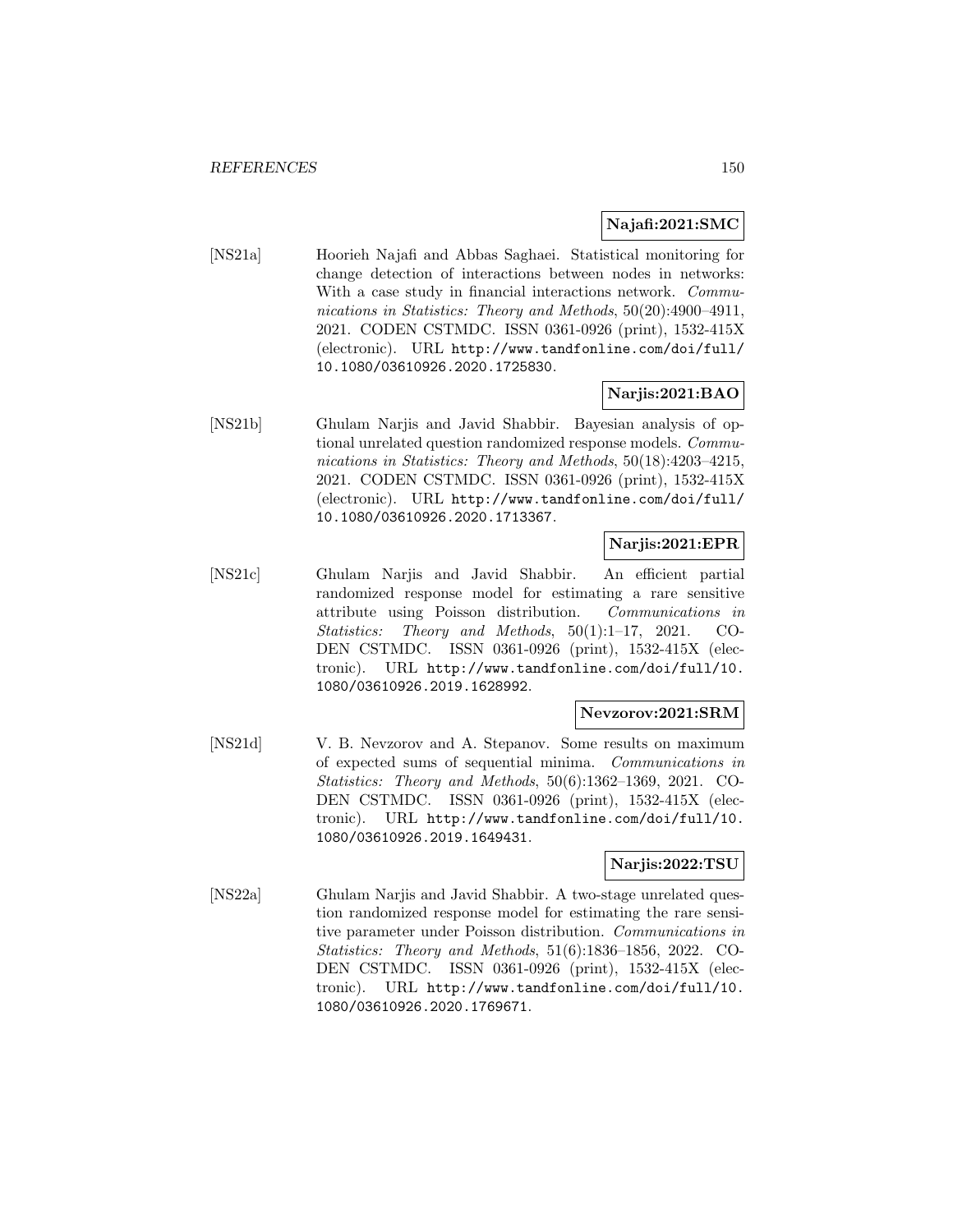**Najafi:2021:SMC**

[NS21a] Hoorieh Najafi and Abbas Saghaei. Statistical monitoring for change detection of interactions between nodes in networks: With a case study in financial interactions network. *Communications in Statistics: Theory and Methods*, 50(20):4900–4911, 2021. CODEN CSTMDC. ISSN 0361-0926 (print), 1532-415X (electronic). URL http://www.tandfonline.com/doi/full/10.1080/03610926.2020.1725830.

**Narjis:2021:BAO**

[NS21b] Ghulam Narjis and Javid Shabbir. Bayesian analysis of optional unrelated question randomized response models. *Communications in Statistics: Theory and Methods*, 50(18):4203–4215, 2021. CODEN CSTMDC. ISSN 0361-0926 (print), 1532-415X (electronic). URL http://www.tandfonline.com/doi/full/10.1080/03610926.2020.1713367.

**Narjis:2021:EPR**

[NS21c] Ghulam Narjis and Javid Shabbir. An efficient partial randomized response model for estimating a rare sensitive attribute using Poisson distribution. *Communications in Statistics: Theory and Methods*, 50(1):1–17, 2021. CODEN CSTMDC. ISSN 0361-0926 (print), 1532-415X (electronic). URL http://www.tandfonline.com/doi/full/10.1080/03610926.2019.1628992.

**Nevzorov:2021:SRM**

[NS21d] V. B. Nevzorov and A. Stepanov. Some results on maximum of expected sums of sequential minima. *Communications in Statistics: Theory and Methods*, 50(6):1362–1369, 2021. CODEN CSTMDC. ISSN 0361-0926 (print), 1532-415X (electronic). URL http://www.tandfonline.com/doi/full/10.1080/03610926.2019.1649431.

**Narjis:2022:TSU**

[NS22a] Ghulam Narjis and Javid Shabbir. A two-stage unrelated question randomized response model for estimating the rare sensitive parameter under Poisson distribution. *Communications in Statistics: Theory and Methods*, 51(6):1836–1856, 2022. CODEN CSTMDC. ISSN 0361-0926 (print), 1532-415X (electronic). URL http://www.tandfonline.com/doi/full/10.1080/03610926.2020.1769671.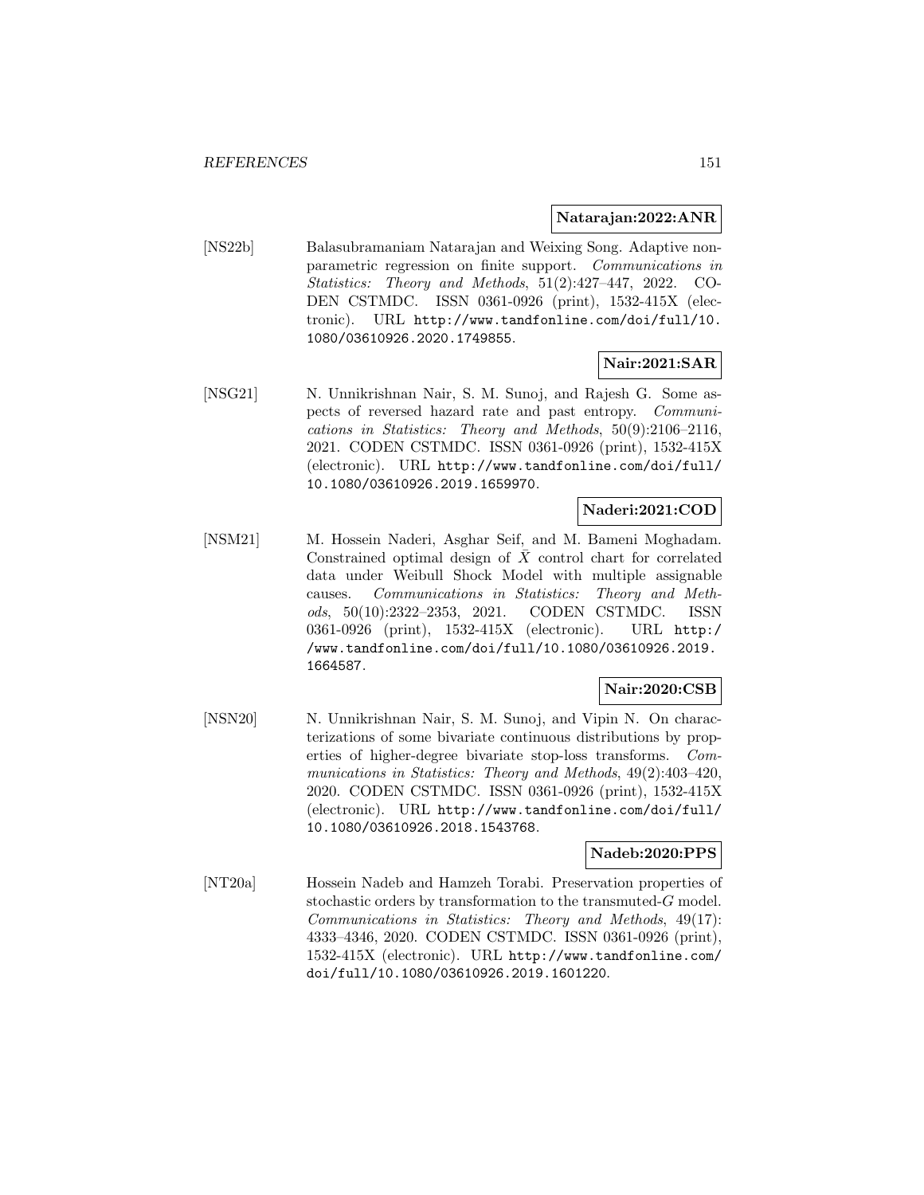**Natarajan:2022:ANR**

[NS22b] Balasubramaniam Natarajan and Weixing Song. Adaptive nonparametric regression on finite support. *Communications in Statistics: Theory and Methods*, 51(2):427–447, 2022. CODEN CSTMDC. ISSN 0361-0926 (print), 1532-415X (electronic). URL http://www.tandfonline.com/doi/full/10.1080/03610926.2020.1749855.

**Nair:2021:SAR**

[NSG21] N. Unnikrishnan Nair, S. M. Sunoj, and Rajesh G. Some aspects of reversed hazard rate and past entropy. *Communications in Statistics: Theory and Methods*, 50(9):2106–2116, 2021. CODEN CSTMDC. ISSN 0361-0926 (print), 1532-415X (electronic). URL http://www.tandfonline.com/doi/full/10.1080/03610926.2019.1659970.

**Naderi:2021:COD**

[NSM21] M. Hossein Naderi, Asghar Seif, and M. Bameni Moghadam. Constrained optimal design of $\bar{X}$ control chart for correlated data under Weibull Shock Model with multiple assignable causes. *Communications in Statistics: Theory and Methods*, 50(10):2322–2353, 2021. CODEN CSTMDC. ISSN 0361-0926 (print), 1532-415X (electronic). URL http://www.tandfonline.com/doi/full/10.1080/03610926.2019.1664587.

**Nair:2020:CSB**

[NSN20] N. Unnikrishnan Nair, S. M. Sunoj, and Vipin N. On characterizations of some bivariate continuous distributions by properties of higher-degree bivariate stop-loss transforms. *Communications in Statistics: Theory and Methods*, 49(2):403–420, 2020. CODEN CSTMDC. ISSN 0361-0926 (print), 1532-415X (electronic). URL http://www.tandfonline.com/doi/full/10.1080/03610926.2018.1543768.

**Nadeb:2020:PPS**

[NT20a] Hossein Nadeb and Hamzeh Torabi. Preservation properties of stochastic orders by transformation to the transmuted-$G$ model. *Communications in Statistics: Theory and Methods*, 49(17):4333–4346, 2020. CODEN CSTMDC. ISSN 0361-0926 (print), 1532-415X (electronic). URL http://www.tandfonline.com/doi/full/10.1080/03610926.2019.1601220.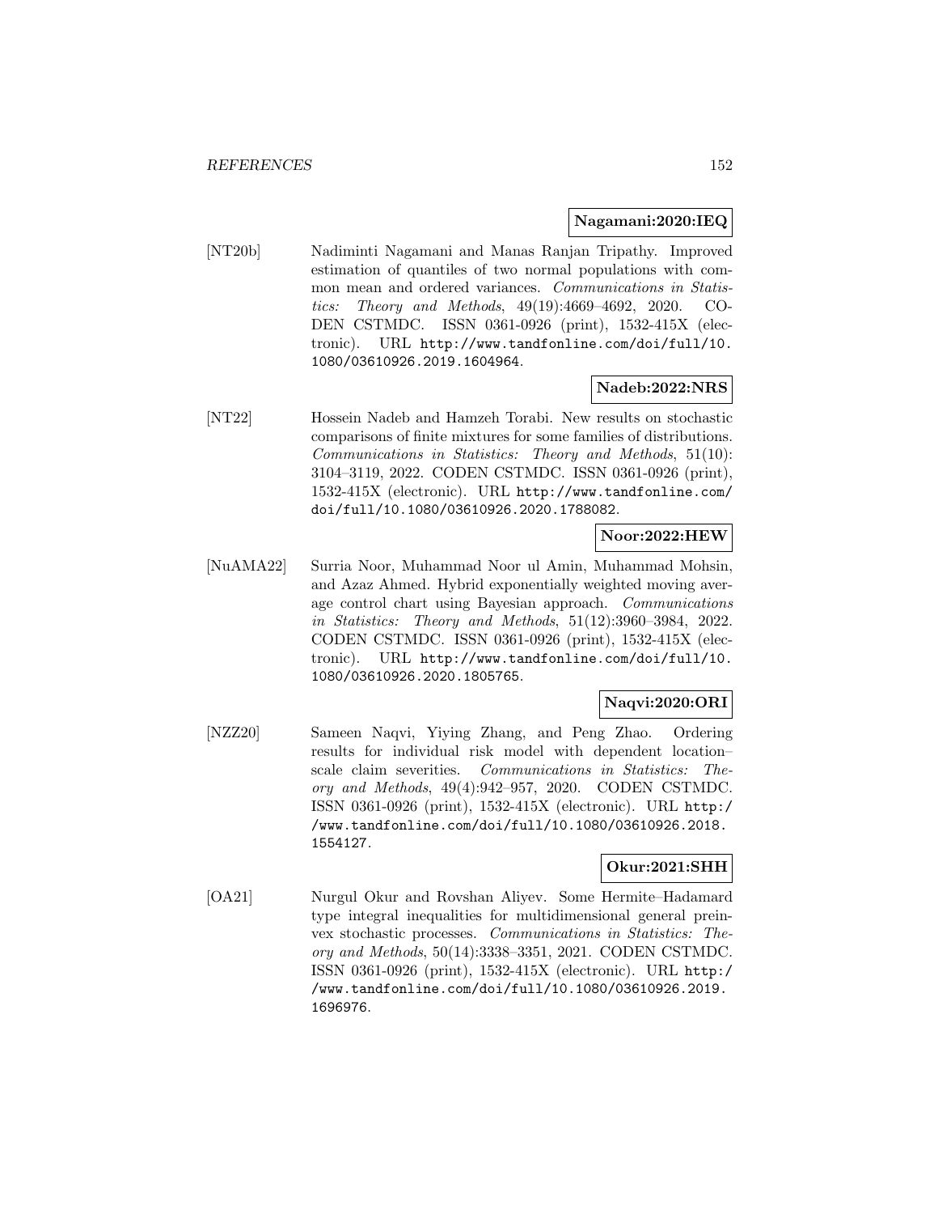**Nagamani:2020:IEQ**

[NT20b] Nadiminti Nagamani and Manas Ranjan Tripathy. Improved estimation of quantiles of two normal populations with common mean and ordered variances. *Communications in Statistics: Theory and Methods*, 49(19):4669–4692, 2020. CODEN CSTMDC. ISSN 0361-0926 (print), 1532-415X (electronic). URL http://www.tandfonline.com/doi/full/10.1080/03610926.2019.1604964.

**Nadeb:2022:NRS**

[NT22] Hossein Nadeb and Hamzeh Torabi. New results on stochastic comparisons of finite mixtures for some families of distributions. *Communications in Statistics: Theory and Methods*, 51(10): 3104–3119, 2022. CODEN CSTMDC. ISSN 0361-0926 (print), 1532-415X (electronic). URL http://www.tandfonline.com/doi/full/10.1080/03610926.2020.1788082.

**Noor:2022:HEW**

[NuAMA22] Surria Noor, Muhammad Noor ul Amin, Muhammad Mohsin, and Azaz Ahmed. Hybrid exponentially weighted moving average control chart using Bayesian approach. *Communications in Statistics: Theory and Methods*, 51(12):3960–3984, 2022. CODEN CSTMDC. ISSN 0361-0926 (print), 1532-415X (electronic). URL http://www.tandfonline.com/doi/full/10.1080/03610926.2020.1805765.

**Naqvi:2020:ORI**

[NZZ20] Sameen Naqvi, Yiying Zhang, and Peng Zhao. Ordering results for individual risk model with dependent location–scale claim severities. *Communications in Statistics: Theory and Methods*, 49(4):942–957, 2020. CODEN CSTMDC. ISSN 0361-0926 (print), 1532-415X (electronic). URL http://www.tandfonline.com/doi/full/10.1080/03610926.2018.1554127.

**Okur:2021:SHH**

[OA21] Nurgul Okur and Rovshan Aliyev. Some Hermite–Hadamard type integral inequalities for multidimensional general preinvex stochastic processes. *Communications in Statistics: Theory and Methods*, 50(14):3338–3351, 2021. CODEN CSTMDC. ISSN 0361-0926 (print), 1532-415X (electronic). URL http://www.tandfonline.com/doi/full/10.1080/03610926.2019.1696976.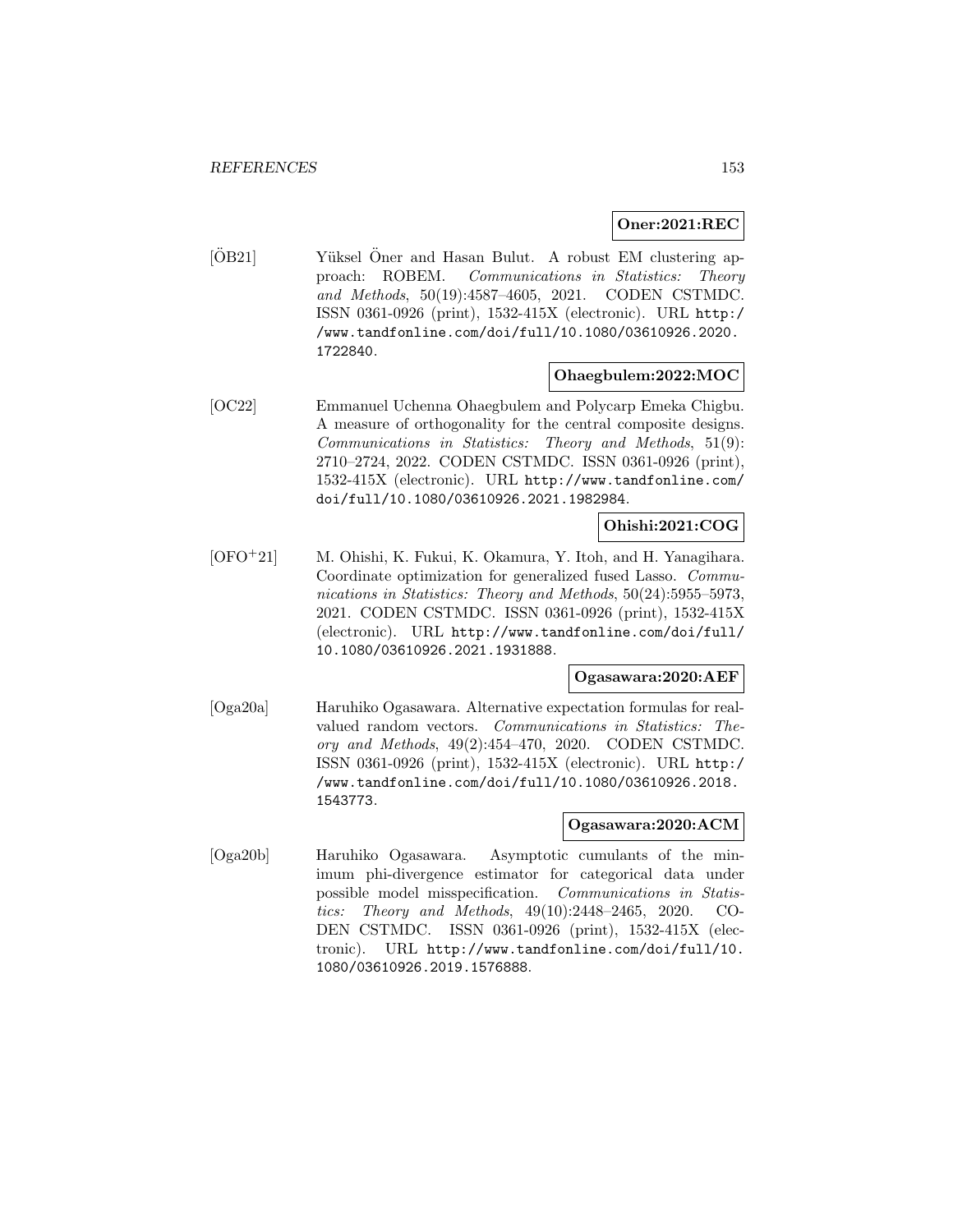**Oner:2021:REC**

[ÖB21] Yüksel Öner and Hasan Bulut. A robust EM clustering approach: ROBEM. *Communications in Statistics: Theory and Methods*, 50(19):4587–4605, 2021. CODEN CSTMDC. ISSN 0361-0926 (print), 1532-415X (electronic). URL http://www.tandfonline.com/doi/full/10.1080/03610926.2020.1722840.

**Ohaegbulem:2022:MOC**

[OC22] Emmanuel Uchenna Ohaegbulem and Polycarp Emeka Chigbu. A measure of orthogonality for the central composite designs. *Communications in Statistics: Theory and Methods*, 51(9):2710–2724, 2022. CODEN CSTMDC. ISSN 0361-0926 (print), 1532-415X (electronic). URL http://www.tandfonline.com/doi/full/10.1080/03610926.2021.1982984.

**Ohishi:2021:COG**

[OFO+21] M. Ohishi, K. Fukui, K. Okamura, Y. Itoh, and H. Yanagihara. Coordinate optimization for generalized fused Lasso. *Communications in Statistics: Theory and Methods*, 50(24):5955–5973, 2021. CODEN CSTMDC. ISSN 0361-0926 (print), 1532-415X (electronic). URL http://www.tandfonline.com/doi/full/10.1080/03610926.2021.1931888.

**Ogasawara:2020:AEF**

[Oga20a] Haruhiko Ogasawara. Alternative expectation formulas for real-valued random vectors. *Communications in Statistics: Theory and Methods*, 49(2):454–470, 2020. CODEN CSTMDC. ISSN 0361-0926 (print), 1532-415X (electronic). URL http://www.tandfonline.com/doi/full/10.1080/03610926.2018.1543773.

**Ogasawara:2020:ACM**

[Oga20b] Haruhiko Ogasawara. Asymptotic cumulants of the minimum phi-divergence estimator for categorical data under possible model misspecification. *Communications in Statistics: Theory and Methods*, 49(10):2448–2465, 2020. CODEN CSTMDC. ISSN 0361-0926 (print), 1532-415X (electronic). URL http://www.tandfonline.com/doi/full/10.1080/03610926.2019.1576888.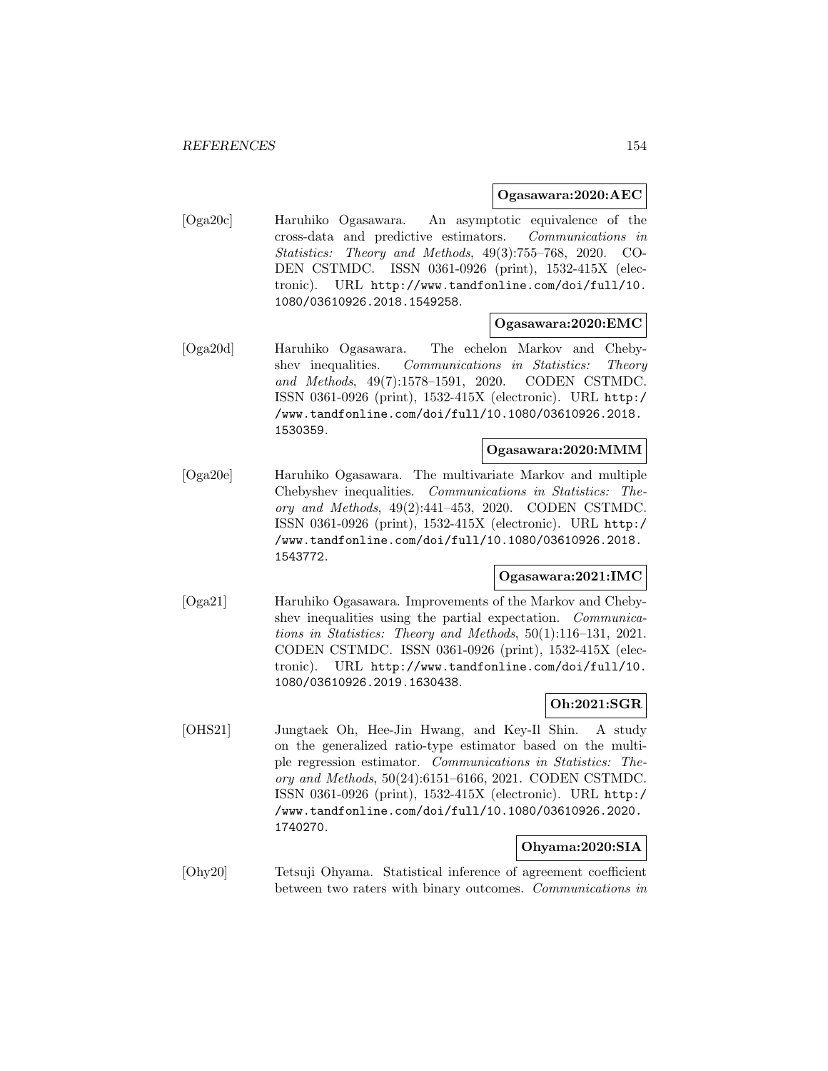**Ogasawara:2020:AEC**

[Oga20c] Haruhiko Ogasawara. An asymptotic equivalence of the cross-data and predictive estimators. *Communications in Statistics: Theory and Methods*, 49(3):755–768, 2020. CODEN CSTMDC. ISSN 0361-0926 (print), 1532-415X (electronic). URL http://www.tandfonline.com/doi/full/10.1080/03610926.2018.1549258.

**Ogasawara:2020:EMC**

[Oga20d] Haruhiko Ogasawara. The echelon Markov and Chebyshev inequalities. *Communications in Statistics: Theory and Methods*, 49(7):1578–1591, 2020. CODEN CSTMDC. ISSN 0361-0926 (print), 1532-415X (electronic). URL http://www.tandfonline.com/doi/full/10.1080/03610926.2018.1530359.

**Ogasawara:2020:MMM**

[Oga20e] Haruhiko Ogasawara. The multivariate Markov and multiple Chebyshev inequalities. *Communications in Statistics: Theory and Methods*, 49(2):441–453, 2020. CODEN CSTMDC. ISSN 0361-0926 (print), 1532-415X (electronic). URL http://www.tandfonline.com/doi/full/10.1080/03610926.2018.1543772.

**Ogasawara:2021:IMC**

[Oga21] Haruhiko Ogasawara. Improvements of the Markov and Chebyshev inequalities using the partial expectation. *Communications in Statistics: Theory and Methods*, 50(1):116–131, 2021. CODEN CSTMDC. ISSN 0361-0926 (print), 1532-415X (electronic). URL http://www.tandfonline.com/doi/full/10.1080/03610926.2019.1630438.

**Oh:2021:SGR**

[OHS21] Jungtaek Oh, Hee-Jin Hwang, and Key-Il Shin. A study on the generalized ratio-type estimator based on the multiple regression estimator. *Communications in Statistics: Theory and Methods*, 50(24):6151–6166, 2021. CODEN CSTMDC. ISSN 0361-0926 (print), 1532-415X (electronic). URL http://www.tandfonline.com/doi/full/10.1080/03610926.2020.1740270.

**Ohyama:2020:SIA**

[Ohy20] Tetsuji Ohyama. Statistical inference of agreement coefficient between two raters with binary outcomes. *Communications in*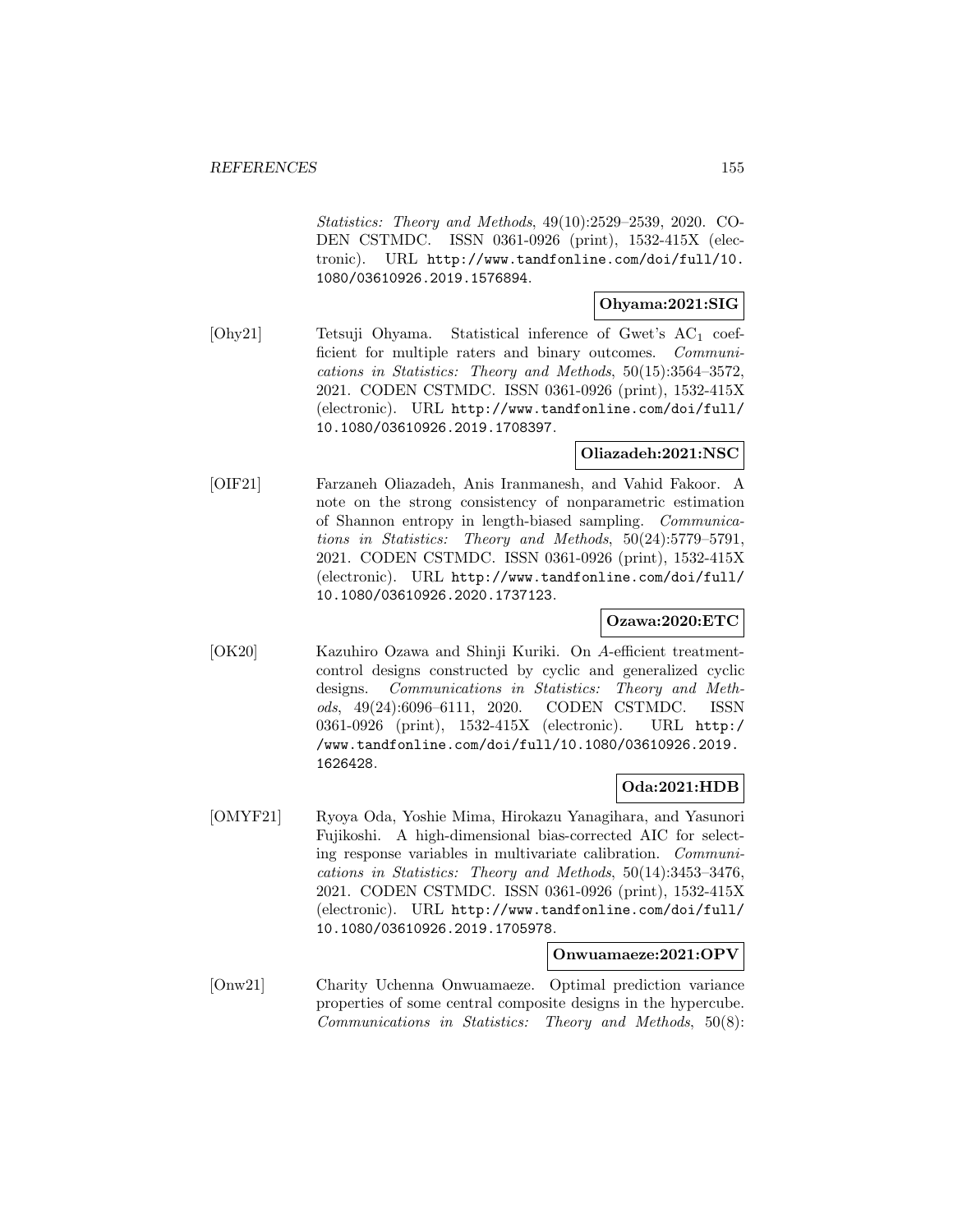*Statistics: Theory and Methods*, 49(10):2529–2539, 2020. CODEN CSTMDC. ISSN 0361-0926 (print), 1532-415X (electronic). URL http://www.tandfonline.com/doi/full/10.1080/03610926.2019.1576894.

**Ohyama:2021:SIG**

[Ohy21] Tetsuji Ohyama. Statistical inference of Gwet's $AC_1$ coefficient for multiple raters and binary outcomes. *Communications in Statistics: Theory and Methods*, 50(15):3564–3572, 2021. CODEN CSTMDC. ISSN 0361-0926 (print), 1532-415X (electronic). URL http://www.tandfonline.com/doi/full/10.1080/03610926.2019.1708397.

**Oliazadeh:2021:NSC**

[OIF21] Farzaneh Oliazadeh, Anis Iranmanesh, and Vahid Fakoor. A note on the strong consistency of nonparametric estimation of Shannon entropy in length-biased sampling. *Communications in Statistics: Theory and Methods*, 50(24):5779–5791, 2021. CODEN CSTMDC. ISSN 0361-0926 (print), 1532-415X (electronic). URL http://www.tandfonline.com/doi/full/10.1080/03610926.2020.1737123.

**Ozawa:2020:ETC**

[OK20] Kazuhiro Ozawa and Shinji Kuriki. On *A*-efficient treatment-control designs constructed by cyclic and generalized cyclic designs. *Communications in Statistics: Theory and Methods*, 49(24):6096–6111, 2020. CODEN CSTMDC. ISSN 0361-0926 (print), 1532-415X (electronic). URL http://www.tandfonline.com/doi/full/10.1080/03610926.2019.1626428.

**Oda:2021:HDB**

[OMYF21] Ryoya Oda, Yoshie Mima, Hirokazu Yanagihara, and Yasunori Fujikoshi. A high-dimensional bias-corrected AIC for selecting response variables in multivariate calibration. *Communications in Statistics: Theory and Methods*, 50(14):3453–3476, 2021. CODEN CSTMDC. ISSN 0361-0926 (print), 1532-415X (electronic). URL http://www.tandfonline.com/doi/full/10.1080/03610926.2019.1705978.

**Onwuamaeze:2021:OPV**

[Onw21] Charity Uchenna Onwuamaeze. Optimal prediction variance properties of some central composite designs in the hypercube. *Communications in Statistics: Theory and Methods*, 50(8):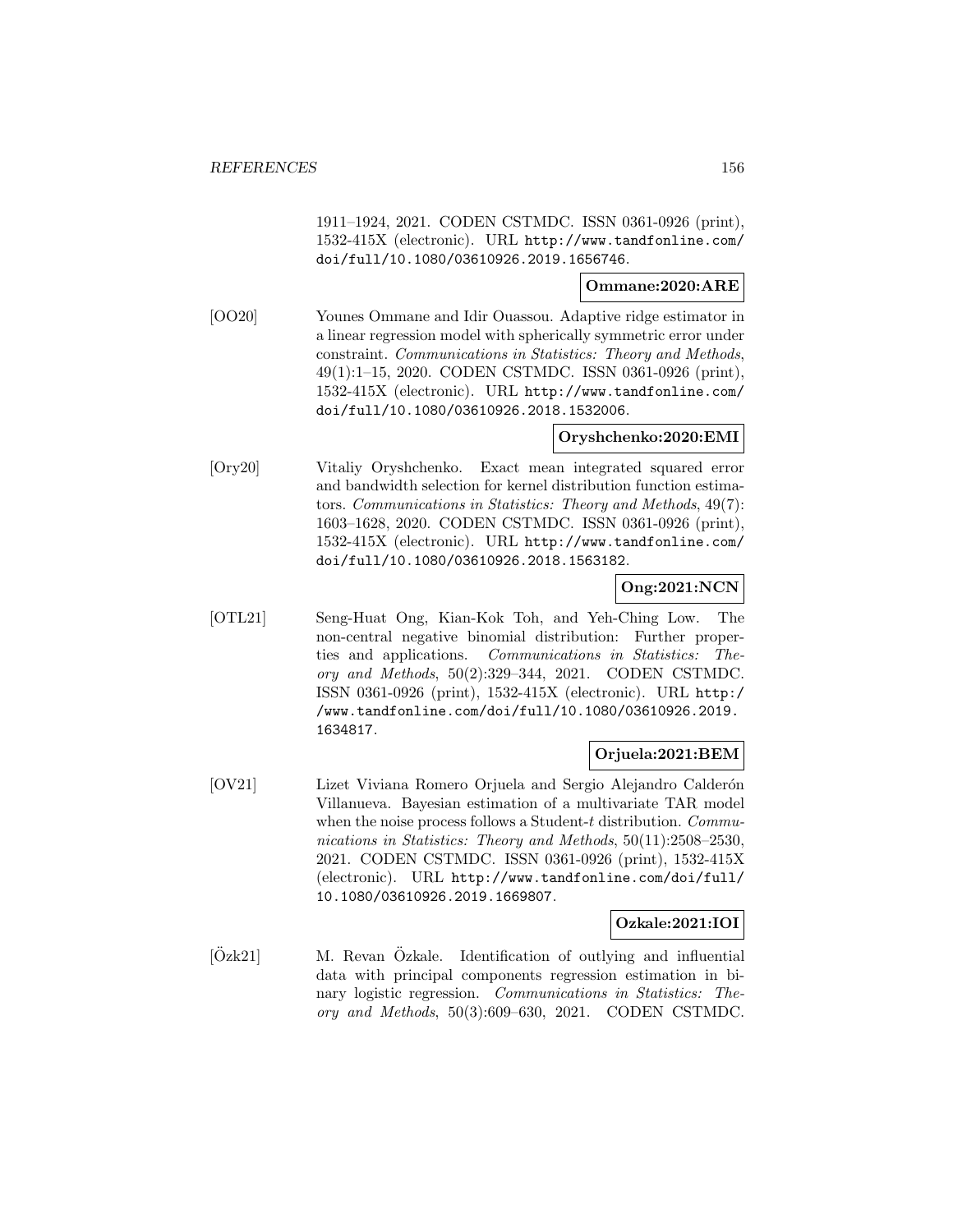1911–1924, 2021. CODEN CSTMDC. ISSN 0361-0926 (print), 1532-415X (electronic). URL http://www.tandfonline.com/doi/full/10.1080/03610926.2019.1656746.

**Ommane:2020:ARE**

[OO20] Younes Ommane and Idir Ouassou. Adaptive ridge estimator in a linear regression model with spherically symmetric error under constraint. *Communications in Statistics: Theory and Methods*, 49(1):1–15, 2020. CODEN CSTMDC. ISSN 0361-0926 (print), 1532-415X (electronic). URL http://www.tandfonline.com/doi/full/10.1080/03610926.2018.1532006.

**Oryshchenko:2020:EMI**

[Ory20] Vitaliy Oryshchenko. Exact mean integrated squared error and bandwidth selection for kernel distribution function estimators. *Communications in Statistics: Theory and Methods*, 49(7):1603–1628, 2020. CODEN CSTMDC. ISSN 0361-0926 (print), 1532-415X (electronic). URL http://www.tandfonline.com/doi/full/10.1080/03610926.2018.1563182.

**Ong:2021:NCN**

[OTL21] Seng-Huat Ong, Kian-Kok Toh, and Yeh-Ching Low. The non-central negative binomial distribution: Further properties and applications. *Communications in Statistics: Theory and Methods*, 50(2):329–344, 2021. CODEN CSTMDC. ISSN 0361-0926 (print), 1532-415X (electronic). URL http://www.tandfonline.com/doi/full/10.1080/03610926.2019.1634817.

**Orjuela:2021:BEM**

[OV21] Lizet Viviana Romero Orjuela and Sergio Alejandro Calderón Villanueva. Bayesian estimation of a multivariate TAR model when the noise process follows a Student-$t$ distribution. *Communications in Statistics: Theory and Methods*, 50(11):2508–2530, 2021. CODEN CSTMDC. ISSN 0361-0926 (print), 1532-415X (electronic). URL http://www.tandfonline.com/doi/full/10.1080/03610926.2019.1669807.

**Ozkale:2021:IOI**

[Özk21] M. Revan Özkale. Identification of outlying and influential data with principal components regression estimation in binary logistic regression. *Communications in Statistics: Theory and Methods*, 50(3):609–630, 2021. CODEN CSTMDC.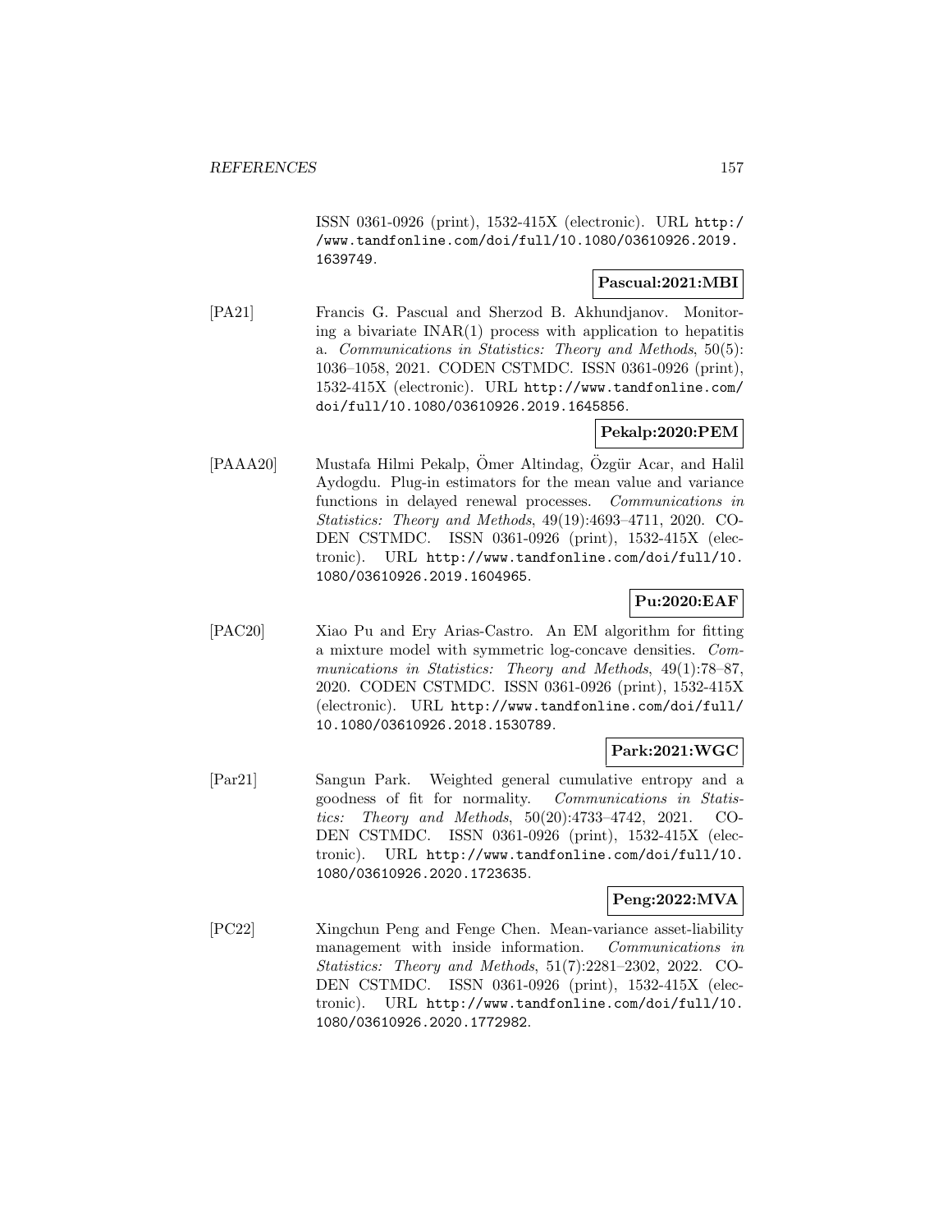ISSN 0361-0926 (print), 1532-415X (electronic). URL http://www.tandfonline.com/doi/full/10.1080/03610926.2019.1639749.

**Pascual:2021:MBI**

[PA21] Francis G. Pascual and Sherzod B. Akhundjanov. Monitoring a bivariate INAR(1) process with application to hepatitis a. *Communications in Statistics: Theory and Methods*, 50(5): 1036–1058, 2021. CODEN CSTMDC. ISSN 0361-0926 (print), 1532-415X (electronic). URL http://www.tandfonline.com/doi/full/10.1080/03610926.2019.1645856.

**Pekalp:2020:PEM**

[PAAA20] Mustafa Hilmi Pekalp, Ömer Altindag, Özgür Acar, and Halil Aydogdu. Plug-in estimators for the mean value and variance functions in delayed renewal processes. *Communications in Statistics: Theory and Methods*, 49(19):4693–4711, 2020. CODEN CSTMDC. ISSN 0361-0926 (print), 1532-415X (electronic). URL http://www.tandfonline.com/doi/full/10.1080/03610926.2019.1604965.

**Pu:2020:EAF**

[PAC20] Xiao Pu and Ery Arias-Castro. An EM algorithm for fitting a mixture model with symmetric log-concave densities. *Communications in Statistics: Theory and Methods*, 49(1):78–87, 2020. CODEN CSTMDC. ISSN 0361-0926 (print), 1532-415X (electronic). URL http://www.tandfonline.com/doi/full/10.1080/03610926.2018.1530789.

**Park:2021:WGC**

[Par21] Sangun Park. Weighted general cumulative entropy and a goodness of fit for normality. *Communications in Statistics: Theory and Methods*, 50(20):4733–4742, 2021. CODEN CSTMDC. ISSN 0361-0926 (print), 1532-415X (electronic). URL http://www.tandfonline.com/doi/full/10.1080/03610926.2020.1723635.

**Peng:2022:MVA**

[PC22] Xingchun Peng and Fenge Chen. Mean-variance asset-liability management with inside information. *Communications in Statistics: Theory and Methods*, 51(7):2281–2302, 2022. CODEN CSTMDC. ISSN 0361-0926 (print), 1532-415X (electronic). URL http://www.tandfonline.com/doi/full/10.1080/03610926.2020.1772982.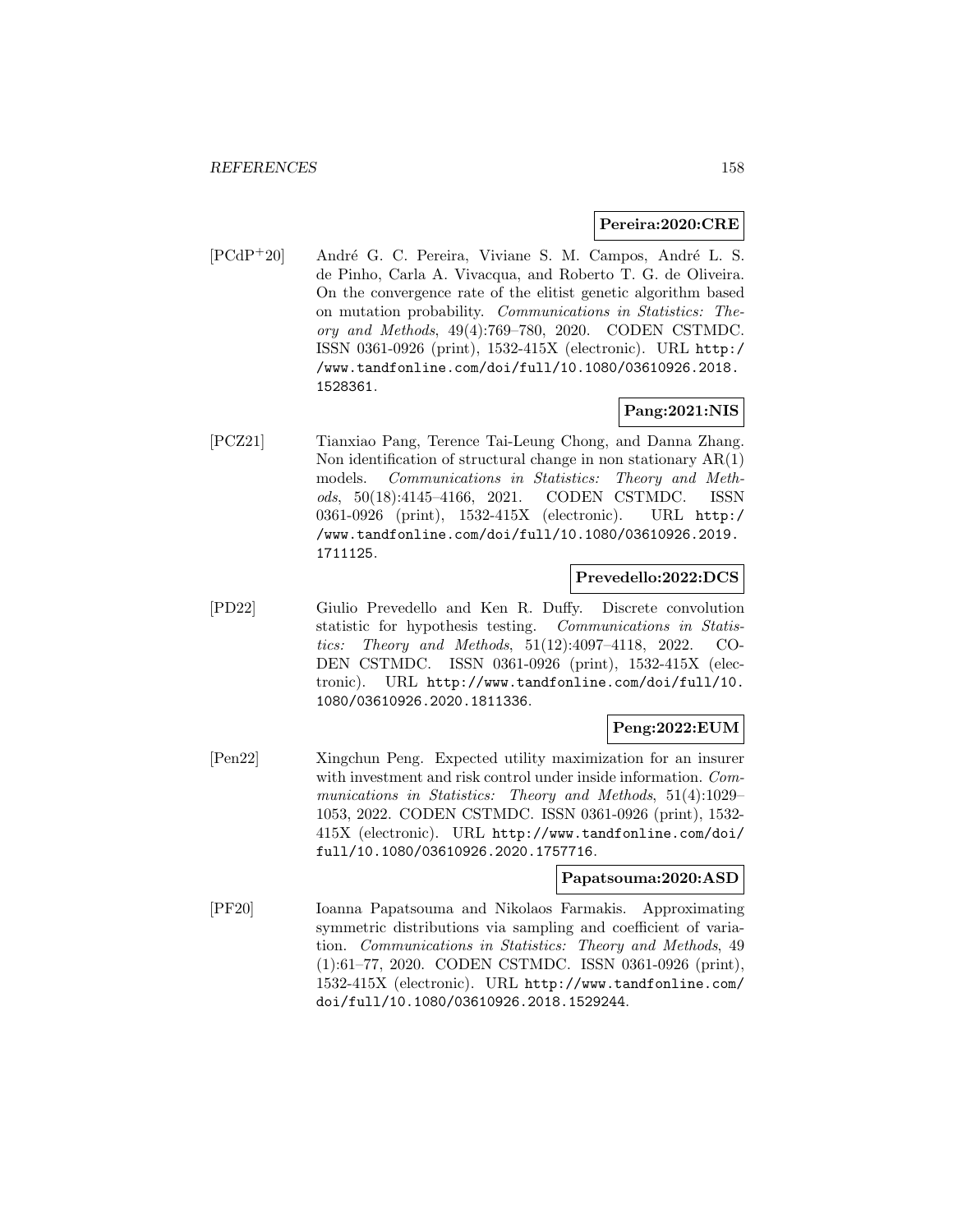**Pereira:2020:CRE**

[PCdP[+]20] André G. C. Pereira, Viviane S. M. Campos, André L. S. de Pinho, Carla A. Vivacqua, and Roberto T. G. de Oliveira. On the convergence rate of the elitist genetic algorithm based on mutation probability. *Communications in Statistics: Theory and Methods*, 49(4):769–780, 2020. CODEN CSTMDC. ISSN 0361-0926 (print), 1532-415X (electronic). URL `http://www.tandfonline.com/doi/full/10.1080/03610926.2018.1528361`.

**Pang:2021:NIS**

[PCZ21] Tianxiao Pang, Terence Tai-Leung Chong, and Danna Zhang. Non identification of structural change in non stationary AR(1) models. *Communications in Statistics: Theory and Methods*, 50(18):4145–4166, 2021. CODEN CSTMDC. ISSN 0361-0926 (print), 1532-415X (electronic). URL `http://www.tandfonline.com/doi/full/10.1080/03610926.2019.1711125`.

**Prevedello:2022:DCS**

[PD22] Giulio Prevedello and Ken R. Duffy. Discrete convolution statistic for hypothesis testing. *Communications in Statistics: Theory and Methods*, 51(12):4097–4118, 2022. CODEN CSTMDC. ISSN 0361-0926 (print), 1532-415X (electronic). URL `http://www.tandfonline.com/doi/full/10.1080/03610926.2020.1811336`.

**Peng:2022:EUM**

[Pen22] Xingchun Peng. Expected utility maximization for an insurer with investment and risk control under inside information. *Communications in Statistics: Theory and Methods*, 51(4):1029–1053, 2022. CODEN CSTMDC. ISSN 0361-0926 (print), 1532-415X (electronic). URL `http://www.tandfonline.com/doi/full/10.1080/03610926.2020.1757716`.

**Papatsouma:2020:ASD**

[PF20] Ioanna Papatsouma and Nikolaos Farmakis. Approximating symmetric distributions via sampling and coefficient of variation. *Communications in Statistics: Theory and Methods*, 49 (1):61–77, 2020. CODEN CSTMDC. ISSN 0361-0926 (print), 1532-415X (electronic). URL `http://www.tandfonline.com/doi/full/10.1080/03610926.2018.1529244`.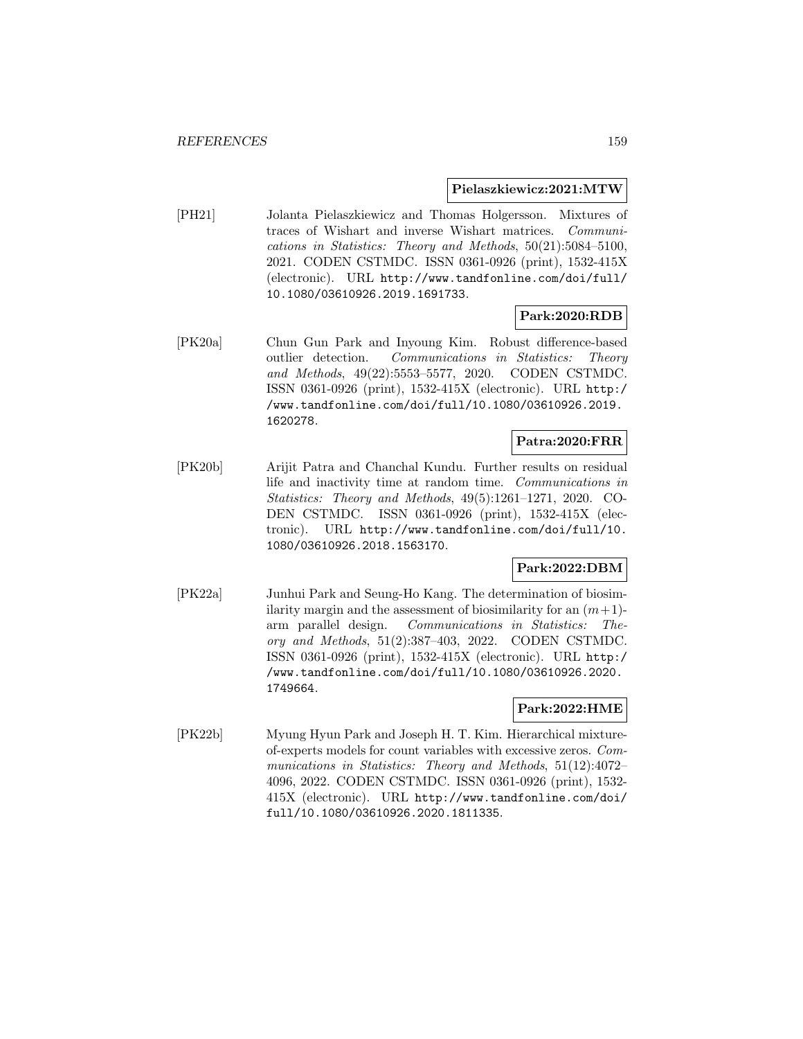**Pielaszkiewicz:2021:MTW**

[PH21] Jolanta Pielaszkiewicz and Thomas Holgersson. Mixtures of traces of Wishart and inverse Wishart matrices. *Communications in Statistics: Theory and Methods*, 50(21):5084–5100, 2021. CODEN CSTMDC. ISSN 0361-0926 (print), 1532-415X (electronic). URL http://www.tandfonline.com/doi/full/10.1080/03610926.2019.1691733.

**Park:2020:RDB**

[PK20a] Chun Gun Park and Inyoung Kim. Robust difference-based outlier detection. *Communications in Statistics: Theory and Methods*, 49(22):5553–5577, 2020. CODEN CSTMDC. ISSN 0361-0926 (print), 1532-415X (electronic). URL http://www.tandfonline.com/doi/full/10.1080/03610926.2019.1620278.

**Patra:2020:FRR**

[PK20b] Arijit Patra and Chanchal Kundu. Further results on residual life and inactivity time at random time. *Communications in Statistics: Theory and Methods*, 49(5):1261–1271, 2020. CODEN CSTMDC. ISSN 0361-0926 (print), 1532-415X (electronic). URL http://www.tandfonline.com/doi/full/10.1080/03610926.2018.1563170.

**Park:2022:DBM**

[PK22a] Junhui Park and Seung-Ho Kang. The determination of biosimilarity margin and the assessment of biosimilarity for an $(m+1)$-arm parallel design. *Communications in Statistics: Theory and Methods*, 51(2):387–403, 2022. CODEN CSTMDC. ISSN 0361-0926 (print), 1532-415X (electronic). URL http://www.tandfonline.com/doi/full/10.1080/03610926.2020.1749664.

**Park:2022:HME**

[PK22b] Myung Hyun Park and Joseph H. T. Kim. Hierarchical mixture-of-experts models for count variables with excessive zeros. *Communications in Statistics: Theory and Methods*, 51(12):4072–4096, 2022. CODEN CSTMDC. ISSN 0361-0926 (print), 1532-415X (electronic). URL http://www.tandfonline.com/doi/full/10.1080/03610926.2020.1811335.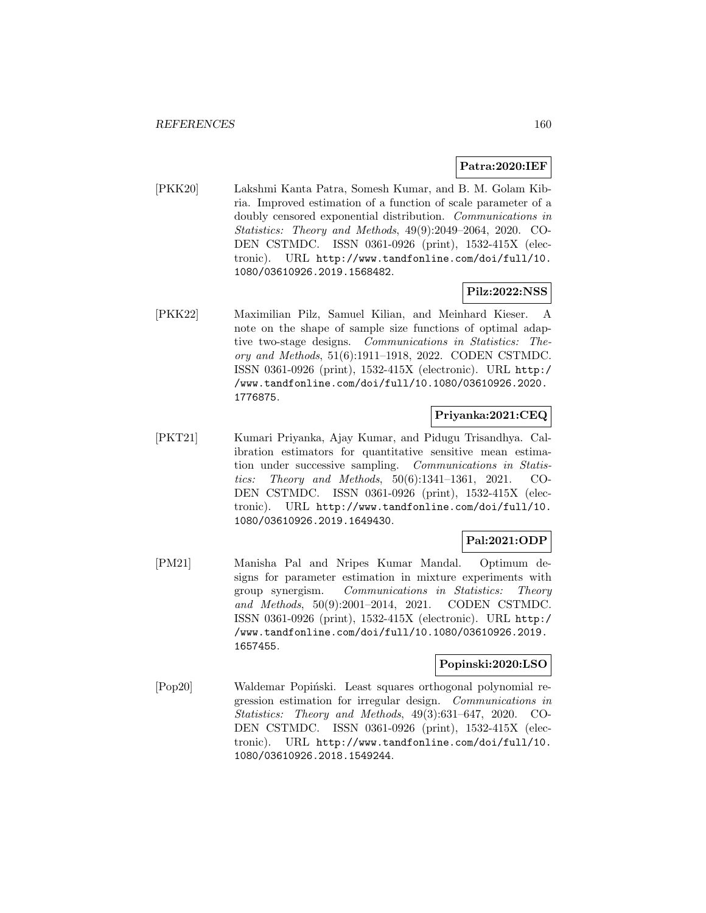**Patra:2020:IEF**

[PKK20] Lakshmi Kanta Patra, Somesh Kumar, and B. M. Golam Kibria. Improved estimation of a function of scale parameter of a doubly censored exponential distribution. *Communications in Statistics: Theory and Methods*, 49(9):2049–2064, 2020. CODEN CSTMDC. ISSN 0361-0926 (print), 1532-415X (electronic). URL http://www.tandfonline.com/doi/full/10.1080/03610926.2019.1568482.

**Pilz:2022:NSS**

[PKK22] Maximilian Pilz, Samuel Kilian, and Meinhard Kieser. A note on the shape of sample size functions of optimal adaptive two-stage designs. *Communications in Statistics: Theory and Methods*, 51(6):1911–1918, 2022. CODEN CSTMDC. ISSN 0361-0926 (print), 1532-415X (electronic). URL http://www.tandfonline.com/doi/full/10.1080/03610926.2020.1776875.

**Priyanka:2021:CEQ**

[PKT21] Kumari Priyanka, Ajay Kumar, and Pidugu Trisandhya. Calibration estimators for quantitative sensitive mean estimation under successive sampling. *Communications in Statistics: Theory and Methods*, 50(6):1341–1361, 2021. CODEN CSTMDC. ISSN 0361-0926 (print), 1532-415X (electronic). URL http://www.tandfonline.com/doi/full/10.1080/03610926.2019.1649430.

**Pal:2021:ODP**

[PM21] Manisha Pal and Nripes Kumar Mandal. Optimum designs for parameter estimation in mixture experiments with group synergism. *Communications in Statistics: Theory and Methods*, 50(9):2001–2014, 2021. CODEN CSTMDC. ISSN 0361-0926 (print), 1532-415X (electronic). URL http://www.tandfonline.com/doi/full/10.1080/03610926.2019.1657455.

**Popinski:2020:LSO**

[Pop20] Waldemar Popiński. Least squares orthogonal polynomial regression estimation for irregular design. *Communications in Statistics: Theory and Methods*, 49(3):631–647, 2020. CODEN CSTMDC. ISSN 0361-0926 (print), 1532-415X (electronic). URL http://www.tandfonline.com/doi/full/10.1080/03610926.2018.1549244.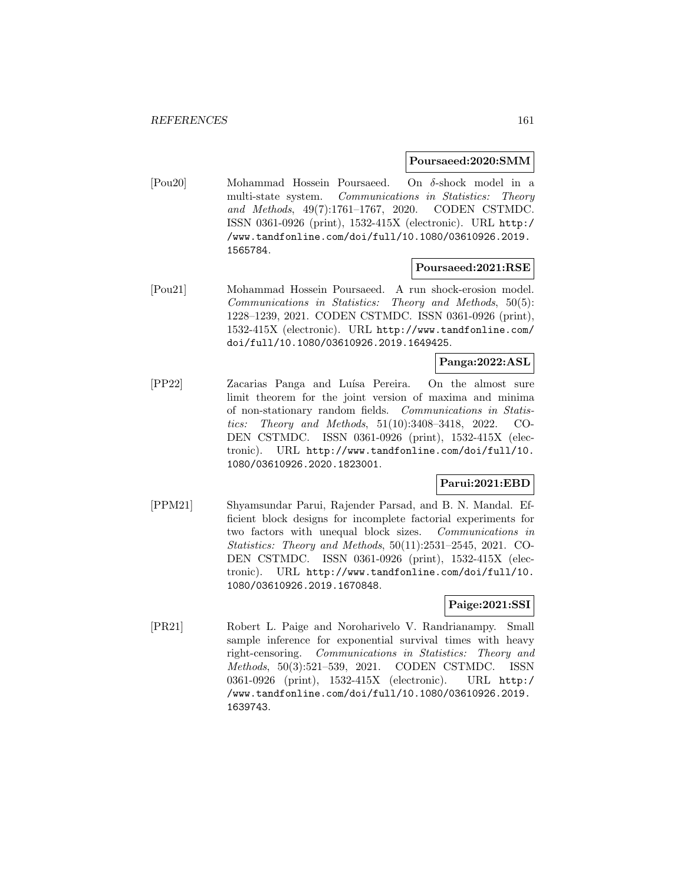**Poursaeed:2020:SMM**

[Pou20] Mohammad Hossein Poursaeed. On $\delta$-shock model in a multi-state system. *Communications in Statistics: Theory and Methods*, 49(7):1761–1767, 2020. CODEN CSTMDC. ISSN 0361-0926 (print), 1532-415X (electronic). URL http://www.tandfonline.com/doi/full/10.1080/03610926.2019.1565784.

**Poursaeed:2021:RSE**

[Pou21] Mohammad Hossein Poursaeed. A run shock-erosion model. *Communications in Statistics: Theory and Methods*, 50(5):1228–1239, 2021. CODEN CSTMDC. ISSN 0361-0926 (print), 1532-415X (electronic). URL http://www.tandfonline.com/doi/full/10.1080/03610926.2019.1649425.

**Panga:2022:ASL**

[PP22] Zacarias Panga and Luísa Pereira. On the almost sure limit theorem for the joint version of maxima and minima of non-stationary random fields. *Communications in Statistics: Theory and Methods*, 51(10):3408–3418, 2022. CODEN CSTMDC. ISSN 0361-0926 (print), 1532-415X (electronic). URL http://www.tandfonline.com/doi/full/10.1080/03610926.2020.1823001.

**Parui:2021:EBD**

[PPM21] Shyamsundar Parui, Rajender Parsad, and B. N. Mandal. Efficient block designs for incomplete factorial experiments for two factors with unequal block sizes. *Communications in Statistics: Theory and Methods*, 50(11):2531–2545, 2021. CODEN CSTMDC. ISSN 0361-0926 (print), 1532-415X (electronic). URL http://www.tandfonline.com/doi/full/10.1080/03610926.2019.1670848.

**Paige:2021:SSI**

[PR21] Robert L. Paige and Noroharivelo V. Randrianampy. Small sample inference for exponential survival times with heavy right-censoring. *Communications in Statistics: Theory and Methods*, 50(3):521–539, 2021. CODEN CSTMDC. ISSN 0361-0926 (print), 1532-415X (electronic). URL http://www.tandfonline.com/doi/full/10.1080/03610926.2019.1639743.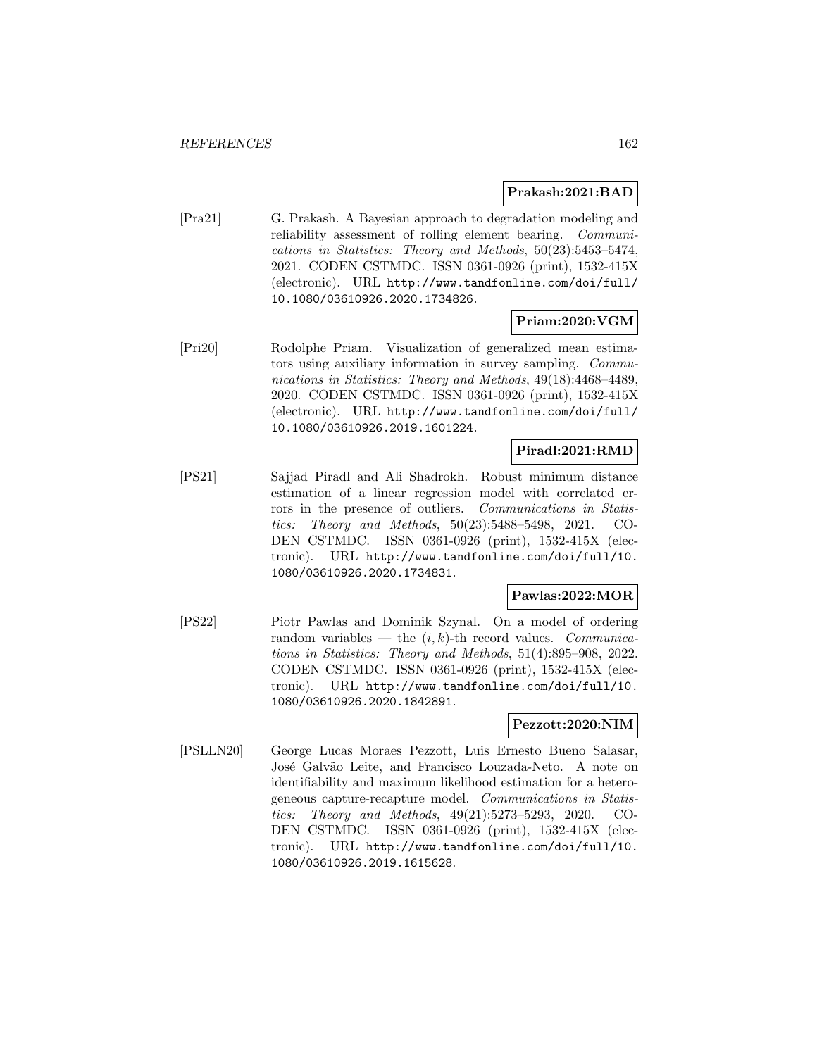**Prakash:2021:BAD**

[Pra21] G. Prakash. A Bayesian approach to degradation modeling and reliability assessment of rolling element bearing. *Communications in Statistics: Theory and Methods*, 50(23):5453–5474, 2021. CODEN CSTMDC. ISSN 0361-0926 (print), 1532-415X (electronic). URL http://www.tandfonline.com/doi/full/10.1080/03610926.2020.1734826.

**Priam:2020:VGM**

[Pri20] Rodolphe Priam. Visualization of generalized mean estimators using auxiliary information in survey sampling. *Communications in Statistics: Theory and Methods*, 49(18):4468–4489, 2020. CODEN CSTMDC. ISSN 0361-0926 (print), 1532-415X (electronic). URL http://www.tandfonline.com/doi/full/10.1080/03610926.2019.1601224.

**Piradl:2021:RMD**

[PS21] Sajjad Piradl and Ali Shadrokh. Robust minimum distance estimation of a linear regression model with correlated errors in the presence of outliers. *Communications in Statistics: Theory and Methods*, 50(23):5488–5498, 2021. CODEN CSTMDC. ISSN 0361-0926 (print), 1532-415X (electronic). URL http://www.tandfonline.com/doi/full/10.1080/03610926.2020.1734831.

**Pawlas:2022:MOR**

[PS22] Piotr Pawlas and Dominik Szynal. On a model of ordering random variables — the $(i, k)$-th record values. *Communications in Statistics: Theory and Methods*, 51(4):895–908, 2022. CODEN CSTMDC. ISSN 0361-0926 (print), 1532-415X (electronic). URL http://www.tandfonline.com/doi/full/10.1080/03610926.2020.1842891.

**Pezzott:2020:NIM**

[PSLLN20] George Lucas Moraes Pezzott, Luis Ernesto Bueno Salasar, José Galvão Leite, and Francisco Louzada-Neto. A note on identifiability and maximum likelihood estimation for a heterogeneous capture-recapture model. *Communications in Statistics: Theory and Methods*, 49(21):5273–5293, 2020. CODEN CSTMDC. ISSN 0361-0926 (print), 1532-415X (electronic). URL http://www.tandfonline.com/doi/full/10.1080/03610926.2019.1615628.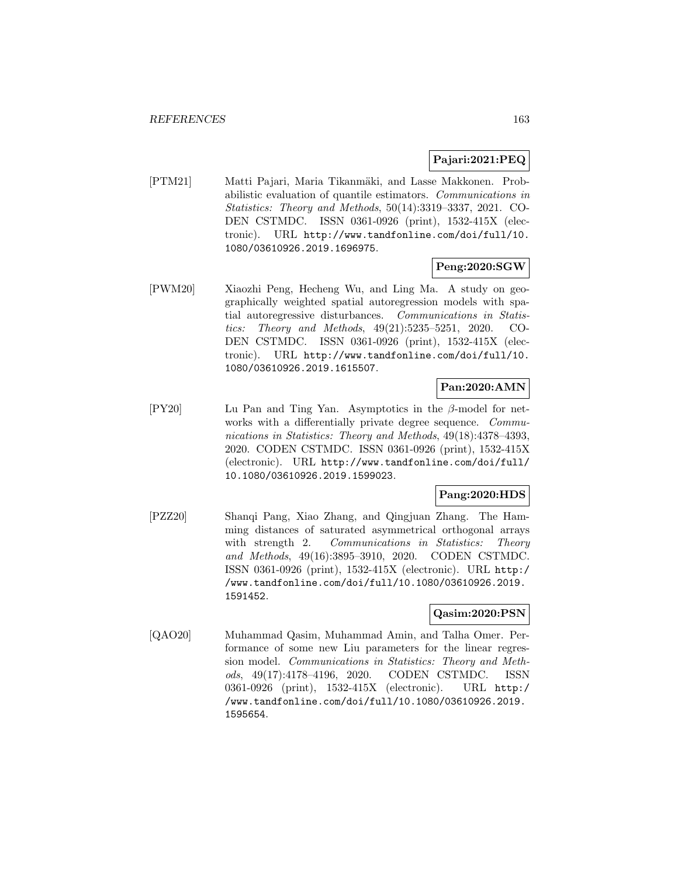**Pajari:2021:PEQ**

[PTM21] Matti Pajari, Maria Tikanmäki, and Lasse Makkonen. Probabilistic evaluation of quantile estimators. *Communications in Statistics: Theory and Methods*, 50(14):3319–3337, 2021. CODEN CSTMDC. ISSN 0361-0926 (print), 1532-415X (electronic). URL http://www.tandfonline.com/doi/full/10.1080/03610926.2019.1696975.

**Peng:2020:SGW**

[PWM20] Xiaozhi Peng, Hecheng Wu, and Ling Ma. A study on geographically weighted spatial autoregression models with spatial autoregressive disturbances. *Communications in Statistics: Theory and Methods*, 49(21):5235–5251, 2020. CODEN CSTMDC. ISSN 0361-0926 (print), 1532-415X (electronic). URL http://www.tandfonline.com/doi/full/10.1080/03610926.2019.1615507.

**Pan:2020:AMN**

[PY20] Lu Pan and Ting Yan. Asymptotics in the $\beta$-model for networks with a differentially private degree sequence. *Communications in Statistics: Theory and Methods*, 49(18):4378–4393, 2020. CODEN CSTMDC. ISSN 0361-0926 (print), 1532-415X (electronic). URL http://www.tandfonline.com/doi/full/10.1080/03610926.2019.1599023.

**Pang:2020:HDS**

[PZZ20] Shanqi Pang, Xiao Zhang, and Qingjuan Zhang. The Hamming distances of saturated asymmetrical orthogonal arrays with strength 2. *Communications in Statistics: Theory and Methods*, 49(16):3895–3910, 2020. CODEN CSTMDC. ISSN 0361-0926 (print), 1532-415X (electronic). URL http://www.tandfonline.com/doi/full/10.1080/03610926.2019.1591452.

**Qasim:2020:PSN**

[QAO20] Muhammad Qasim, Muhammad Amin, and Talha Omer. Performance of some new Liu parameters for the linear regression model. *Communications in Statistics: Theory and Methods*, 49(17):4178–4196, 2020. CODEN CSTMDC. ISSN 0361-0926 (print), 1532-415X (electronic). URL http://www.tandfonline.com/doi/full/10.1080/03610926.2019.1595654.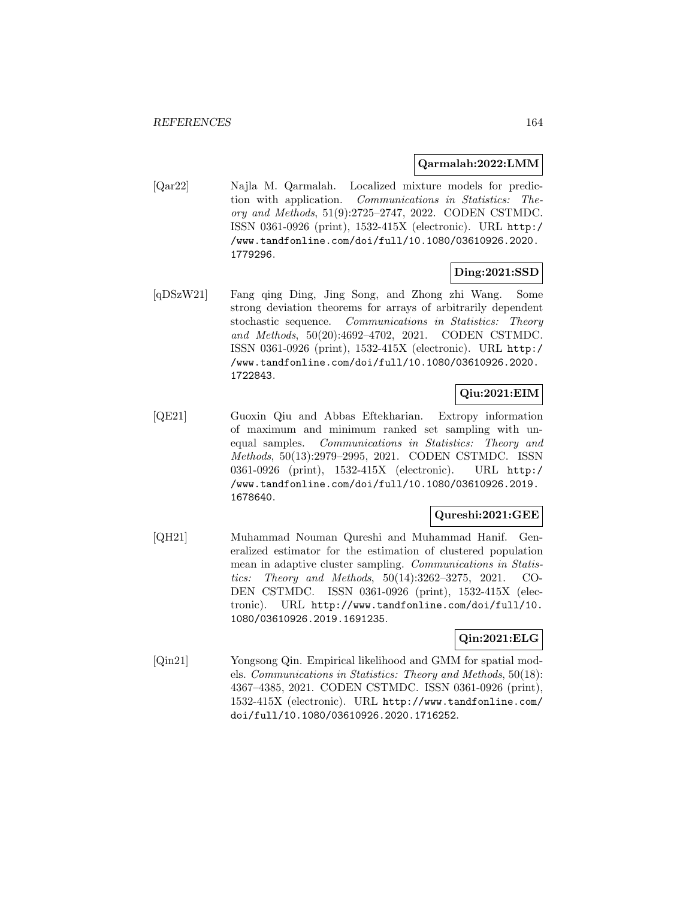**Qarmalah:2022:LMM**

[Qar22] Najla M. Qarmalah. Localized mixture models for prediction with application. *Communications in Statistics: Theory and Methods*, 51(9):2725–2747, 2022. CODEN CSTMDC. ISSN 0361-0926 (print), 1532-415X (electronic). URL http://www.tandfonline.com/doi/full/10.1080/03610926.2020.1779296.

**Ding:2021:SSD**

[qDSzW21] Fang qing Ding, Jing Song, and Zhong zhi Wang. Some strong deviation theorems for arrays of arbitrarily dependent stochastic sequence. *Communications in Statistics: Theory and Methods*, 50(20):4692–4702, 2021. CODEN CSTMDC. ISSN 0361-0926 (print), 1532-415X (electronic). URL http://www.tandfonline.com/doi/full/10.1080/03610926.2020.1722843.

**Qiu:2021:EIM**

[QE21] Guoxin Qiu and Abbas Eftekharian. Extropy information of maximum and minimum ranked set sampling with unequal samples. *Communications in Statistics: Theory and Methods*, 50(13):2979–2995, 2021. CODEN CSTMDC. ISSN 0361-0926 (print), 1532-415X (electronic). URL http://www.tandfonline.com/doi/full/10.1080/03610926.2019.1678640.

**Qureshi:2021:GEE**

[QH21] Muhammad Nouman Qureshi and Muhammad Hanif. Generalized estimator for the estimation of clustered population mean in adaptive cluster sampling. *Communications in Statistics: Theory and Methods*, 50(14):3262–3275, 2021. CODEN CSTMDC. ISSN 0361-0926 (print), 1532-415X (electronic). URL http://www.tandfonline.com/doi/full/10.1080/03610926.2019.1691235.

**Qin:2021:ELG**

[Qin21] Yongsong Qin. Empirical likelihood and GMM for spatial models. *Communications in Statistics: Theory and Methods*, 50(18):4367–4385, 2021. CODEN CSTMDC. ISSN 0361-0926 (print), 1532-415X (electronic). URL http://www.tandfonline.com/doi/full/10.1080/03610926.2020.1716252.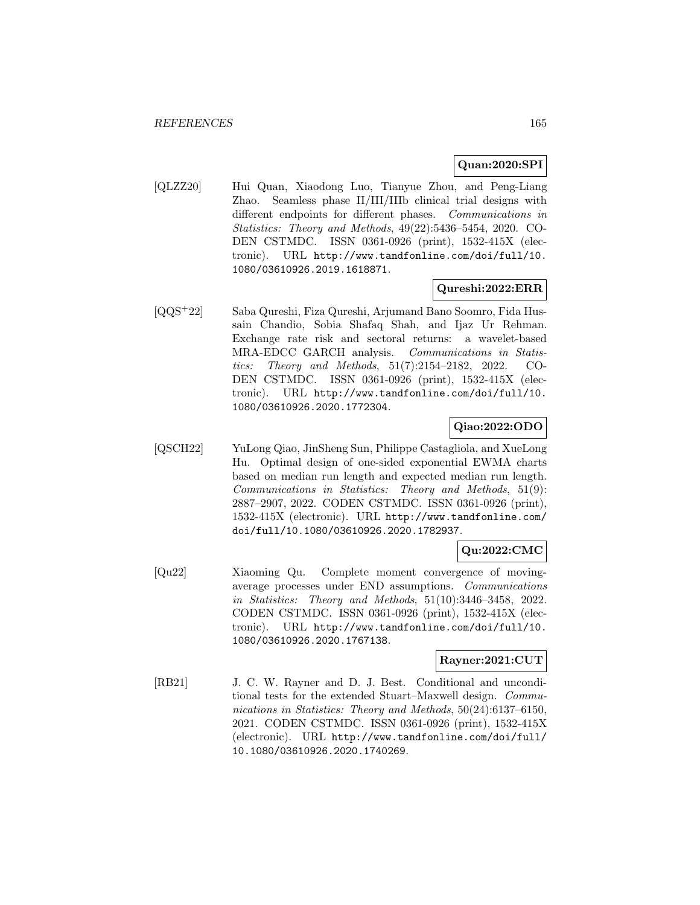**Quan:2020:SPI**

[QLZZ20] Hui Quan, Xiaodong Luo, Tianyue Zhou, and Peng-Liang Zhao. Seamless phase II/III/IIIb clinical trial designs with different endpoints for different phases. *Communications in Statistics: Theory and Methods*, 49(22):5436–5454, 2020. CODEN CSTMDC. ISSN 0361-0926 (print), 1532-415X (electronic). URL http://www.tandfonline.com/doi/full/10.1080/03610926.2019.1618871.

**Qureshi:2022:ERR**

[QQS+22] Saba Qureshi, Fiza Qureshi, Arjumand Bano Soomro, Fida Hussain Chandio, Sobia Shafaq Shah, and Ijaz Ur Rehman. Exchange rate risk and sectoral returns: a wavelet-based MRA-EDCC GARCH analysis. *Communications in Statistics: Theory and Methods*, 51(7):2154–2182, 2022. CODEN CSTMDC. ISSN 0361-0926 (print), 1532-415X (electronic). URL http://www.tandfonline.com/doi/full/10.1080/03610926.2020.1772304.

**Qiao:2022:ODO**

[QSCH22] YuLong Qiao, JinSheng Sun, Philippe Castagliola, and XueLong Hu. Optimal design of one-sided exponential EWMA charts based on median run length and expected median run length. *Communications in Statistics: Theory and Methods*, 51(9):2887–2907, 2022. CODEN CSTMDC. ISSN 0361-0926 (print), 1532-415X (electronic). URL http://www.tandfonline.com/doi/full/10.1080/03610926.2020.1782937.

**Qu:2022:CMC**

[Qu22] Xiaoming Qu. Complete moment convergence of moving-average processes under END assumptions. *Communications in Statistics: Theory and Methods*, 51(10):3446–3458, 2022. CODEN CSTMDC. ISSN 0361-0926 (print), 1532-415X (electronic). URL http://www.tandfonline.com/doi/full/10.1080/03610926.2020.1767138.

**Rayner:2021:CUT**

[RB21] J. C. W. Rayner and D. J. Best. Conditional and unconditional tests for the extended Stuart–Maxwell design. *Communications in Statistics: Theory and Methods*, 50(24):6137–6150, 2021. CODEN CSTMDC. ISSN 0361-0926 (print), 1532-415X (electronic). URL http://www.tandfonline.com/doi/full/10.1080/03610926.2020.1740269.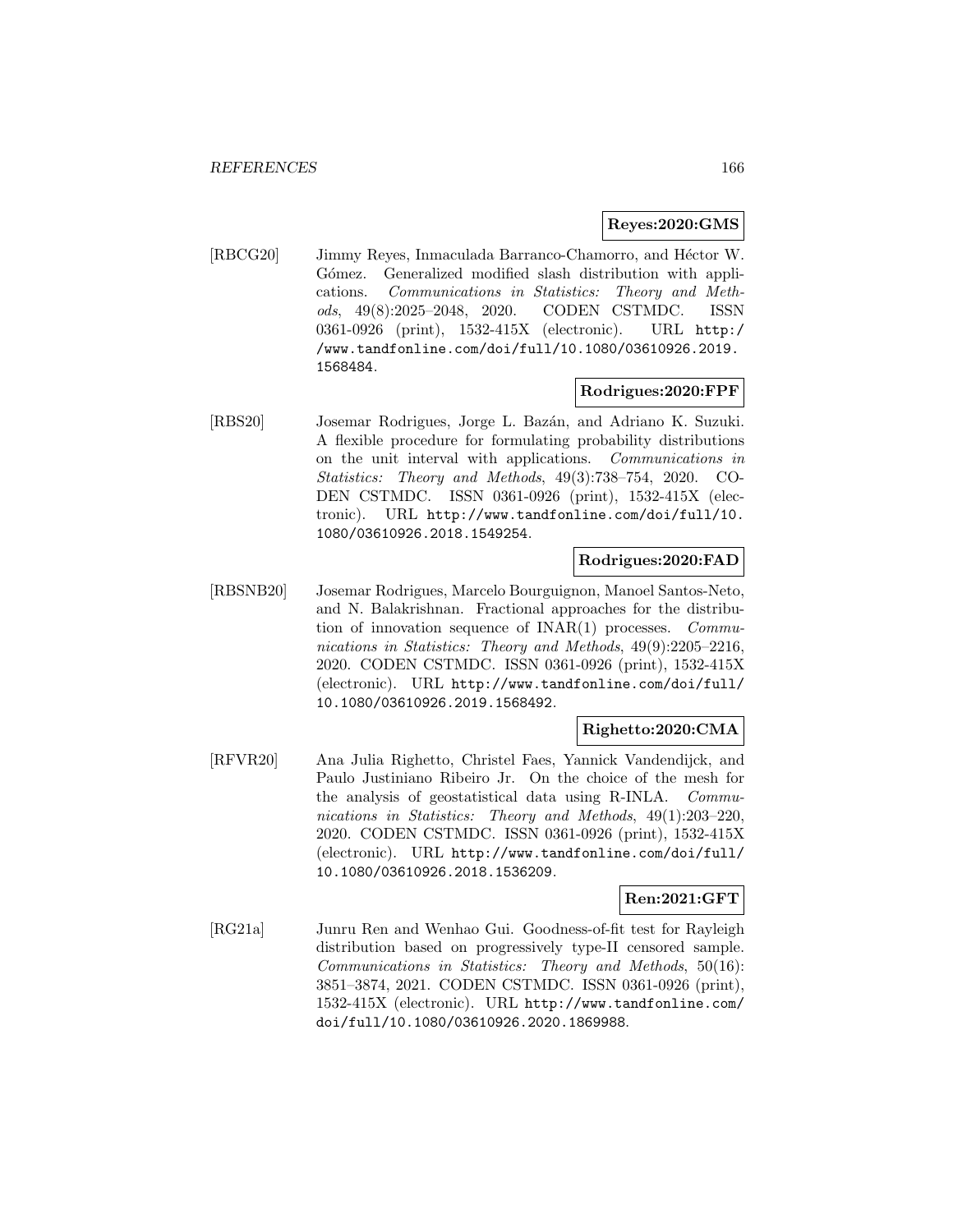**Reyes:2020:GMS**

[RBCG20] Jimmy Reyes, Inmaculada Barranco-Chamorro, and Héctor W. Gómez. Generalized modified slash distribution with applications. *Communications in Statistics: Theory and Methods*, 49(8):2025–2048, 2020. CODEN CSTMDC. ISSN 0361-0926 (print), 1532-415X (electronic). URL http://www.tandfonline.com/doi/full/10.1080/03610926.2019.1568484.

**Rodrigues:2020:FPF**

[RBS20] Josemar Rodrigues, Jorge L. Bazán, and Adriano K. Suzuki. A flexible procedure for formulating probability distributions on the unit interval with applications. *Communications in Statistics: Theory and Methods*, 49(3):738–754, 2020. CODEN CSTMDC. ISSN 0361-0926 (print), 1532-415X (electronic). URL http://www.tandfonline.com/doi/full/10.1080/03610926.2018.1549254.

**Rodrigues:2020:FAD**

[RBSNB20] Josemar Rodrigues, Marcelo Bourguignon, Manoel Santos-Neto, and N. Balakrishnan. Fractional approaches for the distribution of innovation sequence of INAR(1) processes. *Communications in Statistics: Theory and Methods*, 49(9):2205–2216, 2020. CODEN CSTMDC. ISSN 0361-0926 (print), 1532-415X (electronic). URL http://www.tandfonline.com/doi/full/10.1080/03610926.2019.1568492.

**Righetto:2020:CMA**

[RFVR20] Ana Julia Righetto, Christel Faes, Yannick Vandendijck, and Paulo Justiniano Ribeiro Jr. On the choice of the mesh for the analysis of geostatistical data using R-INLA. *Communications in Statistics: Theory and Methods*, 49(1):203–220, 2020. CODEN CSTMDC. ISSN 0361-0926 (print), 1532-415X (electronic). URL http://www.tandfonline.com/doi/full/10.1080/03610926.2018.1536209.

**Ren:2021:GFT**

[RG21a] Junru Ren and Wenhao Gui. Goodness-of-fit test for Rayleigh distribution based on progressively type-II censored sample. *Communications in Statistics: Theory and Methods*, 50(16): 3851–3874, 2021. CODEN CSTMDC. ISSN 0361-0926 (print), 1532-415X (electronic). URL http://www.tandfonline.com/doi/full/10.1080/03610926.2020.1869988.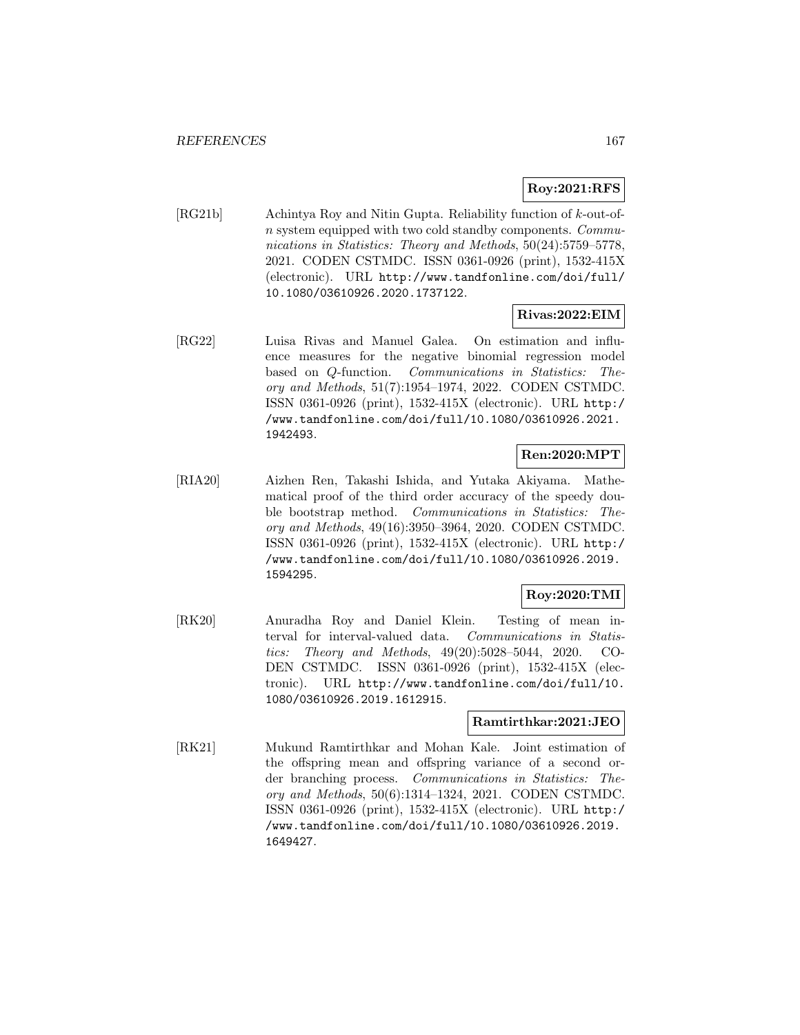**Roy:2021:RFS**

[RG21b] Achintya Roy and Nitin Gupta. Reliability function of $k$-out-of-$n$ system equipped with two cold standby components. *Communications in Statistics: Theory and Methods*, 50(24):5759–5778, 2021. CODEN CSTMDC. ISSN 0361-0926 (print), 1532-415X (electronic). URL http://www.tandfonline.com/doi/full/10.1080/03610926.2020.1737122.

**Rivas:2022:EIM**

[RG22] Luisa Rivas and Manuel Galea. On estimation and influence measures for the negative binomial regression model based on $Q$-function. *Communications in Statistics: Theory and Methods*, 51(7):1954–1974, 2022. CODEN CSTMDC. ISSN 0361-0926 (print), 1532-415X (electronic). URL http://www.tandfonline.com/doi/full/10.1080/03610926.2021.1942493.

**Ren:2020:MPT**

[RIA20] Aizhen Ren, Takashi Ishida, and Yutaka Akiyama. Mathematical proof of the third order accuracy of the speedy double bootstrap method. *Communications in Statistics: Theory and Methods*, 49(16):3950–3964, 2020. CODEN CSTMDC. ISSN 0361-0926 (print), 1532-415X (electronic). URL http://www.tandfonline.com/doi/full/10.1080/03610926.2019.1594295.

**Roy:2020:TMI**

[RK20] Anuradha Roy and Daniel Klein. Testing of mean interval for interval-valued data. *Communications in Statistics: Theory and Methods*, 49(20):5028–5044, 2020. CODEN CSTMDC. ISSN 0361-0926 (print), 1532-415X (electronic). URL http://www.tandfonline.com/doi/full/10.1080/03610926.2019.1612915.

**Ramtirthkar:2021:JEO**

[RK21] Mukund Ramtirthkar and Mohan Kale. Joint estimation of the offspring mean and offspring variance of a second order branching process. *Communications in Statistics: Theory and Methods*, 50(6):1314–1324, 2021. CODEN CSTMDC. ISSN 0361-0926 (print), 1532-415X (electronic). URL http://www.tandfonline.com/doi/full/10.1080/03610926.2019.1649427.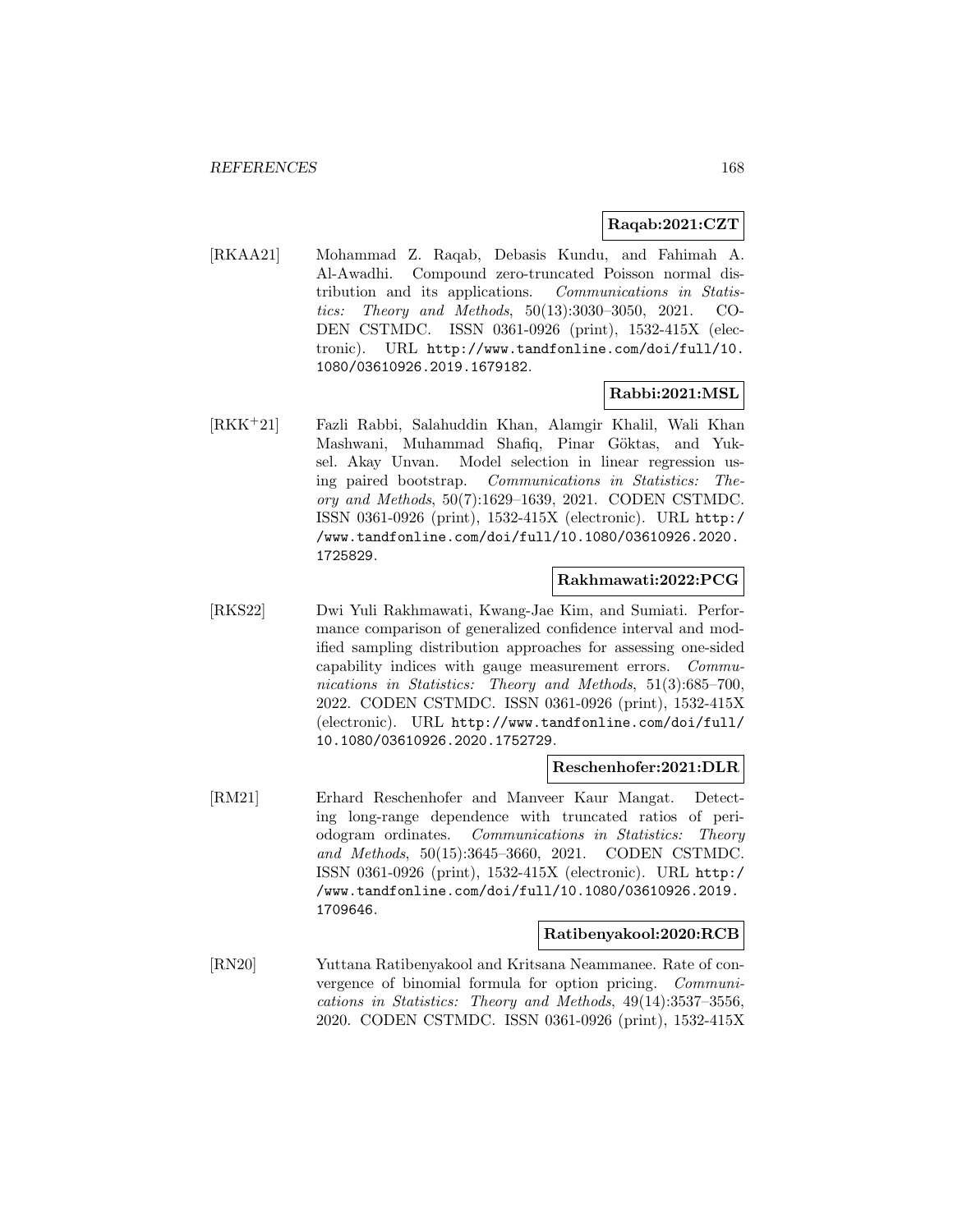**Raqab:2021:CZT**

[RKAA21] Mohammad Z. Raqab, Debasis Kundu, and Fahimah A. Al-Awadhi. Compound zero-truncated Poisson normal distribution and its applications. *Communications in Statistics: Theory and Methods*, 50(13):3030–3050, 2021. CODEN CSTMDC. ISSN 0361-0926 (print), 1532-415X (electronic). URL http://www.tandfonline.com/doi/full/10.1080/03610926.2019.1679182.

**Rabbi:2021:MSL**

[RKK+21] Fazli Rabbi, Salahuddin Khan, Alamgir Khalil, Wali Khan Mashwani, Muhammad Shafiq, Pinar Göktas, and Yuksel. Akay Unvan. Model selection in linear regression using paired bootstrap. *Communications in Statistics: Theory and Methods*, 50(7):1629–1639, 2021. CODEN CSTMDC. ISSN 0361-0926 (print), 1532-415X (electronic). URL http://www.tandfonline.com/doi/full/10.1080/03610926.2020.1725829.

**Rakhmawati:2022:PCG**

[RKS22] Dwi Yuli Rakhmawati, Kwang-Jae Kim, and Sumiati. Performance comparison of generalized confidence interval and modified sampling distribution approaches for assessing one-sided capability indices with gauge measurement errors. *Communications in Statistics: Theory and Methods*, 51(3):685–700, 2022. CODEN CSTMDC. ISSN 0361-0926 (print), 1532-415X (electronic). URL http://www.tandfonline.com/doi/full/10.1080/03610926.2020.1752729.

**Reschenhofer:2021:DLR**

[RM21] Erhard Reschenhofer and Manveer Kaur Mangat. Detecting long-range dependence with truncated ratios of periodogram ordinates. *Communications in Statistics: Theory and Methods*, 50(15):3645–3660, 2021. CODEN CSTMDC. ISSN 0361-0926 (print), 1532-415X (electronic). URL http://www.tandfonline.com/doi/full/10.1080/03610926.2019.1709646.

**Ratibenyakool:2020:RCB**

[RN20] Yuttana Ratibenyakool and Kritsana Neammanee. Rate of convergence of binomial formula for option pricing. *Communications in Statistics: Theory and Methods*, 49(14):3537–3556, 2020. CODEN CSTMDC. ISSN 0361-0926 (print), 1532-415X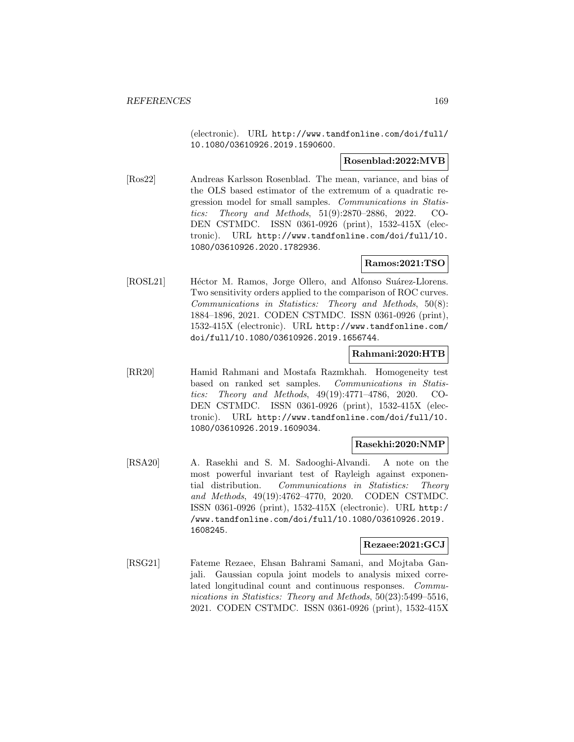(electronic). URL http://www.tandfonline.com/doi/full/10.1080/03610926.2019.1590600.

**Rosenblad:2022:MVB**

[Ros22] Andreas Karlsson Rosenblad. The mean, variance, and bias of the OLS based estimator of the extremum of a quadratic regression model for small samples. *Communications in Statistics: Theory and Methods*, 51(9):2870–2886, 2022. CODEN CSTMDC. ISSN 0361-0926 (print), 1532-415X (electronic). URL http://www.tandfonline.com/doi/full/10.1080/03610926.2020.1782936.

**Ramos:2021:TSO**

[ROSL21] Héctor M. Ramos, Jorge Ollero, and Alfonso Suárez-Llorens. Two sensitivity orders applied to the comparison of ROC curves. *Communications in Statistics: Theory and Methods*, 50(8): 1884–1896, 2021. CODEN CSTMDC. ISSN 0361-0926 (print), 1532-415X (electronic). URL http://www.tandfonline.com/doi/full/10.1080/03610926.2019.1656744.

**Rahmani:2020:HTB**

[RR20] Hamid Rahmani and Mostafa Razmkhah. Homogeneity test based on ranked set samples. *Communications in Statistics: Theory and Methods*, 49(19):4771–4786, 2020. CODEN CSTMDC. ISSN 0361-0926 (print), 1532-415X (electronic). URL http://www.tandfonline.com/doi/full/10.1080/03610926.2019.1609034.

**Rasekhi:2020:NMP**

[RSA20] A. Rasekhi and S. M. Sadooghi-Alvandi. A note on the most powerful invariant test of Rayleigh against exponential distribution. *Communications in Statistics: Theory and Methods*, 49(19):4762–4770, 2020. CODEN CSTMDC. ISSN 0361-0926 (print), 1532-415X (electronic). URL http://www.tandfonline.com/doi/full/10.1080/03610926.2019.1608245.

**Rezaee:2021:GCJ**

[RSG21] Fateme Rezaee, Ehsan Bahrami Samani, and Mojtaba Ganjali. Gaussian copula joint models to analysis mixed correlated longitudinal count and continuous responses. *Communications in Statistics: Theory and Methods*, 50(23):5499–5516, 2021. CODEN CSTMDC. ISSN 0361-0926 (print), 1532-415X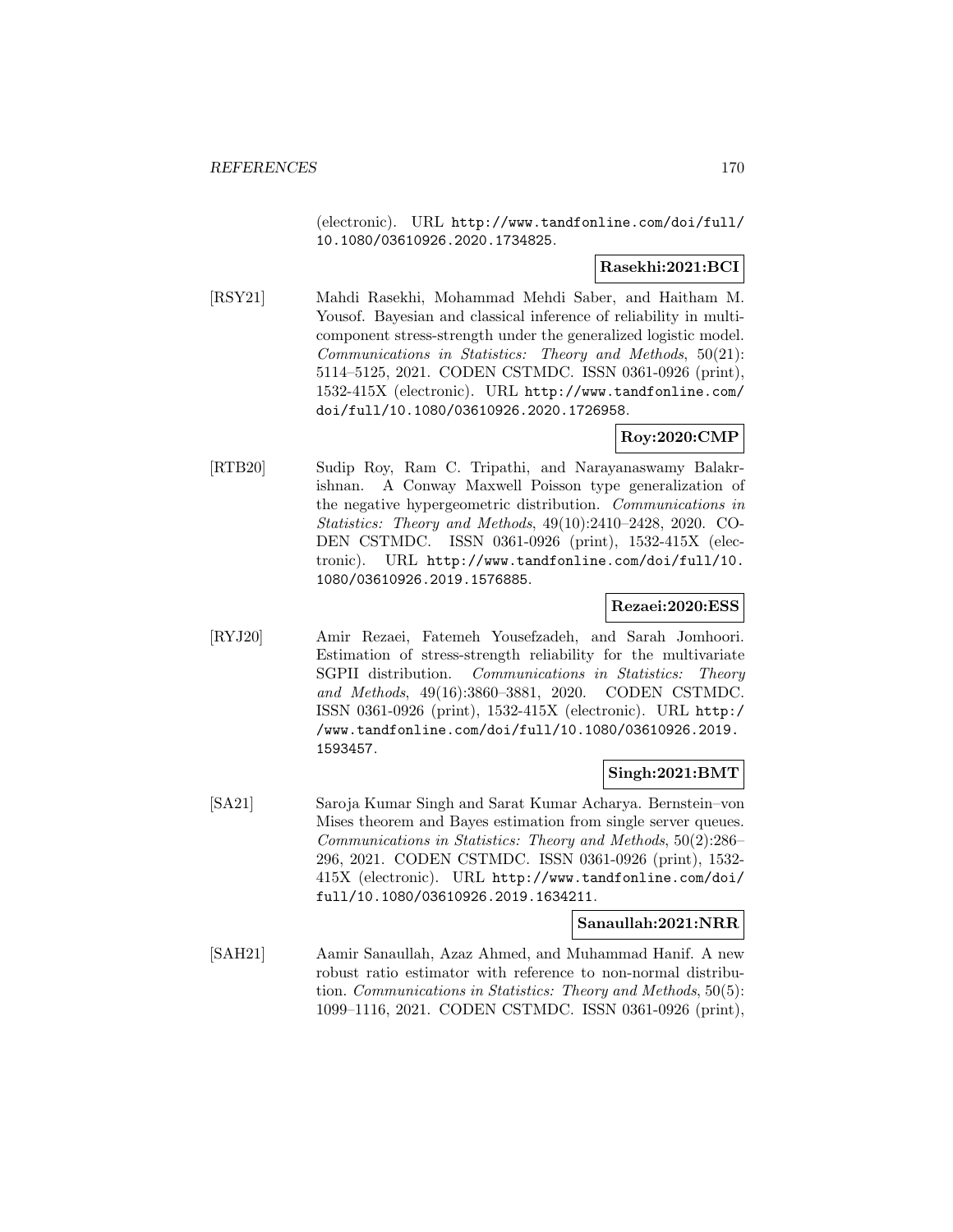(electronic). URL http://www.tandfonline.com/doi/full/10.1080/03610926.2020.1734825.

**Rasekhi:2021:BCI**

[RSY21] Mahdi Rasekhi, Mohammad Mehdi Saber, and Haitham M. Yousof. Bayesian and classical inference of reliability in multicomponent stress-strength under the generalized logistic model. *Communications in Statistics: Theory and Methods*, 50(21): 5114–5125, 2021. CODEN CSTMDC. ISSN 0361-0926 (print), 1532-415X (electronic). URL http://www.tandfonline.com/doi/full/10.1080/03610926.2020.1726958.

**Roy:2020:CMP**

[RTB20] Sudip Roy, Ram C. Tripathi, and Narayanaswamy Balakrishnan. A Conway Maxwell Poisson type generalization of the negative hypergeometric distribution. *Communications in Statistics: Theory and Methods*, 49(10):2410–2428, 2020. CODEN CSTMDC. ISSN 0361-0926 (print), 1532-415X (electronic). URL http://www.tandfonline.com/doi/full/10.1080/03610926.2019.1576885.

**Rezaei:2020:ESS**

[RYJ20] Amir Rezaei, Fatemeh Yousefzadeh, and Sarah Jomhoori. Estimation of stress-strength reliability for the multivariate SGPII distribution. *Communications in Statistics: Theory and Methods*, 49(16):3860–3881, 2020. CODEN CSTMDC. ISSN 0361-0926 (print), 1532-415X (electronic). URL http://www.tandfonline.com/doi/full/10.1080/03610926.2019.1593457.

**Singh:2021:BMT**

[SA21] Saroja Kumar Singh and Sarat Kumar Acharya. Bernstein–von Mises theorem and Bayes estimation from single server queues. *Communications in Statistics: Theory and Methods*, 50(2):286–296, 2021. CODEN CSTMDC. ISSN 0361-0926 (print), 1532-415X (electronic). URL http://www.tandfonline.com/doi/full/10.1080/03610926.2019.1634211.

**Sanaullah:2021:NRR**

[SAH21] Aamir Sanaullah, Azaz Ahmed, and Muhammad Hanif. A new robust ratio estimator with reference to non-normal distribution. *Communications in Statistics: Theory and Methods*, 50(5): 1099–1116, 2021. CODEN CSTMDC. ISSN 0361-0926 (print),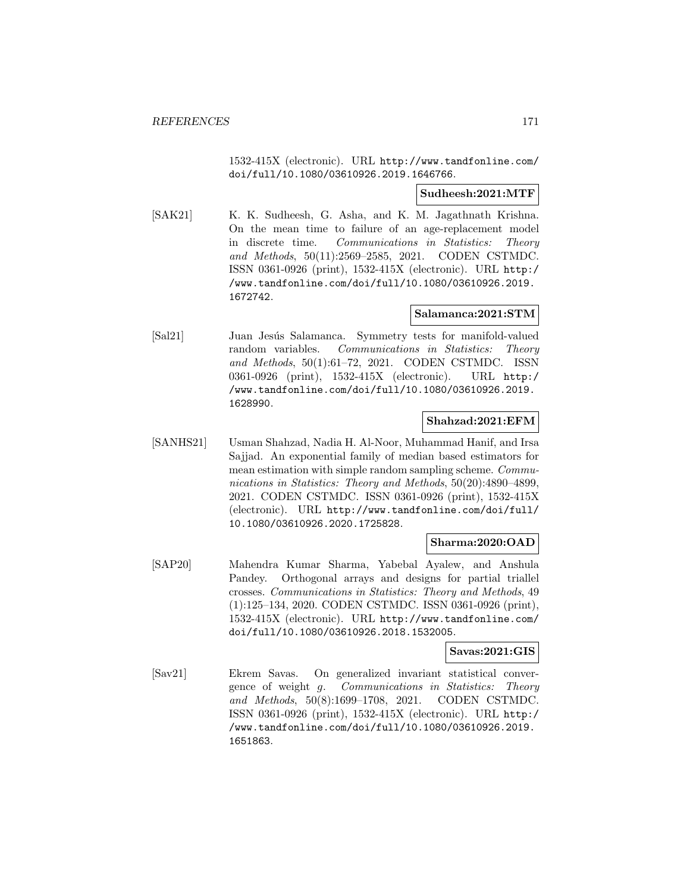1532-415X (electronic). URL http://www.tandfonline.com/doi/full/10.1080/03610926.2019.1646766.

**Sudheesh:2021:MTF**

[SAK21] K. K. Sudheesh, G. Asha, and K. M. Jagathnath Krishna. On the mean time to failure of an age-replacement model in discrete time. *Communications in Statistics: Theory and Methods*, 50(11):2569–2585, 2021. CODEN CSTMDC. ISSN 0361-0926 (print), 1532-415X (electronic). URL http://www.tandfonline.com/doi/full/10.1080/03610926.2019.1672742.

**Salamanca:2021:STM**

[Sal21] Juan Jesús Salamanca. Symmetry tests for manifold-valued random variables. *Communications in Statistics: Theory and Methods*, 50(1):61–72, 2021. CODEN CSTMDC. ISSN 0361-0926 (print), 1532-415X (electronic). URL http://www.tandfonline.com/doi/full/10.1080/03610926.2019.1628990.

**Shahzad:2021:EFM**

[SANHS21] Usman Shahzad, Nadia H. Al-Noor, Muhammad Hanif, and Irsa Sajjad. An exponential family of median based estimators for mean estimation with simple random sampling scheme. *Communications in Statistics: Theory and Methods*, 50(20):4890–4899, 2021. CODEN CSTMDC. ISSN 0361-0926 (print), 1532-415X (electronic). URL http://www.tandfonline.com/doi/full/10.1080/03610926.2020.1725828.

**Sharma:2020:OAD**

[SAP20] Mahendra Kumar Sharma, Yabebal Ayalew, and Anshula Pandey. Orthogonal arrays and designs for partial triallel crosses. *Communications in Statistics: Theory and Methods*, 49 (1):125–134, 2020. CODEN CSTMDC. ISSN 0361-0926 (print), 1532-415X (electronic). URL http://www.tandfonline.com/doi/full/10.1080/03610926.2018.1532005.

**Savas:2021:GIS**

[Sav21] Ekrem Savas. On generalized invariant statistical convergence of weight *g*. *Communications in Statistics: Theory and Methods*, 50(8):1699–1708, 2021. CODEN CSTMDC. ISSN 0361-0926 (print), 1532-415X (electronic). URL http://www.tandfonline.com/doi/full/10.1080/03610926.2019.1651863.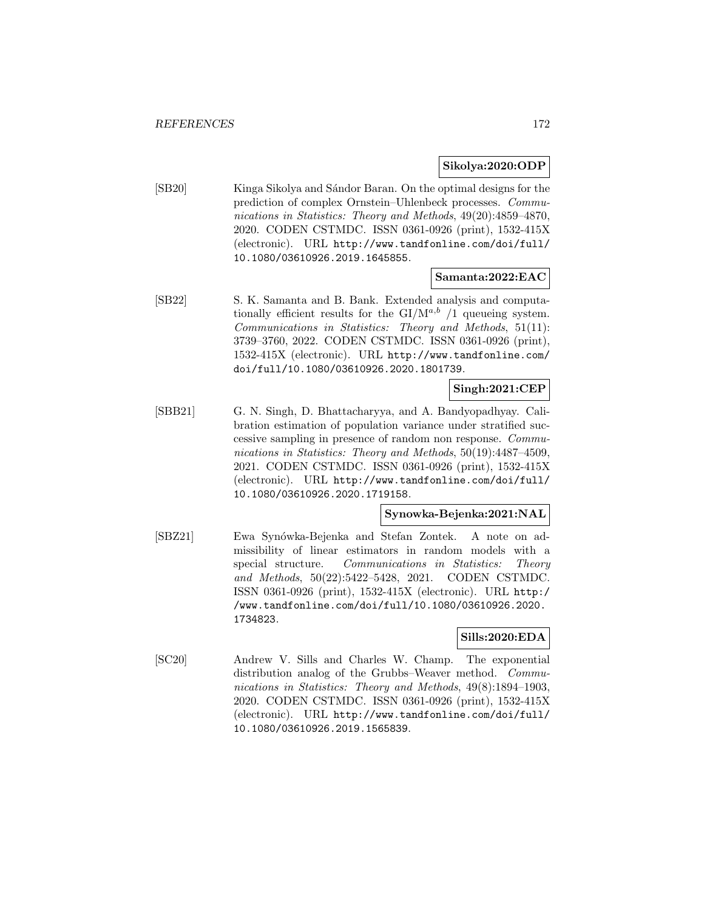**Sikolya:2020:ODP**

[SB20] Kinga Sikolya and Sándor Baran. On the optimal designs for the prediction of complex Ornstein–Uhlenbeck processes. *Communications in Statistics: Theory and Methods*, 49(20):4859–4870, 2020. CODEN CSTMDC. ISSN 0361-0926 (print), 1532-415X (electronic). URL http://www.tandfonline.com/doi/full/10.1080/03610926.2019.1645855.

**Samanta:2022:EAC**

[SB22] S. K. Samanta and B. Bank. Extended analysis and computationally efficient results for the GI/M$^{a,b}$ /1 queueing system. *Communications in Statistics: Theory and Methods*, 51(11): 3739–3760, 2022. CODEN CSTMDC. ISSN 0361-0926 (print), 1532-415X (electronic). URL http://www.tandfonline.com/doi/full/10.1080/03610926.2020.1801739.

**Singh:2021:CEP**

[SBB21] G. N. Singh, D. Bhattacharyya, and A. Bandyopadhyay. Calibration estimation of population variance under stratified successive sampling in presence of random non response. *Communications in Statistics: Theory and Methods*, 50(19):4487–4509, 2021. CODEN CSTMDC. ISSN 0361-0926 (print), 1532-415X (electronic). URL http://www.tandfonline.com/doi/full/10.1080/03610926.2020.1719158.

**Synowka-Bejenka:2021:NAL**

[SBZ21] Ewa Synówka-Bejenka and Stefan Zontek. A note on admissibility of linear estimators in random models with a special structure. *Communications in Statistics: Theory and Methods*, 50(22):5422–5428, 2021. CODEN CSTMDC. ISSN 0361-0926 (print), 1532-415X (electronic). URL http://www.tandfonline.com/doi/full/10.1080/03610926.2020.1734823.

**Sills:2020:EDA**

[SC20] Andrew V. Sills and Charles W. Champ. The exponential distribution analog of the Grubbs–Weaver method. *Communications in Statistics: Theory and Methods*, 49(8):1894–1903, 2020. CODEN CSTMDC. ISSN 0361-0926 (print), 1532-415X (electronic). URL http://www.tandfonline.com/doi/full/10.1080/03610926.2019.1565839.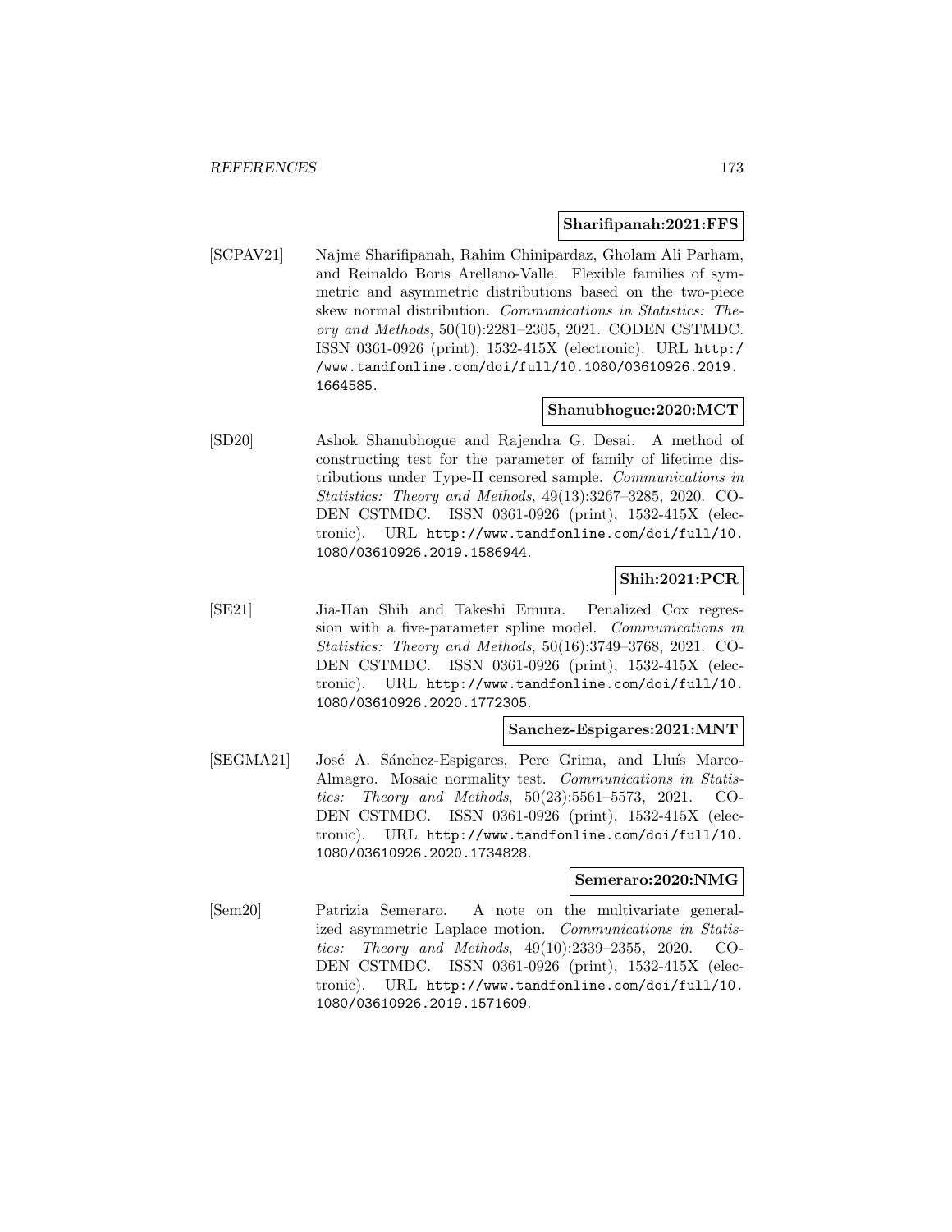**Sharifipanah:2021:FFS**

[SCPAV21] Najme Sharifipanah, Rahim Chinipardaz, Gholam Ali Parham, and Reinaldo Boris Arellano-Valle. Flexible families of symmetric and asymmetric distributions based on the two-piece skew normal distribution. *Communications in Statistics: Theory and Methods*, 50(10):2281–2305, 2021. CODEN CSTMDC. ISSN 0361-0926 (print), 1532-415X (electronic). URL http://www.tandfonline.com/doi/full/10.1080/03610926.2019.1664585.

**Shanubhogue:2020:MCT**

[SD20] Ashok Shanubhogue and Rajendra G. Desai. A method of constructing test for the parameter of family of lifetime distributions under Type-II censored sample. *Communications in Statistics: Theory and Methods*, 49(13):3267–3285, 2020. CODEN CSTMDC. ISSN 0361-0926 (print), 1532-415X (electronic). URL http://www.tandfonline.com/doi/full/10.1080/03610926.2019.1586944.

**Shih:2021:PCR**

[SE21] Jia-Han Shih and Takeshi Emura. Penalized Cox regression with a five-parameter spline model. *Communications in Statistics: Theory and Methods*, 50(16):3749–3768, 2021. CODEN CSTMDC. ISSN 0361-0926 (print), 1532-415X (electronic). URL http://www.tandfonline.com/doi/full/10.1080/03610926.2020.1772305.

**Sanchez-Espigares:2021:MNT**

[SEGMA21] José A. Sánchez-Espigares, Pere Grima, and Lluís Marco-Almagro. Mosaic normality test. *Communications in Statistics: Theory and Methods*, 50(23):5561–5573, 2021. CODEN CSTMDC. ISSN 0361-0926 (print), 1532-415X (electronic). URL http://www.tandfonline.com/doi/full/10.1080/03610926.2020.1734828.

**Semeraro:2020:NMG**

[Sem20] Patrizia Semeraro. A note on the multivariate generalized asymmetric Laplace motion. *Communications in Statistics: Theory and Methods*, 49(10):2339–2355, 2020. CODEN CSTMDC. ISSN 0361-0926 (print), 1532-415X (electronic). URL http://www.tandfonline.com/doi/full/10.1080/03610926.2019.1571609.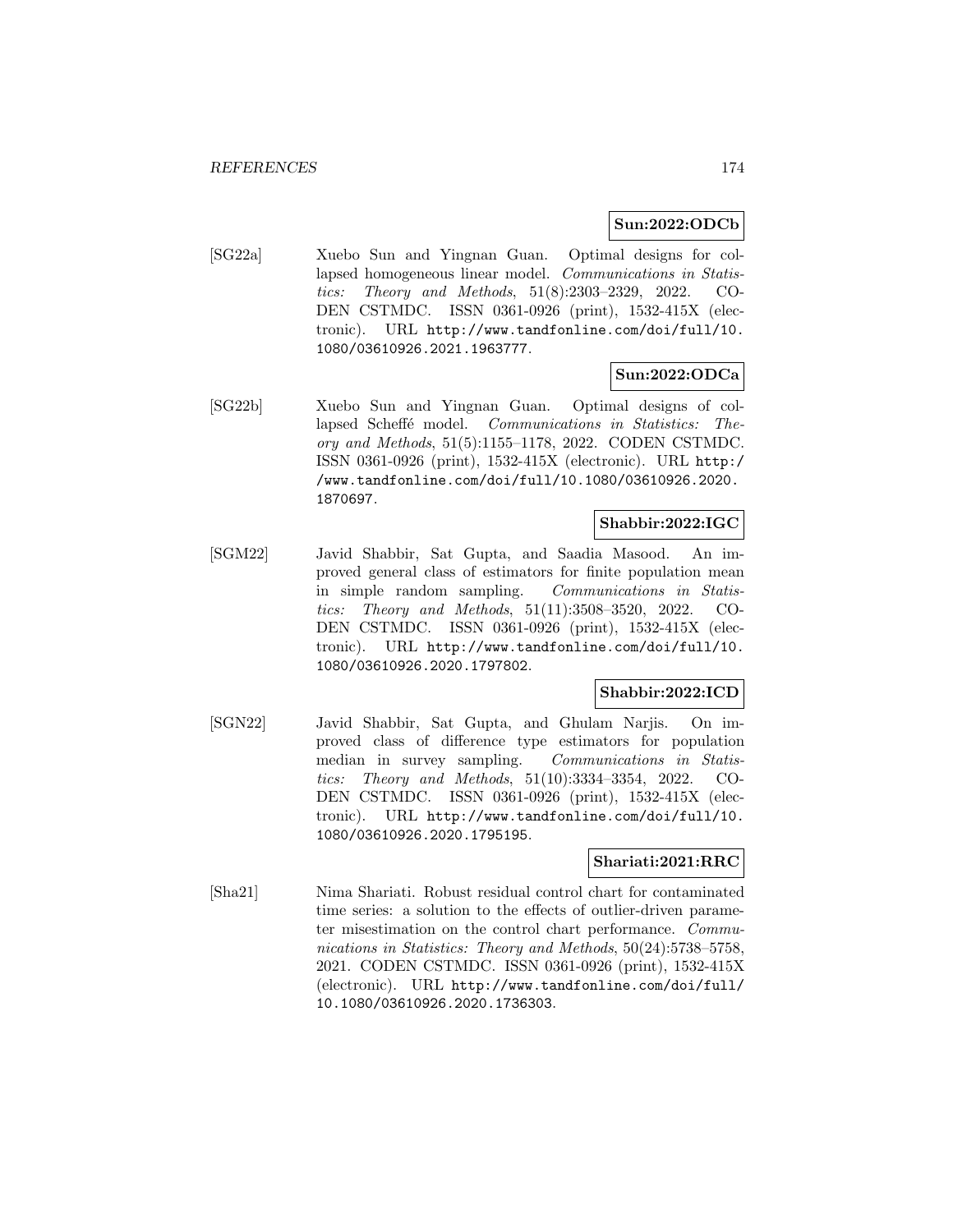**Sun:2022:ODCb**

[SG22a] Xuebo Sun and Yingnan Guan. Optimal designs for collapsed homogeneous linear model. *Communications in Statistics: Theory and Methods*, 51(8):2303–2329, 2022. CODEN CSTMDC. ISSN 0361-0926 (print), 1532-415X (electronic). URL http://www.tandfonline.com/doi/full/10.1080/03610926.2021.1963777.

**Sun:2022:ODCa**

[SG22b] Xuebo Sun and Yingnan Guan. Optimal designs of collapsed Scheffé model. *Communications in Statistics: Theory and Methods*, 51(5):1155–1178, 2022. CODEN CSTMDC. ISSN 0361-0926 (print), 1532-415X (electronic). URL http://www.tandfonline.com/doi/full/10.1080/03610926.2020.1870697.

**Shabbir:2022:IGC**

[SGM22] Javid Shabbir, Sat Gupta, and Saadia Masood. An improved general class of estimators for finite population mean in simple random sampling. *Communications in Statistics: Theory and Methods*, 51(11):3508–3520, 2022. CODEN CSTMDC. ISSN 0361-0926 (print), 1532-415X (electronic). URL http://www.tandfonline.com/doi/full/10.1080/03610926.2020.1797802.

**Shabbir:2022:ICD**

[SGN22] Javid Shabbir, Sat Gupta, and Ghulam Narjis. On improved class of difference type estimators for population median in survey sampling. *Communications in Statistics: Theory and Methods*, 51(10):3334–3354, 2022. CODEN CSTMDC. ISSN 0361-0926 (print), 1532-415X (electronic). URL http://www.tandfonline.com/doi/full/10.1080/03610926.2020.1795195.

**Shariati:2021:RRC**

[Sha21] Nima Shariati. Robust residual control chart for contaminated time series: a solution to the effects of outlier-driven parameter misestimation on the control chart performance. *Communications in Statistics: Theory and Methods*, 50(24):5738–5758, 2021. CODEN CSTMDC. ISSN 0361-0926 (print), 1532-415X (electronic). URL http://www.tandfonline.com/doi/full/10.1080/03610926.2020.1736303.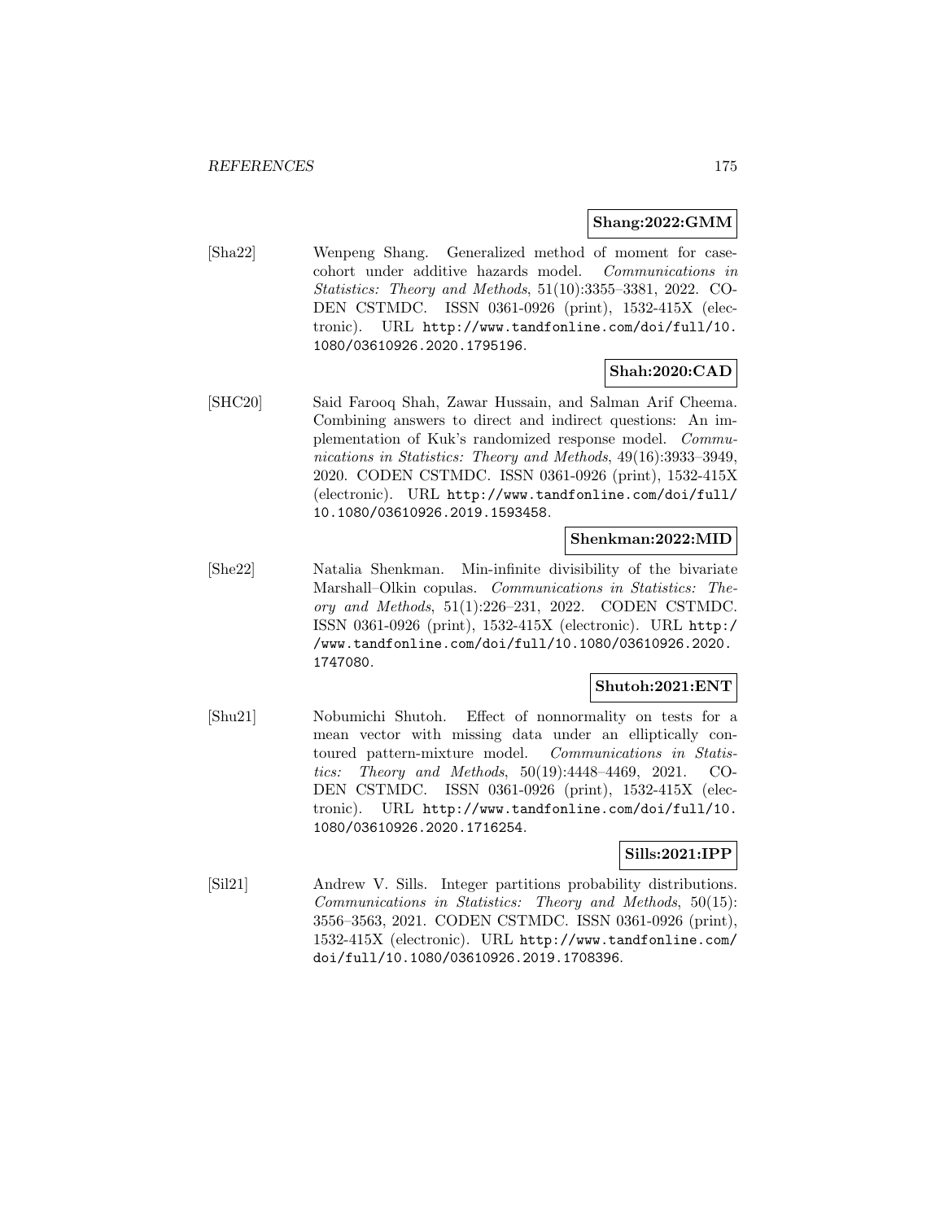**Shang:2022:GMM**

[Sha22] Wenpeng Shang. Generalized method of moment for case-cohort under additive hazards model. *Communications in Statistics: Theory and Methods*, 51(10):3355–3381, 2022. CODEN CSTMDC. ISSN 0361-0926 (print), 1532-415X (electronic). URL http://www.tandfonline.com/doi/full/10.1080/03610926.2020.1795196.

**Shah:2020:CAD**

[SHC20] Said Farooq Shah, Zawar Hussain, and Salman Arif Cheema. Combining answers to direct and indirect questions: An implementation of Kuk's randomized response model. *Communications in Statistics: Theory and Methods*, 49(16):3933–3949, 2020. CODEN CSTMDC. ISSN 0361-0926 (print), 1532-415X (electronic). URL http://www.tandfonline.com/doi/full/10.1080/03610926.2019.1593458.

**Shenkman:2022:MID**

[She22] Natalia Shenkman. Min-infinite divisibility of the bivariate Marshall–Olkin copulas. *Communications in Statistics: Theory and Methods*, 51(1):226–231, 2022. CODEN CSTMDC. ISSN 0361-0926 (print), 1532-415X (electronic). URL http://www.tandfonline.com/doi/full/10.1080/03610926.2020.1747080.

**Shutoh:2021:ENT**

[Shu21] Nobumichi Shutoh. Effect of nonnormality on tests for a mean vector with missing data under an elliptically contoured pattern-mixture model. *Communications in Statistics: Theory and Methods*, 50(19):4448–4469, 2021. CODEN CSTMDC. ISSN 0361-0926 (print), 1532-415X (electronic). URL http://www.tandfonline.com/doi/full/10.1080/03610926.2020.1716254.

**Sills:2021:IPP**

[Sil21] Andrew V. Sills. Integer partitions probability distributions. *Communications in Statistics: Theory and Methods*, 50(15):3556–3563, 2021. CODEN CSTMDC. ISSN 0361-0926 (print), 1532-415X (electronic). URL http://www.tandfonline.com/doi/full/10.1080/03610926.2019.1708396.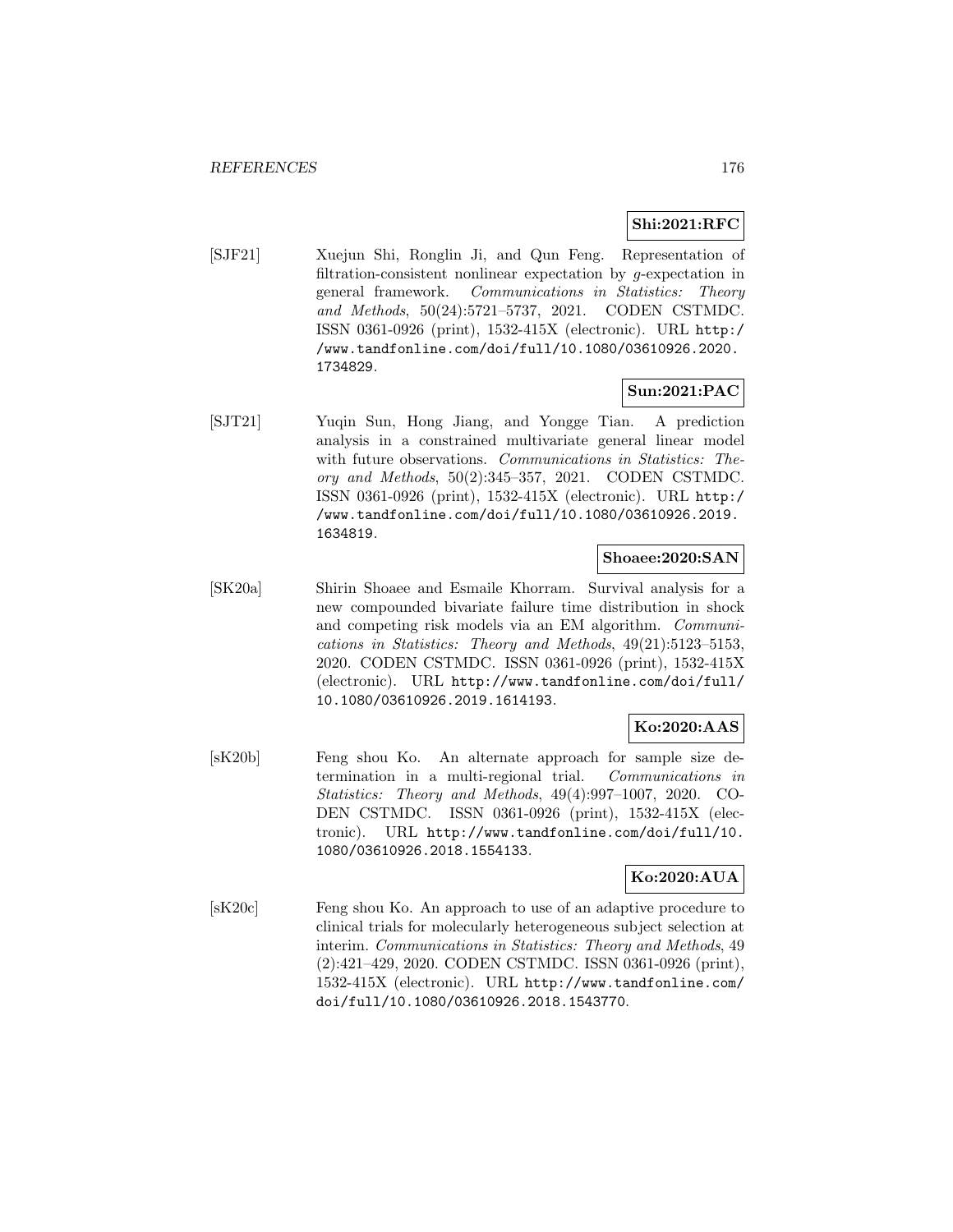**Shi:2021:RFC**

[SJF21] Xuejun Shi, Ronglin Ji, and Qun Feng. Representation of filtration-consistent nonlinear expectation by $g$-expectation in general framework. *Communications in Statistics: Theory and Methods*, 50(24):5721–5737, 2021. CODEN CSTMDC. ISSN 0361-0926 (print), 1532-415X (electronic). URL http://www.tandfonline.com/doi/full/10.1080/03610926.2020.1734829.

**Sun:2021:PAC**

[SJT21] Yuqin Sun, Hong Jiang, and Yongge Tian. A prediction analysis in a constrained multivariate general linear model with future observations. *Communications in Statistics: Theory and Methods*, 50(2):345–357, 2021. CODEN CSTMDC. ISSN 0361-0926 (print), 1532-415X (electronic). URL http://www.tandfonline.com/doi/full/10.1080/03610926.2019.1634819.

**Shoaee:2020:SAN**

[SK20a] Shirin Shoaee and Esmaile Khorram. Survival analysis for a new compounded bivariate failure time distribution in shock and competing risk models via an EM algorithm. *Communications in Statistics: Theory and Methods*, 49(21):5123–5153, 2020. CODEN CSTMDC. ISSN 0361-0926 (print), 1532-415X (electronic). URL http://www.tandfonline.com/doi/full/10.1080/03610926.2019.1614193.

**Ko:2020:AAS**

[sK20b] Feng shou Ko. An alternate approach for sample size determination in a multi-regional trial. *Communications in Statistics: Theory and Methods*, 49(4):997–1007, 2020. CODEN CSTMDC. ISSN 0361-0926 (print), 1532-415X (electronic). URL http://www.tandfonline.com/doi/full/10.1080/03610926.2018.1554133.

**Ko:2020:AUA**

[sK20c] Feng shou Ko. An approach to use of an adaptive procedure to clinical trials for molecularly heterogeneous subject selection at interim. *Communications in Statistics: Theory and Methods*, 49 (2):421–429, 2020. CODEN CSTMDC. ISSN 0361-0926 (print), 1532-415X (electronic). URL http://www.tandfonline.com/doi/full/10.1080/03610926.2018.1543770.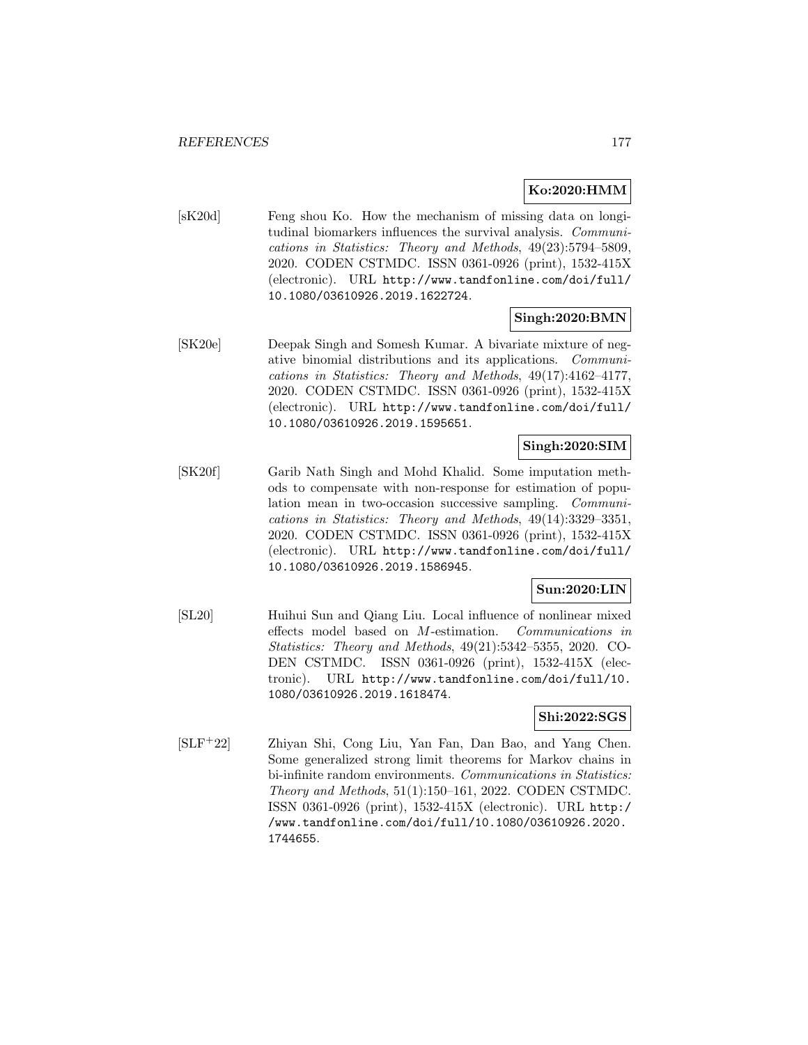**Ko:2020:HMM**

[sK20d] Feng shou Ko. How the mechanism of missing data on longitudinal biomarkers influences the survival analysis. *Communications in Statistics: Theory and Methods*, 49(23):5794–5809, 2020. CODEN CSTMDC. ISSN 0361-0926 (print), 1532-415X (electronic). URL http://www.tandfonline.com/doi/full/10.1080/03610926.2019.1622724.

**Singh:2020:BMN**

[SK20e] Deepak Singh and Somesh Kumar. A bivariate mixture of negative binomial distributions and its applications. *Communications in Statistics: Theory and Methods*, 49(17):4162–4177, 2020. CODEN CSTMDC. ISSN 0361-0926 (print), 1532-415X (electronic). URL http://www.tandfonline.com/doi/full/10.1080/03610926.2019.1595651.

**Singh:2020:SIM**

[SK20f] Garib Nath Singh and Mohd Khalid. Some imputation methods to compensate with non-response for estimation of population mean in two-occasion successive sampling. *Communications in Statistics: Theory and Methods*, 49(14):3329–3351, 2020. CODEN CSTMDC. ISSN 0361-0926 (print), 1532-415X (electronic). URL http://www.tandfonline.com/doi/full/10.1080/03610926.2019.1586945.

**Sun:2020:LIN**

[SL20] Huihui Sun and Qiang Liu. Local influence of nonlinear mixed effects model based on $M$-estimation. *Communications in Statistics: Theory and Methods*, 49(21):5342–5355, 2020. CODEN CSTMDC. ISSN 0361-0926 (print), 1532-415X (electronic). URL http://www.tandfonline.com/doi/full/10.1080/03610926.2019.1618474.

**Shi:2022:SGS**

[SLF+22] Zhiyan Shi, Cong Liu, Yan Fan, Dan Bao, and Yang Chen. Some generalized strong limit theorems for Markov chains in bi-infinite random environments. *Communications in Statistics: Theory and Methods*, 51(1):150–161, 2022. CODEN CSTMDC. ISSN 0361-0926 (print), 1532-415X (electronic). URL http://www.tandfonline.com/doi/full/10.1080/03610926.2020.1744655.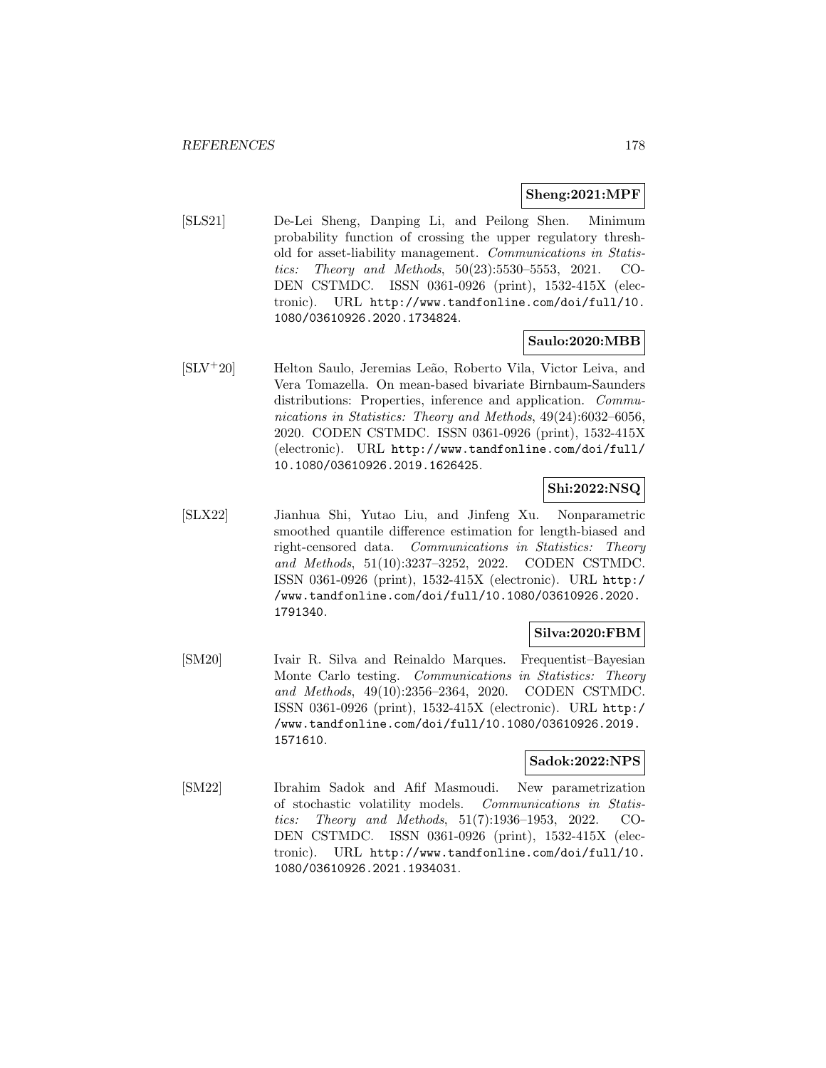**Sheng:2021:MPF**

[SLS21] De-Lei Sheng, Danping Li, and Peilong Shen. Minimum probability function of crossing the upper regulatory threshold for asset-liability management. *Communications in Statistics: Theory and Methods*, 50(23):5530–5553, 2021. CODEN CSTMDC. ISSN 0361-0926 (print), 1532-415X (electronic). URL http://www.tandfonline.com/doi/full/10.1080/03610926.2020.1734824.

**Saulo:2020:MBB**

[SLV+20] Helton Saulo, Jeremias Leão, Roberto Vila, Victor Leiva, and Vera Tomazella. On mean-based bivariate Birnbaum-Saunders distributions: Properties, inference and application. *Communications in Statistics: Theory and Methods*, 49(24):6032–6056, 2020. CODEN CSTMDC. ISSN 0361-0926 (print), 1532-415X (electronic). URL http://www.tandfonline.com/doi/full/10.1080/03610926.2019.1626425.

**Shi:2022:NSQ**

[SLX22] Jianhua Shi, Yutao Liu, and Jinfeng Xu. Nonparametric smoothed quantile difference estimation for length-biased and right-censored data. *Communications in Statistics: Theory and Methods*, 51(10):3237–3252, 2022. CODEN CSTMDC. ISSN 0361-0926 (print), 1532-415X (electronic). URL http://www.tandfonline.com/doi/full/10.1080/03610926.2020.1791340.

**Silva:2020:FBM**

[SM20] Ivair R. Silva and Reinaldo Marques. Frequentist–Bayesian Monte Carlo testing. *Communications in Statistics: Theory and Methods*, 49(10):2356–2364, 2020. CODEN CSTMDC. ISSN 0361-0926 (print), 1532-415X (electronic). URL http://www.tandfonline.com/doi/full/10.1080/03610926.2019.1571610.

**Sadok:2022:NPS**

[SM22] Ibrahim Sadok and Afif Masmoudi. New parametrization of stochastic volatility models. *Communications in Statistics: Theory and Methods*, 51(7):1936–1953, 2022. CODEN CSTMDC. ISSN 0361-0926 (print), 1532-415X (electronic). URL http://www.tandfonline.com/doi/full/10.1080/03610926.2021.1934031.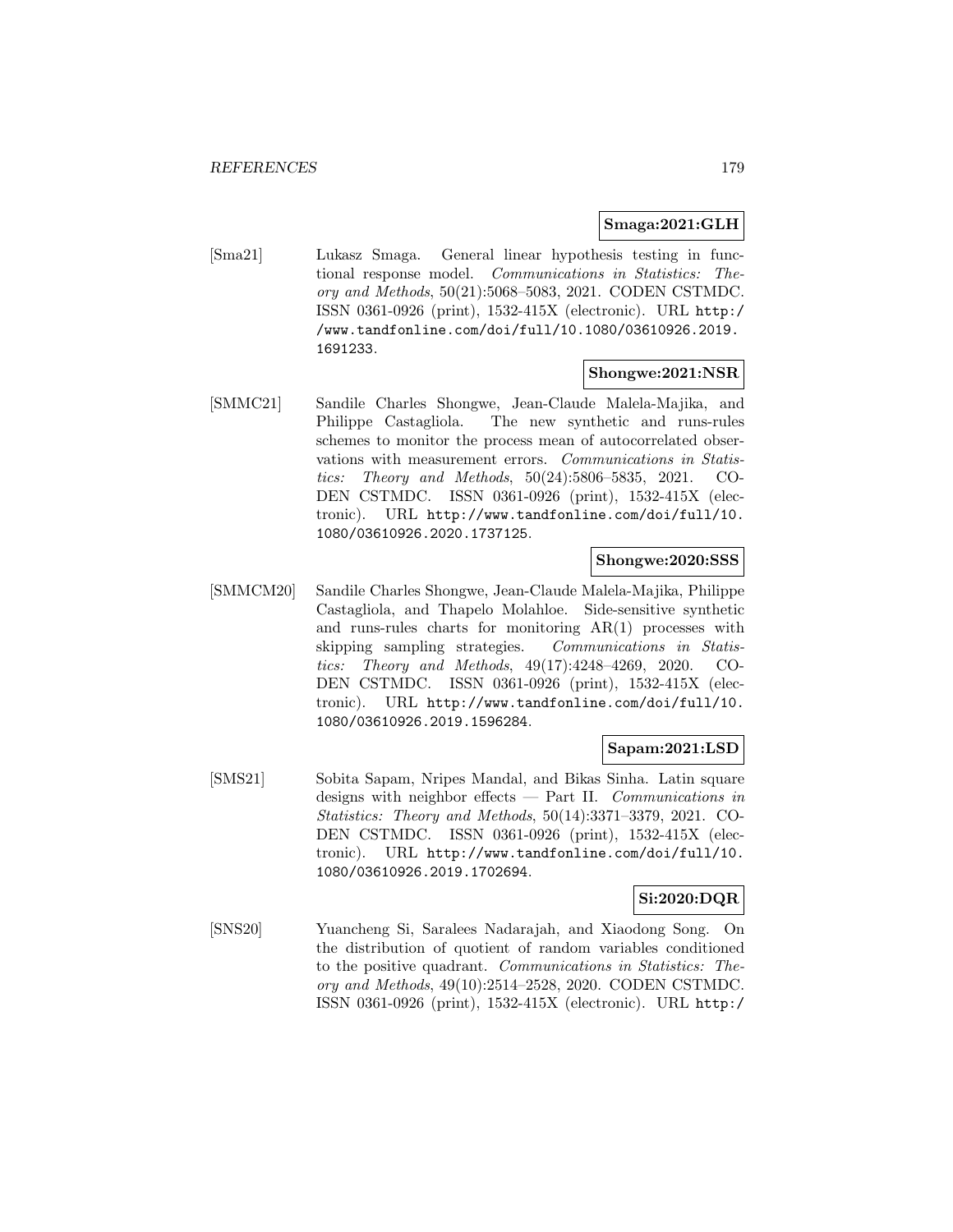**Smaga:2021:GLH**

[Sma21] Lukasz Smaga. General linear hypothesis testing in functional response model. *Communications in Statistics: Theory and Methods*, 50(21):5068–5083, 2021. CODEN CSTMDC. ISSN 0361-0926 (print), 1532-415X (electronic). URL http://www.tandfonline.com/doi/full/10.1080/03610926.2019.1691233.

**Shongwe:2021:NSR**

[SMMC21] Sandile Charles Shongwe, Jean-Claude Malela-Majika, and Philippe Castagliola. The new synthetic and runs-rules schemes to monitor the process mean of autocorrelated observations with measurement errors. *Communications in Statistics: Theory and Methods*, 50(24):5806–5835, 2021. CODEN CSTMDC. ISSN 0361-0926 (print), 1532-415X (electronic). URL http://www.tandfonline.com/doi/full/10.1080/03610926.2020.1737125.

**Shongwe:2020:SSS**

[SMMCM20] Sandile Charles Shongwe, Jean-Claude Malela-Majika, Philippe Castagliola, and Thapelo Molahloe. Side-sensitive synthetic and runs-rules charts for monitoring AR(1) processes with skipping sampling strategies. *Communications in Statistics: Theory and Methods*, 49(17):4248–4269, 2020. CODEN CSTMDC. ISSN 0361-0926 (print), 1532-415X (electronic). URL http://www.tandfonline.com/doi/full/10.1080/03610926.2019.1596284.

**Sapam:2021:LSD**

[SMS21] Sobita Sapam, Nripes Mandal, and Bikas Sinha. Latin square designs with neighbor effects — Part II. *Communications in Statistics: Theory and Methods*, 50(14):3371–3379, 2021. CODEN CSTMDC. ISSN 0361-0926 (print), 1532-415X (electronic). URL http://www.tandfonline.com/doi/full/10.1080/03610926.2019.1702694.

**Si:2020:DQR**

[SNS20] Yuancheng Si, Saralees Nadarajah, and Xiaodong Song. On the distribution of quotient of random variables conditioned to the positive quadrant. *Communications in Statistics: Theory and Methods*, 49(10):2514–2528, 2020. CODEN CSTMDC. ISSN 0361-0926 (print), 1532-415X (electronic). URL http:/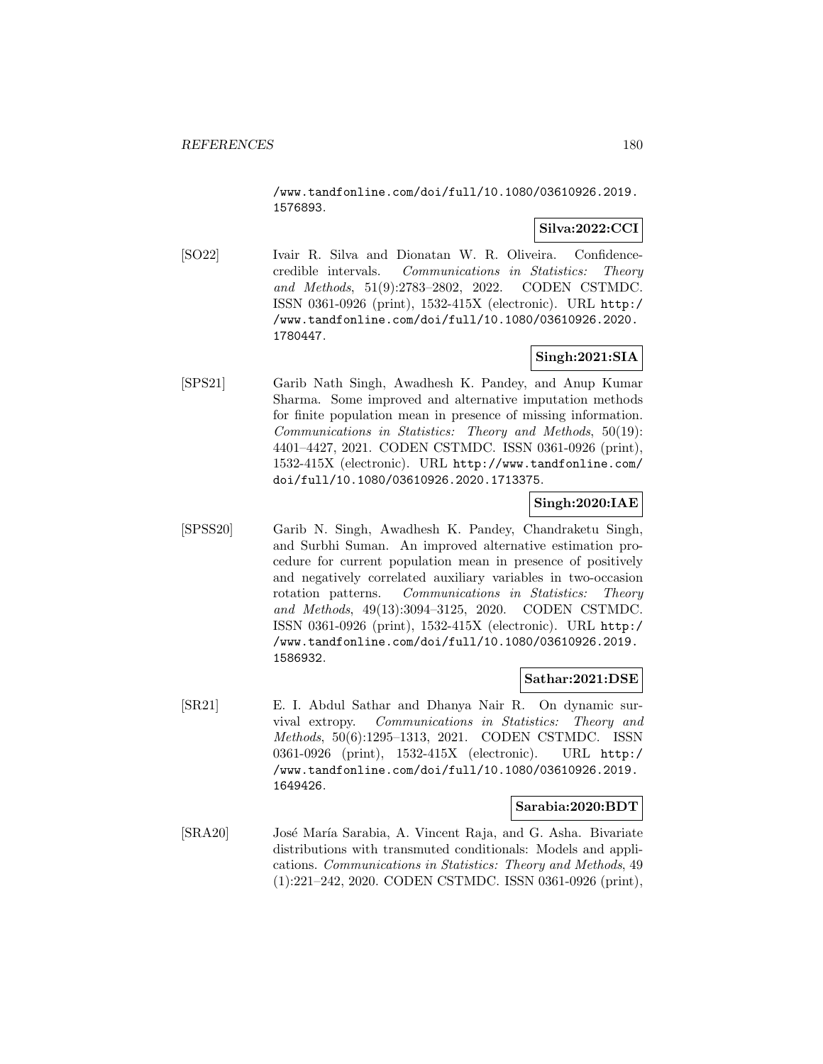/www.tandfonline.com/doi/full/10.1080/03610926.2019.1576893.

**Silva:2022:CCI**

[SO22] Ivair R. Silva and Dionatan W. R. Oliveira. Confidence-credible intervals. *Communications in Statistics: Theory and Methods*, 51(9):2783–2802, 2022. CODEN CSTMDC. ISSN 0361-0926 (print), 1532-415X (electronic). URL http://www.tandfonline.com/doi/full/10.1080/03610926.2020.1780447.

**Singh:2021:SIA**

[SPS21] Garib Nath Singh, Awadhesh K. Pandey, and Anup Kumar Sharma. Some improved and alternative imputation methods for finite population mean in presence of missing information. *Communications in Statistics: Theory and Methods*, 50(19):4401–4427, 2021. CODEN CSTMDC. ISSN 0361-0926 (print), 1532-415X (electronic). URL http://www.tandfonline.com/doi/full/10.1080/03610926.2020.1713375.

**Singh:2020:IAE**

[SPSS20] Garib N. Singh, Awadhesh K. Pandey, Chandraketu Singh, and Surbhi Suman. An improved alternative estimation procedure for current population mean in presence of positively and negatively correlated auxiliary variables in two-occasion rotation patterns. *Communications in Statistics: Theory and Methods*, 49(13):3094–3125, 2020. CODEN CSTMDC. ISSN 0361-0926 (print), 1532-415X (electronic). URL http://www.tandfonline.com/doi/full/10.1080/03610926.2019.1586932.

**Sathar:2021:DSE**

[SR21] E. I. Abdul Sathar and Dhanya Nair R. On dynamic survival extropy. *Communications in Statistics: Theory and Methods*, 50(6):1295–1313, 2021. CODEN CSTMDC. ISSN 0361-0926 (print), 1532-415X (electronic). URL http://www.tandfonline.com/doi/full/10.1080/03610926.2019.1649426.

**Sarabia:2020:BDT**

[SRA20] José María Sarabia, A. Vincent Raja, and G. Asha. Bivariate distributions with transmuted conditionals: Models and applications. *Communications in Statistics: Theory and Methods*, 49(1):221–242, 2020. CODEN CSTMDC. ISSN 0361-0926 (print),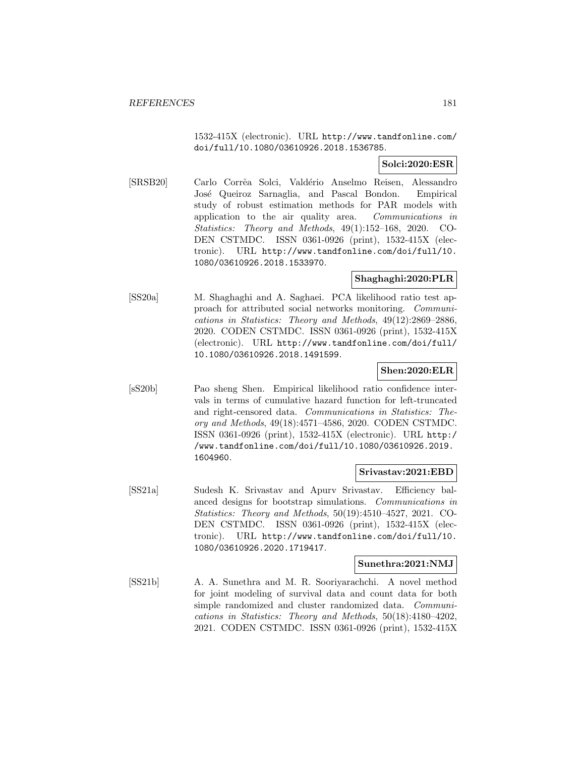1532-415X (electronic). URL http://www.tandfonline.com/doi/full/10.1080/03610926.2018.1536785.

**Solci:2020:ESR**

[SRSB20] Carlo Corrêa Solci, Valdério Anselmo Reisen, Alessandro José Queiroz Sarnaglia, and Pascal Bondon. Empirical study of robust estimation methods for PAR models with application to the air quality area. *Communications in Statistics: Theory and Methods*, 49(1):152–168, 2020. CODEN CSTMDC. ISSN 0361-0926 (print), 1532-415X (electronic). URL http://www.tandfonline.com/doi/full/10.1080/03610926.2018.1533970.

**Shaghaghi:2020:PLR**

[SS20a] M. Shaghaghi and A. Saghaei. PCA likelihood ratio test approach for attributed social networks monitoring. *Communications in Statistics: Theory and Methods*, 49(12):2869–2886, 2020. CODEN CSTMDC. ISSN 0361-0926 (print), 1532-415X (electronic). URL http://www.tandfonline.com/doi/full/10.1080/03610926.2018.1491599.

**Shen:2020:ELR**

[sS20b] Pao sheng Shen. Empirical likelihood ratio confidence intervals in terms of cumulative hazard function for left-truncated and right-censored data. *Communications in Statistics: Theory and Methods*, 49(18):4571–4586, 2020. CODEN CSTMDC. ISSN 0361-0926 (print), 1532-415X (electronic). URL http://www.tandfonline.com/doi/full/10.1080/03610926.2019.1604960.

**Srivastav:2021:EBD**

[SS21a] Sudesh K. Srivastav and Apurv Srivastav. Efficiency balanced designs for bootstrap simulations. *Communications in Statistics: Theory and Methods*, 50(19):4510–4527, 2021. CODEN CSTMDC. ISSN 0361-0926 (print), 1532-415X (electronic). URL http://www.tandfonline.com/doi/full/10.1080/03610926.2020.1719417.

**Sunethra:2021:NMJ**

[SS21b] A. A. Sunethra and M. R. Sooriyarachchi. A novel method for joint modeling of survival data and count data for both simple randomized and cluster randomized data. *Communications in Statistics: Theory and Methods*, 50(18):4180–4202, 2021. CODEN CSTMDC. ISSN 0361-0926 (print), 1532-415X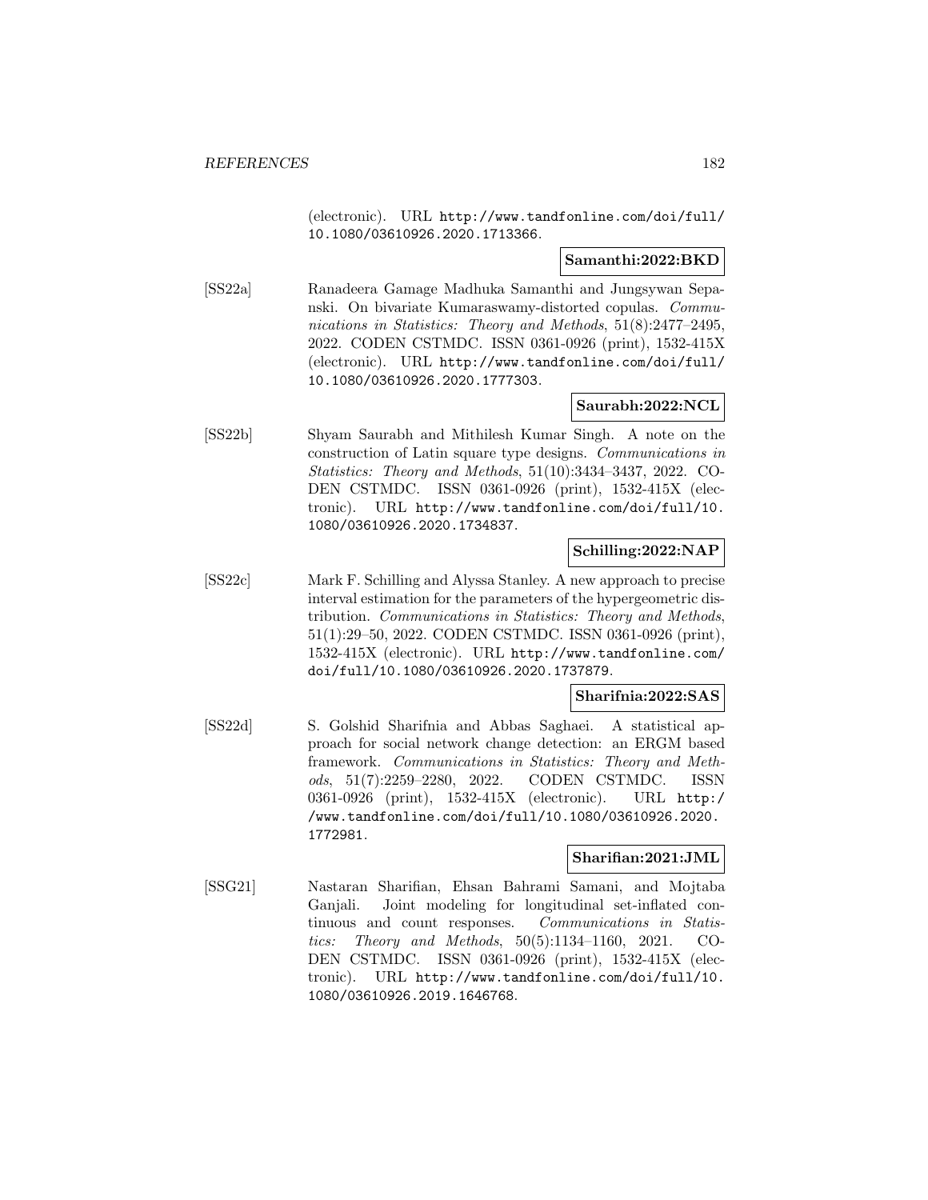(electronic). URL http://www.tandfonline.com/doi/full/10.1080/03610926.2020.1713366.

**Samanthi:2022:BKD**

[SS22a] Ranadeera Gamage Madhuka Samanthi and Jungsywan Sepanski. On bivariate Kumaraswamy-distorted copulas. *Communications in Statistics: Theory and Methods*, 51(8):2477–2495, 2022. CODEN CSTMDC. ISSN 0361-0926 (print), 1532-415X (electronic). URL http://www.tandfonline.com/doi/full/10.1080/03610926.2020.1777303.

**Saurabh:2022:NCL**

[SS22b] Shyam Saurabh and Mithilesh Kumar Singh. A note on the construction of Latin square type designs. *Communications in Statistics: Theory and Methods*, 51(10):3434–3437, 2022. CODEN CSTMDC. ISSN 0361-0926 (print), 1532-415X (electronic). URL http://www.tandfonline.com/doi/full/10.1080/03610926.2020.1734837.

**Schilling:2022:NAP**

[SS22c] Mark F. Schilling and Alyssa Stanley. A new approach to precise interval estimation for the parameters of the hypergeometric distribution. *Communications in Statistics: Theory and Methods*, 51(1):29–50, 2022. CODEN CSTMDC. ISSN 0361-0926 (print), 1532-415X (electronic). URL http://www.tandfonline.com/doi/full/10.1080/03610926.2020.1737879.

**Sharifnia:2022:SAS**

[SS22d] S. Golshid Sharifnia and Abbas Saghaei. A statistical approach for social network change detection: an ERGM based framework. *Communications in Statistics: Theory and Methods*, 51(7):2259–2280, 2022. CODEN CSTMDC. ISSN 0361-0926 (print), 1532-415X (electronic). URL http://www.tandfonline.com/doi/full/10.1080/03610926.2020.1772981.

**Sharifian:2021:JML**

[SSG21] Nastaran Sharifian, Ehsan Bahrami Samani, and Mojtaba Ganjali. Joint modeling for longitudinal set-inflated continuous and count responses. *Communications in Statistics: Theory and Methods*, 50(5):1134–1160, 2021. CODEN CSTMDC. ISSN 0361-0926 (print), 1532-415X (electronic). URL http://www.tandfonline.com/doi/full/10.1080/03610926.2019.1646768.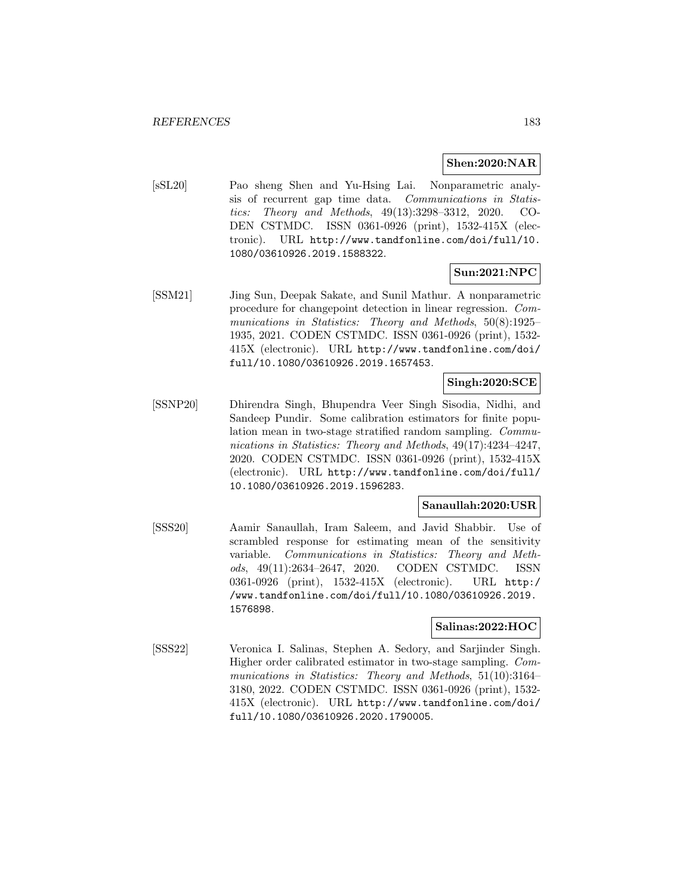**Shen:2020:NAR**

[sSL20] Pao sheng Shen and Yu-Hsing Lai. Nonparametric analysis of recurrent gap time data. *Communications in Statistics: Theory and Methods*, 49(13):3298–3312, 2020. CODEN CSTMDC. ISSN 0361-0926 (print), 1532-415X (electronic). URL http://www.tandfonline.com/doi/full/10.1080/03610926.2019.1588322.

**Sun:2021:NPC**

[SSM21] Jing Sun, Deepak Sakate, and Sunil Mathur. A nonparametric procedure for changepoint detection in linear regression. *Communications in Statistics: Theory and Methods*, 50(8):1925–1935, 2021. CODEN CSTMDC. ISSN 0361-0926 (print), 1532-415X (electronic). URL http://www.tandfonline.com/doi/full/10.1080/03610926.2019.1657453.

**Singh:2020:SCE**

[SSNP20] Dhirendra Singh, Bhupendra Veer Singh Sisodia, Nidhi, and Sandeep Pundir. Some calibration estimators for finite population mean in two-stage stratified random sampling. *Communications in Statistics: Theory and Methods*, 49(17):4234–4247, 2020. CODEN CSTMDC. ISSN 0361-0926 (print), 1532-415X (electronic). URL http://www.tandfonline.com/doi/full/10.1080/03610926.2019.1596283.

**Sanaullah:2020:USR**

[SSS20] Aamir Sanaullah, Iram Saleem, and Javid Shabbir. Use of scrambled response for estimating mean of the sensitivity variable. *Communications in Statistics: Theory and Methods*, 49(11):2634–2647, 2020. CODEN CSTMDC. ISSN 0361-0926 (print), 1532-415X (electronic). URL http://www.tandfonline.com/doi/full/10.1080/03610926.2019.1576898.

**Salinas:2022:HOC**

[SSS22] Veronica I. Salinas, Stephen A. Sedory, and Sarjinder Singh. Higher order calibrated estimator in two-stage sampling. *Communications in Statistics: Theory and Methods*, 51(10):3164–3180, 2022. CODEN CSTMDC. ISSN 0361-0926 (print), 1532-415X (electronic). URL http://www.tandfonline.com/doi/full/10.1080/03610926.2020.1790005.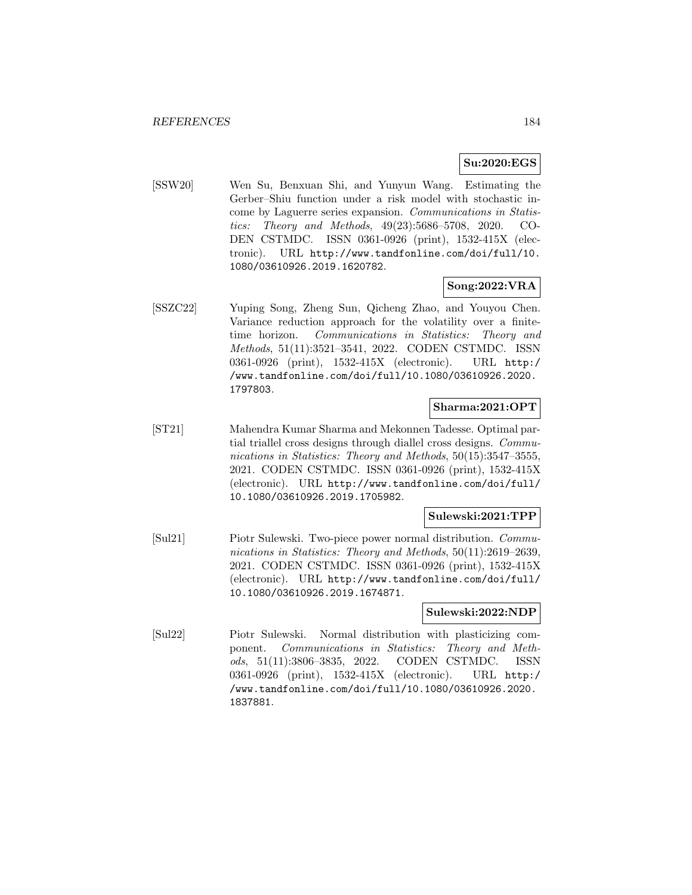**Su:2020:EGS**

[SSW20] Wen Su, Benxuan Shi, and Yunyun Wang. Estimating the Gerber–Shiu function under a risk model with stochastic income by Laguerre series expansion. *Communications in Statistics: Theory and Methods*, 49(23):5686–5708, 2020. CODEN CSTMDC. ISSN 0361-0926 (print), 1532-415X (electronic). URL http://www.tandfonline.com/doi/full/10.1080/03610926.2019.1620782.

**Song:2022:VRA**

[SSZC22] Yuping Song, Zheng Sun, Qicheng Zhao, and Youyou Chen. Variance reduction approach for the volatility over a finite-time horizon. *Communications in Statistics: Theory and Methods*, 51(11):3521–3541, 2022. CODEN CSTMDC. ISSN 0361-0926 (print), 1532-415X (electronic). URL http://www.tandfonline.com/doi/full/10.1080/03610926.2020.1797803.

**Sharma:2021:OPT**

[ST21] Mahendra Kumar Sharma and Mekonnen Tadesse. Optimal partial triallel cross designs through diallel cross designs. *Communications in Statistics: Theory and Methods*, 50(15):3547–3555, 2021. CODEN CSTMDC. ISSN 0361-0926 (print), 1532-415X (electronic). URL http://www.tandfonline.com/doi/full/10.1080/03610926.2019.1705982.

**Sulewski:2021:TPP**

[Sul21] Piotr Sulewski. Two-piece power normal distribution. *Communications in Statistics: Theory and Methods*, 50(11):2619–2639, 2021. CODEN CSTMDC. ISSN 0361-0926 (print), 1532-415X (electronic). URL http://www.tandfonline.com/doi/full/10.1080/03610926.2019.1674871.

**Sulewski:2022:NDP**

[Sul22] Piotr Sulewski. Normal distribution with plasticizing component. *Communications in Statistics: Theory and Methods*, 51(11):3806–3835, 2022. CODEN CSTMDC. ISSN 0361-0926 (print), 1532-415X (electronic). URL http://www.tandfonline.com/doi/full/10.1080/03610926.2020.1837881.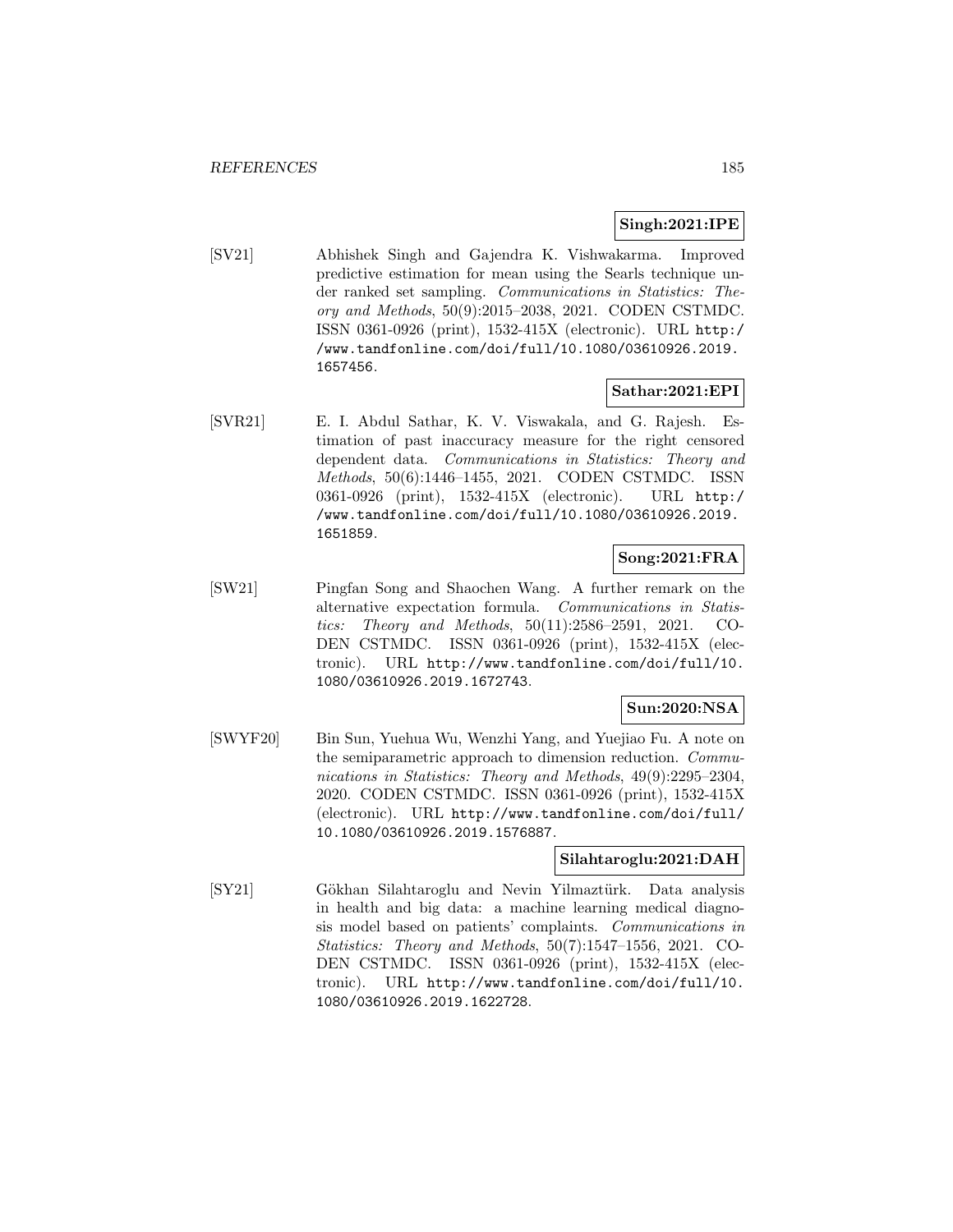**Singh:2021:IPE**

[SV21] Abhishek Singh and Gajendra K. Vishwakarma. Improved predictive estimation for mean using the Searls technique under ranked set sampling. *Communications in Statistics: Theory and Methods*, 50(9):2015–2038, 2021. CODEN CSTMDC. ISSN 0361-0926 (print), 1532-415X (electronic). URL http://www.tandfonline.com/doi/full/10.1080/03610926.2019.1657456.

**Sathar:2021:EPI**

[SVR21] E. I. Abdul Sathar, K. V. Viswakala, and G. Rajesh. Estimation of past inaccuracy measure for the right censored dependent data. *Communications in Statistics: Theory and Methods*, 50(6):1446–1455, 2021. CODEN CSTMDC. ISSN 0361-0926 (print), 1532-415X (electronic). URL http://www.tandfonline.com/doi/full/10.1080/03610926.2019.1651859.

**Song:2021:FRA**

[SW21] Pingfan Song and Shaochen Wang. A further remark on the alternative expectation formula. *Communications in Statistics: Theory and Methods*, 50(11):2586–2591, 2021. CODEN CSTMDC. ISSN 0361-0926 (print), 1532-415X (electronic). URL http://www.tandfonline.com/doi/full/10.1080/03610926.2019.1672743.

**Sun:2020:NSA**

[SWYF20] Bin Sun, Yuehua Wu, Wenzhi Yang, and Yuejiao Fu. A note on the semiparametric approach to dimension reduction. *Communications in Statistics: Theory and Methods*, 49(9):2295–2304, 2020. CODEN CSTMDC. ISSN 0361-0926 (print), 1532-415X (electronic). URL http://www.tandfonline.com/doi/full/10.1080/03610926.2019.1576887.

**Silahtaroglu:2021:DAH**

[SY21] Gökhan Silahtaroglu and Nevin Yilmaztürk. Data analysis in health and big data: a machine learning medical diagnosis model based on patients' complaints. *Communications in Statistics: Theory and Methods*, 50(7):1547–1556, 2021. CODEN CSTMDC. ISSN 0361-0926 (print), 1532-415X (electronic). URL http://www.tandfonline.com/doi/full/10.1080/03610926.2019.1622728.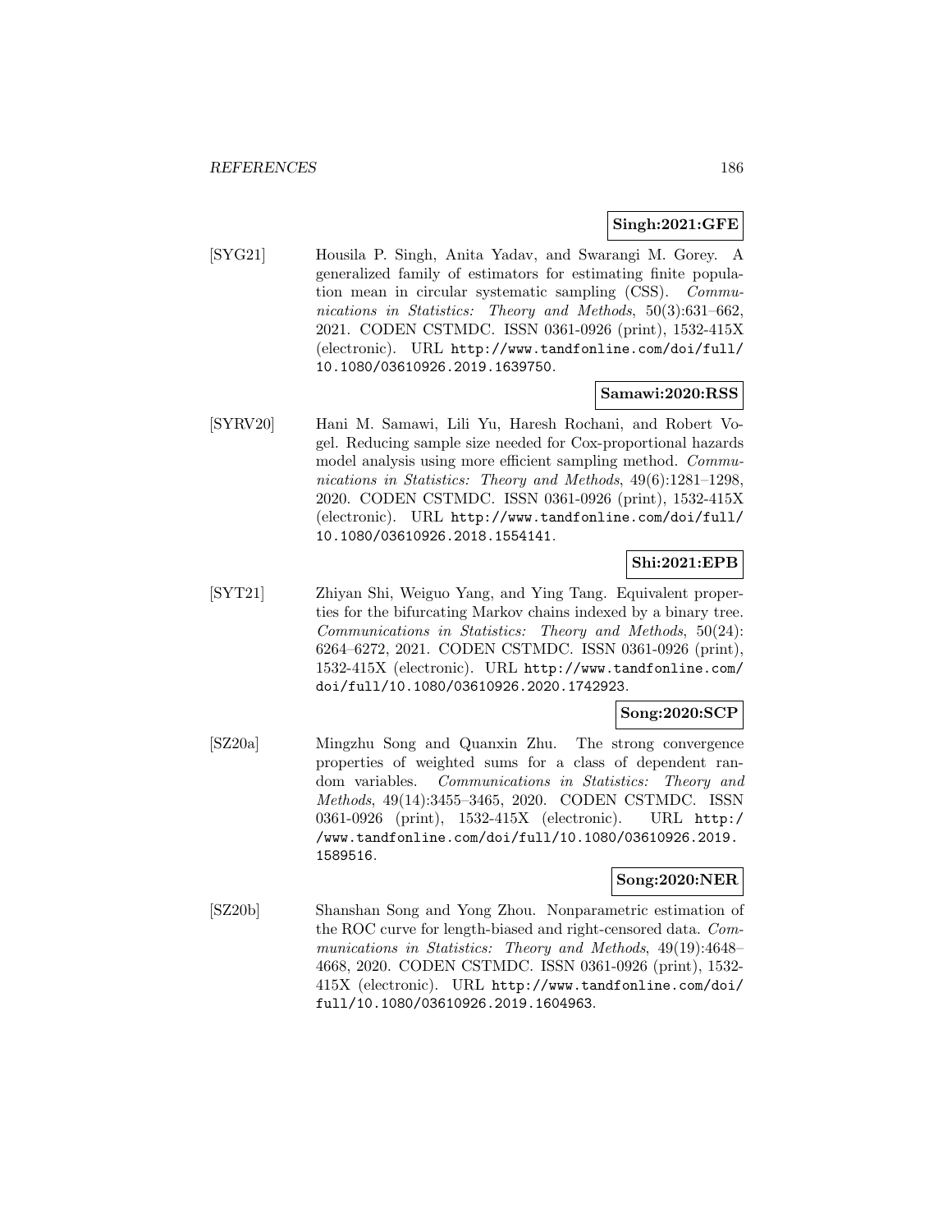**Singh:2021:GFE**

[SYG21] Housila P. Singh, Anita Yadav, and Swarangi M. Gorey. A generalized family of estimators for estimating finite population mean in circular systematic sampling (CSS). *Communications in Statistics: Theory and Methods*, 50(3):631–662, 2021. CODEN CSTMDC. ISSN 0361-0926 (print), 1532-415X (electronic). URL http://www.tandfonline.com/doi/full/10.1080/03610926.2019.1639750.

**Samawi:2020:RSS**

[SYRV20] Hani M. Samawi, Lili Yu, Haresh Rochani, and Robert Vogel. Reducing sample size needed for Cox-proportional hazards model analysis using more efficient sampling method. *Communications in Statistics: Theory and Methods*, 49(6):1281–1298, 2020. CODEN CSTMDC. ISSN 0361-0926 (print), 1532-415X (electronic). URL http://www.tandfonline.com/doi/full/10.1080/03610926.2018.1554141.

**Shi:2021:EPB**

[SYT21] Zhiyan Shi, Weiguo Yang, and Ying Tang. Equivalent properties for the bifurcating Markov chains indexed by a binary tree. *Communications in Statistics: Theory and Methods*, 50(24):6264–6272, 2021. CODEN CSTMDC. ISSN 0361-0926 (print), 1532-415X (electronic). URL http://www.tandfonline.com/doi/full/10.1080/03610926.2020.1742923.

**Song:2020:SCP**

[SZ20a] Mingzhu Song and Quanxin Zhu. The strong convergence properties of weighted sums for a class of dependent random variables. *Communications in Statistics: Theory and Methods*, 49(14):3455–3465, 2020. CODEN CSTMDC. ISSN 0361-0926 (print), 1532-415X (electronic). URL http://www.tandfonline.com/doi/full/10.1080/03610926.2019.1589516.

**Song:2020:NER**

[SZ20b] Shanshan Song and Yong Zhou. Nonparametric estimation of the ROC curve for length-biased and right-censored data. *Communications in Statistics: Theory and Methods*, 49(19):4648–4668, 2020. CODEN CSTMDC. ISSN 0361-0926 (print), 1532-415X (electronic). URL http://www.tandfonline.com/doi/full/10.1080/03610926.2019.1604963.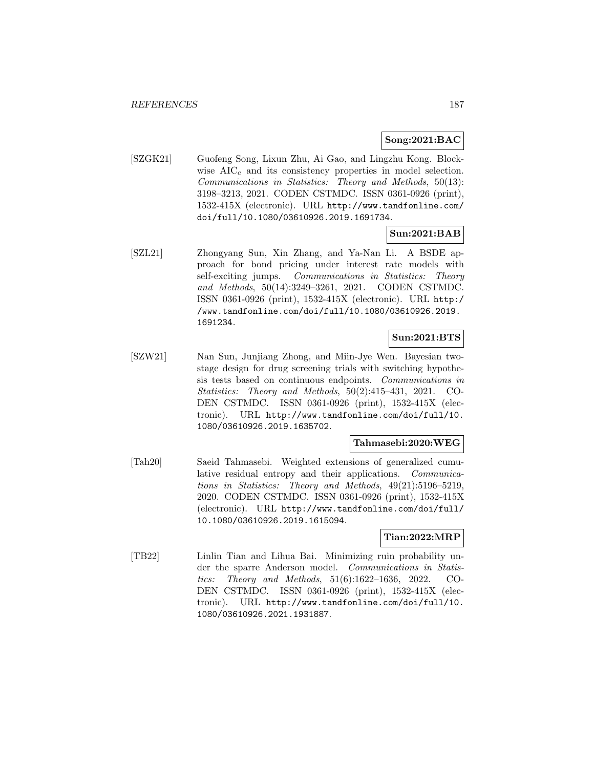**Song:2021:BAC**

[SZGK21] Guofeng Song, Lixun Zhu, Ai Gao, and Lingzhu Kong. Blockwise $\mathrm{AIC}_c$ and its consistency properties in model selection. *Communications in Statistics: Theory and Methods*, 50(13): 3198–3213, 2021. CODEN CSTMDC. ISSN 0361-0926 (print), 1532-415X (electronic). URL http://www.tandfonline.com/doi/full/10.1080/03610926.2019.1691734.

**Sun:2021:BAB**

[SZL21] Zhongyang Sun, Xin Zhang, and Ya-Nan Li. A BSDE approach for bond pricing under interest rate models with self-exciting jumps. *Communications in Statistics: Theory and Methods*, 50(14):3249–3261, 2021. CODEN CSTMDC. ISSN 0361-0926 (print), 1532-415X (electronic). URL http://www.tandfonline.com/doi/full/10.1080/03610926.2019.1691234.

**Sun:2021:BTS**

[SZW21] Nan Sun, Junjiang Zhong, and Miin-Jye Wen. Bayesian two-stage design for drug screening trials with switching hypothesis tests based on continuous endpoints. *Communications in Statistics: Theory and Methods*, 50(2):415–431, 2021. CODEN CSTMDC. ISSN 0361-0926 (print), 1532-415X (electronic). URL http://www.tandfonline.com/doi/full/10.1080/03610926.2019.1635702.

**Tahmasebi:2020:WEG**

[Tah20] Saeid Tahmasebi. Weighted extensions of generalized cumulative residual entropy and their applications. *Communications in Statistics: Theory and Methods*, 49(21):5196–5219, 2020. CODEN CSTMDC. ISSN 0361-0926 (print), 1532-415X (electronic). URL http://www.tandfonline.com/doi/full/10.1080/03610926.2019.1615094.

**Tian:2022:MRP**

[TB22] Linlin Tian and Lihua Bai. Minimizing ruin probability under the sparre Anderson model. *Communications in Statistics: Theory and Methods*, 51(6):1622–1636, 2022. CODEN CSTMDC. ISSN 0361-0926 (print), 1532-415X (electronic). URL http://www.tandfonline.com/doi/full/10.1080/03610926.2021.1931887.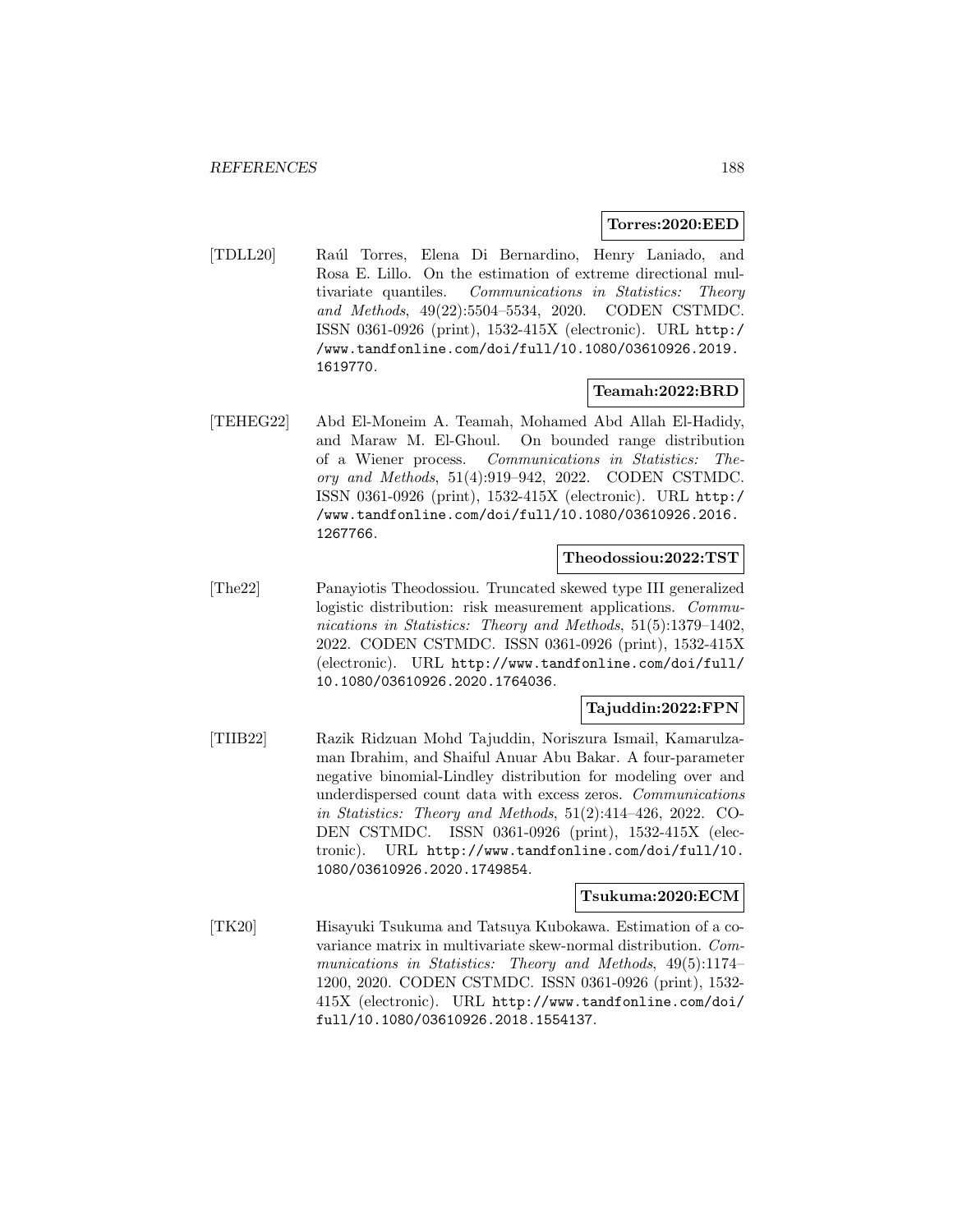**Torres:2020:EED**

[TDLL20] Raúl Torres, Elena Di Bernardino, Henry Laniado, and Rosa E. Lillo. On the estimation of extreme directional multivariate quantiles. *Communications in Statistics: Theory and Methods*, 49(22):5504–5534, 2020. CODEN CSTMDC. ISSN 0361-0926 (print), 1532-415X (electronic). URL http://www.tandfonline.com/doi/full/10.1080/03610926.2019.1619770.

**Teamah:2022:BRD**

[TEHEG22] Abd El-Moneim A. Teamah, Mohamed Abd Allah El-Hadidy, and Maraw M. El-Ghoul. On bounded range distribution of a Wiener process. *Communications in Statistics: Theory and Methods*, 51(4):919–942, 2022. CODEN CSTMDC. ISSN 0361-0926 (print), 1532-415X (electronic). URL http://www.tandfonline.com/doi/full/10.1080/03610926.2016.1267766.

**Theodossiou:2022:TST**

[The22] Panayiotis Theodossiou. Truncated skewed type III generalized logistic distribution: risk measurement applications. *Communications in Statistics: Theory and Methods*, 51(5):1379–1402, 2022. CODEN CSTMDC. ISSN 0361-0926 (print), 1532-415X (electronic). URL http://www.tandfonline.com/doi/full/10.1080/03610926.2020.1764036.

**Tajuddin:2022:FPN**

[TIIB22] Razik Ridzuan Mohd Tajuddin, Noriszura Ismail, Kamarulzaman Ibrahim, and Shaiful Anuar Abu Bakar. A four-parameter negative binomial-Lindley distribution for modeling over and underdispersed count data with excess zeros. *Communications in Statistics: Theory and Methods*, 51(2):414–426, 2022. CODEN CSTMDC. ISSN 0361-0926 (print), 1532-415X (electronic). URL http://www.tandfonline.com/doi/full/10.1080/03610926.2020.1749854.

**Tsukuma:2020:ECM**

[TK20] Hisayuki Tsukuma and Tatsuya Kubokawa. Estimation of a covariance matrix in multivariate skew-normal distribution. *Communications in Statistics: Theory and Methods*, 49(5):1174–1200, 2020. CODEN CSTMDC. ISSN 0361-0926 (print), 1532-415X (electronic). URL http://www.tandfonline.com/doi/full/10.1080/03610926.2018.1554137.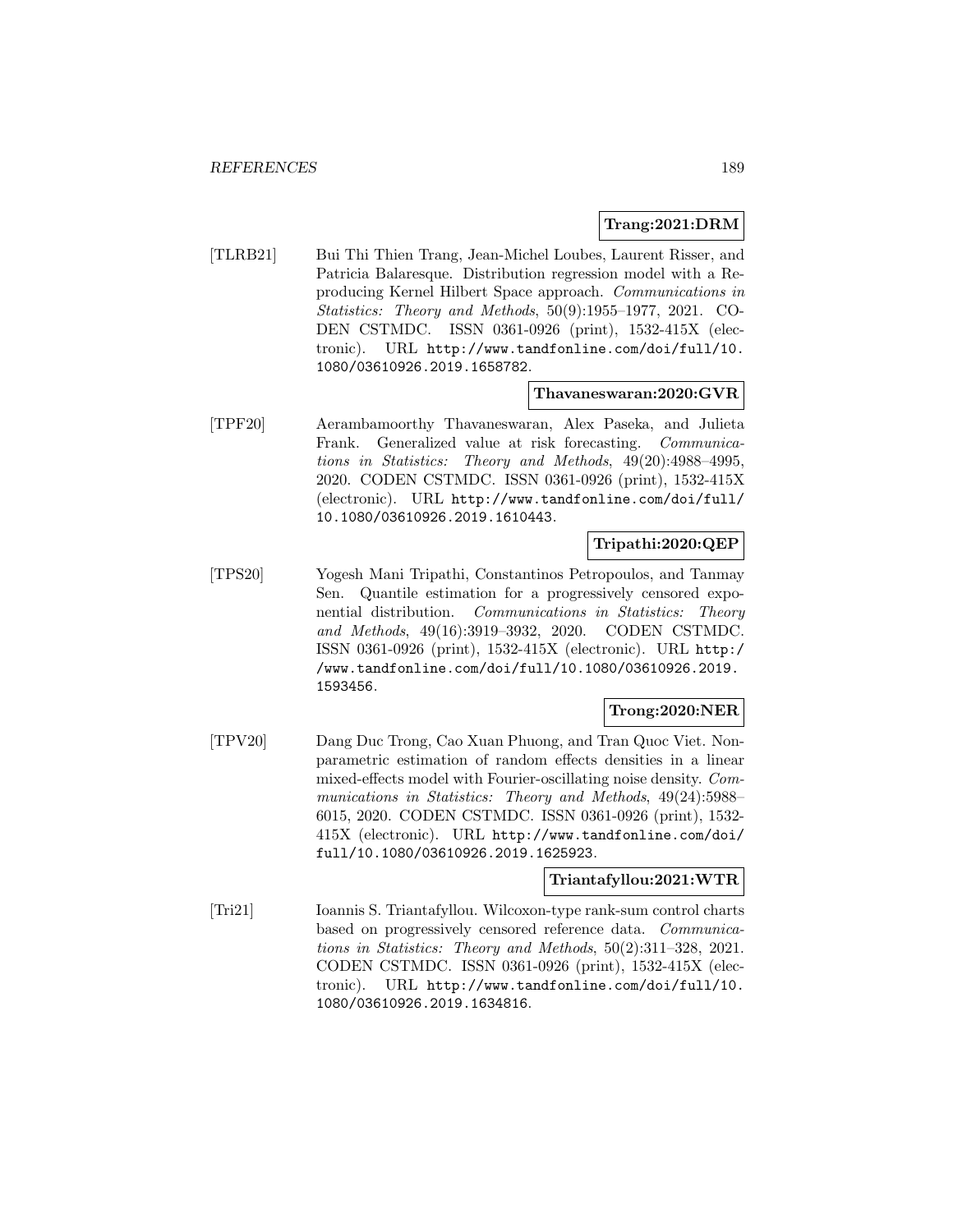**Trang:2021:DRM**

[TLRB21] Bui Thi Thien Trang, Jean-Michel Loubes, Laurent Risser, and Patricia Balaresque. Distribution regression model with a Reproducing Kernel Hilbert Space approach. *Communications in Statistics: Theory and Methods*, 50(9):1955–1977, 2021. CODEN CSTMDC. ISSN 0361-0926 (print), 1532-415X (electronic). URL http://www.tandfonline.com/doi/full/10.1080/03610926.2019.1658782.

**Thavaneswaran:2020:GVR**

[TPF20] Aerambamoorthy Thavaneswaran, Alex Paseka, and Julieta Frank. Generalized value at risk forecasting. *Communications in Statistics: Theory and Methods*, 49(20):4988–4995, 2020. CODEN CSTMDC. ISSN 0361-0926 (print), 1532-415X (electronic). URL http://www.tandfonline.com/doi/full/10.1080/03610926.2019.1610443.

**Tripathi:2020:QEP**

[TPS20] Yogesh Mani Tripathi, Constantinos Petropoulos, and Tanmay Sen. Quantile estimation for a progressively censored exponential distribution. *Communications in Statistics: Theory and Methods*, 49(16):3919–3932, 2020. CODEN CSTMDC. ISSN 0361-0926 (print), 1532-415X (electronic). URL http://www.tandfonline.com/doi/full/10.1080/03610926.2019.1593456.

**Trong:2020:NER**

[TPV20] Dang Duc Trong, Cao Xuan Phuong, and Tran Quoc Viet. Nonparametric estimation of random effects densities in a linear mixed-effects model with Fourier-oscillating noise density. *Communications in Statistics: Theory and Methods*, 49(24):5988–6015, 2020. CODEN CSTMDC. ISSN 0361-0926 (print), 1532-415X (electronic). URL http://www.tandfonline.com/doi/full/10.1080/03610926.2019.1625923.

**Triantafyllou:2021:WTR**

[Tri21] Ioannis S. Triantafyllou. Wilcoxon-type rank-sum control charts based on progressively censored reference data. *Communications in Statistics: Theory and Methods*, 50(2):311–328, 2021. CODEN CSTMDC. ISSN 0361-0926 (print), 1532-415X (electronic). URL http://www.tandfonline.com/doi/full/10.1080/03610926.2019.1634816.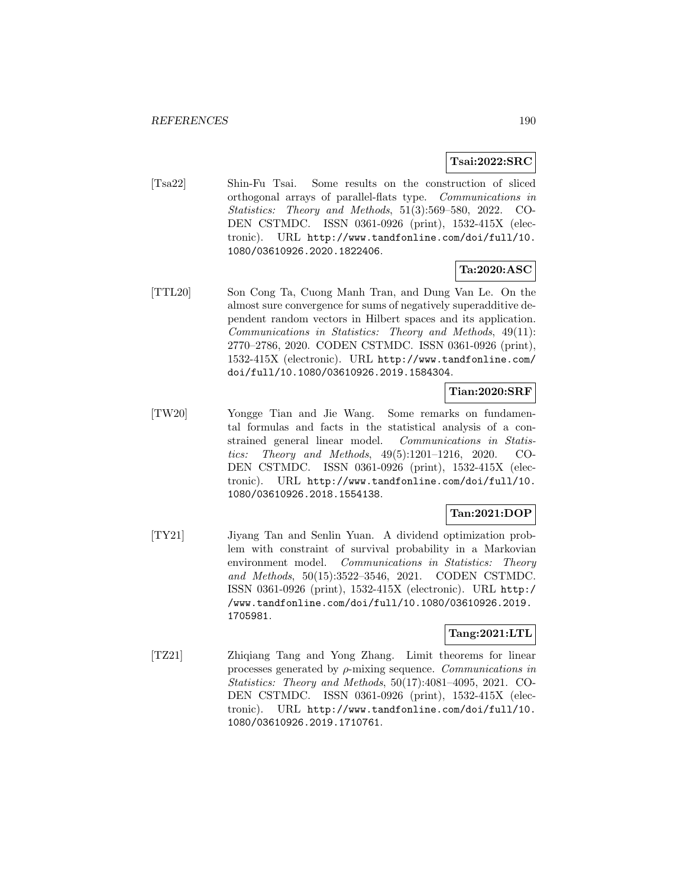**Tsai:2022:SRC**

[Tsa22] Shin-Fu Tsai. Some results on the construction of sliced orthogonal arrays of parallel-flats type. *Communications in Statistics: Theory and Methods*, 51(3):569–580, 2022. CODEN CSTMDC. ISSN 0361-0926 (print), 1532-415X (electronic). URL `http://www.tandfonline.com/doi/full/10.1080/03610926.2020.1822406`.

**Ta:2020:ASC**

[TTL20] Son Cong Ta, Cuong Manh Tran, and Dung Van Le. On the almost sure convergence for sums of negatively superadditive dependent random vectors in Hilbert spaces and its application. *Communications in Statistics: Theory and Methods*, 49(11): 2770–2786, 2020. CODEN CSTMDC. ISSN 0361-0926 (print), 1532-415X (electronic). URL `http://www.tandfonline.com/doi/full/10.1080/03610926.2019.1584304`.

**Tian:2020:SRF**

[TW20] Yongge Tian and Jie Wang. Some remarks on fundamental formulas and facts in the statistical analysis of a constrained general linear model. *Communications in Statistics: Theory and Methods*, 49(5):1201–1216, 2020. CODEN CSTMDC. ISSN 0361-0926 (print), 1532-415X (electronic). URL `http://www.tandfonline.com/doi/full/10.1080/03610926.2018.1554138`.

**Tan:2021:DOP**

[TY21] Jiyang Tan and Senlin Yuan. A dividend optimization problem with constraint of survival probability in a Markovian environment model. *Communications in Statistics: Theory and Methods*, 50(15):3522–3546, 2021. CODEN CSTMDC. ISSN 0361-0926 (print), 1532-415X (electronic). URL `http://www.tandfonline.com/doi/full/10.1080/03610926.2019.1705981`.

**Tang:2021:LTL**

[TZ21] Zhiqiang Tang and Yong Zhang. Limit theorems for linear processes generated by $\rho$-mixing sequence. *Communications in Statistics: Theory and Methods*, 50(17):4081–4095, 2021. CODEN CSTMDC. ISSN 0361-0926 (print), 1532-415X (electronic). URL `http://www.tandfonline.com/doi/full/10.1080/03610926.2019.1710761`.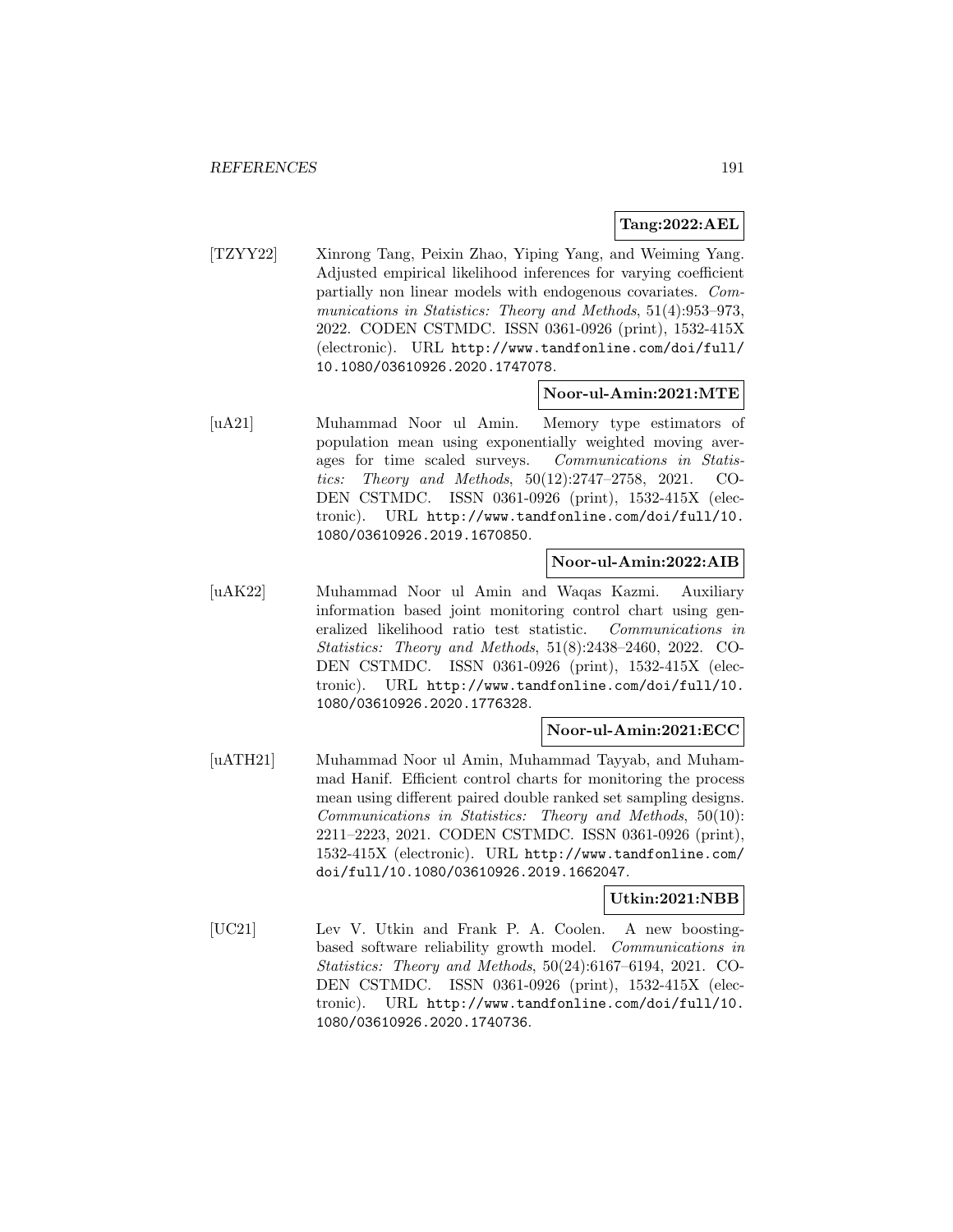**Tang:2022:AEL**

[TZYY22] Xinrong Tang, Peixin Zhao, Yiping Yang, and Weiming Yang. Adjusted empirical likelihood inferences for varying coefficient partially non linear models with endogenous covariates. *Communications in Statistics: Theory and Methods*, 51(4):953–973, 2022. CODEN CSTMDC. ISSN 0361-0926 (print), 1532-415X (electronic). URL http://www.tandfonline.com/doi/full/10.1080/03610926.2020.1747078.

**Noor-ul-Amin:2021:MTE**

[uA21] Muhammad Noor ul Amin. Memory type estimators of population mean using exponentially weighted moving averages for time scaled surveys. *Communications in Statistics: Theory and Methods*, 50(12):2747–2758, 2021. CODEN CSTMDC. ISSN 0361-0926 (print), 1532-415X (electronic). URL http://www.tandfonline.com/doi/full/10.1080/03610926.2019.1670850.

**Noor-ul-Amin:2022:AIB**

[uAK22] Muhammad Noor ul Amin and Waqas Kazmi. Auxiliary information based joint monitoring control chart using generalized likelihood ratio test statistic. *Communications in Statistics: Theory and Methods*, 51(8):2438–2460, 2022. CODEN CSTMDC. ISSN 0361-0926 (print), 1532-415X (electronic). URL http://www.tandfonline.com/doi/full/10.1080/03610926.2020.1776328.

**Noor-ul-Amin:2021:ECC**

[uATH21] Muhammad Noor ul Amin, Muhammad Tayyab, and Muhammad Hanif. Efficient control charts for monitoring the process mean using different paired double ranked set sampling designs. *Communications in Statistics: Theory and Methods*, 50(10):2211–2223, 2021. CODEN CSTMDC. ISSN 0361-0926 (print), 1532-415X (electronic). URL http://www.tandfonline.com/doi/full/10.1080/03610926.2019.1662047.

**Utkin:2021:NBB**

[UC21] Lev V. Utkin and Frank P. A. Coolen. A new boosting-based software reliability growth model. *Communications in Statistics: Theory and Methods*, 50(24):6167–6194, 2021. CODEN CSTMDC. ISSN 0361-0926 (print), 1532-415X (electronic). URL http://www.tandfonline.com/doi/full/10.1080/03610926.2020.1740736.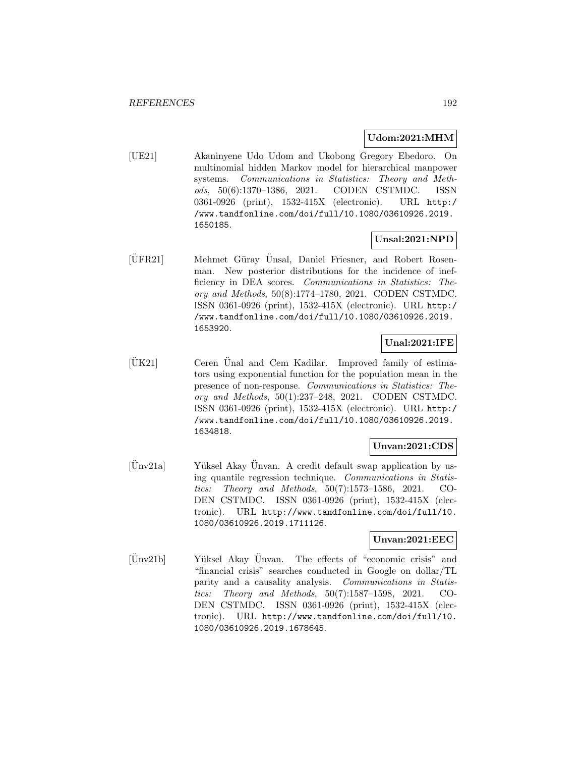**Udom:2021:MHM**

[UE21] Akaninyene Udo Udom and Ukobong Gregory Ebedoro. On multinomial hidden Markov model for hierarchical manpower systems. *Communications in Statistics: Theory and Methods*, 50(6):1370–1386, 2021. CODEN CSTMDC. ISSN 0361-0926 (print), 1532-415X (electronic). URL http://www.tandfonline.com/doi/full/10.1080/03610926.2019.1650185.

**Unsal:2021:NPD**

[ÜFR21] Mehmet Güray Ünsal, Daniel Friesner, and Robert Rosenman. New posterior distributions for the incidence of inefficiency in DEA scores. *Communications in Statistics: Theory and Methods*, 50(8):1774–1780, 2021. CODEN CSTMDC. ISSN 0361-0926 (print), 1532-415X (electronic). URL http://www.tandfonline.com/doi/full/10.1080/03610926.2019.1653920.

**Unal:2021:IFE**

[ÜK21] Ceren Ünal and Cem Kadilar. Improved family of estimators using exponential function for the population mean in the presence of non-response. *Communications in Statistics: Theory and Methods*, 50(1):237–248, 2021. CODEN CSTMDC. ISSN 0361-0926 (print), 1532-415X (electronic). URL http://www.tandfonline.com/doi/full/10.1080/03610926.2019.1634818.

**Unvan:2021:CDS**

[Ünv21a] Yüksel Akay Ünvan. A credit default swap application by using quantile regression technique. *Communications in Statistics: Theory and Methods*, 50(7):1573–1586, 2021. CODEN CSTMDC. ISSN 0361-0926 (print), 1532-415X (electronic). URL http://www.tandfonline.com/doi/full/10.1080/03610926.2019.1711126.

**Unvan:2021:EEC**

[Ünv21b] Yüksel Akay Ünvan. The effects of "economic crisis" and "financial crisis" searches conducted in Google on dollar/TL parity and a causality analysis. *Communications in Statistics: Theory and Methods*, 50(7):1587–1598, 2021. CODEN CSTMDC. ISSN 0361-0926 (print), 1532-415X (electronic). URL http://www.tandfonline.com/doi/full/10.1080/03610926.2019.1678645.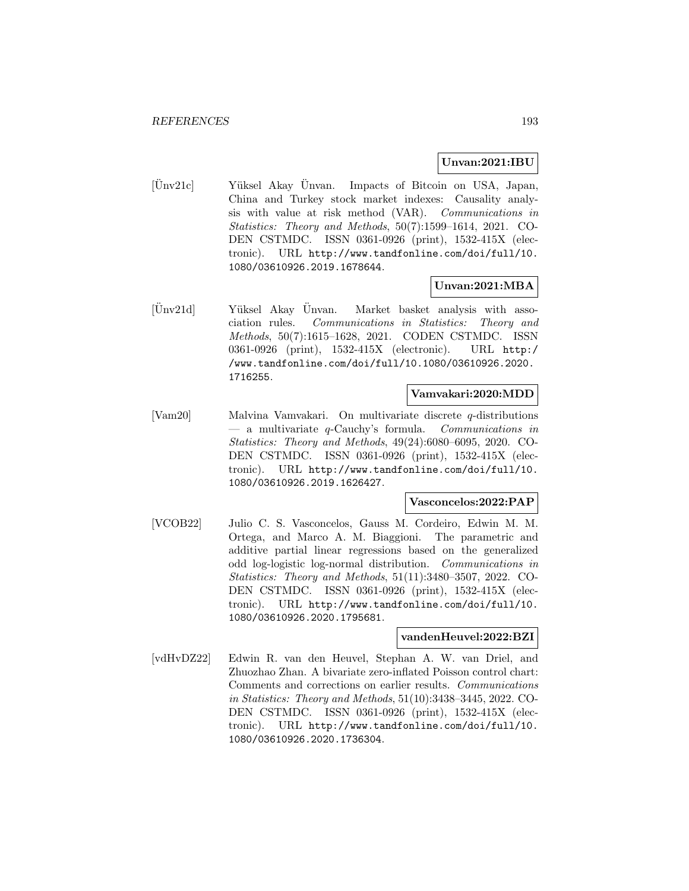**Unvan:2021:IBU**

[Ünv21c] Yüksel Akay Ünvan. Impacts of Bitcoin on USA, Japan, China and Turkey stock market indexes: Causality analysis with value at risk method (VAR). *Communications in Statistics: Theory and Methods*, 50(7):1599–1614, 2021. CODEN CSTMDC. ISSN 0361-0926 (print), 1532-415X (electronic). URL http://www.tandfonline.com/doi/full/10.1080/03610926.2019.1678644.

**Unvan:2021:MBA**

[Ünv21d] Yüksel Akay Ünvan. Market basket analysis with association rules. *Communications in Statistics: Theory and Methods*, 50(7):1615–1628, 2021. CODEN CSTMDC. ISSN 0361-0926 (print), 1532-415X (electronic). URL http://www.tandfonline.com/doi/full/10.1080/03610926.2020.1716255.

**Vamvakari:2020:MDD**

[Vam20] Malvina Vamvakari. On multivariate discrete $q$-distributions — a multivariate $q$-Cauchy's formula. *Communications in Statistics: Theory and Methods*, 49(24):6080–6095, 2020. CODEN CSTMDC. ISSN 0361-0926 (print), 1532-415X (electronic). URL http://www.tandfonline.com/doi/full/10.1080/03610926.2019.1626427.

**Vasconcelos:2022:PAP**

[VCOB22] Julio C. S. Vasconcelos, Gauss M. Cordeiro, Edwin M. M. Ortega, and Marco A. M. Biaggioni. The parametric and additive partial linear regressions based on the generalized odd log-logistic log-normal distribution. *Communications in Statistics: Theory and Methods*, 51(11):3480–3507, 2022. CODEN CSTMDC. ISSN 0361-0926 (print), 1532-415X (electronic). URL http://www.tandfonline.com/doi/full/10.1080/03610926.2020.1795681.

**vandenHeuvel:2022:BZI**

[vdHvDZ22] Edwin R. van den Heuvel, Stephan A. W. van Driel, and Zhuozhao Zhan. A bivariate zero-inflated Poisson control chart: Comments and corrections on earlier results. *Communications in Statistics: Theory and Methods*, 51(10):3438–3445, 2022. CODEN CSTMDC. ISSN 0361-0926 (print), 1532-415X (electronic). URL http://www.tandfonline.com/doi/full/10.1080/03610926.2020.1736304.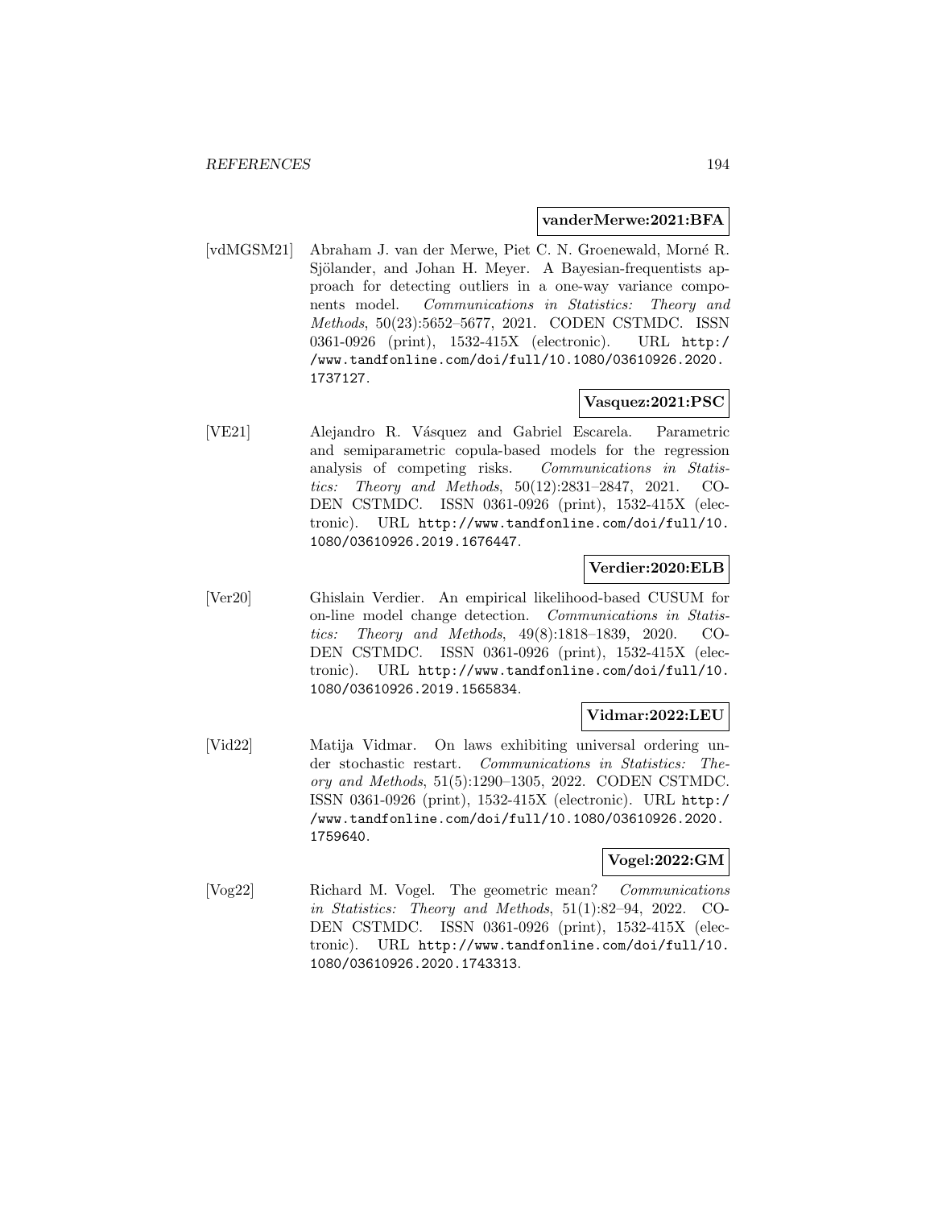**vanderMerwe:2021:BFA**

[vdMGSM21] Abraham J. van der Merwe, Piet C. N. Groenewald, Morné R. Sjölander, and Johan H. Meyer. A Bayesian-frequentists approach for detecting outliers in a one-way variance components model. *Communications in Statistics: Theory and Methods*, 50(23):5652–5677, 2021. CODEN CSTMDC. ISSN 0361-0926 (print), 1532-415X (electronic). URL http://www.tandfonline.com/doi/full/10.1080/03610926.2020.1737127.

**Vasquez:2021:PSC**

[VE21] Alejandro R. Vásquez and Gabriel Escarela. Parametric and semiparametric copula-based models for the regression analysis of competing risks. *Communications in Statistics: Theory and Methods*, 50(12):2831–2847, 2021. CODEN CSTMDC. ISSN 0361-0926 (print), 1532-415X (electronic). URL http://www.tandfonline.com/doi/full/10.1080/03610926.2019.1676447.

**Verdier:2020:ELB**

[Ver20] Ghislain Verdier. An empirical likelihood-based CUSUM for on-line model change detection. *Communications in Statistics: Theory and Methods*, 49(8):1818–1839, 2020. CODEN CSTMDC. ISSN 0361-0926 (print), 1532-415X (electronic). URL http://www.tandfonline.com/doi/full/10.1080/03610926.2019.1565834.

**Vidmar:2022:LEU**

[Vid22] Matija Vidmar. On laws exhibiting universal ordering under stochastic restart. *Communications in Statistics: Theory and Methods*, 51(5):1290–1305, 2022. CODEN CSTMDC. ISSN 0361-0926 (print), 1532-415X (electronic). URL http://www.tandfonline.com/doi/full/10.1080/03610926.2020.1759640.

**Vogel:2022:GM**

[Vog22] Richard M. Vogel. The geometric mean? *Communications in Statistics: Theory and Methods*, 51(1):82–94, 2022. CODEN CSTMDC. ISSN 0361-0926 (print), 1532-415X (electronic). URL http://www.tandfonline.com/doi/full/10.1080/03610926.2020.1743313.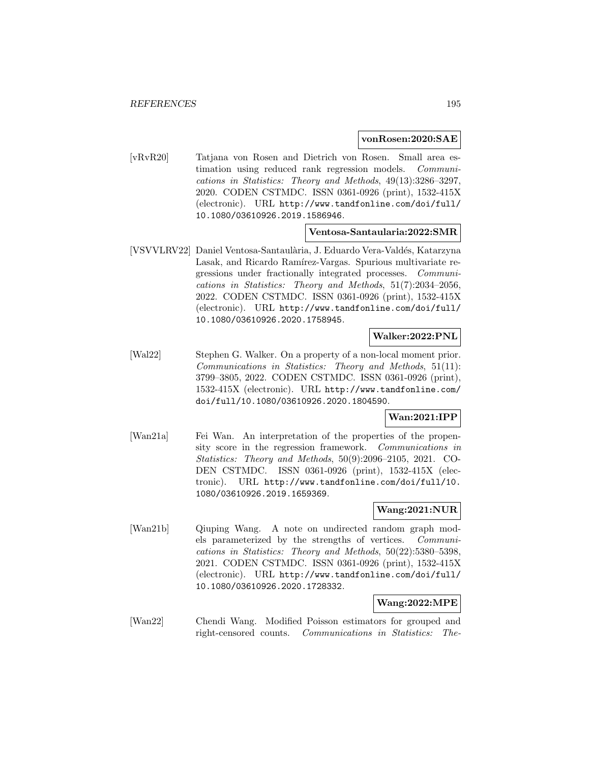**vonRosen:2020:SAE**

[vRvR20] Tatjana von Rosen and Dietrich von Rosen. Small area estimation using reduced rank regression models. *Communications in Statistics: Theory and Methods*, 49(13):3286–3297, 2020. CODEN CSTMDC. ISSN 0361-0926 (print), 1532-415X (electronic). URL http://www.tandfonline.com/doi/full/10.1080/03610926.2019.1586946.

**Ventosa-Santaularia:2022:SMR**

[VSVVLRV22] Daniel Ventosa-Santaulària, J. Eduardo Vera-Valdés, Katarzyna Lasak, and Ricardo Ramírez-Vargas. Spurious multivariate regressions under fractionally integrated processes. *Communications in Statistics: Theory and Methods*, 51(7):2034–2056, 2022. CODEN CSTMDC. ISSN 0361-0926 (print), 1532-415X (electronic). URL http://www.tandfonline.com/doi/full/10.1080/03610926.2020.1758945.

**Walker:2022:PNL**

[Wal22] Stephen G. Walker. On a property of a non-local moment prior. *Communications in Statistics: Theory and Methods*, 51(11): 3799–3805, 2022. CODEN CSTMDC. ISSN 0361-0926 (print), 1532-415X (electronic). URL http://www.tandfonline.com/doi/full/10.1080/03610926.2020.1804590.

**Wan:2021:IPP**

[Wan21a] Fei Wan. An interpretation of the properties of the propensity score in the regression framework. *Communications in Statistics: Theory and Methods*, 50(9):2096–2105, 2021. CODEN CSTMDC. ISSN 0361-0926 (print), 1532-415X (electronic). URL http://www.tandfonline.com/doi/full/10.1080/03610926.2019.1659369.

**Wang:2021:NUR**

[Wan21b] Qiuping Wang. A note on undirected random graph models parameterized by the strengths of vertices. *Communications in Statistics: Theory and Methods*, 50(22):5380–5398, 2021. CODEN CSTMDC. ISSN 0361-0926 (print), 1532-415X (electronic). URL http://www.tandfonline.com/doi/full/10.1080/03610926.2020.1728332.

**Wang:2022:MPE**

[Wan22] Chendi Wang. Modified Poisson estimators for grouped and right-censored counts. *Communications in Statistics: The-*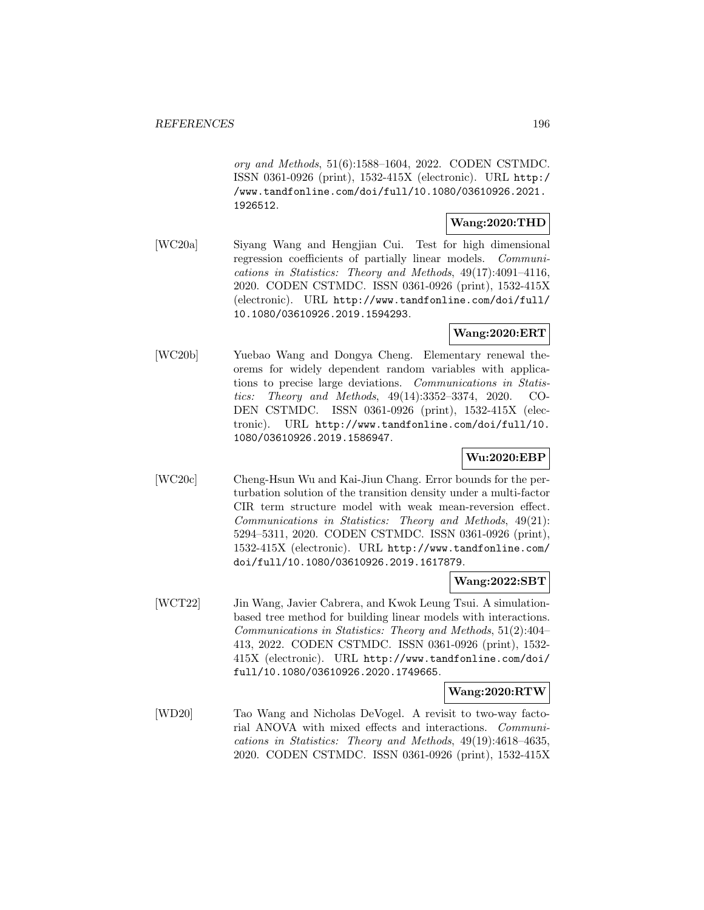*ory and Methods*, 51(6):1588–1604, 2022. CODEN CSTMDC. ISSN 0361-0926 (print), 1532-415X (electronic). URL http://www.tandfonline.com/doi/full/10.1080/03610926.2021.1926512.

**Wang:2020:THD**

[WC20a] Siyang Wang and Hengjian Cui. Test for high dimensional regression coefficients of partially linear models. *Communications in Statistics: Theory and Methods*, 49(17):4091–4116, 2020. CODEN CSTMDC. ISSN 0361-0926 (print), 1532-415X (electronic). URL http://www.tandfonline.com/doi/full/10.1080/03610926.2019.1594293.

**Wang:2020:ERT**

[WC20b] Yuebao Wang and Dongya Cheng. Elementary renewal theorems for widely dependent random variables with applications to precise large deviations. *Communications in Statistics: Theory and Methods*, 49(14):3352–3374, 2020. CODEN CSTMDC. ISSN 0361-0926 (print), 1532-415X (electronic). URL http://www.tandfonline.com/doi/full/10.1080/03610926.2019.1586947.

**Wu:2020:EBP**

[WC20c] Cheng-Hsun Wu and Kai-Jiun Chang. Error bounds for the perturbation solution of the transition density under a multi-factor CIR term structure model with weak mean-reversion effect. *Communications in Statistics: Theory and Methods*, 49(21):5294–5311, 2020. CODEN CSTMDC. ISSN 0361-0926 (print), 1532-415X (electronic). URL http://www.tandfonline.com/doi/full/10.1080/03610926.2019.1617879.

**Wang:2022:SBT**

[WCT22] Jin Wang, Javier Cabrera, and Kwok Leung Tsui. A simulation-based tree method for building linear models with interactions. *Communications in Statistics: Theory and Methods*, 51(2):404–413, 2022. CODEN CSTMDC. ISSN 0361-0926 (print), 1532-415X (electronic). URL http://www.tandfonline.com/doi/full/10.1080/03610926.2020.1749665.

**Wang:2020:RTW**

[WD20] Tao Wang and Nicholas DeVogel. A revisit to two-way factorial ANOVA with mixed effects and interactions. *Communications in Statistics: Theory and Methods*, 49(19):4618–4635, 2020. CODEN CSTMDC. ISSN 0361-0926 (print), 1532-415X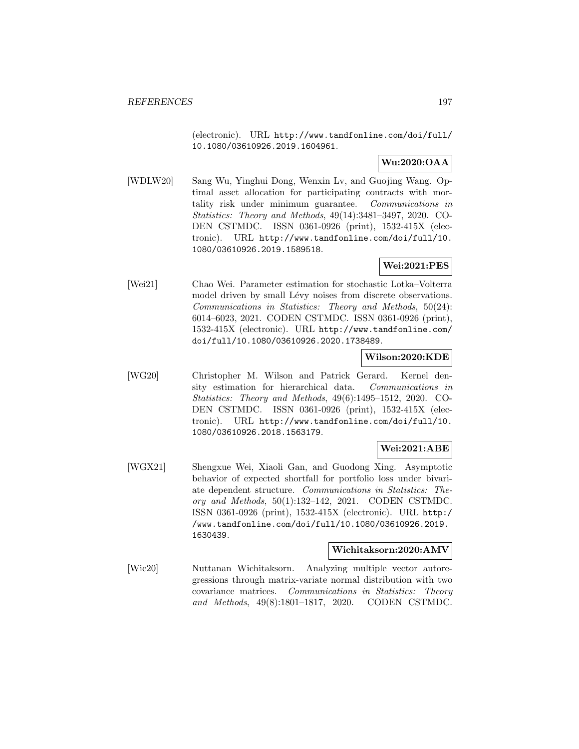(electronic). URL http://www.tandfonline.com/doi/full/10.1080/03610926.2019.1604961.

**Wu:2020:OAA**

[WDLW20] Sang Wu, Yinghui Dong, Wenxin Lv, and Guojing Wang. Optimal asset allocation for participating contracts with mortality risk under minimum guarantee. *Communications in Statistics: Theory and Methods*, 49(14):3481–3497, 2020. CODEN CSTMDC. ISSN 0361-0926 (print), 1532-415X (electronic). URL http://www.tandfonline.com/doi/full/10.1080/03610926.2019.1589518.

**Wei:2021:PES**

[Wei21] Chao Wei. Parameter estimation for stochastic Lotka–Volterra model driven by small Lévy noises from discrete observations. *Communications in Statistics: Theory and Methods*, 50(24):6014–6023, 2021. CODEN CSTMDC. ISSN 0361-0926 (print), 1532-415X (electronic). URL http://www.tandfonline.com/doi/full/10.1080/03610926.2020.1738489.

**Wilson:2020:KDE**

[WG20] Christopher M. Wilson and Patrick Gerard. Kernel density estimation for hierarchical data. *Communications in Statistics: Theory and Methods*, 49(6):1495–1512, 2020. CODEN CSTMDC. ISSN 0361-0926 (print), 1532-415X (electronic). URL http://www.tandfonline.com/doi/full/10.1080/03610926.2018.1563179.

**Wei:2021:ABE**

[WGX21] Shengxue Wei, Xiaoli Gan, and Guodong Xing. Asymptotic behavior of expected shortfall for portfolio loss under bivariate dependent structure. *Communications in Statistics: Theory and Methods*, 50(1):132–142, 2021. CODEN CSTMDC. ISSN 0361-0926 (print), 1532-415X (electronic). URL http://www.tandfonline.com/doi/full/10.1080/03610926.2019.1630439.

**Wichitaksorn:2020:AMV**

[Wic20] Nuttanan Wichitaksorn. Analyzing multiple vector autoregressions through matrix-variate normal distribution with two covariance matrices. *Communications in Statistics: Theory and Methods*, 49(8):1801–1817, 2020. CODEN CSTMDC.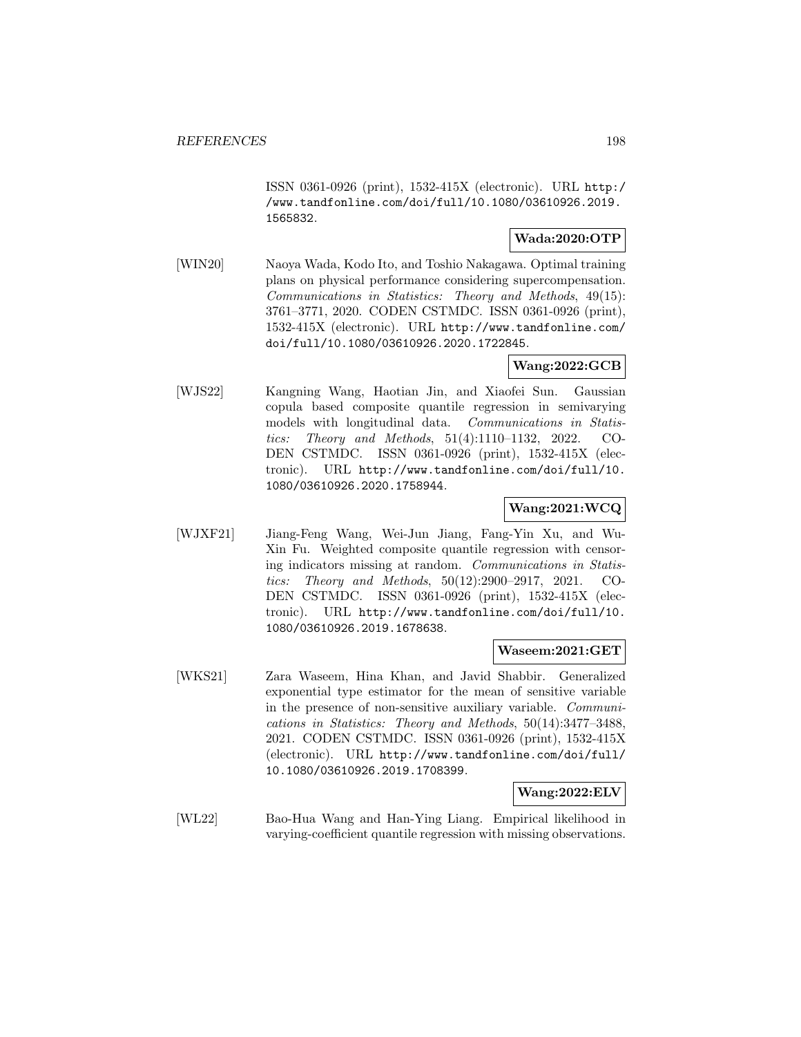ISSN 0361-0926 (print), 1532-415X (electronic). URL http://www.tandfonline.com/doi/full/10.1080/03610926.2019.1565832.

**Wada:2020:OTP**

[WIN20] Naoya Wada, Kodo Ito, and Toshio Nakagawa. Optimal training plans on physical performance considering supercompensation. *Communications in Statistics: Theory and Methods*, 49(15): 3761–3771, 2020. CODEN CSTMDC. ISSN 0361-0926 (print), 1532-415X (electronic). URL http://www.tandfonline.com/doi/full/10.1080/03610926.2020.1722845.

**Wang:2022:GCB**

[WJS22] Kangning Wang, Haotian Jin, and Xiaofei Sun. Gaussian copula based composite quantile regression in semivarying models with longitudinal data. *Communications in Statistics: Theory and Methods*, 51(4):1110–1132, 2022. CODEN CSTMDC. ISSN 0361-0926 (print), 1532-415X (electronic). URL http://www.tandfonline.com/doi/full/10.1080/03610926.2020.1758944.

**Wang:2021:WCQ**

[WJXF21] Jiang-Feng Wang, Wei-Jun Jiang, Fang-Yin Xu, and Wu-Xin Fu. Weighted composite quantile regression with censoring indicators missing at random. *Communications in Statistics: Theory and Methods*, 50(12):2900–2917, 2021. CODEN CSTMDC. ISSN 0361-0926 (print), 1532-415X (electronic). URL http://www.tandfonline.com/doi/full/10.1080/03610926.2019.1678638.

**Waseem:2021:GET**

[WKS21] Zara Waseem, Hina Khan, and Javid Shabbir. Generalized exponential type estimator for the mean of sensitive variable in the presence of non-sensitive auxiliary variable. *Communications in Statistics: Theory and Methods*, 50(14):3477–3488, 2021. CODEN CSTMDC. ISSN 0361-0926 (print), 1532-415X (electronic). URL http://www.tandfonline.com/doi/full/10.1080/03610926.2019.1708399.

**Wang:2022:ELV**

[WL22] Bao-Hua Wang and Han-Ying Liang. Empirical likelihood in varying-coefficient quantile regression with missing observations.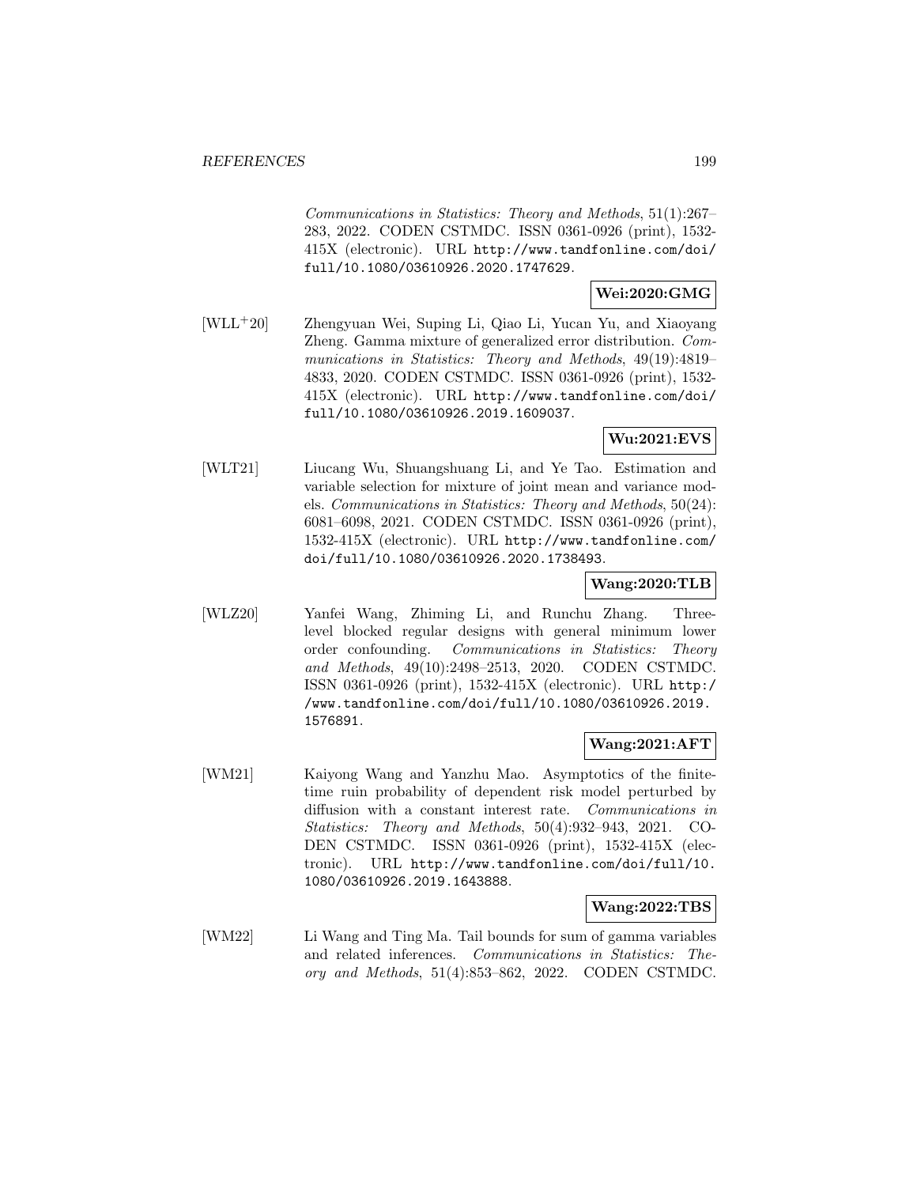*Communications in Statistics: Theory and Methods*, 51(1):267–283, 2022. CODEN CSTMDC. ISSN 0361-0926 (print), 1532-415X (electronic). URL http://www.tandfonline.com/doi/full/10.1080/03610926.2020.1747629.

**Wei:2020:GMG**

[WLL+20] Zhengyuan Wei, Suping Li, Qiao Li, Yucan Yu, and Xiaoyang Zheng. Gamma mixture of generalized error distribution. *Communications in Statistics: Theory and Methods*, 49(19):4819–4833, 2020. CODEN CSTMDC. ISSN 0361-0926 (print), 1532-415X (electronic). URL http://www.tandfonline.com/doi/full/10.1080/03610926.2019.1609037.

**Wu:2021:EVS**

[WLT21] Liucang Wu, Shuangshuang Li, and Ye Tao. Estimation and variable selection for mixture of joint mean and variance models. *Communications in Statistics: Theory and Methods*, 50(24):6081–6098, 2021. CODEN CSTMDC. ISSN 0361-0926 (print), 1532-415X (electronic). URL http://www.tandfonline.com/doi/full/10.1080/03610926.2020.1738493.

**Wang:2020:TLB**

[WLZ20] Yanfei Wang, Zhiming Li, and Runchu Zhang. Three-level blocked regular designs with general minimum lower order confounding. *Communications in Statistics: Theory and Methods*, 49(10):2498–2513, 2020. CODEN CSTMDC. ISSN 0361-0926 (print), 1532-415X (electronic). URL http://www.tandfonline.com/doi/full/10.1080/03610926.2019.1576891.

**Wang:2021:AFT**

[WM21] Kaiyong Wang and Yanzhu Mao. Asymptotics of the finite-time ruin probability of dependent risk model perturbed by diffusion with a constant interest rate. *Communications in Statistics: Theory and Methods*, 50(4):932–943, 2021. CODEN CSTMDC. ISSN 0361-0926 (print), 1532-415X (electronic). URL http://www.tandfonline.com/doi/full/10.1080/03610926.2019.1643888.

**Wang:2022:TBS**

[WM22] Li Wang and Ting Ma. Tail bounds for sum of gamma variables and related inferences. *Communications in Statistics: Theory and Methods*, 51(4):853–862, 2022. CODEN CSTMDC.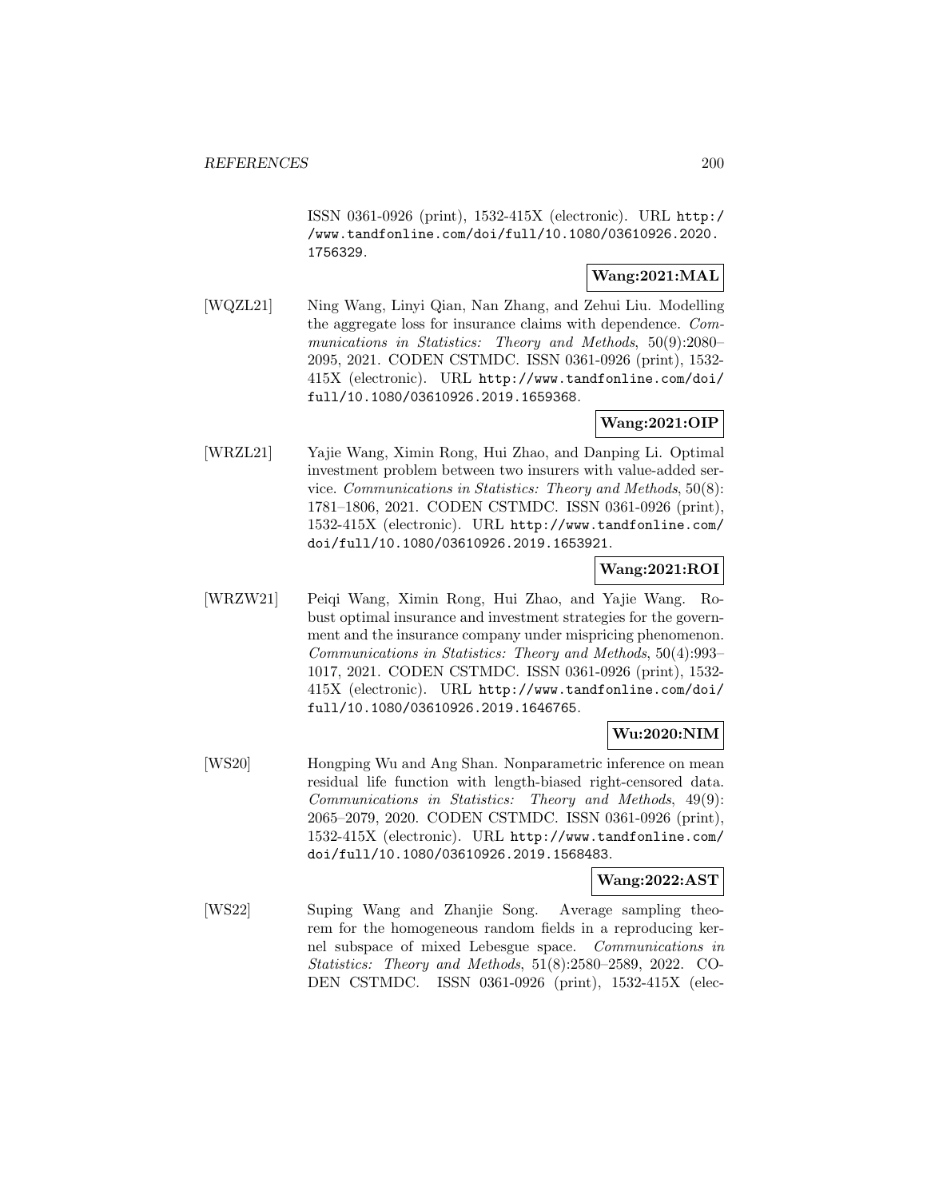ISSN 0361-0926 (print), 1532-415X (electronic). URL http://www.tandfonline.com/doi/full/10.1080/03610926.2020.1756329.

**Wang:2021:MAL**

[WQZL21] Ning Wang, Linyi Qian, Nan Zhang, and Zehui Liu. Modelling the aggregate loss for insurance claims with dependence. *Communications in Statistics: Theory and Methods*, 50(9):2080–2095, 2021. CODEN CSTMDC. ISSN 0361-0926 (print), 1532-415X (electronic). URL http://www.tandfonline.com/doi/full/10.1080/03610926.2019.1659368.

**Wang:2021:OIP**

[WRZL21] Yajie Wang, Ximin Rong, Hui Zhao, and Danping Li. Optimal investment problem between two insurers with value-added service. *Communications in Statistics: Theory and Methods*, 50(8): 1781–1806, 2021. CODEN CSTMDC. ISSN 0361-0926 (print), 1532-415X (electronic). URL http://www.tandfonline.com/doi/full/10.1080/03610926.2019.1653921.

**Wang:2021:ROI**

[WRZW21] Peiqi Wang, Ximin Rong, Hui Zhao, and Yajie Wang. Robust optimal insurance and investment strategies for the government and the insurance company under mispricing phenomenon. *Communications in Statistics: Theory and Methods*, 50(4):993–1017, 2021. CODEN CSTMDC. ISSN 0361-0926 (print), 1532-415X (electronic). URL http://www.tandfonline.com/doi/full/10.1080/03610926.2019.1646765.

**Wu:2020:NIM**

[WS20] Hongping Wu and Ang Shan. Nonparametric inference on mean residual life function with length-biased right-censored data. *Communications in Statistics: Theory and Methods*, 49(9): 2065–2079, 2020. CODEN CSTMDC. ISSN 0361-0926 (print), 1532-415X (electronic). URL http://www.tandfonline.com/doi/full/10.1080/03610926.2019.1568483.

**Wang:2022:AST**

[WS22] Suping Wang and Zhanjie Song. Average sampling theorem for the homogeneous random fields in a reproducing kernel subspace of mixed Lebesgue space. *Communications in Statistics: Theory and Methods*, 51(8):2580–2589, 2022. CODEN CSTMDC. ISSN 0361-0926 (print), 1532-415X (elec-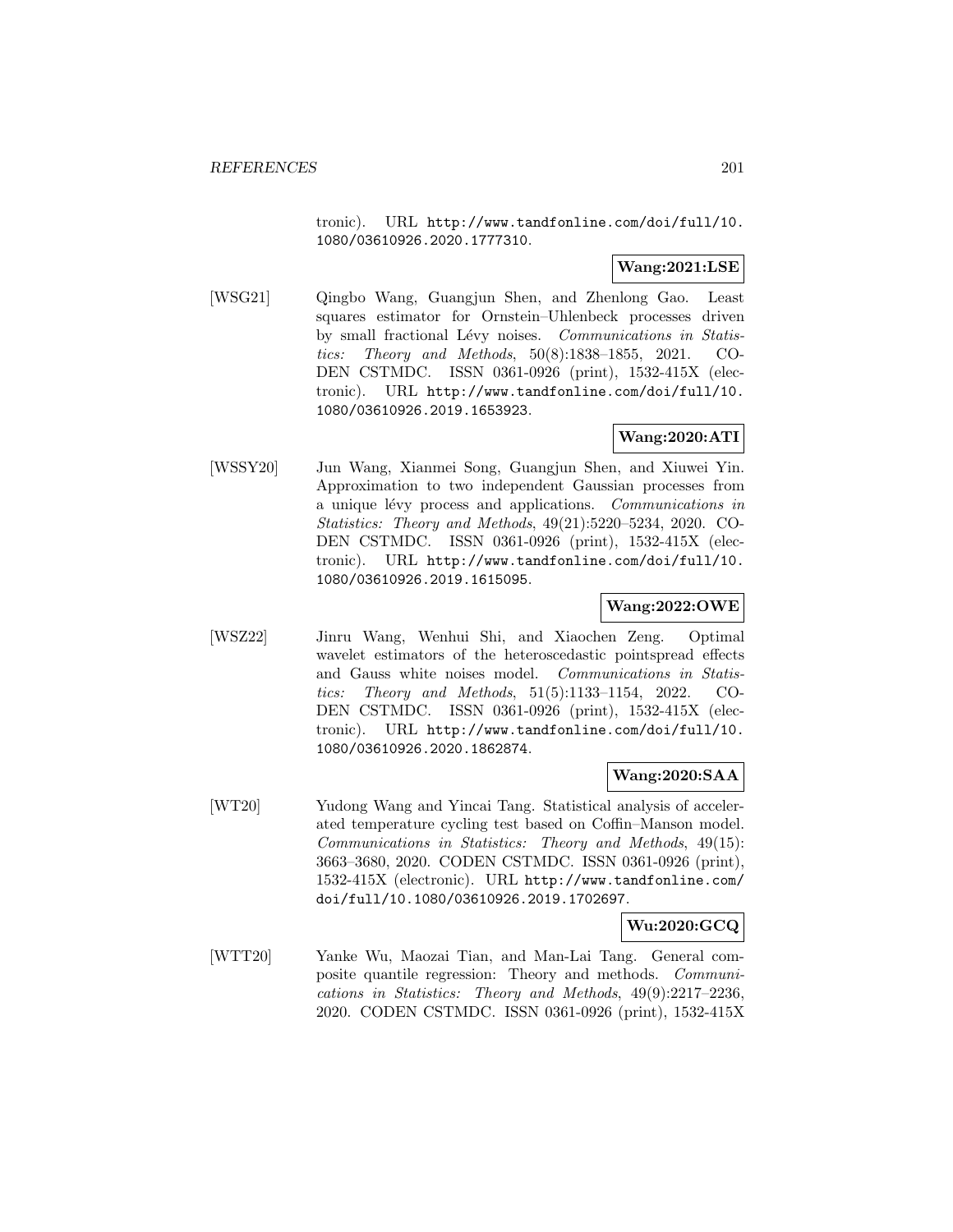tronic). URL http://www.tandfonline.com/doi/full/10.1080/03610926.2020.1777310.

**Wang:2021:LSE**

[WSG21] Qingbo Wang, Guangjun Shen, and Zhenlong Gao. Least squares estimator for Ornstein–Uhlenbeck processes driven by small fractional Lévy noises. *Communications in Statistics: Theory and Methods*, 50(8):1838–1855, 2021. CODEN CSTMDC. ISSN 0361-0926 (print), 1532-415X (electronic). URL http://www.tandfonline.com/doi/full/10.1080/03610926.2019.1653923.

**Wang:2020:ATI**

[WSSY20] Jun Wang, Xianmei Song, Guangjun Shen, and Xiuwei Yin. Approximation to two independent Gaussian processes from a unique lévy process and applications. *Communications in Statistics: Theory and Methods*, 49(21):5220–5234, 2020. CODEN CSTMDC. ISSN 0361-0926 (print), 1532-415X (electronic). URL http://www.tandfonline.com/doi/full/10.1080/03610926.2019.1615095.

**Wang:2022:OWE**

[WSZ22] Jinru Wang, Wenhui Shi, and Xiaochen Zeng. Optimal wavelet estimators of the heteroscedastic pointspread effects and Gauss white noises model. *Communications in Statistics: Theory and Methods*, 51(5):1133–1154, 2022. CODEN CSTMDC. ISSN 0361-0926 (print), 1532-415X (electronic). URL http://www.tandfonline.com/doi/full/10.1080/03610926.2020.1862874.

**Wang:2020:SAA**

[WT20] Yudong Wang and Yincai Tang. Statistical analysis of accelerated temperature cycling test based on Coffin–Manson model. *Communications in Statistics: Theory and Methods*, 49(15): 3663–3680, 2020. CODEN CSTMDC. ISSN 0361-0926 (print), 1532-415X (electronic). URL http://www.tandfonline.com/doi/full/10.1080/03610926.2019.1702697.

**Wu:2020:GCQ**

[WTT20] Yanke Wu, Maozai Tian, and Man-Lai Tang. General composite quantile regression: Theory and methods. *Communications in Statistics: Theory and Methods*, 49(9):2217–2236, 2020. CODEN CSTMDC. ISSN 0361-0926 (print), 1532-415X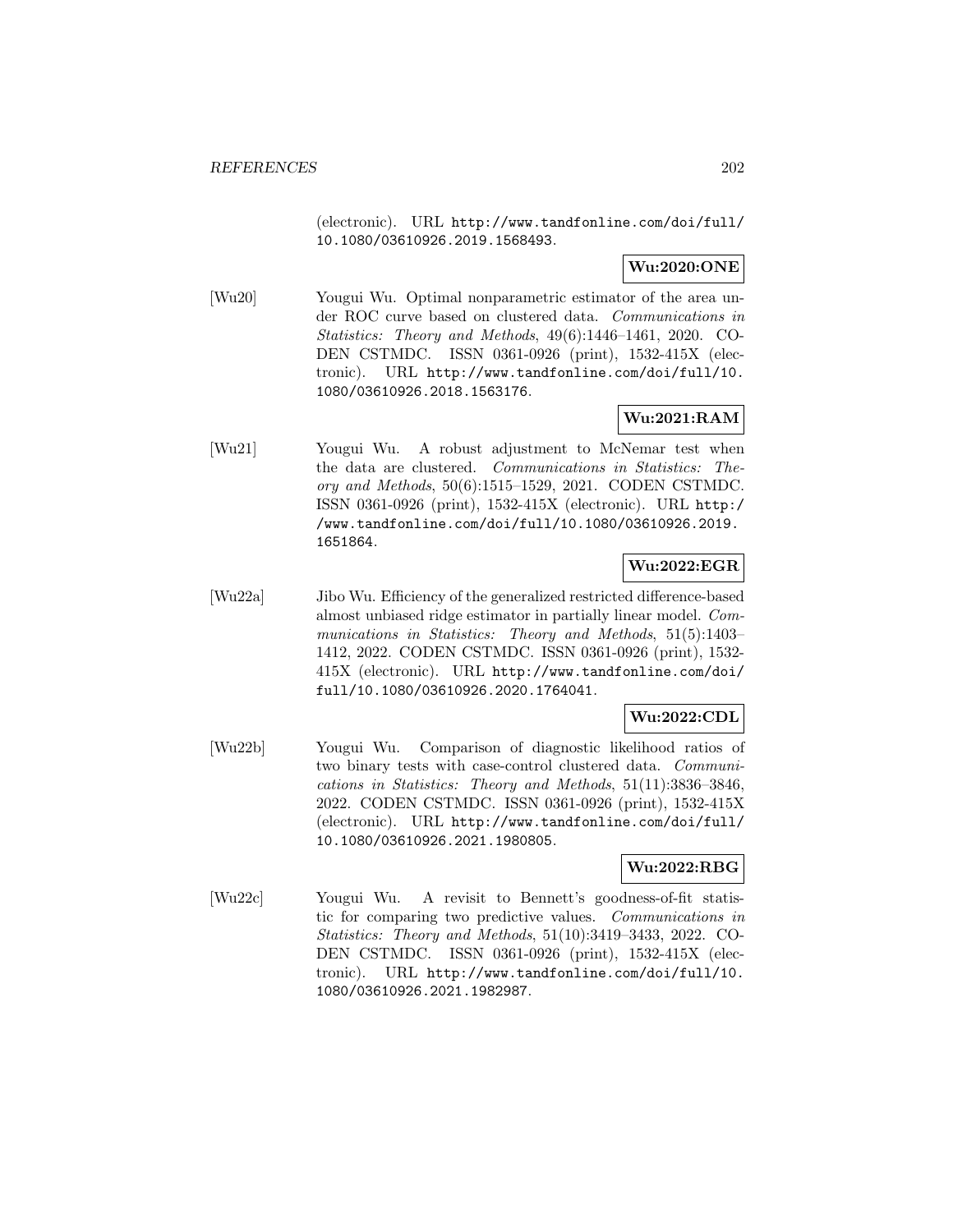(electronic). URL http://www.tandfonline.com/doi/full/10.1080/03610926.2019.1568493.

**Wu:2020:ONE**

[Wu20] Yougui Wu. Optimal nonparametric estimator of the area under ROC curve based on clustered data. *Communications in Statistics: Theory and Methods*, 49(6):1446–1461, 2020. CODEN CSTMDC. ISSN 0361-0926 (print), 1532-415X (electronic). URL http://www.tandfonline.com/doi/full/10.1080/03610926.2018.1563176.

**Wu:2021:RAM**

[Wu21] Yougui Wu. A robust adjustment to McNemar test when the data are clustered. *Communications in Statistics: Theory and Methods*, 50(6):1515–1529, 2021. CODEN CSTMDC. ISSN 0361-0926 (print), 1532-415X (electronic). URL http://www.tandfonline.com/doi/full/10.1080/03610926.2019.1651864.

**Wu:2022:EGR**

[Wu22a] Jibo Wu. Efficiency of the generalized restricted difference-based almost unbiased ridge estimator in partially linear model. *Communications in Statistics: Theory and Methods*, 51(5):1403–1412, 2022. CODEN CSTMDC. ISSN 0361-0926 (print), 1532-415X (electronic). URL http://www.tandfonline.com/doi/full/10.1080/03610926.2020.1764041.

**Wu:2022:CDL**

[Wu22b] Yougui Wu. Comparison of diagnostic likelihood ratios of two binary tests with case-control clustered data. *Communications in Statistics: Theory and Methods*, 51(11):3836–3846, 2022. CODEN CSTMDC. ISSN 0361-0926 (print), 1532-415X (electronic). URL http://www.tandfonline.com/doi/full/10.1080/03610926.2021.1980805.

**Wu:2022:RBG**

[Wu22c] Yougui Wu. A revisit to Bennett's goodness-of-fit statistic for comparing two predictive values. *Communications in Statistics: Theory and Methods*, 51(10):3419–3433, 2022. CODEN CSTMDC. ISSN 0361-0926 (print), 1532-415X (electronic). URL http://www.tandfonline.com/doi/full/10.1080/03610926.2021.1982987.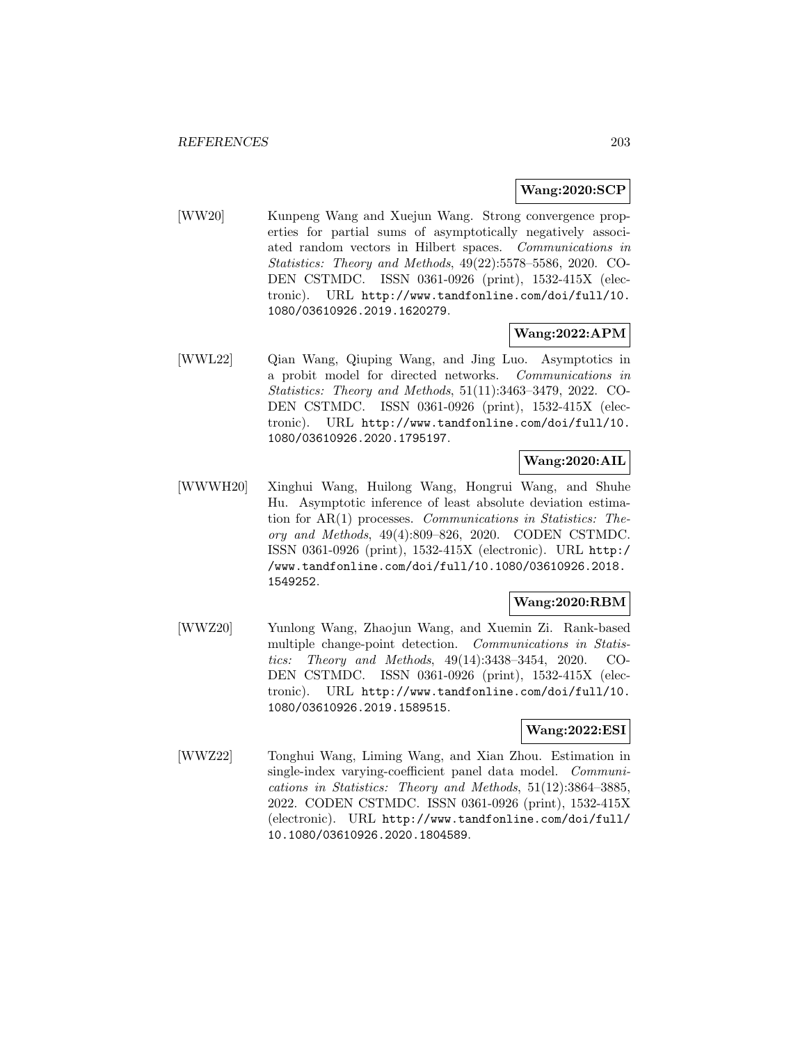**Wang:2020:SCP**

[WW20] Kunpeng Wang and Xuejun Wang. Strong convergence properties for partial sums of asymptotically negatively associated random vectors in Hilbert spaces. *Communications in Statistics: Theory and Methods*, 49(22):5578–5586, 2020. CODEN CSTMDC. ISSN 0361-0926 (print), 1532-415X (electronic). URL `http://www.tandfonline.com/doi/full/10.1080/03610926.2019.1620279`.

**Wang:2022:APM**

[WWL22] Qian Wang, Qiuping Wang, and Jing Luo. Asymptotics in a probit model for directed networks. *Communications in Statistics: Theory and Methods*, 51(11):3463–3479, 2022. CODEN CSTMDC. ISSN 0361-0926 (print), 1532-415X (electronic). URL `http://www.tandfonline.com/doi/full/10.1080/03610926.2020.1795197`.

**Wang:2020:AIL**

[WWWH20] Xinghui Wang, Huilong Wang, Hongrui Wang, and Shuhe Hu. Asymptotic inference of least absolute deviation estimation for AR(1) processes. *Communications in Statistics: Theory and Methods*, 49(4):809–826, 2020. CODEN CSTMDC. ISSN 0361-0926 (print), 1532-415X (electronic). URL `http://www.tandfonline.com/doi/full/10.1080/03610926.2018.1549252`.

**Wang:2020:RBM**

[WWZ20] Yunlong Wang, Zhaojun Wang, and Xuemin Zi. Rank-based multiple change-point detection. *Communications in Statistics: Theory and Methods*, 49(14):3438–3454, 2020. CODEN CSTMDC. ISSN 0361-0926 (print), 1532-415X (electronic). URL `http://www.tandfonline.com/doi/full/10.1080/03610926.2019.1589515`.

**Wang:2022:ESI**

[WWZ22] Tonghui Wang, Liming Wang, and Xian Zhou. Estimation in single-index varying-coefficient panel data model. *Communications in Statistics: Theory and Methods*, 51(12):3864–3885, 2022. CODEN CSTMDC. ISSN 0361-0926 (print), 1532-415X (electronic). URL `http://www.tandfonline.com/doi/full/10.1080/03610926.2020.1804589`.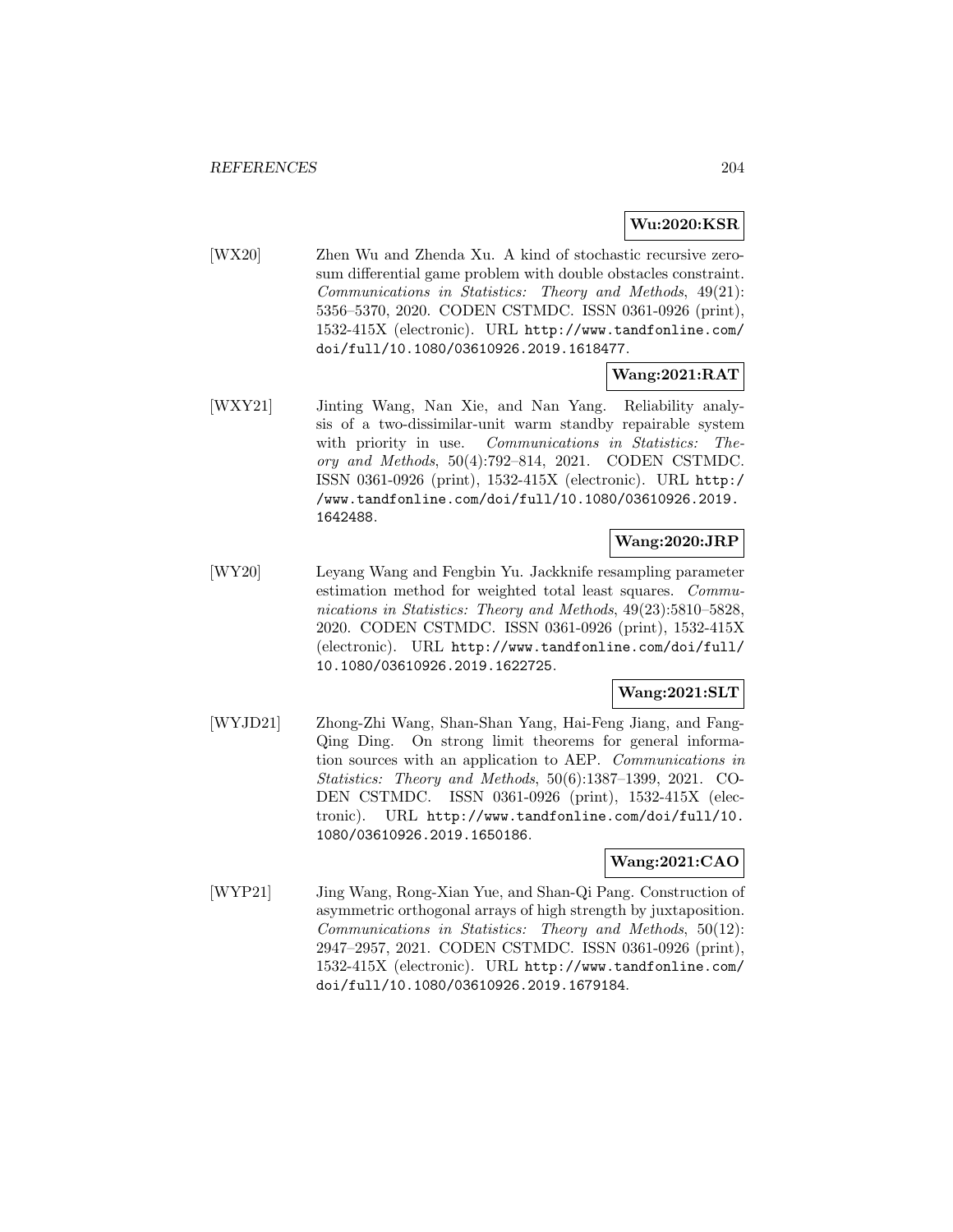**Wu:2020:KSR**

[WX20] Zhen Wu and Zhenda Xu. A kind of stochastic recursive zero-sum differential game problem with double obstacles constraint. *Communications in Statistics: Theory and Methods*, 49(21): 5356–5370, 2020. CODEN CSTMDC. ISSN 0361-0926 (print), 1532-415X (electronic). URL http://www.tandfonline.com/doi/full/10.1080/03610926.2019.1618477.

**Wang:2021:RAT**

[WXY21] Jinting Wang, Nan Xie, and Nan Yang. Reliability analysis of a two-dissimilar-unit warm standby repairable system with priority in use. *Communications in Statistics: Theory and Methods*, 50(4):792–814, 2021. CODEN CSTMDC. ISSN 0361-0926 (print), 1532-415X (electronic). URL http://www.tandfonline.com/doi/full/10.1080/03610926.2019.1642488.

**Wang:2020:JRP**

[WY20] Leyang Wang and Fengbin Yu. Jackknife resampling parameter estimation method for weighted total least squares. *Communications in Statistics: Theory and Methods*, 49(23):5810–5828, 2020. CODEN CSTMDC. ISSN 0361-0926 (print), 1532-415X (electronic). URL http://www.tandfonline.com/doi/full/10.1080/03610926.2019.1622725.

**Wang:2021:SLT**

[WYJD21] Zhong-Zhi Wang, Shan-Shan Yang, Hai-Feng Jiang, and Fang-Qing Ding. On strong limit theorems for general information sources with an application to AEP. *Communications in Statistics: Theory and Methods*, 50(6):1387–1399, 2021. CODEN CSTMDC. ISSN 0361-0926 (print), 1532-415X (electronic). URL http://www.tandfonline.com/doi/full/10.1080/03610926.2019.1650186.

**Wang:2021:CAO**

[WYP21] Jing Wang, Rong-Xian Yue, and Shan-Qi Pang. Construction of asymmetric orthogonal arrays of high strength by juxtaposition. *Communications in Statistics: Theory and Methods*, 50(12): 2947–2957, 2021. CODEN CSTMDC. ISSN 0361-0926 (print), 1532-415X (electronic). URL http://www.tandfonline.com/doi/full/10.1080/03610926.2019.1679184.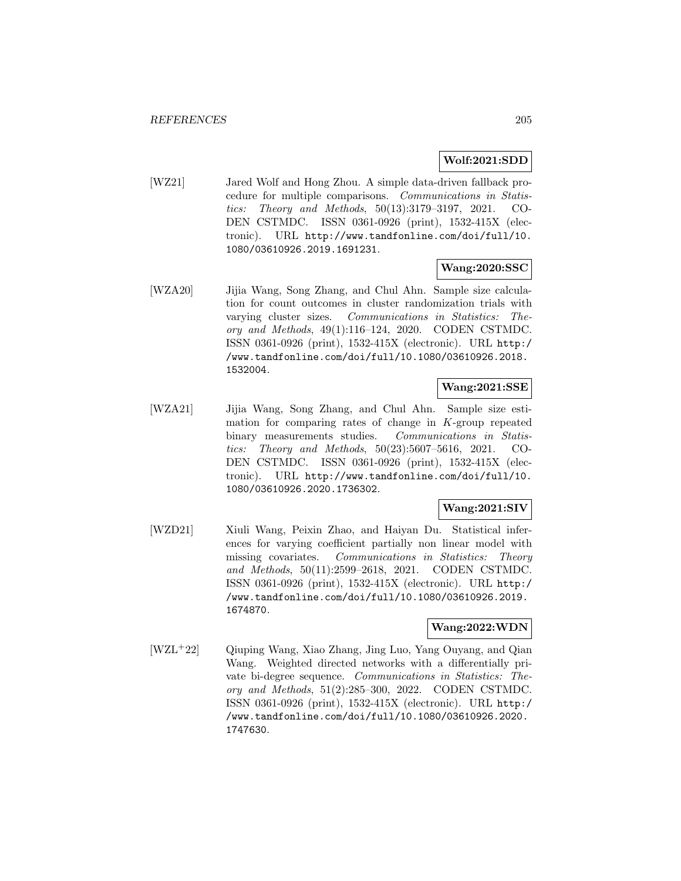**Wolf:2021:SDD**

[WZ21] Jared Wolf and Hong Zhou. A simple data-driven fallback procedure for multiple comparisons. *Communications in Statistics: Theory and Methods*, 50(13):3179–3197, 2021. CODEN CSTMDC. ISSN 0361-0926 (print), 1532-415X (electronic). URL http://www.tandfonline.com/doi/full/10.1080/03610926.2019.1691231.

**Wang:2020:SSC**

[WZA20] Jijia Wang, Song Zhang, and Chul Ahn. Sample size calculation for count outcomes in cluster randomization trials with varying cluster sizes. *Communications in Statistics: Theory and Methods*, 49(1):116–124, 2020. CODEN CSTMDC. ISSN 0361-0926 (print), 1532-415X (electronic). URL http://www.tandfonline.com/doi/full/10.1080/03610926.2018.1532004.

**Wang:2021:SSE**

[WZA21] Jijia Wang, Song Zhang, and Chul Ahn. Sample size estimation for comparing rates of change in $K$-group repeated binary measurements studies. *Communications in Statistics: Theory and Methods*, 50(23):5607–5616, 2021. CODEN CSTMDC. ISSN 0361-0926 (print), 1532-415X (electronic). URL http://www.tandfonline.com/doi/full/10.1080/03610926.2020.1736302.

**Wang:2021:SIV**

[WZD21] Xiuli Wang, Peixin Zhao, and Haiyan Du. Statistical inferences for varying coefficient partially non linear model with missing covariates. *Communications in Statistics: Theory and Methods*, 50(11):2599–2618, 2021. CODEN CSTMDC. ISSN 0361-0926 (print), 1532-415X (electronic). URL http://www.tandfonline.com/doi/full/10.1080/03610926.2019.1674870.

**Wang:2022:WDN**

[WZL+22] Qiuping Wang, Xiao Zhang, Jing Luo, Yang Ouyang, and Qian Wang. Weighted directed networks with a differentially private bi-degree sequence. *Communications in Statistics: Theory and Methods*, 51(2):285–300, 2022. CODEN CSTMDC. ISSN 0361-0926 (print), 1532-415X (electronic). URL http://www.tandfonline.com/doi/full/10.1080/03610926.2020.1747630.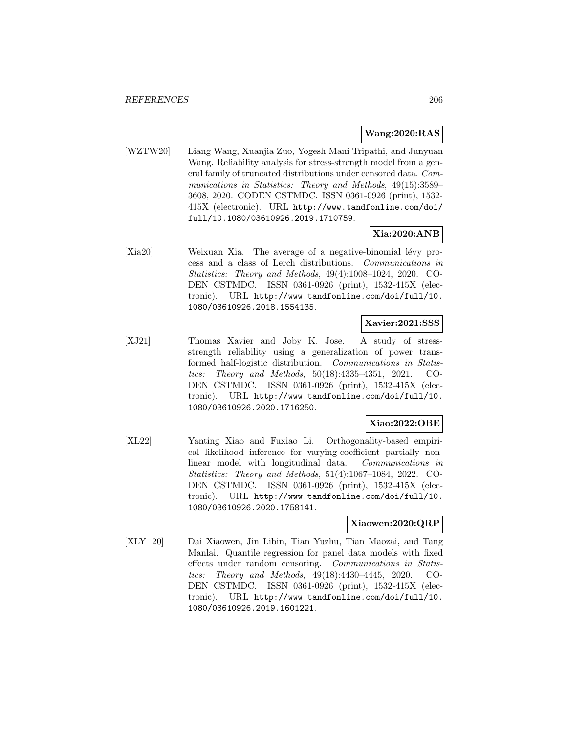**Wang:2020:RAS**

[WZTW20] Liang Wang, Xuanjia Zuo, Yogesh Mani Tripathi, and Junyuan Wang. Reliability analysis for stress-strength model from a general family of truncated distributions under censored data. *Communications in Statistics: Theory and Methods*, 49(15):3589–3608, 2020. CODEN CSTMDC. ISSN 0361-0926 (print), 1532-415X (electronic). URL `http://www.tandfonline.com/doi/full/10.1080/03610926.2019.1710759`.

**Xia:2020:ANB**

[Xia20] Weixuan Xia. The average of a negative-binomial lévy process and a class of Lerch distributions. *Communications in Statistics: Theory and Methods*, 49(4):1008–1024, 2020. CODEN CSTMDC. ISSN 0361-0926 (print), 1532-415X (electronic). URL `http://www.tandfonline.com/doi/full/10.1080/03610926.2018.1554135`.

**Xavier:2021:SSS**

[XJ21] Thomas Xavier and Joby K. Jose. A study of stress-strength reliability using a generalization of power transformed half-logistic distribution. *Communications in Statistics: Theory and Methods*, 50(18):4335–4351, 2021. CODEN CSTMDC. ISSN 0361-0926 (print), 1532-415X (electronic). URL `http://www.tandfonline.com/doi/full/10.1080/03610926.2020.1716250`.

**Xiao:2022:OBE**

[XL22] Yanting Xiao and Fuxiao Li. Orthogonality-based empirical likelihood inference for varying-coefficient partially nonlinear model with longitudinal data. *Communications in Statistics: Theory and Methods*, 51(4):1067–1084, 2022. CODEN CSTMDC. ISSN 0361-0926 (print), 1532-415X (electronic). URL `http://www.tandfonline.com/doi/full/10.1080/03610926.2020.1758141`.

**Xiaowen:2020:QRP**

[XLY+20] Dai Xiaowen, Jin Libin, Tian Yuzhu, Tian Maozai, and Tang Manlai. Quantile regression for panel data models with fixed effects under random censoring. *Communications in Statistics: Theory and Methods*, 49(18):4430–4445, 2020. CODEN CSTMDC. ISSN 0361-0926 (print), 1532-415X (electronic). URL `http://www.tandfonline.com/doi/full/10.1080/03610926.2019.1601221`.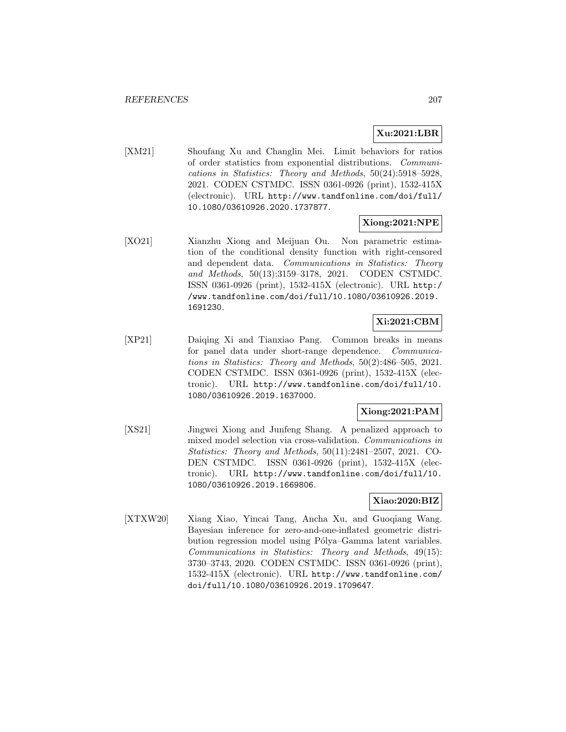**Xu:2021:LBR**

[XM21] Shoufang Xu and Changlin Mei. Limit behaviors for ratios of order statistics from exponential distributions. *Communications in Statistics: Theory and Methods*, 50(24):5918–5928, 2021. CODEN CSTMDC. ISSN 0361-0926 (print), 1532-415X (electronic). URL http://www.tandfonline.com/doi/full/10.1080/03610926.2020.1737877.

**Xiong:2021:NPE**

[XO21] Xianzhu Xiong and Meijuan Ou. Non parametric estimation of the conditional density function with right-censored and dependent data. *Communications in Statistics: Theory and Methods*, 50(13):3159–3178, 2021. CODEN CSTMDC. ISSN 0361-0926 (print), 1532-415X (electronic). URL http://www.tandfonline.com/doi/full/10.1080/03610926.2019.1691230.

**Xi:2021:CBM**

[XP21] Daiqing Xi and Tianxiao Pang. Common breaks in means for panel data under short-range dependence. *Communications in Statistics: Theory and Methods*, 50(2):486–505, 2021. CODEN CSTMDC. ISSN 0361-0926 (print), 1532-415X (electronic). URL http://www.tandfonline.com/doi/full/10.1080/03610926.2019.1637000.

**Xiong:2021:PAM**

[XS21] Jingwei Xiong and Junfeng Shang. A penalized approach to mixed model selection via cross-validation. *Communications in Statistics: Theory and Methods*, 50(11):2481–2507, 2021. CODEN CSTMDC. ISSN 0361-0926 (print), 1532-415X (electronic). URL http://www.tandfonline.com/doi/full/10.1080/03610926.2019.1669806.

**Xiao:2020:BIZ**

[XTXW20] Xiang Xiao, Yincai Tang, Ancha Xu, and Guoqiang Wang. Bayesian inference for zero-and-one-inflated geometric distribution regression model using Pólya–Gamma latent variables. *Communications in Statistics: Theory and Methods*, 49(15):3730–3743, 2020. CODEN CSTMDC. ISSN 0361-0926 (print), 1532-415X (electronic). URL http://www.tandfonline.com/doi/full/10.1080/03610926.2019.1709647.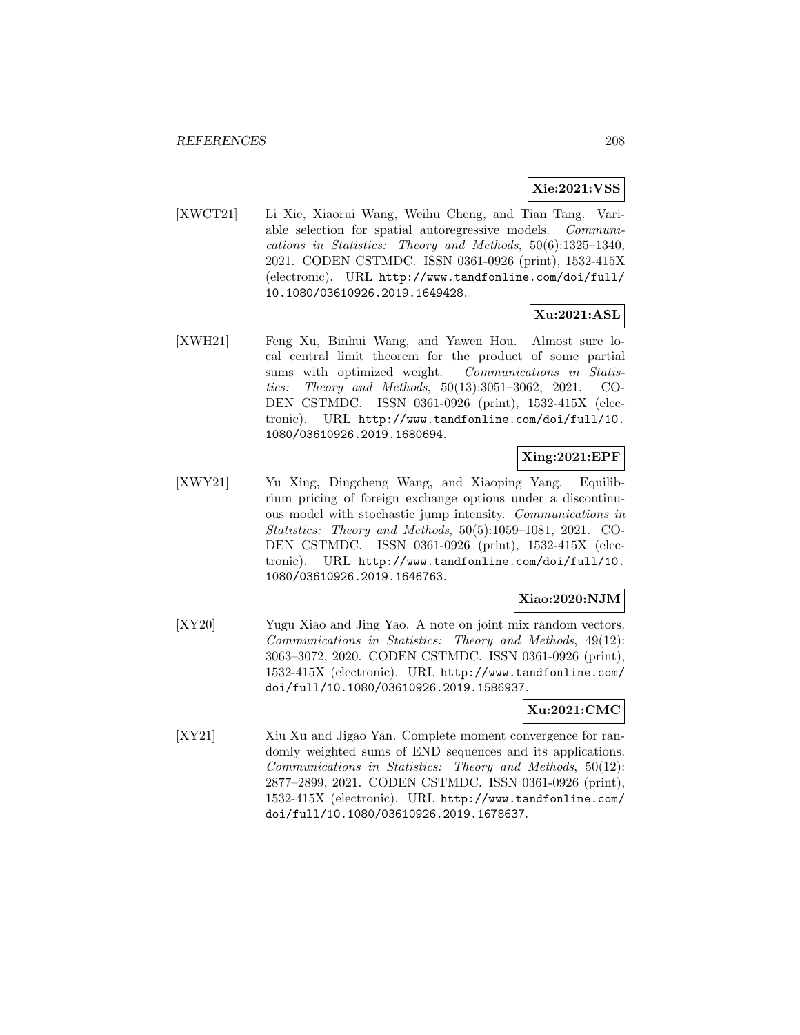**Xie:2021:VSS**

[XWCT21] Li Xie, Xiaorui Wang, Weihu Cheng, and Tian Tang. Variable selection for spatial autoregressive models. *Communications in Statistics: Theory and Methods*, 50(6):1325–1340, 2021. CODEN CSTMDC. ISSN 0361-0926 (print), 1532-415X (electronic). URL http://www.tandfonline.com/doi/full/10.1080/03610926.2019.1649428.

**Xu:2021:ASL**

[XWH21] Feng Xu, Binhui Wang, and Yawen Hou. Almost sure local central limit theorem for the product of some partial sums with optimized weight. *Communications in Statistics: Theory and Methods*, 50(13):3051–3062, 2021. CODEN CSTMDC. ISSN 0361-0926 (print), 1532-415X (electronic). URL http://www.tandfonline.com/doi/full/10.1080/03610926.2019.1680694.

**Xing:2021:EPF**

[XWY21] Yu Xing, Dingcheng Wang, and Xiaoping Yang. Equilibrium pricing of foreign exchange options under a discontinuous model with stochastic jump intensity. *Communications in Statistics: Theory and Methods*, 50(5):1059–1081, 2021. CODEN CSTMDC. ISSN 0361-0926 (print), 1532-415X (electronic). URL http://www.tandfonline.com/doi/full/10.1080/03610926.2019.1646763.

**Xiao:2020:NJM**

[XY20] Yugu Xiao and Jing Yao. A note on joint mix random vectors. *Communications in Statistics: Theory and Methods*, 49(12): 3063–3072, 2020. CODEN CSTMDC. ISSN 0361-0926 (print), 1532-415X (electronic). URL http://www.tandfonline.com/doi/full/10.1080/03610926.2019.1586937.

**Xu:2021:CMC**

[XY21] Xiu Xu and Jigao Yan. Complete moment convergence for randomly weighted sums of END sequences and its applications. *Communications in Statistics: Theory and Methods*, 50(12): 2877–2899, 2021. CODEN CSTMDC. ISSN 0361-0926 (print), 1532-415X (electronic). URL http://www.tandfonline.com/doi/full/10.1080/03610926.2019.1678637.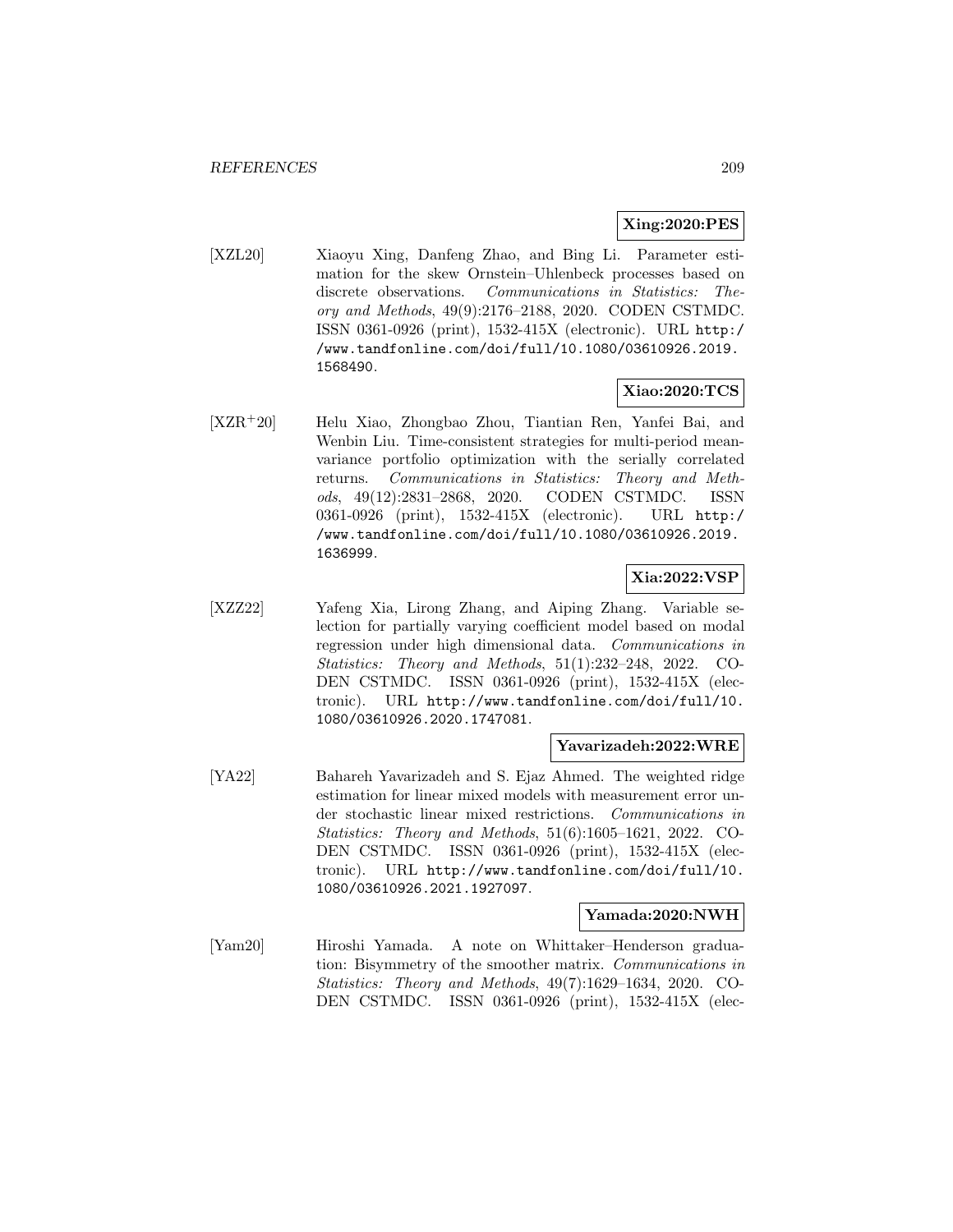**Xing:2020:PES**

[XZL20] Xiaoyu Xing, Danfeng Zhao, and Bing Li. Parameter estimation for the skew Ornstein–Uhlenbeck processes based on discrete observations. *Communications in Statistics: Theory and Methods*, 49(9):2176–2188, 2020. CODEN CSTMDC. ISSN 0361-0926 (print), 1532-415X (electronic). URL `http://www.tandfonline.com/doi/full/10.1080/03610926.2019.1568490`.

**Xiao:2020:TCS**

[XZR+20] Helu Xiao, Zhongbao Zhou, Tiantian Ren, Yanfei Bai, and Wenbin Liu. Time-consistent strategies for multi-period mean-variance portfolio optimization with the serially correlated returns. *Communications in Statistics: Theory and Methods*, 49(12):2831–2868, 2020. CODEN CSTMDC. ISSN 0361-0926 (print), 1532-415X (electronic). URL `http://www.tandfonline.com/doi/full/10.1080/03610926.2019.1636999`.

**Xia:2022:VSP**

[XZZ22] Yafeng Xia, Lirong Zhang, and Aiping Zhang. Variable selection for partially varying coefficient model based on modal regression under high dimensional data. *Communications in Statistics: Theory and Methods*, 51(1):232–248, 2022. CODEN CSTMDC. ISSN 0361-0926 (print), 1532-415X (electronic). URL `http://www.tandfonline.com/doi/full/10.1080/03610926.2020.1747081`.

**Yavarizadeh:2022:WRE**

[YA22] Bahareh Yavarizadeh and S. Ejaz Ahmed. The weighted ridge estimation for linear mixed models with measurement error under stochastic linear mixed restrictions. *Communications in Statistics: Theory and Methods*, 51(6):1605–1621, 2022. CODEN CSTMDC. ISSN 0361-0926 (print), 1532-415X (electronic). URL `http://www.tandfonline.com/doi/full/10.1080/03610926.2021.1927097`.

**Yamada:2020:NWH**

[Yam20] Hiroshi Yamada. A note on Whittaker–Henderson graduation: Bisymmetry of the smoother matrix. *Communications in Statistics: Theory and Methods*, 49(7):1629–1634, 2020. CODEN CSTMDC. ISSN 0361-0926 (print), 1532-415X (elec-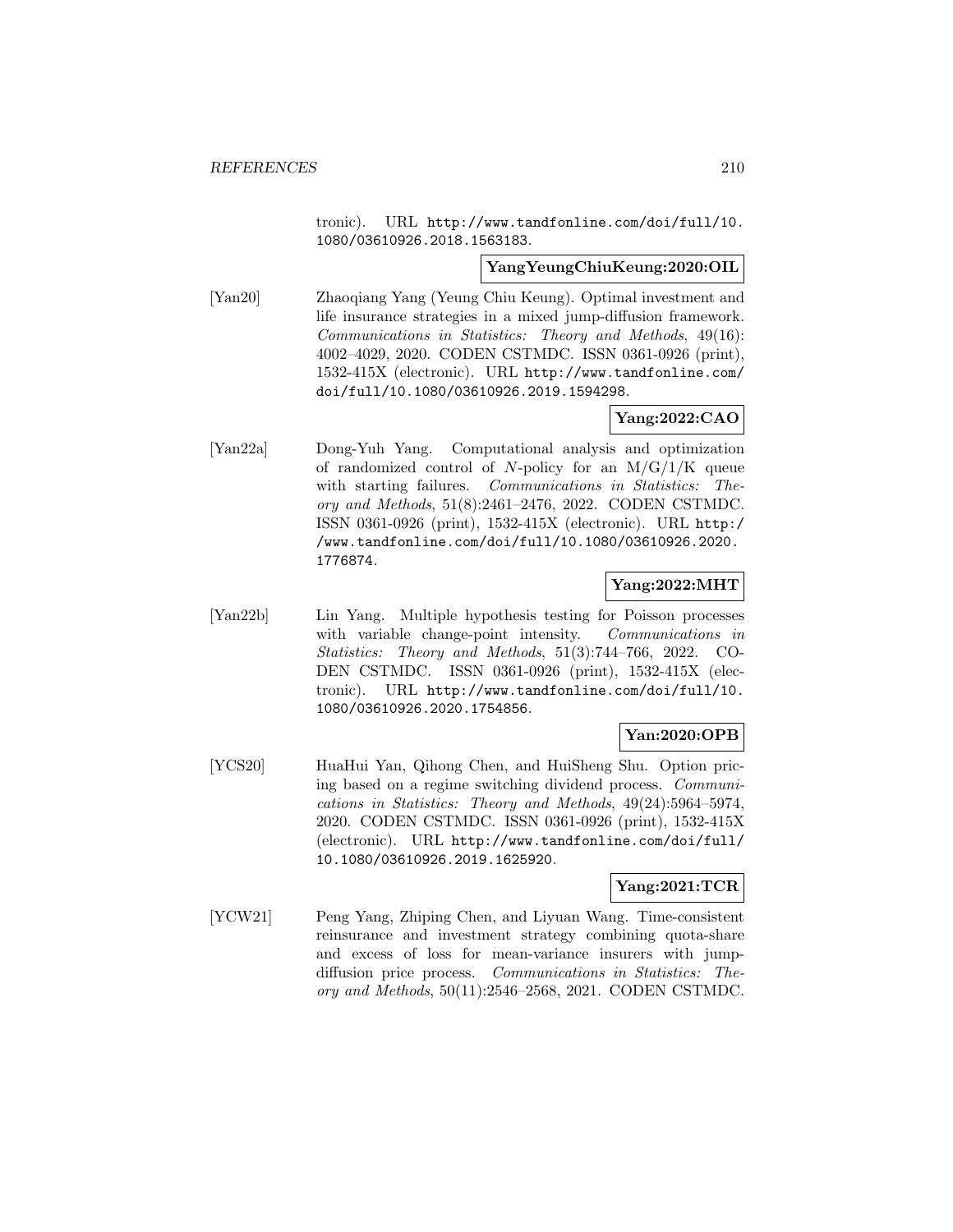tronic). URL http://www.tandfonline.com/doi/full/10.1080/03610926.2018.1563183.

**YangYeungChiuKeung:2020:OIL**

[Yan20] Zhaoqiang Yang (Yeung Chiu Keung). Optimal investment and life insurance strategies in a mixed jump-diffusion framework. *Communications in Statistics: Theory and Methods*, 49(16): 4002–4029, 2020. CODEN CSTMDC. ISSN 0361-0926 (print), 1532-415X (electronic). URL http://www.tandfonline.com/doi/full/10.1080/03610926.2019.1594298.

**Yang:2022:CAO**

[Yan22a] Dong-Yuh Yang. Computational analysis and optimization of randomized control of $N$-policy for an M/G/1/K queue with starting failures. *Communications in Statistics: Theory and Methods*, 51(8):2461–2476, 2022. CODEN CSTMDC. ISSN 0361-0926 (print), 1532-415X (electronic). URL http://www.tandfonline.com/doi/full/10.1080/03610926.2020.1776874.

**Yang:2022:MHT**

[Yan22b] Lin Yang. Multiple hypothesis testing for Poisson processes with variable change-point intensity. *Communications in Statistics: Theory and Methods*, 51(3):744–766, 2022. CODEN CSTMDC. ISSN 0361-0926 (print), 1532-415X (electronic). URL http://www.tandfonline.com/doi/full/10.1080/03610926.2020.1754856.

**Yan:2020:OPB**

[YCS20] HuaHui Yan, Qihong Chen, and HuiSheng Shu. Option pricing based on a regime switching dividend process. *Communications in Statistics: Theory and Methods*, 49(24):5964–5974, 2020. CODEN CSTMDC. ISSN 0361-0926 (print), 1532-415X (electronic). URL http://www.tandfonline.com/doi/full/10.1080/03610926.2019.1625920.

**Yang:2021:TCR**

[YCW21] Peng Yang, Zhiping Chen, and Liyuan Wang. Time-consistent reinsurance and investment strategy combining quota-share and excess of loss for mean-variance insurers with jump-diffusion price process. *Communications in Statistics: Theory and Methods*, 50(11):2546–2568, 2021. CODEN CSTMDC.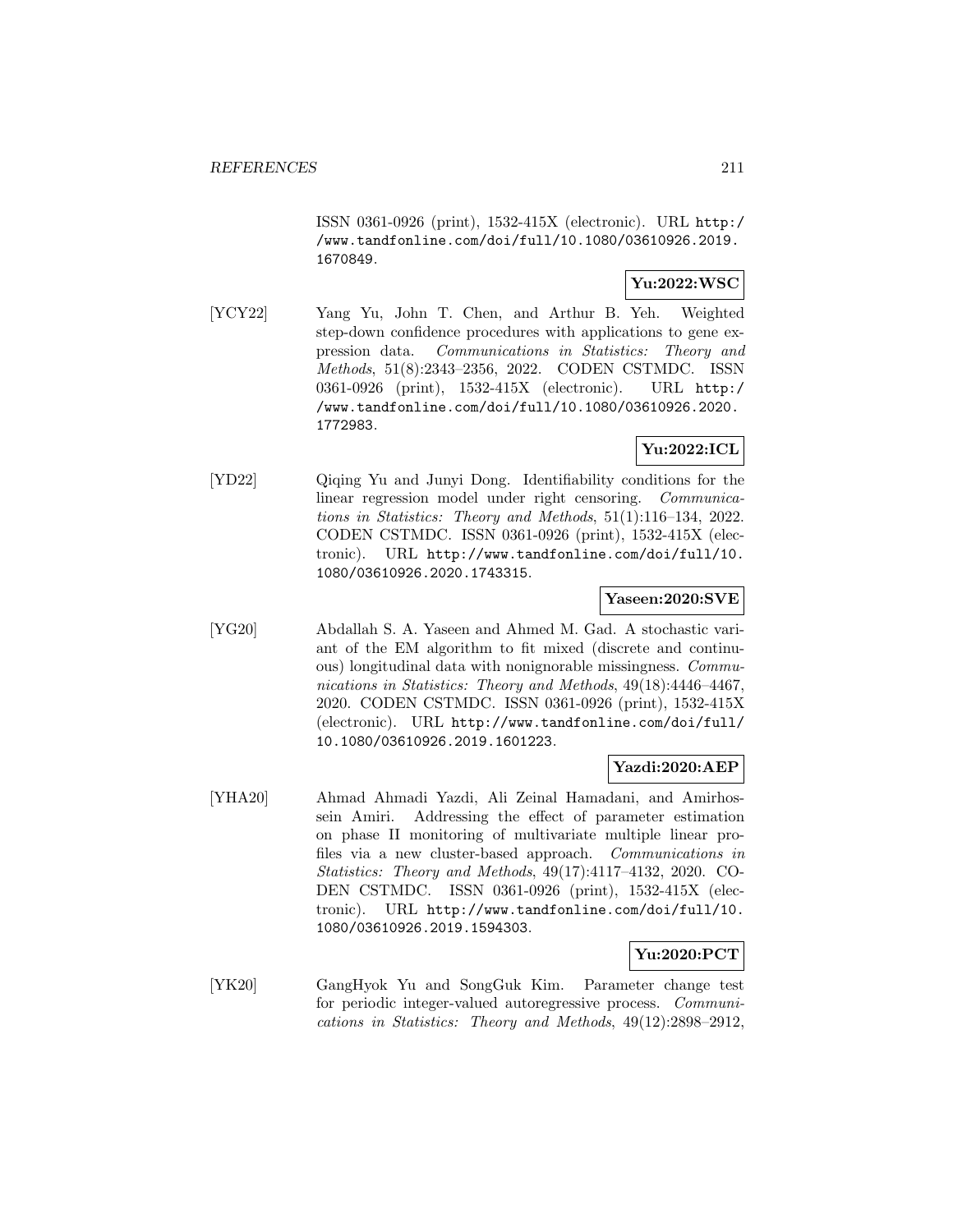ISSN 0361-0926 (print), 1532-415X (electronic). URL http://www.tandfonline.com/doi/full/10.1080/03610926.2019.1670849.

**Yu:2022:WSC**

[YCY22] Yang Yu, John T. Chen, and Arthur B. Yeh. Weighted step-down confidence procedures with applications to gene expression data. *Communications in Statistics: Theory and Methods*, 51(8):2343–2356, 2022. CODEN CSTMDC. ISSN 0361-0926 (print), 1532-415X (electronic). URL http://www.tandfonline.com/doi/full/10.1080/03610926.2020.1772983.

**Yu:2022:ICL**

[YD22] Qiqing Yu and Junyi Dong. Identifiability conditions for the linear regression model under right censoring. *Communications in Statistics: Theory and Methods*, 51(1):116–134, 2022. CODEN CSTMDC. ISSN 0361-0926 (print), 1532-415X (electronic). URL http://www.tandfonline.com/doi/full/10.1080/03610926.2020.1743315.

**Yaseen:2020:SVE**

[YG20] Abdallah S. A. Yaseen and Ahmed M. Gad. A stochastic variant of the EM algorithm to fit mixed (discrete and continuous) longitudinal data with nonignorable missingness. *Communications in Statistics: Theory and Methods*, 49(18):4446–4467, 2020. CODEN CSTMDC. ISSN 0361-0926 (print), 1532-415X (electronic). URL http://www.tandfonline.com/doi/full/10.1080/03610926.2019.1601223.

**Yazdi:2020:AEP**

[YHA20] Ahmad Ahmadi Yazdi, Ali Zeinal Hamadani, and Amirhossein Amiri. Addressing the effect of parameter estimation on phase II monitoring of multivariate multiple linear profiles via a new cluster-based approach. *Communications in Statistics: Theory and Methods*, 49(17):4117–4132, 2020. CODEN CSTMDC. ISSN 0361-0926 (print), 1532-415X (electronic). URL http://www.tandfonline.com/doi/full/10.1080/03610926.2019.1594303.

**Yu:2020:PCT**

[YK20] GangHyok Yu and SongGuk Kim. Parameter change test for periodic integer-valued autoregressive process. *Communications in Statistics: Theory and Methods*, 49(12):2898–2912,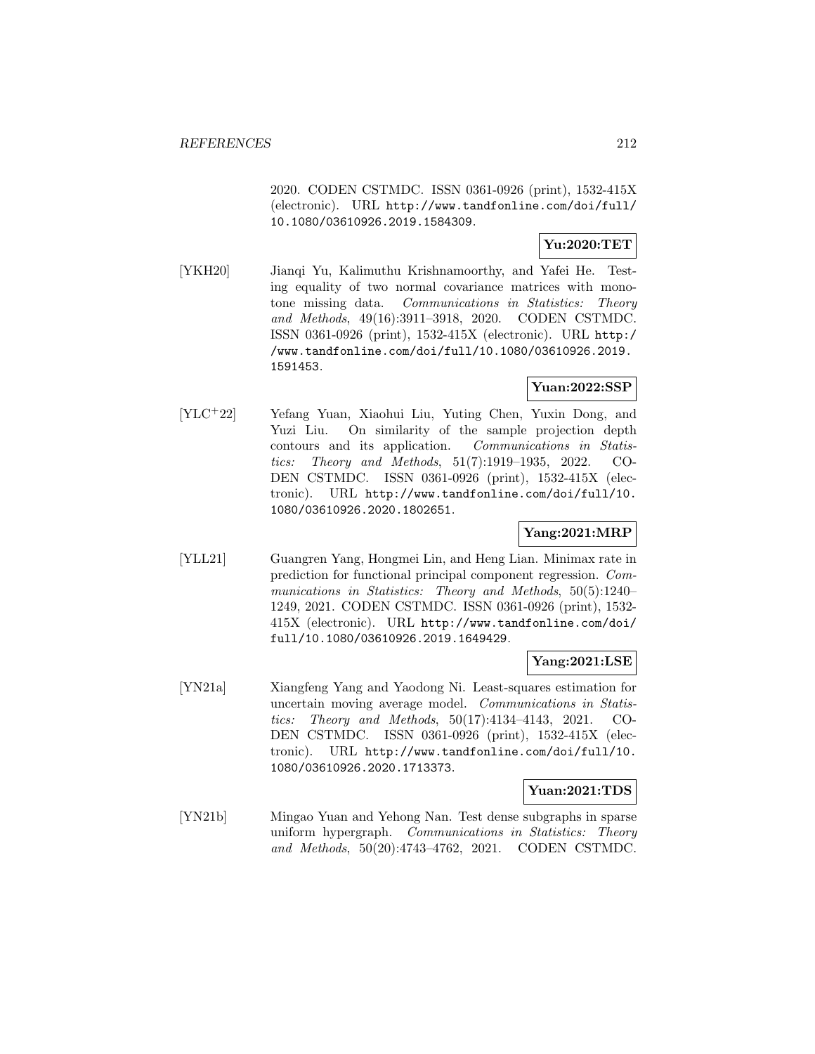2020. CODEN CSTMDC. ISSN 0361-0926 (print), 1532-415X (electronic). URL http://www.tandfonline.com/doi/full/10.1080/03610926.2019.1584309.

**Yu:2020:TET**

[YKH20] Jianqi Yu, Kalimuthu Krishnamoorthy, and Yafei He. Testing equality of two normal covariance matrices with monotone missing data. *Communications in Statistics: Theory and Methods*, 49(16):3911–3918, 2020. CODEN CSTMDC. ISSN 0361-0926 (print), 1532-415X (electronic). URL http://www.tandfonline.com/doi/full/10.1080/03610926.2019.1591453.

**Yuan:2022:SSP**

[YLC+22] Yefang Yuan, Xiaohui Liu, Yuting Chen, Yuxin Dong, and Yuzi Liu. On similarity of the sample projection depth contours and its application. *Communications in Statistics: Theory and Methods*, 51(7):1919–1935, 2022. CODEN CSTMDC. ISSN 0361-0926 (print), 1532-415X (electronic). URL http://www.tandfonline.com/doi/full/10.1080/03610926.2020.1802651.

**Yang:2021:MRP**

[YLL21] Guangren Yang, Hongmei Lin, and Heng Lian. Minimax rate in prediction for functional principal component regression. *Communications in Statistics: Theory and Methods*, 50(5):1240–1249, 2021. CODEN CSTMDC. ISSN 0361-0926 (print), 1532-415X (electronic). URL http://www.tandfonline.com/doi/full/10.1080/03610926.2019.1649429.

**Yang:2021:LSE**

[YN21a] Xiangfeng Yang and Yaodong Ni. Least-squares estimation for uncertain moving average model. *Communications in Statistics: Theory and Methods*, 50(17):4134–4143, 2021. CODEN CSTMDC. ISSN 0361-0926 (print), 1532-415X (electronic). URL http://www.tandfonline.com/doi/full/10.1080/03610926.2020.1713373.

**Yuan:2021:TDS**

[YN21b] Mingao Yuan and Yehong Nan. Test dense subgraphs in sparse uniform hypergraph. *Communications in Statistics: Theory and Methods*, 50(20):4743–4762, 2021. CODEN CSTMDC.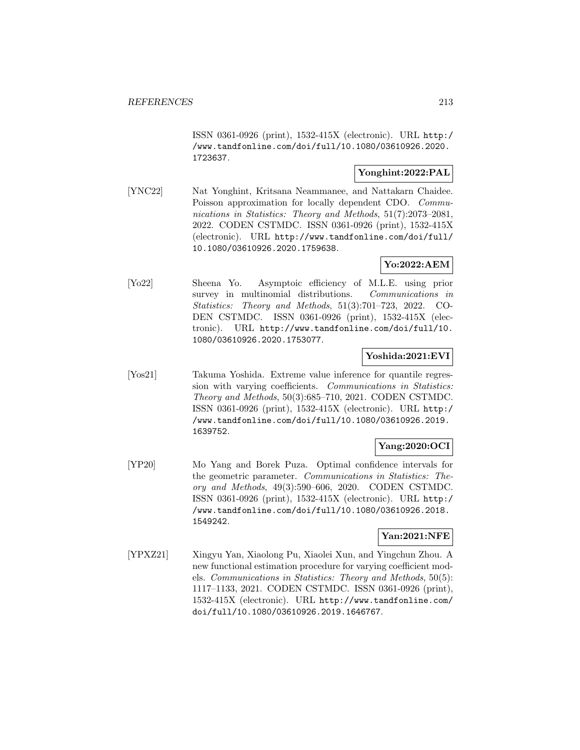ISSN 0361-0926 (print), 1532-415X (electronic). URL http://www.tandfonline.com/doi/full/10.1080/03610926.2020.1723637.

**Yonghint:2022:PAL**

[YNC22] Nat Yonghint, Kritsana Neammanee, and Nattakarn Chaidee. Poisson approximation for locally dependent CDO. *Communications in Statistics: Theory and Methods*, 51(7):2073–2081, 2022. CODEN CSTMDC. ISSN 0361-0926 (print), 1532-415X (electronic). URL http://www.tandfonline.com/doi/full/10.1080/03610926.2020.1759638.

**Yo:2022:AEM**

[Yo22] Sheena Yo. Asymptoic efficiency of M.L.E. using prior survey in multinomial distributions. *Communications in Statistics: Theory and Methods*, 51(3):701–723, 2022. CODEN CSTMDC. ISSN 0361-0926 (print), 1532-415X (electronic). URL http://www.tandfonline.com/doi/full/10.1080/03610926.2020.1753077.

**Yoshida:2021:EVI**

[Yos21] Takuma Yoshida. Extreme value inference for quantile regression with varying coefficients. *Communications in Statistics: Theory and Methods*, 50(3):685–710, 2021. CODEN CSTMDC. ISSN 0361-0926 (print), 1532-415X (electronic). URL http://www.tandfonline.com/doi/full/10.1080/03610926.2019.1639752.

**Yang:2020:OCI**

[YP20] Mo Yang and Borek Puza. Optimal confidence intervals for the geometric parameter. *Communications in Statistics: Theory and Methods*, 49(3):590–606, 2020. CODEN CSTMDC. ISSN 0361-0926 (print), 1532-415X (electronic). URL http://www.tandfonline.com/doi/full/10.1080/03610926.2018.1549242.

**Yan:2021:NFE**

[YPXZ21] Xingyu Yan, Xiaolong Pu, Xiaolei Xun, and Yingchun Zhou. A new functional estimation procedure for varying coefficient models. *Communications in Statistics: Theory and Methods*, 50(5):1117–1133, 2021. CODEN CSTMDC. ISSN 0361-0926 (print), 1532-415X (electronic). URL http://www.tandfonline.com/doi/full/10.1080/03610926.2019.1646767.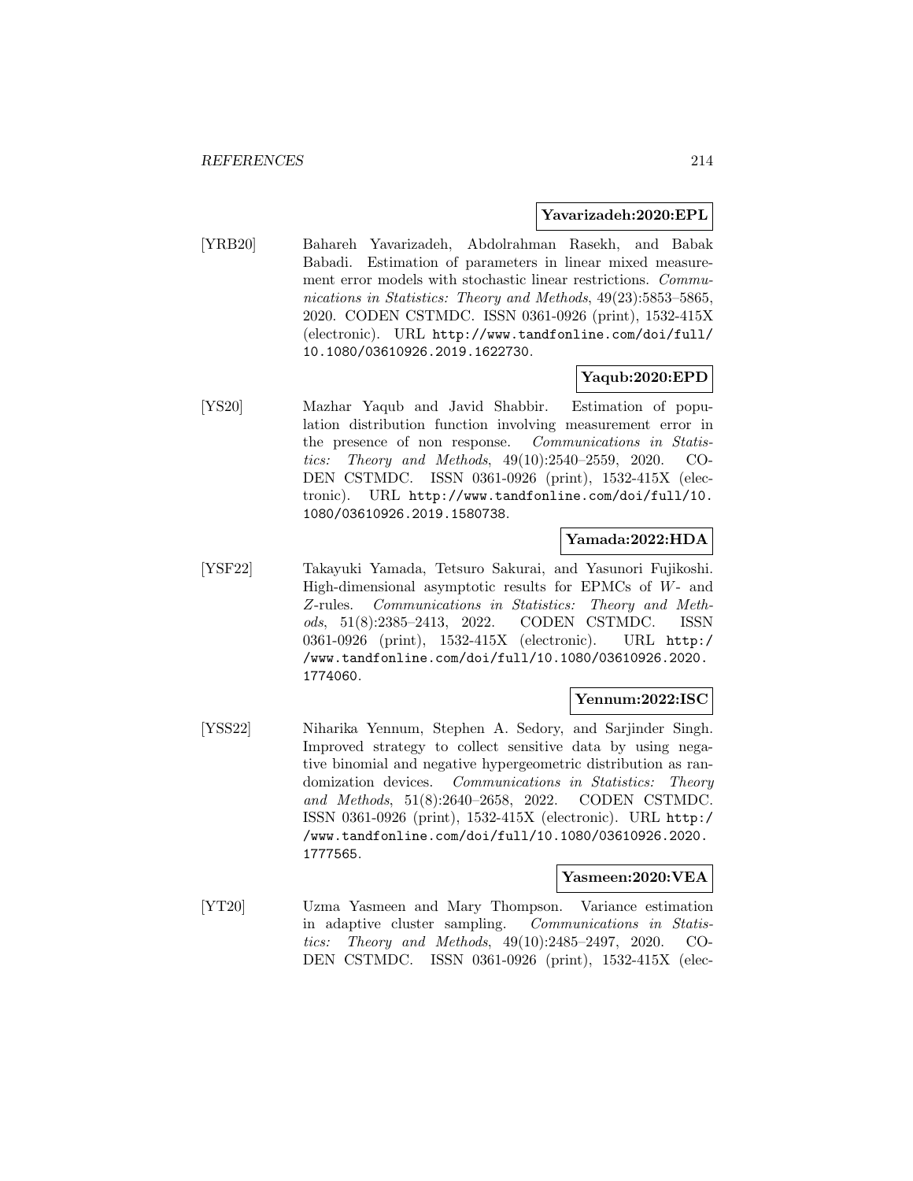**Yavarizadeh:2020:EPL**

[YRB20] Bahareh Yavarizadeh, Abdolrahman Rasekh, and Babak Babadi. Estimation of parameters in linear mixed measurement error models with stochastic linear restrictions. *Communications in Statistics: Theory and Methods*, 49(23):5853–5865, 2020. CODEN CSTMDC. ISSN 0361-0926 (print), 1532-415X (electronic). URL http://www.tandfonline.com/doi/full/10.1080/03610926.2019.1622730.

**Yaqub:2020:EPD**

[YS20] Mazhar Yaqub and Javid Shabbir. Estimation of population distribution function involving measurement error in the presence of non response. *Communications in Statistics: Theory and Methods*, 49(10):2540–2559, 2020. CODEN CSTMDC. ISSN 0361-0926 (print), 1532-415X (electronic). URL http://www.tandfonline.com/doi/full/10.1080/03610926.2019.1580738.

**Yamada:2022:HDA**

[YSF22] Takayuki Yamada, Tetsuro Sakurai, and Yasunori Fujikoshi. High-dimensional asymptotic results for EPMCs of $W$- and $Z$-rules. *Communications in Statistics: Theory and Methods*, 51(8):2385–2413, 2022. CODEN CSTMDC. ISSN 0361-0926 (print), 1532-415X (electronic). URL http://www.tandfonline.com/doi/full/10.1080/03610926.2020.1774060.

**Yennum:2022:ISC**

[YSS22] Niharika Yennum, Stephen A. Sedory, and Sarjinder Singh. Improved strategy to collect sensitive data by using negative binomial and negative hypergeometric distribution as randomization devices. *Communications in Statistics: Theory and Methods*, 51(8):2640–2658, 2022. CODEN CSTMDC. ISSN 0361-0926 (print), 1532-415X (electronic). URL http://www.tandfonline.com/doi/full/10.1080/03610926.2020.1777565.

**Yasmeen:2020:VEA**

[YT20] Uzma Yasmeen and Mary Thompson. Variance estimation in adaptive cluster sampling. *Communications in Statistics: Theory and Methods*, 49(10):2485–2497, 2020. CODEN CSTMDC. ISSN 0361-0926 (print), 1532-415X (elec-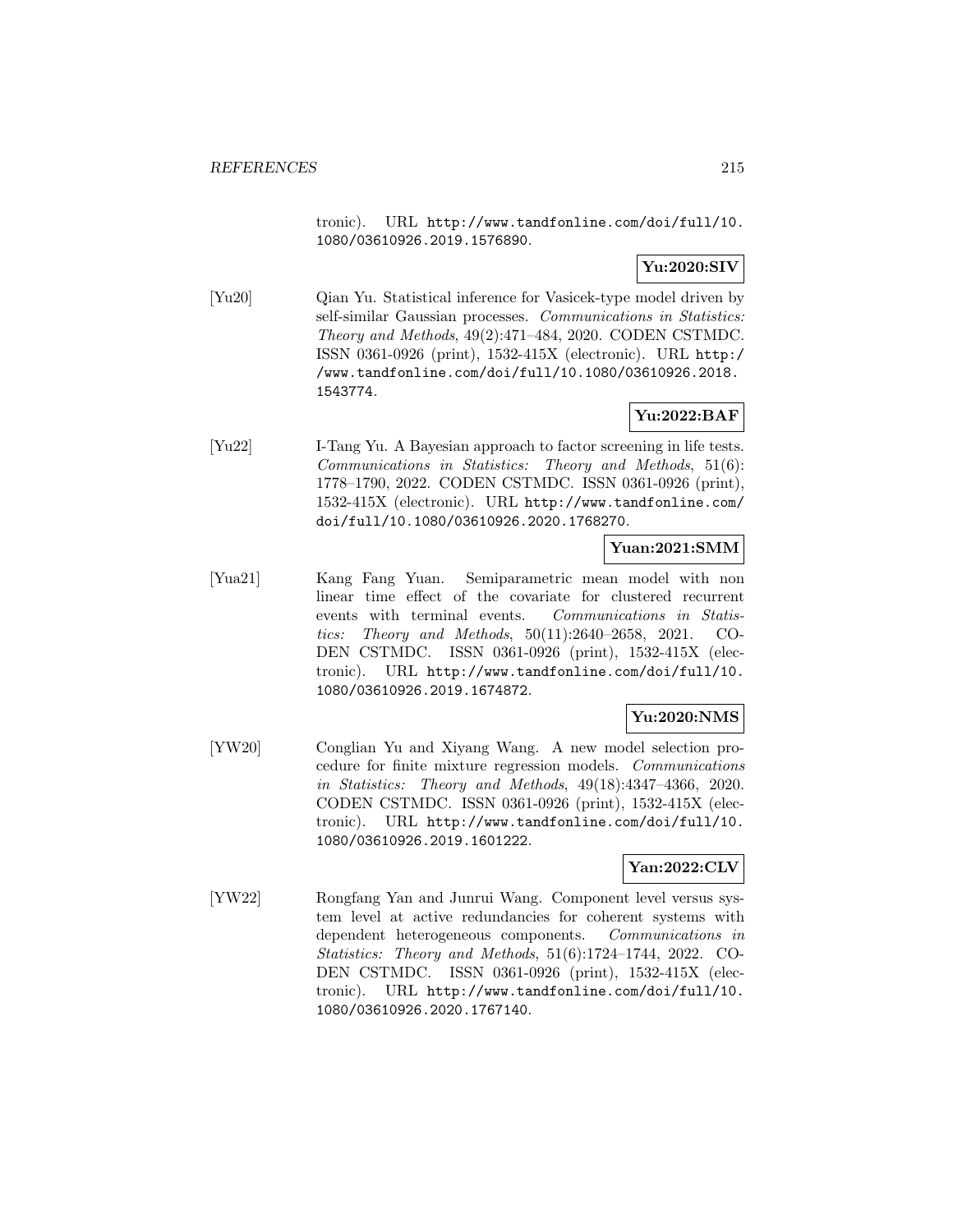tronic). URL http://www.tandfonline.com/doi/full/10.1080/03610926.2019.1576890.

**Yu:2020:SIV**

[Yu20] Qian Yu. Statistical inference for Vasicek-type model driven by self-similar Gaussian processes. *Communications in Statistics: Theory and Methods*, 49(2):471–484, 2020. CODEN CSTMDC. ISSN 0361-0926 (print), 1532-415X (electronic). URL http://www.tandfonline.com/doi/full/10.1080/03610926.2018.1543774.

**Yu:2022:BAF**

[Yu22] I-Tang Yu. A Bayesian approach to factor screening in life tests. *Communications in Statistics: Theory and Methods*, 51(6):1778–1790, 2022. CODEN CSTMDC. ISSN 0361-0926 (print), 1532-415X (electronic). URL http://www.tandfonline.com/doi/full/10.1080/03610926.2020.1768270.

**Yuan:2021:SMM**

[Yua21] Kang Fang Yuan. Semiparametric mean model with non linear time effect of the covariate for clustered recurrent events with terminal events. *Communications in Statistics: Theory and Methods*, 50(11):2640–2658, 2021. CODEN CSTMDC. ISSN 0361-0926 (print), 1532-415X (electronic). URL http://www.tandfonline.com/doi/full/10.1080/03610926.2019.1674872.

**Yu:2020:NMS**

[YW20] Conglian Yu and Xiyang Wang. A new model selection procedure for finite mixture regression models. *Communications in Statistics: Theory and Methods*, 49(18):4347–4366, 2020. CODEN CSTMDC. ISSN 0361-0926 (print), 1532-415X (electronic). URL http://www.tandfonline.com/doi/full/10.1080/03610926.2019.1601222.

**Yan:2022:CLV**

[YW22] Rongfang Yan and Junrui Wang. Component level versus system level at active redundancies for coherent systems with dependent heterogeneous components. *Communications in Statistics: Theory and Methods*, 51(6):1724–1744, 2022. CODEN CSTMDC. ISSN 0361-0926 (print), 1532-415X (electronic). URL http://www.tandfonline.com/doi/full/10.1080/03610926.2020.1767140.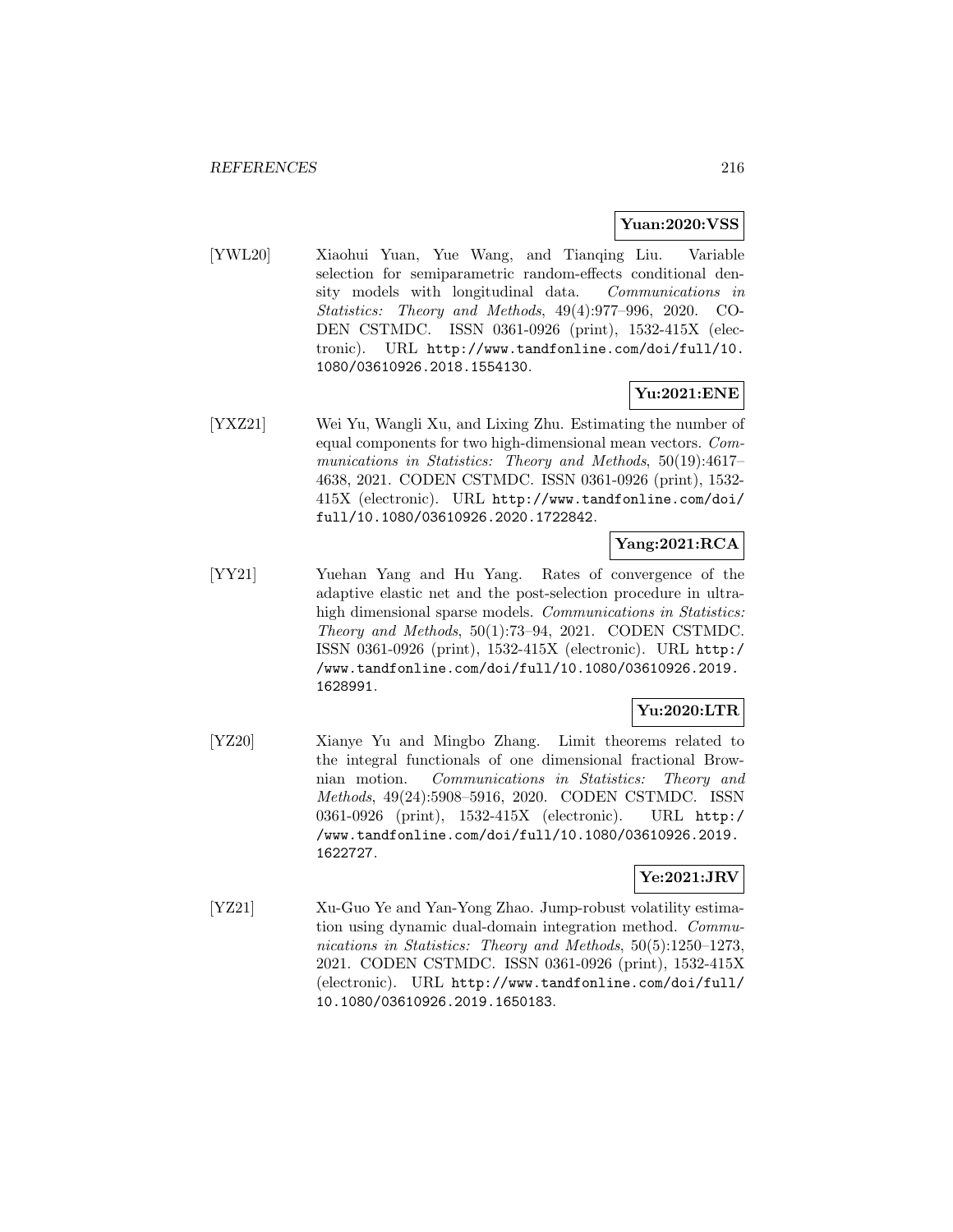**Yuan:2020:VSS**

[YWL20] Xiaohui Yuan, Yue Wang, and Tianqing Liu. Variable selection for semiparametric random-effects conditional density models with longitudinal data. *Communications in Statistics: Theory and Methods*, 49(4):977–996, 2020. CODEN CSTMDC. ISSN 0361-0926 (print), 1532-415X (electronic). URL http://www.tandfonline.com/doi/full/10.1080/03610926.2018.1554130.

**Yu:2021:ENE**

[YXZ21] Wei Yu, Wangli Xu, and Lixing Zhu. Estimating the number of equal components for two high-dimensional mean vectors. *Communications in Statistics: Theory and Methods*, 50(19):4617–4638, 2021. CODEN CSTMDC. ISSN 0361-0926 (print), 1532-415X (electronic). URL http://www.tandfonline.com/doi/full/10.1080/03610926.2020.1722842.

**Yang:2021:RCA**

[YY21] Yuehan Yang and Hu Yang. Rates of convergence of the adaptive elastic net and the post-selection procedure in ultra-high dimensional sparse models. *Communications in Statistics: Theory and Methods*, 50(1):73–94, 2021. CODEN CSTMDC. ISSN 0361-0926 (print), 1532-415X (electronic). URL http://www.tandfonline.com/doi/full/10.1080/03610926.2019.1628991.

**Yu:2020:LTR**

[YZ20] Xianye Yu and Mingbo Zhang. Limit theorems related to the integral functionals of one dimensional fractional Brownian motion. *Communications in Statistics: Theory and Methods*, 49(24):5908–5916, 2020. CODEN CSTMDC. ISSN 0361-0926 (print), 1532-415X (electronic). URL http://www.tandfonline.com/doi/full/10.1080/03610926.2019.1622727.

**Ye:2021:JRV**

[YZ21] Xu-Guo Ye and Yan-Yong Zhao. Jump-robust volatility estimation using dynamic dual-domain integration method. *Communications in Statistics: Theory and Methods*, 50(5):1250–1273, 2021. CODEN CSTMDC. ISSN 0361-0926 (print), 1532-415X (electronic). URL http://www.tandfonline.com/doi/full/10.1080/03610926.2019.1650183.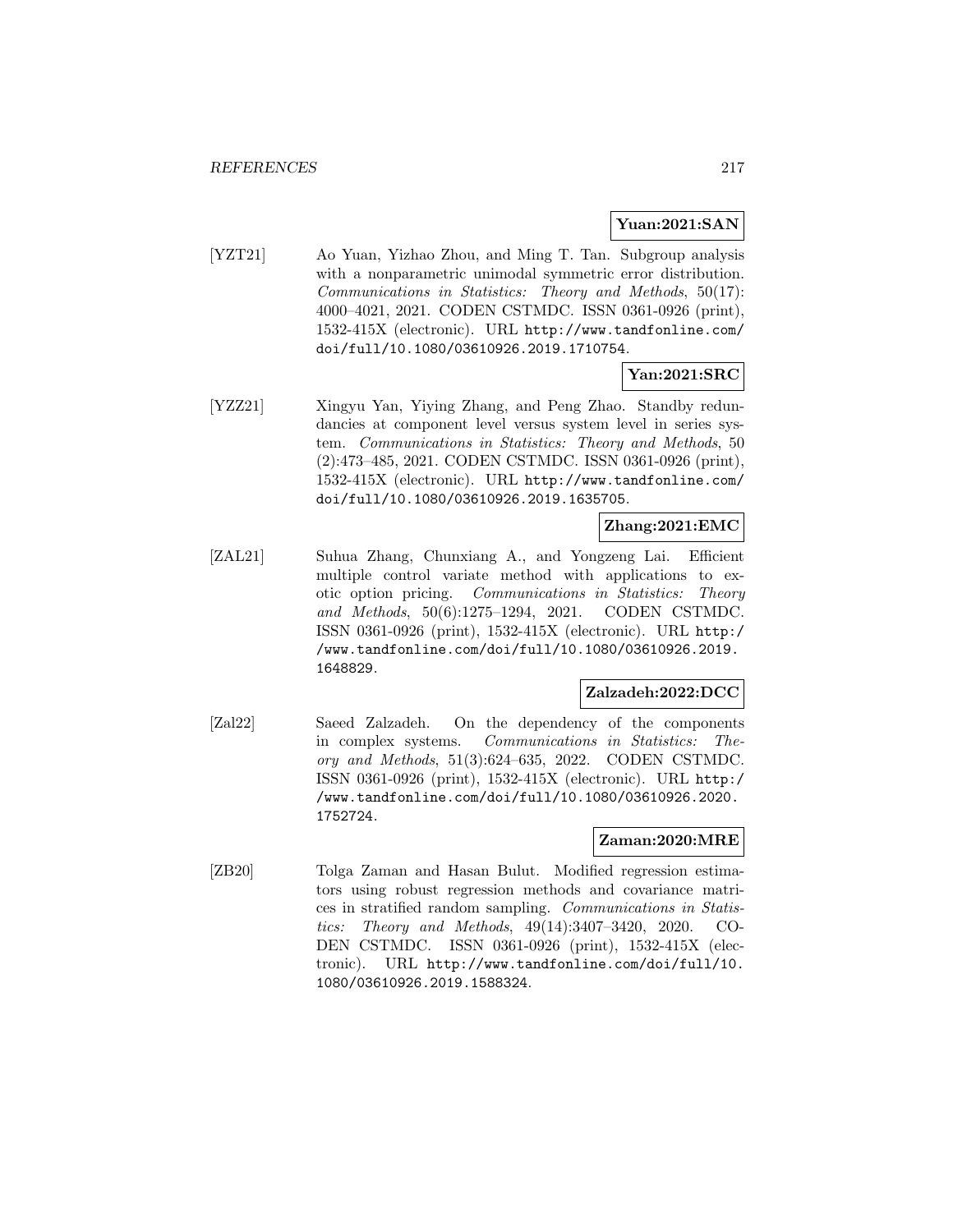**Yuan:2021:SAN**

[YZT21] Ao Yuan, Yizhao Zhou, and Ming T. Tan. Subgroup analysis with a nonparametric unimodal symmetric error distribution. *Communications in Statistics: Theory and Methods*, 50(17): 4000–4021, 2021. CODEN CSTMDC. ISSN 0361-0926 (print), 1532-415X (electronic). URL http://www.tandfonline.com/doi/full/10.1080/03610926.2019.1710754.

**Yan:2021:SRC**

[YZZ21] Xingyu Yan, Yiying Zhang, and Peng Zhao. Standby redundancies at component level versus system level in series system. *Communications in Statistics: Theory and Methods*, 50 (2):473–485, 2021. CODEN CSTMDC. ISSN 0361-0926 (print), 1532-415X (electronic). URL http://www.tandfonline.com/doi/full/10.1080/03610926.2019.1635705.

**Zhang:2021:EMC**

[ZAL21] Suhua Zhang, Chunxiang A., and Yongzeng Lai. Efficient multiple control variate method with applications to exotic option pricing. *Communications in Statistics: Theory and Methods*, 50(6):1275–1294, 2021. CODEN CSTMDC. ISSN 0361-0926 (print), 1532-415X (electronic). URL http://www.tandfonline.com/doi/full/10.1080/03610926.2019.1648829.

**Zalzadeh:2022:DCC**

[Zal22] Saeed Zalzadeh. On the dependency of the components in complex systems. *Communications in Statistics: Theory and Methods*, 51(3):624–635, 2022. CODEN CSTMDC. ISSN 0361-0926 (print), 1532-415X (electronic). URL http://www.tandfonline.com/doi/full/10.1080/03610926.2020.1752724.

**Zaman:2020:MRE**

[ZB20] Tolga Zaman and Hasan Bulut. Modified regression estimators using robust regression methods and covariance matrices in stratified random sampling. *Communications in Statistics: Theory and Methods*, 49(14):3407–3420, 2020. CODEN CSTMDC. ISSN 0361-0926 (print), 1532-415X (electronic). URL http://www.tandfonline.com/doi/full/10.1080/03610926.2019.1588324.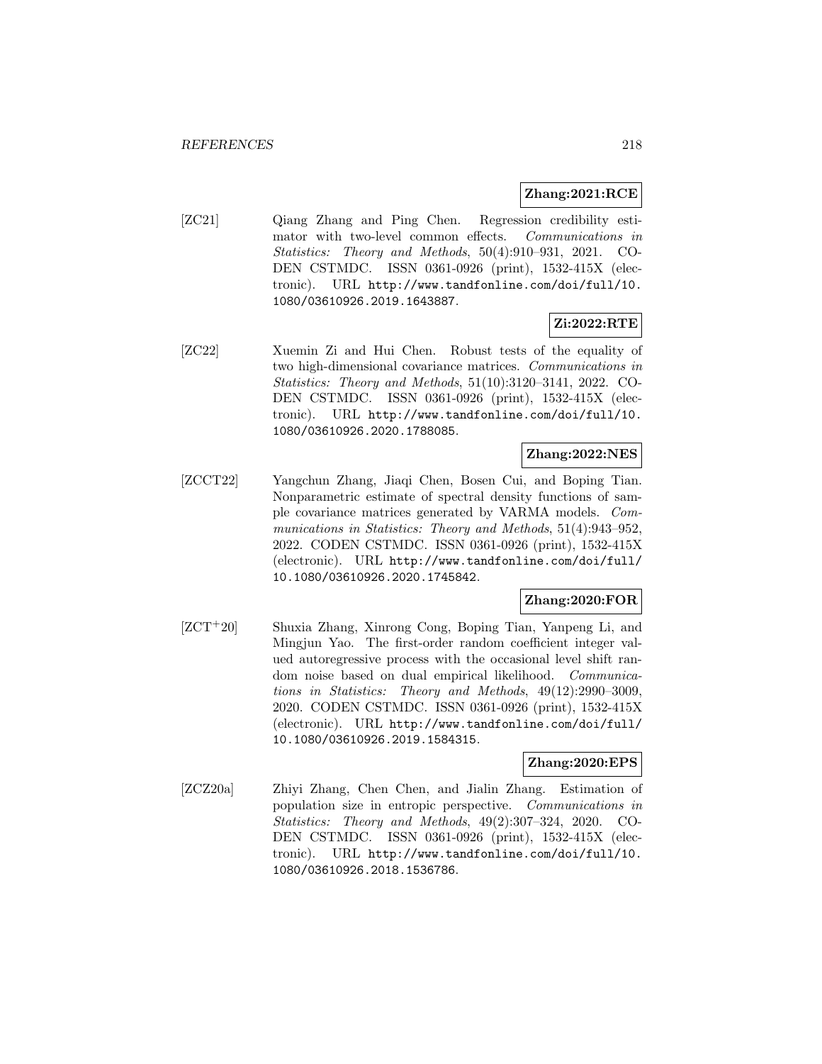**Zhang:2021:RCE**

[ZC21] Qiang Zhang and Ping Chen. Regression credibility estimator with two-level common effects. *Communications in Statistics: Theory and Methods*, 50(4):910–931, 2021. CODEN CSTMDC. ISSN 0361-0926 (print), 1532-415X (electronic). URL http://www.tandfonline.com/doi/full/10.1080/03610926.2019.1643887.

**Zi:2022:RTE**

[ZC22] Xuemin Zi and Hui Chen. Robust tests of the equality of two high-dimensional covariance matrices. *Communications in Statistics: Theory and Methods*, 51(10):3120–3141, 2022. CODEN CSTMDC. ISSN 0361-0926 (print), 1532-415X (electronic). URL http://www.tandfonline.com/doi/full/10.1080/03610926.2020.1788085.

**Zhang:2022:NES**

[ZCCT22] Yangchun Zhang, Jiaqi Chen, Bosen Cui, and Boping Tian. Nonparametric estimate of spectral density functions of sample covariance matrices generated by VARMA models. *Communications in Statistics: Theory and Methods*, 51(4):943–952, 2022. CODEN CSTMDC. ISSN 0361-0926 (print), 1532-415X (electronic). URL http://www.tandfonline.com/doi/full/10.1080/03610926.2020.1745842.

**Zhang:2020:FOR**

[ZCT+20] Shuxia Zhang, Xinrong Cong, Boping Tian, Yanpeng Li, and Mingjun Yao. The first-order random coefficient integer valued autoregressive process with the occasional level shift random noise based on dual empirical likelihood. *Communications in Statistics: Theory and Methods*, 49(12):2990–3009, 2020. CODEN CSTMDC. ISSN 0361-0926 (print), 1532-415X (electronic). URL http://www.tandfonline.com/doi/full/10.1080/03610926.2019.1584315.

**Zhang:2020:EPS**

[ZCZ20a] Zhiyi Zhang, Chen Chen, and Jialin Zhang. Estimation of population size in entropic perspective. *Communications in Statistics: Theory and Methods*, 49(2):307–324, 2020. CODEN CSTMDC. ISSN 0361-0926 (print), 1532-415X (electronic). URL http://www.tandfonline.com/doi/full/10.1080/03610926.2018.1536786.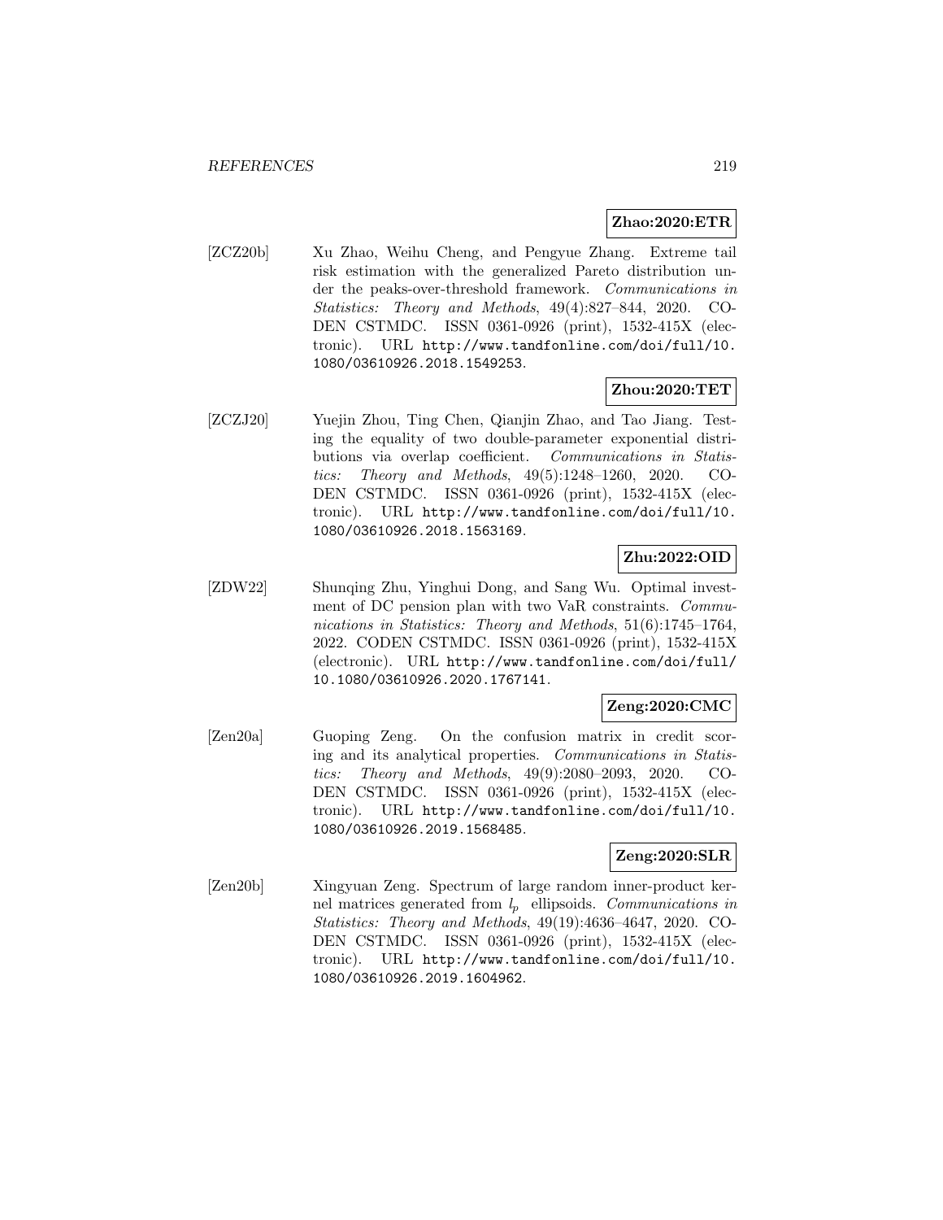**Zhao:2020:ETR**

[ZCZ20b] Xu Zhao, Weihu Cheng, and Pengyue Zhang. Extreme tail risk estimation with the generalized Pareto distribution under the peaks-over-threshold framework. *Communications in Statistics: Theory and Methods*, 49(4):827–844, 2020. CODEN CSTMDC. ISSN 0361-0926 (print), 1532-415X (electronic). URL http://www.tandfonline.com/doi/full/10.1080/03610926.2018.1549253.

**Zhou:2020:TET**

[ZCZJ20] Yuejin Zhou, Ting Chen, Qianjin Zhao, and Tao Jiang. Testing the equality of two double-parameter exponential distributions via overlap coefficient. *Communications in Statistics: Theory and Methods*, 49(5):1248–1260, 2020. CODEN CSTMDC. ISSN 0361-0926 (print), 1532-415X (electronic). URL http://www.tandfonline.com/doi/full/10.1080/03610926.2018.1563169.

**Zhu:2022:OID**

[ZDW22] Shunqing Zhu, Yinghui Dong, and Sang Wu. Optimal investment of DC pension plan with two VaR constraints. *Communications in Statistics: Theory and Methods*, 51(6):1745–1764, 2022. CODEN CSTMDC. ISSN 0361-0926 (print), 1532-415X (electronic). URL http://www.tandfonline.com/doi/full/10.1080/03610926.2020.1767141.

**Zeng:2020:CMC**

[Zen20a] Guoping Zeng. On the confusion matrix in credit scoring and its analytical properties. *Communications in Statistics: Theory and Methods*, 49(9):2080–2093, 2020. CODEN CSTMDC. ISSN 0361-0926 (print), 1532-415X (electronic). URL http://www.tandfonline.com/doi/full/10.1080/03610926.2019.1568485.

**Zeng:2020:SLR**

[Zen20b] Xingyuan Zeng. Spectrum of large random inner-product kernel matrices generated from $l_p$ ellipsoids. *Communications in Statistics: Theory and Methods*, 49(19):4636–4647, 2020. CODEN CSTMDC. ISSN 0361-0926 (print), 1532-415X (electronic). URL http://www.tandfonline.com/doi/full/10.1080/03610926.2019.1604962.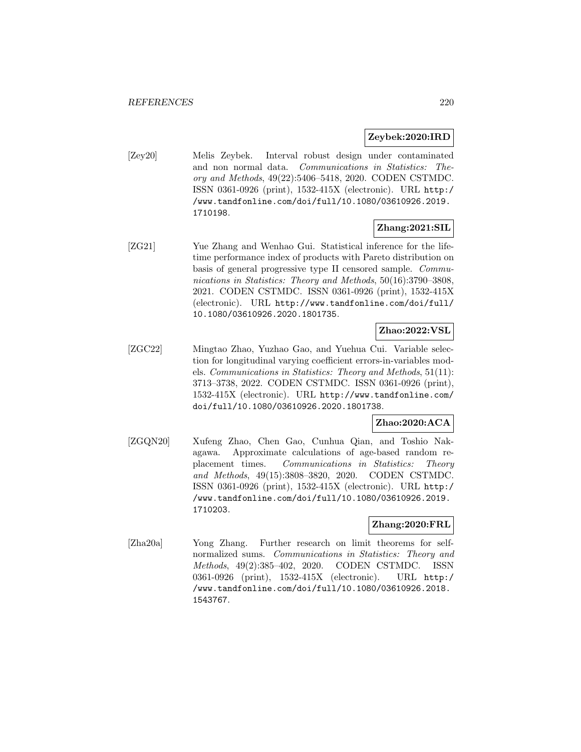**Zeybek:2020:IRD**

[Zey20] Melis Zeybek. Interval robust design under contaminated and non normal data. *Communications in Statistics: Theory and Methods*, 49(22):5406–5418, 2020. CODEN CSTMDC. ISSN 0361-0926 (print), 1532-415X (electronic). URL http://www.tandfonline.com/doi/full/10.1080/03610926.2019.1710198.

**Zhang:2021:SIL**

[ZG21] Yue Zhang and Wenhao Gui. Statistical inference for the lifetime performance index of products with Pareto distribution on basis of general progressive type II censored sample. *Communications in Statistics: Theory and Methods*, 50(16):3790–3808, 2021. CODEN CSTMDC. ISSN 0361-0926 (print), 1532-415X (electronic). URL http://www.tandfonline.com/doi/full/10.1080/03610926.2020.1801735.

**Zhao:2022:VSL**

[ZGC22] Mingtao Zhao, Yuzhao Gao, and Yuehua Cui. Variable selection for longitudinal varying coefficient errors-in-variables models. *Communications in Statistics: Theory and Methods*, 51(11):3713–3738, 2022. CODEN CSTMDC. ISSN 0361-0926 (print), 1532-415X (electronic). URL http://www.tandfonline.com/doi/full/10.1080/03610926.2020.1801738.

**Zhao:2020:ACA**

[ZGQN20] Xufeng Zhao, Chen Gao, Cunhua Qian, and Toshio Nakagawa. Approximate calculations of age-based random replacement times. *Communications in Statistics: Theory and Methods*, 49(15):3808–3820, 2020. CODEN CSTMDC. ISSN 0361-0926 (print), 1532-415X (electronic). URL http://www.tandfonline.com/doi/full/10.1080/03610926.2019.1710203.

**Zhang:2020:FRL**

[Zha20a] Yong Zhang. Further research on limit theorems for self-normalized sums. *Communications in Statistics: Theory and Methods*, 49(2):385–402, 2020. CODEN CSTMDC. ISSN 0361-0926 (print), 1532-415X (electronic). URL http://www.tandfonline.com/doi/full/10.1080/03610926.2018.1543767.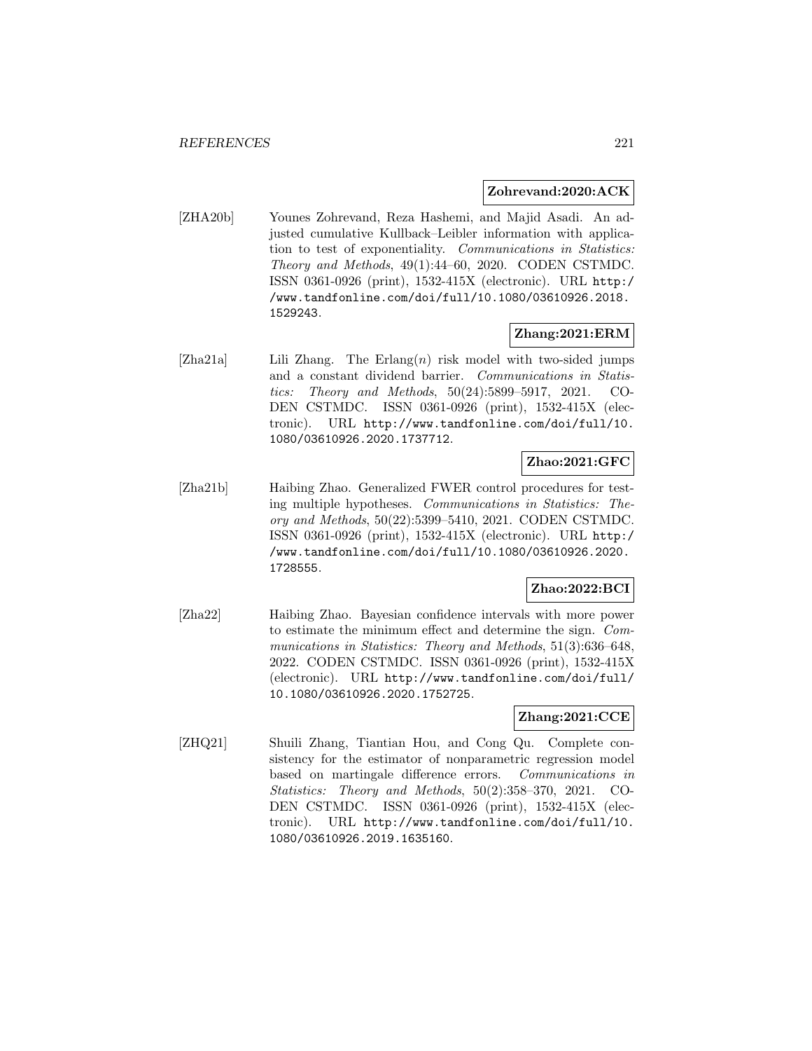**Zohrevand:2020:ACK**

[ZHA20b] Younes Zohrevand, Reza Hashemi, and Majid Asadi. An adjusted cumulative Kullback–Leibler information with application to test of exponentiality. *Communications in Statistics: Theory and Methods*, 49(1):44–60, 2020. CODEN CSTMDC. ISSN 0361-0926 (print), 1532-415X (electronic). URL http://www.tandfonline.com/doi/full/10.1080/03610926.2018.1529243.

**Zhang:2021:ERM**

[Zha21a] Lili Zhang. The Erlang($n$) risk model with two-sided jumps and a constant dividend barrier. *Communications in Statistics: Theory and Methods*, 50(24):5899–5917, 2021. CODEN CSTMDC. ISSN 0361-0926 (print), 1532-415X (electronic). URL http://www.tandfonline.com/doi/full/10.1080/03610926.2020.1737712.

**Zhao:2021:GFC**

[Zha21b] Haibing Zhao. Generalized FWER control procedures for testing multiple hypotheses. *Communications in Statistics: Theory and Methods*, 50(22):5399–5410, 2021. CODEN CSTMDC. ISSN 0361-0926 (print), 1532-415X (electronic). URL http://www.tandfonline.com/doi/full/10.1080/03610926.2020.1728555.

**Zhao:2022:BCI**

[Zha22] Haibing Zhao. Bayesian confidence intervals with more power to estimate the minimum effect and determine the sign. *Communications in Statistics: Theory and Methods*, 51(3):636–648, 2022. CODEN CSTMDC. ISSN 0361-0926 (print), 1532-415X (electronic). URL http://www.tandfonline.com/doi/full/10.1080/03610926.2020.1752725.

**Zhang:2021:CCE**

[ZHQ21] Shuili Zhang, Tiantian Hou, and Cong Qu. Complete consistency for the estimator of nonparametric regression model based on martingale difference errors. *Communications in Statistics: Theory and Methods*, 50(2):358–370, 2021. CODEN CSTMDC. ISSN 0361-0926 (print), 1532-415X (electronic). URL http://www.tandfonline.com/doi/full/10.1080/03610926.2019.1635160.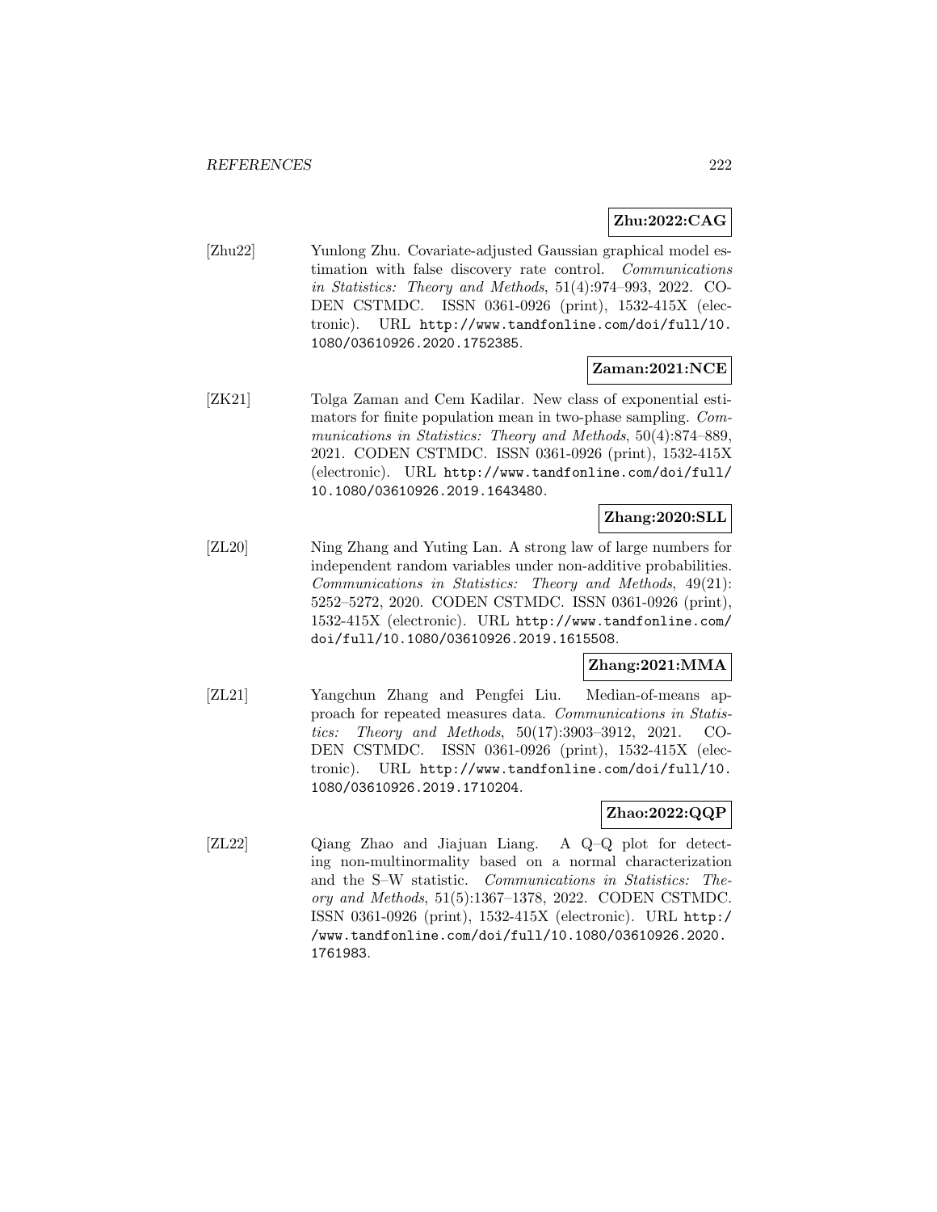**Zhu:2022:CAG**

[Zhu22] Yunlong Zhu. Covariate-adjusted Gaussian graphical model estimation with false discovery rate control. *Communications in Statistics: Theory and Methods*, 51(4):974–993, 2022. CODEN CSTMDC. ISSN 0361-0926 (print), 1532-415X (electronic). URL `http://www.tandfonline.com/doi/full/10.1080/03610926.2020.1752385`.

**Zaman:2021:NCE**

[ZK21] Tolga Zaman and Cem Kadilar. New class of exponential estimators for finite population mean in two-phase sampling. *Communications in Statistics: Theory and Methods*, 50(4):874–889, 2021. CODEN CSTMDC. ISSN 0361-0926 (print), 1532-415X (electronic). URL `http://www.tandfonline.com/doi/full/10.1080/03610926.2019.1643480`.

**Zhang:2020:SLL**

[ZL20] Ning Zhang and Yuting Lan. A strong law of large numbers for independent random variables under non-additive probabilities. *Communications in Statistics: Theory and Methods*, 49(21):5252–5272, 2020. CODEN CSTMDC. ISSN 0361-0926 (print), 1532-415X (electronic). URL `http://www.tandfonline.com/doi/full/10.1080/03610926.2019.1615508`.

**Zhang:2021:MMA**

[ZL21] Yangchun Zhang and Pengfei Liu. Median-of-means approach for repeated measures data. *Communications in Statistics: Theory and Methods*, 50(17):3903–3912, 2021. CODEN CSTMDC. ISSN 0361-0926 (print), 1532-415X (electronic). URL `http://www.tandfonline.com/doi/full/10.1080/03610926.2019.1710204`.

**Zhao:2022:QQP**

[ZL22] Qiang Zhao and Jiajuan Liang. A Q–Q plot for detecting non-multinormality based on a normal characterization and the S–W statistic. *Communications in Statistics: Theory and Methods*, 51(5):1367–1378, 2022. CODEN CSTMDC. ISSN 0361-0926 (print), 1532-415X (electronic). URL `http://www.tandfonline.com/doi/full/10.1080/03610926.2020.1761983`.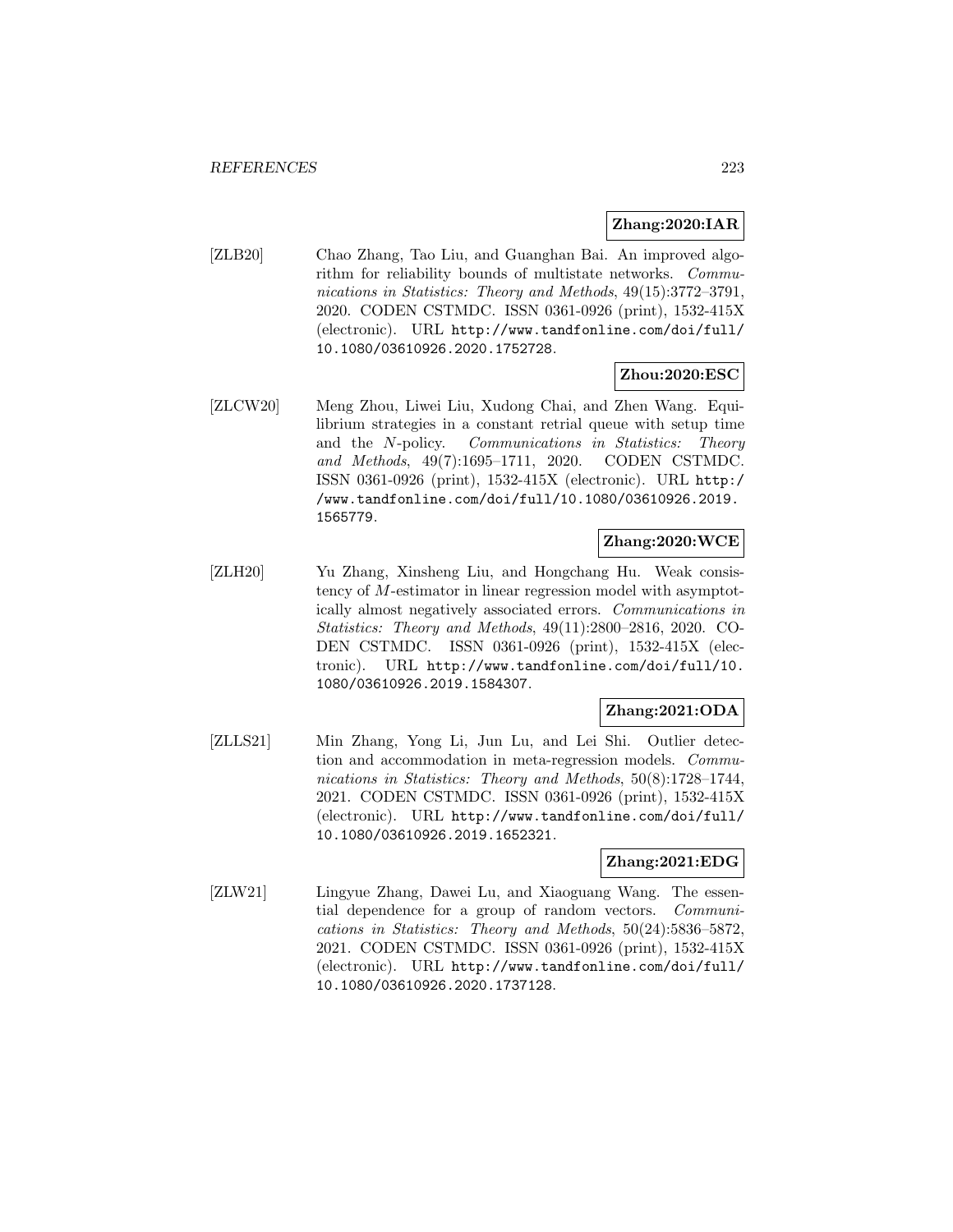**Zhang:2020:IAR**

[ZLB20] Chao Zhang, Tao Liu, and Guanghan Bai. An improved algorithm for reliability bounds of multistate networks. *Communications in Statistics: Theory and Methods*, 49(15):3772–3791, 2020. CODEN CSTMDC. ISSN 0361-0926 (print), 1532-415X (electronic). URL http://www.tandfonline.com/doi/full/10.1080/03610926.2020.1752728.

**Zhou:2020:ESC**

[ZLCW20] Meng Zhou, Liwei Liu, Xudong Chai, and Zhen Wang. Equilibrium strategies in a constant retrial queue with setup time and the $N$-policy. *Communications in Statistics: Theory and Methods*, 49(7):1695–1711, 2020. CODEN CSTMDC. ISSN 0361-0926 (print), 1532-415X (electronic). URL http://www.tandfonline.com/doi/full/10.1080/03610926.2019.1565779.

**Zhang:2020:WCE**

[ZLH20] Yu Zhang, Xinsheng Liu, and Hongchang Hu. Weak consistency of $M$-estimator in linear regression model with asymptotically almost negatively associated errors. *Communications in Statistics: Theory and Methods*, 49(11):2800–2816, 2020. CODEN CSTMDC. ISSN 0361-0926 (print), 1532-415X (electronic). URL http://www.tandfonline.com/doi/full/10.1080/03610926.2019.1584307.

**Zhang:2021:ODA**

[ZLLS21] Min Zhang, Yong Li, Jun Lu, and Lei Shi. Outlier detection and accommodation in meta-regression models. *Communications in Statistics: Theory and Methods*, 50(8):1728–1744, 2021. CODEN CSTMDC. ISSN 0361-0926 (print), 1532-415X (electronic). URL http://www.tandfonline.com/doi/full/10.1080/03610926.2019.1652321.

**Zhang:2021:EDG**

[ZLW21] Lingyue Zhang, Dawei Lu, and Xiaoguang Wang. The essential dependence for a group of random vectors. *Communications in Statistics: Theory and Methods*, 50(24):5836–5872, 2021. CODEN CSTMDC. ISSN 0361-0926 (print), 1532-415X (electronic). URL http://www.tandfonline.com/doi/full/10.1080/03610926.2020.1737128.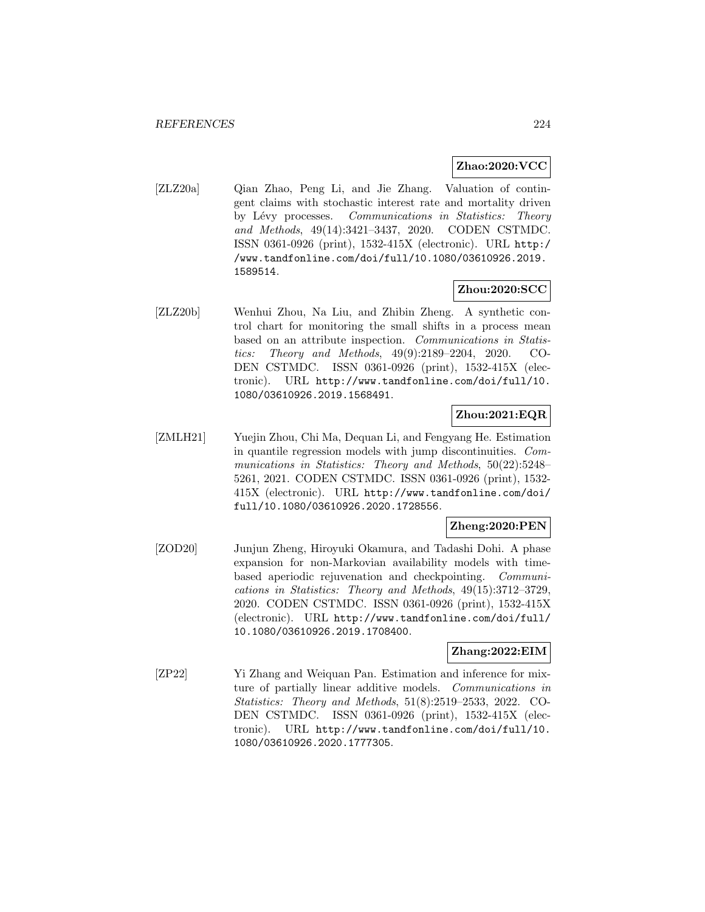**Zhao:2020:VCC**

[ZLZ20a] Qian Zhao, Peng Li, and Jie Zhang. Valuation of contingent claims with stochastic interest rate and mortality driven by Lévy processes. *Communications in Statistics: Theory and Methods*, 49(14):3421–3437, 2020. CODEN CSTMDC. ISSN 0361-0926 (print), 1532-415X (electronic). URL http://www.tandfonline.com/doi/full/10.1080/03610926.2019.1589514.

**Zhou:2020:SCC**

[ZLZ20b] Wenhui Zhou, Na Liu, and Zhibin Zheng. A synthetic control chart for monitoring the small shifts in a process mean based on an attribute inspection. *Communications in Statistics: Theory and Methods*, 49(9):2189–2204, 2020. CODEN CSTMDC. ISSN 0361-0926 (print), 1532-415X (electronic). URL http://www.tandfonline.com/doi/full/10.1080/03610926.2019.1568491.

**Zhou:2021:EQR**

[ZMLH21] Yuejin Zhou, Chi Ma, Dequan Li, and Fengyang He. Estimation in quantile regression models with jump discontinuities. *Communications in Statistics: Theory and Methods*, 50(22):5248–5261, 2021. CODEN CSTMDC. ISSN 0361-0926 (print), 1532-415X (electronic). URL http://www.tandfonline.com/doi/full/10.1080/03610926.2020.1728556.

**Zheng:2020:PEN**

[ZOD20] Junjun Zheng, Hiroyuki Okamura, and Tadashi Dohi. A phase expansion for non-Markovian availability models with time-based aperiodic rejuvenation and checkpointing. *Communications in Statistics: Theory and Methods*, 49(15):3712–3729, 2020. CODEN CSTMDC. ISSN 0361-0926 (print), 1532-415X (electronic). URL http://www.tandfonline.com/doi/full/10.1080/03610926.2019.1708400.

**Zhang:2022:EIM**

[ZP22] Yi Zhang and Weiquan Pan. Estimation and inference for mixture of partially linear additive models. *Communications in Statistics: Theory and Methods*, 51(8):2519–2533, 2022. CODEN CSTMDC. ISSN 0361-0926 (print), 1532-415X (electronic). URL http://www.tandfonline.com/doi/full/10.1080/03610926.2020.1777305.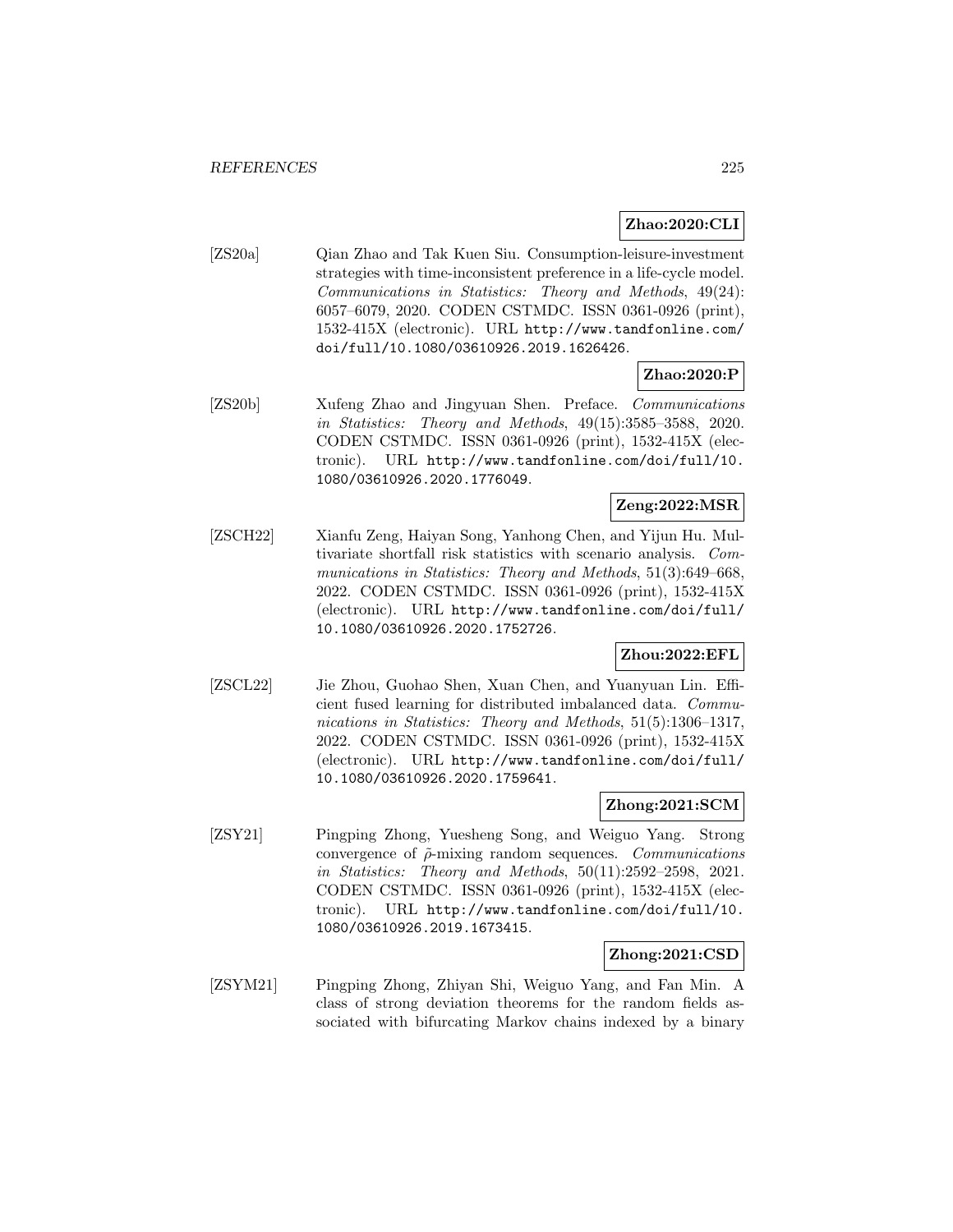**Zhao:2020:CLI**

[ZS20a] Qian Zhao and Tak Kuen Siu. Consumption-leisure-investment strategies with time-inconsistent preference in a life-cycle model. *Communications in Statistics: Theory and Methods*, 49(24): 6057–6079, 2020. CODEN CSTMDC. ISSN 0361-0926 (print), 1532-415X (electronic). URL http://www.tandfonline.com/doi/full/10.1080/03610926.2019.1626426.

**Zhao:2020:P**

[ZS20b] Xufeng Zhao and Jingyuan Shen. Preface. *Communications in Statistics: Theory and Methods*, 49(15):3585–3588, 2020. CODEN CSTMDC. ISSN 0361-0926 (print), 1532-415X (electronic). URL http://www.tandfonline.com/doi/full/10.1080/03610926.2020.1776049.

**Zeng:2022:MSR**

[ZSCH22] Xianfu Zeng, Haiyan Song, Yanhong Chen, and Yijun Hu. Multivariate shortfall risk statistics with scenario analysis. *Communications in Statistics: Theory and Methods*, 51(3):649–668, 2022. CODEN CSTMDC. ISSN 0361-0926 (print), 1532-415X (electronic). URL http://www.tandfonline.com/doi/full/10.1080/03610926.2020.1752726.

**Zhou:2022:EFL**

[ZSCL22] Jie Zhou, Guohao Shen, Xuan Chen, and Yuanyuan Lin. Efficient fused learning for distributed imbalanced data. *Communications in Statistics: Theory and Methods*, 51(5):1306–1317, 2022. CODEN CSTMDC. ISSN 0361-0926 (print), 1532-415X (electronic). URL http://www.tandfonline.com/doi/full/10.1080/03610926.2020.1759641.

**Zhong:2021:SCM**

[ZSY21] Pingping Zhong, Yuesheng Song, and Weiguo Yang. Strong convergence of $\tilde{\rho}$-mixing random sequences. *Communications in Statistics: Theory and Methods*, 50(11):2592–2598, 2021. CODEN CSTMDC. ISSN 0361-0926 (print), 1532-415X (electronic). URL http://www.tandfonline.com/doi/full/10.1080/03610926.2019.1673415.

**Zhong:2021:CSD**

[ZSYM21] Pingping Zhong, Zhiyan Shi, Weiguo Yang, and Fan Min. A class of strong deviation theorems for the random fields associated with bifurcating Markov chains indexed by a binary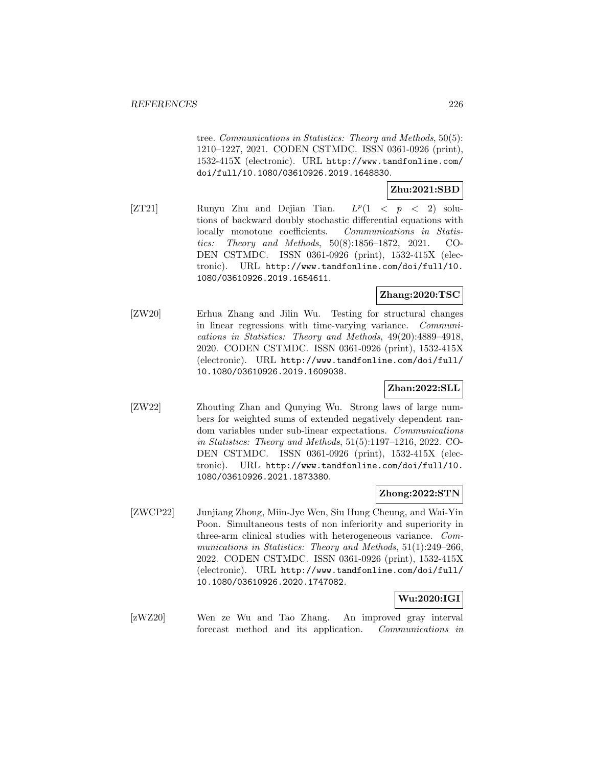tree. *Communications in Statistics: Theory and Methods*, 50(5): 1210–1227, 2021. CODEN CSTMDC. ISSN 0361-0926 (print), 1532-415X (electronic). URL http://www.tandfonline.com/doi/full/10.1080/03610926.2019.1648830.

**Zhu:2021:SBD**

[ZT21] Runyu Zhu and Dejian Tian. $L^p(1 < p < 2)$ solutions of backward doubly stochastic differential equations with locally monotone coefficients. *Communications in Statistics: Theory and Methods*, 50(8):1856–1872, 2021. CODEN CSTMDC. ISSN 0361-0926 (print), 1532-415X (electronic). URL http://www.tandfonline.com/doi/full/10.1080/03610926.2019.1654611.

**Zhang:2020:TSC**

[ZW20] Erhua Zhang and Jilin Wu. Testing for structural changes in linear regressions with time-varying variance. *Communications in Statistics: Theory and Methods*, 49(20):4889–4918, 2020. CODEN CSTMDC. ISSN 0361-0926 (print), 1532-415X (electronic). URL http://www.tandfonline.com/doi/full/10.1080/03610926.2019.1609038.

**Zhan:2022:SLL**

[ZW22] Zhouting Zhan and Qunying Wu. Strong laws of large numbers for weighted sums of extended negatively dependent random variables under sub-linear expectations. *Communications in Statistics: Theory and Methods*, 51(5):1197–1216, 2022. CODEN CSTMDC. ISSN 0361-0926 (print), 1532-415X (electronic). URL http://www.tandfonline.com/doi/full/10.1080/03610926.2021.1873380.

**Zhong:2022:STN**

[ZWCP22] Junjiang Zhong, Miin-Jye Wen, Siu Hung Cheung, and Wai-Yin Poon. Simultaneous tests of non inferiority and superiority in three-arm clinical studies with heterogeneous variance. *Communications in Statistics: Theory and Methods*, 51(1):249–266, 2022. CODEN CSTMDC. ISSN 0361-0926 (print), 1532-415X (electronic). URL http://www.tandfonline.com/doi/full/10.1080/03610926.2020.1747082.

**Wu:2020:IGI**

[zWZ20] Wen ze Wu and Tao Zhang. An improved gray interval forecast method and its application. *Communications in*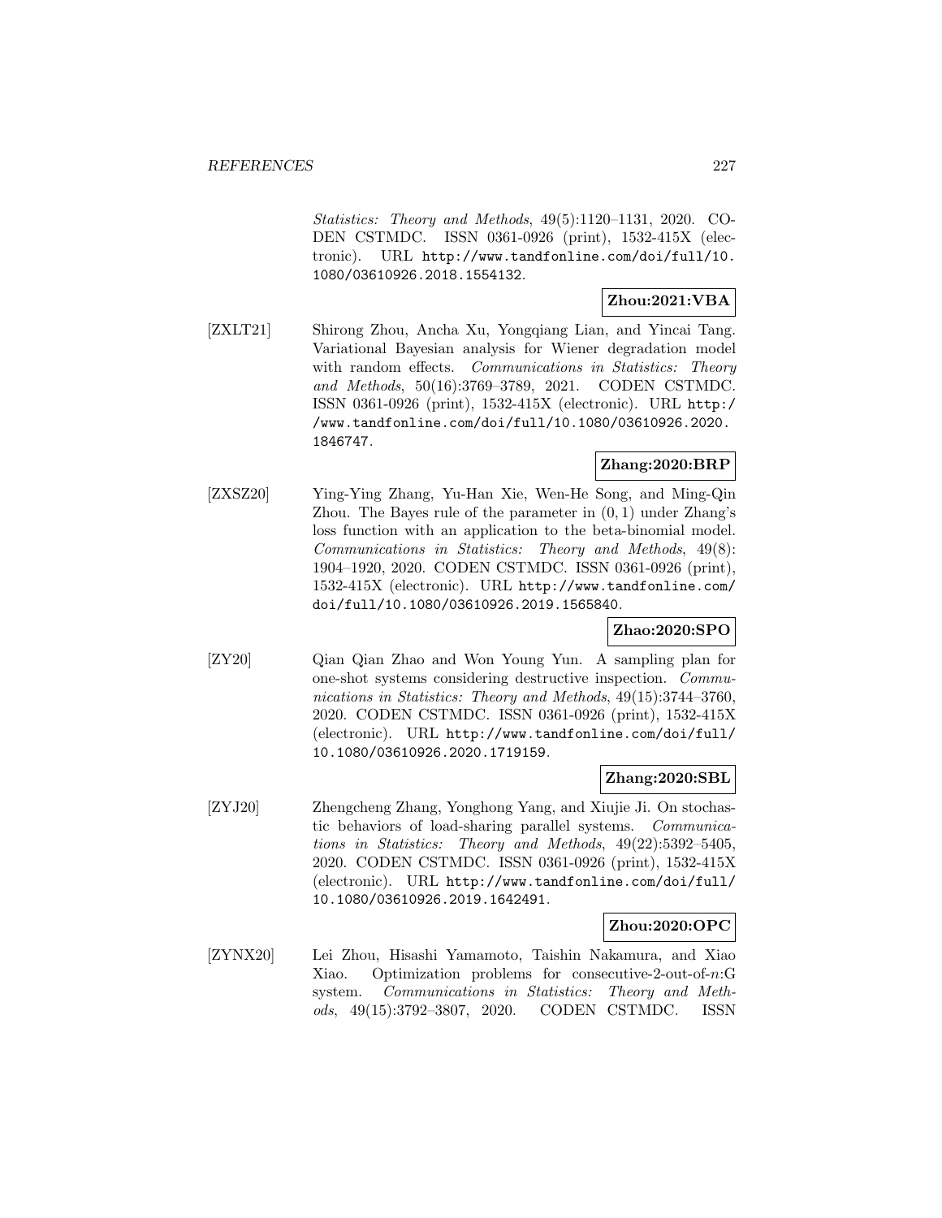*Statistics: Theory and Methods*, 49(5):1120–1131, 2020. CODEN CSTMDC. ISSN 0361-0926 (print), 1532-415X (electronic). URL http://www.tandfonline.com/doi/full/10.1080/03610926.2018.1554132.

**Zhou:2021:VBA**

[ZXLT21] Shirong Zhou, Ancha Xu, Yongqiang Lian, and Yincai Tang. Variational Bayesian analysis for Wiener degradation model with random effects. *Communications in Statistics: Theory and Methods*, 50(16):3769–3789, 2021. CODEN CSTMDC. ISSN 0361-0926 (print), 1532-415X (electronic). URL http://www.tandfonline.com/doi/full/10.1080/03610926.2020.1846747.

**Zhang:2020:BRP**

[ZXSZ20] Ying-Ying Zhang, Yu-Han Xie, Wen-He Song, and Ming-Qin Zhou. The Bayes rule of the parameter in $(0,1)$ under Zhang's loss function with an application to the beta-binomial model. *Communications in Statistics: Theory and Methods*, 49(8):1904–1920, 2020. CODEN CSTMDC. ISSN 0361-0926 (print), 1532-415X (electronic). URL http://www.tandfonline.com/doi/full/10.1080/03610926.2019.1565840.

**Zhao:2020:SPO**

[ZY20] Qian Qian Zhao and Won Young Yun. A sampling plan for one-shot systems considering destructive inspection. *Communications in Statistics: Theory and Methods*, 49(15):3744–3760, 2020. CODEN CSTMDC. ISSN 0361-0926 (print), 1532-415X (electronic). URL http://www.tandfonline.com/doi/full/10.1080/03610926.2020.1719159.

**Zhang:2020:SBL**

[ZYJ20] Zhengcheng Zhang, Yonghong Yang, and Xiujie Ji. On stochastic behaviors of load-sharing parallel systems. *Communications in Statistics: Theory and Methods*, 49(22):5392–5405, 2020. CODEN CSTMDC. ISSN 0361-0926 (print), 1532-415X (electronic). URL http://www.tandfonline.com/doi/full/10.1080/03610926.2019.1642491.

**Zhou:2020:OPC**

[ZYNX20] Lei Zhou, Hisashi Yamamoto, Taishin Nakamura, and Xiao Xiao. Optimization problems for consecutive-2-out-of-$n$:G system. *Communications in Statistics: Theory and Methods*, 49(15):3792–3807, 2020. CODEN CSTMDC. ISSN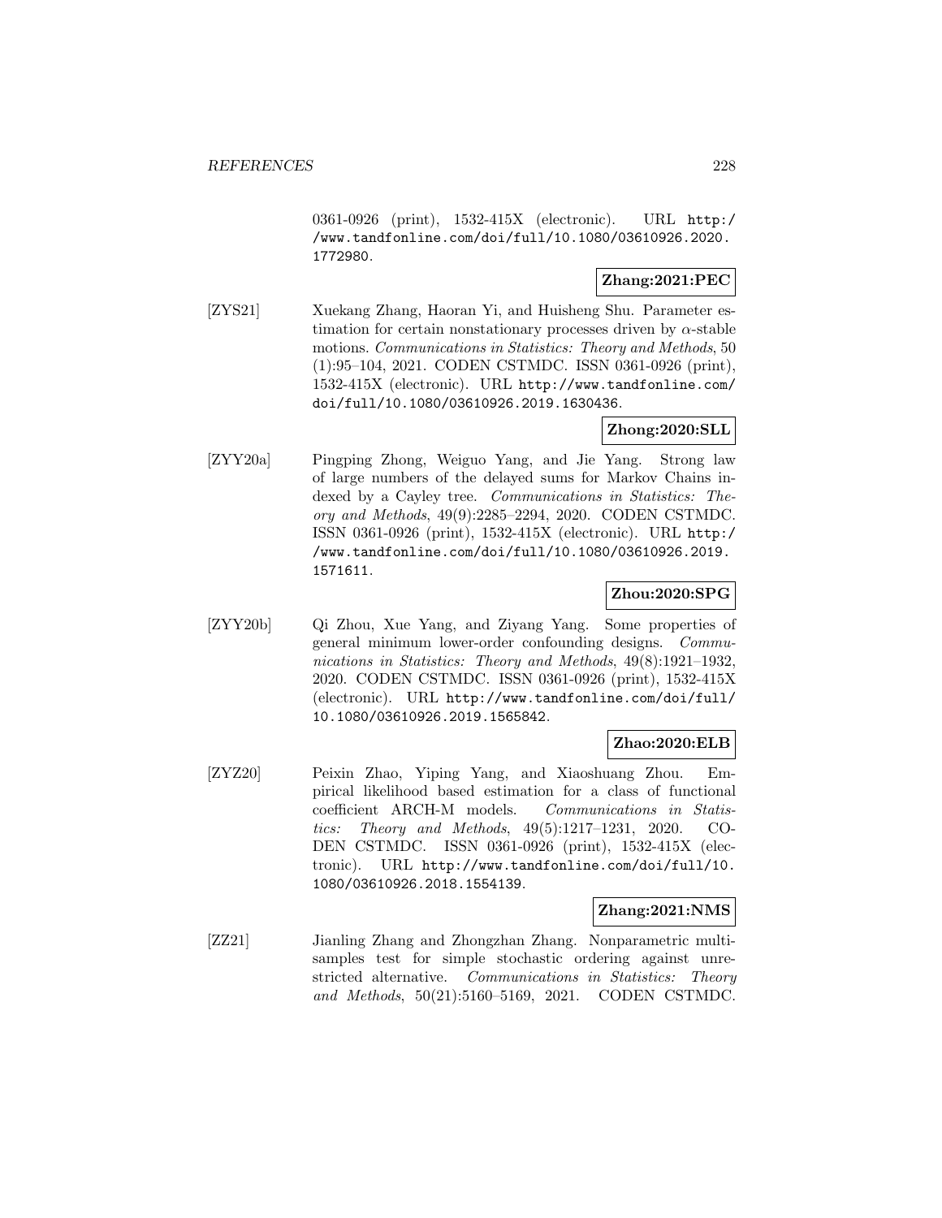0361-0926 (print), 1532-415X (electronic). URL http://www.tandfonline.com/doi/full/10.1080/03610926.2020.1772980.

**Zhang:2021:PEC**

[ZYS21] Xuekang Zhang, Haoran Yi, and Huisheng Shu. Parameter estimation for certain nonstationary processes driven by $\alpha$-stable motions. *Communications in Statistics: Theory and Methods*, 50 (1):95–104, 2021. CODEN CSTMDC. ISSN 0361-0926 (print), 1532-415X (electronic). URL http://www.tandfonline.com/doi/full/10.1080/03610926.2019.1630436.

**Zhong:2020:SLL**

[ZYY20a] Pingping Zhong, Weiguo Yang, and Jie Yang. Strong law of large numbers of the delayed sums for Markov Chains indexed by a Cayley tree. *Communications in Statistics: Theory and Methods*, 49(9):2285–2294, 2020. CODEN CSTMDC. ISSN 0361-0926 (print), 1532-415X (electronic). URL http://www.tandfonline.com/doi/full/10.1080/03610926.2019.1571611.

**Zhou:2020:SPG**

[ZYY20b] Qi Zhou, Xue Yang, and Ziyang Yang. Some properties of general minimum lower-order confounding designs. *Communications in Statistics: Theory and Methods*, 49(8):1921–1932, 2020. CODEN CSTMDC. ISSN 0361-0926 (print), 1532-415X (electronic). URL http://www.tandfonline.com/doi/full/10.1080/03610926.2019.1565842.

**Zhao:2020:ELB**

[ZYZ20] Peixin Zhao, Yiping Yang, and Xiaoshuang Zhou. Empirical likelihood based estimation for a class of functional coefficient ARCH-M models. *Communications in Statistics: Theory and Methods*, 49(5):1217–1231, 2020. CODEN CSTMDC. ISSN 0361-0926 (print), 1532-415X (electronic). URL http://www.tandfonline.com/doi/full/10.1080/03610926.2018.1554139.

**Zhang:2021:NMS**

[ZZ21] Jianling Zhang and Zhongzhan Zhang. Nonparametric multi-samples test for simple stochastic ordering against unrestricted alternative. *Communications in Statistics: Theory and Methods*, 50(21):5160–5169, 2021. CODEN CSTMDC.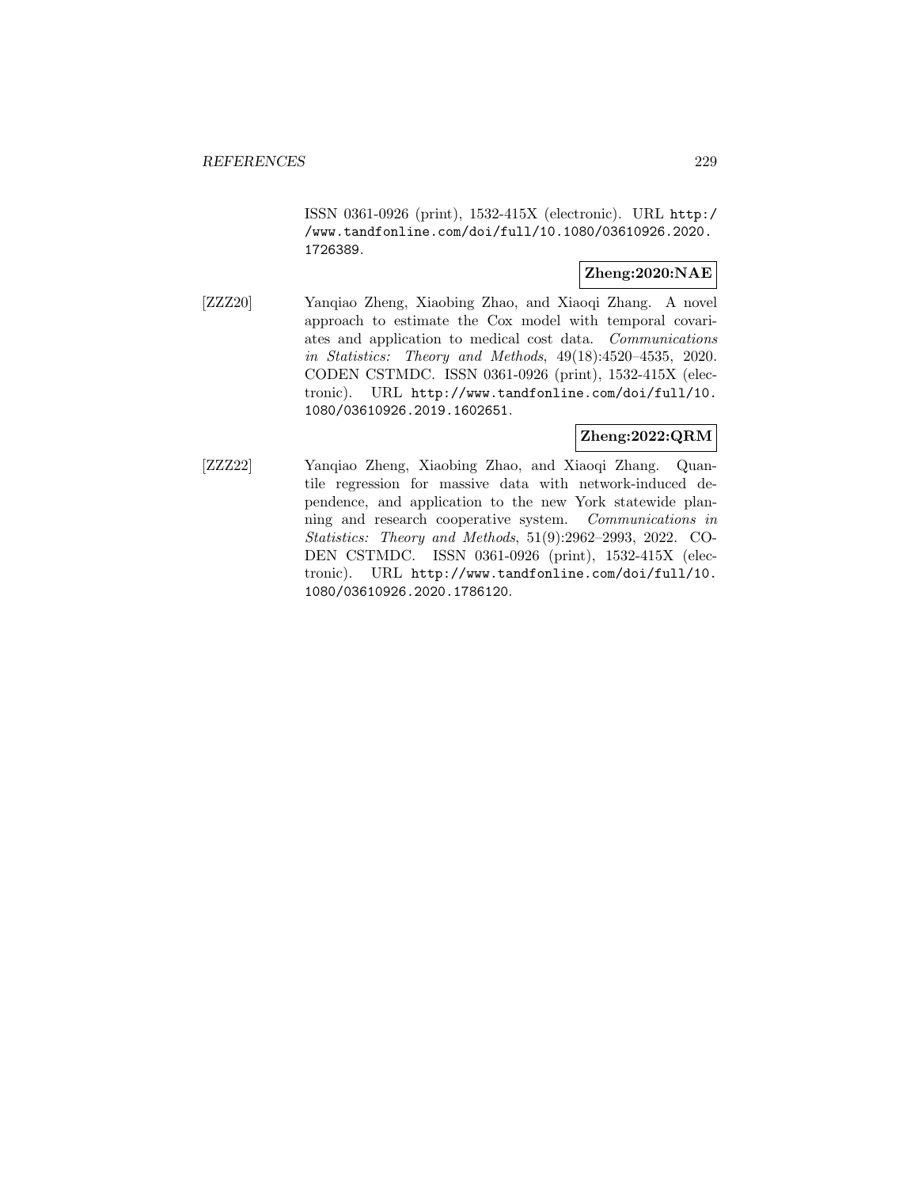ISSN 0361-0926 (print), 1532-415X (electronic). URL http://www.tandfonline.com/doi/full/10.1080/03610926.2020.1726389.

**Zheng:2020:NAE**

[ZZZ20] Yanqiao Zheng, Xiaobing Zhao, and Xiaoqi Zhang. A novel approach to estimate the Cox model with temporal covariates and application to medical cost data. *Communications in Statistics: Theory and Methods*, 49(18):4520–4535, 2020. CODEN CSTMDC. ISSN 0361-0926 (print), 1532-415X (electronic). URL http://www.tandfonline.com/doi/full/10.1080/03610926.2019.1602651.

**Zheng:2022:QRM**

[ZZZ22] Yanqiao Zheng, Xiaobing Zhao, and Xiaoqi Zhang. Quantile regression for massive data with network-induced dependence, and application to the new York statewide planning and research cooperative system. *Communications in Statistics: Theory and Methods*, 51(9):2962–2993, 2022. CODEN CSTMDC. ISSN 0361-0926 (print), 1532-415X (electronic). URL http://www.tandfonline.com/doi/full/10.1080/03610926.2020.1786120.